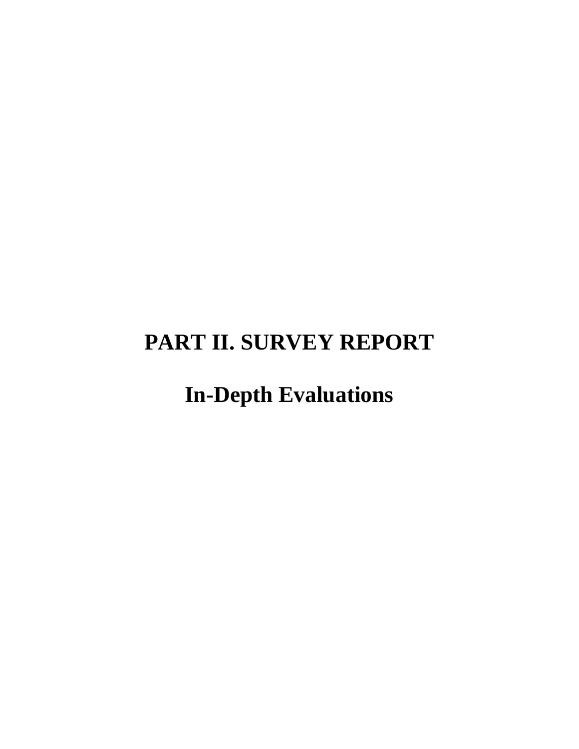# PART II. SURVEY REPORT

## In-Depth Evaluations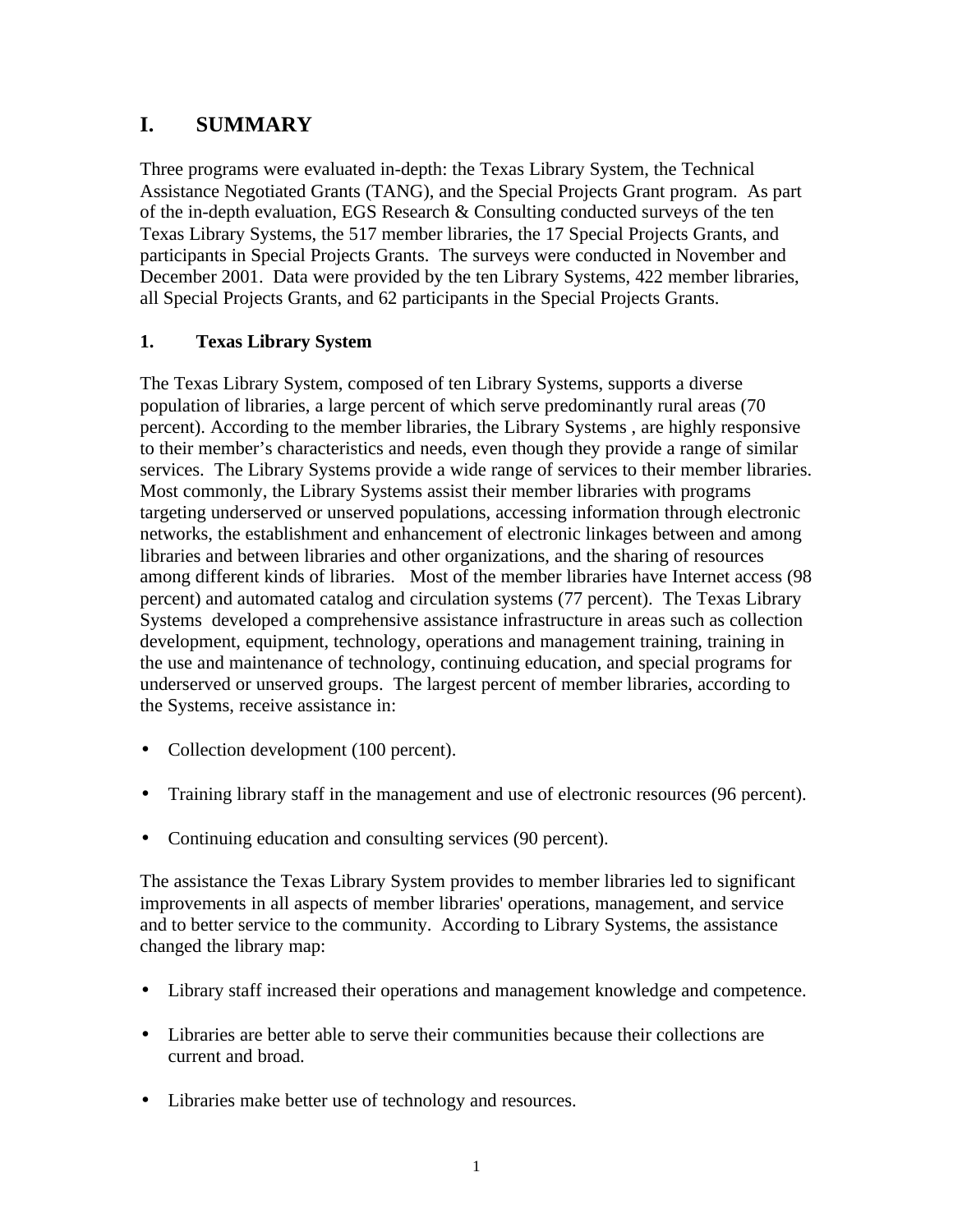# I. SUMMARY

Three programs were evaluated in-depth: the Texas Library System, the Technical Assistance Negotiated Grants (TANG), and the Special Projects Grant program. As part of the in-depth evaluation, EGS Research & Consulting conducted surveys of the ten Texas Library Systems, the 517 member libraries, the 17 Special Projects Grants, and participants in Special Projects Grants. The surveys were conducted in November and December 2001. Data were provided by the ten Library Systems, 422 member libraries, all Special Projects Grants, and 62 participants in the Special Projects Grants.

## 1. Texas Library System

The Texas Library System, composed of ten Library Systems, supports a diverse population of libraries, a large percent of which serve predominantly rural areas (70 percent). According to the member libraries, the Library Systems , are highly responsive to their member's characteristics and needs, even though they provide a range of similar services. The Library Systems provide a wide range of services to their member libraries. Most commonly, the Library Systems assist their member libraries with programs targeting underserved or unserved populations, accessing information through electronic networks, the establishment and enhancement of electronic linkages between and among libraries and between libraries and other organizations, and the sharing of resources among different kinds of libraries. Most of the member libraries have Internet access (98 percent) and automated catalog and circulation systems (77 percent). The Texas Library Systems developed a comprehensive assistance infrastructure in areas such as collection development, equipment, technology, operations and management training, training in the use and maintenance of technology, continuing education, and special programs for underserved or unserved groups. The largest percent of member libraries, according to the Systems, receive assistance in:

- Collection development (100 percent).
- Training library staff in the management and use of electronic resources (96 percent).
- Continuing education and consulting services (90 percent).

The assistance the Texas Library System provides to member libraries led to significant improvements in all aspects of member libraries' operations, management, and service and to better service to the community. According to Library Systems, the assistance changed the library map:

- Library staff increased their operations and management knowledge and competence.
- Libraries are better able to serve their communities because their collections are current and broad.
- Libraries make better use of technology and resources.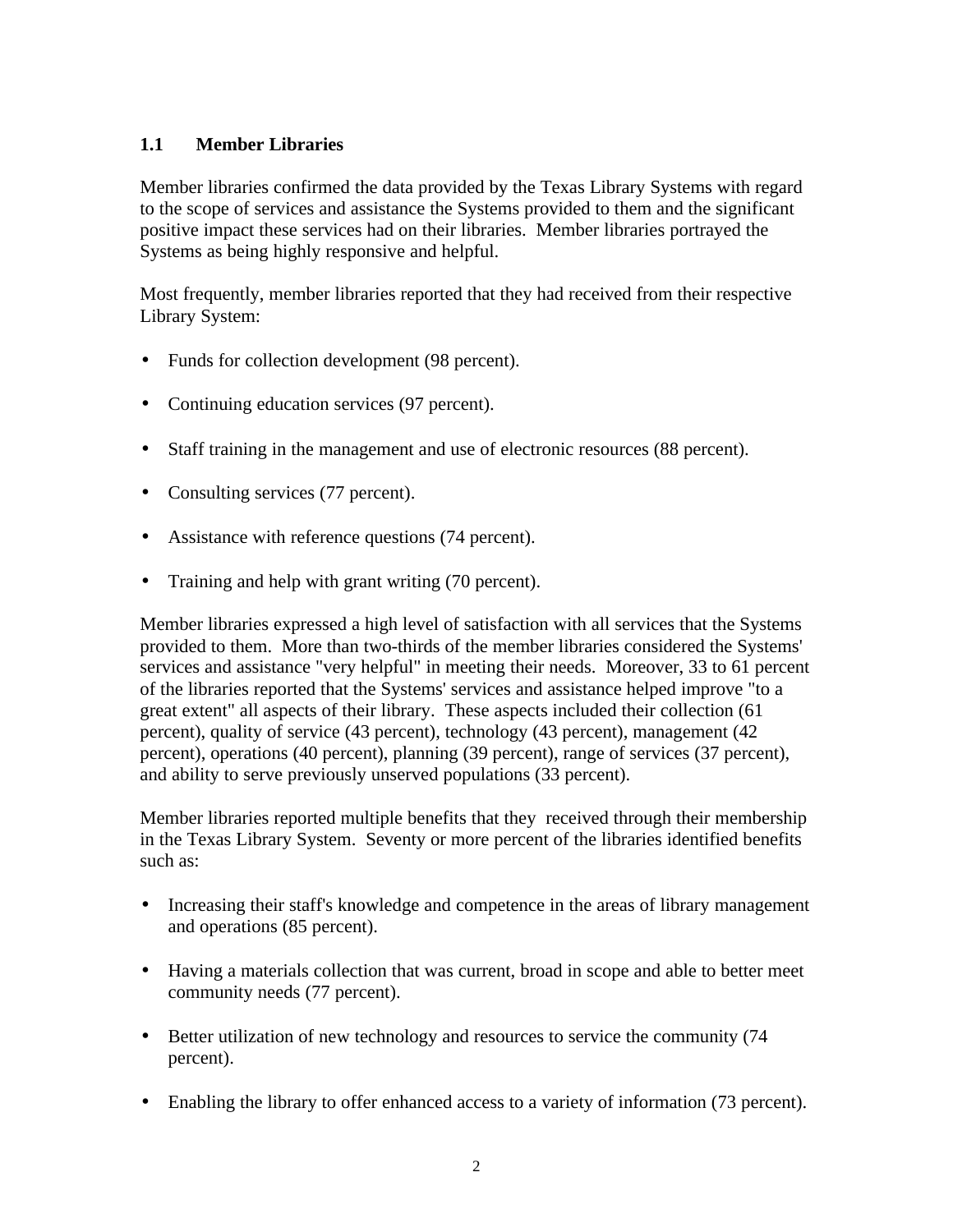## 1.1 Member Libraries

Member libraries confirmed the data provided by the Texas Library Systems with regard to the scope of services and assistance the Systems provided to them and the significant positive impact these services had on their libraries. Member libraries portrayed the Systems as being highly responsive and helpful.

Most frequently, member libraries reported that they had received from their respective Library System:

- Funds for collection development (98 percent).
- Continuing education services (97 percent).
- Staff training in the management and use of electronic resources (88 percent).
- Consulting services (77 percent).
- Assistance with reference questions (74 percent).
- Training and help with grant writing (70 percent).

Member libraries expressed a high level of satisfaction with all services that the Systems provided to them. More than two-thirds of the member libraries considered the Systems' services and assistance "very helpful" in meeting their needs. Moreover, 33 to 61 percent of the libraries reported that the Systems' services and assistance helped improve "to a great extent" all aspects of their library. These aspects included their collection (61 percent), quality of service (43 percent), technology (43 percent), management (42 percent), operations (40 percent), planning (39 percent), range of services (37 percent), and ability to serve previously unserved populations (33 percent).

Member libraries reported multiple benefits that they received through their membership in the Texas Library System. Seventy or more percent of the libraries identified benefits such as:

- Increasing their staff's knowledge and competence in the areas of library management and operations (85 percent).
- Having a materials collection that was current, broad in scope and able to better meet community needs (77 percent).
- Better utilization of new technology and resources to service the community (74 percent).
- Enabling the library to offer enhanced access to a variety of information (73 percent).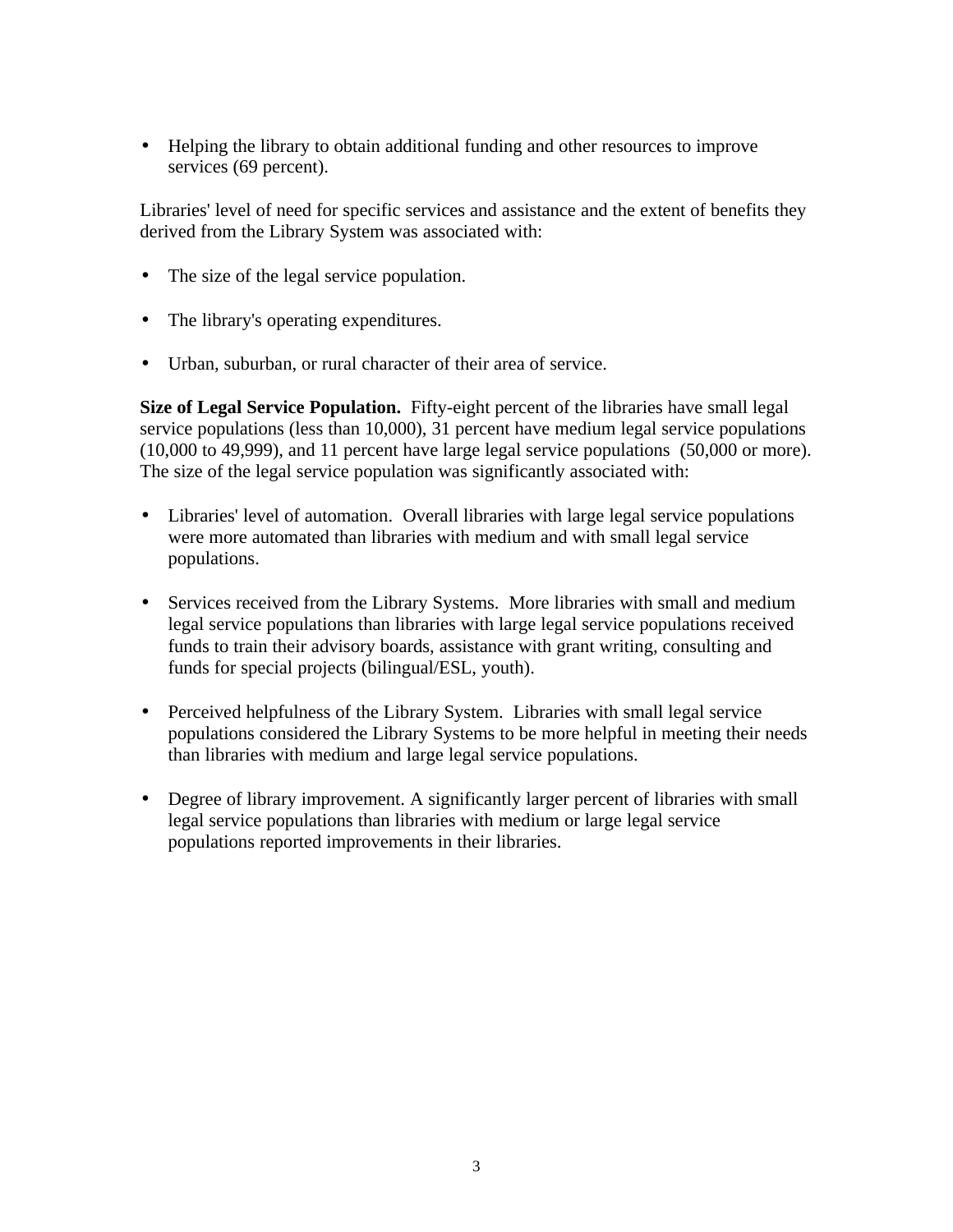- Helping the library to obtain additional funding and other resources to improve services (69 percent).

Libraries' level of need for specific services and assistance and the extent of benefits they derived from the Library System was associated with:

- The size of the legal service population.
- The library's operating expenditures.
- Urban, suburban, or rural character of their area of service.

**Size of Legal Service Population.** Fifty-eight percent of the libraries have small legal service populations (less than 10,000), 31 percent have medium legal service populations (10,000 to 49,999), and 11 percent have large legal service populations (50,000 or more). The size of the legal service population was significantly associated with:

- Libraries' level of automation. Overall libraries with large legal service populations were more automated than libraries with medium and with small legal service populations.
- Services received from the Library Systems. More libraries with small and medium legal service populations than libraries with large legal service populations received funds to train their advisory boards, assistance with grant writing, consulting and funds for special projects (bilingual/ESL, youth).
- Perceived helpfulness of the Library System. Libraries with small legal service populations considered the Library Systems to be more helpful in meeting their needs than libraries with medium and large legal service populations.
- Degree of library improvement. A significantly larger percent of libraries with small legal service populations than libraries with medium or large legal service populations reported improvements in their libraries.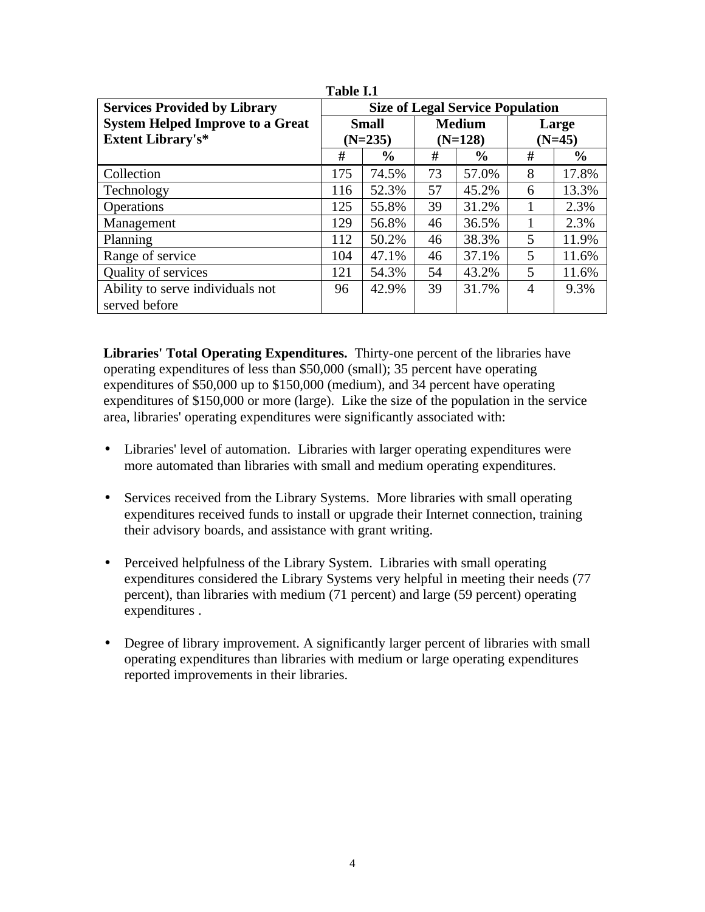**Table I.1**

| Services Provided by Library System Helped Improve to a Great Extent Library's* | Size of Legal Service Population | | | | | |
|---|---|---|---|---|---|---|
| | Small (N=235) | | Medium (N=128) | | Large (N=45) | |
| | # | % | # | % | # | % |
| Collection | 175 | 74.5% | 73 | 57.0% | 8 | 17.8% |
| Technology | 116 | 52.3% | 57 | 45.2% | 6 | 13.3% |
| Operations | 125 | 55.8% | 39 | 31.2% | 1 | 2.3% |
| Management | 129 | 56.8% | 46 | 36.5% | 1 | 2.3% |
| Planning | 112 | 50.2% | 46 | 38.3% | 5 | 11.9% |
| Range of service | 104 | 47.1% | 46 | 37.1% | 5 | 11.6% |
| Quality of services | 121 | 54.3% | 54 | 43.2% | 5 | 11.6% |
| Ability to serve individuals not served before | 96 | 42.9% | 39 | 31.7% | 4 | 9.3% |

**Libraries' Total Operating Expenditures.** Thirty-one percent of the libraries have operating expenditures of less than $50,000 (small); 35 percent have operating expenditures of $50,000 up to $150,000 (medium), and 34 percent have operating expenditures of $150,000 or more (large). Like the size of the population in the service area, libraries' operating expenditures were significantly associated with:

- Libraries' level of automation. Libraries with larger operating expenditures were more automated than libraries with small and medium operating expenditures.

- Services received from the Library Systems. More libraries with small operating expenditures received funds to install or upgrade their Internet connection, training their advisory boards, and assistance with grant writing.

- Perceived helpfulness of the Library System. Libraries with small operating expenditures considered the Library Systems very helpful in meeting their needs (77 percent), than libraries with medium (71 percent) and large (59 percent) operating expenditures .

- Degree of library improvement. A significantly larger percent of libraries with small operating expenditures than libraries with medium or large operating expenditures reported improvements in their libraries.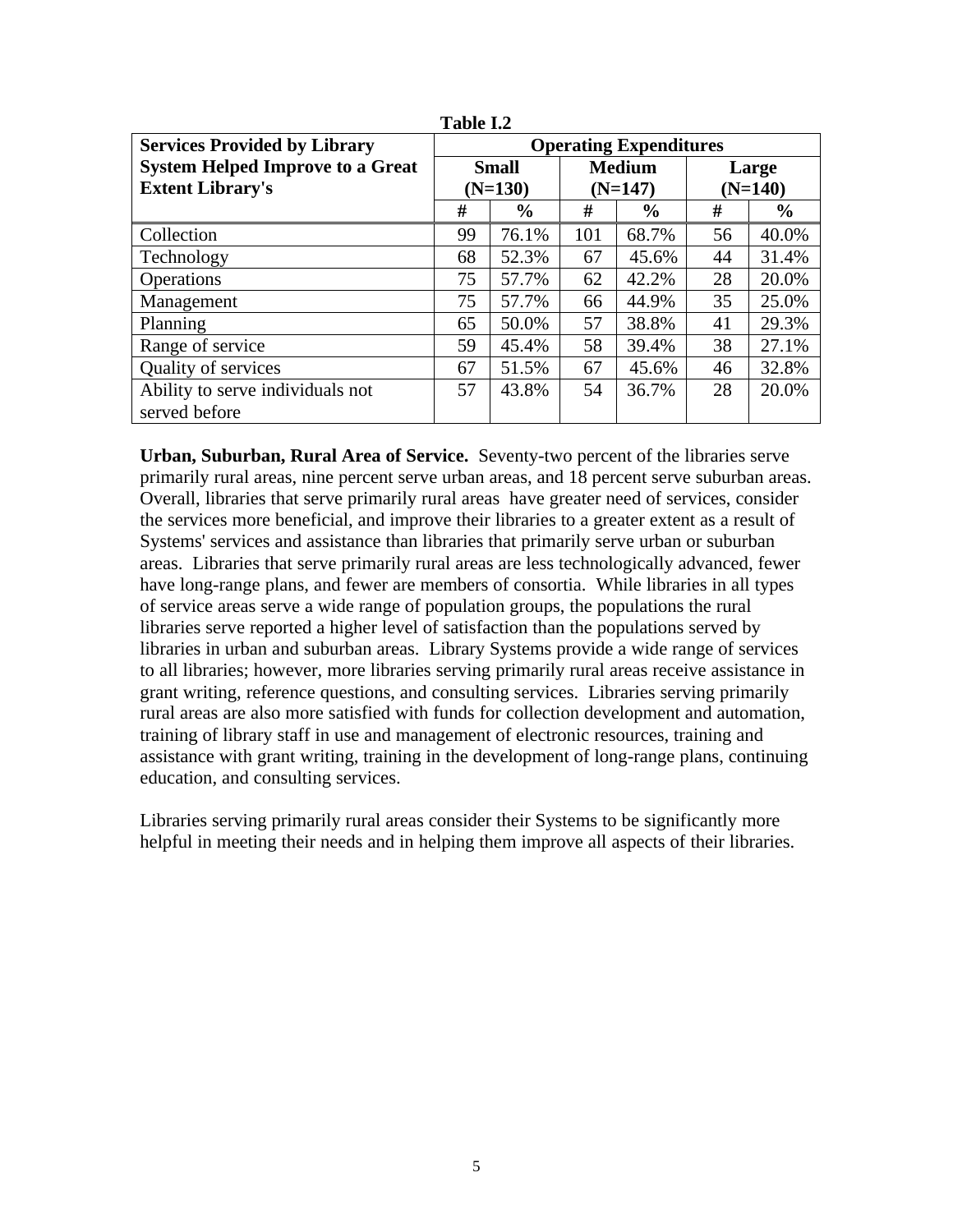**Table I.2**

| Services Provided by Library System Helped Improve to a Great Extent Library's | Operating Expenditures | | | | | |
|---|---|---|---|---|---|---|
| | Small (N=130) | | Medium (N=147) | | Large (N=140) | |
| | # | % | # | % | # | % |
| Collection | 99 | 76.1% | 101 | 68.7% | 56 | 40.0% |
| Technology | 68 | 52.3% | 67 | 45.6% | 44 | 31.4% |
| Operations | 75 | 57.7% | 62 | 42.2% | 28 | 20.0% |
| Management | 75 | 57.7% | 66 | 44.9% | 35 | 25.0% |
| Planning | 65 | 50.0% | 57 | 38.8% | 41 | 29.3% |
| Range of service | 59 | 45.4% | 58 | 39.4% | 38 | 27.1% |
| Quality of services | 67 | 51.5% | 67 | 45.6% | 46 | 32.8% |
| Ability to serve individuals not served before | 57 | 43.8% | 54 | 36.7% | 28 | 20.0% |

**Urban, Suburban, Rural Area of Service.** Seventy-two percent of the libraries serve primarily rural areas, nine percent serve urban areas, and 18 percent serve suburban areas. Overall, libraries that serve primarily rural areas have greater need of services, consider the services more beneficial, and improve their libraries to a greater extent as a result of Systems' services and assistance than libraries that primarily serve urban or suburban areas. Libraries that serve primarily rural areas are less technologically advanced, fewer have long-range plans, and fewer are members of consortia. While libraries in all types of service areas serve a wide range of population groups, the populations the rural libraries serve reported a higher level of satisfaction than the populations served by libraries in urban and suburban areas. Library Systems provide a wide range of services to all libraries; however, more libraries serving primarily rural areas receive assistance in grant writing, reference questions, and consulting services. Libraries serving primarily rural areas are also more satisfied with funds for collection development and automation, training of library staff in use and management of electronic resources, training and assistance with grant writing, training in the development of long-range plans, continuing education, and consulting services.

Libraries serving primarily rural areas consider their Systems to be significantly more helpful in meeting their needs and in helping them improve all aspects of their libraries.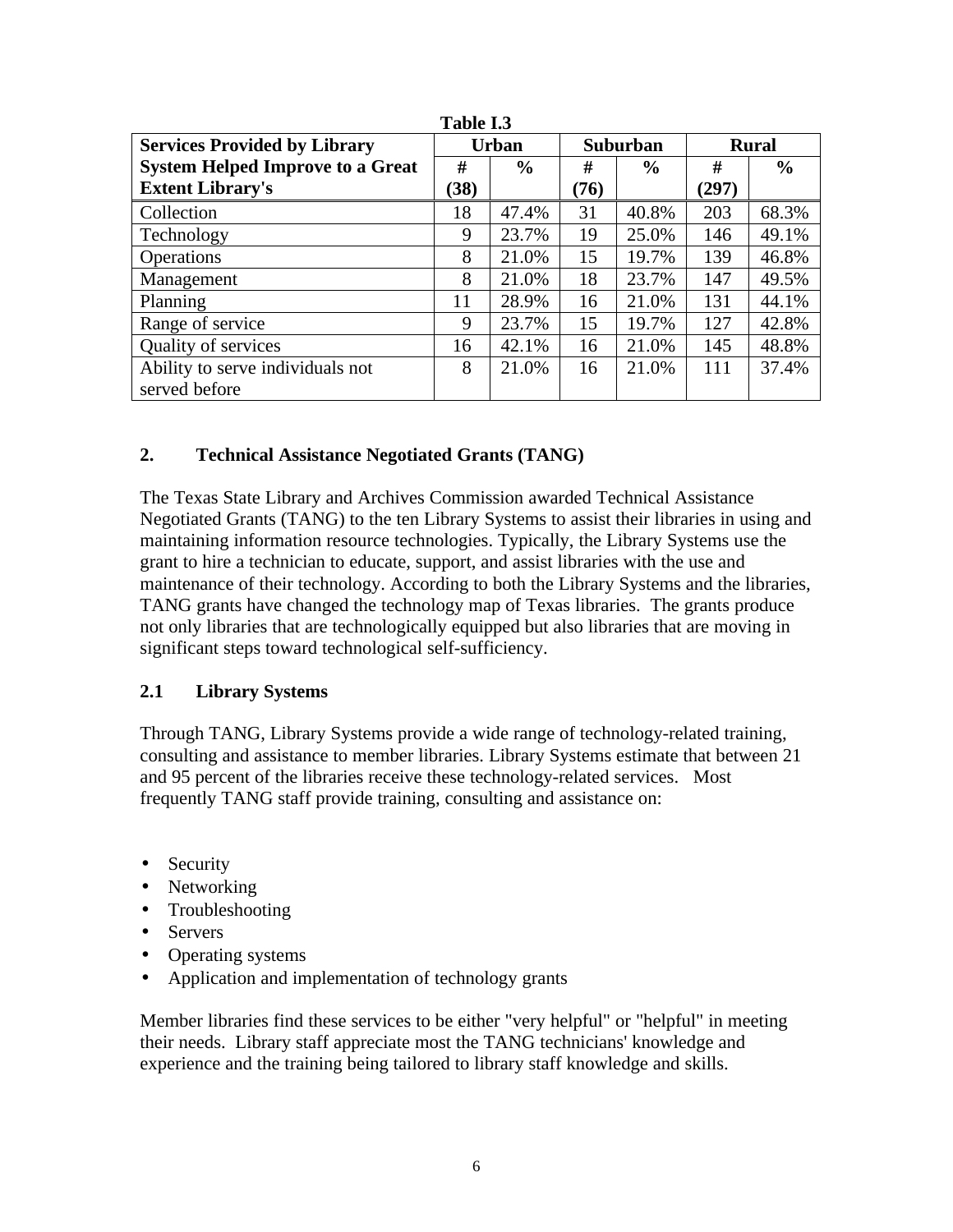**Table I.3**

| Services Provided by Library System Helped Improve to a Great Extent Library's | Urban | | Suburban | | Rural | |
|---|---|---|---|---|---|---|
| | # (38) | % | # (76) | % | # (297) | % |
| Collection | 18 | 47.4% | 31 | 40.8% | 203 | 68.3% |
| Technology | 9 | 23.7% | 19 | 25.0% | 146 | 49.1% |
| Operations | 8 | 21.0% | 15 | 19.7% | 139 | 46.8% |
| Management | 8 | 21.0% | 18 | 23.7% | 147 | 49.5% |
| Planning | 11 | 28.9% | 16 | 21.0% | 131 | 44.1% |
| Range of service | 9 | 23.7% | 15 | 19.7% | 127 | 42.8% |
| Quality of services | 16 | 42.1% | 16 | 21.0% | 145 | 48.8% |
| Ability to serve individuals not served before | 8 | 21.0% | 16 | 21.0% | 111 | 37.4% |

## 2. Technical Assistance Negotiated Grants (TANG)

The Texas State Library and Archives Commission awarded Technical Assistance Negotiated Grants (TANG) to the ten Library Systems to assist their libraries in using and maintaining information resource technologies. Typically, the Library Systems use the grant to hire a technician to educate, support, and assist libraries with the use and maintenance of their technology. According to both the Library Systems and the libraries, TANG grants have changed the technology map of Texas libraries. The grants produce not only libraries that are technologically equipped but also libraries that are moving in significant steps toward technological self-sufficiency.

### 2.1 Library Systems

Through TANG, Library Systems provide a wide range of technology-related training, consulting and assistance to member libraries. Library Systems estimate that between 21 and 95 percent of the libraries receive these technology-related services. Most frequently TANG staff provide training, consulting and assistance on:

- Security
- Networking
- Troubleshooting
- Servers
- Operating systems
- Application and implementation of technology grants

Member libraries find these services to be either "very helpful" or "helpful" in meeting their needs. Library staff appreciate most the TANG technicians' knowledge and experience and the training being tailored to library staff knowledge and skills.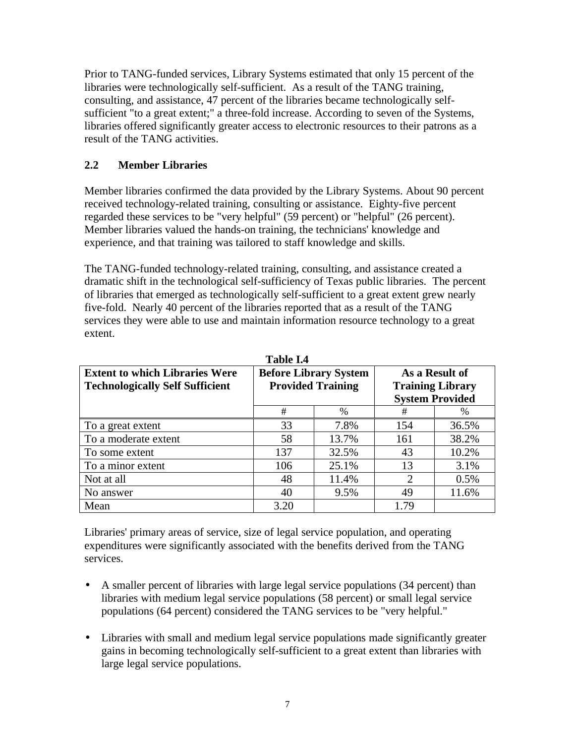Prior to TANG-funded services, Library Systems estimated that only 15 percent of the libraries were technologically self-sufficient. As a result of the TANG training, consulting, and assistance, 47 percent of the libraries became technologically self-sufficient "to a great extent;" a three-fold increase. According to seven of the Systems, libraries offered significantly greater access to electronic resources to their patrons as a result of the TANG activities.

## 2.2 Member Libraries

Member libraries confirmed the data provided by the Library Systems. About 90 percent received technology-related training, consulting or assistance. Eighty-five percent regarded these services to be "very helpful" (59 percent) or "helpful" (26 percent). Member libraries valued the hands-on training, the technicians' knowledge and experience, and that training was tailored to staff knowledge and skills.

The TANG-funded technology-related training, consulting, and assistance created a dramatic shift in the technological self-sufficiency of Texas public libraries. The percent of libraries that emerged as technologically self-sufficient to a great extent grew nearly five-fold. Nearly 40 percent of the libraries reported that as a result of the TANG services they were able to use and maintain information resource technology to a great extent.

**Table I.4**

| Extent to which Libraries Were Technologically Self Sufficient | Before Library System Provided Training | | As a Result of Training Library System Provided | |
|---|---|---|---|---|
| | # | % | # | % |
| To a great extent | 33 | 7.8% | 154 | 36.5% |
| To a moderate extent | 58 | 13.7% | 161 | 38.2% |
| To some extent | 137 | 32.5% | 43 | 10.2% |
| To a minor extent | 106 | 25.1% | 13 | 3.1% |
| Not at all | 48 | 11.4% | 2 | 0.5% |
| No answer | 40 | 9.5% | 49 | 11.6% |
| Mean | 3.20 | | 1.79 | |

Libraries' primary areas of service, size of legal service population, and operating expenditures were significantly associated with the benefits derived from the TANG services.

- A smaller percent of libraries with large legal service populations (34 percent) than libraries with medium legal service populations (58 percent) or small legal service populations (64 percent) considered the TANG services to be "very helpful."
- Libraries with small and medium legal service populations made significantly greater gains in becoming technologically self-sufficient to a great extent than libraries with large legal service populations.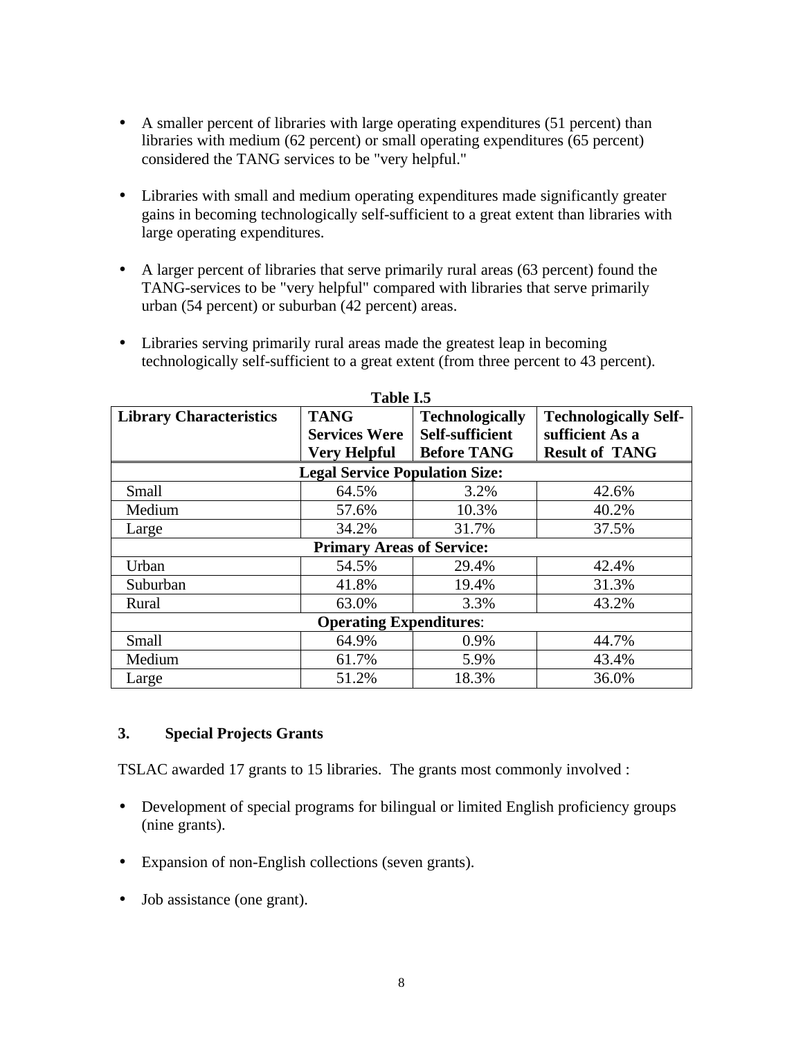- A smaller percent of libraries with large operating expenditures (51 percent) than libraries with medium (62 percent) or small operating expenditures (65 percent) considered the TANG services to be "very helpful."

- Libraries with small and medium operating expenditures made significantly greater gains in becoming technologically self-sufficient to a great extent than libraries with large operating expenditures.

- A larger percent of libraries that serve primarily rural areas (63 percent) found the TANG-services to be "very helpful" compared with libraries that serve primarily urban (54 percent) or suburban (42 percent) areas.

- Libraries serving primarily rural areas made the greatest leap in becoming technologically self-sufficient to a great extent (from three percent to 43 percent).

**Table I.5**

| Library Characteristics | TANG Services Were Very Helpful | Technologically Self-sufficient Before TANG | Technologically Self-sufficient As a Result of TANG |
|---|---|---|---|
| **Legal Service Population Size:** | | | |
| Small | 64.5% | 3.2% | 42.6% |
| Medium | 57.6% | 10.3% | 40.2% |
| Large | 34.2% | 31.7% | 37.5% |
| **Primary Areas of Service:** | | | |
| Urban | 54.5% | 29.4% | 42.4% |
| Suburban | 41.8% | 19.4% | 31.3% |
| Rural | 63.0% | 3.3% | 43.2% |
| **Operating Expenditures**: | | | |
| Small | 64.9% | 0.9% | 44.7% |
| Medium | 61.7% | 5.9% | 43.4% |
| Large | 51.2% | 18.3% | 36.0% |

### 3. Special Projects Grants

TSLAC awarded 17 grants to 15 libraries. The grants most commonly involved :

- Development of special programs for bilingual or limited English proficiency groups (nine grants).

- Expansion of non-English collections (seven grants).

- Job assistance (one grant).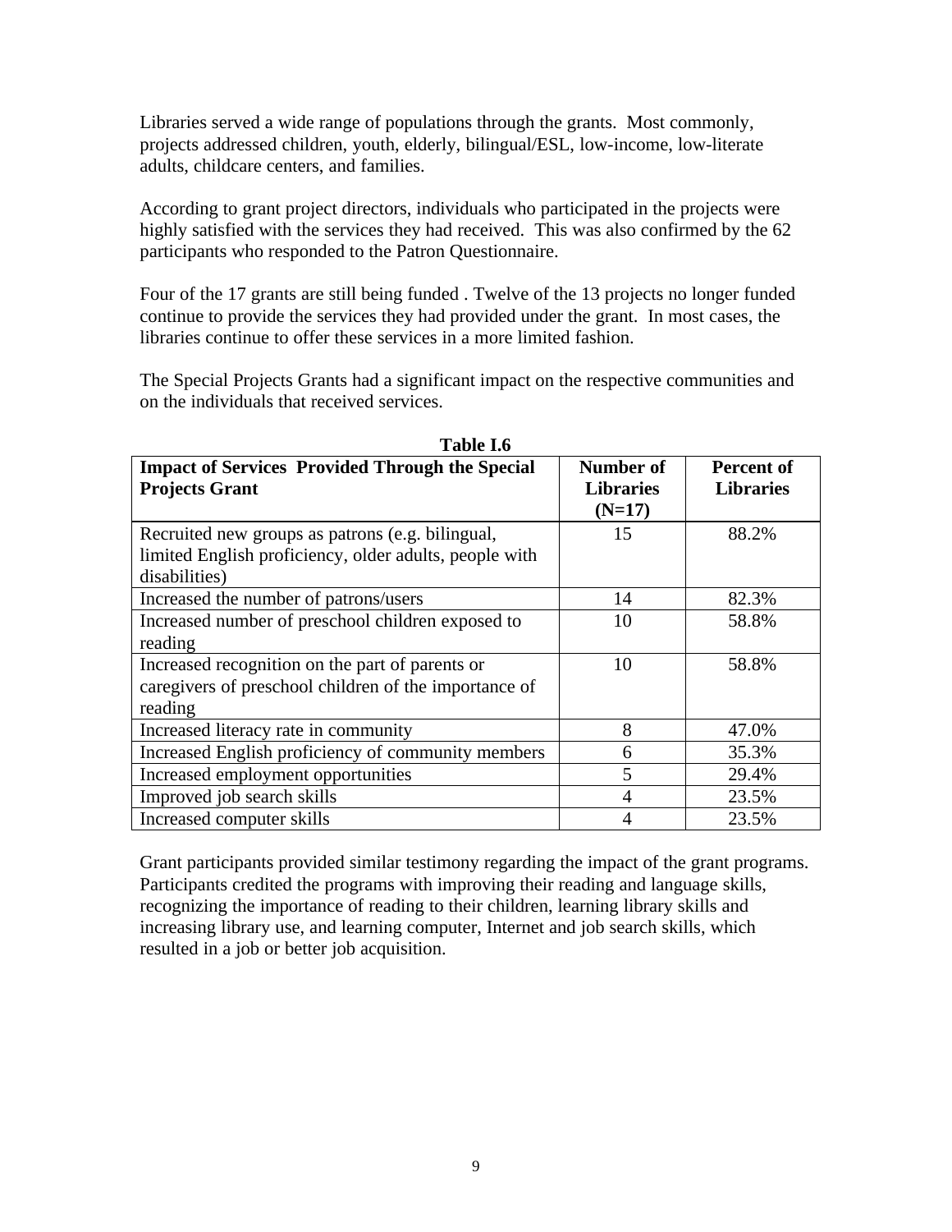Libraries served a wide range of populations through the grants. Most commonly, projects addressed children, youth, elderly, bilingual/ESL, low-income, low-literate adults, childcare centers, and families.

According to grant project directors, individuals who participated in the projects were highly satisfied with the services they had received. This was also confirmed by the 62 participants who responded to the Patron Questionnaire.

Four of the 17 grants are still being funded . Twelve of the 13 projects no longer funded continue to provide the services they had provided under the grant. In most cases, the libraries continue to offer these services in a more limited fashion.

The Special Projects Grants had a significant impact on the respective communities and on the individuals that received services.

**Table I.6**

| Impact of Services Provided Through the Special Projects Grant | Number of Libraries (N=17) | Percent of Libraries |
|---|---|---|
| Recruited new groups as patrons (e.g. bilingual, limited English proficiency, older adults, people with disabilities) | 15 | 88.2% |
| Increased the number of patrons/users | 14 | 82.3% |
| Increased number of preschool children exposed to reading | 10 | 58.8% |
| Increased recognition on the part of parents or caregivers of preschool children of the importance of reading | 10 | 58.8% |
| Increased literacy rate in community | 8 | 47.0% |
| Increased English proficiency of community members | 6 | 35.3% |
| Increased employment opportunities | 5 | 29.4% |
| Improved job search skills | 4 | 23.5% |
| Increased computer skills | 4 | 23.5% |

Grant participants provided similar testimony regarding the impact of the grant programs. Participants credited the programs with improving their reading and language skills, recognizing the importance of reading to their children, learning library skills and increasing library use, and learning computer, Internet and job search skills, which resulted in a job or better job acquisition.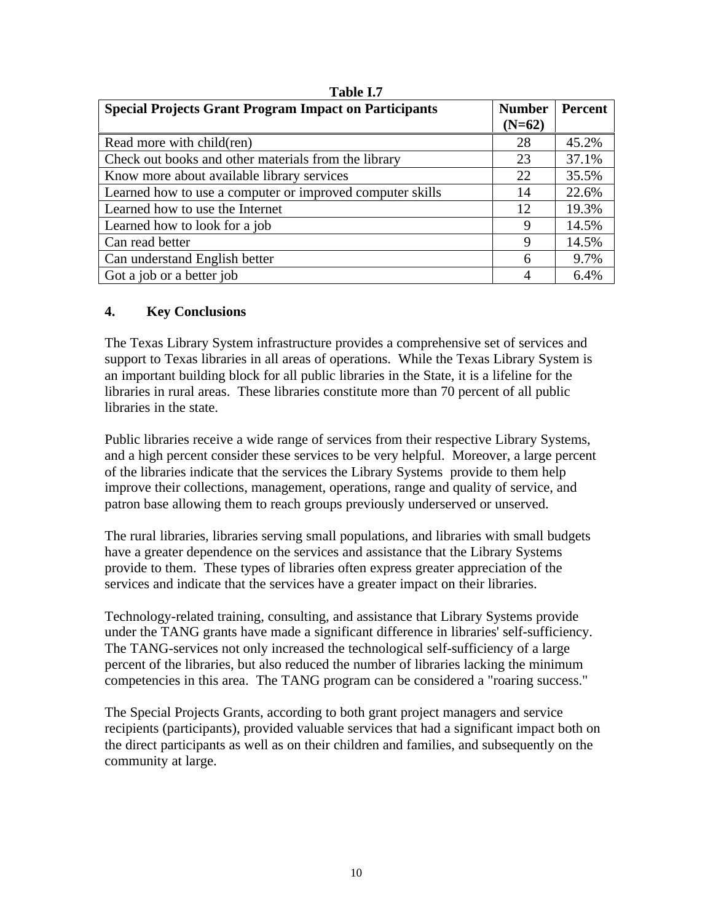**Table I.7**

| Special Projects Grant Program Impact on Participants | Number (N=62) | Percent |
|---|---|---|
| Read more with child(ren) | 28 | 45.2% |
| Check out books and other materials from the library | 23 | 37.1% |
| Know more about available library services | 22 | 35.5% |
| Learned how to use a computer or improved computer skills | 14 | 22.6% |
| Learned how to use the Internet | 12 | 19.3% |
| Learned how to look for a job | 9 | 14.5% |
| Can read better | 9 | 14.5% |
| Can understand English better | 6 | 9.7% |
| Got a job or a better job | 4 | 6.4% |

## 4. Key Conclusions

The Texas Library System infrastructure provides a comprehensive set of services and support to Texas libraries in all areas of operations. While the Texas Library System is an important building block for all public libraries in the State, it is a lifeline for the libraries in rural areas. These libraries constitute more than 70 percent of all public libraries in the state.

Public libraries receive a wide range of services from their respective Library Systems, and a high percent consider these services to be very helpful. Moreover, a large percent of the libraries indicate that the services the Library Systems provide to them help improve their collections, management, operations, range and quality of service, and patron base allowing them to reach groups previously underserved or unserved.

The rural libraries, libraries serving small populations, and libraries with small budgets have a greater dependence on the services and assistance that the Library Systems provide to them. These types of libraries often express greater appreciation of the services and indicate that the services have a greater impact on their libraries.

Technology-related training, consulting, and assistance that Library Systems provide under the TANG grants have made a significant difference in libraries' self-sufficiency. The TANG-services not only increased the technological self-sufficiency of a large percent of the libraries, but also reduced the number of libraries lacking the minimum competencies in this area. The TANG program can be considered a "roaring success."

The Special Projects Grants, according to both grant project managers and service recipients (participants), provided valuable services that had a significant impact both on the direct participants as well as on their children and families, and subsequently on the community at large.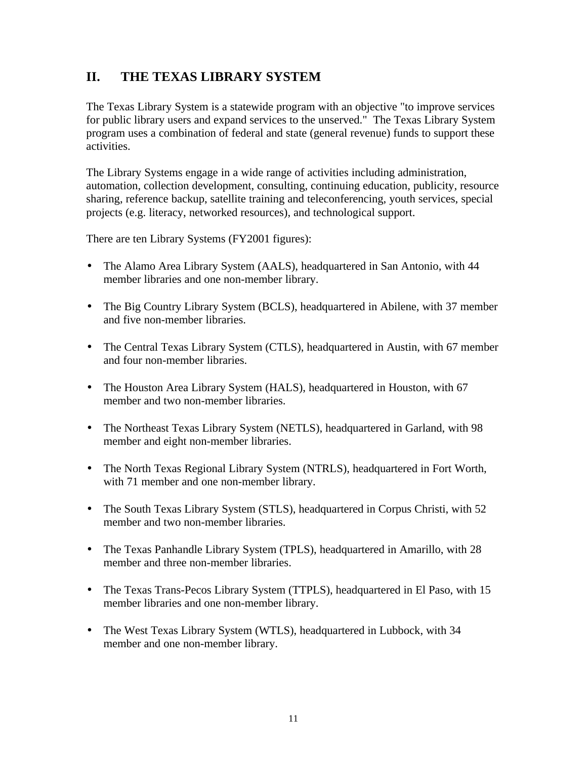## II. THE TEXAS LIBRARY SYSTEM

The Texas Library System is a statewide program with an objective "to improve services for public library users and expand services to the unserved." The Texas Library System program uses a combination of federal and state (general revenue) funds to support these activities.

The Library Systems engage in a wide range of activities including administration, automation, collection development, consulting, continuing education, publicity, resource sharing, reference backup, satellite training and teleconferencing, youth services, special projects (e.g. literacy, networked resources), and technological support.

There are ten Library Systems (FY2001 figures):

- The Alamo Area Library System (AALS), headquartered in San Antonio, with 44 member libraries and one non-member library.
- The Big Country Library System (BCLS), headquartered in Abilene, with 37 member and five non-member libraries.
- The Central Texas Library System (CTLS), headquartered in Austin, with 67 member and four non-member libraries.
- The Houston Area Library System (HALS), headquartered in Houston, with 67 member and two non-member libraries.
- The Northeast Texas Library System (NETLS), headquartered in Garland, with 98 member and eight non-member libraries.
- The North Texas Regional Library System (NTRLS), headquartered in Fort Worth, with 71 member and one non-member library.
- The South Texas Library System (STLS), headquartered in Corpus Christi, with 52 member and two non-member libraries.
- The Texas Panhandle Library System (TPLS), headquartered in Amarillo, with 28 member and three non-member libraries.
- The Texas Trans-Pecos Library System (TTPLS), headquartered in El Paso, with 15 member libraries and one non-member library.
- The West Texas Library System (WTLS), headquartered in Lubbock, with 34 member and one non-member library.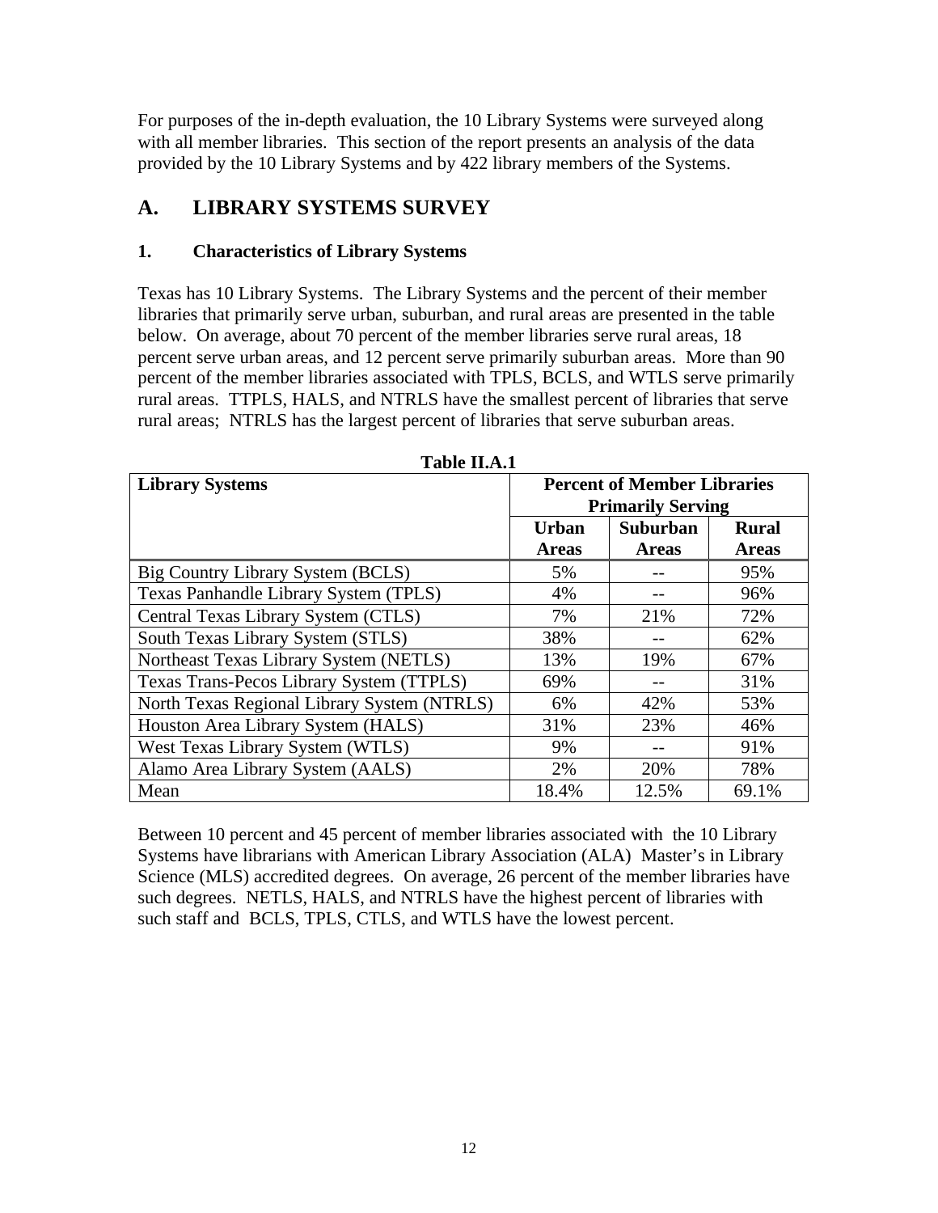For purposes of the in-depth evaluation, the 10 Library Systems were surveyed along with all member libraries. This section of the report presents an analysis of the data provided by the 10 Library Systems and by 422 library members of the Systems.

## A. LIBRARY SYSTEMS SURVEY

### 1. Characteristics of Library Systems

Texas has 10 Library Systems. The Library Systems and the percent of their member libraries that primarily serve urban, suburban, and rural areas are presented in the table below. On average, about 70 percent of the member libraries serve rural areas, 18 percent serve urban areas, and 12 percent serve primarily suburban areas. More than 90 percent of the member libraries associated with TPLS, BCLS, and WTLS serve primarily rural areas. TTPLS, HALS, and NTRLS have the smallest percent of libraries that serve rural areas; NTRLS has the largest percent of libraries that serve suburban areas.

**Table II.A.1**

| Library Systems | Percent of Member Libraries Primarily Serving | | |
|---|---|---|---|
| | Urban Areas | Suburban Areas | Rural Areas |
| Big Country Library System (BCLS) | 5% | -- | 95% |
| Texas Panhandle Library System (TPLS) | 4% | -- | 96% |
| Central Texas Library System (CTLS) | 7% | 21% | 72% |
| South Texas Library System (STLS) | 38% | -- | 62% |
| Northeast Texas Library System (NETLS) | 13% | 19% | 67% |
| Texas Trans-Pecos Library System (TTPLS) | 69% | -- | 31% |
| North Texas Regional Library System (NTRLS) | 6% | 42% | 53% |
| Houston Area Library System (HALS) | 31% | 23% | 46% |
| West Texas Library System (WTLS) | 9% | -- | 91% |
| Alamo Area Library System (AALS) | 2% | 20% | 78% |
| Mean | 18.4% | 12.5% | 69.1% |

Between 10 percent and 45 percent of member libraries associated with the 10 Library Systems have librarians with American Library Association (ALA) Master's in Library Science (MLS) accredited degrees. On average, 26 percent of the member libraries have such degrees. NETLS, HALS, and NTRLS have the highest percent of libraries with such staff and BCLS, TPLS, CTLS, and WTLS have the lowest percent.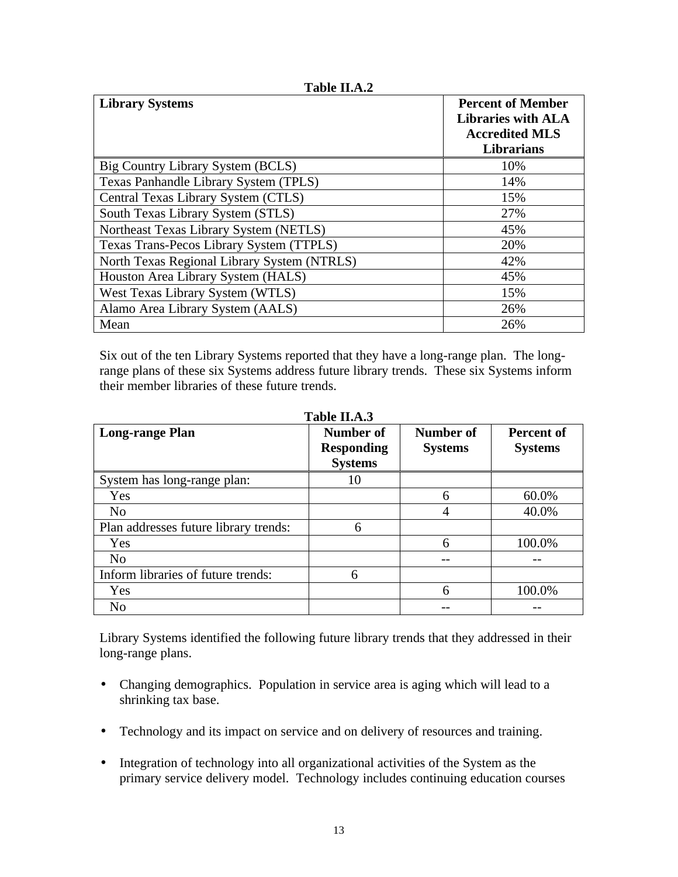**Table II.A.2**

| Library Systems | Percent of Member Libraries with ALA Accredited MLS Librarians |
|---|---|
| Big Country Library System (BCLS) | 10% |
| Texas Panhandle Library System (TPLS) | 14% |
| Central Texas Library System (CTLS) | 15% |
| South Texas Library System (STLS) | 27% |
| Northeast Texas Library System (NETLS) | 45% |
| Texas Trans-Pecos Library System (TTPLS) | 20% |
| North Texas Regional Library System (NTRLS) | 42% |
| Houston Area Library System (HALS) | 45% |
| West Texas Library System (WTLS) | 15% |
| Alamo Area Library System (AALS) | 26% |
| Mean | 26% |

Six out of the ten Library Systems reported that they have a long-range plan. The long-range plans of these six Systems address future library trends. These six Systems inform their member libraries of these future trends.

**Table II.A.3**

| Long-range Plan | Number of Responding Systems | Number of Systems | Percent of Systems |
|---|---|---|---|
| System has long-range plan: | 10 | | |
| Yes | | 6 | 60.0% |
| No | | 4 | 40.0% |
| Plan addresses future library trends: | 6 | | |
| Yes | | 6 | 100.0% |
| No | | -- | -- |
| Inform libraries of future trends: | 6 | | |
| Yes | | 6 | 100.0% |
| No | | -- | -- |

Library Systems identified the following future library trends that they addressed in their long-range plans.

- Changing demographics. Population in service area is aging which will lead to a shrinking tax base.
- Technology and its impact on service and on delivery of resources and training.
- Integration of technology into all organizational activities of the System as the primary service delivery model. Technology includes continuing education courses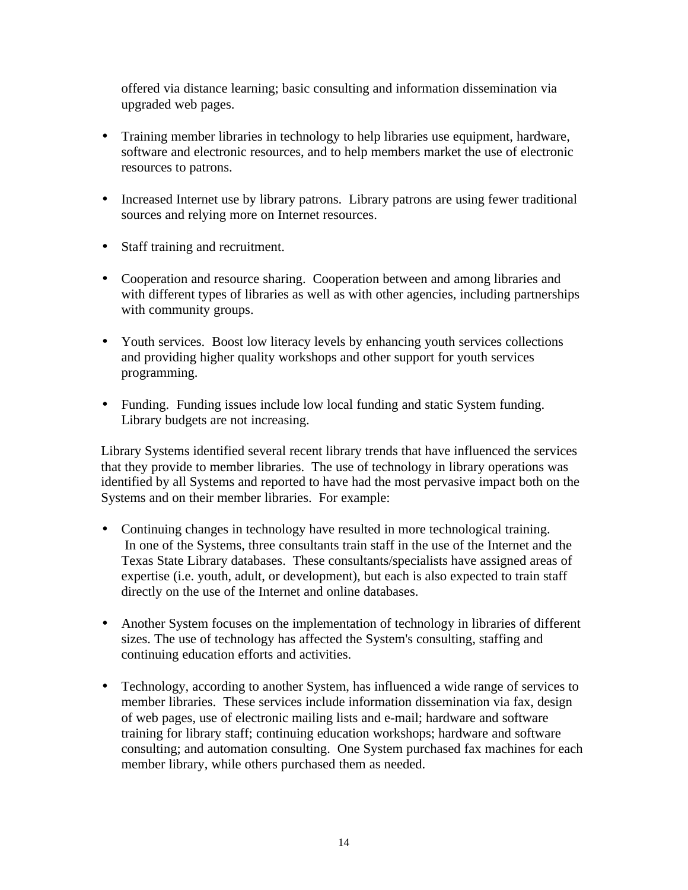offered via distance learning; basic consulting and information dissemination via upgraded web pages.

- Training member libraries in technology to help libraries use equipment, hardware, software and electronic resources, and to help members market the use of electronic resources to patrons.

- Increased Internet use by library patrons. Library patrons are using fewer traditional sources and relying more on Internet resources.

- Staff training and recruitment.

- Cooperation and resource sharing. Cooperation between and among libraries and with different types of libraries as well as with other agencies, including partnerships with community groups.

- Youth services. Boost low literacy levels by enhancing youth services collections and providing higher quality workshops and other support for youth services programming.

- Funding. Funding issues include low local funding and static System funding. Library budgets are not increasing.

Library Systems identified several recent library trends that have influenced the services that they provide to member libraries. The use of technology in library operations was identified by all Systems and reported to have had the most pervasive impact both on the Systems and on their member libraries. For example:

- Continuing changes in technology have resulted in more technological training. In one of the Systems, three consultants train staff in the use of the Internet and the Texas State Library databases. These consultants/specialists have assigned areas of expertise (i.e. youth, adult, or development), but each is also expected to train staff directly on the use of the Internet and online databases.

- Another System focuses on the implementation of technology in libraries of different sizes. The use of technology has affected the System's consulting, staffing and continuing education efforts and activities.

- Technology, according to another System, has influenced a wide range of services to member libraries. These services include information dissemination via fax, design of web pages, use of electronic mailing lists and e-mail; hardware and software training for library staff; continuing education workshops; hardware and software consulting; and automation consulting. One System purchased fax machines for each member library, while others purchased them as needed.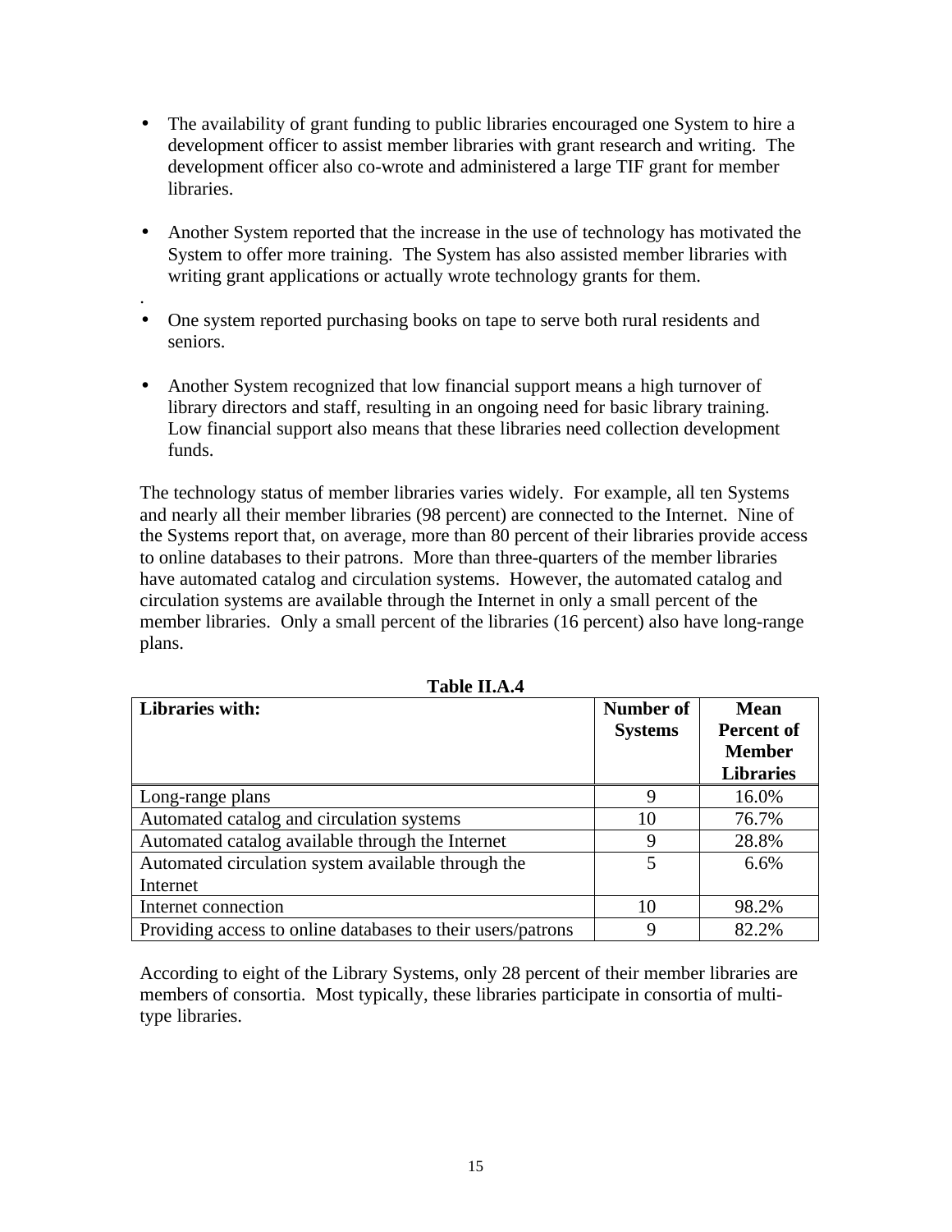- The availability of grant funding to public libraries encouraged one System to hire a development officer to assist member libraries with grant research and writing. The development officer also co-wrote and administered a large TIF grant for member libraries.

- Another System reported that the increase in the use of technology has motivated the System to offer more training. The System has also assisted member libraries with writing grant applications or actually wrote technology grants for them.

.

- One system reported purchasing books on tape to serve both rural residents and seniors.

- Another System recognized that low financial support means a high turnover of library directors and staff, resulting in an ongoing need for basic library training. Low financial support also means that these libraries need collection development funds.

The technology status of member libraries varies widely. For example, all ten Systems and nearly all their member libraries (98 percent) are connected to the Internet. Nine of the Systems report that, on average, more than 80 percent of their libraries provide access to online databases to their patrons. More than three-quarters of the member libraries have automated catalog and circulation systems. However, the automated catalog and circulation systems are available through the Internet in only a small percent of the member libraries. Only a small percent of the libraries (16 percent) also have long-range plans.

**Table II.A.4**

| Libraries with: | Number of Systems | Mean Percent of Member Libraries |
|---|---|---|
| Long-range plans | 9 | 16.0% |
| Automated catalog and circulation systems | 10 | 76.7% |
| Automated catalog available through the Internet | 9 | 28.8% |
| Automated circulation system available through the Internet | 5 | 6.6% |
| Internet connection | 10 | 98.2% |
| Providing access to online databases to their users/patrons | 9 | 82.2% |

According to eight of the Library Systems, only 28 percent of their member libraries are members of consortia. Most typically, these libraries participate in consortia of multi-type libraries.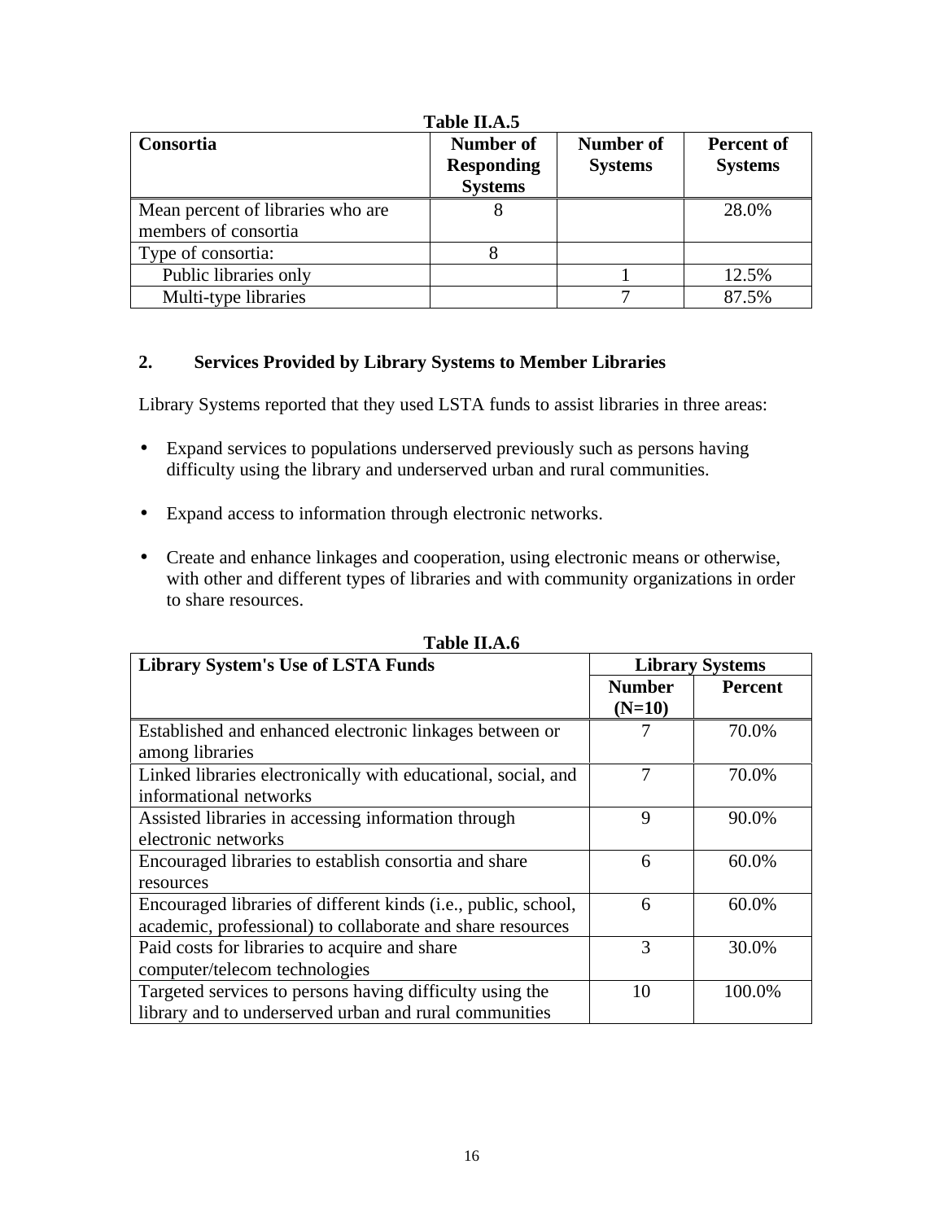**Table II.A.5**

| Consortia | Number of Responding Systems | Number of Systems | Percent of Systems |
|---|---|---|---|
| Mean percent of libraries who are members of consortia | 8 | | 28.0% |
| Type of consortia: | 8 | | |
| Public libraries only | | 1 | 12.5% |
| Multi-type libraries | | 7 | 87.5% |

## 2. Services Provided by Library Systems to Member Libraries

Library Systems reported that they used LSTA funds to assist libraries in three areas:

- Expand services to populations underserved previously such as persons having difficulty using the library and underserved urban and rural communities.
- Expand access to information through electronic networks.
- Create and enhance linkages and cooperation, using electronic means or otherwise, with other and different types of libraries and with community organizations in order to share resources.

**Table II.A.6**

| Library System's Use of LSTA Funds | Library Systems | |
|---|---|---|
| | Number (N=10) | Percent |
| Established and enhanced electronic linkages between or among libraries | 7 | 70.0% |
| Linked libraries electronically with educational, social, and informational networks | 7 | 70.0% |
| Assisted libraries in accessing information through electronic networks | 9 | 90.0% |
| Encouraged libraries to establish consortia and share resources | 6 | 60.0% |
| Encouraged libraries of different kinds (i.e., public, school, academic, professional) to collaborate and share resources | 6 | 60.0% |
| Paid costs for libraries to acquire and share computer/telecom technologies | 3 | 30.0% |
| Targeted services to persons having difficulty using the library and to underserved urban and rural communities | 10 | 100.0% |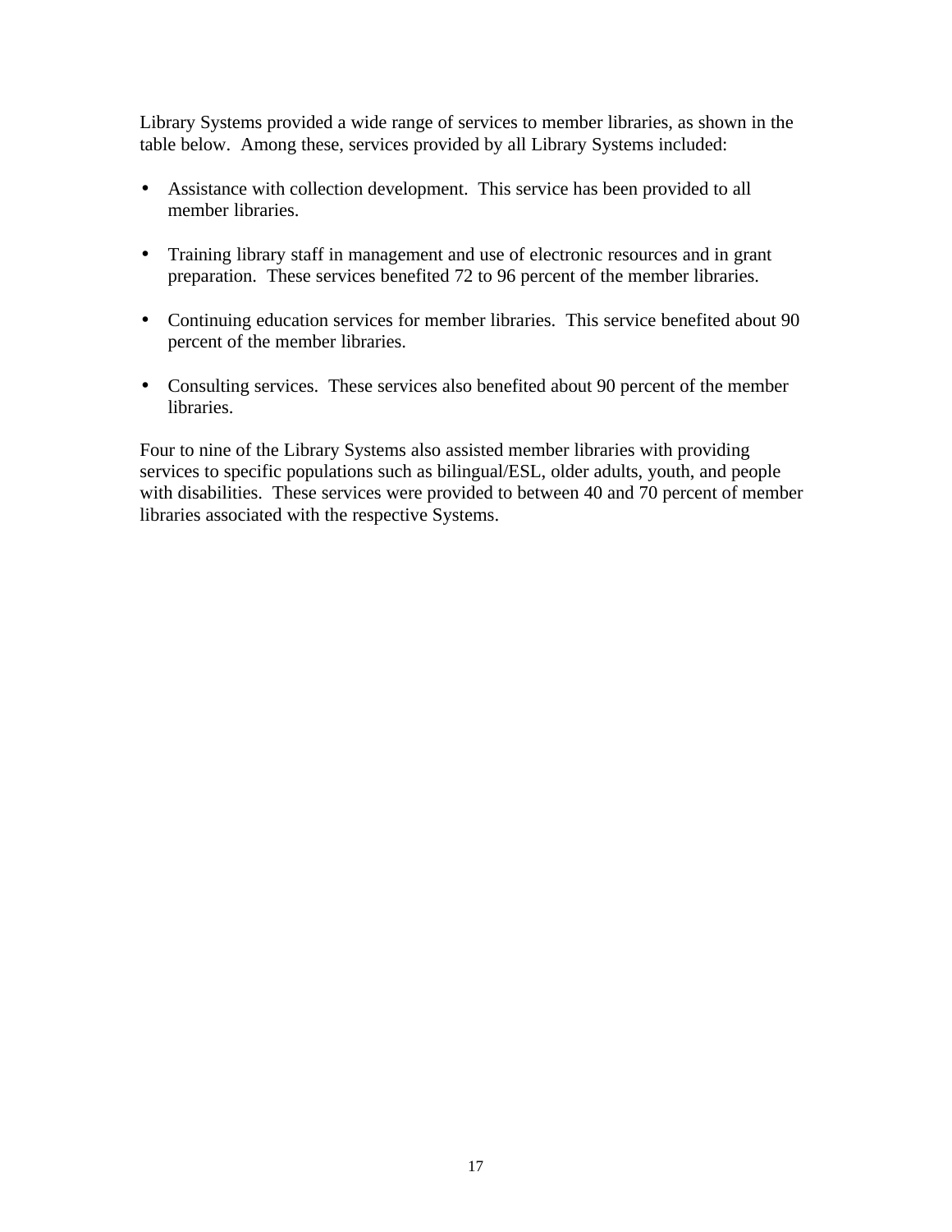Library Systems provided a wide range of services to member libraries, as shown in the table below.  Among these, services provided by all Library Systems included:

- Assistance with collection development.  This service has been provided to all member libraries.

- Training library staff in management and use of electronic resources and in grant preparation.  These services benefited 72 to 96 percent of the member libraries.

- Continuing education services for member libraries.  This service benefited about 90 percent of the member libraries.

- Consulting services.  These services also benefited about 90 percent of the member libraries.

Four to nine of the Library Systems also assisted member libraries with providing services to specific populations such as bilingual/ESL, older adults, youth, and people with disabilities.  These services were provided to between 40 and 70 percent of member libraries associated with the respective Systems.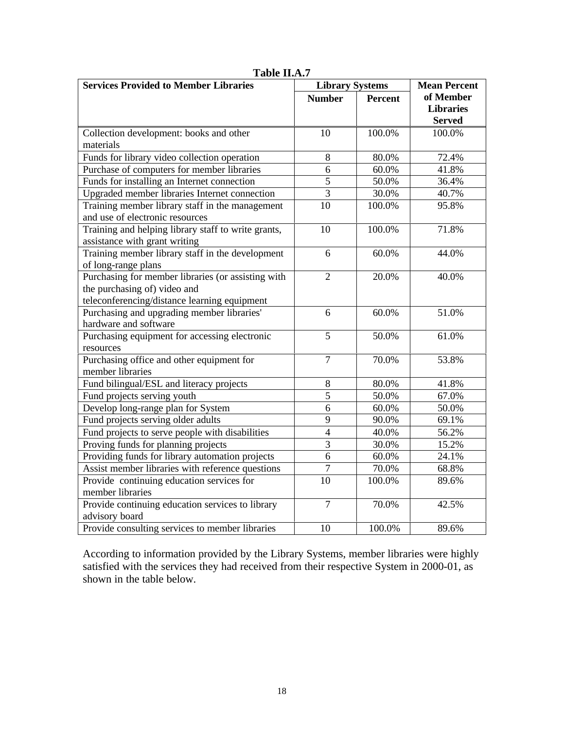**Table II.A.7**

| Services Provided to Member Libraries | Library Systems | | Mean Percent of Member Libraries Served |
|---|---|---|---|
| | Number | Percent | |
| Collection development: books and other materials | 10 | 100.0% | 100.0% |
| Funds for library video collection operation | 8 | 80.0% | 72.4% |
| Purchase of computers for member libraries | 6 | 60.0% | 41.8% |
| Funds for installing an Internet connection | 5 | 50.0% | 36.4% |
| Upgraded member libraries Internet connection | 3 | 30.0% | 40.7% |
| Training member library staff in the management and use of electronic resources | 10 | 100.0% | 95.8% |
| Training and helping library staff to write grants, assistance with grant writing | 10 | 100.0% | 71.8% |
| Training member library staff in the development of long-range plans | 6 | 60.0% | 44.0% |
| Purchasing for member libraries (or assisting with the purchasing of) video and teleconferencing/distance learning equipment | 2 | 20.0% | 40.0% |
| Purchasing and upgrading member libraries' hardware and software | 6 | 60.0% | 51.0% |
| Purchasing equipment for accessing electronic resources | 5 | 50.0% | 61.0% |
| Purchasing office and other equipment for member libraries | 7 | 70.0% | 53.8% |
| Fund bilingual/ESL and literacy projects | 8 | 80.0% | 41.8% |
| Fund projects serving youth | 5 | 50.0% | 67.0% |
| Develop long-range plan for System | 6 | 60.0% | 50.0% |
| Fund projects serving older adults | 9 | 90.0% | 69.1% |
| Fund projects to serve people with disabilities | 4 | 40.0% | 56.2% |
| Proving funds for planning projects | 3 | 30.0% | 15.2% |
| Providing funds for library automation projects | 6 | 60.0% | 24.1% |
| Assist member libraries with reference questions | 7 | 70.0% | 68.8% |
| Provide continuing education services for member libraries | 10 | 100.0% | 89.6% |
| Provide continuing education services to library advisory board | 7 | 70.0% | 42.5% |
| Provide consulting services to member libraries | 10 | 100.0% | 89.6% |

According to information provided by the Library Systems, member libraries were highly satisfied with the services they had received from their respective System in 2000-01, as shown in the table below.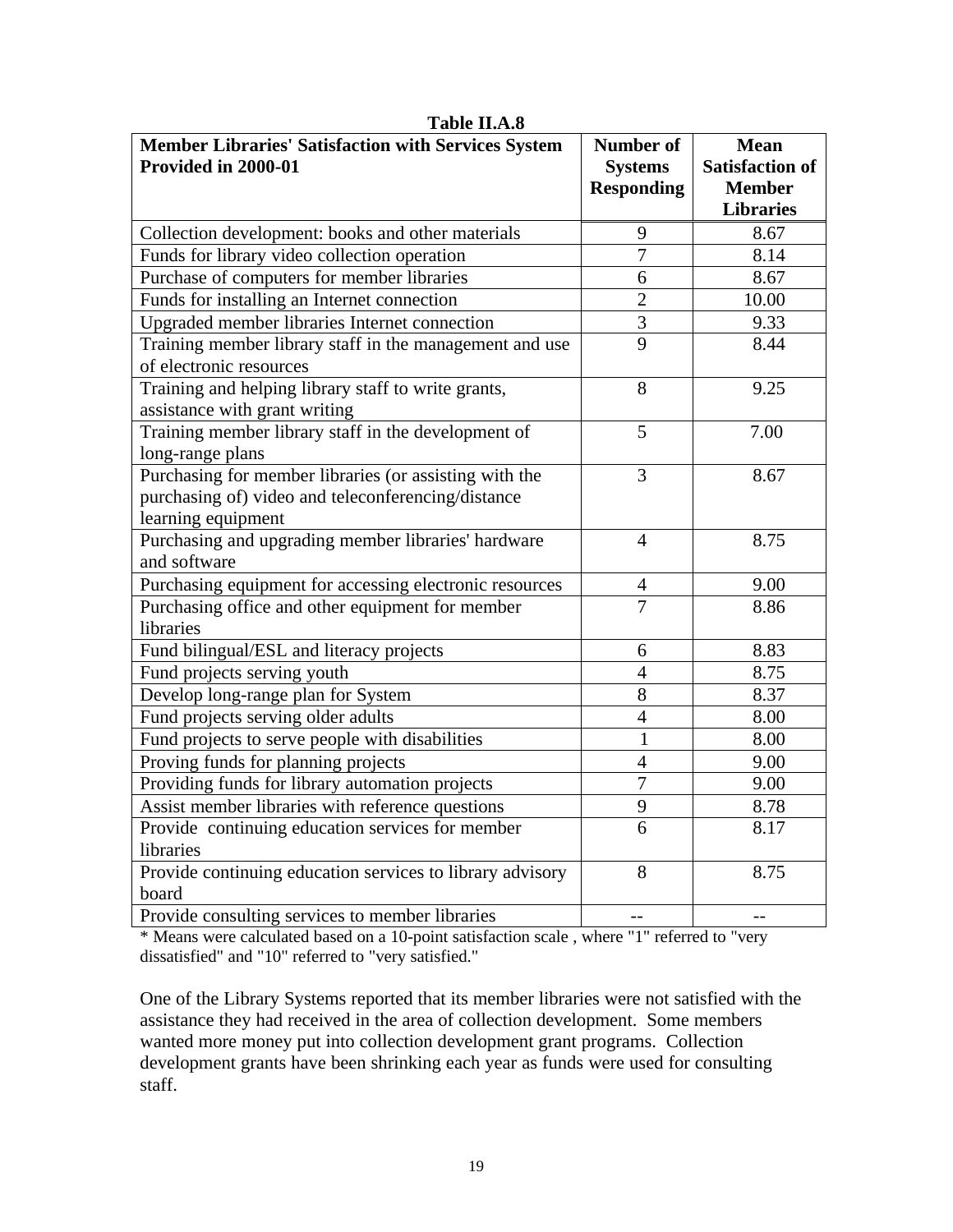**Table II.A.8**

| Member Libraries' Satisfaction with Services System Provided in 2000-01 | Number of Systems Responding | Mean Satisfaction of Member Libraries |
|---|---|---|
| Collection development: books and other materials | 9 | 8.67 |
| Funds for library video collection operation | 7 | 8.14 |
| Purchase of computers for member libraries | 6 | 8.67 |
| Funds for installing an Internet connection | 2 | 10.00 |
| Upgraded member libraries Internet connection | 3 | 9.33 |
| Training member library staff in the management and use of electronic resources | 9 | 8.44 |
| Training and helping library staff to write grants, assistance with grant writing | 8 | 9.25 |
| Training member library staff in the development of long-range plans | 5 | 7.00 |
| Purchasing for member libraries (or assisting with the purchasing of) video and teleconferencing/distance learning equipment | 3 | 8.67 |
| Purchasing and upgrading member libraries' hardware and software | 4 | 8.75 |
| Purchasing equipment for accessing electronic resources | 4 | 9.00 |
| Purchasing office and other equipment for member libraries | 7 | 8.86 |
| Fund bilingual/ESL and literacy projects | 6 | 8.83 |
| Fund projects serving youth | 4 | 8.75 |
| Develop long-range plan for System | 8 | 8.37 |
| Fund projects serving older adults | 4 | 8.00 |
| Fund projects to serve people with disabilities | 1 | 8.00 |
| Proving funds for planning projects | 4 | 9.00 |
| Providing funds for library automation projects | 7 | 9.00 |
| Assist member libraries with reference questions | 9 | 8.78 |
| Provide continuing education services for member libraries | 6 | 8.17 |
| Provide continuing education services to library advisory board | 8 | 8.75 |
| Provide consulting services to member libraries | -- | -- |

* Means were calculated based on a 10-point satisfaction scale , where "1" referred to "very dissatisfied" and "10" referred to "very satisfied."

One of the Library Systems reported that its member libraries were not satisfied with the assistance they had received in the area of collection development. Some members wanted more money put into collection development grant programs. Collection development grants have been shrinking each year as funds were used for consulting staff.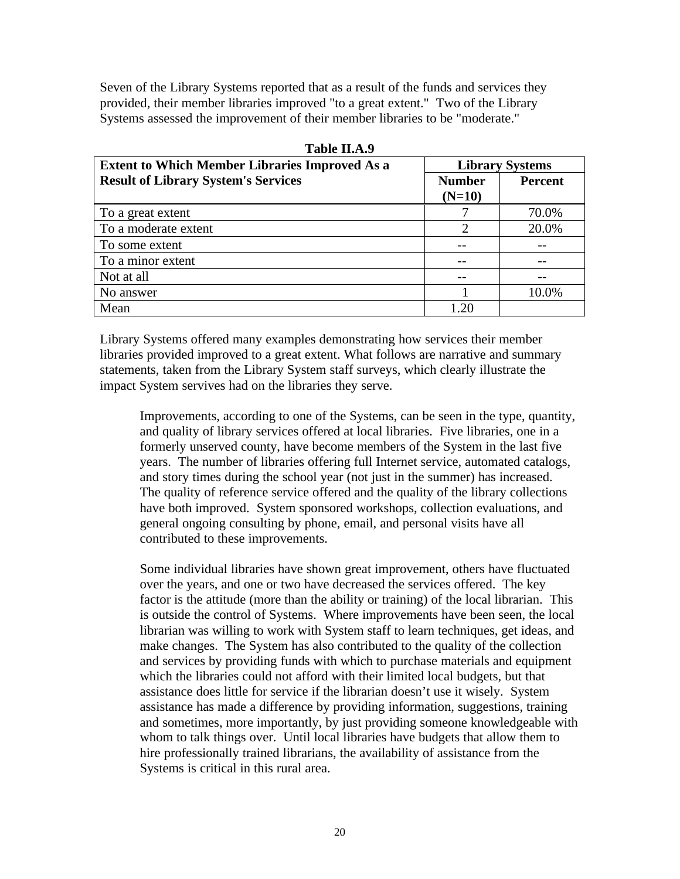Seven of the Library Systems reported that as a result of the funds and services they provided, their member libraries improved "to a great extent." Two of the Library Systems assessed the improvement of their member libraries to be "moderate."

**Table II.A.9**

| Extent to Which Member Libraries Improved As a Result of Library System's Services | Library Systems | |
|---|---|---|
| | Number (N=10) | Percent |
| To a great extent | 7 | 70.0% |
| To a moderate extent | 2 | 20.0% |
| To some extent | -- | -- |
| To a minor extent | -- | -- |
| Not at all | -- | -- |
| No answer | 1 | 10.0% |
| Mean | 1.20 | |

Library Systems offered many examples demonstrating how services their member libraries provided improved to a great extent. What follows are narrative and summary statements, taken from the Library System staff surveys, which clearly illustrate the impact System servives had on the libraries they serve.

> Improvements, according to one of the Systems, can be seen in the type, quantity, and quality of library services offered at local libraries. Five libraries, one in a formerly unserved county, have become members of the System in the last five years. The number of libraries offering full Internet service, automated catalogs, and story times during the school year (not just in the summer) has increased. The quality of reference service offered and the quality of the library collections have both improved. System sponsored workshops, collection evaluations, and general ongoing consulting by phone, email, and personal visits have all contributed to these improvements.
>
> Some individual libraries have shown great improvement, others have fluctuated over the years, and one or two have decreased the services offered. The key factor is the attitude (more than the ability or training) of the local librarian. This is outside the control of Systems. Where improvements have been seen, the local librarian was willing to work with System staff to learn techniques, get ideas, and make changes. The System has also contributed to the quality of the collection and services by providing funds with which to purchase materials and equipment which the libraries could not afford with their limited local budgets, but that assistance does little for service if the librarian doesn't use it wisely. System assistance has made a difference by providing information, suggestions, training and sometimes, more importantly, by just providing someone knowledgeable with whom to talk things over. Until local libraries have budgets that allow them to hire professionally trained librarians, the availability of assistance from the Systems is critical in this rural area.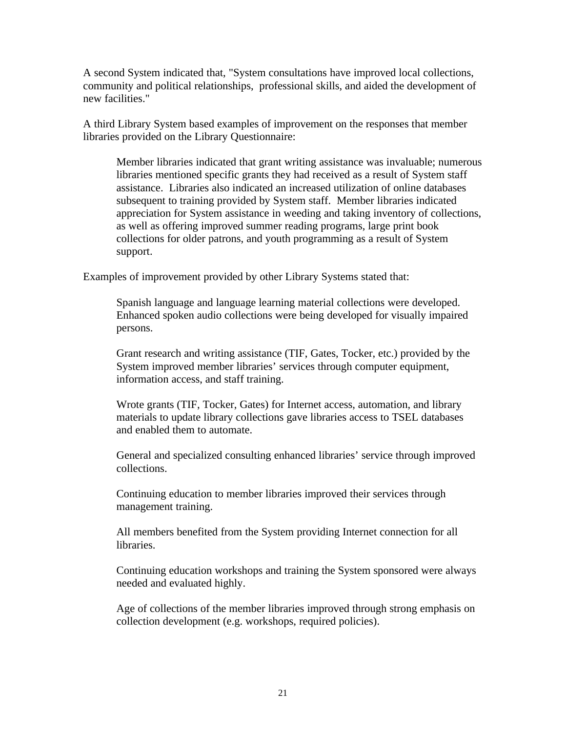A second System indicated that, "System consultations have improved local collections, community and political relationships, professional skills, and aided the development of new facilities."

A third Library System based examples of improvement on the responses that member libraries provided on the Library Questionnaire:

> Member libraries indicated that grant writing assistance was invaluable; numerous libraries mentioned specific grants they had received as a result of System staff assistance. Libraries also indicated an increased utilization of online databases subsequent to training provided by System staff. Member libraries indicated appreciation for System assistance in weeding and taking inventory of collections, as well as offering improved summer reading programs, large print book collections for older patrons, and youth programming as a result of System support.

Examples of improvement provided by other Library Systems stated that:

> Spanish language and language learning material collections were developed. Enhanced spoken audio collections were being developed for visually impaired persons.
>
> Grant research and writing assistance (TIF, Gates, Tocker, etc.) provided by the System improved member libraries' services through computer equipment, information access, and staff training.
>
> Wrote grants (TIF, Tocker, Gates) for Internet access, automation, and library materials to update library collections gave libraries access to TSEL databases and enabled them to automate.
>
> General and specialized consulting enhanced libraries' service through improved collections.
>
> Continuing education to member libraries improved their services through management training.
>
> All members benefited from the System providing Internet connection for all libraries.
>
> Continuing education workshops and training the System sponsored were always needed and evaluated highly.
>
> Age of collections of the member libraries improved through strong emphasis on collection development (e.g. workshops, required policies).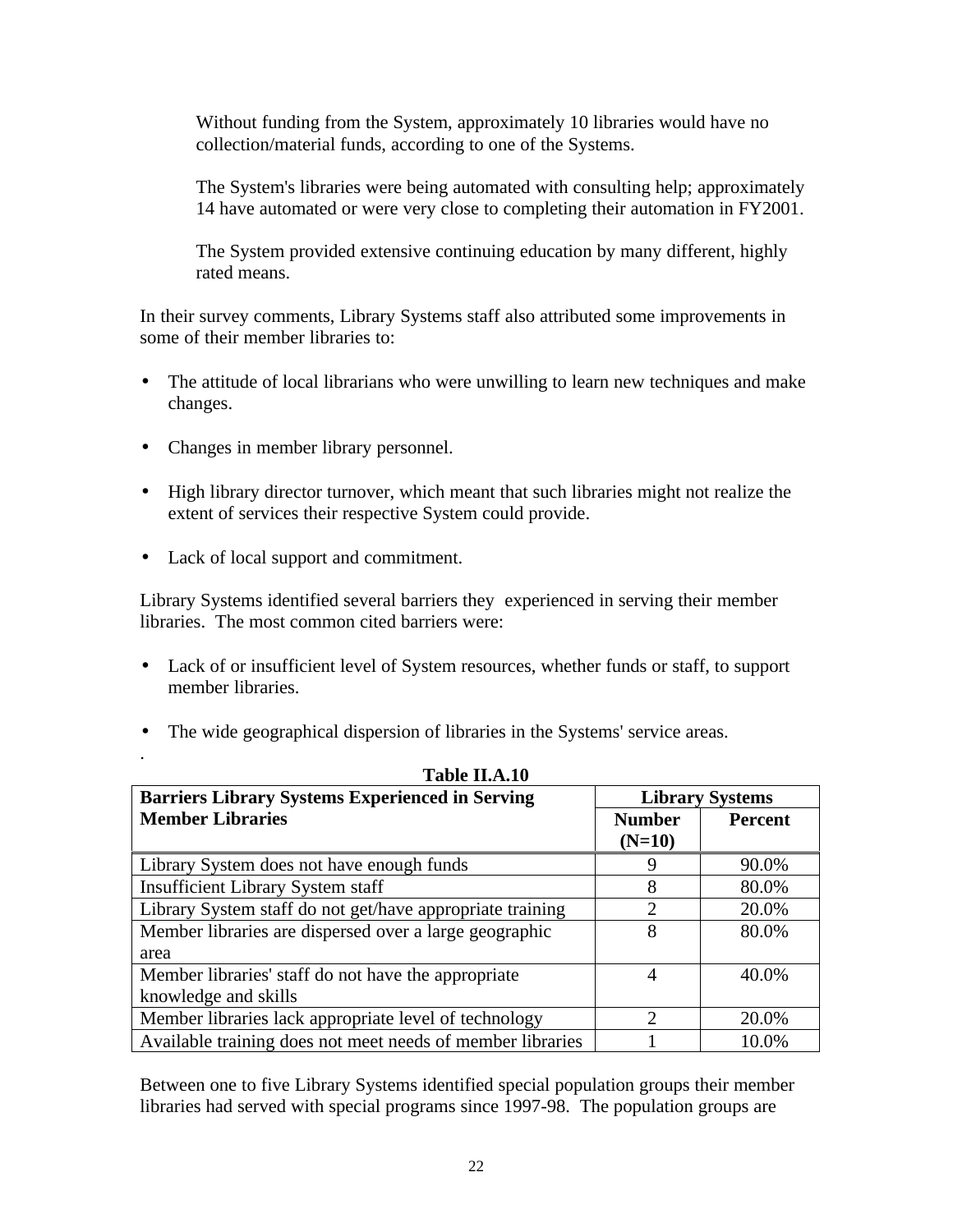Without funding from the System, approximately 10 libraries would have no collection/material funds, according to one of the Systems.

The System's libraries were being automated with consulting help; approximately 14 have automated or were very close to completing their automation in FY2001.

The System provided extensive continuing education by many different, highly rated means.

In their survey comments, Library Systems staff also attributed some improvements in some of their member libraries to:

- The attitude of local librarians who were unwilling to learn new techniques and make changes.
- Changes in member library personnel.
- High library director turnover, which meant that such libraries might not realize the extent of services their respective System could provide.
- Lack of local support and commitment.

Library Systems identified several barriers they experienced in serving their member libraries. The most common cited barriers were:

- Lack of or insufficient level of System resources, whether funds or staff, to support member libraries.
- The wide geographical dispersion of libraries in the Systems' service areas.

.

**Table II.A.10**

| Barriers Library Systems Experienced in Serving Member Libraries | Library Systems | |
|---|---|---|
| | Number (N=10) | Percent |
| Library System does not have enough funds | 9 | 90.0% |
| Insufficient Library System staff | 8 | 80.0% |
| Library System staff do not get/have appropriate training | 2 | 20.0% |
| Member libraries are dispersed over a large geographic area | 8 | 80.0% |
| Member libraries' staff do not have the appropriate knowledge and skills | 4 | 40.0% |
| Member libraries lack appropriate level of technology | 2 | 20.0% |
| Available training does not meet needs of member libraries | 1 | 10.0% |

Between one to five Library Systems identified special population groups their member libraries had served with special programs since 1997-98. The population groups are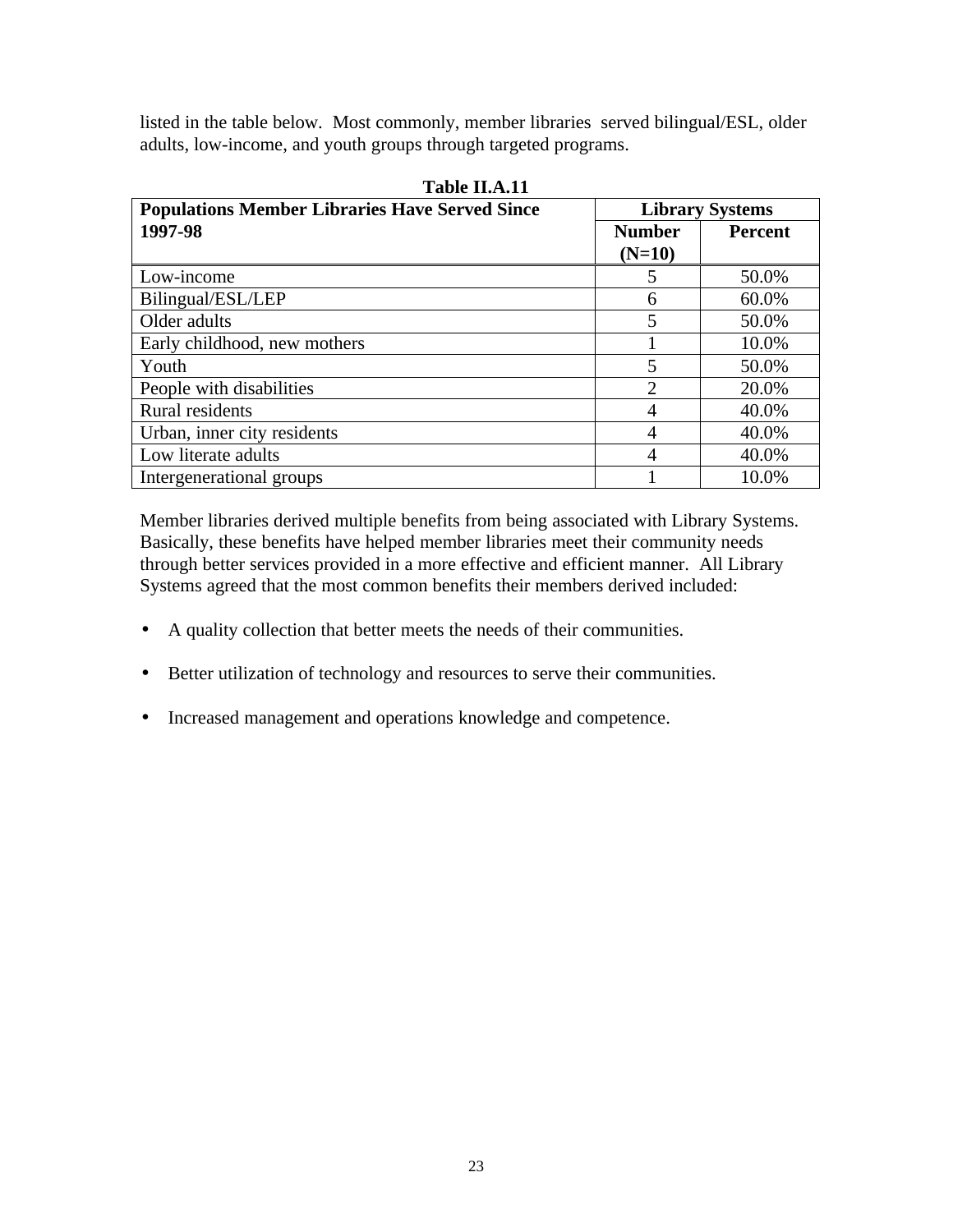listed in the table below. Most commonly, member libraries served bilingual/ESL, older adults, low-income, and youth groups through targeted programs.

**Table II.A.11**

| Populations Member Libraries Have Served Since 1997-98 | Library Systems | |
|---|---|---|
| | **Number (N=10)** | **Percent** |
| Low-income | 5 | 50.0% |
| Bilingual/ESL/LEP | 6 | 60.0% |
| Older adults | 5 | 50.0% |
| Early childhood, new mothers | 1 | 10.0% |
| Youth | 5 | 50.0% |
| People with disabilities | 2 | 20.0% |
| Rural residents | 4 | 40.0% |
| Urban, inner city residents | 4 | 40.0% |
| Low literate adults | 4 | 40.0% |
| Intergenerational groups | 1 | 10.0% |

Member libraries derived multiple benefits from being associated with Library Systems. Basically, these benefits have helped member libraries meet their community needs through better services provided in a more effective and efficient manner. All Library Systems agreed that the most common benefits their members derived included:

- A quality collection that better meets the needs of their communities.
- Better utilization of technology and resources to serve their communities.
- Increased management and operations knowledge and competence.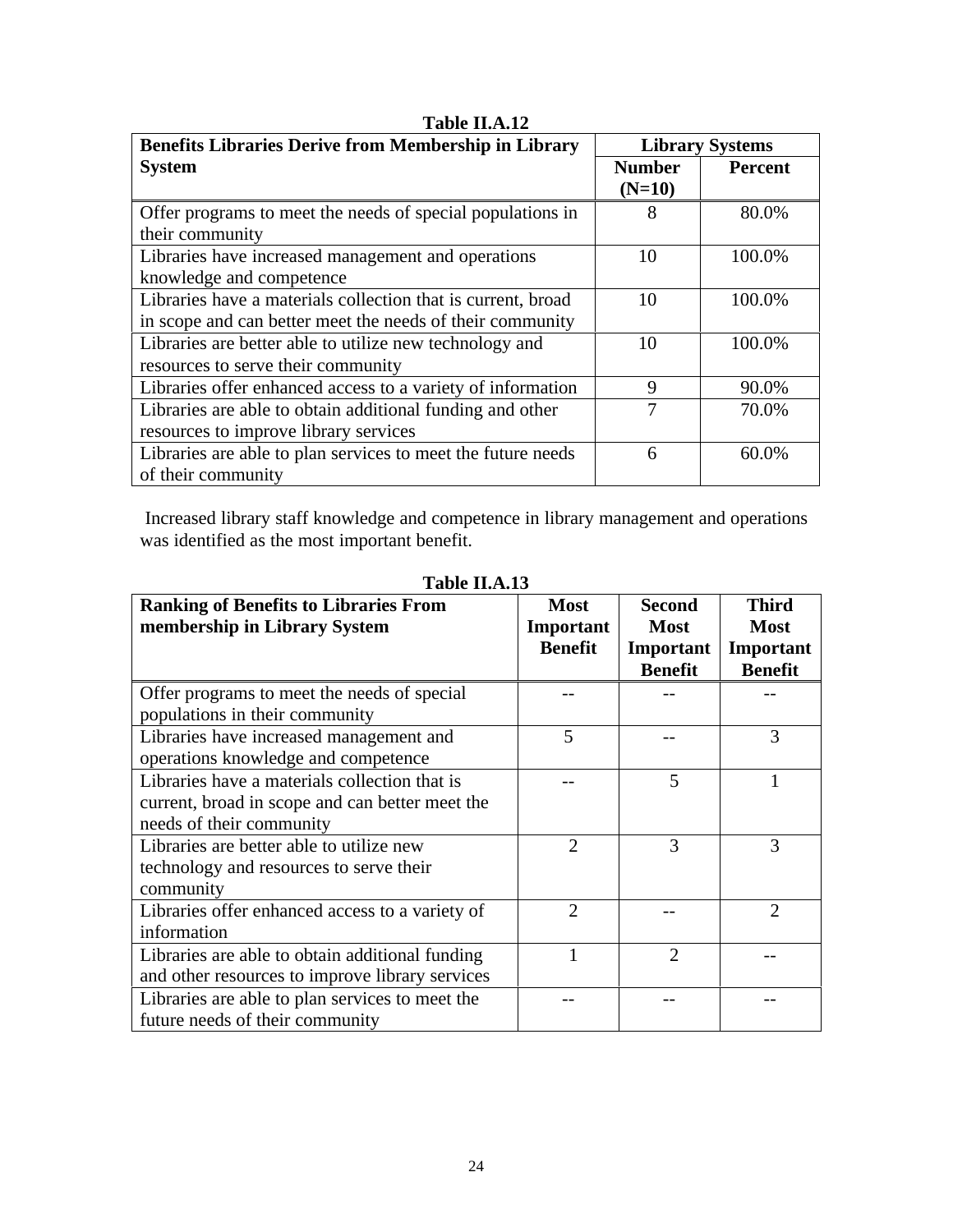**Table II.A.12**

| Benefits Libraries Derive from Membership in Library System | Library Systems | |
|---|---|---|
| | Number (N=10) | Percent |
| Offer programs to meet the needs of special populations in their community | 8 | 80.0% |
| Libraries have increased management and operations knowledge and competence | 10 | 100.0% |
| Libraries have a materials collection that is current, broad in scope and can better meet the needs of their community | 10 | 100.0% |
| Libraries are better able to utilize new technology and resources to serve their community | 10 | 100.0% |
| Libraries offer enhanced access to a variety of information | 9 | 90.0% |
| Libraries are able to obtain additional funding and other resources to improve library services | 7 | 70.0% |
| Libraries are able to plan services to meet the future needs of their community | 6 | 60.0% |

Increased library staff knowledge and competence in library management and operations was identified as the most important benefit.

**Table II.A.13**

| Ranking of Benefits to Libraries From membership in Library System | Most Important Benefit | Second Most Important Benefit | Third Most Important Benefit |
|---|---|---|---|
| Offer programs to meet the needs of special populations in their community | -- | -- | -- |
| Libraries have increased management and operations knowledge and competence | 5 | -- | 3 |
| Libraries have a materials collection that is current, broad in scope and can better meet the needs of their community | -- | 5 | 1 |
| Libraries are better able to utilize new technology and resources to serve their community | 2 | 3 | 3 |
| Libraries offer enhanced access to a variety of information | 2 | -- | 2 |
| Libraries are able to obtain additional funding and other resources to improve library services | 1 | 2 | -- |
| Libraries are able to plan services to meet the future needs of their community | -- | -- | -- |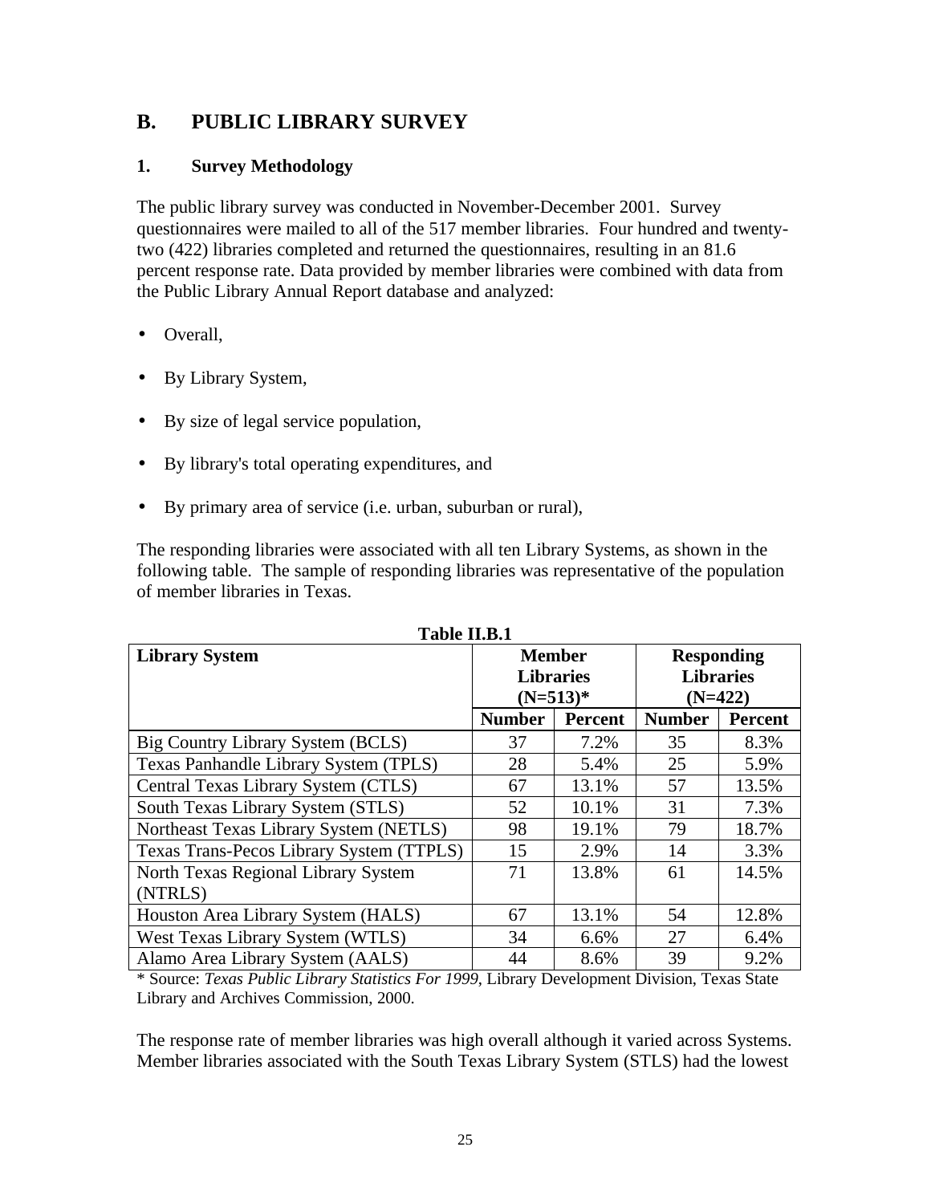## B. PUBLIC LIBRARY SURVEY

### 1. Survey Methodology

The public library survey was conducted in November-December 2001. Survey questionnaires were mailed to all of the 517 member libraries. Four hundred and twenty-two (422) libraries completed and returned the questionnaires, resulting in an 81.6 percent response rate. Data provided by member libraries were combined with data from the Public Library Annual Report database and analyzed:

- Overall,
- By Library System,
- By size of legal service population,
- By library's total operating expenditures, and
- By primary area of service (i.e. urban, suburban or rural),

The responding libraries were associated with all ten Library Systems, as shown in the following table. The sample of responding libraries was representative of the population of member libraries in Texas.

**Table II.B.1**

| Library System | Member Libraries (N=513)* | | Responding Libraries (N=422) | |
|---|---|---|---|---|
| | Number | Percent | Number | Percent |
| Big Country Library System (BCLS) | 37 | 7.2% | 35 | 8.3% |
| Texas Panhandle Library System (TPLS) | 28 | 5.4% | 25 | 5.9% |
| Central Texas Library System (CTLS) | 67 | 13.1% | 57 | 13.5% |
| South Texas Library System (STLS) | 52 | 10.1% | 31 | 7.3% |
| Northeast Texas Library System (NETLS) | 98 | 19.1% | 79 | 18.7% |
| Texas Trans-Pecos Library System (TTPLS) | 15 | 2.9% | 14 | 3.3% |
| North Texas Regional Library System (NTRLS) | 71 | 13.8% | 61 | 14.5% |
| Houston Area Library System (HALS) | 67 | 13.1% | 54 | 12.8% |
| West Texas Library System (WTLS) | 34 | 6.6% | 27 | 6.4% |
| Alamo Area Library System (AALS) | 44 | 8.6% | 39 | 9.2% |

\* Source: *Texas Public Library Statistics For 1999*, Library Development Division, Texas State Library and Archives Commission, 2000.

The response rate of member libraries was high overall although it varied across Systems. Member libraries associated with the South Texas Library System (STLS) had the lowest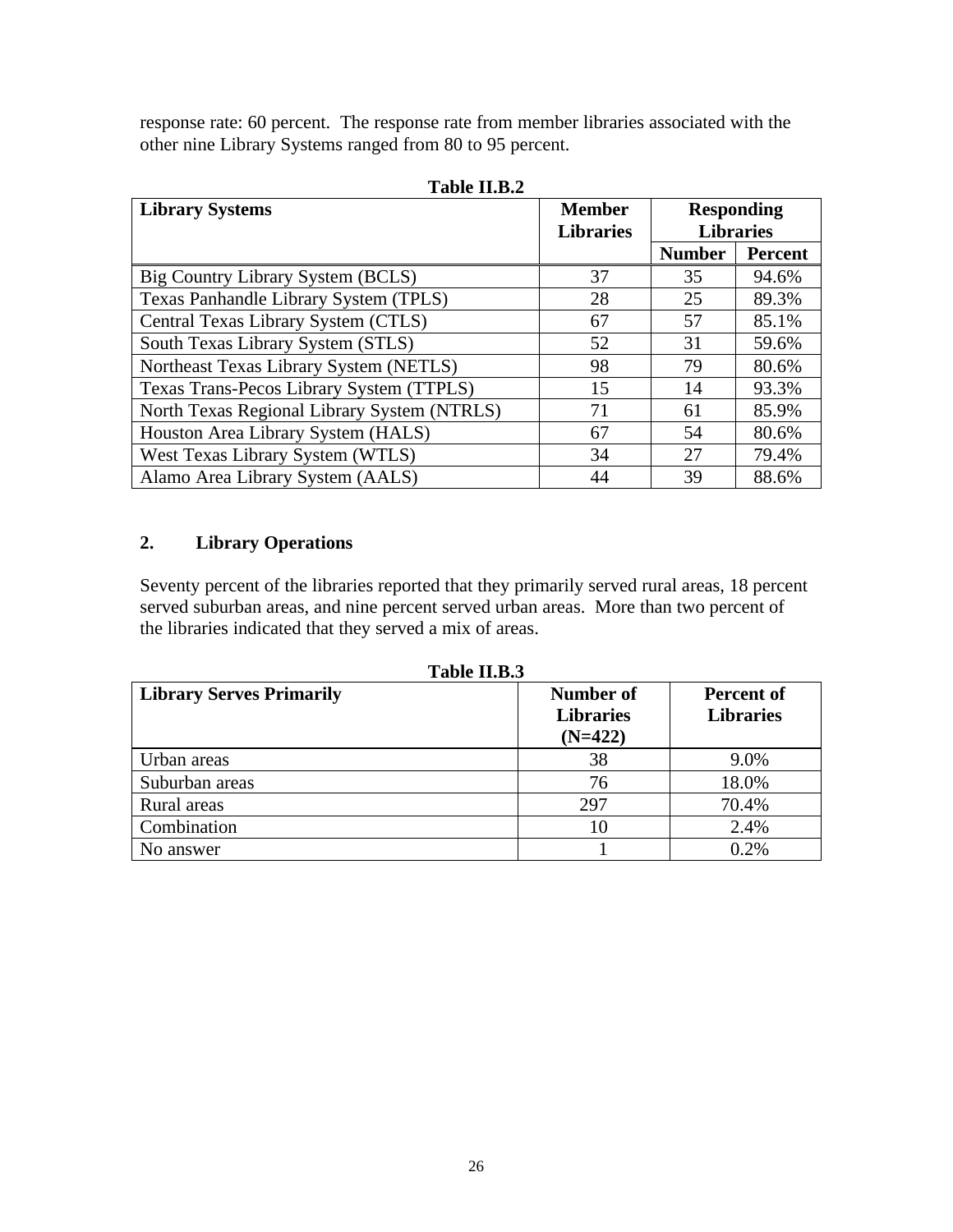response rate: 60 percent. The response rate from member libraries associated with the other nine Library Systems ranged from 80 to 95 percent.

**Table II.B.2**

| Library Systems | Member Libraries | Responding Libraries | |
|---|---|---|---|
| | | Number | Percent |
| Big Country Library System (BCLS) | 37 | 35 | 94.6% |
| Texas Panhandle Library System (TPLS) | 28 | 25 | 89.3% |
| Central Texas Library System (CTLS) | 67 | 57 | 85.1% |
| South Texas Library System (STLS) | 52 | 31 | 59.6% |
| Northeast Texas Library System (NETLS) | 98 | 79 | 80.6% |
| Texas Trans-Pecos Library System (TTPLS) | 15 | 14 | 93.3% |
| North Texas Regional Library System (NTRLS) | 71 | 61 | 85.9% |
| Houston Area Library System (HALS) | 67 | 54 | 80.6% |
| West Texas Library System (WTLS) | 34 | 27 | 79.4% |
| Alamo Area Library System (AALS) | 44 | 39 | 88.6% |

## 2. Library Operations

Seventy percent of the libraries reported that they primarily served rural areas, 18 percent served suburban areas, and nine percent served urban areas. More than two percent of the libraries indicated that they served a mix of areas.

**Table II.B.3**

| Library Serves Primarily | Number of Libraries (N=422) | Percent of Libraries |
|---|---|---|
| Urban areas | 38 | 9.0% |
| Suburban areas | 76 | 18.0% |
| Rural areas | 297 | 70.4% |
| Combination | 10 | 2.4% |
| No answer | 1 | 0.2% |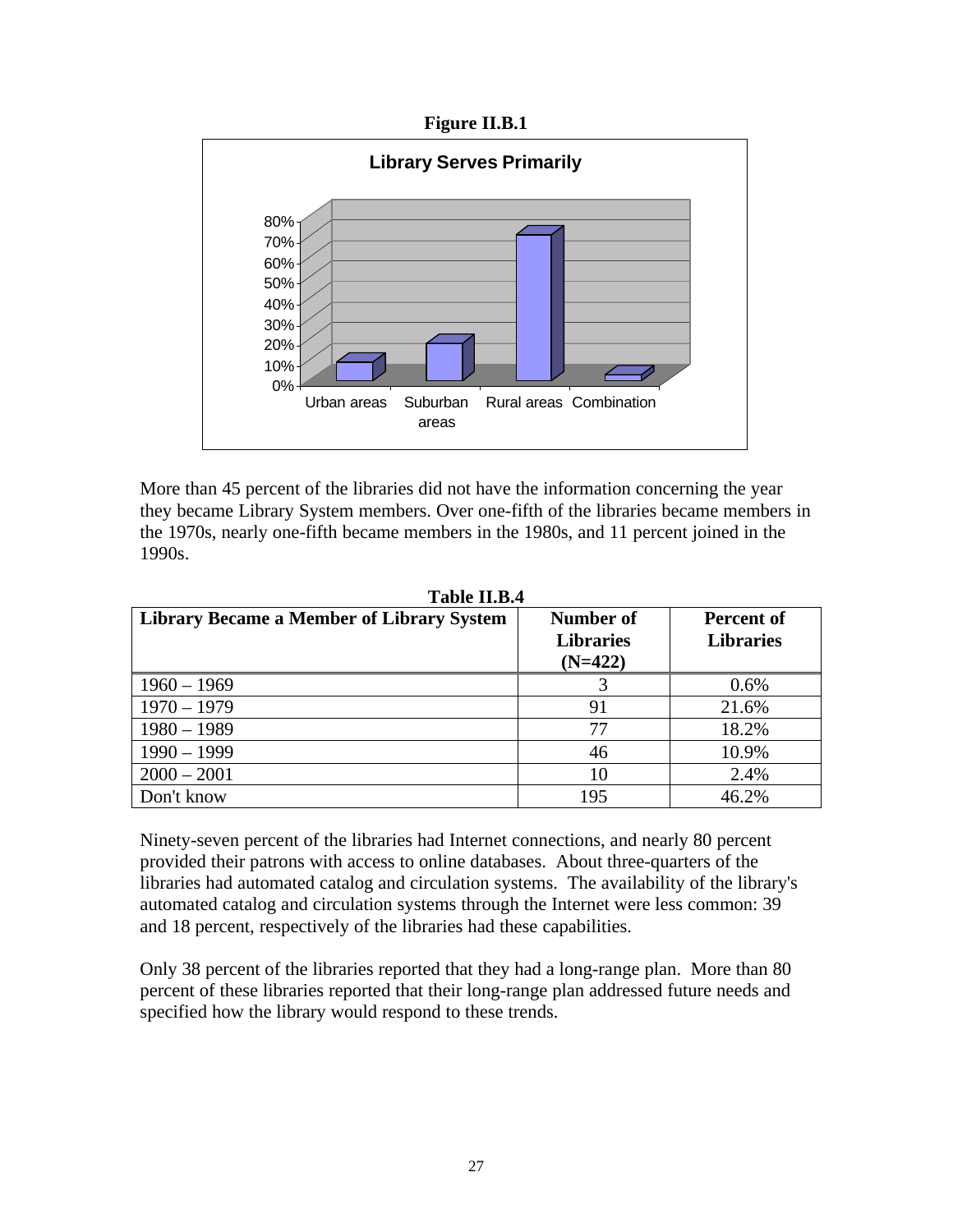**Figure II.B.1**

More than 45 percent of the libraries did not have the information concerning the year they became Library System members. Over one-fifth of the libraries became members in the 1970s, nearly one-fifth became members in the 1980s, and 11 percent joined in the 1990s.

**Table II.B.4**

| Library Became a Member of Library System | Number of Libraries (N=422) | Percent of Libraries |
|---|---|---|
| 1960 – 1969 | 3 | 0.6% |
| 1970 – 1979 | 91 | 21.6% |
| 1980 – 1989 | 77 | 18.2% |
| 1990 – 1999 | 46 | 10.9% |
| 2000 – 2001 | 10 | 2.4% |
| Don't know | 195 | 46.2% |

Ninety-seven percent of the libraries had Internet connections, and nearly 80 percent provided their patrons with access to online databases. About three-quarters of the libraries had automated catalog and circulation systems. The availability of the library's automated catalog and circulation systems through the Internet were less common: 39 and 18 percent, respectively of the libraries had these capabilities.

Only 38 percent of the libraries reported that they had a long-range plan. More than 80 percent of these libraries reported that their long-range plan addressed future needs and specified how the library would respond to these trends.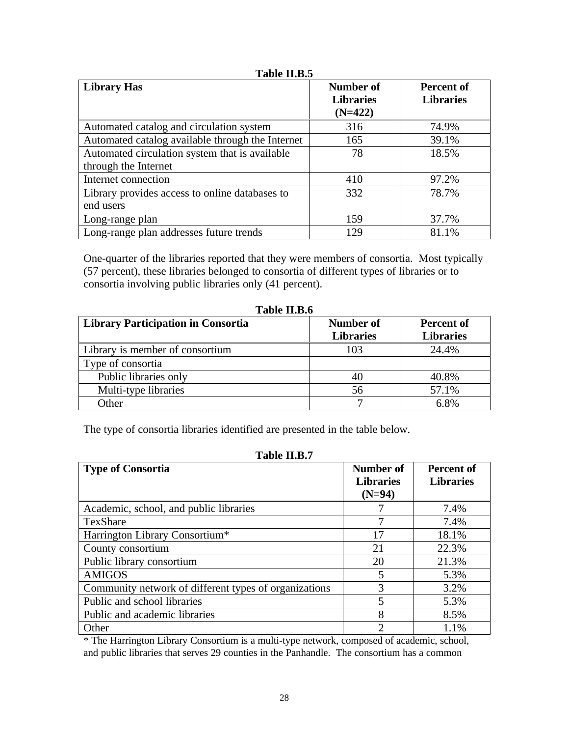**Table II.B.5**

| Library Has | Number of Libraries (N=422) | Percent of Libraries |
|---|---|---|
| Automated catalog and circulation system | 316 | 74.9% |
| Automated catalog available through the Internet | 165 | 39.1% |
| Automated circulation system that is available through the Internet | 78 | 18.5% |
| Internet connection | 410 | 97.2% |
| Library provides access to online databases to end users | 332 | 78.7% |
| Long-range plan | 159 | 37.7% |
| Long-range plan addresses future trends | 129 | 81.1% |

One-quarter of the libraries reported that they were members of consortia. Most typically (57 percent), these libraries belonged to consortia of different types of libraries or to consortia involving public libraries only (41 percent).

**Table II.B.6**

| Library Participation in Consortia | Number of Libraries | Percent of Libraries |
|---|---|---|
| Library is member of consortium | 103 | 24.4% |
| Type of consortia | | |
| Public libraries only | 40 | 40.8% |
| Multi-type libraries | 56 | 57.1% |
| Other | 7 | 6.8% |

The type of consortia libraries identified are presented in the table below.

**Table II.B.7**

| Type of Consortia | Number of Libraries (N=94) | Percent of Libraries |
|---|---|---|
| Academic, school, and public libraries | 7 | 7.4% |
| TexShare | 7 | 7.4% |
| Harrington Library Consortium* | 17 | 18.1% |
| County consortium | 21 | 22.3% |
| Public library consortium | 20 | 21.3% |
| AMIGOS | 5 | 5.3% |
| Community network of different types of organizations | 3 | 3.2% |
| Public and school libraries | 5 | 5.3% |
| Public and academic libraries | 8 | 8.5% |
| Other | 2 | 1.1% |

* The Harrington Library Consortium is a multi-type network, composed of academic, school, and public libraries that serves 29 counties in the Panhandle. The consortium has a common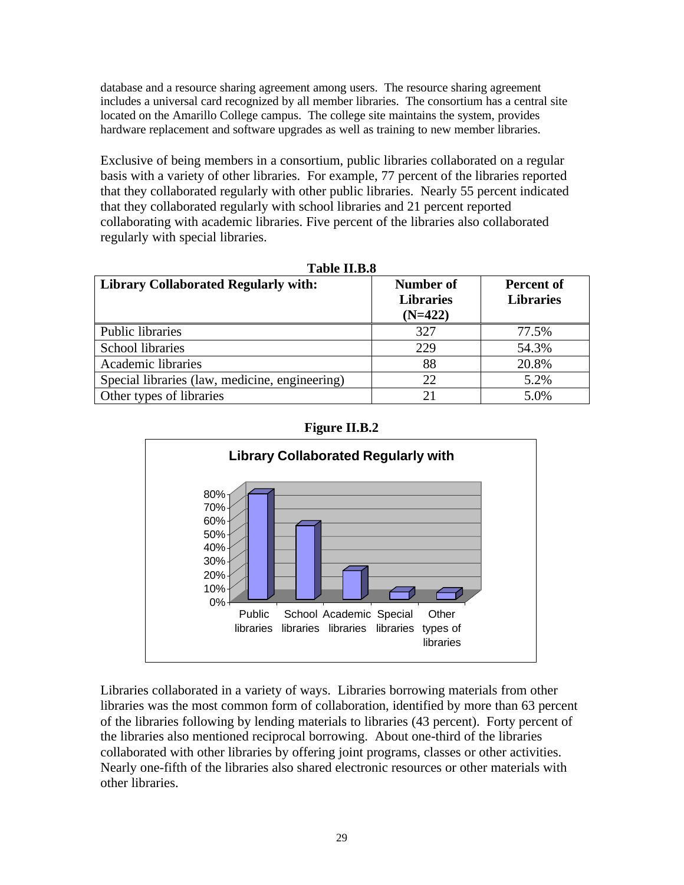database and a resource sharing agreement among users. The resource sharing agreement includes a universal card recognized by all member libraries. The consortium has a central site located on the Amarillo College campus. The college site maintains the system, provides hardware replacement and software upgrades as well as training to new member libraries.

Exclusive of being members in a consortium, public libraries collaborated on a regular basis with a variety of other libraries. For example, 77 percent of the libraries reported that they collaborated regularly with other public libraries. Nearly 55 percent indicated that they collaborated regularly with school libraries and 21 percent reported collaborating with academic libraries. Five percent of the libraries also collaborated regularly with special libraries.

**Table II.B.8**

| Library Collaborated Regularly with: | Number of Libraries (N=422) | Percent of Libraries |
|---|---|---|
| Public libraries | 327 | 77.5% |
| School libraries | 229 | 54.3% |
| Academic libraries | 88 | 20.8% |
| Special libraries (law, medicine, engineering) | 22 | 5.2% |
| Other types of libraries | 21 | 5.0% |

**Figure II.B.2**

**Library Collaborated Regularly with**

(Bar chart, 0%–80% scale: Public libraries, School libraries, Academic libraries, Special libraries, Other types of libraries)

Libraries collaborated in a variety of ways. Libraries borrowing materials from other libraries was the most common form of collaboration, identified by more than 63 percent of the libraries following by lending materials to libraries (43 percent). Forty percent of the libraries also mentioned reciprocal borrowing. About one-third of the libraries collaborated with other libraries by offering joint programs, classes or other activities. Nearly one-fifth of the libraries also shared electronic resources or other materials with other libraries.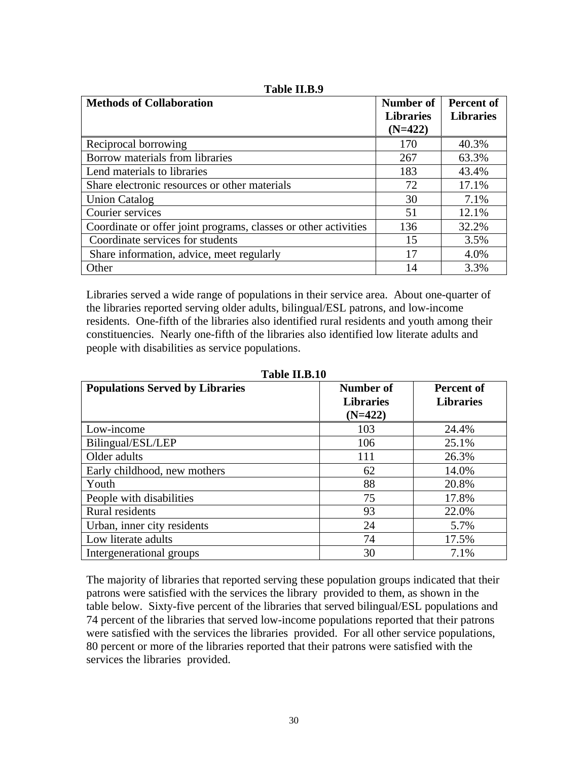**Table II.B.9**

| Methods of Collaboration | Number of Libraries (N=422) | Percent of Libraries |
|---|---|---|
| Reciprocal borrowing | 170 | 40.3% |
| Borrow materials from libraries | 267 | 63.3% |
| Lend materials to libraries | 183 | 43.4% |
| Share electronic resources or other materials | 72 | 17.1% |
| Union Catalog | 30 | 7.1% |
| Courier services | 51 | 12.1% |
| Coordinate or offer joint programs, classes or other activities | 136 | 32.2% |
| Coordinate services for students | 15 | 3.5% |
| Share information, advice, meet regularly | 17 | 4.0% |
| Other | 14 | 3.3% |

Libraries served a wide range of populations in their service area. About one-quarter of the libraries reported serving older adults, bilingual/ESL patrons, and low-income residents. One-fifth of the libraries also identified rural residents and youth among their constituencies. Nearly one-fifth of the libraries also identified low literate adults and people with disabilities as service populations.

**Table II.B.10**

| Populations Served by Libraries | Number of Libraries (N=422) | Percent of Libraries |
|---|---|---|
| Low-income | 103 | 24.4% |
| Bilingual/ESL/LEP | 106 | 25.1% |
| Older adults | 111 | 26.3% |
| Early childhood, new mothers | 62 | 14.0% |
| Youth | 88 | 20.8% |
| People with disabilities | 75 | 17.8% |
| Rural residents | 93 | 22.0% |
| Urban, inner city residents | 24 | 5.7% |
| Low literate adults | 74 | 17.5% |
| Intergenerational groups | 30 | 7.1% |

The majority of libraries that reported serving these population groups indicated that their patrons were satisfied with the services the library provided to them, as shown in the table below. Sixty-five percent of the libraries that served bilingual/ESL populations and 74 percent of the libraries that served low-income populations reported that their patrons were satisfied with the services the libraries provided. For all other service populations, 80 percent or more of the libraries reported that their patrons were satisfied with the services the libraries provided.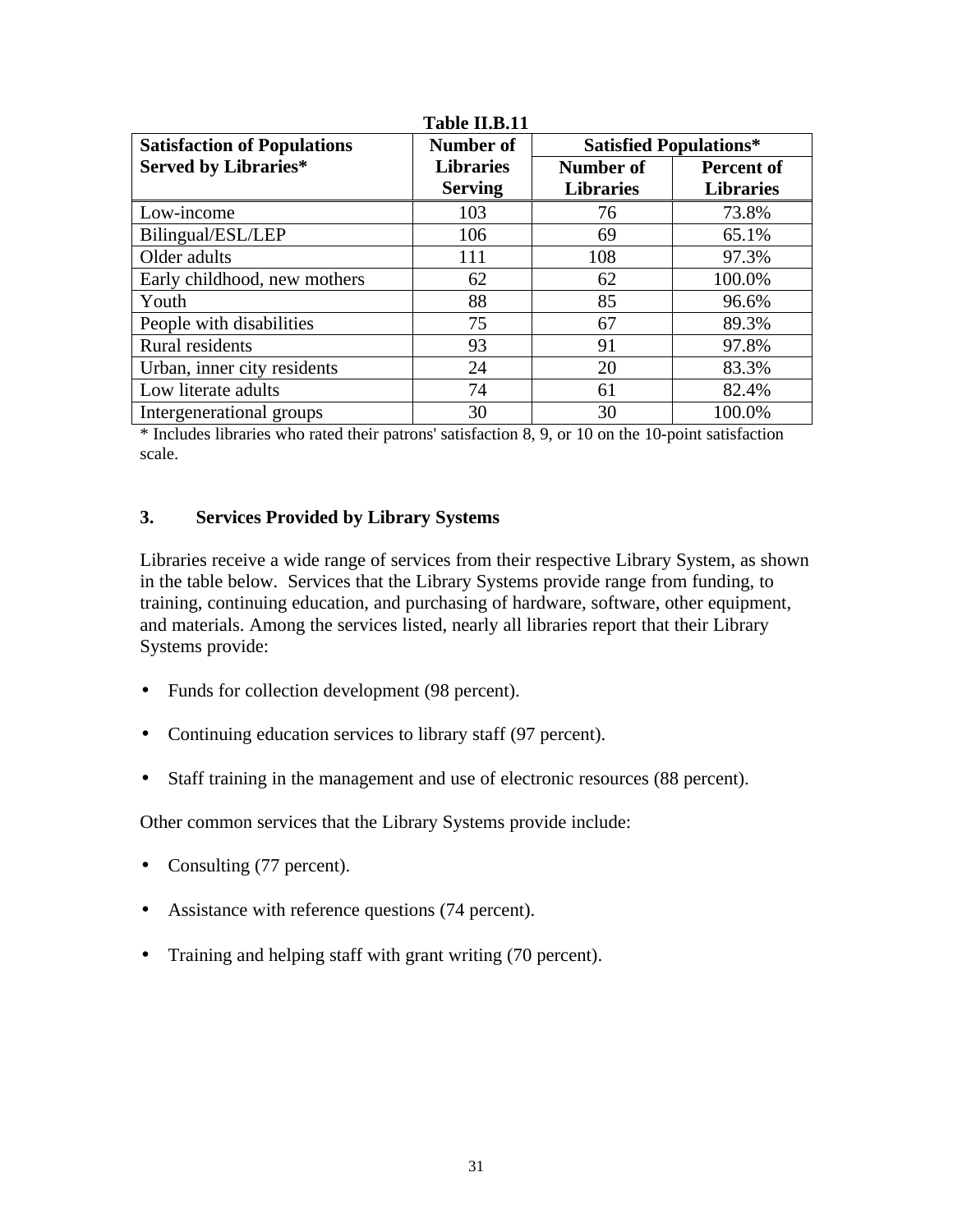**Table II.B.11**

| Satisfaction of Populations Served by Libraries* | Number of Libraries Serving | Satisfied Populations* | |
|---|---|---|---|
| | | Number of Libraries | Percent of Libraries |
| Low-income | 103 | 76 | 73.8% |
| Bilingual/ESL/LEP | 106 | 69 | 65.1% |
| Older adults | 111 | 108 | 97.3% |
| Early childhood, new mothers | 62 | 62 | 100.0% |
| Youth | 88 | 85 | 96.6% |
| People with disabilities | 75 | 67 | 89.3% |
| Rural residents | 93 | 91 | 97.8% |
| Urban, inner city residents | 24 | 20 | 83.3% |
| Low literate adults | 74 | 61 | 82.4% |
| Intergenerational groups | 30 | 30 | 100.0% |

* Includes libraries who rated their patrons' satisfaction 8, 9, or 10 on the 10-point satisfaction scale.

### 3. Services Provided by Library Systems

Libraries receive a wide range of services from their respective Library System, as shown in the table below. Services that the Library Systems provide range from funding, to training, continuing education, and purchasing of hardware, software, other equipment, and materials. Among the services listed, nearly all libraries report that their Library Systems provide:

- Funds for collection development (98 percent).
- Continuing education services to library staff (97 percent).
- Staff training in the management and use of electronic resources (88 percent).

Other common services that the Library Systems provide include:

- Consulting (77 percent).
- Assistance with reference questions (74 percent).
- Training and helping staff with grant writing (70 percent).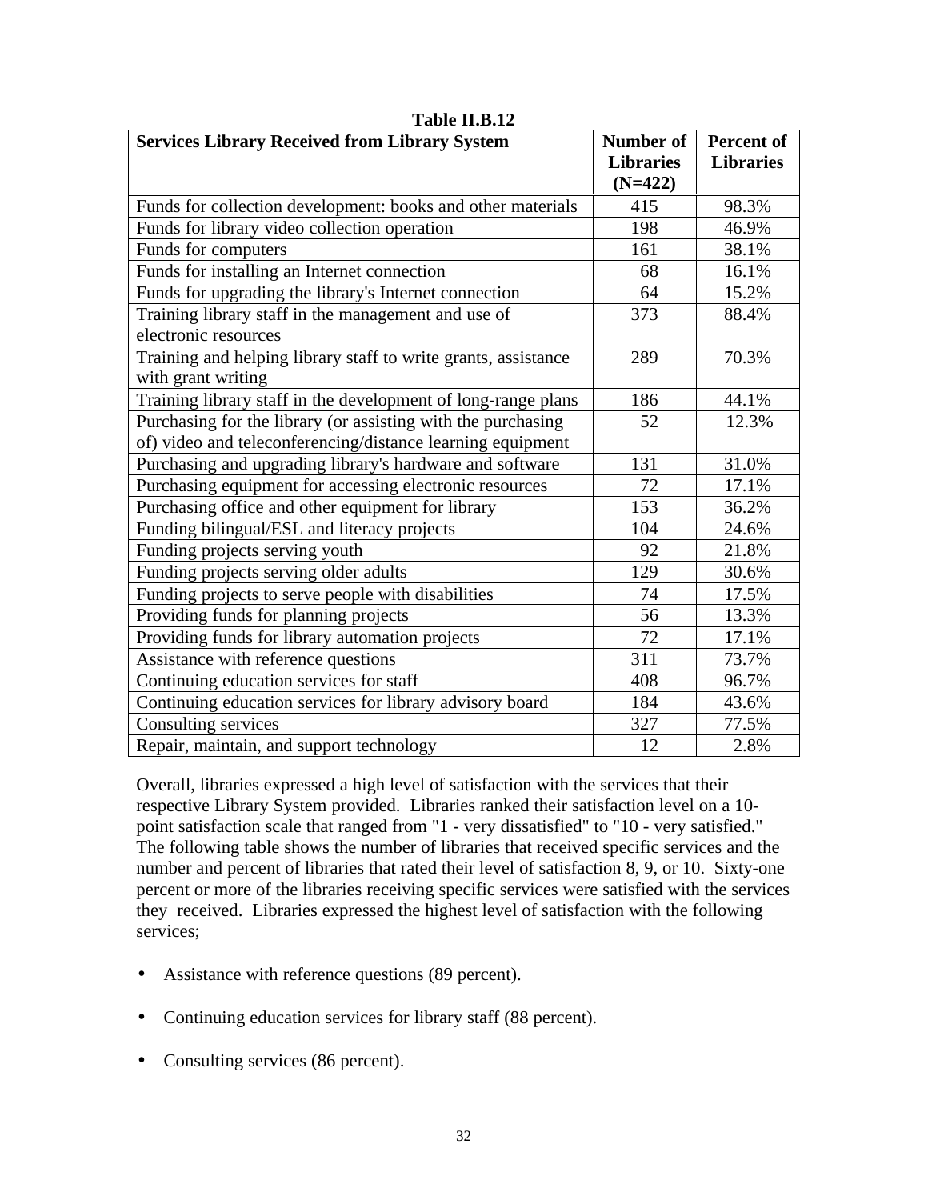**Table II.B.12**

| Services Library Received from Library System | Number of Libraries (N=422) | Percent of Libraries |
|---|---|---|
| Funds for collection development: books and other materials | 415 | 98.3% |
| Funds for library video collection operation | 198 | 46.9% |
| Funds for computers | 161 | 38.1% |
| Funds for installing an Internet connection | 68 | 16.1% |
| Funds for upgrading the library's Internet connection | 64 | 15.2% |
| Training library staff in the management and use of electronic resources | 373 | 88.4% |
| Training and helping library staff to write grants, assistance with grant writing | 289 | 70.3% |
| Training library staff in the development of long-range plans | 186 | 44.1% |
| Purchasing for the library (or assisting with the purchasing of) video and teleconferencing/distance learning equipment | 52 | 12.3% |
| Purchasing and upgrading library's hardware and software | 131 | 31.0% |
| Purchasing equipment for accessing electronic resources | 72 | 17.1% |
| Purchasing office and other equipment for library | 153 | 36.2% |
| Funding bilingual/ESL and literacy projects | 104 | 24.6% |
| Funding projects serving youth | 92 | 21.8% |
| Funding projects serving older adults | 129 | 30.6% |
| Funding projects to serve people with disabilities | 74 | 17.5% |
| Providing funds for planning projects | 56 | 13.3% |
| Providing funds for library automation projects | 72 | 17.1% |
| Assistance with reference questions | 311 | 73.7% |
| Continuing education services for staff | 408 | 96.7% |
| Continuing education services for library advisory board | 184 | 43.6% |
| Consulting services | 327 | 77.5% |
| Repair, maintain, and support technology | 12 | 2.8% |

Overall, libraries expressed a high level of satisfaction with the services that their respective Library System provided. Libraries ranked their satisfaction level on a 10-point satisfaction scale that ranged from "1 - very dissatisfied" to "10 - very satisfied." The following table shows the number of libraries that received specific services and the number and percent of libraries that rated their level of satisfaction 8, 9, or 10. Sixty-one percent or more of the libraries receiving specific services were satisfied with the services they received. Libraries expressed the highest level of satisfaction with the following services;

- Assistance with reference questions (89 percent).
- Continuing education services for library staff (88 percent).
- Consulting services (86 percent).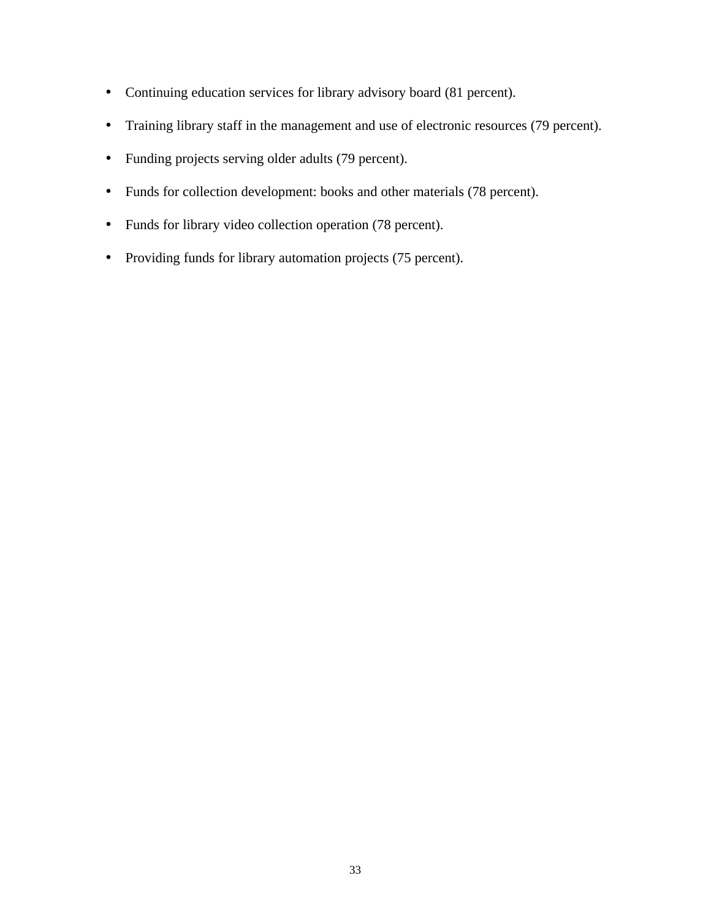- Continuing education services for library advisory board (81 percent).
- Training library staff in the management and use of electronic resources (79 percent).
- Funding projects serving older adults (79 percent).
- Funds for collection development: books and other materials (78 percent).
- Funds for library video collection operation (78 percent).
- Providing funds for library automation projects (75 percent).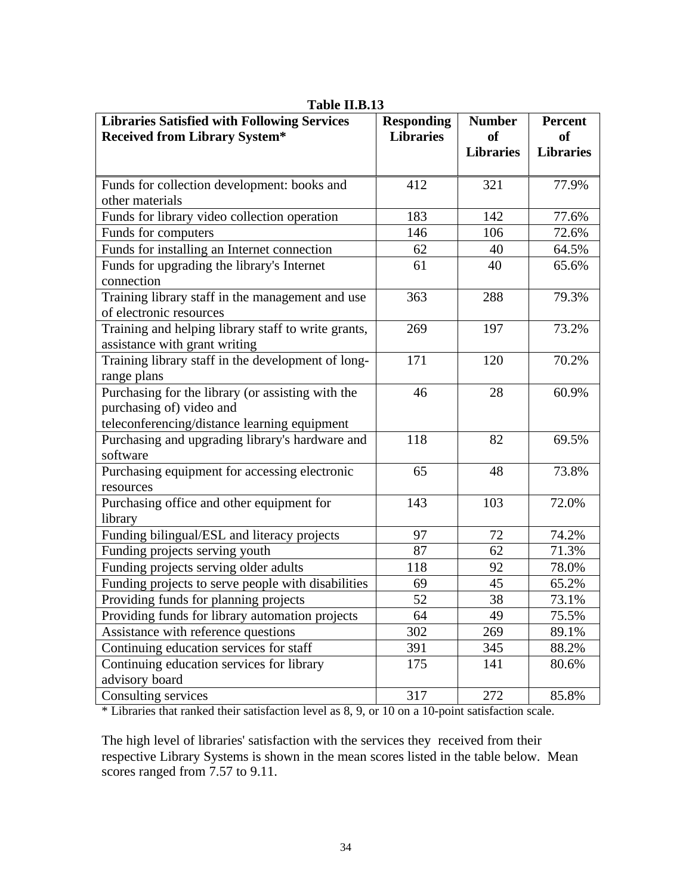**Table II.B.13**

| **Libraries Satisfied with Following Services Received from Library System*** | **Responding Libraries** | **Number of Libraries** | **Percent of Libraries** |
|---|---|---|---|
| Funds for collection development: books and other materials | 412 | 321 | 77.9% |
| Funds for library video collection operation | 183 | 142 | 77.6% |
| Funds for computers | 146 | 106 | 72.6% |
| Funds for installing an Internet connection | 62 | 40 | 64.5% |
| Funds for upgrading the library's Internet connection | 61 | 40 | 65.6% |
| Training library staff in the management and use of electronic resources | 363 | 288 | 79.3% |
| Training and helping library staff to write grants, assistance with grant writing | 269 | 197 | 73.2% |
| Training library staff in the development of long-range plans | 171 | 120 | 70.2% |
| Purchasing for the library (or assisting with the purchasing of) video and teleconferencing/distance learning equipment | 46 | 28 | 60.9% |
| Purchasing and upgrading library's hardware and software | 118 | 82 | 69.5% |
| Purchasing equipment for accessing electronic resources | 65 | 48 | 73.8% |
| Purchasing office and other equipment for library | 143 | 103 | 72.0% |
| Funding bilingual/ESL and literacy projects | 97 | 72 | 74.2% |
| Funding projects serving youth | 87 | 62 | 71.3% |
| Funding projects serving older adults | 118 | 92 | 78.0% |
| Funding projects to serve people with disabilities | 69 | 45 | 65.2% |
| Providing funds for planning projects | 52 | 38 | 73.1% |
| Providing funds for library automation projects | 64 | 49 | 75.5% |
| Assistance with reference questions | 302 | 269 | 89.1% |
| Continuing education services for staff | 391 | 345 | 88.2% |
| Continuing education services for library advisory board | 175 | 141 | 80.6% |
| Consulting services | 317 | 272 | 85.8% |

* Libraries that ranked their satisfaction level as 8, 9, or 10 on a 10-point satisfaction scale.

The high level of libraries' satisfaction with the services they received from their respective Library Systems is shown in the mean scores listed in the table below. Mean scores ranged from 7.57 to 9.11.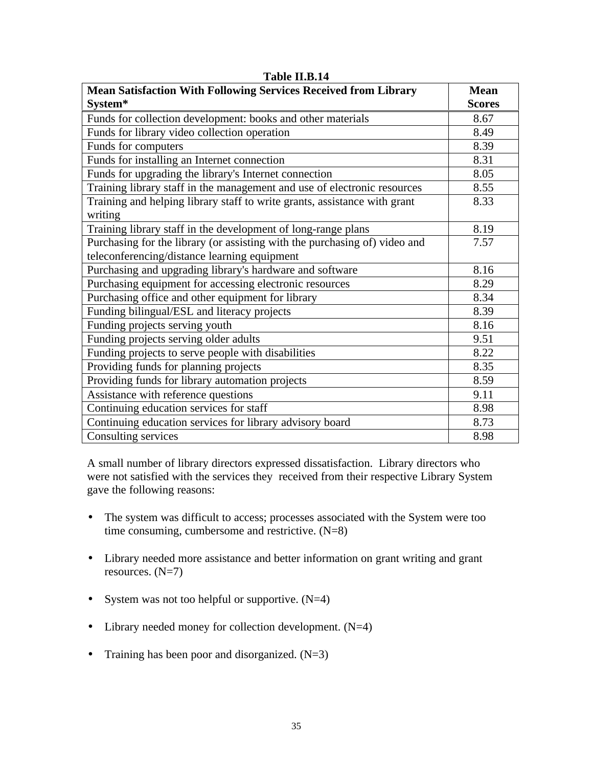**Table II.B.14**

| **Mean Satisfaction With Following Services Received from Library System*** | **Mean Scores** |
|---|---|
| Funds for collection development: books and other materials | 8.67 |
| Funds for library video collection operation | 8.49 |
| Funds for computers | 8.39 |
| Funds for installing an Internet connection | 8.31 |
| Funds for upgrading the library's Internet connection | 8.05 |
| Training library staff in the management and use of electronic resources | 8.55 |
| Training and helping library staff to write grants, assistance with grant writing | 8.33 |
| Training library staff in the development of long-range plans | 8.19 |
| Purchasing for the library (or assisting with the purchasing of) video and teleconferencing/distance learning equipment | 7.57 |
| Purchasing and upgrading library's hardware and software | 8.16 |
| Purchasing equipment for accessing electronic resources | 8.29 |
| Purchasing office and other equipment for library | 8.34 |
| Funding bilingual/ESL and literacy projects | 8.39 |
| Funding projects serving youth | 8.16 |
| Funding projects serving older adults | 9.51 |
| Funding projects to serve people with disabilities | 8.22 |
| Providing funds for planning projects | 8.35 |
| Providing funds for library automation projects | 8.59 |
| Assistance with reference questions | 9.11 |
| Continuing education services for staff | 8.98 |
| Continuing education services for library advisory board | 8.73 |
| Consulting services | 8.98 |

A small number of library directors expressed dissatisfaction. Library directors who were not satisfied with the services they received from their respective Library System gave the following reasons:

- The system was difficult to access; processes associated with the System were too time consuming, cumbersome and restrictive. (N=8)

- Library needed more assistance and better information on grant writing and grant resources. (N=7)

- System was not too helpful or supportive. (N=4)

- Library needed money for collection development. (N=4)

- Training has been poor and disorganized. (N=3)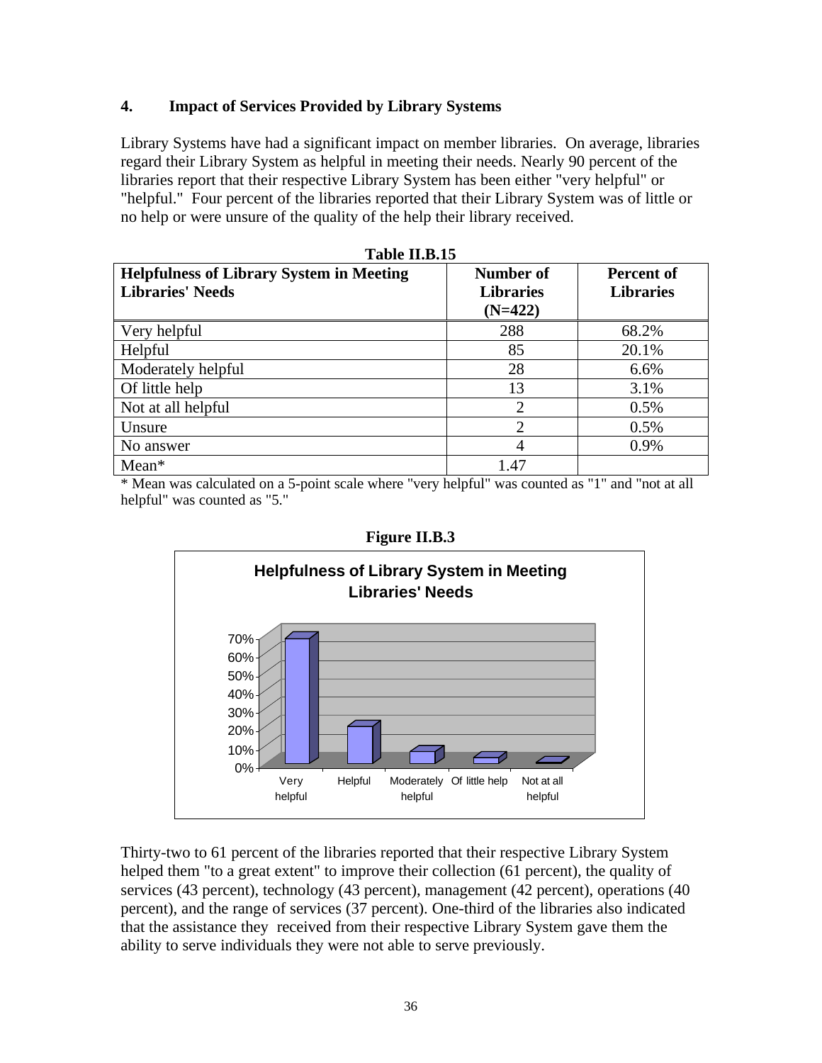### 4. Impact of Services Provided by Library Systems

Library Systems have had a significant impact on member libraries. On average, libraries regard their Library System as helpful in meeting their needs. Nearly 90 percent of the libraries report that their respective Library System has been either "very helpful" or "helpful." Four percent of the libraries reported that their Library System was of little or no help or were unsure of the quality of the help their library received.

**Table II.B.15**

| Helpfulness of Library System in Meeting Libraries' Needs | Number of Libraries (N=422) | Percent of Libraries |
|---|---|---|
| Very helpful | 288 | 68.2% |
| Helpful | 85 | 20.1% |
| Moderately helpful | 28 | 6.6% |
| Of little help | 13 | 3.1% |
| Not at all helpful | 2 | 0.5% |
| Unsure | 2 | 0.5% |
| No answer | 4 | 0.9% |
| Mean* | 1.47 | |

* Mean was calculated on a 5-point scale where "very helpful" was counted as "1" and "not at all helpful" was counted as "5."

**Figure II.B.3**

**Helpfulness of Library System in Meeting Libraries' Needs**

Thirty-two to 61 percent of the libraries reported that their respective Library System helped them "to a great extent" to improve their collection (61 percent), the quality of services (43 percent), technology (43 percent), management (42 percent), operations (40 percent), and the range of services (37 percent). One-third of the libraries also indicated that the assistance they received from their respective Library System gave them the ability to serve individuals they were not able to serve previously.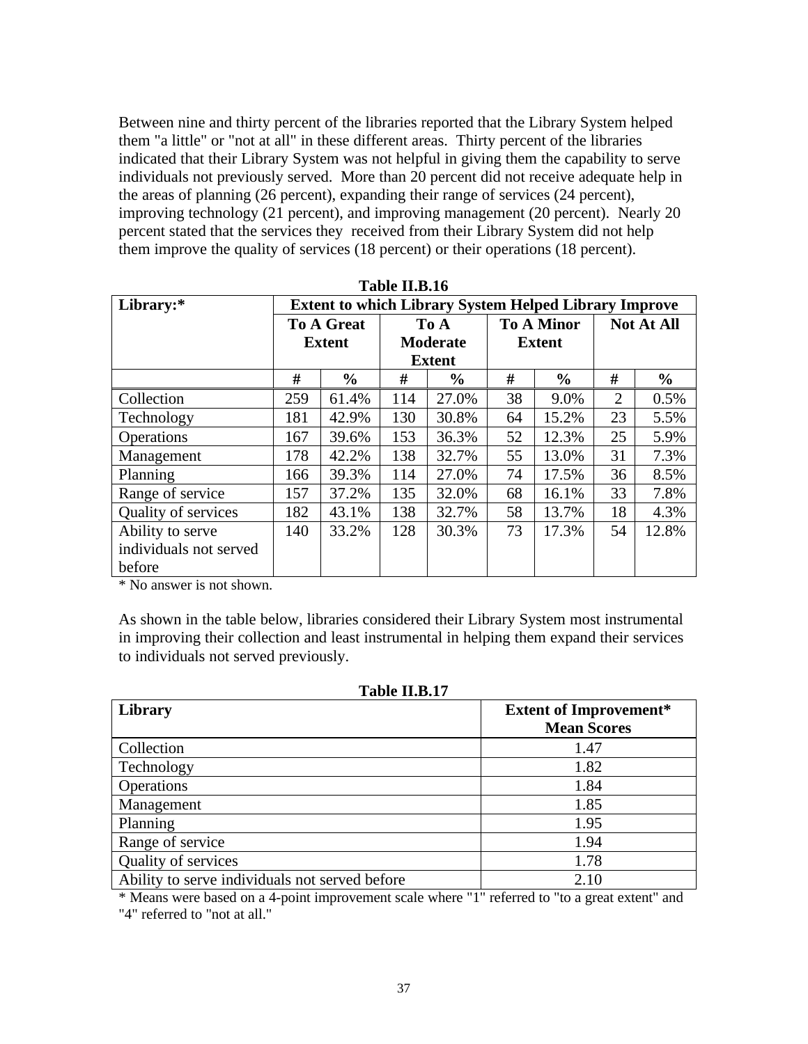Between nine and thirty percent of the libraries reported that the Library System helped them "a little" or "not at all" in these different areas. Thirty percent of the libraries indicated that their Library System was not helpful in giving them the capability to serve individuals not previously served. More than 20 percent did not receive adequate help in the areas of planning (26 percent), expanding their range of services (24 percent), improving technology (21 percent), and improving management (20 percent). Nearly 20 percent stated that the services they received from their Library System did not help them improve the quality of services (18 percent) or their operations (18 percent).

**Table II.B.16**

| Library:* | Extent to which Library System Helped Library Improve | | | | | | | |
|---|---|---|---|---|---|---|---|---|
| | To A Great Extent | | To A Moderate Extent | | To A Minor Extent | | Not At All | |
| | # | % | # | % | # | % | # | % |
| Collection | 259 | 61.4% | 114 | 27.0% | 38 | 9.0% | 2 | 0.5% |
| Technology | 181 | 42.9% | 130 | 30.8% | 64 | 15.2% | 23 | 5.5% |
| Operations | 167 | 39.6% | 153 | 36.3% | 52 | 12.3% | 25 | 5.9% |
| Management | 178 | 42.2% | 138 | 32.7% | 55 | 13.0% | 31 | 7.3% |
| Planning | 166 | 39.3% | 114 | 27.0% | 74 | 17.5% | 36 | 8.5% |
| Range of service | 157 | 37.2% | 135 | 32.0% | 68 | 16.1% | 33 | 7.8% |
| Quality of services | 182 | 43.1% | 138 | 32.7% | 58 | 13.7% | 18 | 4.3% |
| Ability to serve individuals not served before | 140 | 33.2% | 128 | 30.3% | 73 | 17.3% | 54 | 12.8% |

\* No answer is not shown.

As shown in the table below, libraries considered their Library System most instrumental in improving their collection and least instrumental in helping them expand their services to individuals not served previously.

**Table II.B.17**

| Library | Extent of Improvement* Mean Scores |
|---|---|
| Collection | 1.47 |
| Technology | 1.82 |
| Operations | 1.84 |
| Management | 1.85 |
| Planning | 1.95 |
| Range of service | 1.94 |
| Quality of services | 1.78 |
| Ability to serve individuals not served before | 2.10 |

\* Means were based on a 4-point improvement scale where "1" referred to "to a great extent" and "4" referred to "not at all."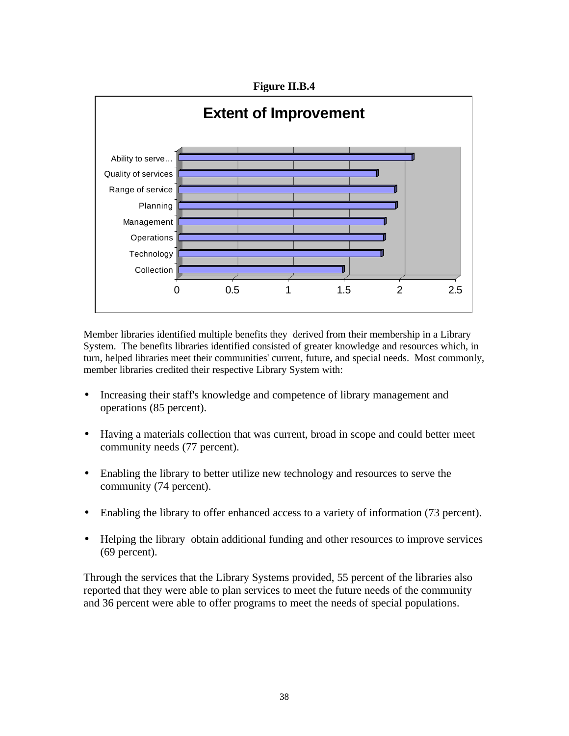**Figure II.B.4**

**Extent of Improvement**

| Category | Value (approx.) |
|---|---|
| Ability to serve… | 2.1 |
| Quality of services | 1.78 |
| Range of service | 1.94 |
| Planning | 1.95 |
| Management | 1.85 |
| Operations | 1.84 |
| Technology | 1.82 |
| Collection | 1.48 |

Member libraries identified multiple benefits they derived from their membership in a Library System. The benefits libraries identified consisted of greater knowledge and resources which, in turn, helped libraries meet their communities' current, future, and special needs. Most commonly, member libraries credited their respective Library System with:

- Increasing their staff's knowledge and competence of library management and operations (85 percent).
- Having a materials collection that was current, broad in scope and could better meet community needs (77 percent).
- Enabling the library to better utilize new technology and resources to serve the community (74 percent).
- Enabling the library to offer enhanced access to a variety of information (73 percent).
- Helping the library obtain additional funding and other resources to improve services (69 percent).

Through the services that the Library Systems provided, 55 percent of the libraries also reported that they were able to plan services to meet the future needs of the community and 36 percent were able to offer programs to meet the needs of special populations.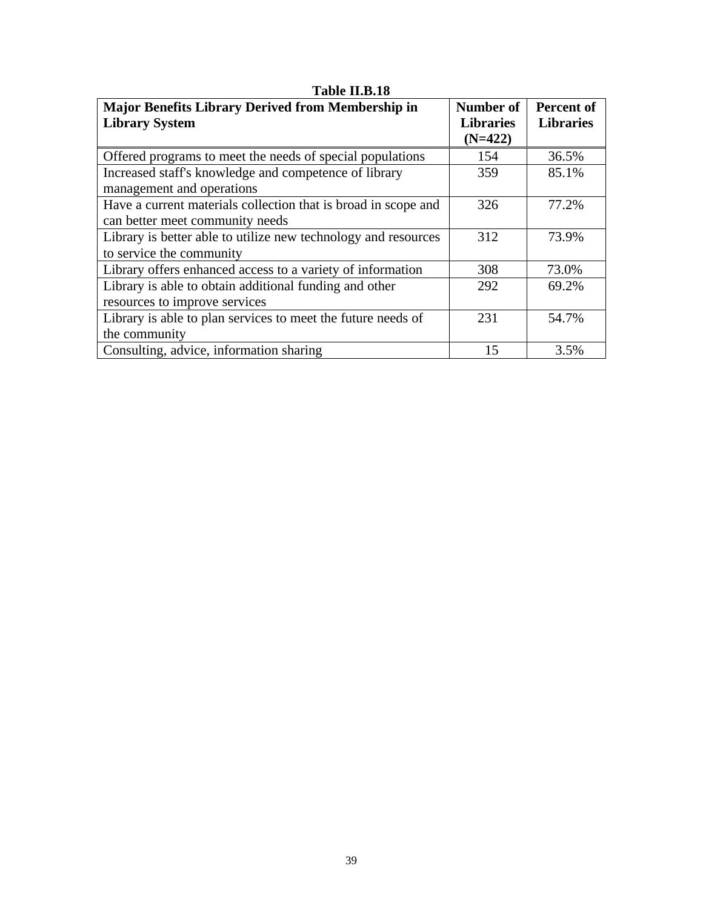**Table II.B.18**

| Major Benefits Library Derived from Membership in Library System | Number of Libraries (N=422) | Percent of Libraries |
|---|---|---|
| Offered programs to meet the needs of special populations | 154 | 36.5% |
| Increased staff's knowledge and competence of library management and operations | 359 | 85.1% |
| Have a current materials collection that is broad in scope and can better meet community needs | 326 | 77.2% |
| Library is better able to utilize new technology and resources to service the community | 312 | 73.9% |
| Library offers enhanced access to a variety of information | 308 | 73.0% |
| Library is able to obtain additional funding and other resources to improve services | 292 | 69.2% |
| Library is able to plan services to meet the future needs of the community | 231 | 54.7% |
| Consulting, advice, information sharing | 15 | 3.5% |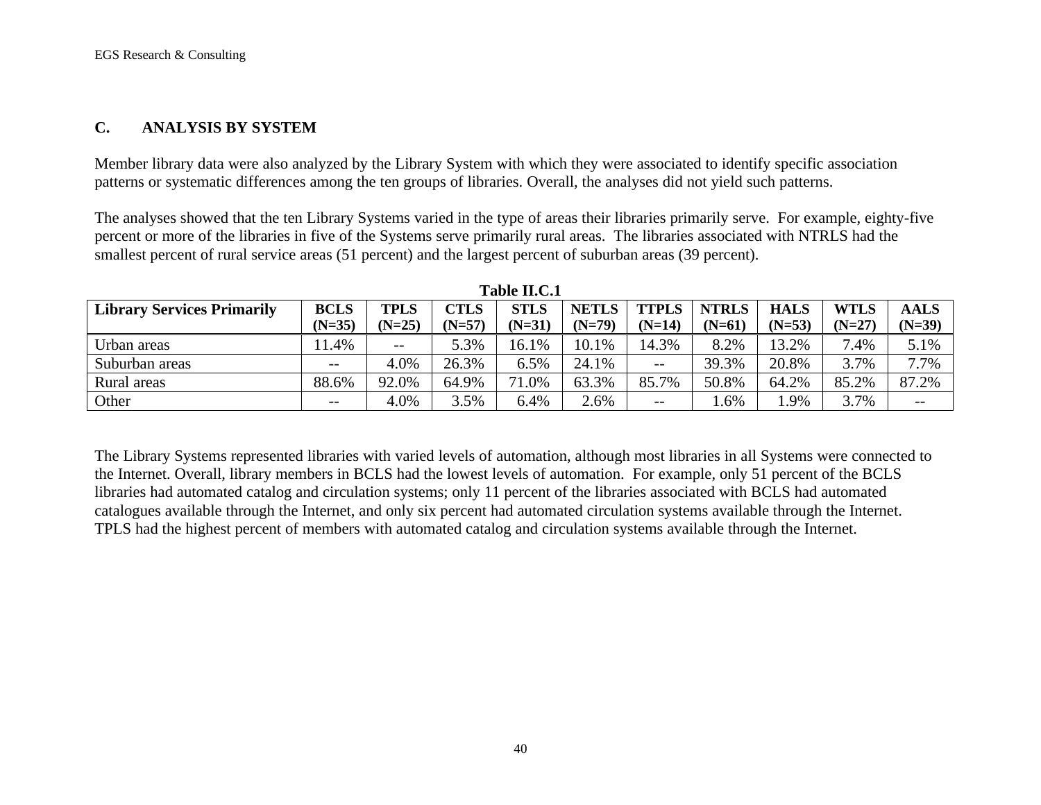## C. ANALYSIS BY SYSTEM

Member library data were also analyzed by the Library System with which they were associated to identify specific association patterns or systematic differences among the ten groups of libraries. Overall, the analyses did not yield such patterns.

The analyses showed that the ten Library Systems varied in the type of areas their libraries primarily serve. For example, eighty-five percent or more of the libraries in five of the Systems serve primarily rural areas. The libraries associated with NTRLS had the smallest percent of rural service areas (51 percent) and the largest percent of suburban areas (39 percent).

**Table II.C.1**

| Library Services Primarily | BCLS (N=35) | TPLS (N=25) | CTLS (N=57) | STLS (N=31) | NETLS (N=79) | TTPLS (N=14) | NTRLS (N=61) | HALS (N=53) | WTLS (N=27) | AALS (N=39) |
|---|---|---|---|---|---|---|---|---|---|---|
| Urban areas | 11.4% | -- | 5.3% | 16.1% | 10.1% | 14.3% | 8.2% | 13.2% | 7.4% | 5.1% |
| Suburban areas | -- | 4.0% | 26.3% | 6.5% | 24.1% | -- | 39.3% | 20.8% | 3.7% | 7.7% |
| Rural areas | 88.6% | 92.0% | 64.9% | 71.0% | 63.3% | 85.7% | 50.8% | 64.2% | 85.2% | 87.2% |
| Other | -- | 4.0% | 3.5% | 6.4% | 2.6% | -- | 1.6% | 1.9% | 3.7% | -- |

The Library Systems represented libraries with varied levels of automation, although most libraries in all Systems were connected to the Internet. Overall, library members in BCLS had the lowest levels of automation. For example, only 51 percent of the BCLS libraries had automated catalog and circulation systems; only 11 percent of the libraries associated with BCLS had automated catalogues available through the Internet, and only six percent had automated circulation systems available through the Internet. TPLS had the highest percent of members with automated catalog and circulation systems available through the Internet.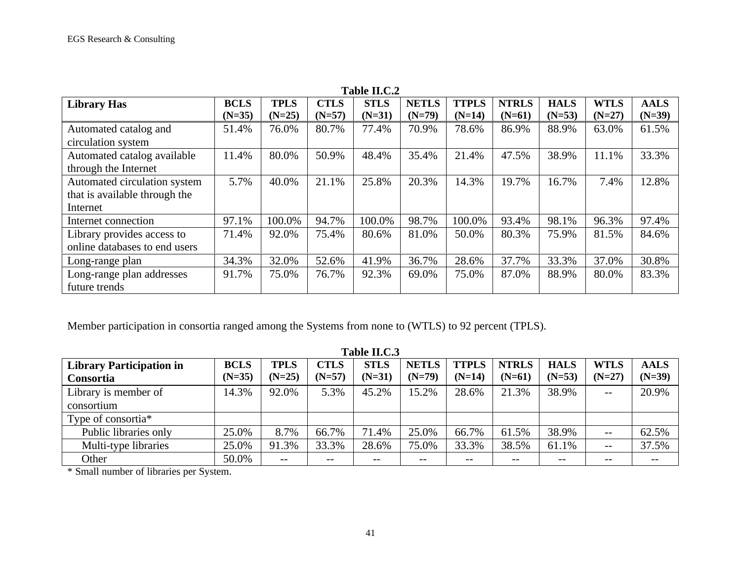**Table II.C.2**

| Library Has | BCLS (N=35) | TPLS (N=25) | CTLS (N=57) | STLS (N=31) | NETLS (N=79) | TTPLS (N=14) | NTRLS (N=61) | HALS (N=53) | WTLS (N=27) | AALS (N=39) |
|---|---|---|---|---|---|---|---|---|---|---|
| Automated catalog and circulation system | 51.4% | 76.0% | 80.7% | 77.4% | 70.9% | 78.6% | 86.9% | 88.9% | 63.0% | 61.5% |
| Automated catalog available through the Internet | 11.4% | 80.0% | 50.9% | 48.4% | 35.4% | 21.4% | 47.5% | 38.9% | 11.1% | 33.3% |
| Automated circulation system that is available through the Internet | 5.7% | 40.0% | 21.1% | 25.8% | 20.3% | 14.3% | 19.7% | 16.7% | 7.4% | 12.8% |
| Internet connection | 97.1% | 100.0% | 94.7% | 100.0% | 98.7% | 100.0% | 93.4% | 98.1% | 96.3% | 97.4% |
| Library provides access to online databases to end users | 71.4% | 92.0% | 75.4% | 80.6% | 81.0% | 50.0% | 80.3% | 75.9% | 81.5% | 84.6% |
| Long-range plan | 34.3% | 32.0% | 52.6% | 41.9% | 36.7% | 28.6% | 37.7% | 33.3% | 37.0% | 30.8% |
| Long-range plan addresses future trends | 91.7% | 75.0% | 76.7% | 92.3% | 69.0% | 75.0% | 87.0% | 88.9% | 80.0% | 83.3% |

Member participation in consortia ranged among the Systems from none to (WTLS) to 92 percent (TPLS).

**Table II.C.3**

| Library Participation in Consortia | BCLS (N=35) | TPLS (N=25) | CTLS (N=57) | STLS (N=31) | NETLS (N=79) | TTPLS (N=14) | NTRLS (N=61) | HALS (N=53) | WTLS (N=27) | AALS (N=39) |
|---|---|---|---|---|---|---|---|---|---|---|
| Library is member of consortium | 14.3% | 92.0% | 5.3% | 45.2% | 15.2% | 28.6% | 21.3% | 38.9% | -- | 20.9% |
| Type of consortia* | | | | | | | | | | |
| Public libraries only | 25.0% | 8.7% | 66.7% | 71.4% | 25.0% | 66.7% | 61.5% | 38.9% | -- | 62.5% |
| Multi-type libraries | 25.0% | 91.3% | 33.3% | 28.6% | 75.0% | 33.3% | 38.5% | 61.1% | -- | 37.5% |
| Other | 50.0% | -- | -- | -- | -- | -- | -- | -- | -- | -- |

* Small number of libraries per System.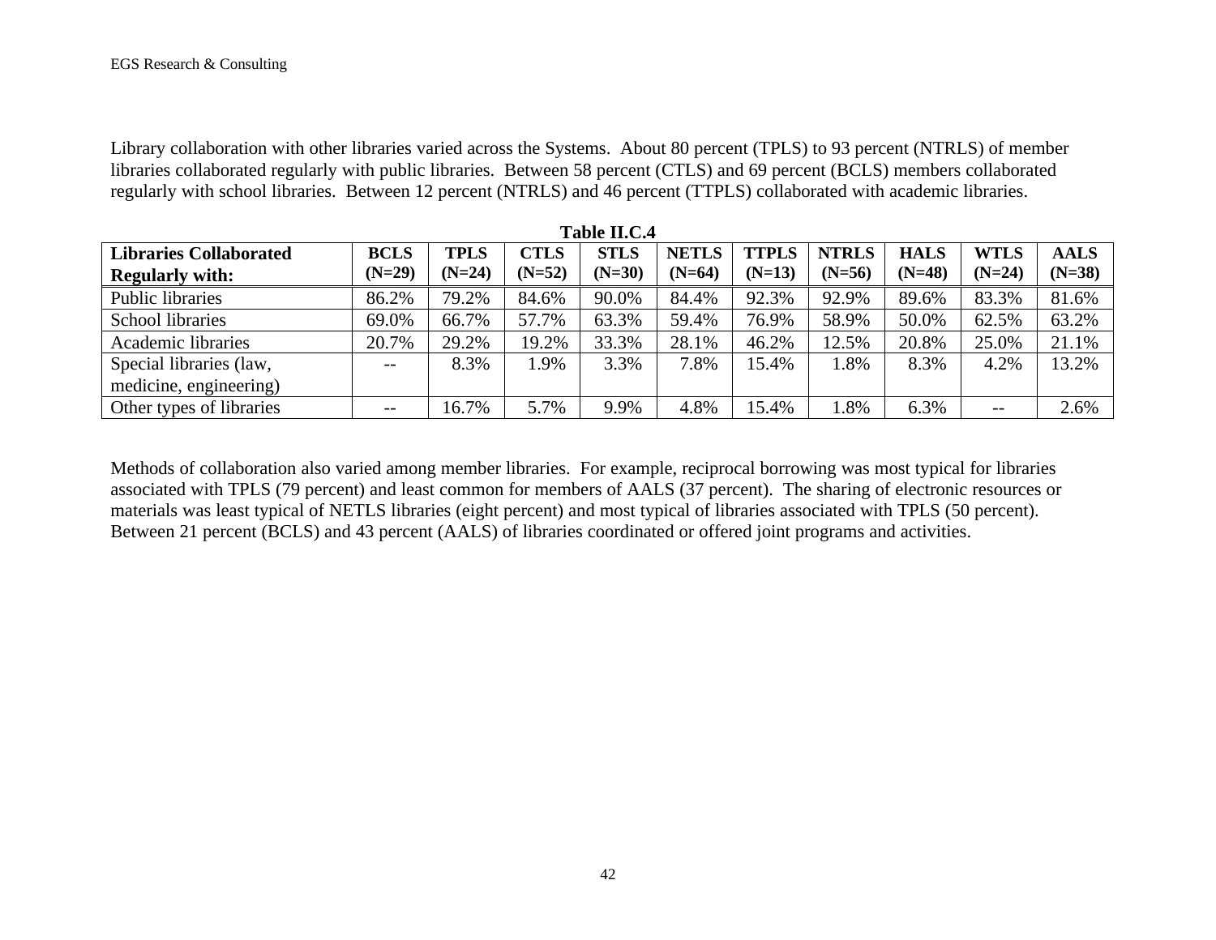Library collaboration with other libraries varied across the Systems. About 80 percent (TPLS) to 93 percent (NTRLS) of member libraries collaborated regularly with public libraries. Between 58 percent (CTLS) and 69 percent (BCLS) members collaborated regularly with school libraries. Between 12 percent (NTRLS) and 46 percent (TTPLS) collaborated with academic libraries.

**Table II.C.4**

| Libraries Collaborated Regularly with: | BCLS (N=29) | TPLS (N=24) | CTLS (N=52) | STLS (N=30) | NETLS (N=64) | TTPLS (N=13) | NTRLS (N=56) | HALS (N=48) | WTLS (N=24) | AALS (N=38) |
|---|---|---|---|---|---|---|---|---|---|---|
| Public libraries | 86.2% | 79.2% | 84.6% | 90.0% | 84.4% | 92.3% | 92.9% | 89.6% | 83.3% | 81.6% |
| School libraries | 69.0% | 66.7% | 57.7% | 63.3% | 59.4% | 76.9% | 58.9% | 50.0% | 62.5% | 63.2% |
| Academic libraries | 20.7% | 29.2% | 19.2% | 33.3% | 28.1% | 46.2% | 12.5% | 20.8% | 25.0% | 21.1% |
| Special libraries (law, medicine, engineering) | -- | 8.3% | 1.9% | 3.3% | 7.8% | 15.4% | 1.8% | 8.3% | 4.2% | 13.2% |
| Other types of libraries | -- | 16.7% | 5.7% | 9.9% | 4.8% | 15.4% | 1.8% | 6.3% | -- | 2.6% |

Methods of collaboration also varied among member libraries. For example, reciprocal borrowing was most typical for libraries associated with TPLS (79 percent) and least common for members of AALS (37 percent). The sharing of electronic resources or materials was least typical of NETLS libraries (eight percent) and most typical of libraries associated with TPLS (50 percent). Between 21 percent (BCLS) and 43 percent (AALS) of libraries coordinated or offered joint programs and activities.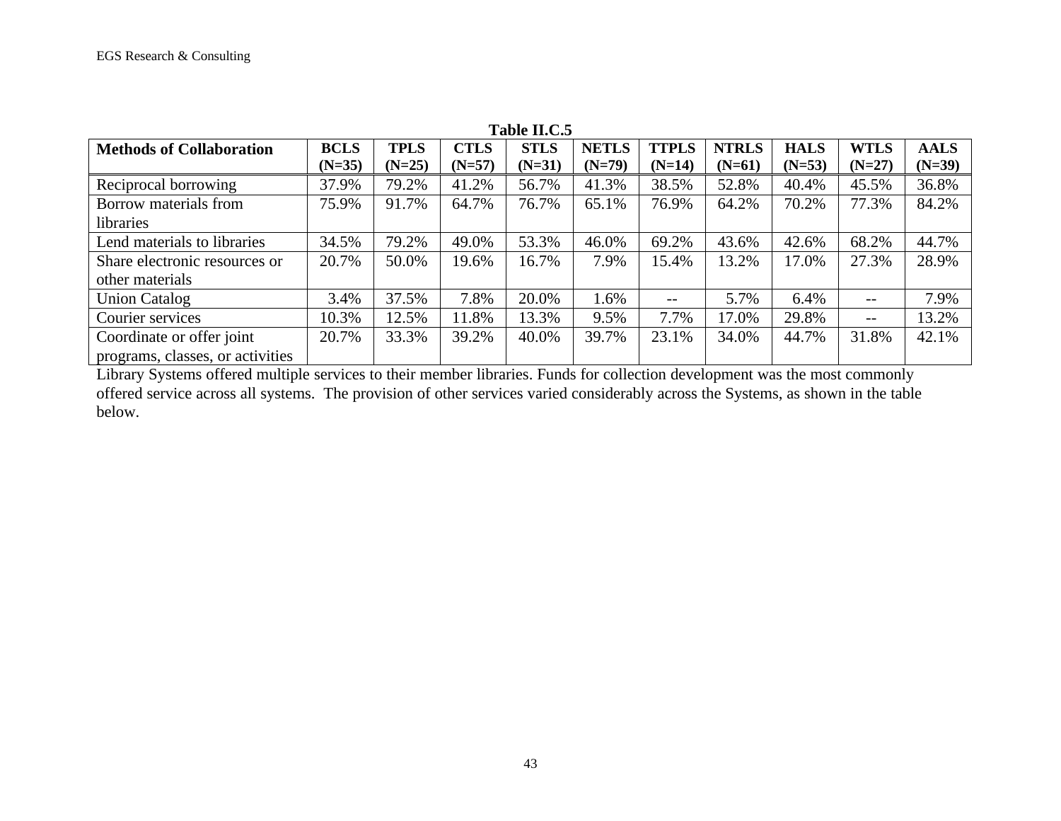**Table II.C.5**

| Methods of Collaboration | BCLS (N=35) | TPLS (N=25) | CTLS (N=57) | STLS (N=31) | NETLS (N=79) | TTPLS (N=14) | NTRLS (N=61) | HALS (N=53) | WTLS (N=27) | AALS (N=39) |
|---|---|---|---|---|---|---|---|---|---|---|
| Reciprocal borrowing | 37.9% | 79.2% | 41.2% | 56.7% | 41.3% | 38.5% | 52.8% | 40.4% | 45.5% | 36.8% |
| Borrow materials from libraries | 75.9% | 91.7% | 64.7% | 76.7% | 65.1% | 76.9% | 64.2% | 70.2% | 77.3% | 84.2% |
| Lend materials to libraries | 34.5% | 79.2% | 49.0% | 53.3% | 46.0% | 69.2% | 43.6% | 42.6% | 68.2% | 44.7% |
| Share electronic resources or other materials | 20.7% | 50.0% | 19.6% | 16.7% | 7.9% | 15.4% | 13.2% | 17.0% | 27.3% | 28.9% |
| Union Catalog | 3.4% | 37.5% | 7.8% | 20.0% | 1.6% | -- | 5.7% | 6.4% | -- | 7.9% |
| Courier services | 10.3% | 12.5% | 11.8% | 13.3% | 9.5% | 7.7% | 17.0% | 29.8% | -- | 13.2% |
| Coordinate or offer joint programs, classes, or activities | 20.7% | 33.3% | 39.2% | 40.0% | 39.7% | 23.1% | 34.0% | 44.7% | 31.8% | 42.1% |

Library Systems offered multiple services to their member libraries. Funds for collection development was the most commonly offered service across all systems. The provision of other services varied considerably across the Systems, as shown in the table below.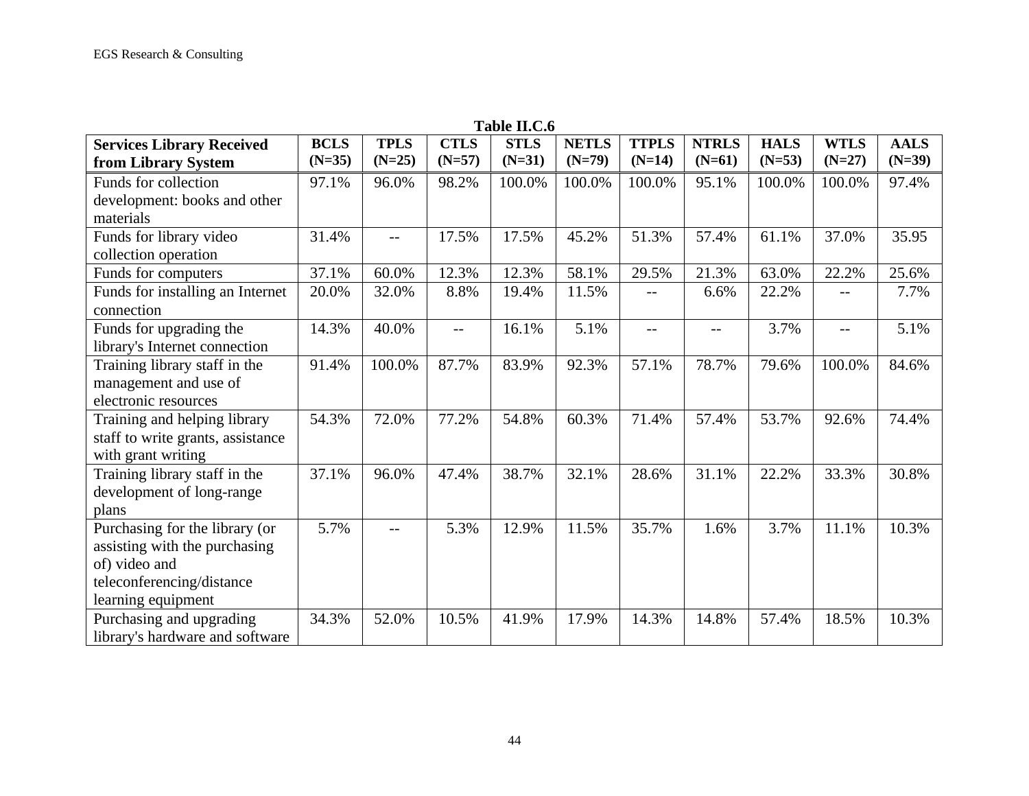**Table II.C.6**

| Services Library Received from Library System | BCLS (N=35) | TPLS (N=25) | CTLS (N=57) | STLS (N=31) | NETLS (N=79) | TTPLS (N=14) | NTRLS (N=61) | HALS (N=53) | WTLS (N=27) | AALS (N=39) |
|---|---|---|---|---|---|---|---|---|---|---|
| Funds for collection development: books and other materials | 97.1% | 96.0% | 98.2% | 100.0% | 100.0% | 100.0% | 95.1% | 100.0% | 100.0% | 97.4% |
| Funds for library video collection operation | 31.4% | -- | 17.5% | 17.5% | 45.2% | 51.3% | 57.4% | 61.1% | 37.0% | 35.95 |
| Funds for computers | 37.1% | 60.0% | 12.3% | 12.3% | 58.1% | 29.5% | 21.3% | 63.0% | 22.2% | 25.6% |
| Funds for installing an Internet connection | 20.0% | 32.0% | 8.8% | 19.4% | 11.5% | -- | 6.6% | 22.2% | -- | 7.7% |
| Funds for upgrading the library's Internet connection | 14.3% | 40.0% | -- | 16.1% | 5.1% | -- | -- | 3.7% | -- | 5.1% |
| Training library staff in the management and use of electronic resources | 91.4% | 100.0% | 87.7% | 83.9% | 92.3% | 57.1% | 78.7% | 79.6% | 100.0% | 84.6% |
| Training and helping library staff to write grants, assistance with grant writing | 54.3% | 72.0% | 77.2% | 54.8% | 60.3% | 71.4% | 57.4% | 53.7% | 92.6% | 74.4% |
| Training library staff in the development of long-range plans | 37.1% | 96.0% | 47.4% | 38.7% | 32.1% | 28.6% | 31.1% | 22.2% | 33.3% | 30.8% |
| Purchasing for the library (or assisting with the purchasing of) video and teleconferencing/distance learning equipment | 5.7% | -- | 5.3% | 12.9% | 11.5% | 35.7% | 1.6% | 3.7% | 11.1% | 10.3% |
| Purchasing and upgrading library's hardware and software | 34.3% | 52.0% | 10.5% | 41.9% | 17.9% | 14.3% | 14.8% | 57.4% | 18.5% | 10.3% |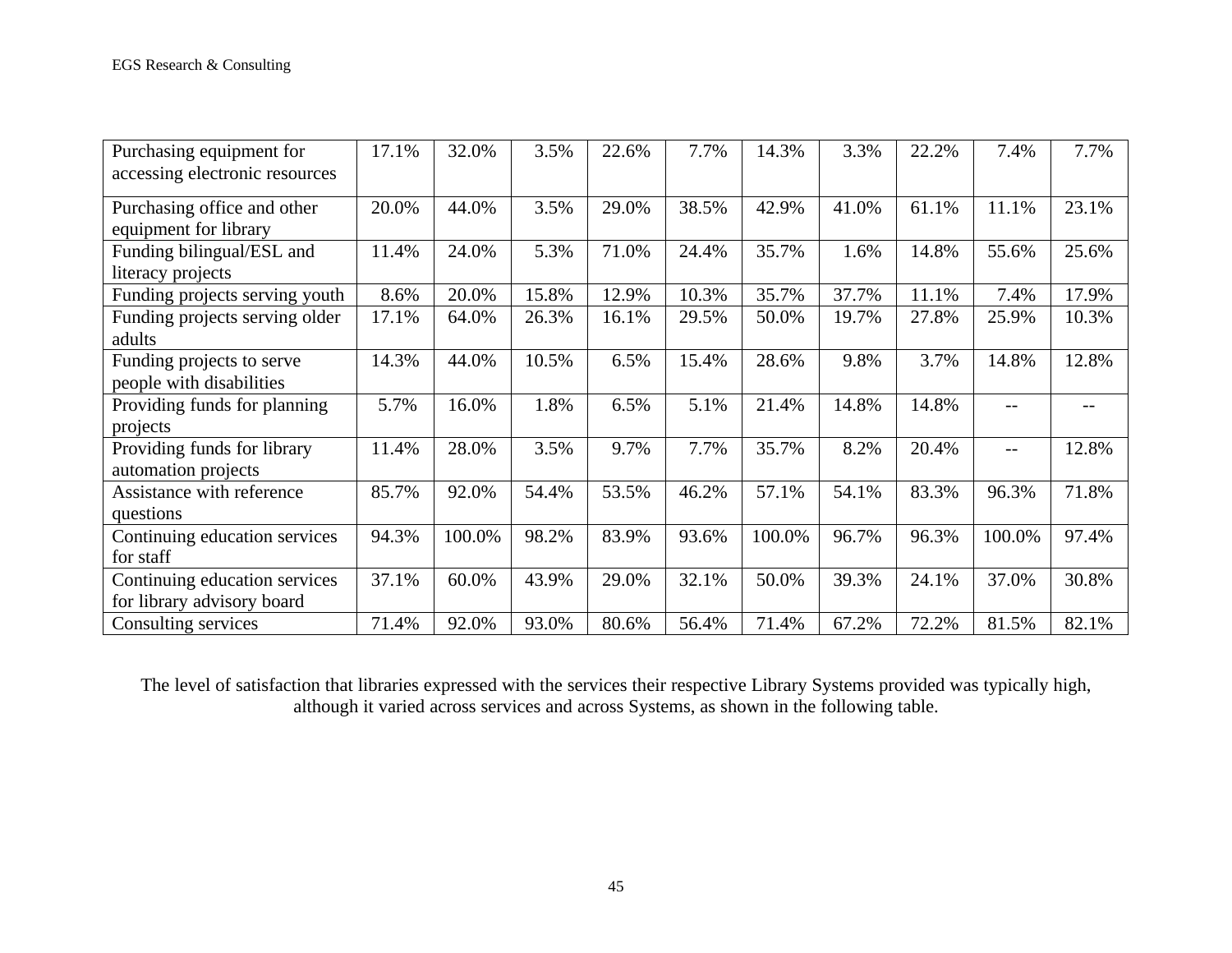| | | | | | | | | | | |
|---|---|---|---|---|---|---|---|---|---|---|
| Purchasing equipment for accessing electronic resources | 17.1% | 32.0% | 3.5% | 22.6% | 7.7% | 14.3% | 3.3% | 22.2% | 7.4% | 7.7% |
| Purchasing office and other equipment for library | 20.0% | 44.0% | 3.5% | 29.0% | 38.5% | 42.9% | 41.0% | 61.1% | 11.1% | 23.1% |
| Funding bilingual/ESL and literacy projects | 11.4% | 24.0% | 5.3% | 71.0% | 24.4% | 35.7% | 1.6% | 14.8% | 55.6% | 25.6% |
| Funding projects serving youth | 8.6% | 20.0% | 15.8% | 12.9% | 10.3% | 35.7% | 37.7% | 11.1% | 7.4% | 17.9% |
| Funding projects serving older adults | 17.1% | 64.0% | 26.3% | 16.1% | 29.5% | 50.0% | 19.7% | 27.8% | 25.9% | 10.3% |
| Funding projects to serve people with disabilities | 14.3% | 44.0% | 10.5% | 6.5% | 15.4% | 28.6% | 9.8% | 3.7% | 14.8% | 12.8% |
| Providing funds for planning projects | 5.7% | 16.0% | 1.8% | 6.5% | 5.1% | 21.4% | 14.8% | 14.8% | -- | -- |
| Providing funds for library automation projects | 11.4% | 28.0% | 3.5% | 9.7% | 7.7% | 35.7% | 8.2% | 20.4% | -- | 12.8% |
| Assistance with reference questions | 85.7% | 92.0% | 54.4% | 53.5% | 46.2% | 57.1% | 54.1% | 83.3% | 96.3% | 71.8% |
| Continuing education services for staff | 94.3% | 100.0% | 98.2% | 83.9% | 93.6% | 100.0% | 96.7% | 96.3% | 100.0% | 97.4% |
| Continuing education services for library advisory board | 37.1% | 60.0% | 43.9% | 29.0% | 32.1% | 50.0% | 39.3% | 24.1% | 37.0% | 30.8% |
| Consulting services | 71.4% | 92.0% | 93.0% | 80.6% | 56.4% | 71.4% | 67.2% | 72.2% | 81.5% | 82.1% |

The level of satisfaction that libraries expressed with the services their respective Library Systems provided was typically high, although it varied across services and across Systems, as shown in the following table.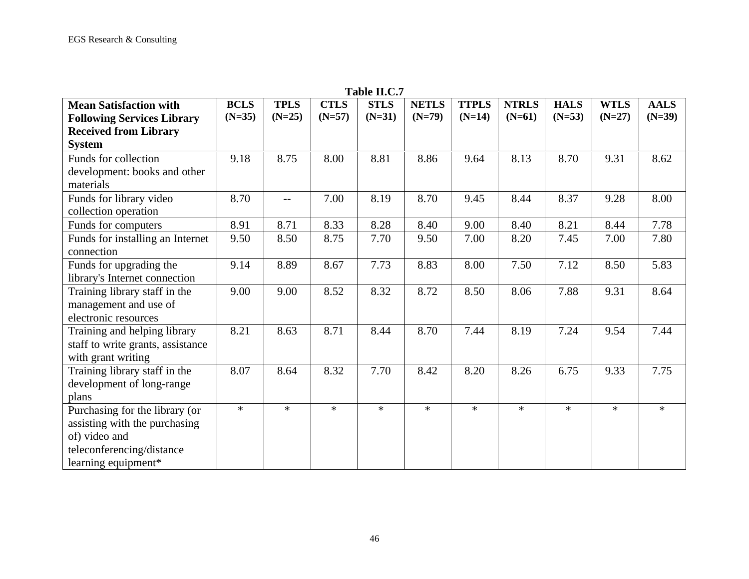**Table II.C.7**

| Mean Satisfaction with Following Services Library Received from Library System | BCLS (N=35) | TPLS (N=25) | CTLS (N=57) | STLS (N=31) | NETLS (N=79) | TTPLS (N=14) | NTRLS (N=61) | HALS (N=53) | WTLS (N=27) | AALS (N=39) |
|---|---|---|---|---|---|---|---|---|---|---|
| Funds for collection development: books and other materials | 9.18 | 8.75 | 8.00 | 8.81 | 8.86 | 9.64 | 8.13 | 8.70 | 9.31 | 8.62 |
| Funds for library video collection operation | 8.70 | -- | 7.00 | 8.19 | 8.70 | 9.45 | 8.44 | 8.37 | 9.28 | 8.00 |
| Funds for computers | 8.91 | 8.71 | 8.33 | 8.28 | 8.40 | 9.00 | 8.40 | 8.21 | 8.44 | 7.78 |
| Funds for installing an Internet connection | 9.50 | 8.50 | 8.75 | 7.70 | 9.50 | 7.00 | 8.20 | 7.45 | 7.00 | 7.80 |
| Funds for upgrading the library's Internet connection | 9.14 | 8.89 | 8.67 | 7.73 | 8.83 | 8.00 | 7.50 | 7.12 | 8.50 | 5.83 |
| Training library staff in the management and use of electronic resources | 9.00 | 9.00 | 8.52 | 8.32 | 8.72 | 8.50 | 8.06 | 7.88 | 9.31 | 8.64 |
| Training and helping library staff to write grants, assistance with grant writing | 8.21 | 8.63 | 8.71 | 8.44 | 8.70 | 7.44 | 8.19 | 7.24 | 9.54 | 7.44 |
| Training library staff in the development of long-range plans | 8.07 | 8.64 | 8.32 | 7.70 | 8.42 | 8.20 | 8.26 | 6.75 | 9.33 | 7.75 |
| Purchasing for the library (or assisting with the purchasing of) video and teleconferencing/distance learning equipment* | * | * | * | * | * | * | * | * | * | * |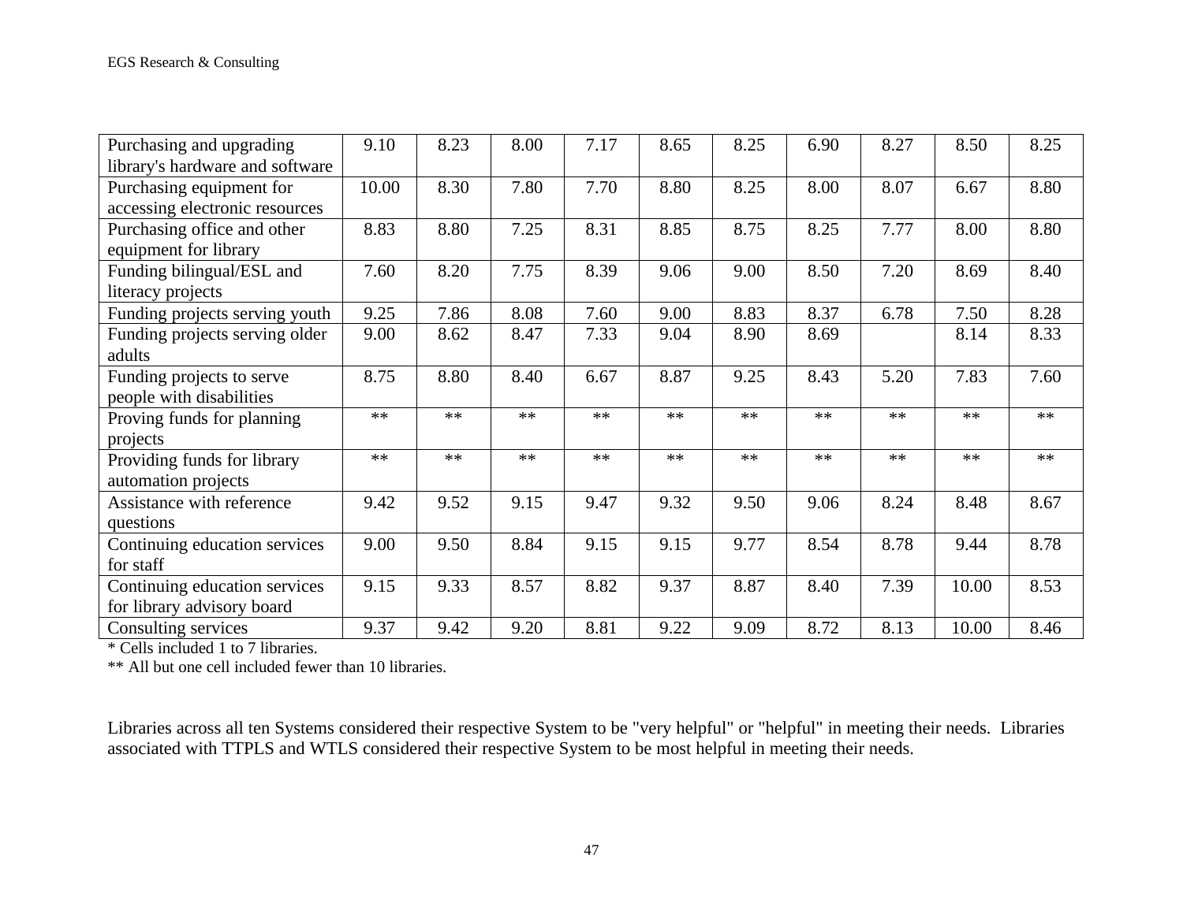| | | | | | | | | | | |
|---|---|---|---|---|---|---|---|---|---|---|
| Purchasing and upgrading library's hardware and software | 9.10 | 8.23 | 8.00 | 7.17 | 8.65 | 8.25 | 6.90 | 8.27 | 8.50 | 8.25 |
| Purchasing equipment for accessing electronic resources | 10.00 | 8.30 | 7.80 | 7.70 | 8.80 | 8.25 | 8.00 | 8.07 | 6.67 | 8.80 |
| Purchasing office and other equipment for library | 8.83 | 8.80 | 7.25 | 8.31 | 8.85 | 8.75 | 8.25 | 7.77 | 8.00 | 8.80 |
| Funding bilingual/ESL and literacy projects | 7.60 | 8.20 | 7.75 | 8.39 | 9.06 | 9.00 | 8.50 | 7.20 | 8.69 | 8.40 |
| Funding projects serving youth | 9.25 | 7.86 | 8.08 | 7.60 | 9.00 | 8.83 | 8.37 | 6.78 | 7.50 | 8.28 |
| Funding projects serving older adults | 9.00 | 8.62 | 8.47 | 7.33 | 9.04 | 8.90 | 8.69 | | 8.14 | 8.33 |
| Funding projects to serve people with disabilities | 8.75 | 8.80 | 8.40 | 6.67 | 8.87 | 9.25 | 8.43 | 5.20 | 7.83 | 7.60 |
| Proving funds for planning projects | ** | ** | ** | ** | ** | ** | ** | ** | ** | ** |
| Providing funds for library automation projects | ** | ** | ** | ** | ** | ** | ** | ** | ** | ** |
| Assistance with reference questions | 9.42 | 9.52 | 9.15 | 9.47 | 9.32 | 9.50 | 9.06 | 8.24 | 8.48 | 8.67 |
| Continuing education services for staff | 9.00 | 9.50 | 8.84 | 9.15 | 9.15 | 9.77 | 8.54 | 8.78 | 9.44 | 8.78 |
| Continuing education services for library advisory board | 9.15 | 9.33 | 8.57 | 8.82 | 9.37 | 8.87 | 8.40 | 7.39 | 10.00 | 8.53 |
| Consulting services | 9.37 | 9.42 | 9.20 | 8.81 | 9.22 | 9.09 | 8.72 | 8.13 | 10.00 | 8.46 |

* Cells included 1 to 7 libraries.

** All but one cell included fewer than 10 libraries.

Libraries across all ten Systems considered their respective System to be "very helpful" or "helpful" in meeting their needs. Libraries associated with TTPLS and WTLS considered their respective System to be most helpful in meeting their needs.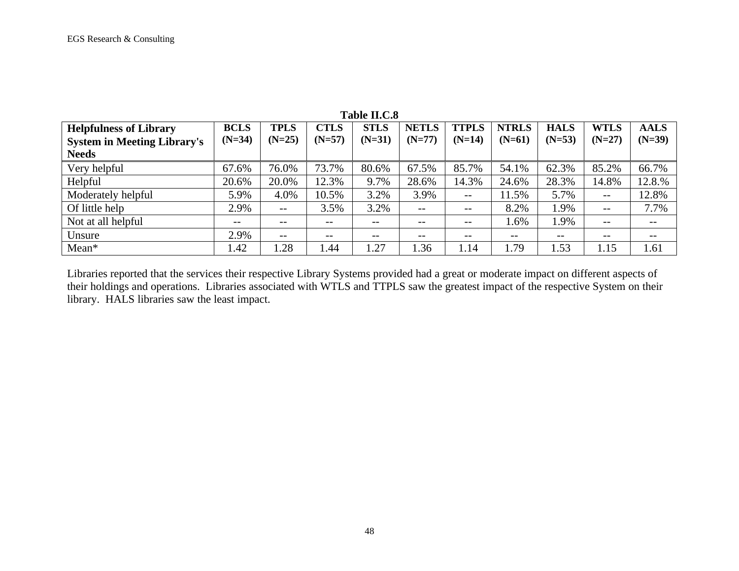**Table II.C.8**

| Helpfulness of Library System in Meeting Library's Needs | BCLS (N=34) | TPLS (N=25) | CTLS (N=57) | STLS (N=31) | NETLS (N=77) | TTPLS (N=14) | NTRLS (N=61) | HALS (N=53) | WTLS (N=27) | AALS (N=39) |
|---|---|---|---|---|---|---|---|---|---|---|
| Very helpful | 67.6% | 76.0% | 73.7% | 80.6% | 67.5% | 85.7% | 54.1% | 62.3% | 85.2% | 66.7% |
| Helpful | 20.6% | 20.0% | 12.3% | 9.7% | 28.6% | 14.3% | 24.6% | 28.3% | 14.8% | 12.8.% |
| Moderately helpful | 5.9% | 4.0% | 10.5% | 3.2% | 3.9% | -- | 11.5% | 5.7% | -- | 12.8% |
| Of little help | 2.9% | -- | 3.5% | 3.2% | -- | -- | 8.2% | 1.9% | -- | 7.7% |
| Not at all helpful | -- | -- | -- | -- | -- | -- | 1.6% | 1.9% | -- | -- |
| Unsure | 2.9% | -- | -- | -- | -- | -- | -- | -- | -- | -- |
| Mean* | 1.42 | 1.28 | 1.44 | 1.27 | 1.36 | 1.14 | 1.79 | 1.53 | 1.15 | 1.61 |

Libraries reported that the services their respective Library Systems provided had a great or moderate impact on different aspects of their holdings and operations. Libraries associated with WTLS and TTPLS saw the greatest impact of the respective System on their library. HALS libraries saw the least impact.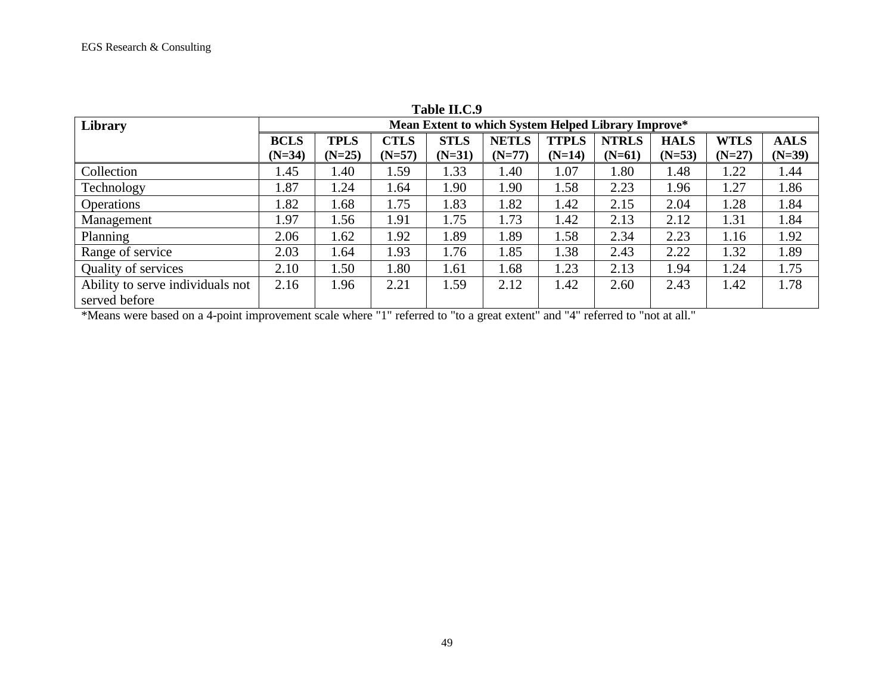**Table II.C.9**

| Library | Mean Extent to which System Helped Library Improve* | | | | | | | | | |
|---|---|---|---|---|---|---|---|---|---|---|
| | **BCLS (N=34)** | **TPLS (N=25)** | **CTLS (N=57)** | **STLS (N=31)** | **NETLS (N=77)** | **TTPLS (N=14)** | **NTRLS (N=61)** | **HALS (N=53)** | **WTLS (N=27)** | **AALS (N=39)** |
| Collection | 1.45 | 1.40 | 1.59 | 1.33 | 1.40 | 1.07 | 1.80 | 1.48 | 1.22 | 1.44 |
| Technology | 1.87 | 1.24 | 1.64 | 1.90 | 1.90 | 1.58 | 2.23 | 1.96 | 1.27 | 1.86 |
| Operations | 1.82 | 1.68 | 1.75 | 1.83 | 1.82 | 1.42 | 2.15 | 2.04 | 1.28 | 1.84 |
| Management | 1.97 | 1.56 | 1.91 | 1.75 | 1.73 | 1.42 | 2.13 | 2.12 | 1.31 | 1.84 |
| Planning | 2.06 | 1.62 | 1.92 | 1.89 | 1.89 | 1.58 | 2.34 | 2.23 | 1.16 | 1.92 |
| Range of service | 2.03 | 1.64 | 1.93 | 1.76 | 1.85 | 1.38 | 2.43 | 2.22 | 1.32 | 1.89 |
| Quality of services | 2.10 | 1.50 | 1.80 | 1.61 | 1.68 | 1.23 | 2.13 | 1.94 | 1.24 | 1.75 |
| Ability to serve individuals not served before | 2.16 | 1.96 | 2.21 | 1.59 | 2.12 | 1.42 | 2.60 | 2.43 | 1.42 | 1.78 |

*Means were based on a 4-point improvement scale where "1" referred to "to a great extent" and "4" referred to "not at all."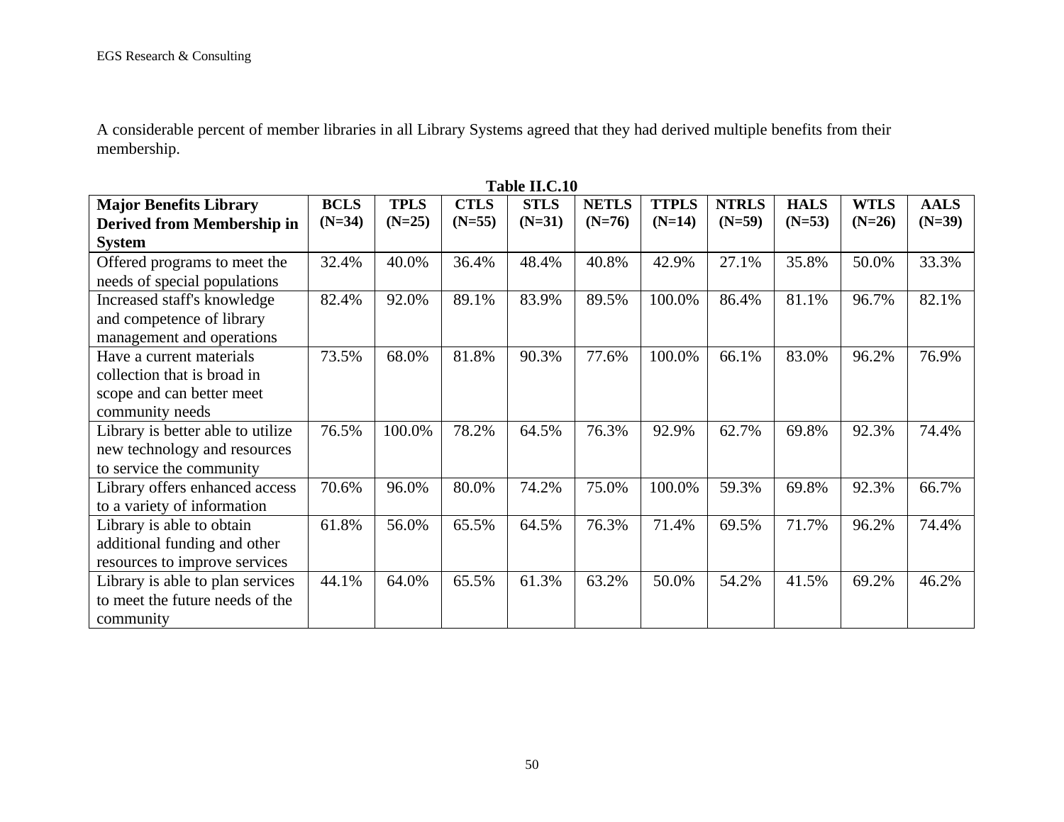A considerable percent of member libraries in all Library Systems agreed that they had derived multiple benefits from their membership.

**Table II.C.10**

| Major Benefits Library Derived from Membership in System | BCLS (N=34) | TPLS (N=25) | CTLS (N=55) | STLS (N=31) | NETLS (N=76) | TTPLS (N=14) | NTRLS (N=59) | HALS (N=53) | WTLS (N=26) | AALS (N=39) |
|---|---|---|---|---|---|---|---|---|---|---|
| Offered programs to meet the needs of special populations | 32.4% | 40.0% | 36.4% | 48.4% | 40.8% | 42.9% | 27.1% | 35.8% | 50.0% | 33.3% |
| Increased staff's knowledge and competence of library management and operations | 82.4% | 92.0% | 89.1% | 83.9% | 89.5% | 100.0% | 86.4% | 81.1% | 96.7% | 82.1% |
| Have a current materials collection that is broad in scope and can better meet community needs | 73.5% | 68.0% | 81.8% | 90.3% | 77.6% | 100.0% | 66.1% | 83.0% | 96.2% | 76.9% |
| Library is better able to utilize new technology and resources to service the community | 76.5% | 100.0% | 78.2% | 64.5% | 76.3% | 92.9% | 62.7% | 69.8% | 92.3% | 74.4% |
| Library offers enhanced access to a variety of information | 70.6% | 96.0% | 80.0% | 74.2% | 75.0% | 100.0% | 59.3% | 69.8% | 92.3% | 66.7% |
| Library is able to obtain additional funding and other resources to improve services | 61.8% | 56.0% | 65.5% | 64.5% | 76.3% | 71.4% | 69.5% | 71.7% | 96.2% | 74.4% |
| Library is able to plan services to meet the future needs of the community | 44.1% | 64.0% | 65.5% | 61.3% | 63.2% | 50.0% | 54.2% | 41.5% | 69.2% | 46.2% |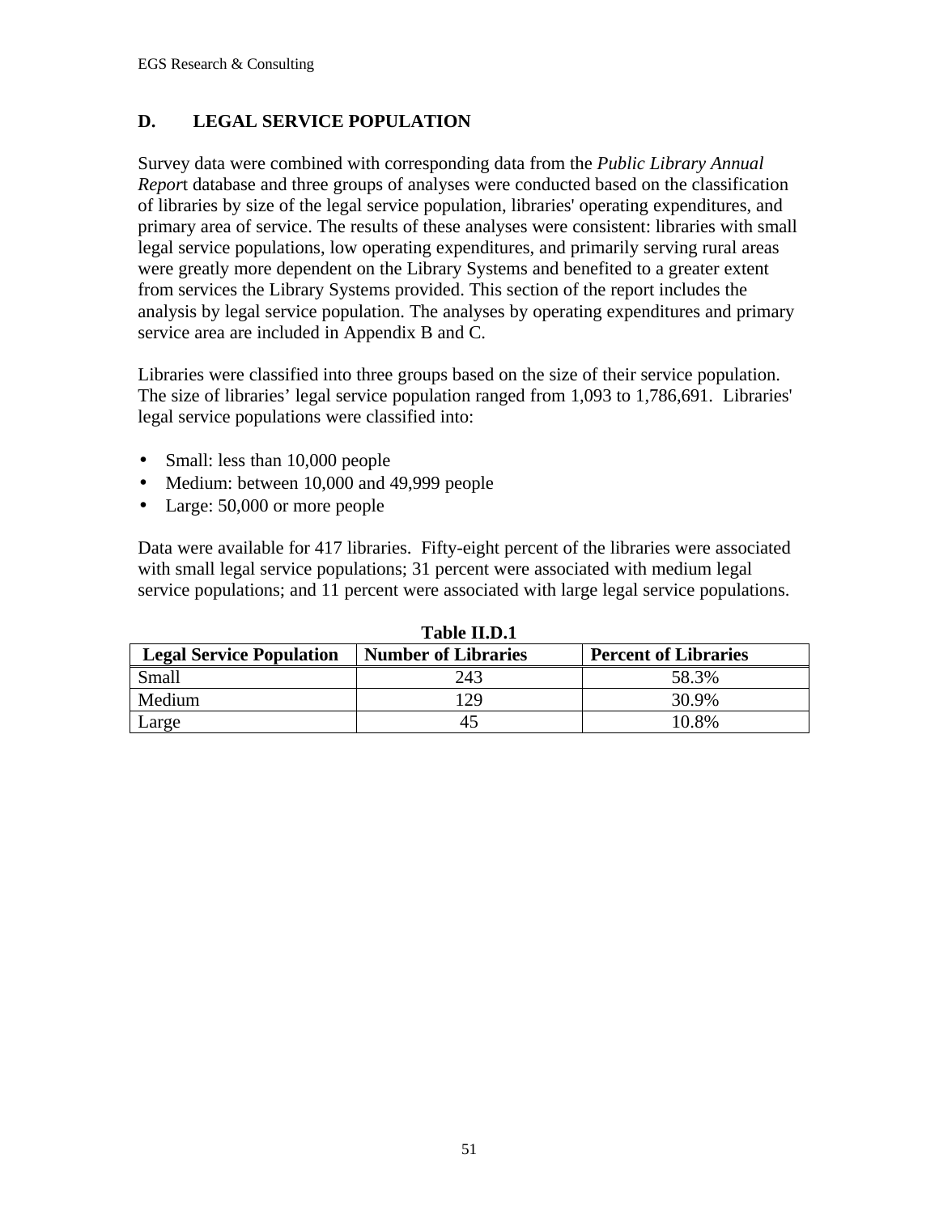## D. LEGAL SERVICE POPULATION

Survey data were combined with corresponding data from the *Public Library Annual Repor*t database and three groups of analyses were conducted based on the classification of libraries by size of the legal service population, libraries' operating expenditures, and primary area of service. The results of these analyses were consistent: libraries with small legal service populations, low operating expenditures, and primarily serving rural areas were greatly more dependent on the Library Systems and benefited to a greater extent from services the Library Systems provided. This section of the report includes the analysis by legal service population. The analyses by operating expenditures and primary service area are included in Appendix B and C.

Libraries were classified into three groups based on the size of their service population. The size of libraries' legal service population ranged from 1,093 to 1,786,691. Libraries' legal service populations were classified into:

- Small: less than 10,000 people
- Medium: between 10,000 and 49,999 people
- Large: 50,000 or more people

Data were available for 417 libraries. Fifty-eight percent of the libraries were associated with small legal service populations; 31 percent were associated with medium legal service populations; and 11 percent were associated with large legal service populations.

**Table II.D.1**

| Legal Service Population | Number of Libraries | Percent of Libraries |
|---|---|---|
| Small | 243 | 58.3% |
| Medium | 129 | 30.9% |
| Large | 45 | 10.8% |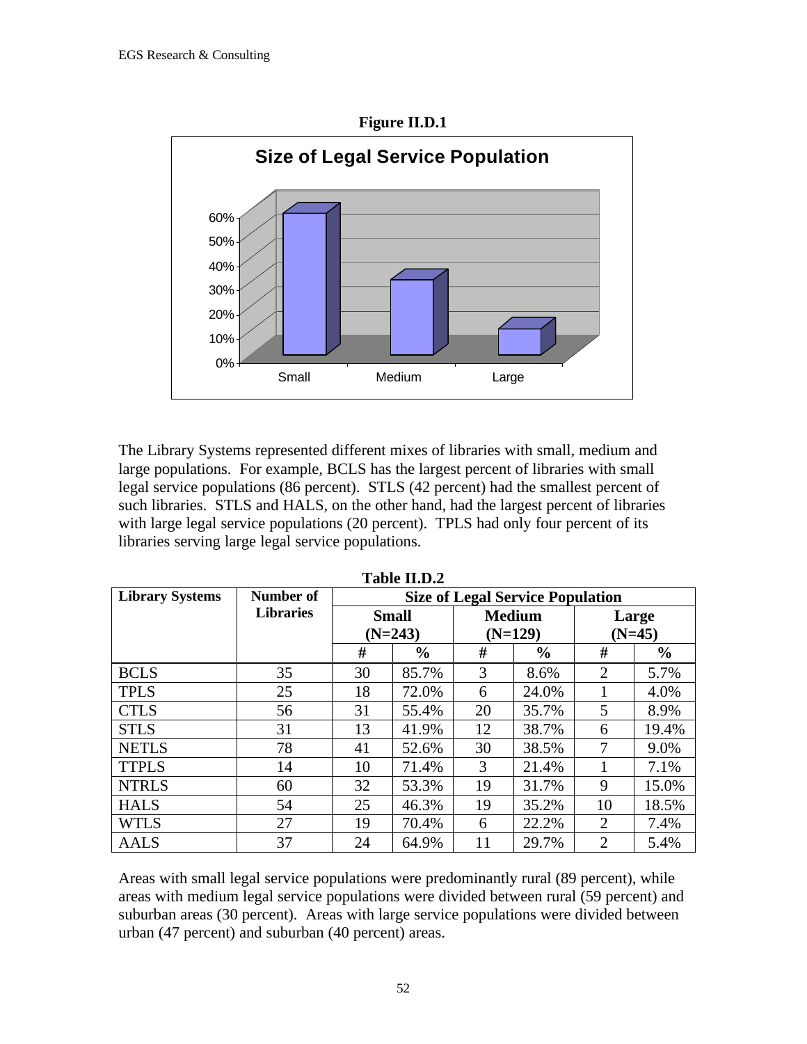**Figure II.D.1**

**Size of Legal Service Population**

The Library Systems represented different mixes of libraries with small, medium and large populations. For example, BCLS has the largest percent of libraries with small legal service populations (86 percent). STLS (42 percent) had the smallest percent of such libraries. STLS and HALS, on the other hand, had the largest percent of libraries with large legal service populations (20 percent). TPLS had only four percent of its libraries serving large legal service populations.

**Table II.D.2**

| Library Systems | Number of Libraries | Size of Legal Service Population | | | | | |
|---|---|---|---|---|---|---|---|
| | | Small (N=243) | | Medium (N=129) | | Large (N=45) | |
| | | # | % | # | % | # | % |
| BCLS | 35 | 30 | 85.7% | 3 | 8.6% | 2 | 5.7% |
| TPLS | 25 | 18 | 72.0% | 6 | 24.0% | 1 | 4.0% |
| CTLS | 56 | 31 | 55.4% | 20 | 35.7% | 5 | 8.9% |
| STLS | 31 | 13 | 41.9% | 12 | 38.7% | 6 | 19.4% |
| NETLS | 78 | 41 | 52.6% | 30 | 38.5% | 7 | 9.0% |
| TTPLS | 14 | 10 | 71.4% | 3 | 21.4% | 1 | 7.1% |
| NTRLS | 60 | 32 | 53.3% | 19 | 31.7% | 9 | 15.0% |
| HALS | 54 | 25 | 46.3% | 19 | 35.2% | 10 | 18.5% |
| WTLS | 27 | 19 | 70.4% | 6 | 22.2% | 2 | 7.4% |
| AALS | 37 | 24 | 64.9% | 11 | 29.7% | 2 | 5.4% |

Areas with small legal service populations were predominantly rural (89 percent), while areas with medium legal service populations were divided between rural (59 percent) and suburban areas (30 percent). Areas with large service populations were divided between urban (47 percent) and suburban (40 percent) areas.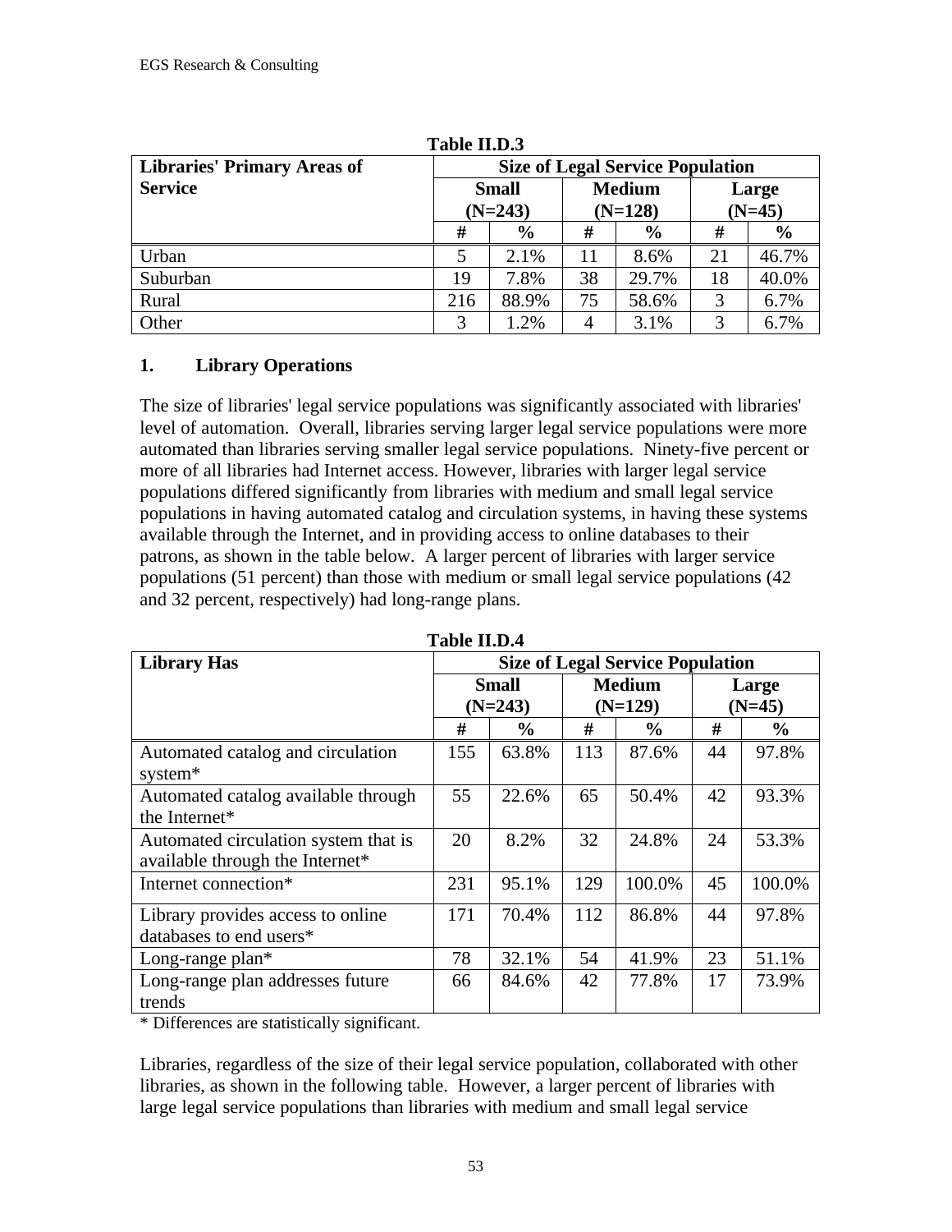**Table II.D.3**

| Libraries' Primary Areas of Service | Size of Legal Service Population | | | | | |
|---|---|---|---|---|---|---|
| | Small (N=243) | | Medium (N=128) | | Large (N=45) | |
| | # | % | # | % | # | % |
| Urban | 5 | 2.1% | 11 | 8.6% | 21 | 46.7% |
| Suburban | 19 | 7.8% | 38 | 29.7% | 18 | 40.0% |
| Rural | 216 | 88.9% | 75 | 58.6% | 3 | 6.7% |
| Other | 3 | 1.2% | 4 | 3.1% | 3 | 6.7% |

### 1. Library Operations

The size of libraries' legal service populations was significantly associated with libraries' level of automation. Overall, libraries serving larger legal service populations were more automated than libraries serving smaller legal service populations. Ninety-five percent or more of all libraries had Internet access. However, libraries with larger legal service populations differed significantly from libraries with medium and small legal service populations in having automated catalog and circulation systems, in having these systems available through the Internet, and in providing access to online databases to their patrons, as shown in the table below. A larger percent of libraries with larger service populations (51 percent) than those with medium or small legal service populations (42 and 32 percent, respectively) had long-range plans.

**Table II.D.4**

| Library Has | Size of Legal Service Population | | | | | |
|---|---|---|---|---|---|---|
| | Small (N=243) | | Medium (N=129) | | Large (N=45) | |
| | # | % | # | % | # | % |
| Automated catalog and circulation system* | 155 | 63.8% | 113 | 87.6% | 44 | 97.8% |
| Automated catalog available through the Internet* | 55 | 22.6% | 65 | 50.4% | 42 | 93.3% |
| Automated circulation system that is available through the Internet* | 20 | 8.2% | 32 | 24.8% | 24 | 53.3% |
| Internet connection* | 231 | 95.1% | 129 | 100.0% | 45 | 100.0% |
| Library provides access to online databases to end users* | 171 | 70.4% | 112 | 86.8% | 44 | 97.8% |
| Long-range plan* | 78 | 32.1% | 54 | 41.9% | 23 | 51.1% |
| Long-range plan addresses future trends | 66 | 84.6% | 42 | 77.8% | 17 | 73.9% |

* Differences are statistically significant.

Libraries, regardless of the size of their legal service population, collaborated with other libraries, as shown in the following table. However, a larger percent of libraries with large legal service populations than libraries with medium and small legal service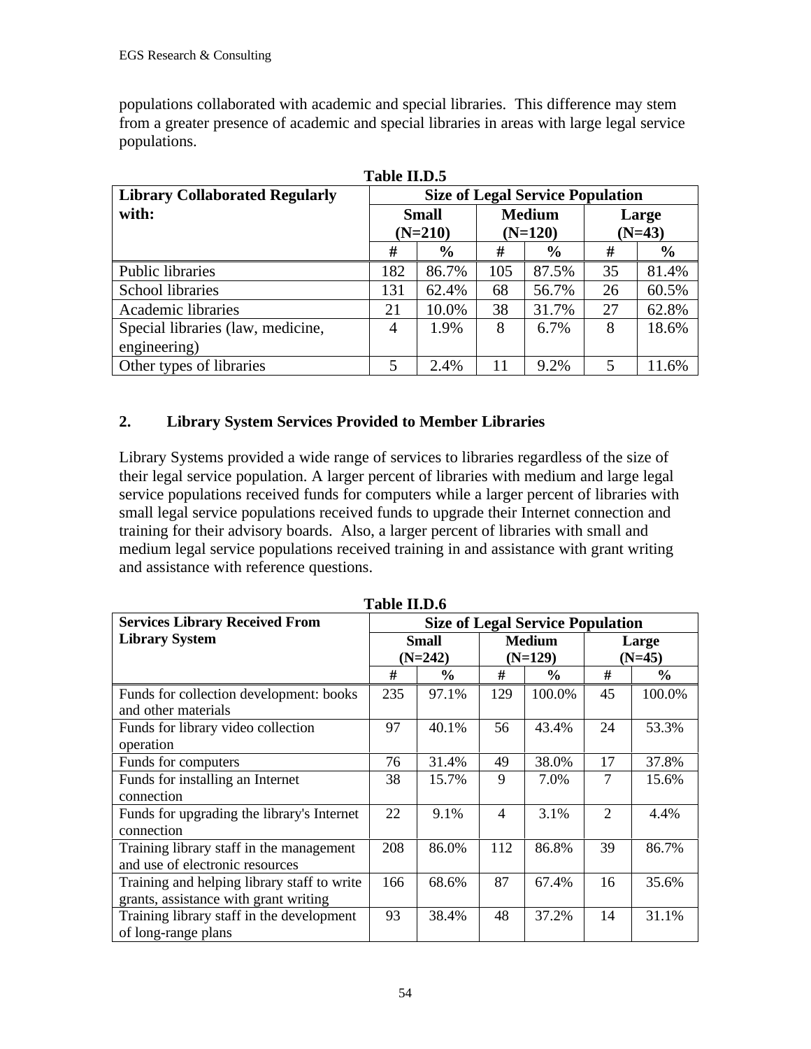populations collaborated with academic and special libraries. This difference may stem from a greater presence of academic and special libraries in areas with large legal service populations.

**Table II.D.5**

| Library Collaborated Regularly with: | Size of Legal Service Population | | | | | |
|---|---|---|---|---|---|---|
| | Small (N=210) | | Medium (N=120) | | Large (N=43) | |
| | # | % | # | % | # | % |
| Public libraries | 182 | 86.7% | 105 | 87.5% | 35 | 81.4% |
| School libraries | 131 | 62.4% | 68 | 56.7% | 26 | 60.5% |
| Academic libraries | 21 | 10.0% | 38 | 31.7% | 27 | 62.8% |
| Special libraries (law, medicine, engineering) | 4 | 1.9% | 8 | 6.7% | 8 | 18.6% |
| Other types of libraries | 5 | 2.4% | 11 | 9.2% | 5 | 11.6% |

## 2. Library System Services Provided to Member Libraries

Library Systems provided a wide range of services to libraries regardless of the size of their legal service population. A larger percent of libraries with medium and large legal service populations received funds for computers while a larger percent of libraries with small legal service populations received funds to upgrade their Internet connection and training for their advisory boards. Also, a larger percent of libraries with small and medium legal service populations received training in and assistance with grant writing and assistance with reference questions.

**Table II.D.6**

| Services Library Received From Library System | Size of Legal Service Population | | | | | |
|---|---|---|---|---|---|---|
| | Small (N=242) | | Medium (N=129) | | Large (N=45) | |
| | # | % | # | % | # | % |
| Funds for collection development: books and other materials | 235 | 97.1% | 129 | 100.0% | 45 | 100.0% |
| Funds for library video collection operation | 97 | 40.1% | 56 | 43.4% | 24 | 53.3% |
| Funds for computers | 76 | 31.4% | 49 | 38.0% | 17 | 37.8% |
| Funds for installing an Internet connection | 38 | 15.7% | 9 | 7.0% | 7 | 15.6% |
| Funds for upgrading the library's Internet connection | 22 | 9.1% | 4 | 3.1% | 2 | 4.4% |
| Training library staff in the management and use of electronic resources | 208 | 86.0% | 112 | 86.8% | 39 | 86.7% |
| Training and helping library staff to write grants, assistance with grant writing | 166 | 68.6% | 87 | 67.4% | 16 | 35.6% |
| Training library staff in the development of long-range plans | 93 | 38.4% | 48 | 37.2% | 14 | 31.1% |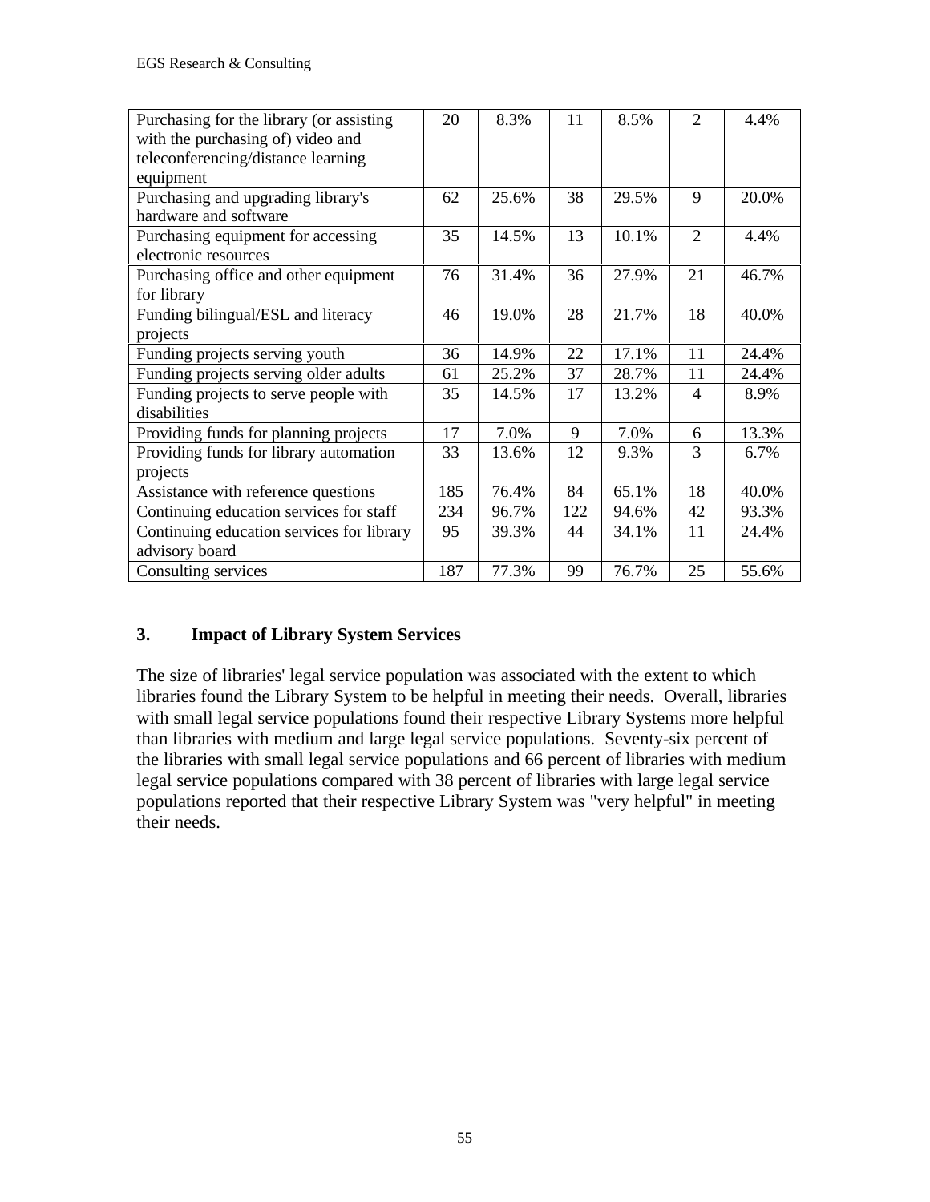| | | | | | | |
|---|---|---|---|---|---|---|
| Purchasing for the library (or assisting with the purchasing of) video and teleconferencing/distance learning equipment | 20 | 8.3% | 11 | 8.5% | 2 | 4.4% |
| Purchasing and upgrading library's hardware and software | 62 | 25.6% | 38 | 29.5% | 9 | 20.0% |
| Purchasing equipment for accessing electronic resources | 35 | 14.5% | 13 | 10.1% | 2 | 4.4% |
| Purchasing office and other equipment for library | 76 | 31.4% | 36 | 27.9% | 21 | 46.7% |
| Funding bilingual/ESL and literacy projects | 46 | 19.0% | 28 | 21.7% | 18 | 40.0% |
| Funding projects serving youth | 36 | 14.9% | 22 | 17.1% | 11 | 24.4% |
| Funding projects serving older adults | 61 | 25.2% | 37 | 28.7% | 11 | 24.4% |
| Funding projects to serve people with disabilities | 35 | 14.5% | 17 | 13.2% | 4 | 8.9% |
| Providing funds for planning projects | 17 | 7.0% | 9 | 7.0% | 6 | 13.3% |
| Providing funds for library automation projects | 33 | 13.6% | 12 | 9.3% | 3 | 6.7% |
| Assistance with reference questions | 185 | 76.4% | 84 | 65.1% | 18 | 40.0% |
| Continuing education services for staff | 234 | 96.7% | 122 | 94.6% | 42 | 93.3% |
| Continuing education services for library advisory board | 95 | 39.3% | 44 | 34.1% | 11 | 24.4% |
| Consulting services | 187 | 77.3% | 99 | 76.7% | 25 | 55.6% |

### 3. Impact of Library System Services

The size of libraries' legal service population was associated with the extent to which libraries found the Library System to be helpful in meeting their needs. Overall, libraries with small legal service populations found their respective Library Systems more helpful than libraries with medium and large legal service populations. Seventy-six percent of the libraries with small legal service populations and 66 percent of libraries with medium legal service populations compared with 38 percent of libraries with large legal service populations reported that their respective Library System was "very helpful" in meeting their needs.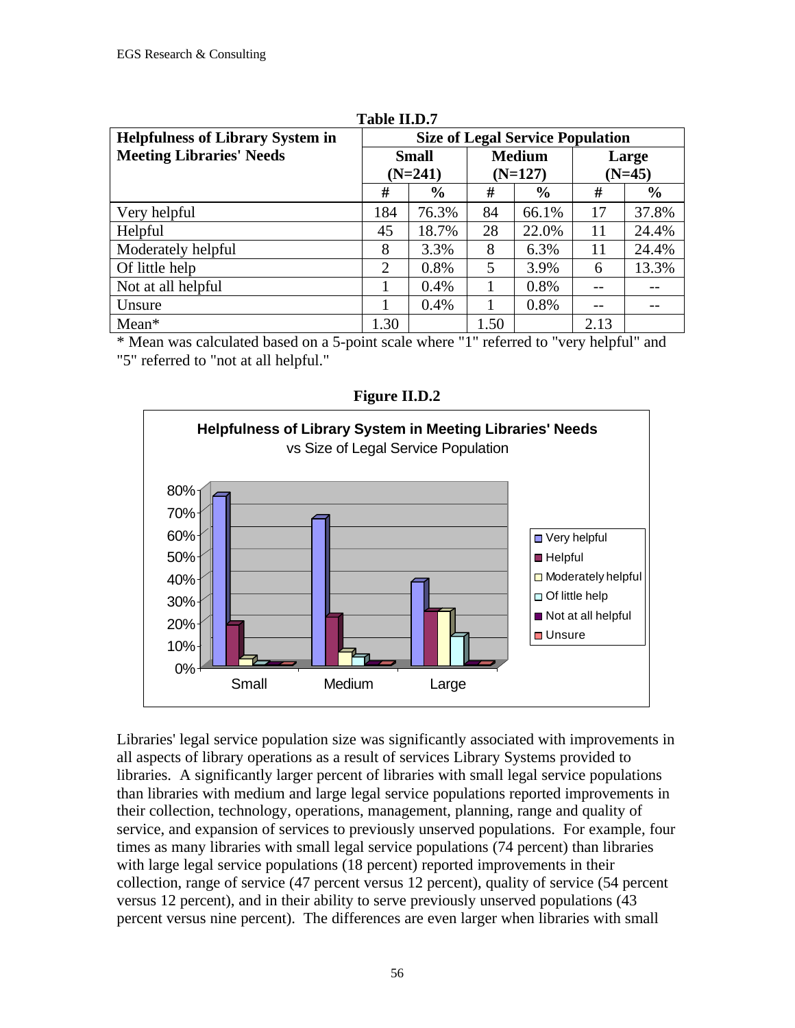**Table II.D.7**

| Helpfulness of Library System in Meeting Libraries' Needs | Size of Legal Service Population | | | | | |
|---|---|---|---|---|---|---|
| | Small (N=241) | | Medium (N=127) | | Large (N=45) | |
| | # | % | # | % | # | % |
| Very helpful | 184 | 76.3% | 84 | 66.1% | 17 | 37.8% |
| Helpful | 45 | 18.7% | 28 | 22.0% | 11 | 24.4% |
| Moderately helpful | 8 | 3.3% | 8 | 6.3% | 11 | 24.4% |
| Of little help | 2 | 0.8% | 5 | 3.9% | 6 | 13.3% |
| Not at all helpful | 1 | 0.4% | 1 | 0.8% | -- | -- |
| Unsure | 1 | 0.4% | 1 | 0.8% | -- | -- |
| Mean* | 1.30 | | 1.50 | | 2.13 | |

* Mean was calculated based on a 5-point scale where "1" referred to "very helpful" and "5" referred to "not at all helpful."

**Figure II.D.2**

**Helpfulness of Library System in Meeting Libraries' Needs**
vs Size of Legal Service Population

Libraries' legal service population size was significantly associated with improvements in all aspects of library operations as a result of services Library Systems provided to libraries. A significantly larger percent of libraries with small legal service populations than libraries with medium and large legal service populations reported improvements in their collection, technology, operations, management, planning, range and quality of service, and expansion of services to previously unserved populations. For example, four times as many libraries with small legal service populations (74 percent) than libraries with large legal service populations (18 percent) reported improvements in their collection, range of service (47 percent versus 12 percent), quality of service (54 percent versus 12 percent), and in their ability to serve previously unserved populations (43 percent versus nine percent). The differences are even larger when libraries with small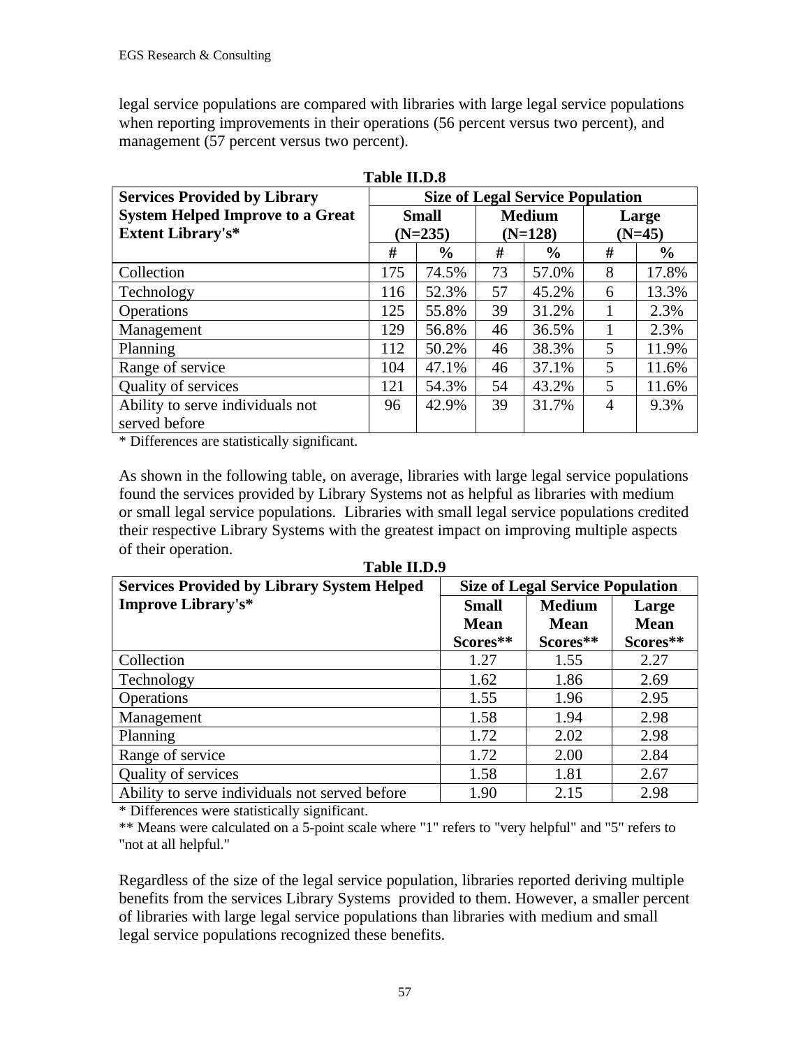legal service populations are compared with libraries with large legal service populations when reporting improvements in their operations (56 percent versus two percent), and management (57 percent versus two percent).

**Table II.D.8**

| Services Provided by Library System Helped Improve to a Great Extent Library's* | Size of Legal Service Population | | | | | |
|---|---|---|---|---|---|---|
| | Small (N=235) | | Medium (N=128) | | Large (N=45) | |
| | # | % | # | % | # | % |
| Collection | 175 | 74.5% | 73 | 57.0% | 8 | 17.8% |
| Technology | 116 | 52.3% | 57 | 45.2% | 6 | 13.3% |
| Operations | 125 | 55.8% | 39 | 31.2% | 1 | 2.3% |
| Management | 129 | 56.8% | 46 | 36.5% | 1 | 2.3% |
| Planning | 112 | 50.2% | 46 | 38.3% | 5 | 11.9% |
| Range of service | 104 | 47.1% | 46 | 37.1% | 5 | 11.6% |
| Quality of services | 121 | 54.3% | 54 | 43.2% | 5 | 11.6% |
| Ability to serve individuals not served before | 96 | 42.9% | 39 | 31.7% | 4 | 9.3% |

* Differences are statistically significant.

As shown in the following table, on average, libraries with large legal service populations found the services provided by Library Systems not as helpful as libraries with medium or small legal service populations. Libraries with small legal service populations credited their respective Library Systems with the greatest impact on improving multiple aspects of their operation.

**Table II.D.9**

| Services Provided by Library System Helped Improve Library's* | Size of Legal Service Population | | |
|---|---|---|---|
| | Small Mean Scores** | Medium Mean Scores** | Large Mean Scores** |
| Collection | 1.27 | 1.55 | 2.27 |
| Technology | 1.62 | 1.86 | 2.69 |
| Operations | 1.55 | 1.96 | 2.95 |
| Management | 1.58 | 1.94 | 2.98 |
| Planning | 1.72 | 2.02 | 2.98 |
| Range of service | 1.72 | 2.00 | 2.84 |
| Quality of services | 1.58 | 1.81 | 2.67 |
| Ability to serve individuals not served before | 1.90 | 2.15 | 2.98 |

* Differences were statistically significant.

** Means were calculated on a 5-point scale where "1" refers to "very helpful" and "5" refers to "not at all helpful."

Regardless of the size of the legal service population, libraries reported deriving multiple benefits from the services Library Systems provided to them. However, a smaller percent of libraries with large legal service populations than libraries with medium and small legal service populations recognized these benefits.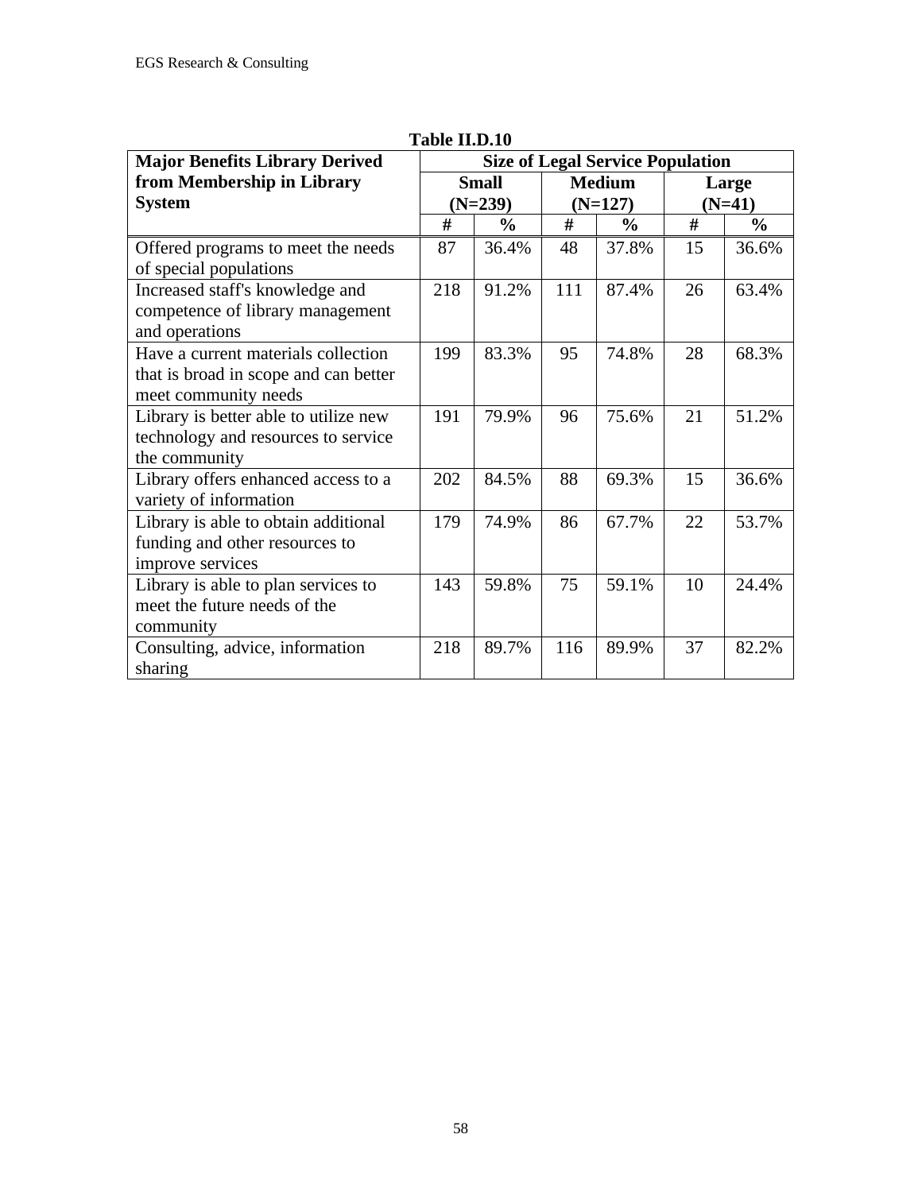**Table II.D.10**

| Major Benefits Library Derived from Membership in Library System | Size of Legal Service Population | | | | | |
|---|---|---|---|---|---|---|
| | Small (N=239) | | Medium (N=127) | | Large (N=41) | |
| | # | % | # | % | # | % |
| Offered programs to meet the needs of special populations | 87 | 36.4% | 48 | 37.8% | 15 | 36.6% |
| Increased staff's knowledge and competence of library management and operations | 218 | 91.2% | 111 | 87.4% | 26 | 63.4% |
| Have a current materials collection that is broad in scope and can better meet community needs | 199 | 83.3% | 95 | 74.8% | 28 | 68.3% |
| Library is better able to utilize new technology and resources to service the community | 191 | 79.9% | 96 | 75.6% | 21 | 51.2% |
| Library offers enhanced access to a variety of information | 202 | 84.5% | 88 | 69.3% | 15 | 36.6% |
| Library is able to obtain additional funding and other resources to improve services | 179 | 74.9% | 86 | 67.7% | 22 | 53.7% |
| Library is able to plan services to meet the future needs of the community | 143 | 59.8% | 75 | 59.1% | 10 | 24.4% |
| Consulting, advice, information sharing | 218 | 89.7% | 116 | 89.9% | 37 | 82.2% |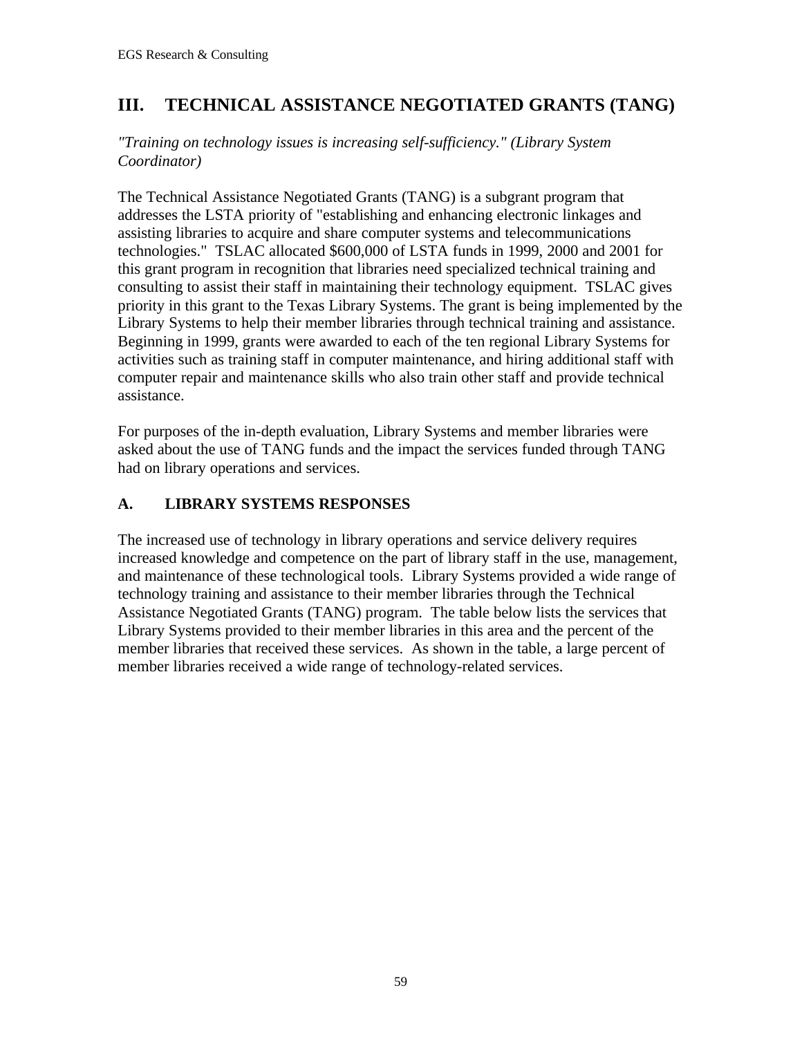## III. TECHNICAL ASSISTANCE NEGOTIATED GRANTS (TANG)

*"Training on technology issues is increasing self-sufficiency." (Library System Coordinator)*

The Technical Assistance Negotiated Grants (TANG) is a subgrant program that addresses the LSTA priority of "establishing and enhancing electronic linkages and assisting libraries to acquire and share computer systems and telecommunications technologies." TSLAC allocated $600,000 of LSTA funds in 1999, 2000 and 2001 for this grant program in recognition that libraries need specialized technical training and consulting to assist their staff in maintaining their technology equipment. TSLAC gives priority in this grant to the Texas Library Systems. The grant is being implemented by the Library Systems to help their member libraries through technical training and assistance. Beginning in 1999, grants were awarded to each of the ten regional Library Systems for activities such as training staff in computer maintenance, and hiring additional staff with computer repair and maintenance skills who also train other staff and provide technical assistance.

For purposes of the in-depth evaluation, Library Systems and member libraries were asked about the use of TANG funds and the impact the services funded through TANG had on library operations and services.

### A. LIBRARY SYSTEMS RESPONSES

The increased use of technology in library operations and service delivery requires increased knowledge and competence on the part of library staff in the use, management, and maintenance of these technological tools. Library Systems provided a wide range of technology training and assistance to their member libraries through the Technical Assistance Negotiated Grants (TANG) program. The table below lists the services that Library Systems provided to their member libraries in this area and the percent of the member libraries that received these services. As shown in the table, a large percent of member libraries received a wide range of technology-related services.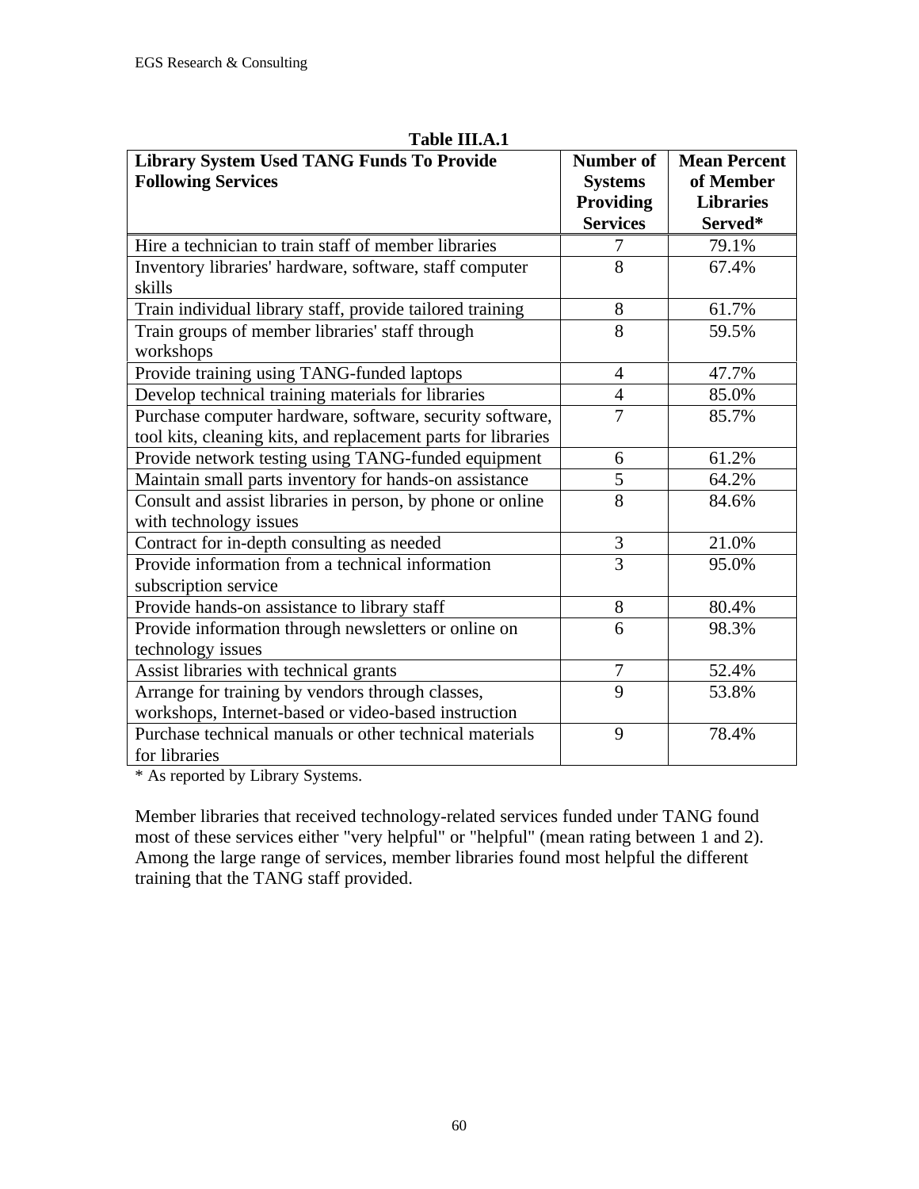**Table III.A.1**

| Library System Used TANG Funds To Provide Following Services | Number of Systems Providing Services | Mean Percent of Member Libraries Served* |
|---|---|---|
| Hire a technician to train staff of member libraries | 7 | 79.1% |
| Inventory libraries' hardware, software, staff computer skills | 8 | 67.4% |
| Train individual library staff, provide tailored training | 8 | 61.7% |
| Train groups of member libraries' staff through workshops | 8 | 59.5% |
| Provide training using TANG-funded laptops | 4 | 47.7% |
| Develop technical training materials for libraries | 4 | 85.0% |
| Purchase computer hardware, software, security software, tool kits, cleaning kits, and replacement parts for libraries | 7 | 85.7% |
| Provide network testing using TANG-funded equipment | 6 | 61.2% |
| Maintain small parts inventory for hands-on assistance | 5 | 64.2% |
| Consult and assist libraries in person, by phone or online with technology issues | 8 | 84.6% |
| Contract for in-depth consulting as needed | 3 | 21.0% |
| Provide information from a technical information subscription service | 3 | 95.0% |
| Provide hands-on assistance to library staff | 8 | 80.4% |
| Provide information through newsletters or online on technology issues | 6 | 98.3% |
| Assist libraries with technical grants | 7 | 52.4% |
| Arrange for training by vendors through classes, workshops, Internet-based or video-based instruction | 9 | 53.8% |
| Purchase technical manuals or other technical materials for libraries | 9 | 78.4% |

* As reported by Library Systems.

Member libraries that received technology-related services funded under TANG found most of these services either "very helpful" or "helpful" (mean rating between 1 and 2). Among the large range of services, member libraries found most helpful the different training that the TANG staff provided.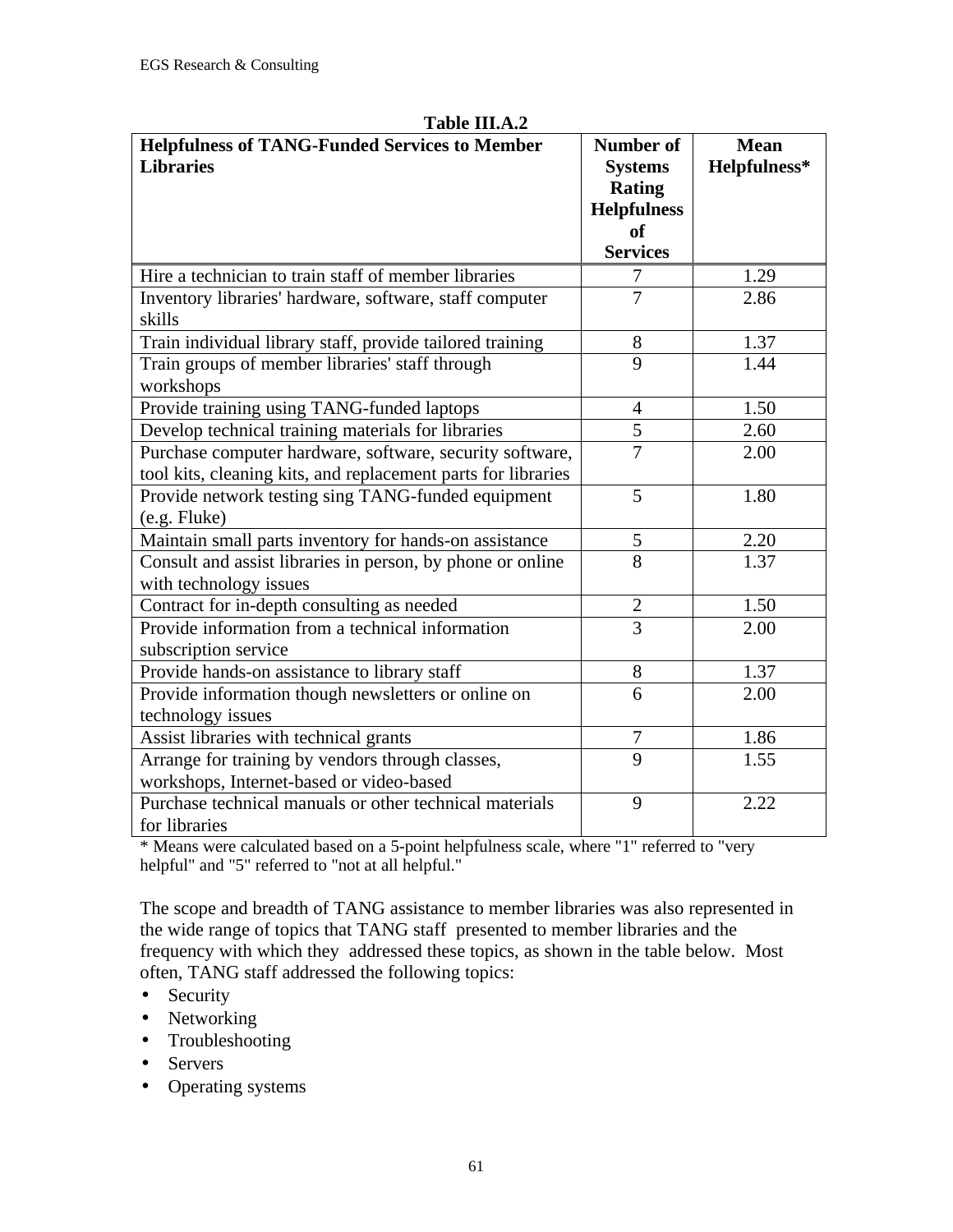**Table III.A.2**

| Helpfulness of TANG-Funded Services to Member Libraries | Number of Systems Rating Helpfulness of Services | Mean Helpfulness* |
|---|---|---|
| Hire a technician to train staff of member libraries | 7 | 1.29 |
| Inventory libraries' hardware, software, staff computer skills | 7 | 2.86 |
| Train individual library staff, provide tailored training | 8 | 1.37 |
| Train groups of member libraries' staff through workshops | 9 | 1.44 |
| Provide training using TANG-funded laptops | 4 | 1.50 |
| Develop technical training materials for libraries | 5 | 2.60 |
| Purchase computer hardware, software, security software, tool kits, cleaning kits, and replacement parts for libraries | 7 | 2.00 |
| Provide network testing sing TANG-funded equipment (e.g. Fluke) | 5 | 1.80 |
| Maintain small parts inventory for hands-on assistance | 5 | 2.20 |
| Consult and assist libraries in person, by phone or online with technology issues | 8 | 1.37 |
| Contract for in-depth consulting as needed | 2 | 1.50 |
| Provide information from a technical information subscription service | 3 | 2.00 |
| Provide hands-on assistance to library staff | 8 | 1.37 |
| Provide information though newsletters or online on technology issues | 6 | 2.00 |
| Assist libraries with technical grants | 7 | 1.86 |
| Arrange for training by vendors through classes, workshops, Internet-based or video-based | 9 | 1.55 |
| Purchase technical manuals or other technical materials for libraries | 9 | 2.22 |

* Means were calculated based on a 5-point helpfulness scale, where "1" referred to "very helpful" and "5" referred to "not at all helpful."

The scope and breadth of TANG assistance to member libraries was also represented in the wide range of topics that TANG staff presented to member libraries and the frequency with which they addressed these topics, as shown in the table below. Most often, TANG staff addressed the following topics:

- Security
- Networking
- Troubleshooting
- Servers
- Operating systems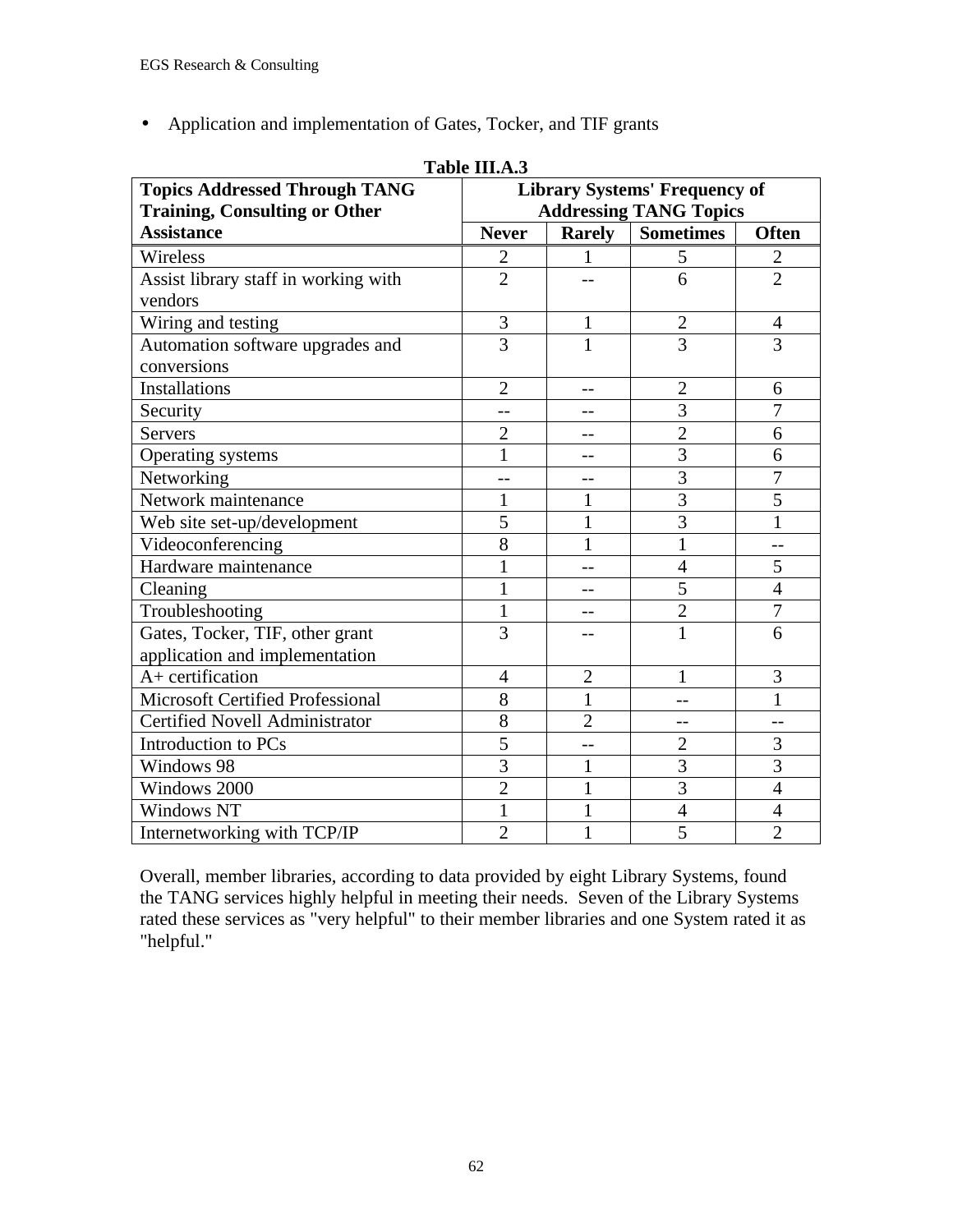- Application and implementation of Gates, Tocker, and TIF grants

**Table III.A.3**

| Topics Addressed Through TANG Training, Consulting or Other Assistance | Library Systems' Frequency of Addressing TANG Topics | | | |
|---|---|---|---|---|
| | Never | Rarely | Sometimes | Often |
| Wireless | 2 | 1 | 5 | 2 |
| Assist library staff in working with vendors | 2 | -- | 6 | 2 |
| Wiring and testing | 3 | 1 | 2 | 4 |
| Automation software upgrades and conversions | 3 | 1 | 3 | 3 |
| Installations | 2 | -- | 2 | 6 |
| Security | -- | -- | 3 | 7 |
| Servers | 2 | -- | 2 | 6 |
| Operating systems | 1 | -- | 3 | 6 |
| Networking | -- | -- | 3 | 7 |
| Network maintenance | 1 | 1 | 3 | 5 |
| Web site set-up/development | 5 | 1 | 3 | 1 |
| Videoconferencing | 8 | 1 | 1 | -- |
| Hardware maintenance | 1 | -- | 4 | 5 |
| Cleaning | 1 | -- | 5 | 4 |
| Troubleshooting | 1 | -- | 2 | 7 |
| Gates, Tocker, TIF, other grant application and implementation | 3 | -- | 1 | 6 |
| A+ certification | 4 | 2 | 1 | 3 |
| Microsoft Certified Professional | 8 | 1 | -- | 1 |
| Certified Novell Administrator | 8 | 2 | -- | -- |
| Introduction to PCs | 5 | -- | 2 | 3 |
| Windows 98 | 3 | 1 | 3 | 3 |
| Windows 2000 | 2 | 1 | 3 | 4 |
| Windows NT | 1 | 1 | 4 | 4 |
| Internetworking with TCP/IP | 2 | 1 | 5 | 2 |

Overall, member libraries, according to data provided by eight Library Systems, found the TANG services highly helpful in meeting their needs. Seven of the Library Systems rated these services as "very helpful" to their member libraries and one System rated it as "helpful."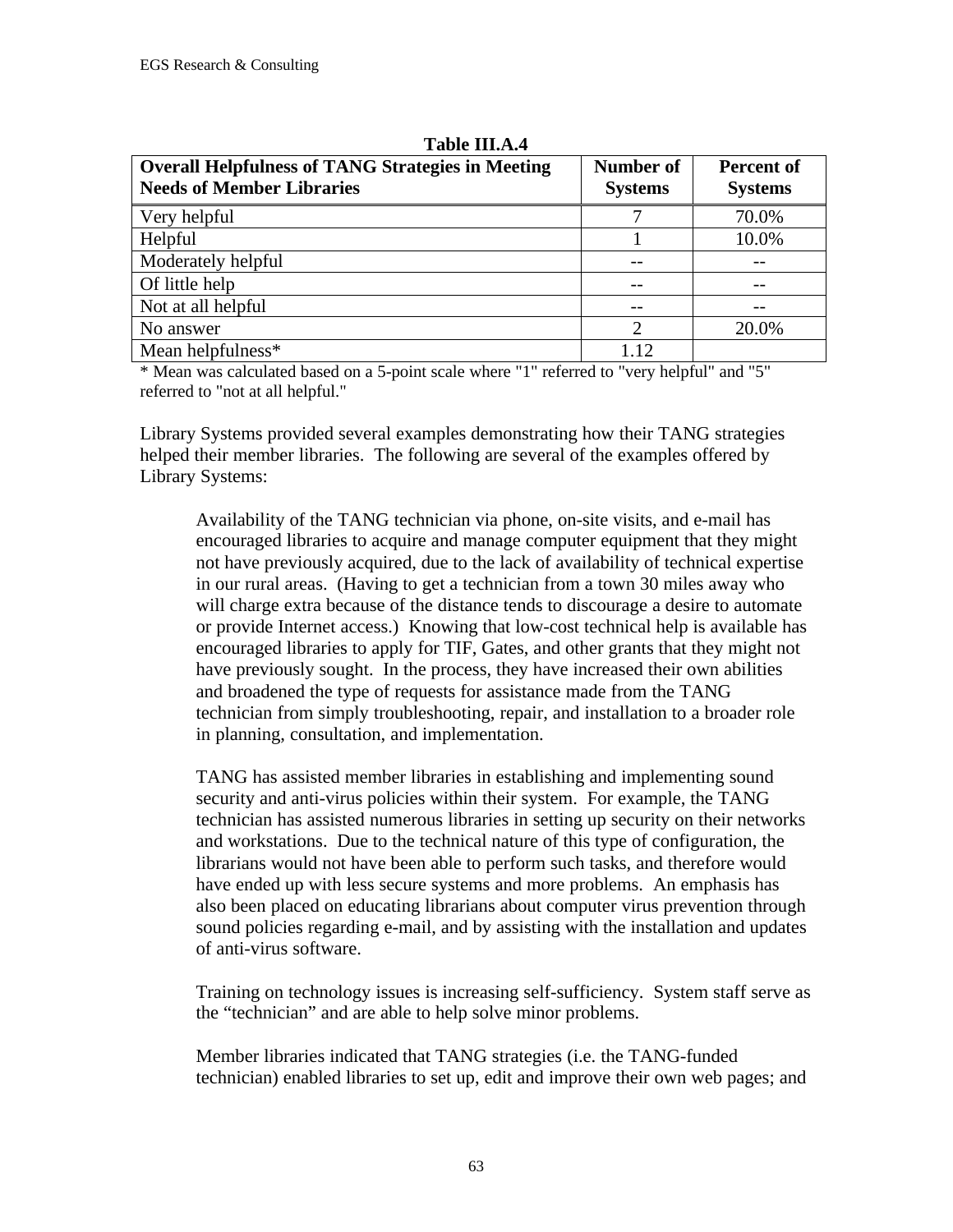**Table III.A.4**

| Overall Helpfulness of TANG Strategies in Meeting Needs of Member Libraries | Number of Systems | Percent of Systems |
|---|---|---|
| Very helpful | 7 | 70.0% |
| Helpful | 1 | 10.0% |
| Moderately helpful | -- | -- |
| Of little help | -- | -- |
| Not at all helpful | -- | -- |
| No answer | 2 | 20.0% |
| Mean helpfulness* | 1.12 | |

* Mean was calculated based on a 5-point scale where "1" referred to "very helpful" and "5" referred to "not at all helpful."

Library Systems provided several examples demonstrating how their TANG strategies helped their member libraries. The following are several of the examples offered by Library Systems:

> Availability of the TANG technician via phone, on-site visits, and e-mail has encouraged libraries to acquire and manage computer equipment that they might not have previously acquired, due to the lack of availability of technical expertise in our rural areas. (Having to get a technician from a town 30 miles away who will charge extra because of the distance tends to discourage a desire to automate or provide Internet access.) Knowing that low-cost technical help is available has encouraged libraries to apply for TIF, Gates, and other grants that they might not have previously sought. In the process, they have increased their own abilities and broadened the type of requests for assistance made from the TANG technician from simply troubleshooting, repair, and installation to a broader role in planning, consultation, and implementation.
>
> TANG has assisted member libraries in establishing and implementing sound security and anti-virus policies within their system. For example, the TANG technician has assisted numerous libraries in setting up security on their networks and workstations. Due to the technical nature of this type of configuration, the librarians would not have been able to perform such tasks, and therefore would have ended up with less secure systems and more problems. An emphasis has also been placed on educating librarians about computer virus prevention through sound policies regarding e-mail, and by assisting with the installation and updates of anti-virus software.
>
> Training on technology issues is increasing self-sufficiency. System staff serve as the "technician" and are able to help solve minor problems.
>
> Member libraries indicated that TANG strategies (i.e. the TANG-funded technician) enabled libraries to set up, edit and improve their own web pages; and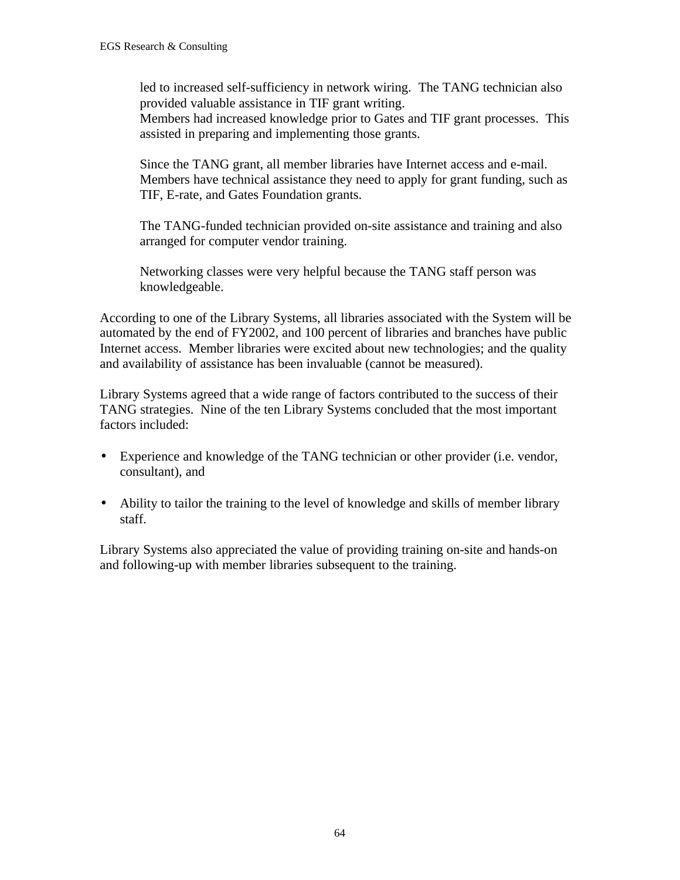led to increased self-sufficiency in network wiring. The TANG technician also provided valuable assistance in TIF grant writing.
Members had increased knowledge prior to Gates and TIF grant processes. This assisted in preparing and implementing those grants.

Since the TANG grant, all member libraries have Internet access and e-mail. Members have technical assistance they need to apply for grant funding, such as TIF, E-rate, and Gates Foundation grants.

The TANG-funded technician provided on-site assistance and training and also arranged for computer vendor training.

Networking classes were very helpful because the TANG staff person was knowledgeable.

According to one of the Library Systems, all libraries associated with the System will be automated by the end of FY2002, and 100 percent of libraries and branches have public Internet access. Member libraries were excited about new technologies; and the quality and availability of assistance has been invaluable (cannot be measured).

Library Systems agreed that a wide range of factors contributed to the success of their TANG strategies. Nine of the ten Library Systems concluded that the most important factors included:

- Experience and knowledge of the TANG technician or other provider (i.e. vendor, consultant), and

- Ability to tailor the training to the level of knowledge and skills of member library staff.

Library Systems also appreciated the value of providing training on-site and hands-on and following-up with member libraries subsequent to the training.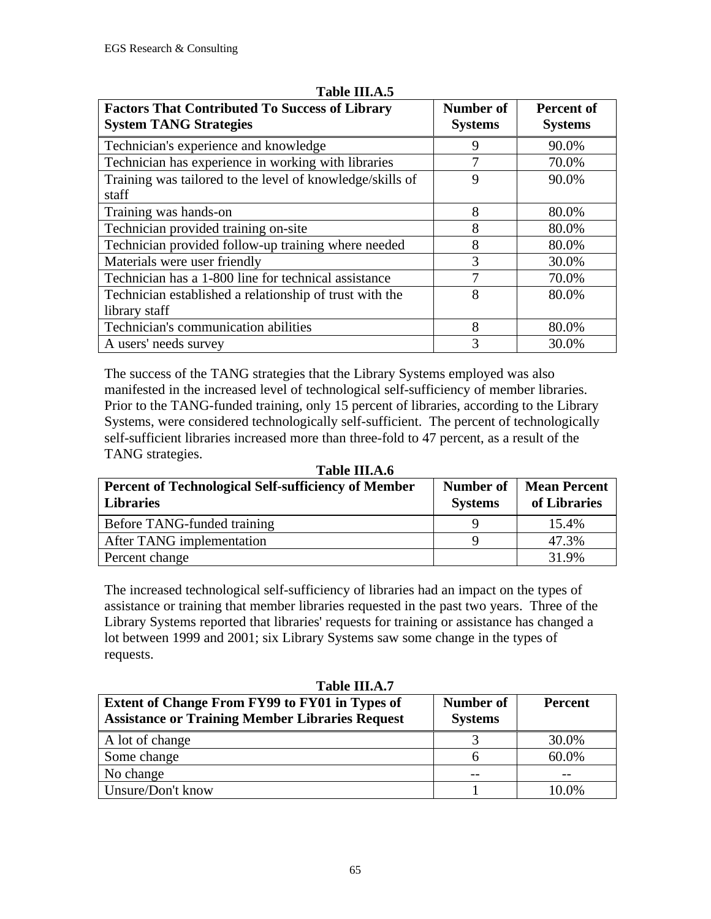**Table III.A.5**

| Factors That Contributed To Success of Library System TANG Strategies | Number of Systems | Percent of Systems |
|---|---|---|
| Technician's experience and knowledge | 9 | 90.0% |
| Technician has experience in working with libraries | 7 | 70.0% |
| Training was tailored to the level of knowledge/skills of staff | 9 | 90.0% |
| Training was hands-on | 8 | 80.0% |
| Technician provided training on-site | 8 | 80.0% |
| Technician provided follow-up training where needed | 8 | 80.0% |
| Materials were user friendly | 3 | 30.0% |
| Technician has a 1-800 line for technical assistance | 7 | 70.0% |
| Technician established a relationship of trust with the library staff | 8 | 80.0% |
| Technician's communication abilities | 8 | 80.0% |
| A users' needs survey | 3 | 30.0% |

The success of the TANG strategies that the Library Systems employed was also manifested in the increased level of technological self-sufficiency of member libraries. Prior to the TANG-funded training, only 15 percent of libraries, according to the Library Systems, were considered technologically self-sufficient. The percent of technologically self-sufficient libraries increased more than three-fold to 47 percent, as a result of the TANG strategies.

**Table III.A.6**

| Percent of Technological Self-sufficiency of Member Libraries | Number of Systems | Mean Percent of Libraries |
|---|---|---|
| Before TANG-funded training | 9 | 15.4% |
| After TANG implementation | 9 | 47.3% |
| Percent change | | 31.9% |

The increased technological self-sufficiency of libraries had an impact on the types of assistance or training that member libraries requested in the past two years. Three of the Library Systems reported that libraries' requests for training or assistance has changed a lot between 1999 and 2001; six Library Systems saw some change in the types of requests.

**Table III.A.7**

| Extent of Change From FY99 to FY01 in Types of Assistance or Training Member Libraries Request | Number of Systems | Percent |
|---|---|---|
| A lot of change | 3 | 30.0% |
| Some change | 6 | 60.0% |
| No change | -- | -- |
| Unsure/Don't know | 1 | 10.0% |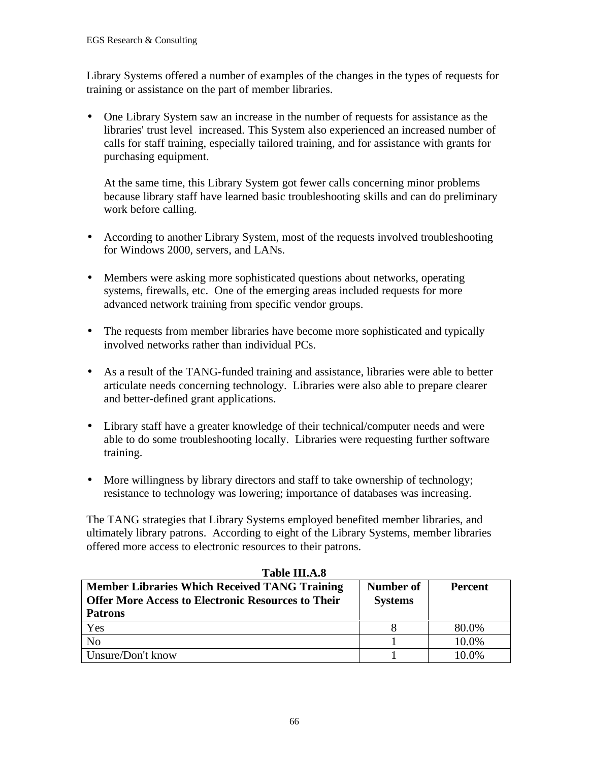Library Systems offered a number of examples of the changes in the types of requests for training or assistance on the part of member libraries.

- One Library System saw an increase in the number of requests for assistance as the libraries' trust level increased. This System also experienced an increased number of calls for staff training, especially tailored training, and for assistance with grants for purchasing equipment.

  At the same time, this Library System got fewer calls concerning minor problems because library staff have learned basic troubleshooting skills and can do preliminary work before calling.

- According to another Library System, most of the requests involved troubleshooting for Windows 2000, servers, and LANs.

- Members were asking more sophisticated questions about networks, operating systems, firewalls, etc. One of the emerging areas included requests for more advanced network training from specific vendor groups.

- The requests from member libraries have become more sophisticated and typically involved networks rather than individual PCs.

- As a result of the TANG-funded training and assistance, libraries were able to better articulate needs concerning technology. Libraries were also able to prepare clearer and better-defined grant applications.

- Library staff have a greater knowledge of their technical/computer needs and were able to do some troubleshooting locally. Libraries were requesting further software training.

- More willingness by library directors and staff to take ownership of technology; resistance to technology was lowering; importance of databases was increasing.

The TANG strategies that Library Systems employed benefited member libraries, and ultimately library patrons. According to eight of the Library Systems, member libraries offered more access to electronic resources to their patrons.

**Table III.A.8**

| **Member Libraries Which Received TANG Training Offer More Access to Electronic Resources to Their Patrons** | **Number of Systems** | **Percent** |
|---|---|---|
| Yes | 8 | 80.0% |
| No | 1 | 10.0% |
| Unsure/Don't know | 1 | 10.0% |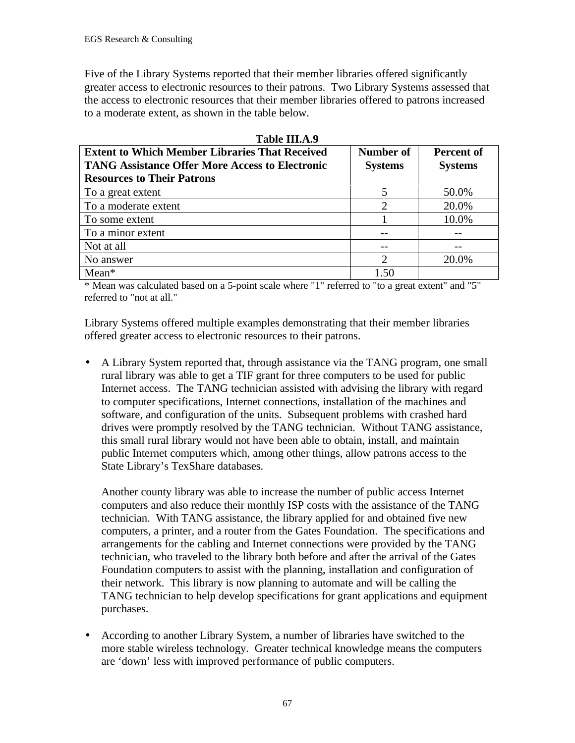Five of the Library Systems reported that their member libraries offered significantly greater access to electronic resources to their patrons. Two Library Systems assessed that the access to electronic resources that their member libraries offered to patrons increased to a moderate extent, as shown in the table below.

**Table III.A.9**

| Extent to Which Member Libraries That Received TANG Assistance Offer More Access to Electronic Resources to Their Patrons | Number of Systems | Percent of Systems |
|---|---|---|
| To a great extent | 5 | 50.0% |
| To a moderate extent | 2 | 20.0% |
| To some extent | 1 | 10.0% |
| To a minor extent | -- | -- |
| Not at all | -- | -- |
| No answer | 2 | 20.0% |
| Mean* | 1.50 | |

\* Mean was calculated based on a 5-point scale where "1" referred to "to a great extent" and "5" referred to "not at all."

Library Systems offered multiple examples demonstrating that their member libraries offered greater access to electronic resources to their patrons.

- A Library System reported that, through assistance via the TANG program, one small rural library was able to get a TIF grant for three computers to be used for public Internet access. The TANG technician assisted with advising the library with regard to computer specifications, Internet connections, installation of the machines and software, and configuration of the units. Subsequent problems with crashed hard drives were promptly resolved by the TANG technician. Without TANG assistance, this small rural library would not have been able to obtain, install, and maintain public Internet computers which, among other things, allow patrons access to the State Library's TexShare databases.

  Another county library was able to increase the number of public access Internet computers and also reduce their monthly ISP costs with the assistance of the TANG technician. With TANG assistance, the library applied for and obtained five new computers, a printer, and a router from the Gates Foundation. The specifications and arrangements for the cabling and Internet connections were provided by the TANG technician, who traveled to the library both before and after the arrival of the Gates Foundation computers to assist with the planning, installation and configuration of their network. This library is now planning to automate and will be calling the TANG technician to help develop specifications for grant applications and equipment purchases.

- According to another Library System, a number of libraries have switched to the more stable wireless technology. Greater technical knowledge means the computers are 'down' less with improved performance of public computers.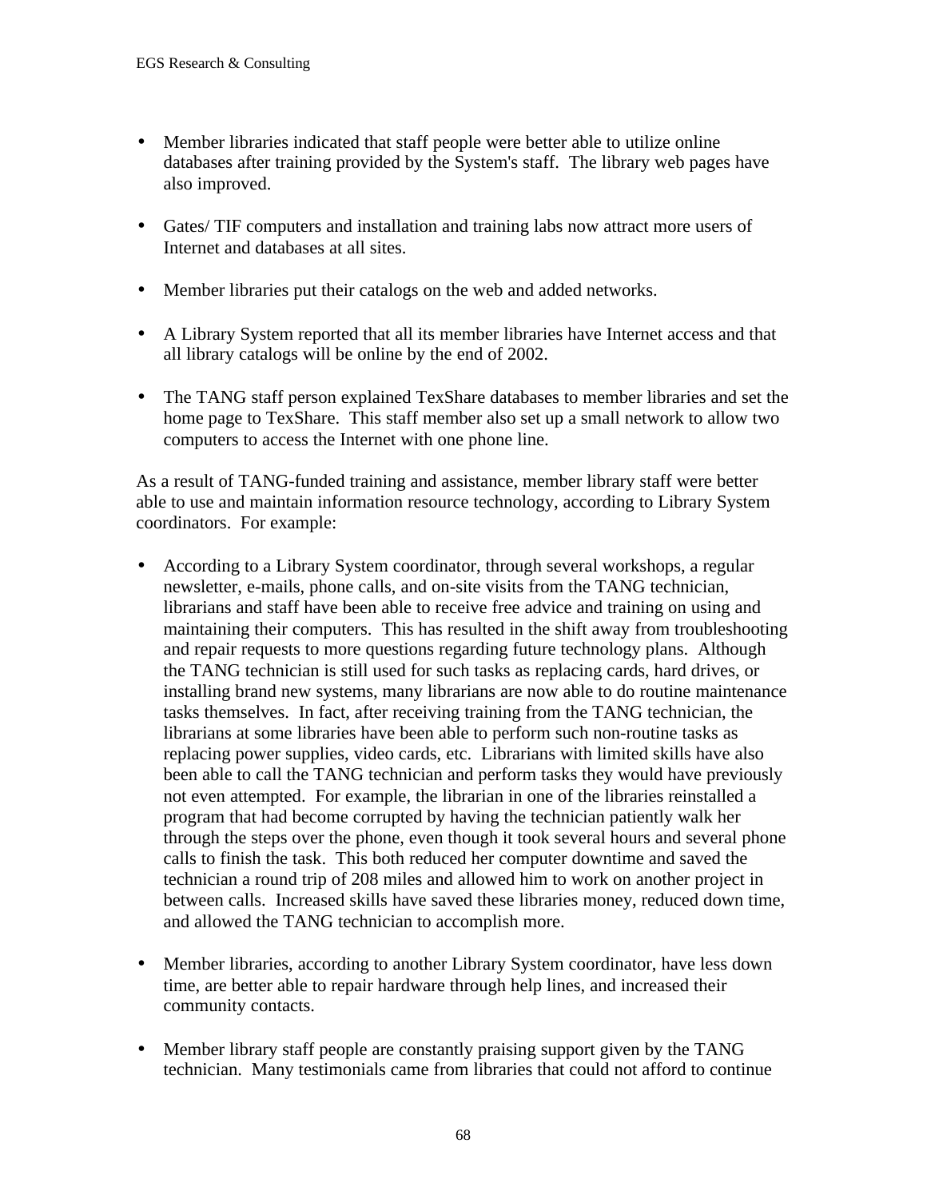- Member libraries indicated that staff people were better able to utilize online databases after training provided by the System's staff. The library web pages have also improved.

- Gates/ TIF computers and installation and training labs now attract more users of Internet and databases at all sites.

- Member libraries put their catalogs on the web and added networks.

- A Library System reported that all its member libraries have Internet access and that all library catalogs will be online by the end of 2002.

- The TANG staff person explained TexShare databases to member libraries and set the home page to TexShare. This staff member also set up a small network to allow two computers to access the Internet with one phone line.

As a result of TANG-funded training and assistance, member library staff were better able to use and maintain information resource technology, according to Library System coordinators. For example:

- According to a Library System coordinator, through several workshops, a regular newsletter, e-mails, phone calls, and on-site visits from the TANG technician, librarians and staff have been able to receive free advice and training on using and maintaining their computers. This has resulted in the shift away from troubleshooting and repair requests to more questions regarding future technology plans. Although the TANG technician is still used for such tasks as replacing cards, hard drives, or installing brand new systems, many librarians are now able to do routine maintenance tasks themselves. In fact, after receiving training from the TANG technician, the librarians at some libraries have been able to perform such non-routine tasks as replacing power supplies, video cards, etc. Librarians with limited skills have also been able to call the TANG technician and perform tasks they would have previously not even attempted. For example, the librarian in one of the libraries reinstalled a program that had become corrupted by having the technician patiently walk her through the steps over the phone, even though it took several hours and several phone calls to finish the task. This both reduced her computer downtime and saved the technician a round trip of 208 miles and allowed him to work on another project in between calls. Increased skills have saved these libraries money, reduced down time, and allowed the TANG technician to accomplish more.

- Member libraries, according to another Library System coordinator, have less down time, are better able to repair hardware through help lines, and increased their community contacts.

- Member library staff people are constantly praising support given by the TANG technician. Many testimonials came from libraries that could not afford to continue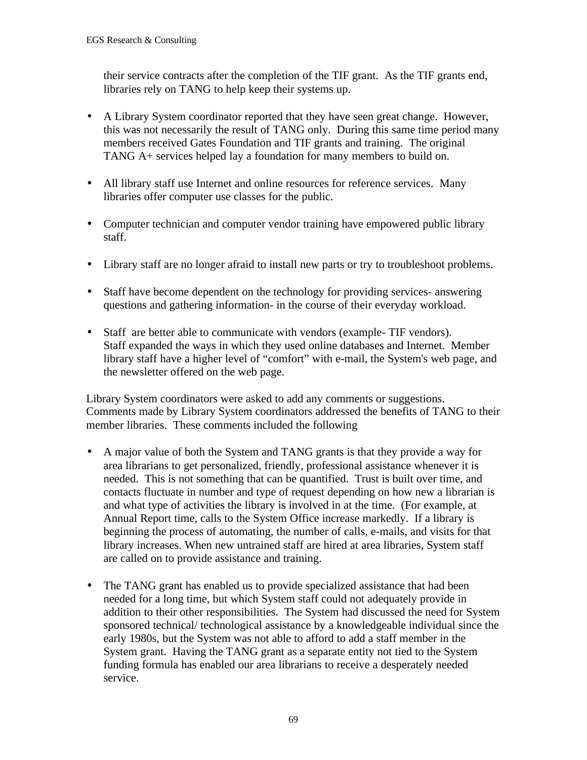their service contracts after the completion of the TIF grant.  As the TIF grants end, libraries rely on TANG to help keep their systems up.

- A Library System coordinator reported that they have seen great change.  However, this was not necessarily the result of TANG only.  During this same time period many members received Gates Foundation and TIF grants and training.  The original TANG A+ services helped lay a foundation for many members to build on.

- All library staff use Internet and online resources for reference services.  Many libraries offer computer use classes for the public.

- Computer technician and computer vendor training have empowered public library staff.

- Library staff are no longer afraid to install new parts or try to troubleshoot problems.

- Staff have become dependent on the technology for providing services- answering questions and gathering information- in the course of their everyday workload.

- Staff  are better able to communicate with vendors (example- TIF vendors). Staff expanded the ways in which they used online databases and Internet.  Member library staff have a higher level of "comfort" with e-mail, the System's web page, and the newsletter offered on the web page.

Library System coordinators were asked to add any comments or suggestions. Comments made by Library System coordinators addressed the benefits of TANG to their member libraries.  These comments included the following

- A major value of both the System and TANG grants is that they provide a way for area librarians to get personalized, friendly, professional assistance whenever it is needed.  This is not something that can be quantified.  Trust is built over time, and contacts fluctuate in number and type of request depending on how new a librarian is and what type of activities the library is involved in at the time.  (For example, at Annual Report time, calls to the System Office increase markedly.  If a library is beginning the process of automating, the number of calls, e-mails, and visits for that library increases. When new untrained staff are hired at area libraries, System staff are called on to provide assistance and training.

- The TANG grant has enabled us to provide specialized assistance that had been needed for a long time, but which System staff could not adequately provide in addition to their other responsibilities.  The System had discussed the need for System sponsored technical/ technological assistance by a knowledgeable individual since the early 1980s, but the System was not able to afford to add a staff member in the System grant.  Having the TANG grant as a separate entity not tied to the System funding formula has enabled our area librarians to receive a desperately needed service.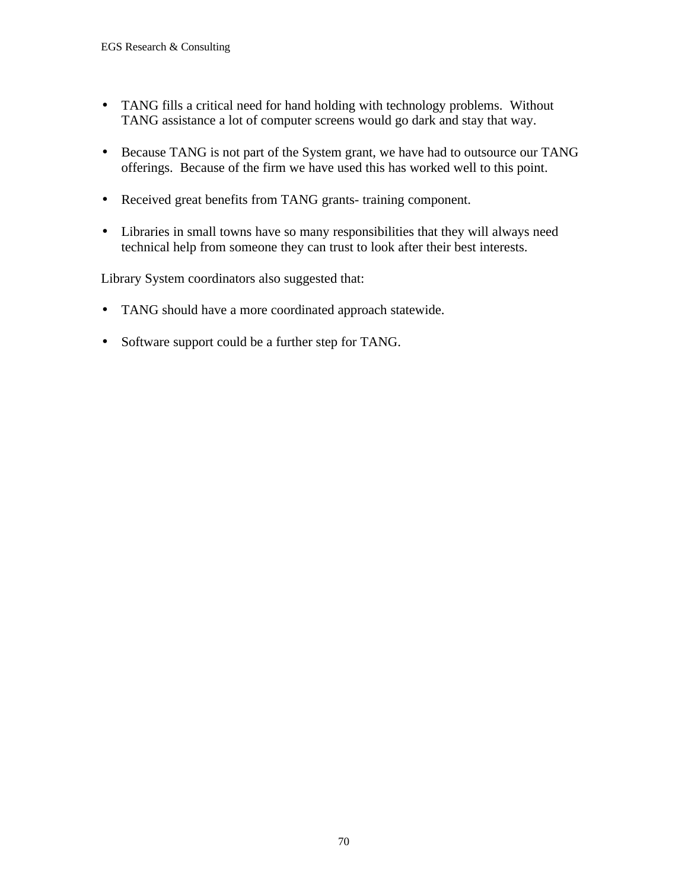- TANG fills a critical need for hand holding with technology problems.  Without TANG assistance a lot of computer screens would go dark and stay that way.

- Because TANG is not part of the System grant, we have had to outsource our TANG offerings.  Because of the firm we have used this has worked well to this point.

- Received great benefits from TANG grants- training component.

- Libraries in small towns have so many responsibilities that they will always need technical help from someone they can trust to look after their best interests.

Library System coordinators also suggested that:

- TANG should have a more coordinated approach statewide.

- Software support could be a further step for TANG.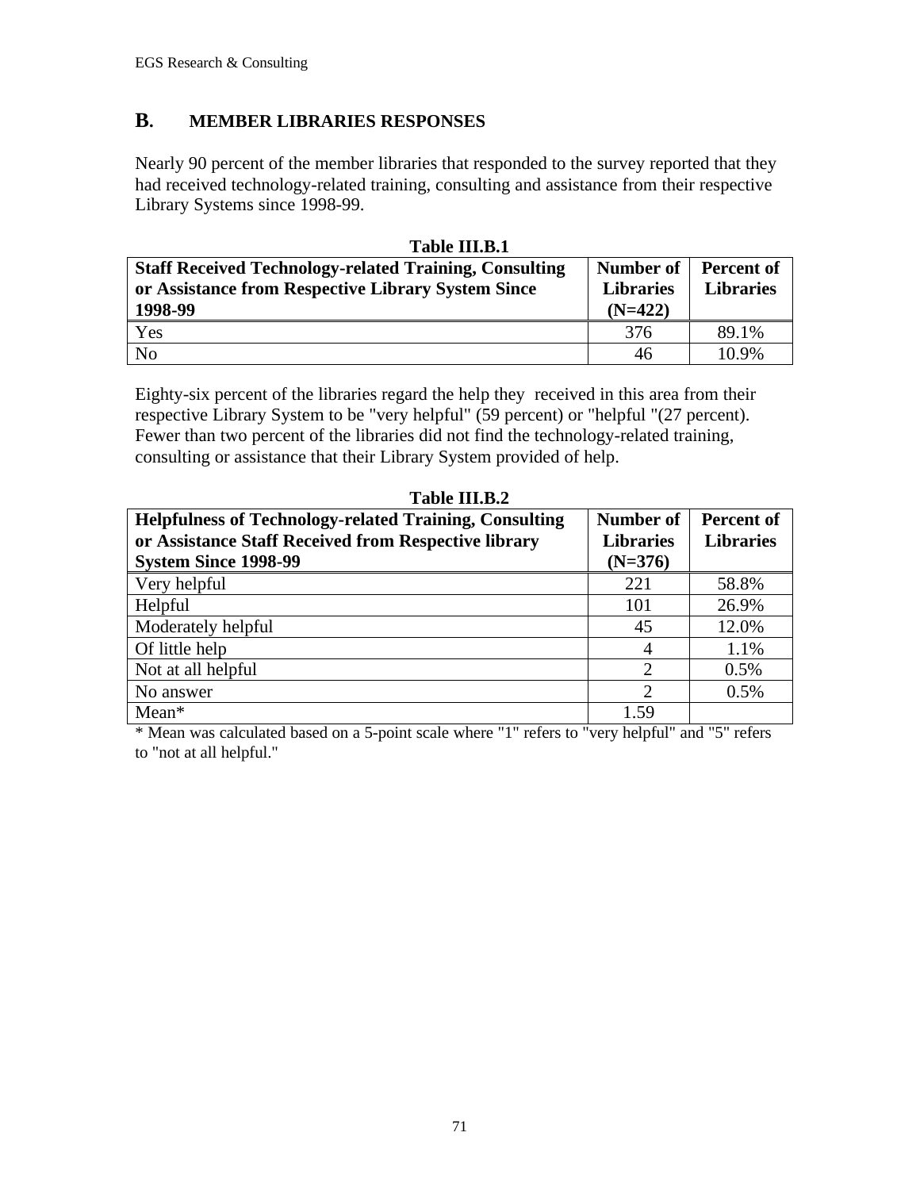## B. MEMBER LIBRARIES RESPONSES

Nearly 90 percent of the member libraries that responded to the survey reported that they had received technology-related training, consulting and assistance from their respective Library Systems since 1998-99.

**Table III.B.1**

| Staff Received Technology-related Training, Consulting or Assistance from Respective Library System Since 1998-99 | Number of Libraries (N=422) | Percent of Libraries |
|---|---|---|
| Yes | 376 | 89.1% |
| No | 46 | 10.9% |

Eighty-six percent of the libraries regard the help they received in this area from their respective Library System to be "very helpful" (59 percent) or "helpful "(27 percent). Fewer than two percent of the libraries did not find the technology-related training, consulting or assistance that their Library System provided of help.

**Table III.B.2**

| Helpfulness of Technology-related Training, Consulting or Assistance Staff Received from Respective library System Since 1998-99 | Number of Libraries (N=376) | Percent of Libraries |
|---|---|---|
| Very helpful | 221 | 58.8% |
| Helpful | 101 | 26.9% |
| Moderately helpful | 45 | 12.0% |
| Of little help | 4 | 1.1% |
| Not at all helpful | 2 | 0.5% |
| No answer | 2 | 0.5% |
| Mean* | 1.59 | |

* Mean was calculated based on a 5-point scale where "1" refers to "very helpful" and "5" refers to "not at all helpful."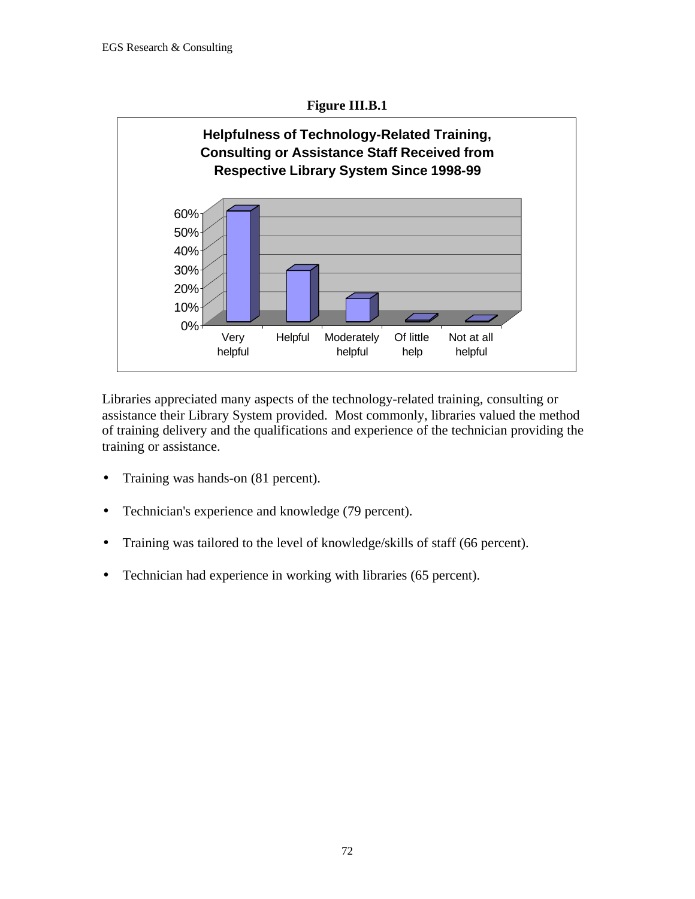**Figure III.B.1**

**Helpfulness of Technology-Related Training, Consulting or Assistance Staff Received from Respective Library System Since 1998-99**

Libraries appreciated many aspects of the technology-related training, consulting or assistance their Library System provided. Most commonly, libraries valued the method of training delivery and the qualifications and experience of the technician providing the training or assistance.

- Training was hands-on (81 percent).
- Technician's experience and knowledge (79 percent).
- Training was tailored to the level of knowledge/skills of staff (66 percent).
- Technician had experience in working with libraries (65 percent).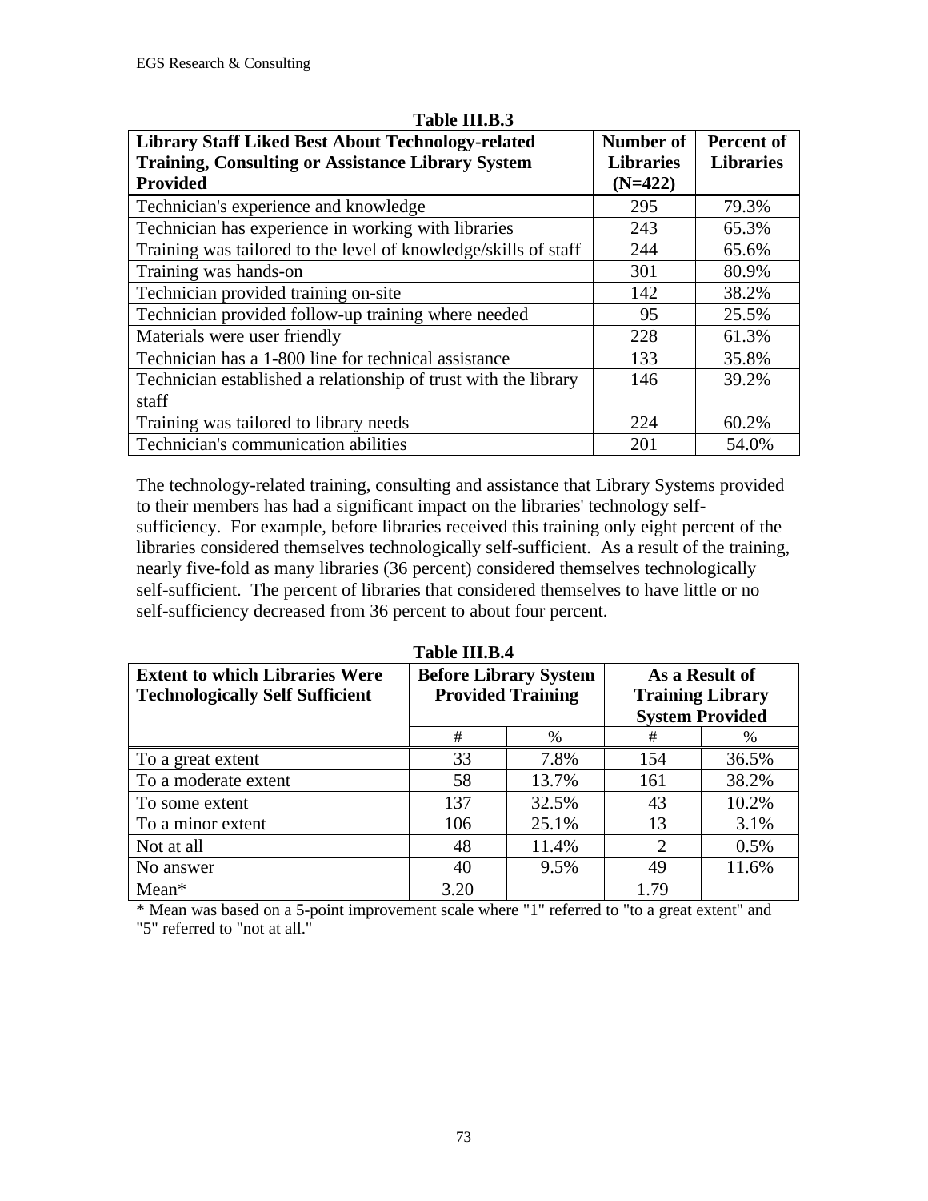**Table III.B.3**

| Library Staff Liked Best About Technology-related Training, Consulting or Assistance Library System Provided | Number of Libraries (N=422) | Percent of Libraries |
|---|---|---|
| Technician's experience and knowledge | 295 | 79.3% |
| Technician has experience in working with libraries | 243 | 65.3% |
| Training was tailored to the level of knowledge/skills of staff | 244 | 65.6% |
| Training was hands-on | 301 | 80.9% |
| Technician provided training on-site | 142 | 38.2% |
| Technician provided follow-up training where needed | 95 | 25.5% |
| Materials were user friendly | 228 | 61.3% |
| Technician has a 1-800 line for technical assistance | 133 | 35.8% |
| Technician established a relationship of trust with the library staff | 146 | 39.2% |
| Training was tailored to library needs | 224 | 60.2% |
| Technician's communication abilities | 201 | 54.0% |

The technology-related training, consulting and assistance that Library Systems provided to their members has had a significant impact on the libraries' technology self-sufficiency. For example, before libraries received this training only eight percent of the libraries considered themselves technologically self-sufficient. As a result of the training, nearly five-fold as many libraries (36 percent) considered themselves technologically self-sufficient. The percent of libraries that considered themselves to have little or no self-sufficiency decreased from 36 percent to about four percent.

**Table III.B.4**

| Extent to which Libraries Were Technologically Self Sufficient | Before Library System Provided Training | | As a Result of Training Library System Provided | |
|---|---|---|---|---|
| | # | % | # | % |
| To a great extent | 33 | 7.8% | 154 | 36.5% |
| To a moderate extent | 58 | 13.7% | 161 | 38.2% |
| To some extent | 137 | 32.5% | 43 | 10.2% |
| To a minor extent | 106 | 25.1% | 13 | 3.1% |
| Not at all | 48 | 11.4% | 2 | 0.5% |
| No answer | 40 | 9.5% | 49 | 11.6% |
| Mean* | 3.20 | | 1.79 | |

* Mean was based on a 5-point improvement scale where "1" referred to "to a great extent" and "5" referred to "not at all."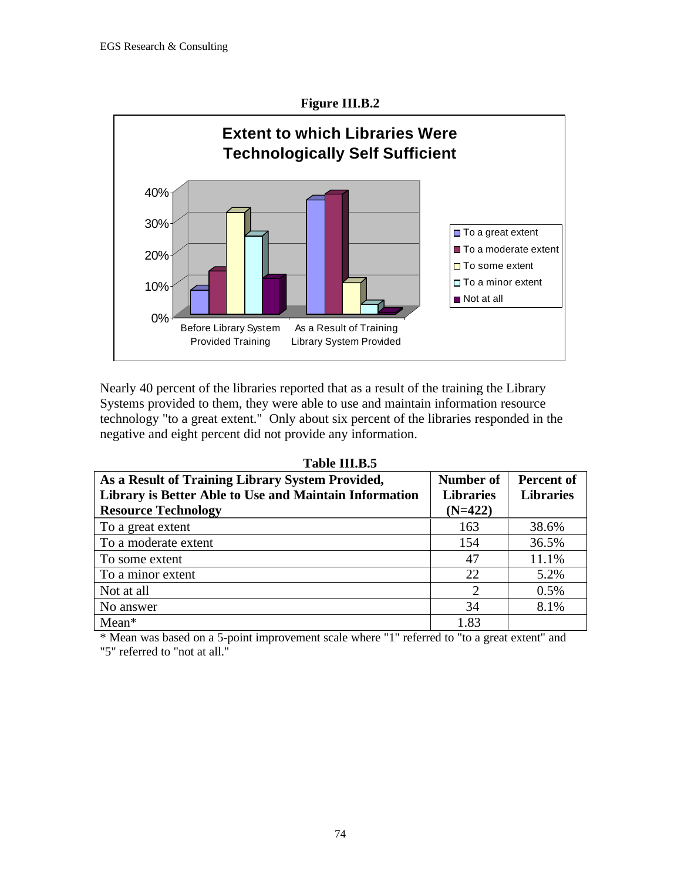**Figure III.B.2**

Nearly 40 percent of the libraries reported that as a result of the training the Library Systems provided to them, they were able to use and maintain information resource technology "to a great extent." Only about six percent of the libraries responded in the negative and eight percent did not provide any information.

**Table III.B.5**

| As a Result of Training Library System Provided, Library is Better Able to Use and Maintain Information Resource Technology | Number of Libraries (N=422) | Percent of Libraries |
|---|---|---|
| To a great extent | 163 | 38.6% |
| To a moderate extent | 154 | 36.5% |
| To some extent | 47 | 11.1% |
| To a minor extent | 22 | 5.2% |
| Not at all | 2 | 0.5% |
| No answer | 34 | 8.1% |
| Mean* | 1.83 | |

* Mean was based on a 5-point improvement scale where "1" referred to "to a great extent" and "5" referred to "not at all."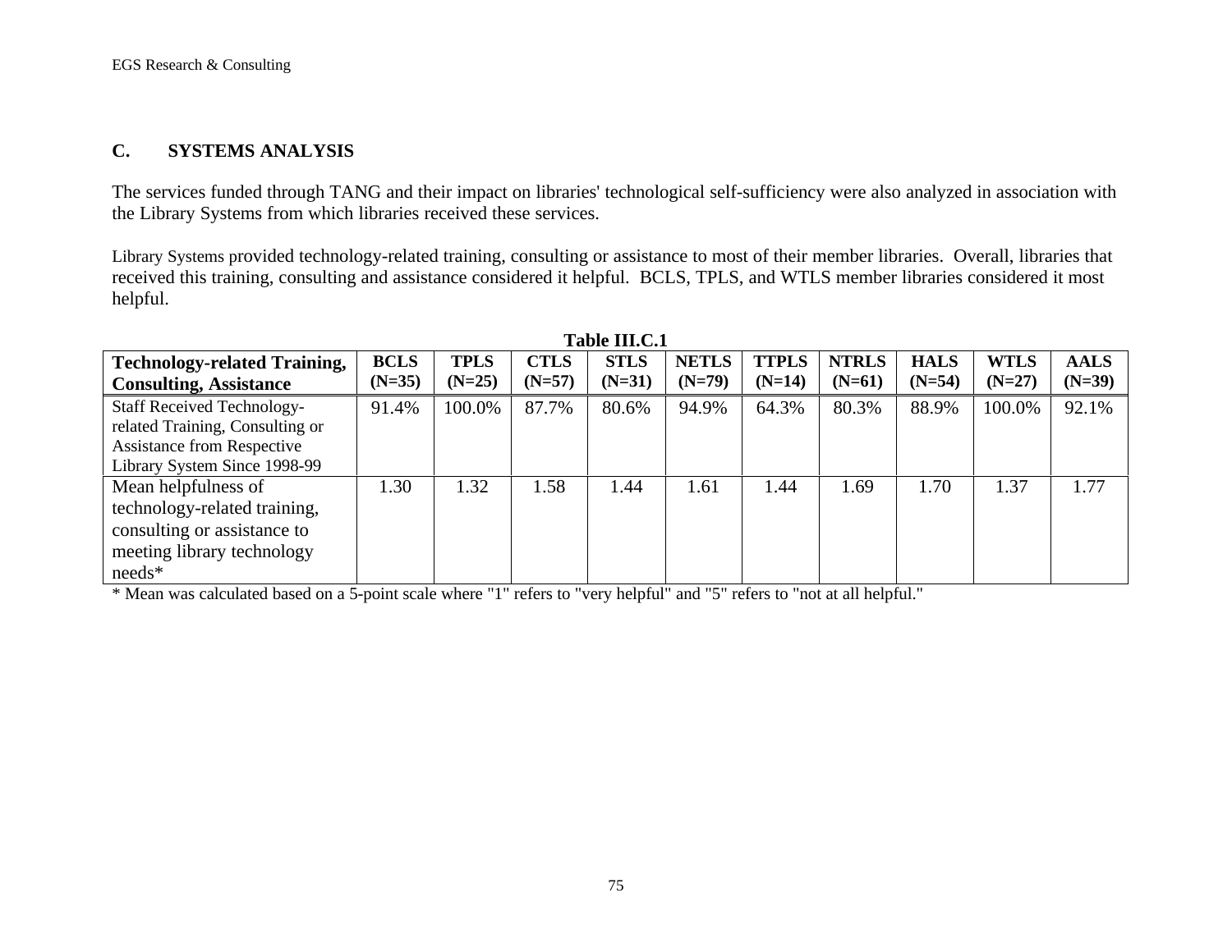## C. SYSTEMS ANALYSIS

The services funded through TANG and their impact on libraries' technological self-sufficiency were also analyzed in association with the Library Systems from which libraries received these services.

Library Systems provided technology-related training, consulting or assistance to most of their member libraries. Overall, libraries that received this training, consulting and assistance considered it helpful. BCLS, TPLS, and WTLS member libraries considered it most helpful.

**Table III.C.1**

| Technology-related Training, Consulting, Assistance | BCLS (N=35) | TPLS (N=25) | CTLS (N=57) | STLS (N=31) | NETLS (N=79) | TTPLS (N=14) | NTRLS (N=61) | HALS (N=54) | WTLS (N=27) | AALS (N=39) |
|---|---|---|---|---|---|---|---|---|---|---|
| Staff Received Technology-related Training, Consulting or Assistance from Respective Library System Since 1998-99 | 91.4% | 100.0% | 87.7% | 80.6% | 94.9% | 64.3% | 80.3% | 88.9% | 100.0% | 92.1% |
| Mean helpfulness of technology-related training, consulting or assistance to meeting library technology needs* | 1.30 | 1.32 | 1.58 | 1.44 | 1.61 | 1.44 | 1.69 | 1.70 | 1.37 | 1.77 |

* Mean was calculated based on a 5-point scale where "1" refers to "very helpful" and "5" refers to "not at all helpful."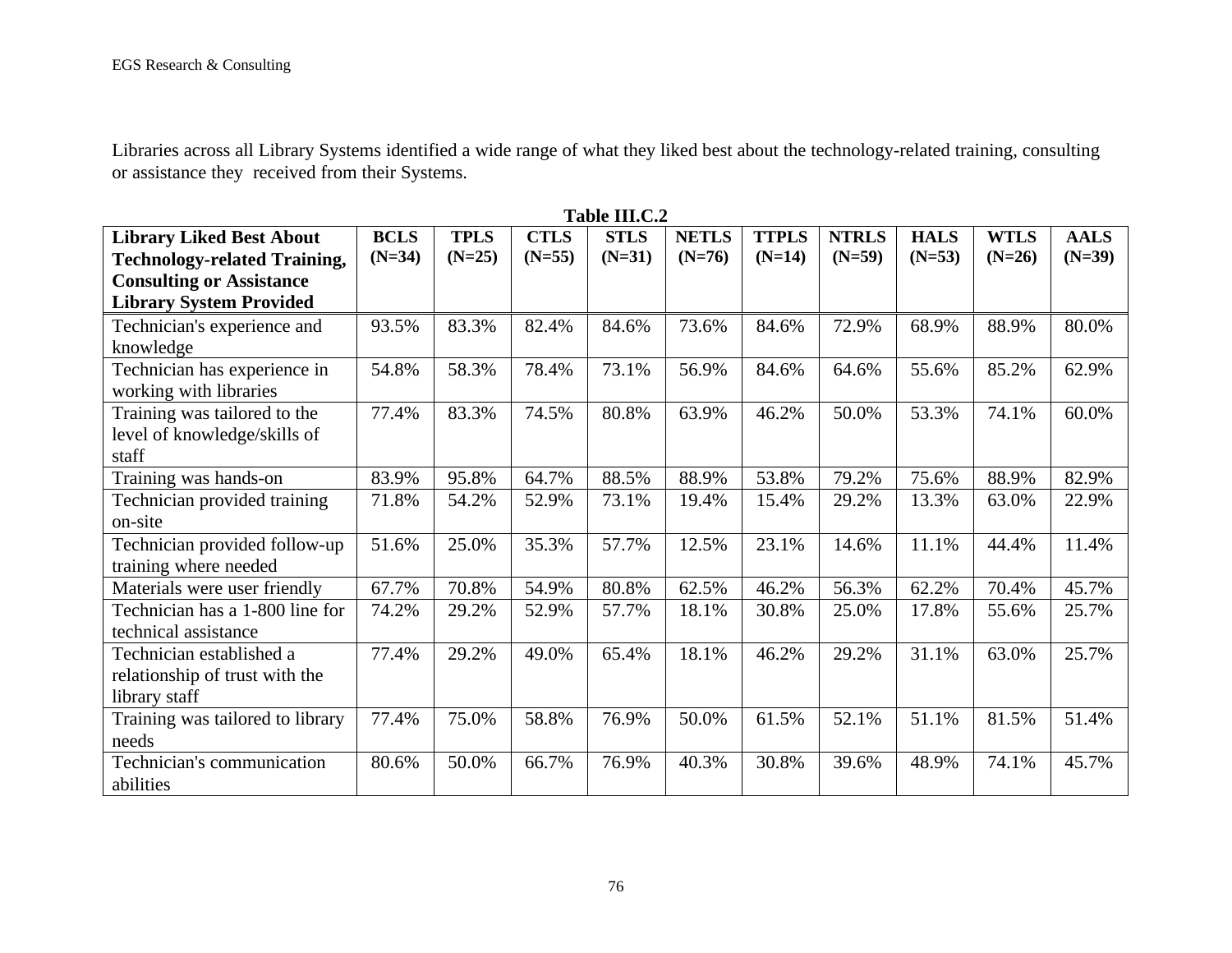Libraries across all Library Systems identified a wide range of what they liked best about the technology-related training, consulting or assistance they received from their Systems.

**Table III.C.2**

| Library Liked Best About Technology-related Training, Consulting or Assistance Library System Provided | BCLS (N=34) | TPLS (N=25) | CTLS (N=55) | STLS (N=31) | NETLS (N=76) | TTPLS (N=14) | NTRLS (N=59) | HALS (N=53) | WTLS (N=26) | AALS (N=39) |
|---|---|---|---|---|---|---|---|---|---|---|
| Technician's experience and knowledge | 93.5% | 83.3% | 82.4% | 84.6% | 73.6% | 84.6% | 72.9% | 68.9% | 88.9% | 80.0% |
| Technician has experience in working with libraries | 54.8% | 58.3% | 78.4% | 73.1% | 56.9% | 84.6% | 64.6% | 55.6% | 85.2% | 62.9% |
| Training was tailored to the level of knowledge/skills of staff | 77.4% | 83.3% | 74.5% | 80.8% | 63.9% | 46.2% | 50.0% | 53.3% | 74.1% | 60.0% |
| Training was hands-on | 83.9% | 95.8% | 64.7% | 88.5% | 88.9% | 53.8% | 79.2% | 75.6% | 88.9% | 82.9% |
| Technician provided training on-site | 71.8% | 54.2% | 52.9% | 73.1% | 19.4% | 15.4% | 29.2% | 13.3% | 63.0% | 22.9% |
| Technician provided follow-up training where needed | 51.6% | 25.0% | 35.3% | 57.7% | 12.5% | 23.1% | 14.6% | 11.1% | 44.4% | 11.4% |
| Materials were user friendly | 67.7% | 70.8% | 54.9% | 80.8% | 62.5% | 46.2% | 56.3% | 62.2% | 70.4% | 45.7% |
| Technician has a 1-800 line for technical assistance | 74.2% | 29.2% | 52.9% | 57.7% | 18.1% | 30.8% | 25.0% | 17.8% | 55.6% | 25.7% |
| Technician established a relationship of trust with the library staff | 77.4% | 29.2% | 49.0% | 65.4% | 18.1% | 46.2% | 29.2% | 31.1% | 63.0% | 25.7% |
| Training was tailored to library needs | 77.4% | 75.0% | 58.8% | 76.9% | 50.0% | 61.5% | 52.1% | 51.1% | 81.5% | 51.4% |
| Technician's communication abilities | 80.6% | 50.0% | 66.7% | 76.9% | 40.3% | 30.8% | 39.6% | 48.9% | 74.1% | 45.7% |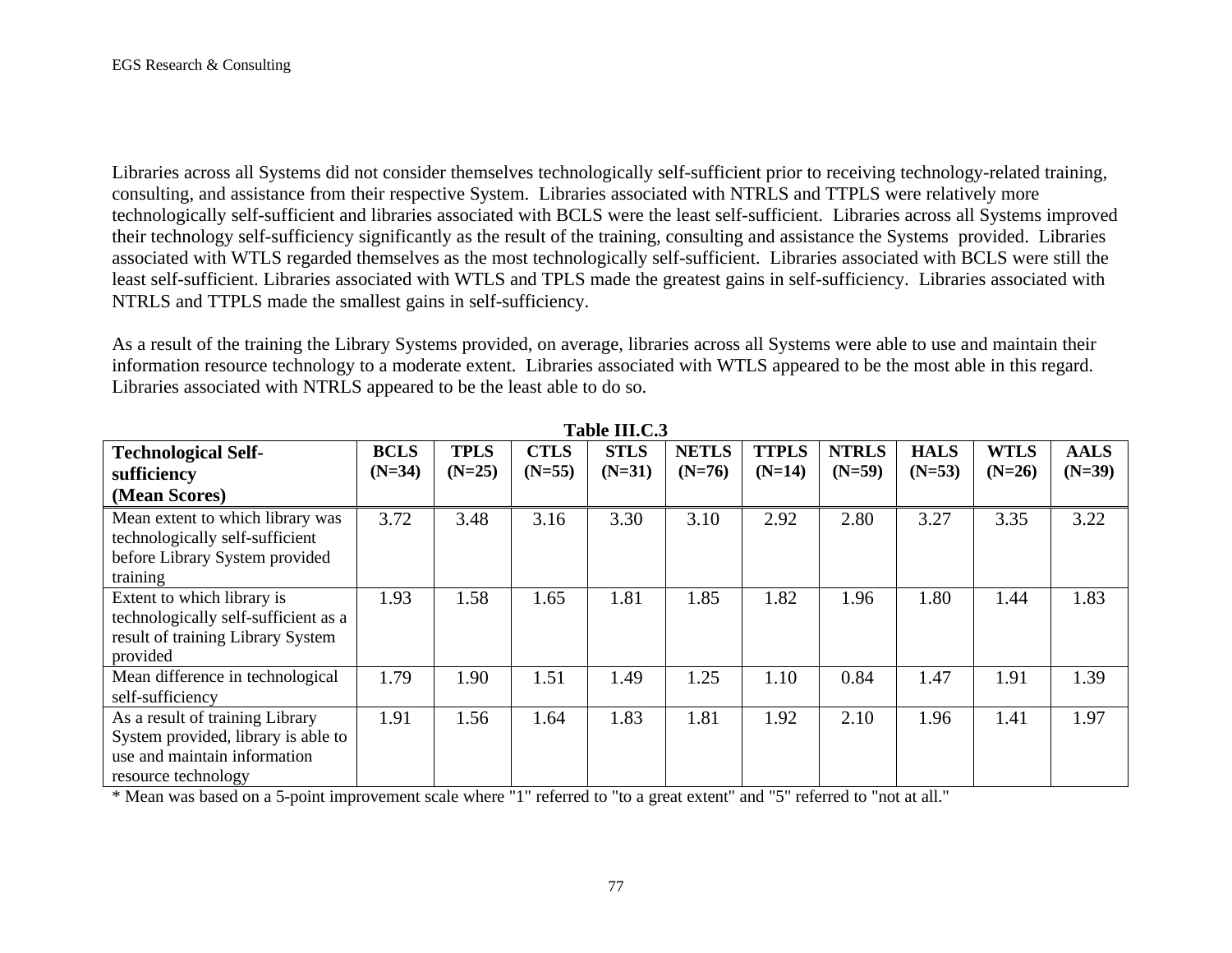Libraries across all Systems did not consider themselves technologically self-sufficient prior to receiving technology-related training, consulting, and assistance from their respective System. Libraries associated with NTRLS and TTPLS were relatively more technologically self-sufficient and libraries associated with BCLS were the least self-sufficient. Libraries across all Systems improved their technology self-sufficiency significantly as the result of the training, consulting and assistance the Systems provided. Libraries associated with WTLS regarded themselves as the most technologically self-sufficient. Libraries associated with BCLS were still the least self-sufficient. Libraries associated with WTLS and TPLS made the greatest gains in self-sufficiency. Libraries associated with NTRLS and TTPLS made the smallest gains in self-sufficiency.

As a result of the training the Library Systems provided, on average, libraries across all Systems were able to use and maintain their information resource technology to a moderate extent. Libraries associated with WTLS appeared to be the most able in this regard. Libraries associated with NTRLS appeared to be the least able to do so.

**Table III.C.3**

| Technological Self-sufficiency (Mean Scores) | BCLS (N=34) | TPLS (N=25) | CTLS (N=55) | STLS (N=31) | NETLS (N=76) | TTPLS (N=14) | NTRLS (N=59) | HALS (N=53) | WTLS (N=26) | AALS (N=39) |
|---|---|---|---|---|---|---|---|---|---|---|
| Mean extent to which library was technologically self-sufficient before Library System provided training | 3.72 | 3.48 | 3.16 | 3.30 | 3.10 | 2.92 | 2.80 | 3.27 | 3.35 | 3.22 |
| Extent to which library is technologically self-sufficient as a result of training Library System provided | 1.93 | 1.58 | 1.65 | 1.81 | 1.85 | 1.82 | 1.96 | 1.80 | 1.44 | 1.83 |
| Mean difference in technological self-sufficiency | 1.79 | 1.90 | 1.51 | 1.49 | 1.25 | 1.10 | 0.84 | 1.47 | 1.91 | 1.39 |
| As a result of training Library System provided, library is able to use and maintain information resource technology | 1.91 | 1.56 | 1.64 | 1.83 | 1.81 | 1.92 | 2.10 | 1.96 | 1.41 | 1.97 |

* Mean was based on a 5-point improvement scale where "1" referred to "to a great extent" and "5" referred to "not at all."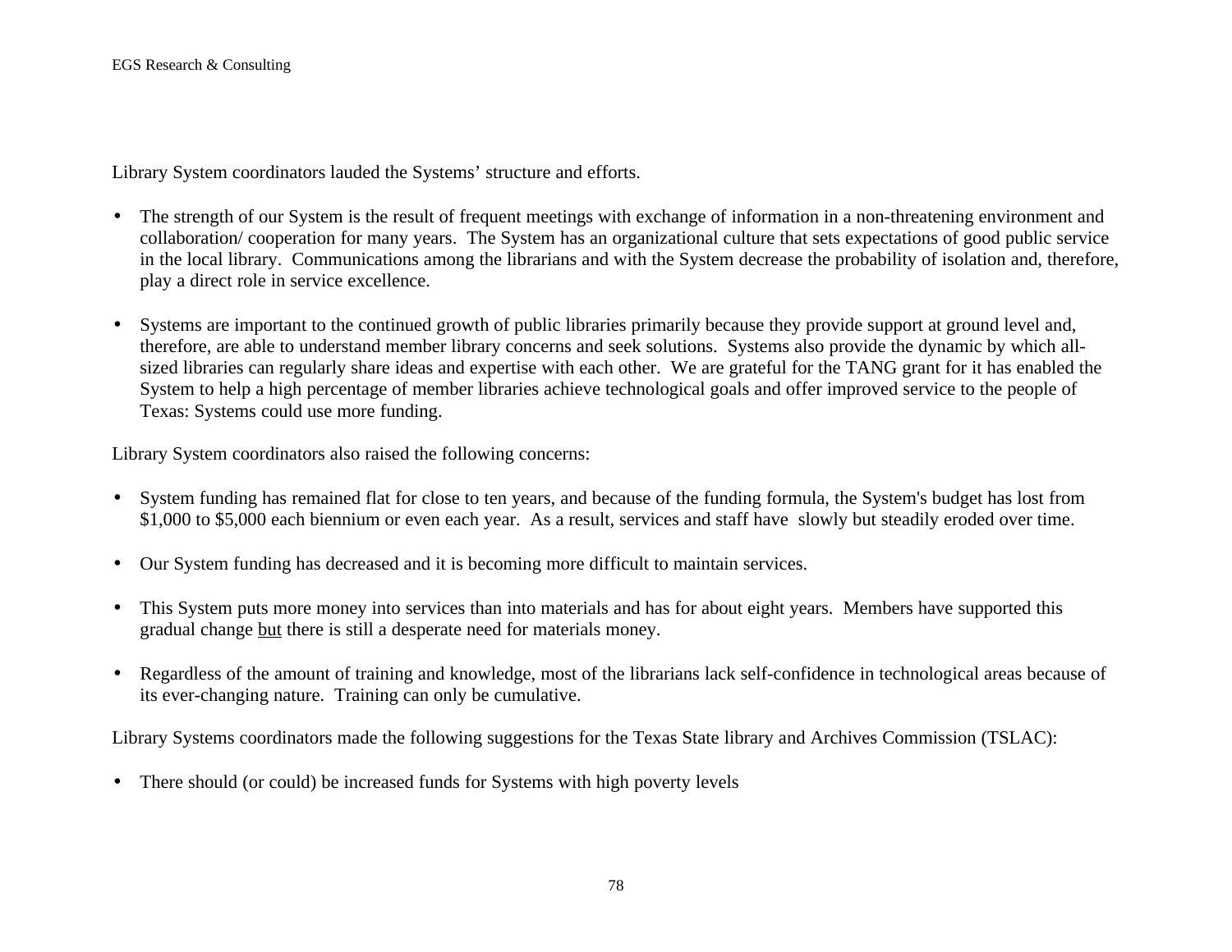Library System coordinators lauded the Systems' structure and efforts.

- The strength of our System is the result of frequent meetings with exchange of information in a non-threatening environment and collaboration/ cooperation for many years.  The System has an organizational culture that sets expectations of good public service in the local library.  Communications among the librarians and with the System decrease the probability of isolation and, therefore, play a direct role in service excellence.

- Systems are important to the continued growth of public libraries primarily because they provide support at ground level and, therefore, are able to understand member library concerns and seek solutions.  Systems also provide the dynamic by which all-sized libraries can regularly share ideas and expertise with each other.  We are grateful for the TANG grant for it has enabled the System to help a high percentage of member libraries achieve technological goals and offer improved service to the people of Texas: Systems could use more funding.

Library System coordinators also raised the following concerns:

- System funding has remained flat for close to ten years, and because of the funding formula, the System's budget has lost from $1,000 to $5,000 each biennium or even each year.  As a result, services and staff have  slowly but steadily eroded over time.

- Our System funding has decreased and it is becoming more difficult to maintain services.

- This System puts more money into services than into materials and has for about eight years.  Members have supported this gradual change <u>but</u> there is still a desperate need for materials money.

- Regardless of the amount of training and knowledge, most of the librarians lack self-confidence in technological areas because of its ever-changing nature.  Training can only be cumulative.

Library Systems coordinators made the following suggestions for the Texas State library and Archives Commission (TSLAC):

- There should (or could) be increased funds for Systems with high poverty levels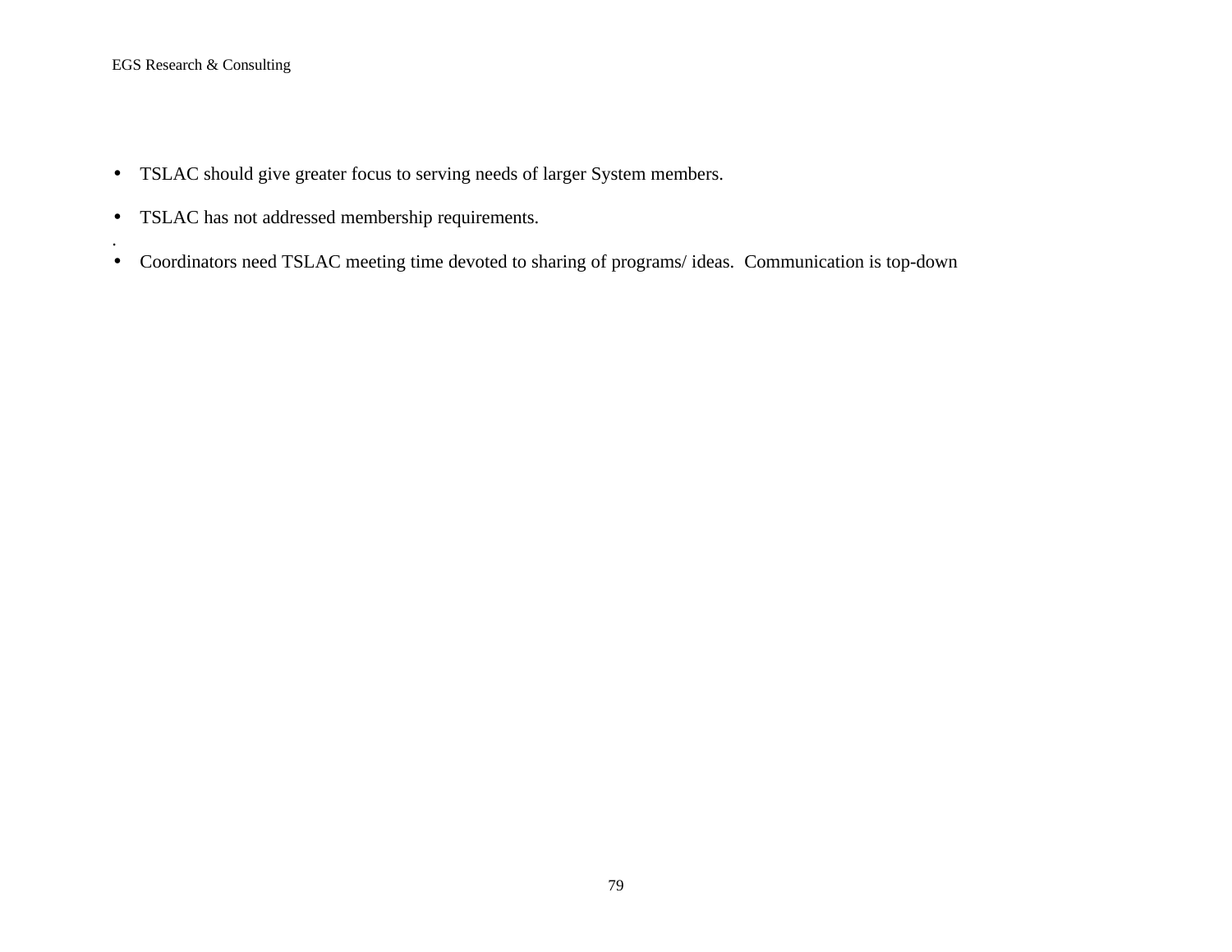- TSLAC should give greater focus to serving needs of larger System members.
- TSLAC has not addressed membership requirements.

.

- Coordinators need TSLAC meeting time devoted to sharing of programs/ ideas. Communication is top-down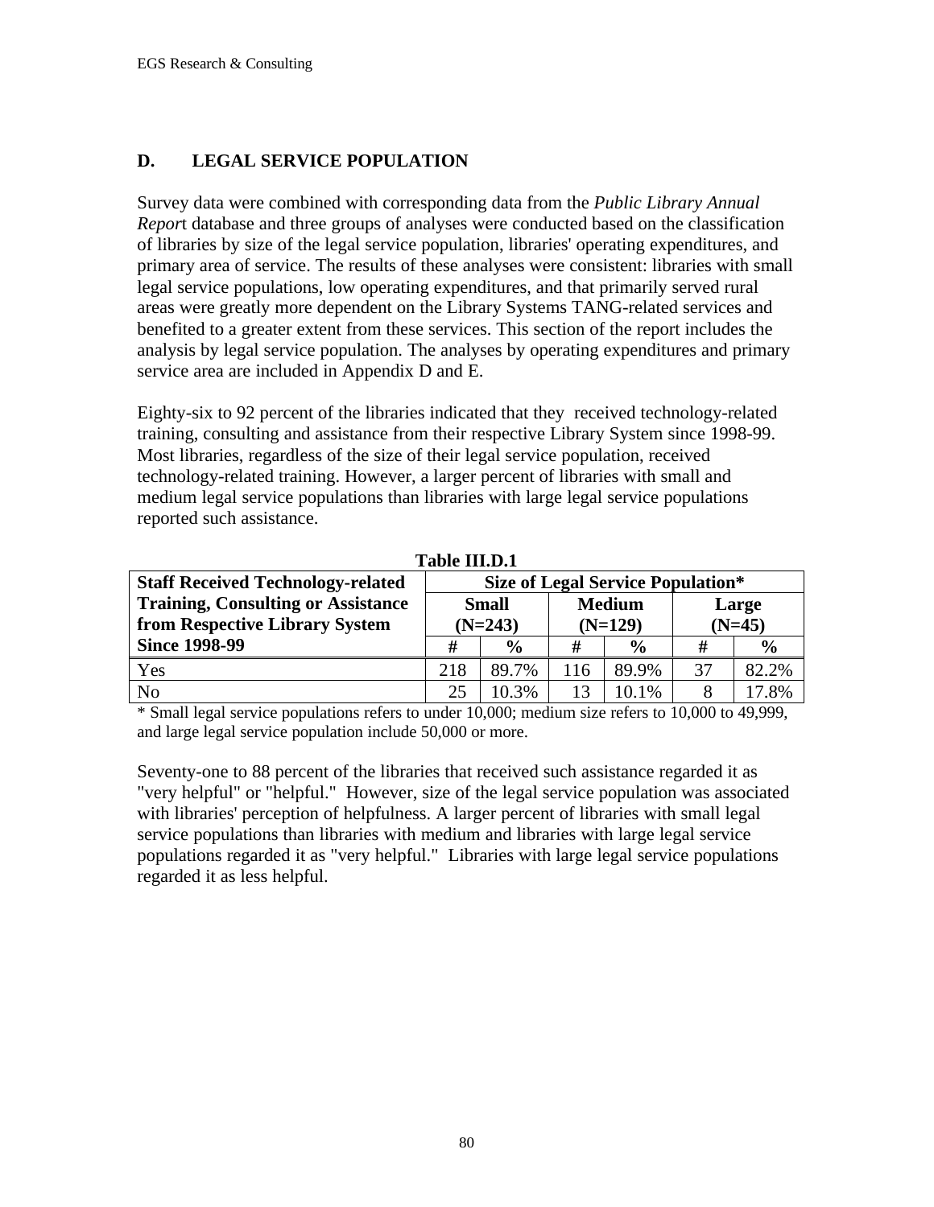## D. LEGAL SERVICE POPULATION

Survey data were combined with corresponding data from the *Public Library Annual Report* database and three groups of analyses were conducted based on the classification of libraries by size of the legal service population, libraries' operating expenditures, and primary area of service. The results of these analyses were consistent: libraries with small legal service populations, low operating expenditures, and that primarily served rural areas were greatly more dependent on the Library Systems TANG-related services and benefited to a greater extent from these services. This section of the report includes the analysis by legal service population. The analyses by operating expenditures and primary service area are included in Appendix D and E.

Eighty-six to 92 percent of the libraries indicated that they received technology-related training, consulting and assistance from their respective Library System since 1998-99. Most libraries, regardless of the size of their legal service population, received technology-related training. However, a larger percent of libraries with small and medium legal service populations than libraries with large legal service populations reported such assistance.

**Table III.D.1**

| Staff Received Technology-related Training, Consulting or Assistance from Respective Library System Since 1998-99 | Size of Legal Service Population* | | | | | |
|---|---|---|---|---|---|---|
| | Small (N=243) | | Medium (N=129) | | Large (N=45) | |
| | # | % | # | % | # | % |
| Yes | 218 | 89.7% | 116 | 89.9% | 37 | 82.2% |
| No | 25 | 10.3% | 13 | 10.1% | 8 | 17.8% |

\* Small legal service populations refers to under 10,000; medium size refers to 10,000 to 49,999, and large legal service population include 50,000 or more.

Seventy-one to 88 percent of the libraries that received such assistance regarded it as "very helpful" or "helpful." However, size of the legal service population was associated with libraries' perception of helpfulness. A larger percent of libraries with small legal service populations than libraries with medium and libraries with large legal service populations regarded it as "very helpful." Libraries with large legal service populations regarded it as less helpful.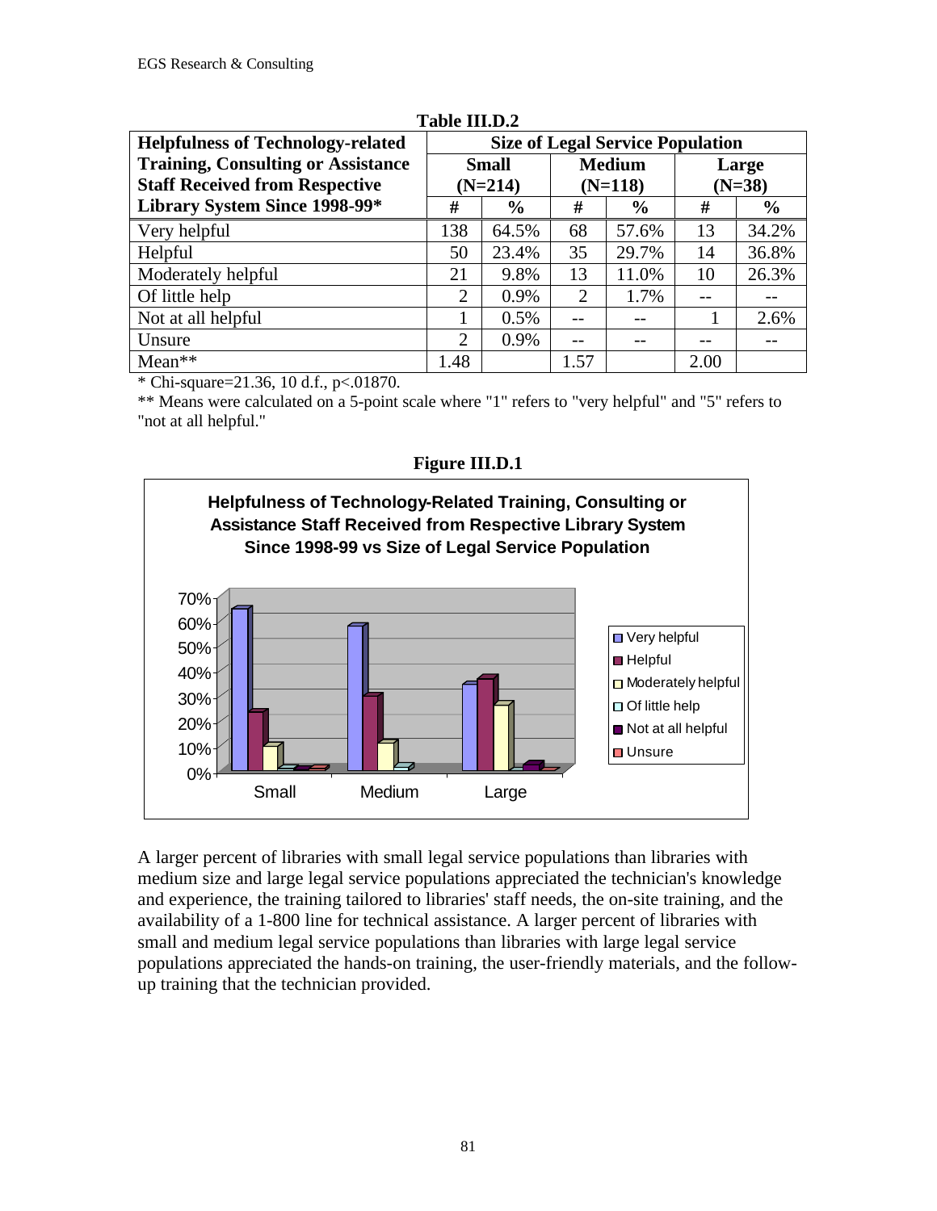**Table III.D.2**

| Helpfulness of Technology-related Training, Consulting or Assistance Staff Received from Respective Library System Since 1998-99* | Size of Legal Service Population | | | | | |
|---|---|---|---|---|---|---|
| | Small (N=214) | | Medium (N=118) | | Large (N=38) | |
| | # | % | # | % | # | % |
| Very helpful | 138 | 64.5% | 68 | 57.6% | 13 | 34.2% |
| Helpful | 50 | 23.4% | 35 | 29.7% | 14 | 36.8% |
| Moderately helpful | 21 | 9.8% | 13 | 11.0% | 10 | 26.3% |
| Of little help | 2 | 0.9% | 2 | 1.7% | -- | -- |
| Not at all helpful | 1 | 0.5% | -- | -- | 1 | 2.6% |
| Unsure | 2 | 0.9% | -- | -- | -- | -- |
| Mean** | 1.48 | | 1.57 | | 2.00 | |

* Chi-square=21.36, 10 d.f., p<.01870.

** Means were calculated on a 5-point scale where "1" refers to "very helpful" and "5" refers to "not at all helpful."

**Figure III.D.1**

**Helpfulness of Technology-Related Training, Consulting or Assistance Staff Received from Respective Library System Since 1998-99 vs Size of Legal Service Population**

A larger percent of libraries with small legal service populations than libraries with medium size and large legal service populations appreciated the technician's knowledge and experience, the training tailored to libraries' staff needs, the on-site training, and the availability of a 1-800 line for technical assistance. A larger percent of libraries with small and medium legal service populations than libraries with large legal service populations appreciated the hands-on training, the user-friendly materials, and the follow-up training that the technician provided.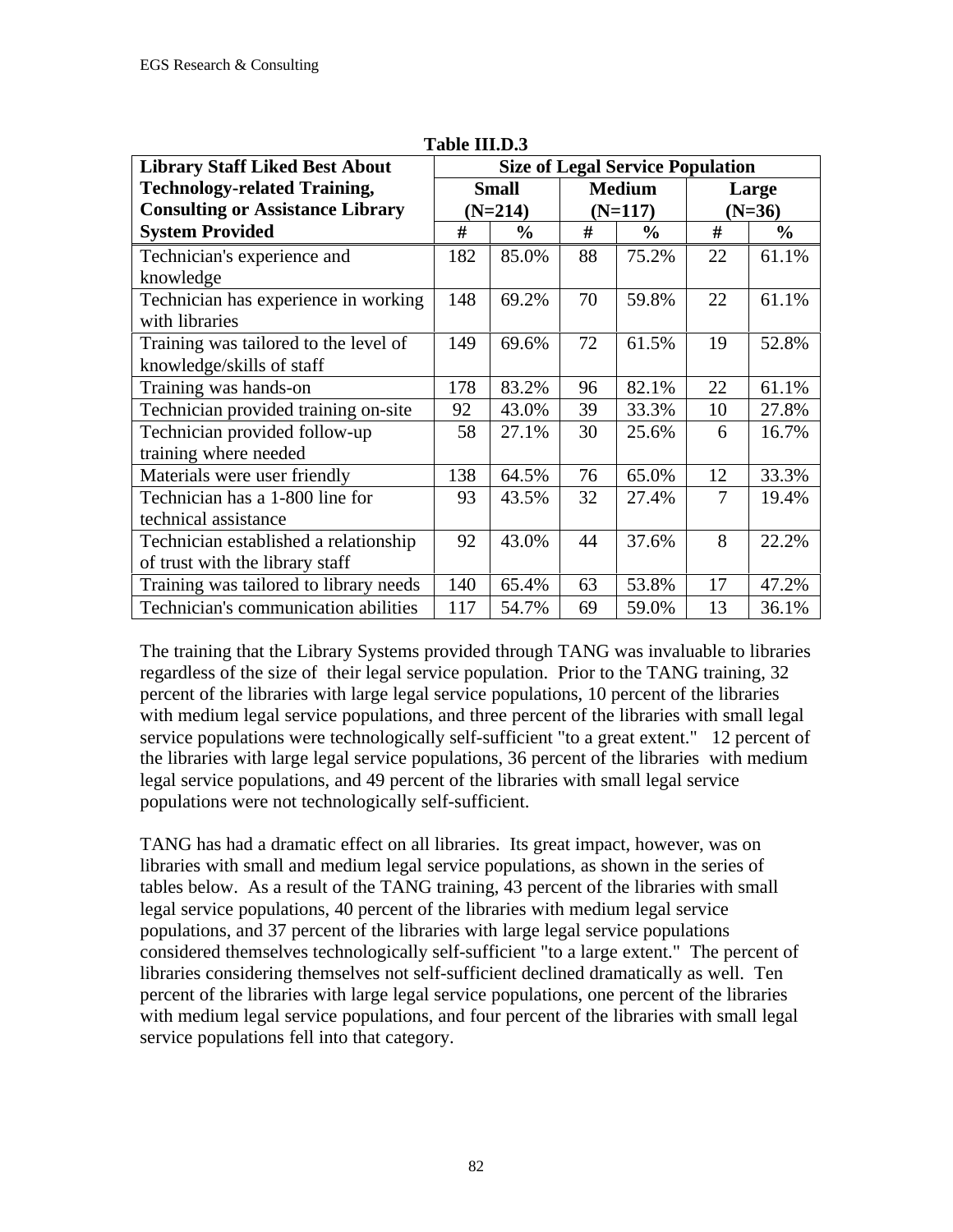**Table III.D.3**

| Library Staff Liked Best About Technology-related Training, Consulting or Assistance Library System Provided | Size of Legal Service Population | | | | | |
|---|---|---|---|---|---|---|
| | Small (N=214) | | Medium (N=117) | | Large (N=36) | |
| | # | % | # | % | # | % |
| Technician's experience and knowledge | 182 | 85.0% | 88 | 75.2% | 22 | 61.1% |
| Technician has experience in working with libraries | 148 | 69.2% | 70 | 59.8% | 22 | 61.1% |
| Training was tailored to the level of knowledge/skills of staff | 149 | 69.6% | 72 | 61.5% | 19 | 52.8% |
| Training was hands-on | 178 | 83.2% | 96 | 82.1% | 22 | 61.1% |
| Technician provided training on-site | 92 | 43.0% | 39 | 33.3% | 10 | 27.8% |
| Technician provided follow-up training where needed | 58 | 27.1% | 30 | 25.6% | 6 | 16.7% |
| Materials were user friendly | 138 | 64.5% | 76 | 65.0% | 12 | 33.3% |
| Technician has a 1-800 line for technical assistance | 93 | 43.5% | 32 | 27.4% | 7 | 19.4% |
| Technician established a relationship of trust with the library staff | 92 | 43.0% | 44 | 37.6% | 8 | 22.2% |
| Training was tailored to library needs | 140 | 65.4% | 63 | 53.8% | 17 | 47.2% |
| Technician's communication abilities | 117 | 54.7% | 69 | 59.0% | 13 | 36.1% |

The training that the Library Systems provided through TANG was invaluable to libraries regardless of the size of their legal service population. Prior to the TANG training, 32 percent of the libraries with large legal service populations, 10 percent of the libraries with medium legal service populations, and three percent of the libraries with small legal service populations were technologically self-sufficient "to a great extent." 12 percent of the libraries with large legal service populations, 36 percent of the libraries with medium legal service populations, and 49 percent of the libraries with small legal service populations were not technologically self-sufficient.

TANG has had a dramatic effect on all libraries. Its great impact, however, was on libraries with small and medium legal service populations, as shown in the series of tables below. As a result of the TANG training, 43 percent of the libraries with small legal service populations, 40 percent of the libraries with medium legal service populations, and 37 percent of the libraries with large legal service populations considered themselves technologically self-sufficient "to a large extent." The percent of libraries considering themselves not self-sufficient declined dramatically as well. Ten percent of the libraries with large legal service populations, one percent of the libraries with medium legal service populations, and four percent of the libraries with small legal service populations fell into that category.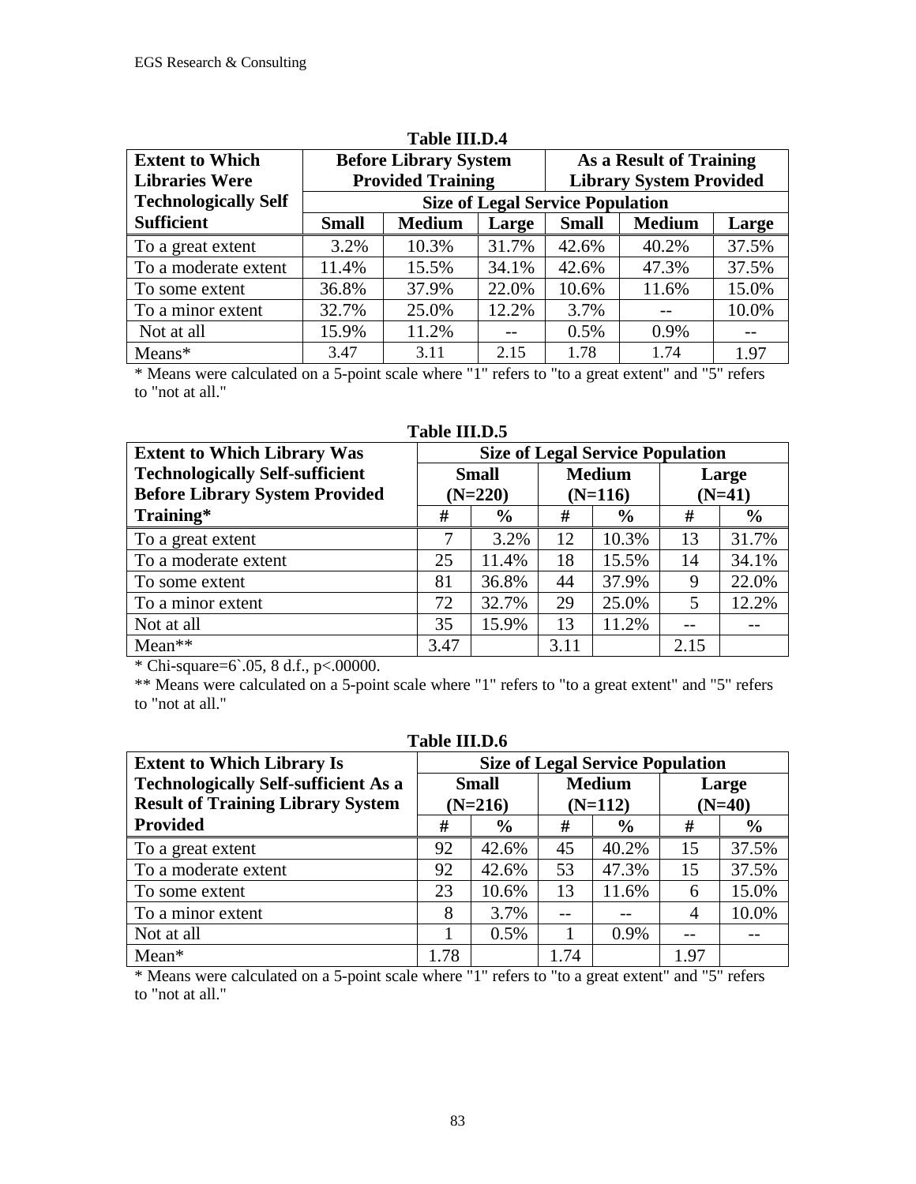**Table III.D.4**

| Extent to Which Libraries Were Technologically Self Sufficient | Before Library System Provided Training | | | As a Result of Training Library System Provided | | |
|---|---|---|---|---|---|---|
| | Size of Legal Service Population | | | | | |
| | Small | Medium | Large | Small | Medium | Large |
| To a great extent | 3.2% | 10.3% | 31.7% | 42.6% | 40.2% | 37.5% |
| To a moderate extent | 11.4% | 15.5% | 34.1% | 42.6% | 47.3% | 37.5% |
| To some extent | 36.8% | 37.9% | 22.0% | 10.6% | 11.6% | 15.0% |
| To a minor extent | 32.7% | 25.0% | 12.2% | 3.7% | -- | 10.0% |
| Not at all | 15.9% | 11.2% | -- | 0.5% | 0.9% | -- |
| Means* | 3.47 | 3.11 | 2.15 | 1.78 | 1.74 | 1.97 |

\* Means were calculated on a 5-point scale where "1" refers to "to a great extent" and "5" refers to "not at all."

**Table III.D.5**

| Extent to Which Library Was Technologically Self-sufficient Before Library System Provided Training* | Size of Legal Service Population | | | | | |
|---|---|---|---|---|---|---|
| | Small (N=220) | | Medium (N=116) | | Large (N=41) | |
| | # | % | # | % | # | % |
| To a great extent | 7 | 3.2% | 12 | 10.3% | 13 | 31.7% |
| To a moderate extent | 25 | 11.4% | 18 | 15.5% | 14 | 34.1% |
| To some extent | 81 | 36.8% | 44 | 37.9% | 9 | 22.0% |
| To a minor extent | 72 | 32.7% | 29 | 25.0% | 5 | 12.2% |
| Not at all | 35 | 15.9% | 13 | 11.2% | -- | -- |
| Mean** | 3.47 | | 3.11 | | 2.15 | |

\* Chi-square=6`.05, 8 d.f., p<.00000.

\*\* Means were calculated on a 5-point scale where "1" refers to "to a great extent" and "5" refers to "not at all."

**Table III.D.6**

| Extent to Which Library Is Technologically Self-sufficient As a Result of Training Library System Provided | Size of Legal Service Population | | | | | |
|---|---|---|---|---|---|---|
| | Small (N=216) | | Medium (N=112) | | Large (N=40) | |
| | # | % | # | % | # | % |
| To a great extent | 92 | 42.6% | 45 | 40.2% | 15 | 37.5% |
| To a moderate extent | 92 | 42.6% | 53 | 47.3% | 15 | 37.5% |
| To some extent | 23 | 10.6% | 13 | 11.6% | 6 | 15.0% |
| To a minor extent | 8 | 3.7% | -- | -- | 4 | 10.0% |
| Not at all | 1 | 0.5% | 1 | 0.9% | -- | -- |
| Mean* | 1.78 | | 1.74 | | 1.97 | |

\* Means were calculated on a 5-point scale where "1" refers to "to a great extent" and "5" refers to "not at all."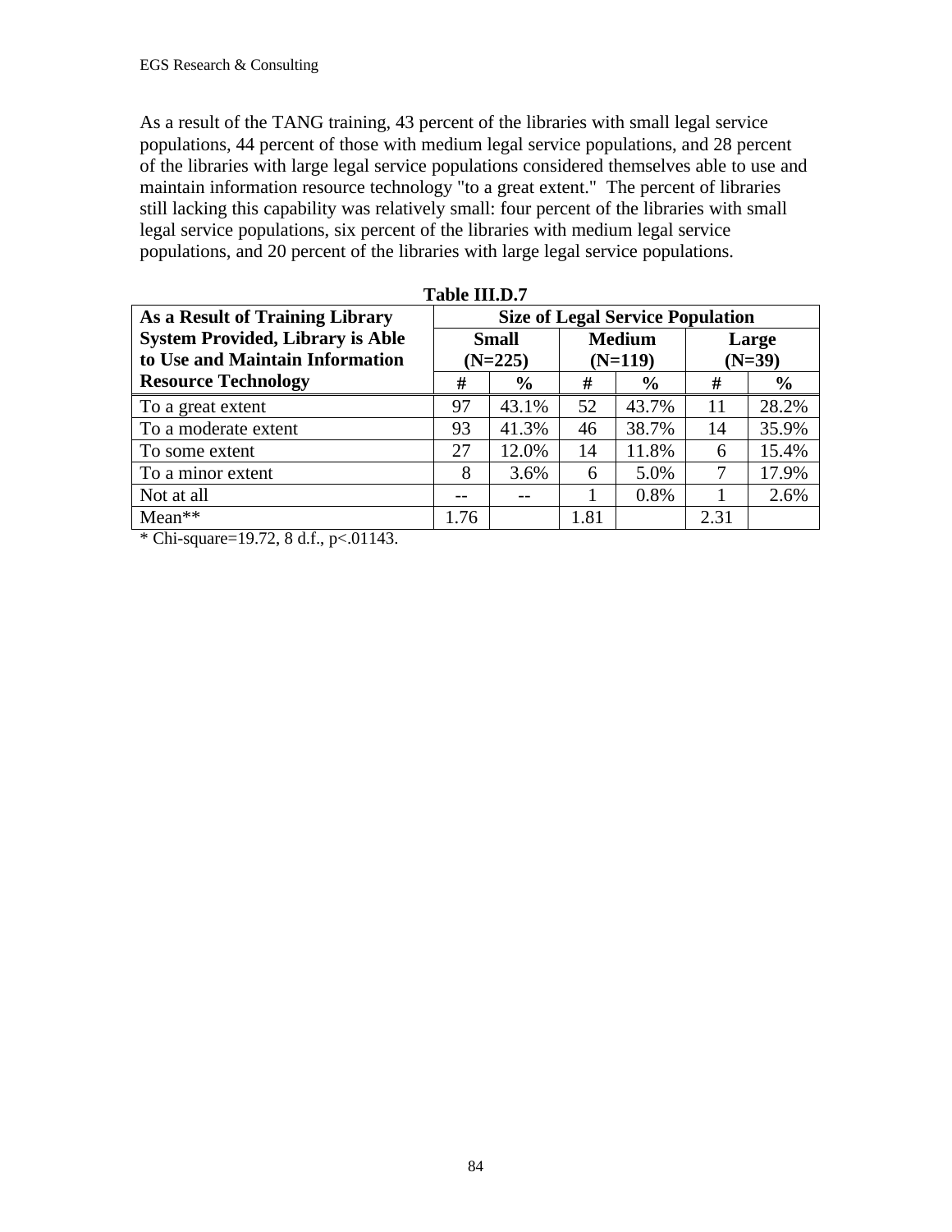As a result of the TANG training, 43 percent of the libraries with small legal service populations, 44 percent of those with medium legal service populations, and 28 percent of the libraries with large legal service populations considered themselves able to use and maintain information resource technology "to a great extent." The percent of libraries still lacking this capability was relatively small: four percent of the libraries with small legal service populations, six percent of the libraries with medium legal service populations, and 20 percent of the libraries with large legal service populations.

**Table III.D.7**

| As a Result of Training Library System Provided, Library is Able to Use and Maintain Information Resource Technology | Size of Legal Service Population | | | | | |
|---|---|---|---|---|---|---|
| | Small (N=225) | | Medium (N=119) | | Large (N=39) | |
| | # | % | # | % | # | % |
| To a great extent | 97 | 43.1% | 52 | 43.7% | 11 | 28.2% |
| To a moderate extent | 93 | 41.3% | 46 | 38.7% | 14 | 35.9% |
| To some extent | 27 | 12.0% | 14 | 11.8% | 6 | 15.4% |
| To a minor extent | 8 | 3.6% | 6 | 5.0% | 7 | 17.9% |
| Not at all | -- | -- | 1 | 0.8% | 1 | 2.6% |
| Mean** | 1.76 | | 1.81 | | 2.31 | |

* Chi-square=19.72, 8 d.f., p<.01143.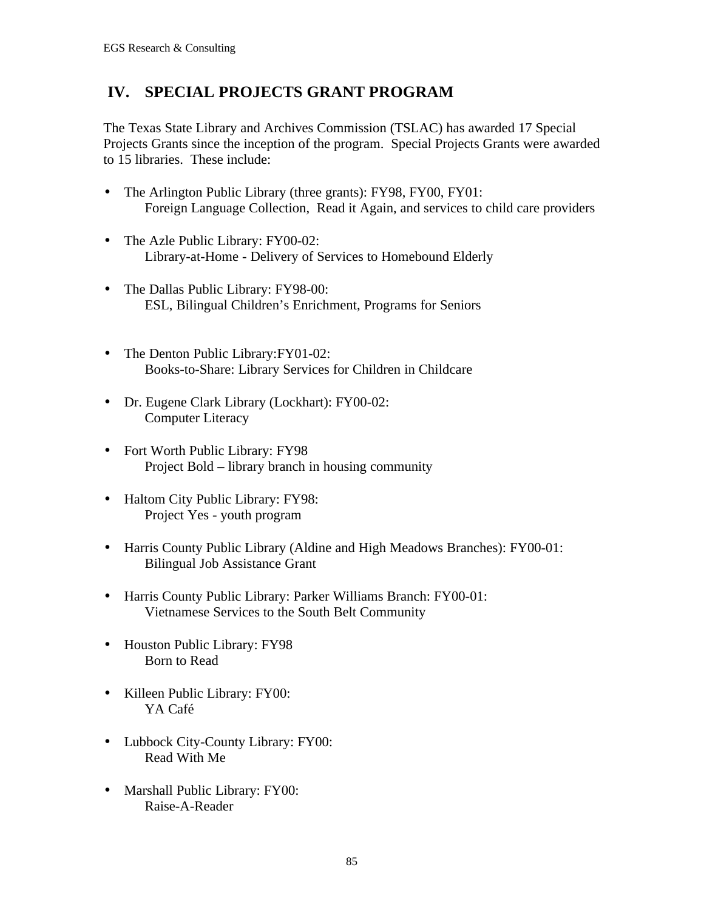## IV. SPECIAL PROJECTS GRANT PROGRAM

The Texas State Library and Archives Commission (TSLAC) has awarded 17 Special Projects Grants since the inception of the program. Special Projects Grants were awarded to 15 libraries. These include:

- The Arlington Public Library (three grants): FY98, FY00, FY01:
  Foreign Language Collection, Read it Again, and services to child care providers

- The Azle Public Library: FY00-02:
  Library-at-Home - Delivery of Services to Homebound Elderly

- The Dallas Public Library: FY98-00:
  ESL, Bilingual Children's Enrichment, Programs for Seniors

- The Denton Public Library:FY01-02:
  Books-to-Share: Library Services for Children in Childcare

- Dr. Eugene Clark Library (Lockhart): FY00-02:
  Computer Literacy

- Fort Worth Public Library: FY98
  Project Bold – library branch in housing community

- Haltom City Public Library: FY98:
  Project Yes - youth program

- Harris County Public Library (Aldine and High Meadows Branches): FY00-01:
  Bilingual Job Assistance Grant

- Harris County Public Library: Parker Williams Branch: FY00-01:
  Vietnamese Services to the South Belt Community

- Houston Public Library: FY98
  Born to Read

- Killeen Public Library: FY00:
  YA Café

- Lubbock City-County Library: FY00:
  Read With Me

- Marshall Public Library: FY00:
  Raise-A-Reader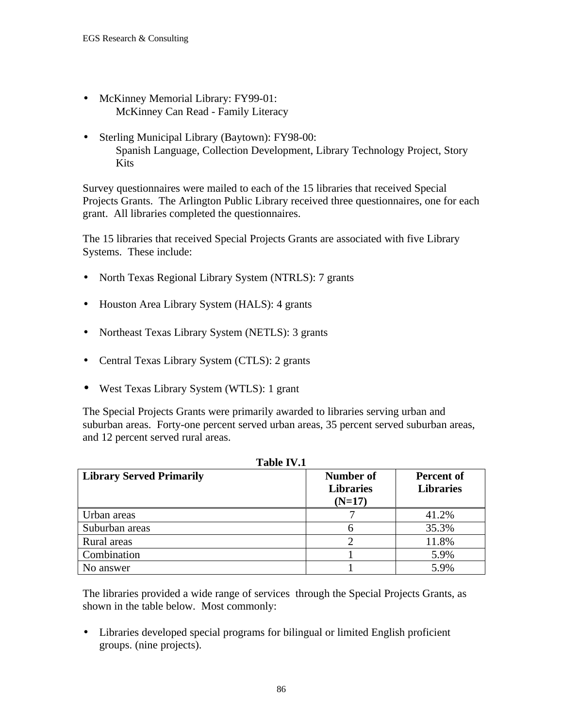- McKinney Memorial Library: FY99-01:
  McKinney Can Read - Family Literacy

- Sterling Municipal Library (Baytown): FY98-00:
  Spanish Language, Collection Development, Library Technology Project, Story Kits

Survey questionnaires were mailed to each of the 15 libraries that received Special Projects Grants. The Arlington Public Library received three questionnaires, one for each grant. All libraries completed the questionnaires.

The 15 libraries that received Special Projects Grants are associated with five Library Systems. These include:

- North Texas Regional Library System (NTRLS): 7 grants

- Houston Area Library System (HALS): 4 grants

- Northeast Texas Library System (NETLS): 3 grants

- Central Texas Library System (CTLS): 2 grants

- West Texas Library System (WTLS): 1 grant

The Special Projects Grants were primarily awarded to libraries serving urban and suburban areas. Forty-one percent served urban areas, 35 percent served suburban areas, and 12 percent served rural areas.

**Table IV.1**

| Library Served Primarily | Number of Libraries (N=17) | Percent of Libraries |
|---|---|---|
| Urban areas | 7 | 41.2% |
| Suburban areas | 6 | 35.3% |
| Rural areas | 2 | 11.8% |
| Combination | 1 | 5.9% |
| No answer | 1 | 5.9% |

The libraries provided a wide range of services through the Special Projects Grants, as shown in the table below. Most commonly:

- Libraries developed special programs for bilingual or limited English proficient groups. (nine projects).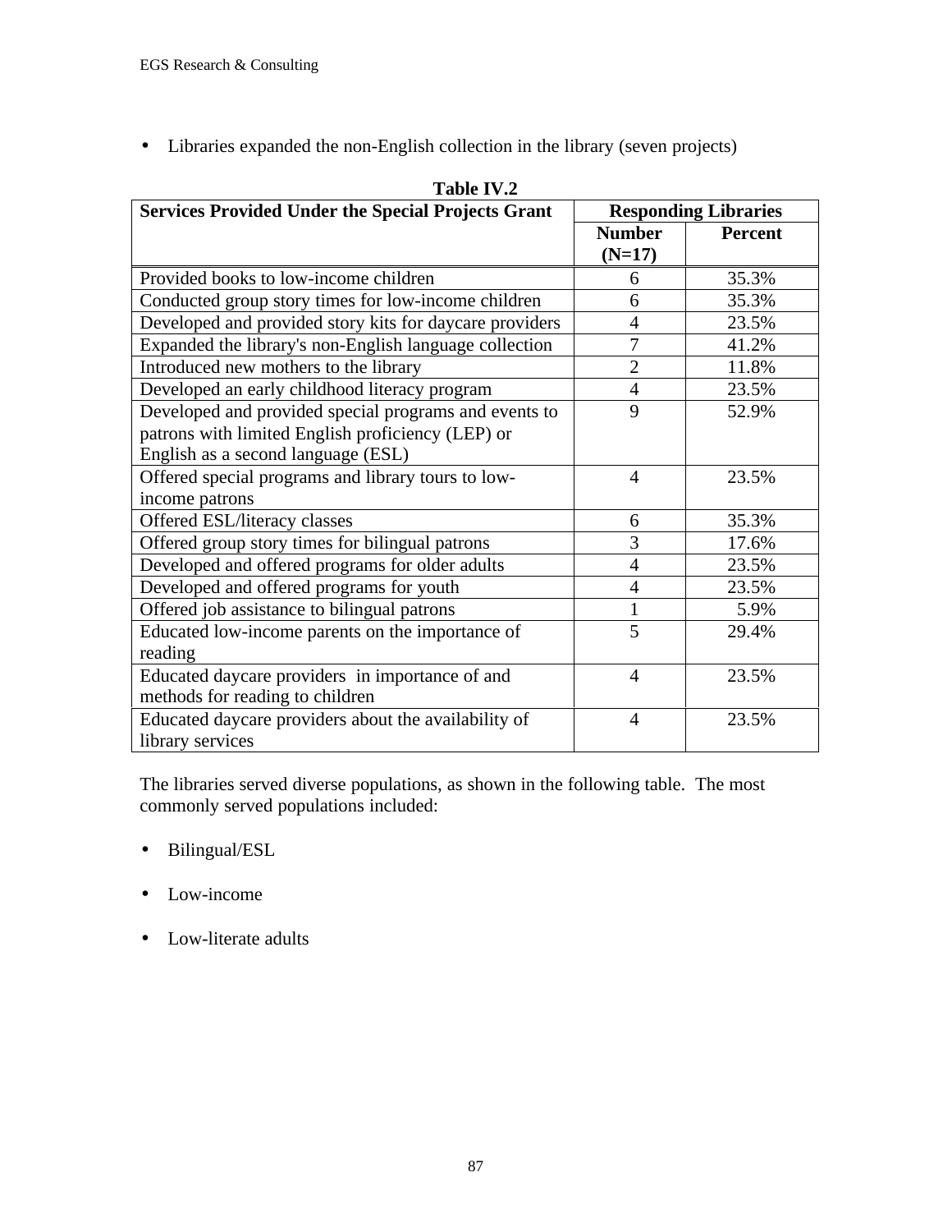- Libraries expanded the non-English collection in the library (seven projects)

**Table IV.2**

| Services Provided Under the Special Projects Grant | Responding Libraries | |
|---|---|---|
| | Number (N=17) | Percent |
| Provided books to low-income children | 6 | 35.3% |
| Conducted group story times for low-income children | 6 | 35.3% |
| Developed and provided story kits for daycare providers | 4 | 23.5% |
| Expanded the library's non-English language collection | 7 | 41.2% |
| Introduced new mothers to the library | 2 | 11.8% |
| Developed an early childhood literacy program | 4 | 23.5% |
| Developed and provided special programs and events to patrons with limited English proficiency (LEP) or English as a second language (ESL) | 9 | 52.9% |
| Offered special programs and library tours to low-income patrons | 4 | 23.5% |
| Offered ESL/literacy classes | 6 | 35.3% |
| Offered group story times for bilingual patrons | 3 | 17.6% |
| Developed and offered programs for older adults | 4 | 23.5% |
| Developed and offered programs for youth | 4 | 23.5% |
| Offered job assistance to bilingual patrons | 1 | 5.9% |
| Educated low-income parents on the importance of reading | 5 | 29.4% |
| Educated daycare providers in importance of and methods for reading to children | 4 | 23.5% |
| Educated daycare providers about the availability of library services | 4 | 23.5% |

The libraries served diverse populations, as shown in the following table. The most commonly served populations included:

- Bilingual/ESL
- Low-income
- Low-literate adults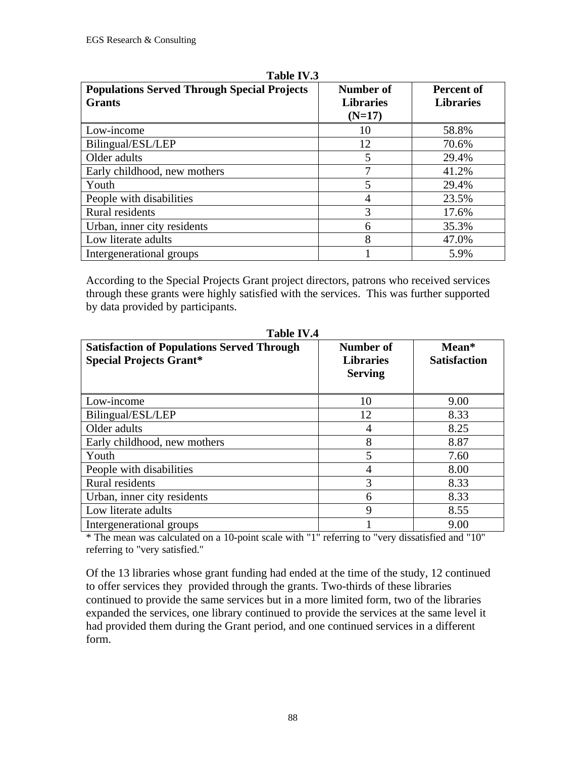**Table IV.3**

| Populations Served Through Special Projects Grants | Number of Libraries (N=17) | Percent of Libraries |
|---|---|---|
| Low-income | 10 | 58.8% |
| Bilingual/ESL/LEP | 12 | 70.6% |
| Older adults | 5 | 29.4% |
| Early childhood, new mothers | 7 | 41.2% |
| Youth | 5 | 29.4% |
| People with disabilities | 4 | 23.5% |
| Rural residents | 3 | 17.6% |
| Urban, inner city residents | 6 | 35.3% |
| Low literate adults | 8 | 47.0% |
| Intergenerational groups | 1 | 5.9% |

According to the Special Projects Grant project directors, patrons who received services through these grants were highly satisfied with the services. This was further supported by data provided by participants.

**Table IV.4**

| Satisfaction of Populations Served Through Special Projects Grant* | Number of Libraries Serving | Mean* Satisfaction |
|---|---|---|
| Low-income | 10 | 9.00 |
| Bilingual/ESL/LEP | 12 | 8.33 |
| Older adults | 4 | 8.25 |
| Early childhood, new mothers | 8 | 8.87 |
| Youth | 5 | 7.60 |
| People with disabilities | 4 | 8.00 |
| Rural residents | 3 | 8.33 |
| Urban, inner city residents | 6 | 8.33 |
| Low literate adults | 9 | 8.55 |
| Intergenerational groups | 1 | 9.00 |

* The mean was calculated on a 10-point scale with "1" referring to "very dissatisfied and "10" referring to "very satisfied."

Of the 13 libraries whose grant funding had ended at the time of the study, 12 continued to offer services they provided through the grants. Two-thirds of these libraries continued to provide the same services but in a more limited form, two of the libraries expanded the services, one library continued to provide the services at the same level it had provided them during the Grant period, and one continued services in a different form.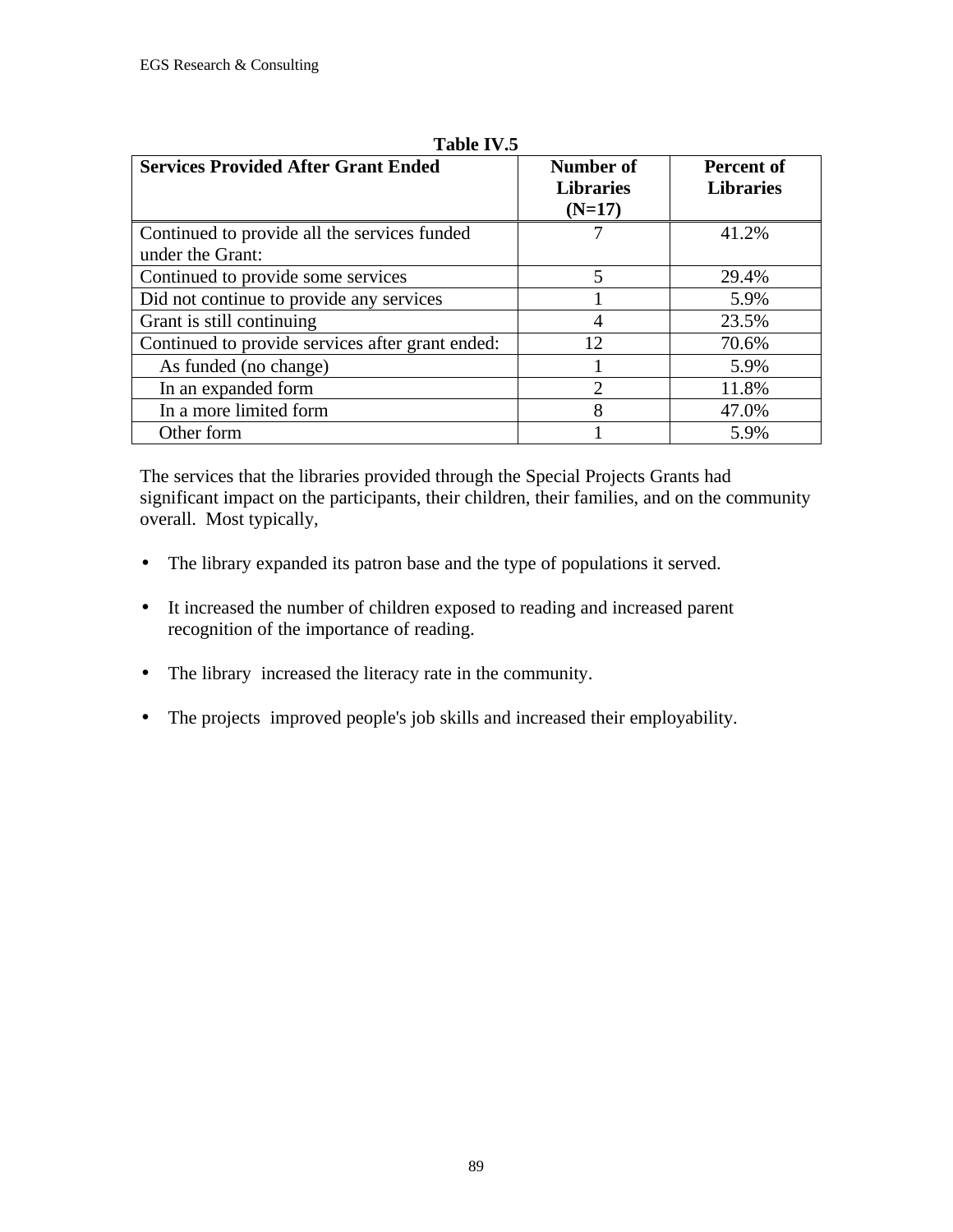**Table IV.5**

| Services Provided After Grant Ended | Number of Libraries (N=17) | Percent of Libraries |
|---|---|---|
| Continued to provide all the services funded under the Grant: | 7 | 41.2% |
| Continued to provide some services | 5 | 29.4% |
| Did not continue to provide any services | 1 | 5.9% |
| Grant is still continuing | 4 | 23.5% |
| Continued to provide services after grant ended: | 12 | 70.6% |
| As funded (no change) | 1 | 5.9% |
| In an expanded form | 2 | 11.8% |
| In a more limited form | 8 | 47.0% |
| Other form | 1 | 5.9% |

The services that the libraries provided through the Special Projects Grants had significant impact on the participants, their children, their families, and on the community overall. Most typically,

- The library expanded its patron base and the type of populations it served.
- It increased the number of children exposed to reading and increased parent recognition of the importance of reading.
- The library increased the literacy rate in the community.
- The projects improved people's job skills and increased their employability.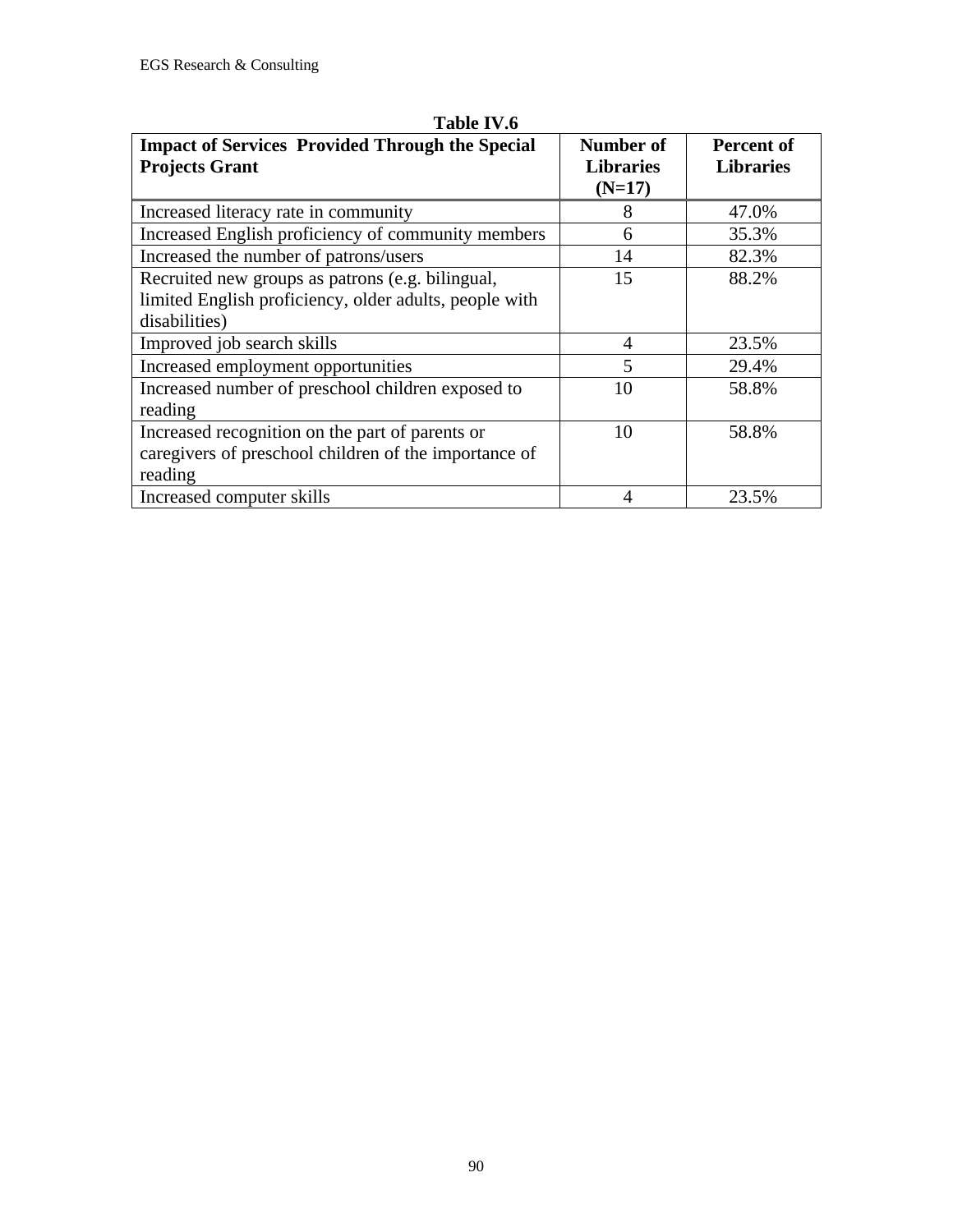**Table IV.6**

| Impact of Services Provided Through the Special Projects Grant | Number of Libraries (N=17) | Percent of Libraries |
|---|---|---|
| Increased literacy rate in community | 8 | 47.0% |
| Increased English proficiency of community members | 6 | 35.3% |
| Increased the number of patrons/users | 14 | 82.3% |
| Recruited new groups as patrons (e.g. bilingual, limited English proficiency, older adults, people with disabilities) | 15 | 88.2% |
| Improved job search skills | 4 | 23.5% |
| Increased employment opportunities | 5 | 29.4% |
| Increased number of preschool children exposed to reading | 10 | 58.8% |
| Increased recognition on the part of parents or caregivers of preschool children of the importance of reading | 10 | 58.8% |
| Increased computer skills | 4 | 23.5% |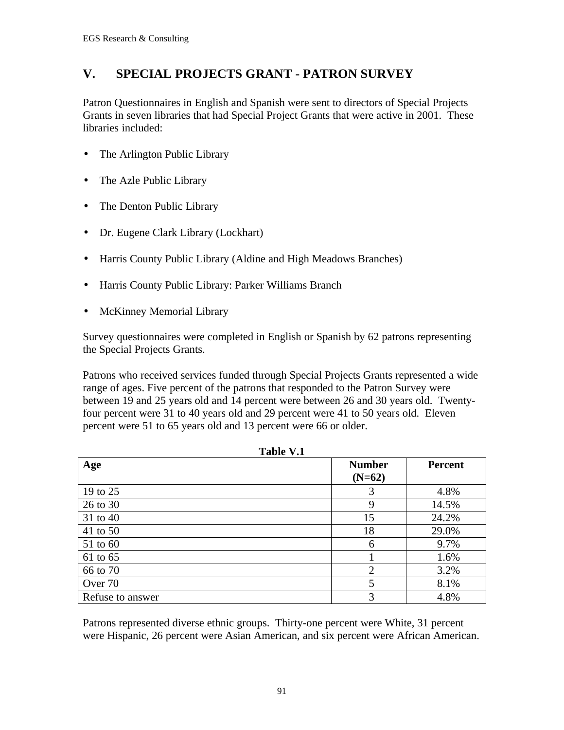## V. SPECIAL PROJECTS GRANT - PATRON SURVEY

Patron Questionnaires in English and Spanish were sent to directors of Special Projects Grants in seven libraries that had Special Project Grants that were active in 2001. These libraries included:

- The Arlington Public Library
- The Azle Public Library
- The Denton Public Library
- Dr. Eugene Clark Library (Lockhart)
- Harris County Public Library (Aldine and High Meadows Branches)
- Harris County Public Library: Parker Williams Branch
- McKinney Memorial Library

Survey questionnaires were completed in English or Spanish by 62 patrons representing the Special Projects Grants.

Patrons who received services funded through Special Projects Grants represented a wide range of ages. Five percent of the patrons that responded to the Patron Survey were between 19 and 25 years old and 14 percent were between 26 and 30 years old. Twenty-four percent were 31 to 40 years old and 29 percent were 41 to 50 years old. Eleven percent were 51 to 65 years old and 13 percent were 66 or older.

**Table V.1**

| Age | Number (N=62) | Percent |
|---|---|---|
| 19 to 25 | 3 | 4.8% |
| 26 to 30 | 9 | 14.5% |
| 31 to 40 | 15 | 24.2% |
| 41 to 50 | 18 | 29.0% |
| 51 to 60 | 6 | 9.7% |
| 61 to 65 | 1 | 1.6% |
| 66 to 70 | 2 | 3.2% |
| Over 70 | 5 | 8.1% |
| Refuse to answer | 3 | 4.8% |

Patrons represented diverse ethnic groups. Thirty-one percent were White, 31 percent were Hispanic, 26 percent were Asian American, and six percent were African American.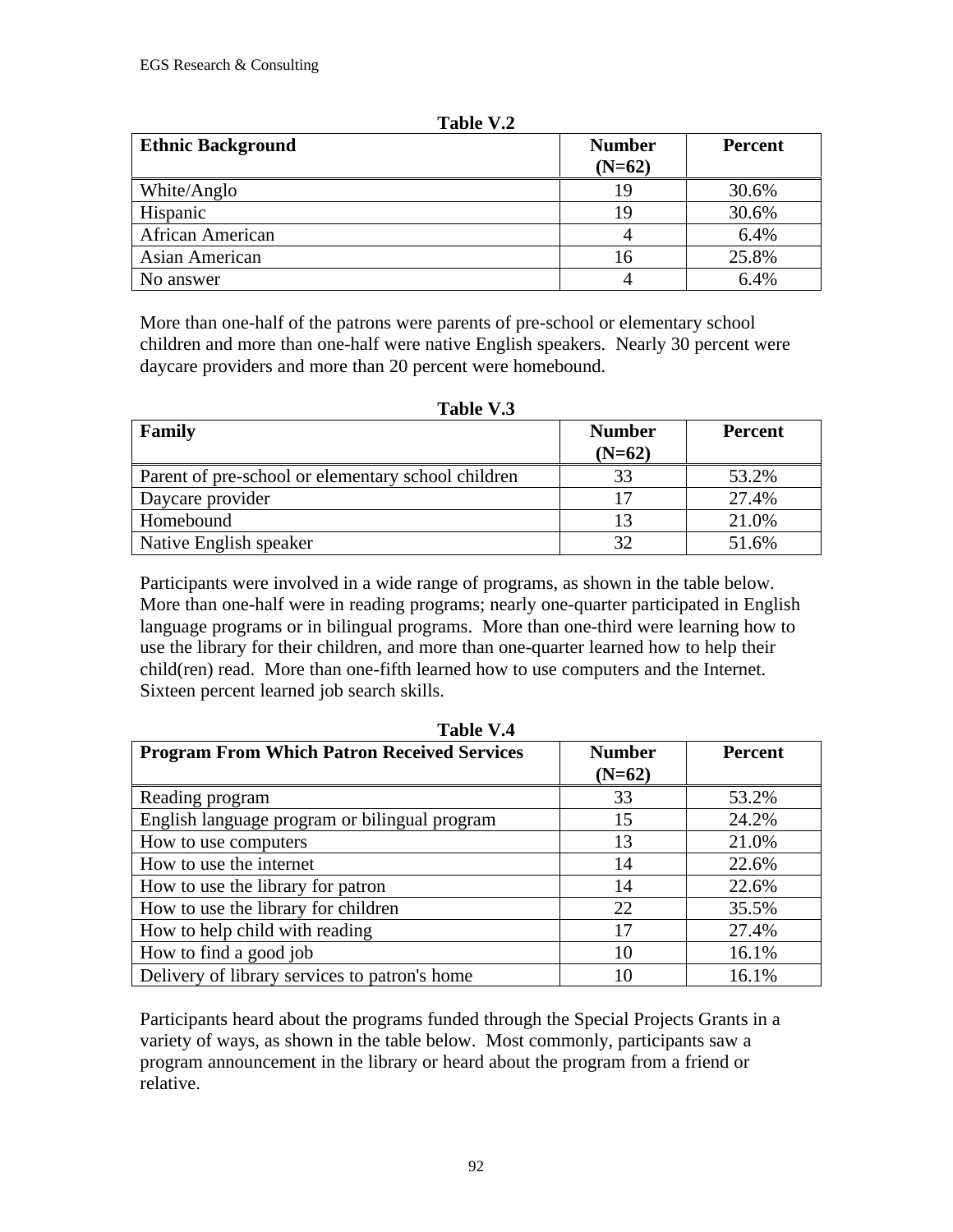**Table V.2**

| **Ethnic Background** | **Number (N=62)** | **Percent** |
|---|---|---|
| White/Anglo | 19 | 30.6% |
| Hispanic | 19 | 30.6% |
| African American | 4 | 6.4% |
| Asian American | 16 | 25.8% |
| No answer | 4 | 6.4% |

More than one-half of the patrons were parents of pre-school or elementary school children and more than one-half were native English speakers. Nearly 30 percent were daycare providers and more than 20 percent were homebound.

**Table V.3**

| **Family** | **Number (N=62)** | **Percent** |
|---|---|---|
| Parent of pre-school or elementary school children | 33 | 53.2% |
| Daycare provider | 17 | 27.4% |
| Homebound | 13 | 21.0% |
| Native English speaker | 32 | 51.6% |

Participants were involved in a wide range of programs, as shown in the table below. More than one-half were in reading programs; nearly one-quarter participated in English language programs or in bilingual programs. More than one-third were learning how to use the library for their children, and more than one-quarter learned how to help their child(ren) read. More than one-fifth learned how to use computers and the Internet. Sixteen percent learned job search skills.

**Table V.4**

| **Program From Which Patron Received Services** | **Number (N=62)** | **Percent** |
|---|---|---|
| Reading program | 33 | 53.2% |
| English language program or bilingual program | 15 | 24.2% |
| How to use computers | 13 | 21.0% |
| How to use the internet | 14 | 22.6% |
| How to use the library for patron | 14 | 22.6% |
| How to use the library for children | 22 | 35.5% |
| How to help child with reading | 17 | 27.4% |
| How to find a good job | 10 | 16.1% |
| Delivery of library services to patron's home | 10 | 16.1% |

Participants heard about the programs funded through the Special Projects Grants in a variety of ways, as shown in the table below. Most commonly, participants saw a program announcement in the library or heard about the program from a friend or relative.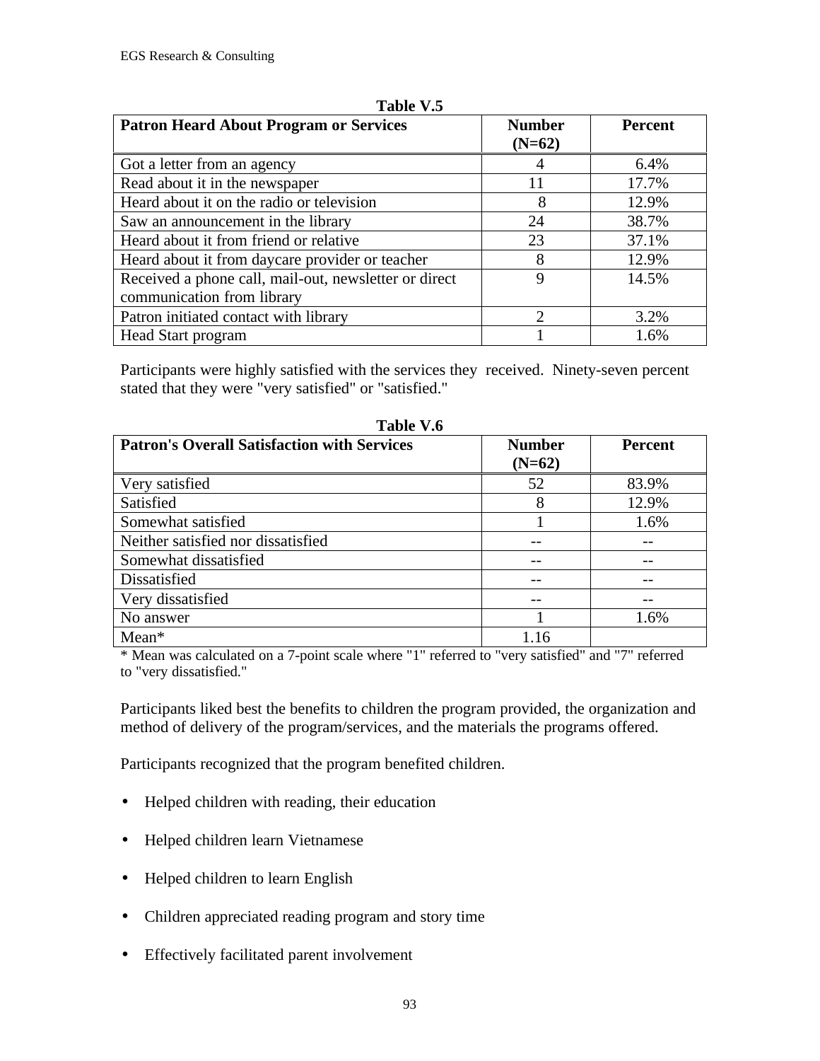**Table V.5**

| Patron Heard About Program or Services | Number (N=62) | Percent |
|---|---|---|
| Got a letter from an agency | 4 | 6.4% |
| Read about it in the newspaper | 11 | 17.7% |
| Heard about it on the radio or television | 8 | 12.9% |
| Saw an announcement in the library | 24 | 38.7% |
| Heard about it from friend or relative | 23 | 37.1% |
| Heard about it from daycare provider or teacher | 8 | 12.9% |
| Received a phone call, mail-out, newsletter or direct communication from library | 9 | 14.5% |
| Patron initiated contact with library | 2 | 3.2% |
| Head Start program | 1 | 1.6% |

Participants were highly satisfied with the services they received. Ninety-seven percent stated that they were "very satisfied" or "satisfied."

**Table V.6**

| Patron's Overall Satisfaction with Services | Number (N=62) | Percent |
|---|---|---|
| Very satisfied | 52 | 83.9% |
| Satisfied | 8 | 12.9% |
| Somewhat satisfied | 1 | 1.6% |
| Neither satisfied nor dissatisfied | -- | -- |
| Somewhat dissatisfied | -- | -- |
| Dissatisfied | -- | -- |
| Very dissatisfied | -- | -- |
| No answer | 1 | 1.6% |
| Mean* | 1.16 | |

* Mean was calculated on a 7-point scale where "1" referred to "very satisfied" and "7" referred to "very dissatisfied."

Participants liked best the benefits to children the program provided, the organization and method of delivery of the program/services, and the materials the programs offered.

Participants recognized that the program benefited children.

- Helped children with reading, their education
- Helped children learn Vietnamese
- Helped children to learn English
- Children appreciated reading program and story time
- Effectively facilitated parent involvement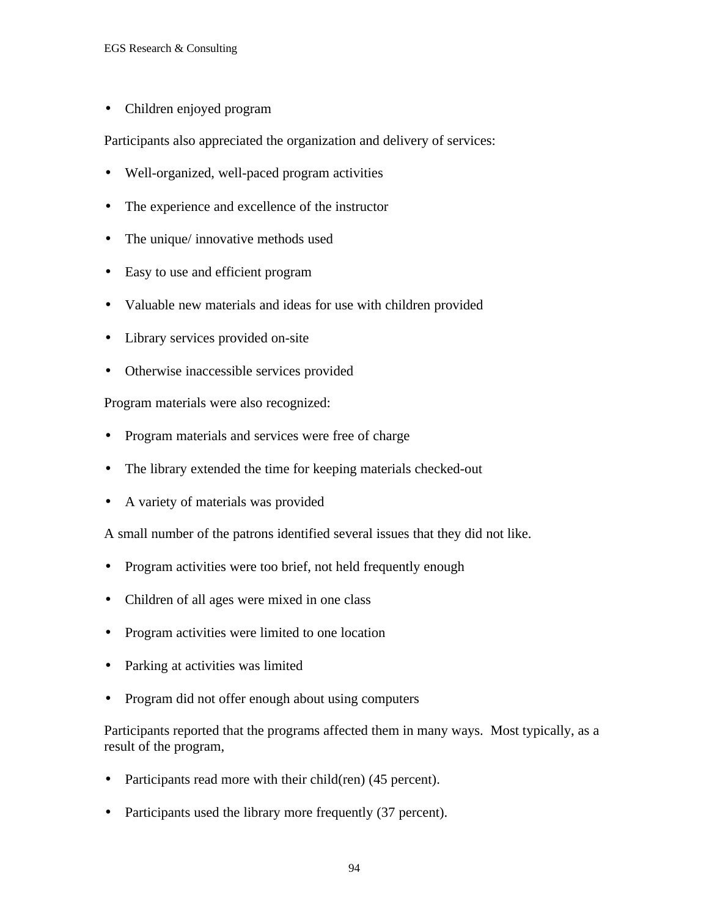- Children enjoyed program

Participants also appreciated the organization and delivery of services:

- Well-organized, well-paced program activities
- The experience and excellence of the instructor
- The unique/ innovative methods used
- Easy to use and efficient program
- Valuable new materials and ideas for use with children provided
- Library services provided on-site
- Otherwise inaccessible services provided

Program materials were also recognized:

- Program materials and services were free of charge
- The library extended the time for keeping materials checked-out
- A variety of materials was provided

A small number of the patrons identified several issues that they did not like.

- Program activities were too brief, not held frequently enough
- Children of all ages were mixed in one class
- Program activities were limited to one location
- Parking at activities was limited
- Program did not offer enough about using computers

Participants reported that the programs affected them in many ways. Most typically, as a result of the program,

- Participants read more with their child(ren) (45 percent).
- Participants used the library more frequently (37 percent).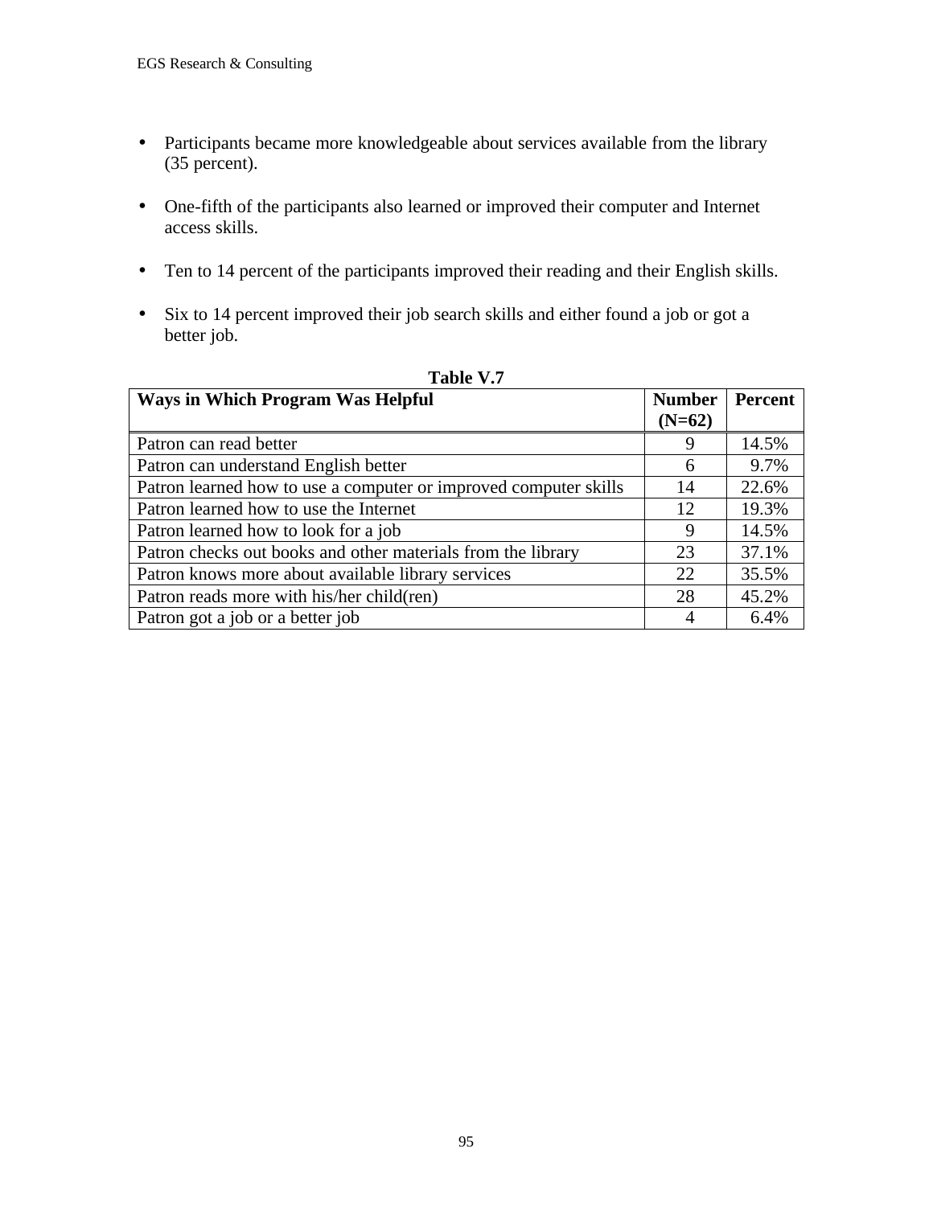- Participants became more knowledgeable about services available from the library (35 percent).

- One-fifth of the participants also learned or improved their computer and Internet access skills.

- Ten to 14 percent of the participants improved their reading and their English skills.

- Six to 14 percent improved their job search skills and either found a job or got a better job.

**Table V.7**

| **Ways in Which Program Was Helpful** | **Number (N=62)** | **Percent** |
|---|---|---|
| Patron can read better | 9 | 14.5% |
| Patron can understand English better | 6 | 9.7% |
| Patron learned how to use a computer or improved computer skills | 14 | 22.6% |
| Patron learned how to use the Internet | 12 | 19.3% |
| Patron learned how to look for a job | 9 | 14.5% |
| Patron checks out books and other materials from the library | 23 | 37.1% |
| Patron knows more about available library services | 22 | 35.5% |
| Patron reads more with his/her child(ren) | 28 | 45.2% |
| Patron got a job or a better job | 4 | 6.4% |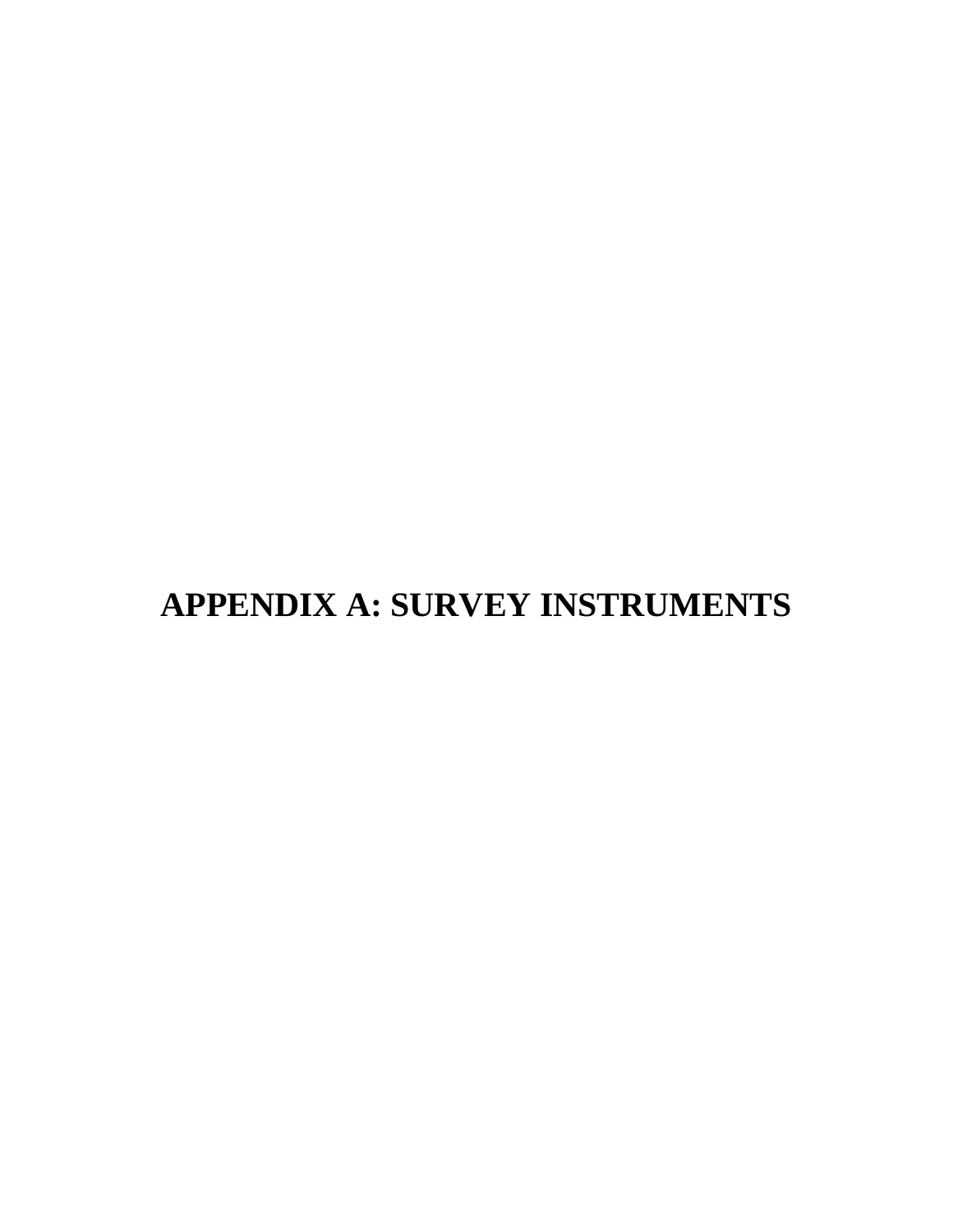# APPENDIX A: SURVEY INSTRUMENTS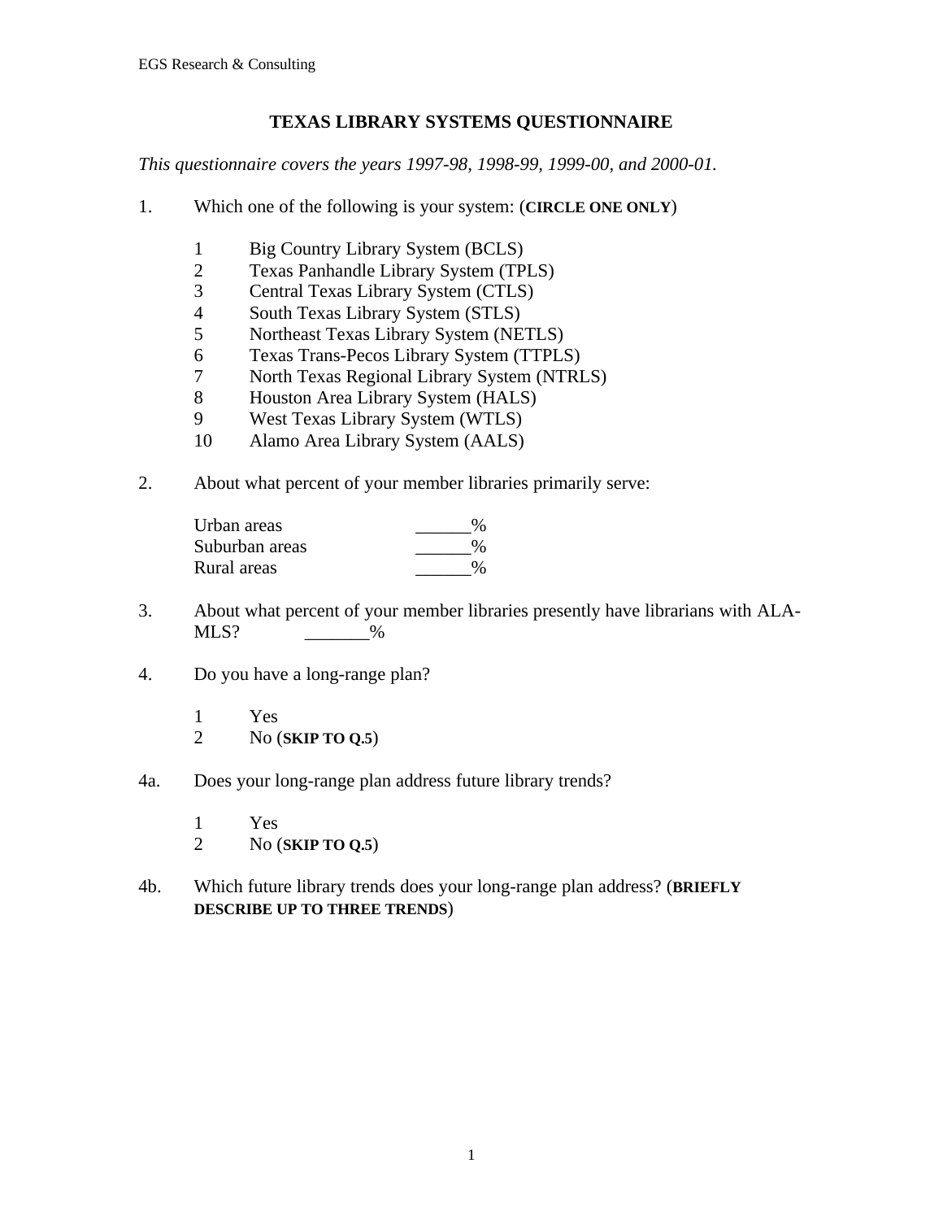## TEXAS LIBRARY SYSTEMS QUESTIONNAIRE

*This questionnaire covers the years 1997-98, 1998-99, 1999-00, and 2000-01.*

1. Which one of the following is your system: (**CIRCLE ONE ONLY**)

    1 Big Country Library System (BCLS)
    2 Texas Panhandle Library System (TPLS)
    3 Central Texas Library System (CTLS)
    4 South Texas Library System (STLS)
    5 Northeast Texas Library System (NETLS)
    6 Texas Trans-Pecos Library System (TTPLS)
    7 North Texas Regional Library System (NTRLS)
    8 Houston Area Library System (HALS)
    9 West Texas Library System (WTLS)
    10 Alamo Area Library System (AALS)

2. About what percent of your member libraries primarily serve:

    Urban areas ______%
    Suburban areas ______%
    Rural areas ______%

3. About what percent of your member libraries presently have librarians with ALA-MLS? _______%

4. Do you have a long-range plan?

    1 Yes
    2 No (**SKIP TO Q.5**)

4a. Does your long-range plan address future library trends?

    1 Yes
    2 No (**SKIP TO Q.5**)

4b. Which future library trends does your long-range plan address? (**BRIEFLY DESCRIBE UP TO THREE TRENDS**)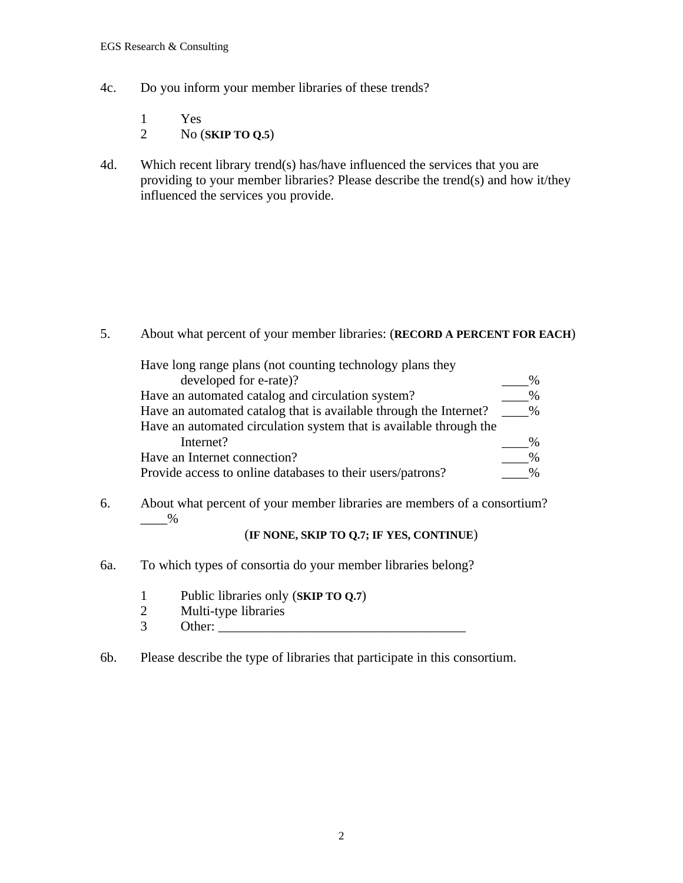4c. Do you inform your member libraries of these trends?

1 Yes
2 No (**SKIP TO Q.5**)

4d. Which recent library trend(s) has/have influenced the services that you are providing to your member libraries? Please describe the trend(s) and how it/they influenced the services you provide.

5. About what percent of your member libraries: (**RECORD A PERCENT FOR EACH**)

| | |
|---|---|
| Have long range plans (not counting technology plans they developed for e-rate)? | ____% |
| Have an automated catalog and circulation system? | ____% |
| Have an automated catalog that is available through the Internet? | ____% |
| Have an automated circulation system that is available through the Internet? | ____% |
| Have an Internet connection? | ____% |
| Provide access to online databases to their users/patrons? | ____% |

6. About what percent of your member libraries are members of a consortium? ____%

(**IF NONE, SKIP TO Q.7; IF YES, CONTINUE**)

6a. To which types of consortia do your member libraries belong?

1 Public libraries only (**SKIP TO Q.7**)
2 Multi-type libraries
3 Other: ____________________________________

6b. Please describe the type of libraries that participate in this consortium.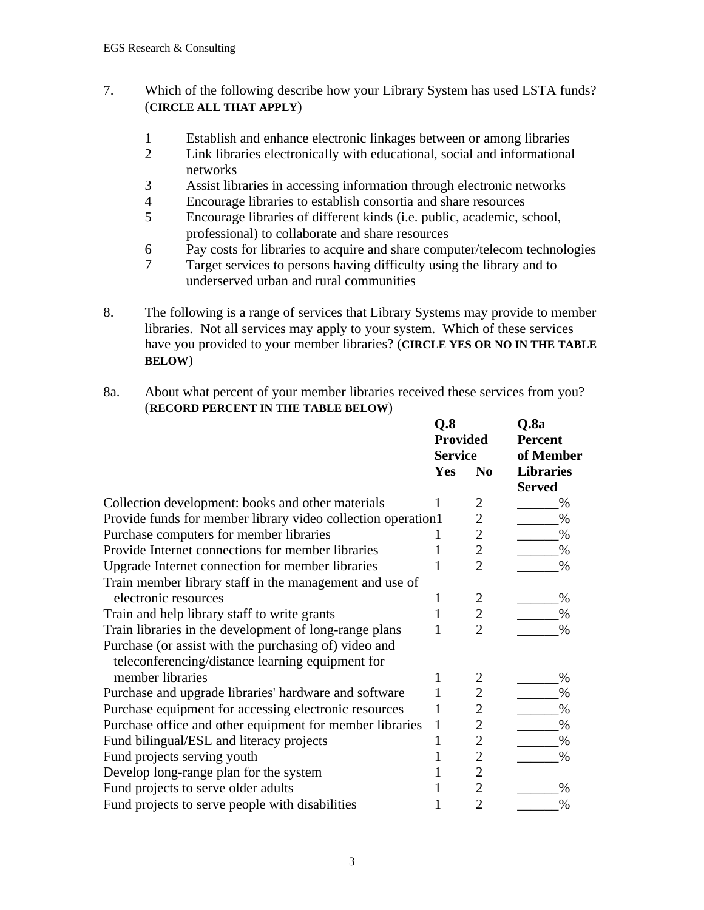7. Which of the following describe how your Library System has used LSTA funds? (**CIRCLE ALL THAT APPLY**)

   1 Establish and enhance electronic linkages between or among libraries
   2 Link libraries electronically with educational, social and informational networks
   3 Assist libraries in accessing information through electronic networks
   4 Encourage libraries to establish consortia and share resources
   5 Encourage libraries of different kinds (i.e. public, academic, school, professional) to collaborate and share resources
   6 Pay costs for libraries to acquire and share computer/telecom technologies
   7 Target services to persons having difficulty using the library and to underserved urban and rural communities

8. The following is a range of services that Library Systems may provide to member libraries. Not all services may apply to your system. Which of these services have you provided to your member libraries? (**CIRCLE YES OR NO IN THE TABLE BELOW**)

8a. About what percent of your member libraries received these services from you? (**RECORD PERCENT IN THE TABLE BELOW**)

| | **Q.8 Provided Service** | | **Q.8a Percent of Member Libraries Served** |
|---|---|---|---|
| | **Yes** | **No** | |
| Collection development: books and other materials | 1 | 2 | ______% |
| Provide funds for member library video collection operation | 1 | 2 | ______% |
| Purchase computers for member libraries | 1 | 2 | ______% |
| Provide Internet connections for member libraries | 1 | 2 | ______% |
| Upgrade Internet connection for member libraries | 1 | 2 | ______% |
| Train member library staff in the management and use of electronic resources | 1 | 2 | ______% |
| Train and help library staff to write grants | 1 | 2 | ______% |
| Train libraries in the development of long-range plans | 1 | 2 | ______% |
| Purchase (or assist with the purchasing of) video and teleconferencing/distance learning equipment for member libraries | 1 | 2 | ______% |
| Purchase and upgrade libraries' hardware and software | 1 | 2 | ______% |
| Purchase equipment for accessing electronic resources | 1 | 2 | ______% |
| Purchase office and other equipment for member libraries | 1 | 2 | ______% |
| Fund bilingual/ESL and literacy projects | 1 | 2 | ______% |
| Fund projects serving youth | 1 | 2 | ______% |
| Develop long-range plan for the system | 1 | 2 | |
| Fund projects to serve older adults | 1 | 2 | ______% |
| Fund projects to serve people with disabilities | 1 | 2 | ______% |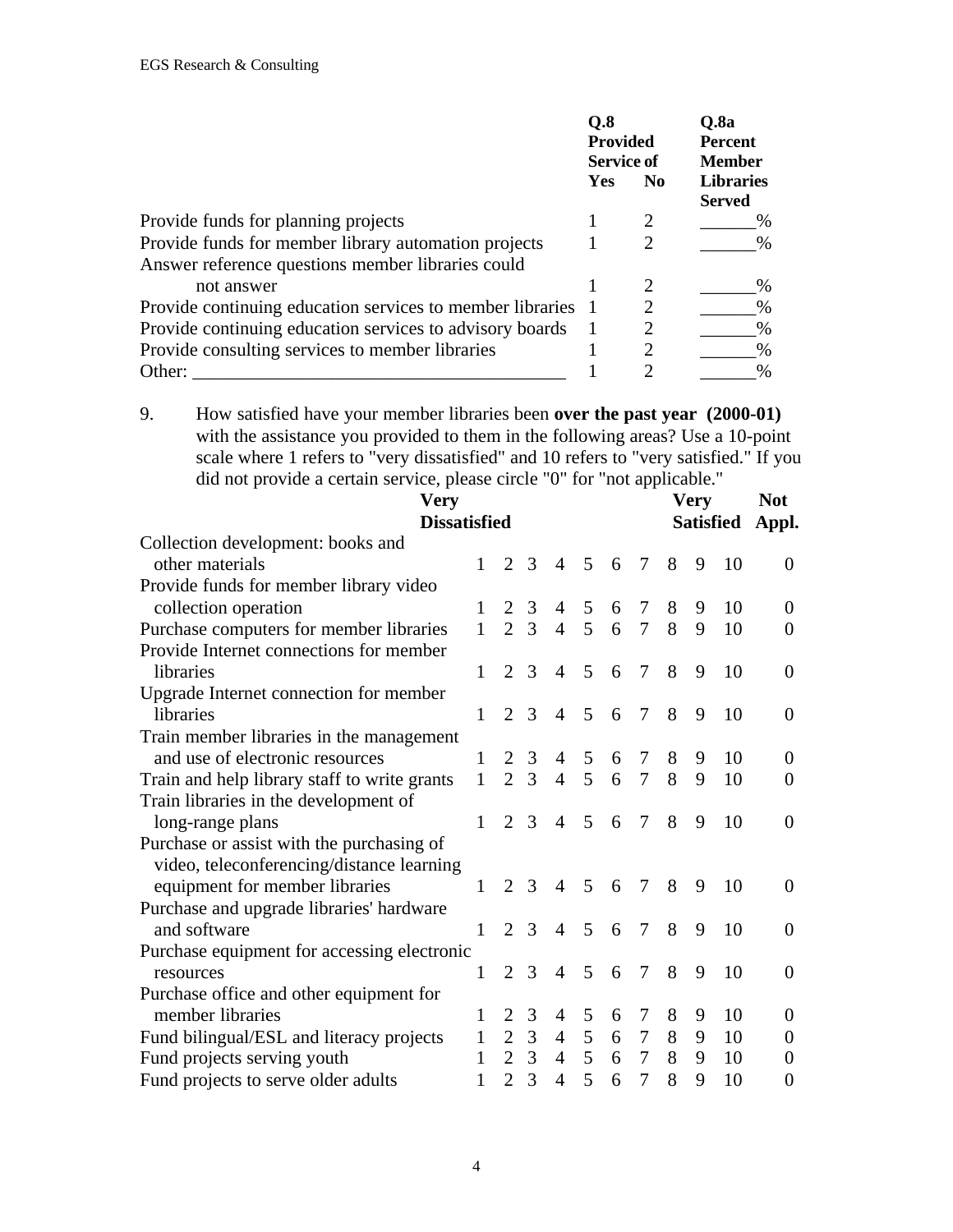| | Q.8 Provided Service of | | Q.8a Percent Member Libraries Served |
|---|---|---|---|
| | Yes | No | |
| Provide funds for planning projects | 1 | 2 | ______% |
| Provide funds for member library automation projects | 1 | 2 | ______% |
| Answer reference questions member libraries could not answer | 1 | 2 | ______% |
| Provide continuing education services to member libraries | 1 | 2 | ______% |
| Provide continuing education services to advisory boards | 1 | 2 | ______% |
| Provide consulting services to member libraries | 1 | 2 | ______% |
| Other: ________________________________________ | 1 | 2 | ______% |

9. How satisfied have your member libraries been **over the past year (2000-01)** with the assistance you provided to them in the following areas? Use a 10-point scale where 1 refers to "very dissatisfied" and 10 refers to "very satisfied." If you did not provide a certain service, please circle "0" for "not applicable."

| | Very Dissatisfied | | | | | | | | | Very Satisfied | Not Appl. |
|---|---|---|---|---|---|---|---|---|---|---|---|
| Collection development: books and other materials | 1 | 2 | 3 | 4 | 5 | 6 | 7 | 8 | 9 | 10 | 0 |
| Provide funds for member library video collection operation | 1 | 2 | 3 | 4 | 5 | 6 | 7 | 8 | 9 | 10 | 0 |
| Purchase computers for member libraries | 1 | 2 | 3 | 4 | 5 | 6 | 7 | 8 | 9 | 10 | 0 |
| Provide Internet connections for member libraries | 1 | 2 | 3 | 4 | 5 | 6 | 7 | 8 | 9 | 10 | 0 |
| Upgrade Internet connection for member libraries | 1 | 2 | 3 | 4 | 5 | 6 | 7 | 8 | 9 | 10 | 0 |
| Train member libraries in the management and use of electronic resources | 1 | 2 | 3 | 4 | 5 | 6 | 7 | 8 | 9 | 10 | 0 |
| Train and help library staff to write grants | 1 | 2 | 3 | 4 | 5 | 6 | 7 | 8 | 9 | 10 | 0 |
| Train libraries in the development of long-range plans | 1 | 2 | 3 | 4 | 5 | 6 | 7 | 8 | 9 | 10 | 0 |
| Purchase or assist with the purchasing of video, teleconferencing/distance learning equipment for member libraries | 1 | 2 | 3 | 4 | 5 | 6 | 7 | 8 | 9 | 10 | 0 |
| Purchase and upgrade libraries' hardware and software | 1 | 2 | 3 | 4 | 5 | 6 | 7 | 8 | 9 | 10 | 0 |
| Purchase equipment for accessing electronic resources | 1 | 2 | 3 | 4 | 5 | 6 | 7 | 8 | 9 | 10 | 0 |
| Purchase office and other equipment for member libraries | 1 | 2 | 3 | 4 | 5 | 6 | 7 | 8 | 9 | 10 | 0 |
| Fund bilingual/ESL and literacy projects | 1 | 2 | 3 | 4 | 5 | 6 | 7 | 8 | 9 | 10 | 0 |
| Fund projects serving youth | 1 | 2 | 3 | 4 | 5 | 6 | 7 | 8 | 9 | 10 | 0 |
| Fund projects to serve older adults | 1 | 2 | 3 | 4 | 5 | 6 | 7 | 8 | 9 | 10 | 0 |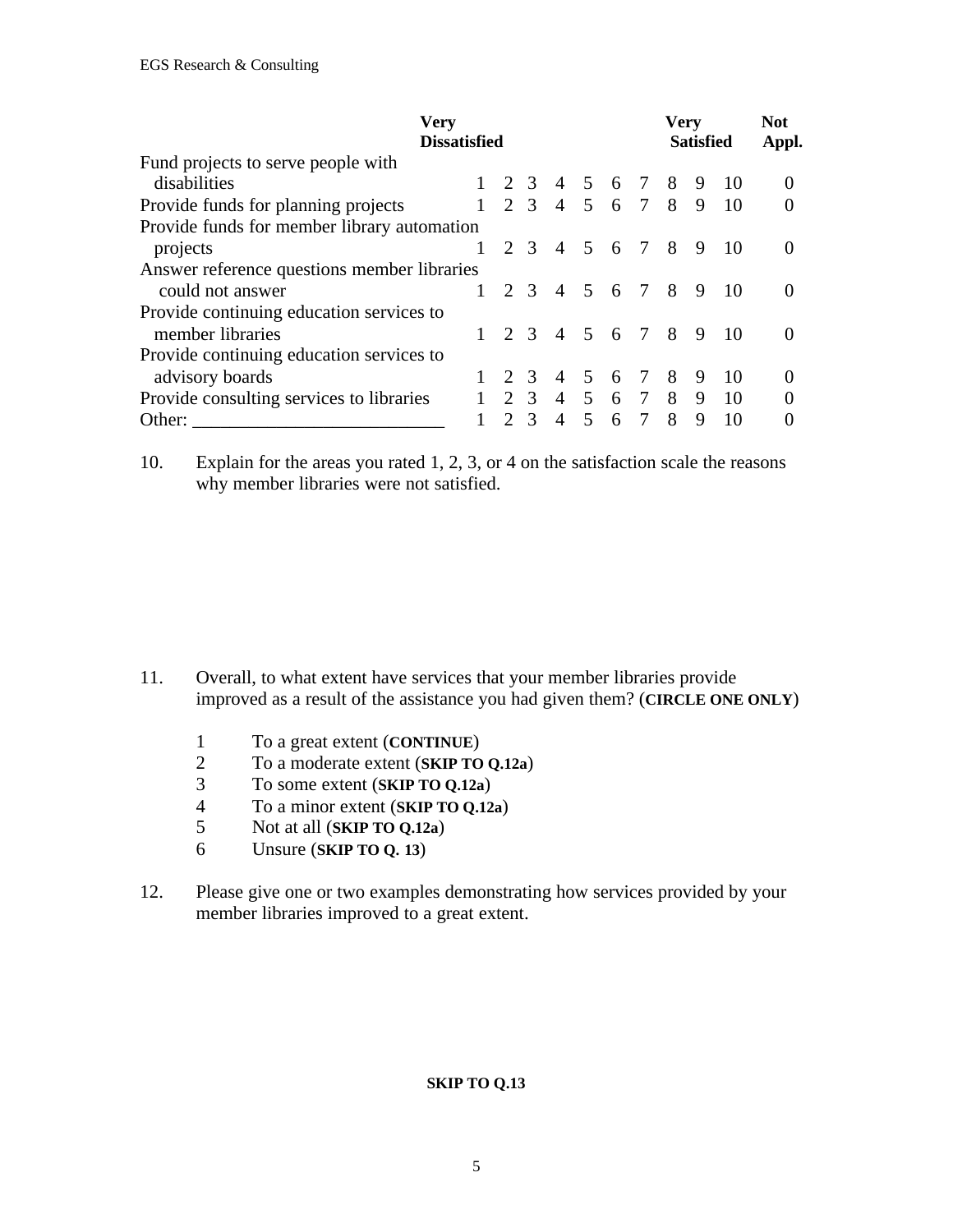| | Very Dissatisfied | | | | | | | | | Very Satisfied | Not Appl. |
|---|---|---|---|---|---|---|---|---|---|---|---|
| Fund projects to serve people with disabilities | 1 | 2 | 3 | 4 | 5 | 6 | 7 | 8 | 9 | 10 | 0 |
| Provide funds for planning projects | 1 | 2 | 3 | 4 | 5 | 6 | 7 | 8 | 9 | 10 | 0 |
| Provide funds for member library automation projects | 1 | 2 | 3 | 4 | 5 | 6 | 7 | 8 | 9 | 10 | 0 |
| Answer reference questions member libraries could not answer | 1 | 2 | 3 | 4 | 5 | 6 | 7 | 8 | 9 | 10 | 0 |
| Provide continuing education services to member libraries | 1 | 2 | 3 | 4 | 5 | 6 | 7 | 8 | 9 | 10 | 0 |
| Provide continuing education services to advisory boards | 1 | 2 | 3 | 4 | 5 | 6 | 7 | 8 | 9 | 10 | 0 |
| Provide consulting services to libraries | 1 | 2 | 3 | 4 | 5 | 6 | 7 | 8 | 9 | 10 | 0 |
| Other: ___________________________ | 1 | 2 | 3 | 4 | 5 | 6 | 7 | 8 | 9 | 10 | 0 |

10. Explain for the areas you rated 1, 2, 3, or 4 on the satisfaction scale the reasons why member libraries were not satisfied.

11. Overall, to what extent have services that your member libraries provide improved as a result of the assistance you had given them? (**CIRCLE ONE ONLY**)

    1 To a great extent (**CONTINUE**)
    2 To a moderate extent (**SKIP TO Q.12a**)
    3 To some extent (**SKIP TO Q.12a**)
    4 To a minor extent (**SKIP TO Q.12a**)
    5 Not at all (**SKIP TO Q.12a**)
    6 Unsure (**SKIP TO Q. 13**)

12. Please give one or two examples demonstrating how services provided by your member libraries improved to a great extent.

**SKIP TO Q.13**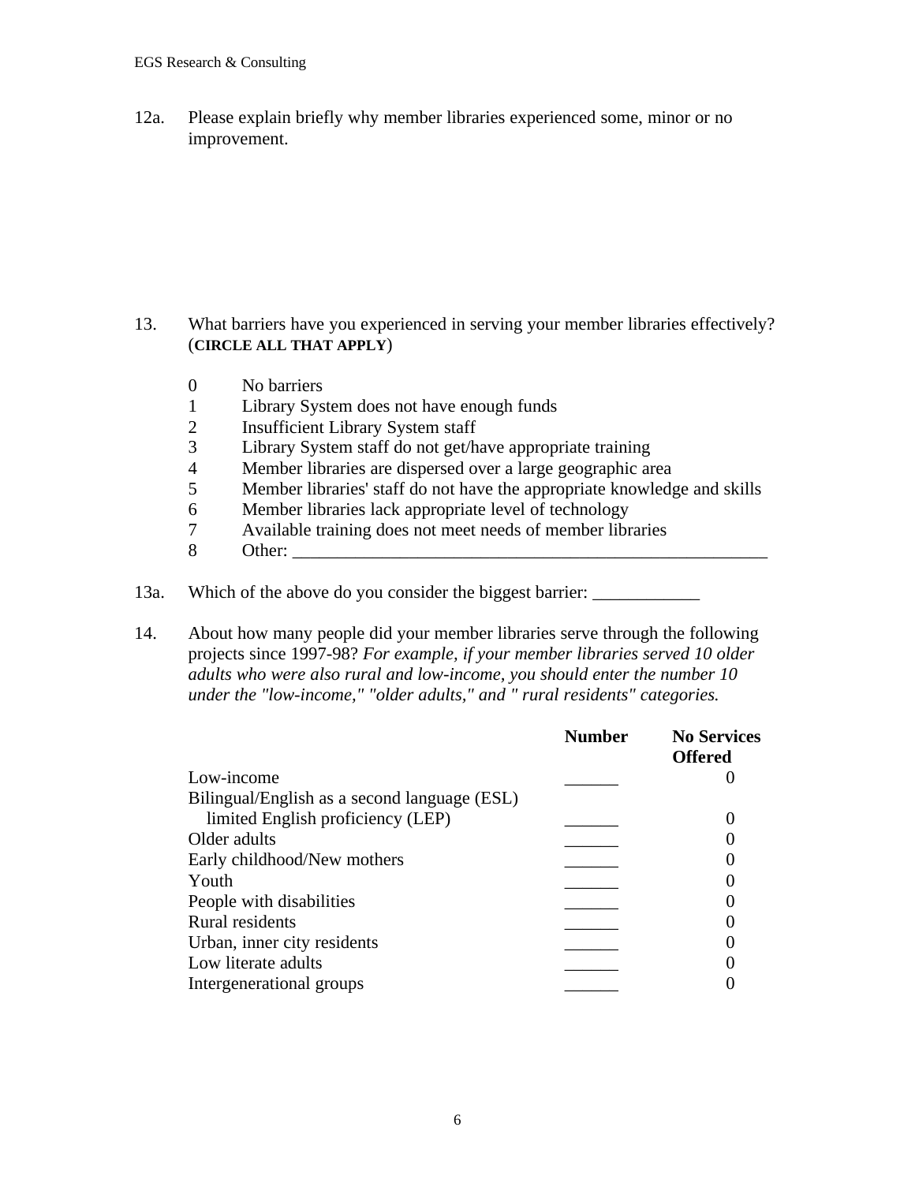12a. Please explain briefly why member libraries experienced some, minor or no improvement.

13. What barriers have you experienced in serving your member libraries effectively? (**CIRCLE ALL THAT APPLY**)

0 No barriers
1 Library System does not have enough funds
2 Insufficient Library System staff
3 Library System staff do not get/have appropriate training
4 Member libraries are dispersed over a large geographic area
5 Member libraries' staff do not have the appropriate knowledge and skills
6 Member libraries lack appropriate level of technology
7 Available training does not meet needs of member libraries
8 Other: _______________________________________________________

13a. Which of the above do you consider the biggest barrier: ____________

14. About how many people did your member libraries serve through the following projects since 1997-98? *For example, if your member libraries served 10 older adults who were also rural and low-income, you should enter the number 10 under the "low-income," "older adults," and " rural residents" categories.*

| | **Number** | **No Services Offered** |
|---|---|---|
| Low-income | ______ | 0 |
| Bilingual/English as a second language (ESL) limited English proficiency (LEP) | ______ | 0 |
| Older adults | ______ | 0 |
| Early childhood/New mothers | ______ | 0 |
| Youth | ______ | 0 |
| People with disabilities | ______ | 0 |
| Rural residents | ______ | 0 |
| Urban, inner city residents | ______ | 0 |
| Low literate adults | ______ | 0 |
| Intergenerational groups | ______ | 0 |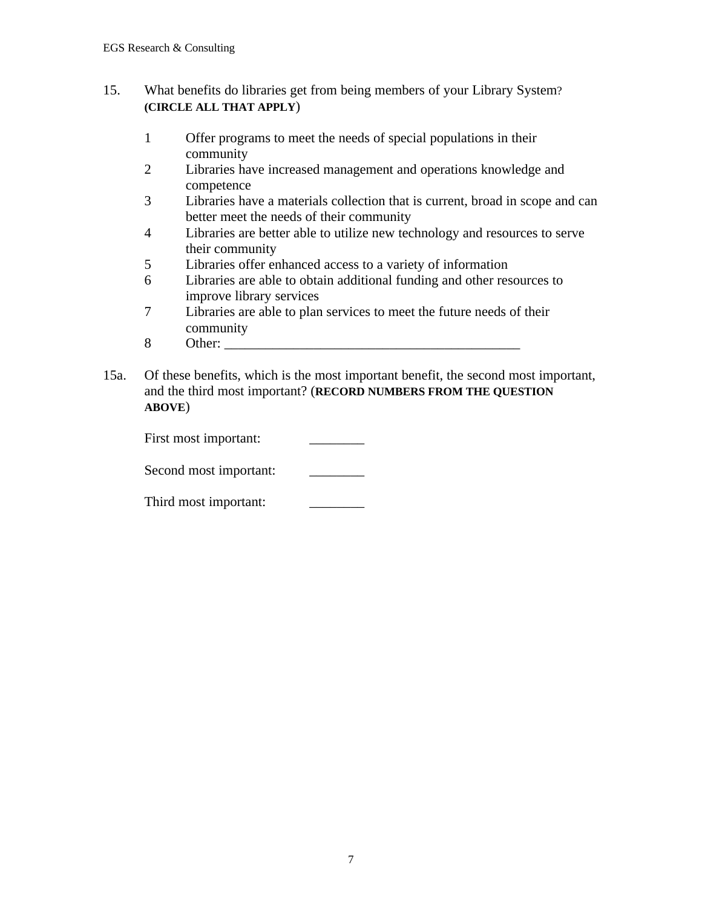15. What benefits do libraries get from being members of your Library System? **(CIRCLE ALL THAT APPLY)**

    1 Offer programs to meet the needs of special populations in their community
    2 Libraries have increased management and operations knowledge and competence
    3 Libraries have a materials collection that is current, broad in scope and can better meet the needs of their community
    4 Libraries are better able to utilize new technology and resources to serve their community
    5 Libraries offer enhanced access to a variety of information
    6 Libraries are able to obtain additional funding and other resources to improve library services
    7 Libraries are able to plan services to meet the future needs of their community
    8 Other: ____________________________________________

15a. Of these benefits, which is the most important benefit, the second most important, and the third most important? (**RECORD NUMBERS FROM THE QUESTION ABOVE**)

    First most important: ________

    Second most important: ________

    Third most important: ________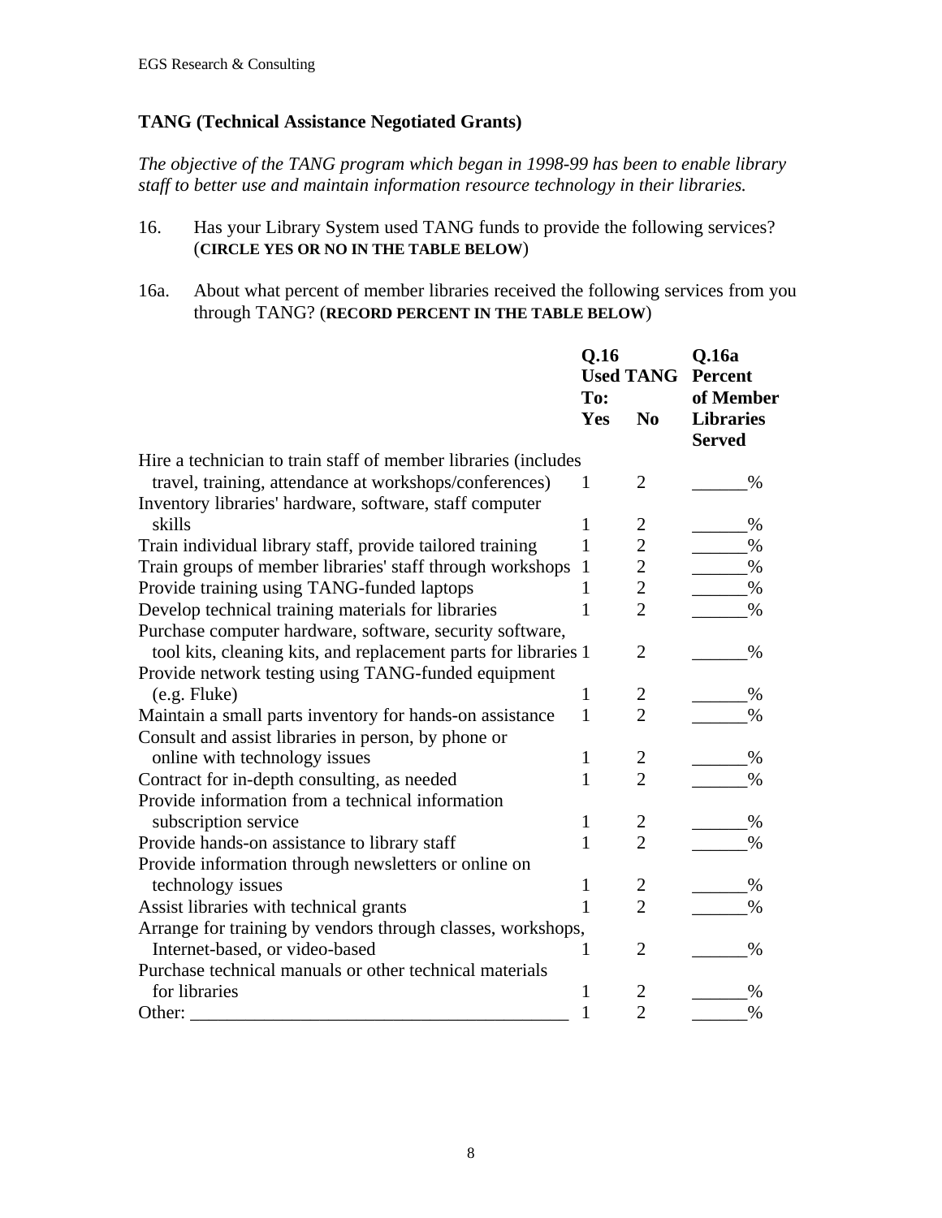## TANG (Technical Assistance Negotiated Grants)

*The objective of the TANG program which began in 1998-99 has been to enable library staff to better use and maintain information resource technology in their libraries.*

16. Has your Library System used TANG funds to provide the following services? (**CIRCLE YES OR NO IN THE TABLE BELOW**)

16a. About what percent of member libraries received the following services from you through TANG? (**RECORD PERCENT IN THE TABLE BELOW**)

| | Q.16 Used TANG To: | | Q.16a Percent of Member Libraries Served |
|---|---|---|---|
| | **Yes** | **No** | |
| Hire a technician to train staff of member libraries (includes travel, training, attendance at workshops/conferences) | 1 | 2 | ______% |
| Inventory libraries' hardware, software, staff computer skills | 1 | 2 | ______% |
| Train individual library staff, provide tailored training | 1 | 2 | ______% |
| Train groups of member libraries' staff through workshops | 1 | 2 | ______% |
| Provide training using TANG-funded laptops | 1 | 2 | ______% |
| Develop technical training materials for libraries | 1 | 2 | ______% |
| Purchase computer hardware, software, security software, tool kits, cleaning kits, and replacement parts for libraries | 1 | 2 | ______% |
| Provide network testing using TANG-funded equipment (e.g. Fluke) | 1 | 2 | ______% |
| Maintain a small parts inventory for hands-on assistance | 1 | 2 | ______% |
| Consult and assist libraries in person, by phone or online with technology issues | 1 | 2 | ______% |
| Contract for in-depth consulting, as needed | 1 | 2 | ______% |
| Provide information from a technical information subscription service | 1 | 2 | ______% |
| Provide hands-on assistance to library staff | 1 | 2 | ______% |
| Provide information through newsletters or online on technology issues | 1 | 2 | ______% |
| Assist libraries with technical grants | 1 | 2 | ______% |
| Arrange for training by vendors through classes, workshops, Internet-based, or video-based | 1 | 2 | ______% |
| Purchase technical manuals or other technical materials for libraries | 1 | 2 | ______% |
| Other: ________________________________________ | 1 | 2 | ______% |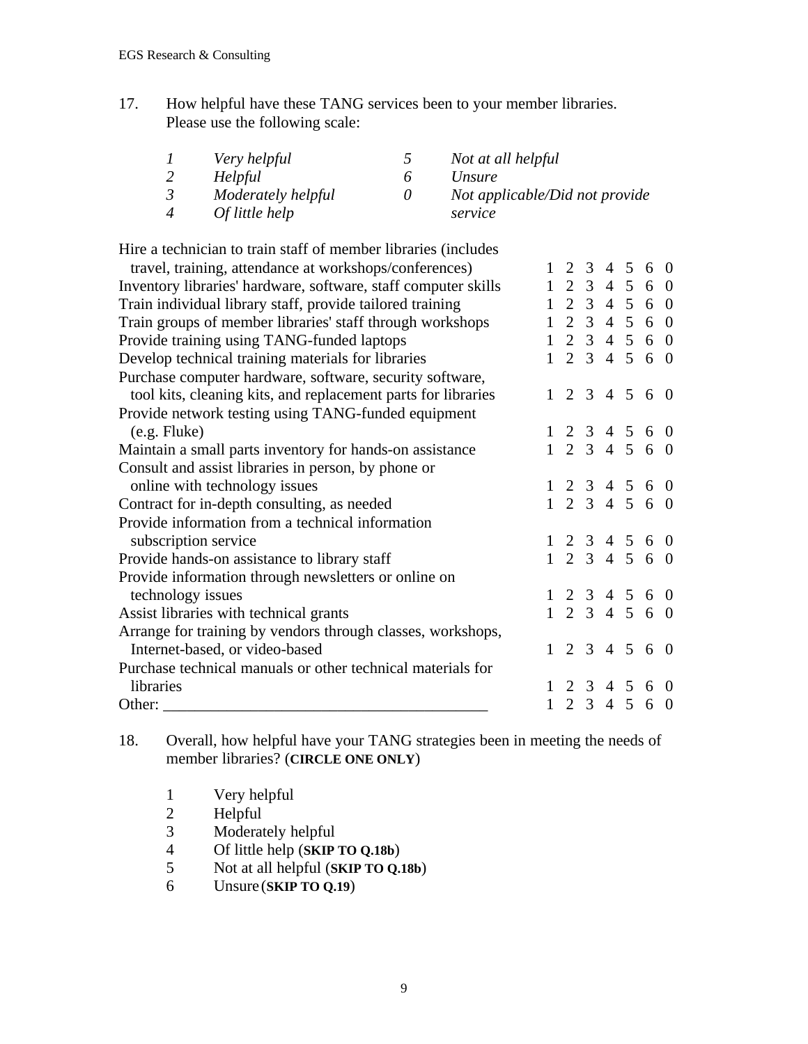17. How helpful have these TANG services been to your member libraries. Please use the following scale:

| | | | |
|---|---|---|---|
| *1* | *Very helpful* | *5* | *Not at all helpful* |
| *2* | *Helpful* | *6* | *Unsure* |
| *3* | *Moderately helpful* | *0* | *Not applicable/Did not provide service* |
| *4* | *Of little help* | | |

| Service | | | | | | | |
|---|---|---|---|---|---|---|---|
| Hire a technician to train staff of member libraries (includes travel, training, attendance at workshops/conferences) | 1 | 2 | 3 | 4 | 5 | 6 | 0 |
| Inventory libraries' hardware, software, staff computer skills | 1 | 2 | 3 | 4 | 5 | 6 | 0 |
| Train individual library staff, provide tailored training | 1 | 2 | 3 | 4 | 5 | 6 | 0 |
| Train groups of member libraries' staff through workshops | 1 | 2 | 3 | 4 | 5 | 6 | 0 |
| Provide training using TANG-funded laptops | 1 | 2 | 3 | 4 | 5 | 6 | 0 |
| Develop technical training materials for libraries | 1 | 2 | 3 | 4 | 5 | 6 | 0 |
| Purchase computer hardware, software, security software, tool kits, cleaning kits, and replacement parts for libraries | 1 | 2 | 3 | 4 | 5 | 6 | 0 |
| Provide network testing using TANG-funded equipment (e.g. Fluke) | 1 | 2 | 3 | 4 | 5 | 6 | 0 |
| Maintain a small parts inventory for hands-on assistance | 1 | 2 | 3 | 4 | 5 | 6 | 0 |
| Consult and assist libraries in person, by phone or online with technology issues | 1 | 2 | 3 | 4 | 5 | 6 | 0 |
| Contract for in-depth consulting, as needed | 1 | 2 | 3 | 4 | 5 | 6 | 0 |
| Provide information from a technical information subscription service | 1 | 2 | 3 | 4 | 5 | 6 | 0 |
| Provide hands-on assistance to library staff | 1 | 2 | 3 | 4 | 5 | 6 | 0 |
| Provide information through newsletters or online on technology issues | 1 | 2 | 3 | 4 | 5 | 6 | 0 |
| Assist libraries with technical grants | 1 | 2 | 3 | 4 | 5 | 6 | 0 |
| Arrange for training by vendors through classes, workshops, Internet-based, or video-based | 1 | 2 | 3 | 4 | 5 | 6 | 0 |
| Purchase technical manuals or other technical materials for libraries | 1 | 2 | 3 | 4 | 5 | 6 | 0 |
| Other: ________________________________________ | 1 | 2 | 3 | 4 | 5 | 6 | 0 |

18. Overall, how helpful have your TANG strategies been in meeting the needs of member libraries? (**CIRCLE ONE ONLY**)

1 Very helpful
2 Helpful
3 Moderately helpful
4 Of little help (**SKIP TO Q.18b**)
5 Not at all helpful (**SKIP TO Q.18b**)
6 Unsure (**SKIP TO Q.19**)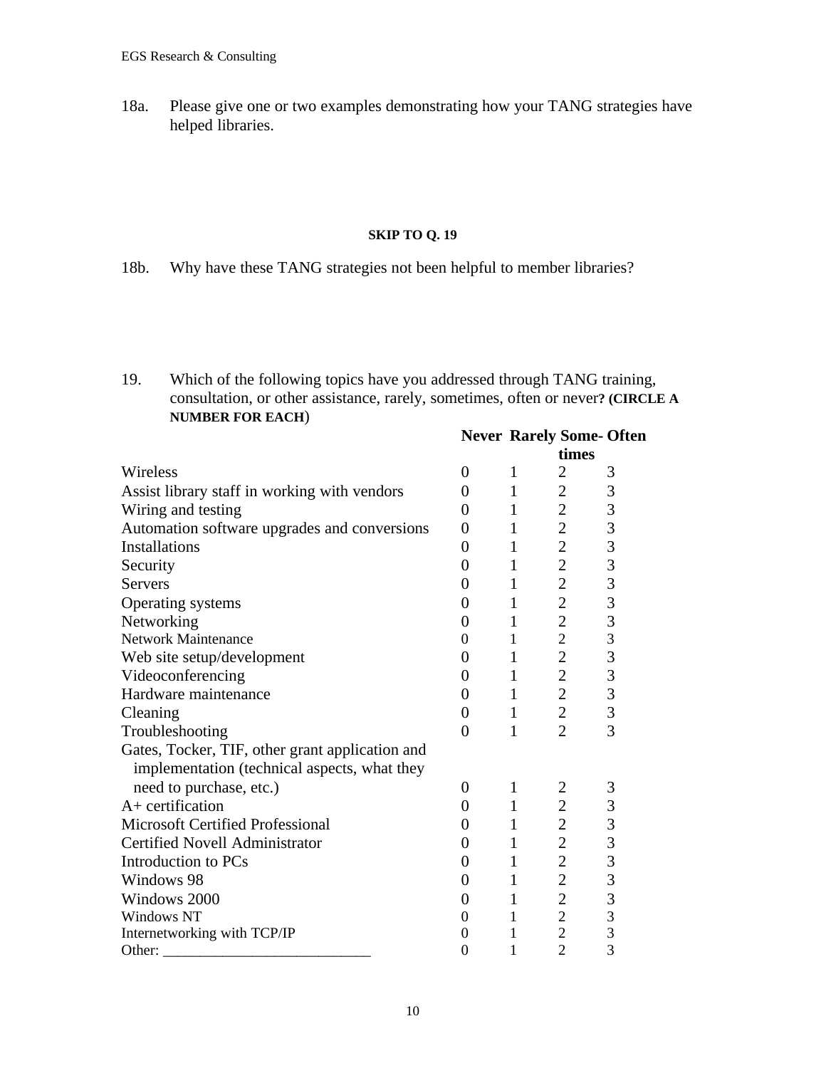18a. Please give one or two examples demonstrating how your TANG strategies have helped libraries.

**SKIP TO Q. 19**

18b. Why have these TANG strategies not been helpful to member libraries?

19. Which of the following topics have you addressed through TANG training, consultation, or other assistance, rarely, sometimes, often or never? **(CIRCLE A NUMBER FOR EACH)**

| | Never | Rarely | Some-times | Often |
|---|---|---|---|---|
| Wireless | 0 | 1 | 2 | 3 |
| Assist library staff in working with vendors | 0 | 1 | 2 | 3 |
| Wiring and testing | 0 | 1 | 2 | 3 |
| Automation software upgrades and conversions | 0 | 1 | 2 | 3 |
| Installations | 0 | 1 | 2 | 3 |
| Security | 0 | 1 | 2 | 3 |
| Servers | 0 | 1 | 2 | 3 |
| Operating systems | 0 | 1 | 2 | 3 |
| Networking | 0 | 1 | 2 | 3 |
| Network Maintenance | 0 | 1 | 2 | 3 |
| Web site setup/development | 0 | 1 | 2 | 3 |
| Videoconferencing | 0 | 1 | 2 | 3 |
| Hardware maintenance | 0 | 1 | 2 | 3 |
| Cleaning | 0 | 1 | 2 | 3 |
| Troubleshooting | 0 | 1 | 2 | 3 |
| Gates, Tocker, TIF, other grant application and implementation (technical aspects, what they need to purchase, etc.) | 0 | 1 | 2 | 3 |
| A+ certification | 0 | 1 | 2 | 3 |
| Microsoft Certified Professional | 0 | 1 | 2 | 3 |
| Certified Novell Administrator | 0 | 1 | 2 | 3 |
| Introduction to PCs | 0 | 1 | 2 | 3 |
| Windows 98 | 0 | 1 | 2 | 3 |
| Windows 2000 | 0 | 1 | 2 | 3 |
| Windows NT | 0 | 1 | 2 | 3 |
| Internetworking with TCP/IP | 0 | 1 | 2 | 3 |
| Other: ___________________________ | 0 | 1 | 2 | 3 |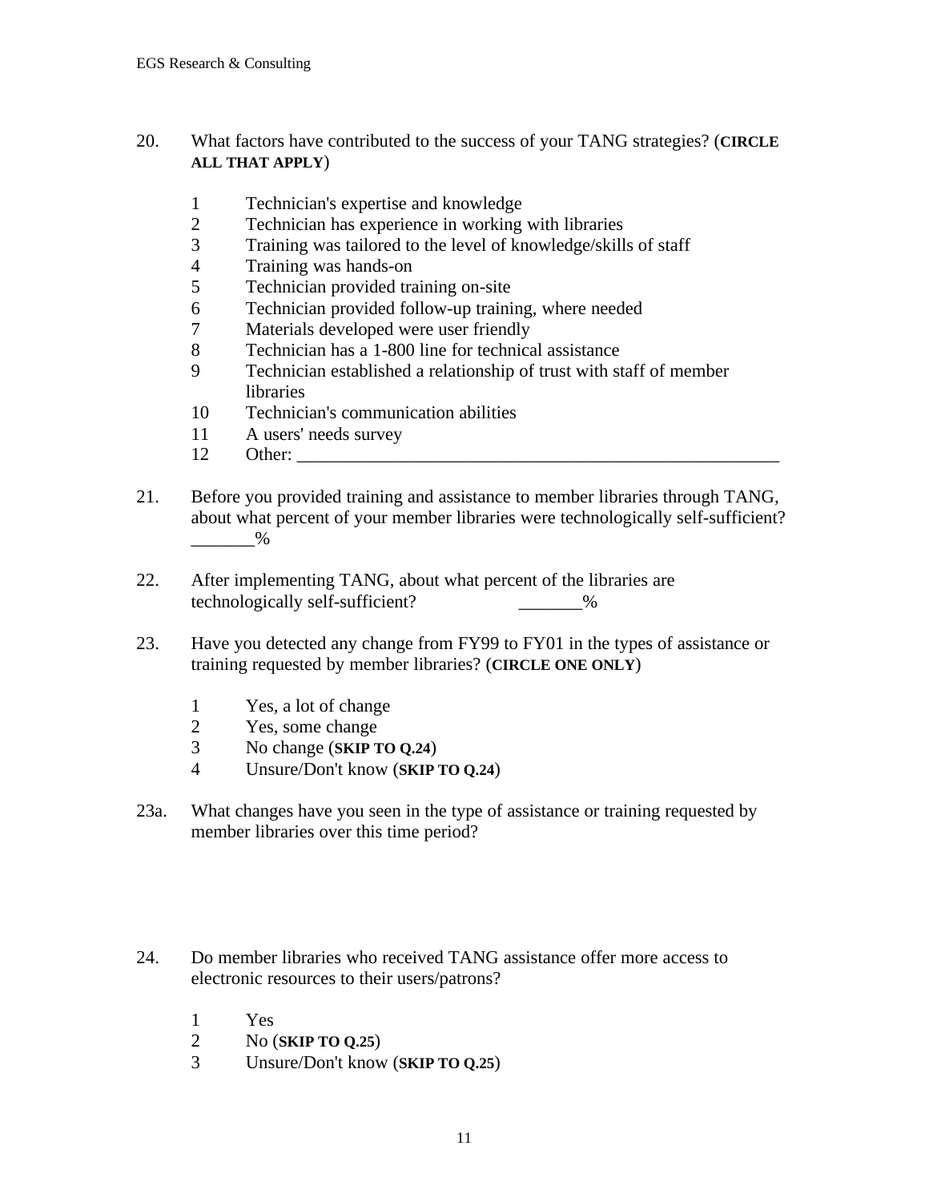20. What factors have contributed to the success of your TANG strategies? (**CIRCLE ALL THAT APPLY**)

    1 Technician's expertise and knowledge
    2 Technician has experience in working with libraries
    3 Training was tailored to the level of knowledge/skills of staff
    4 Training was hands-on
    5 Technician provided training on-site
    6 Technician provided follow-up training, where needed
    7 Materials developed were user friendly
    8 Technician has a 1-800 line for technical assistance
    9 Technician established a relationship of trust with staff of member libraries
    10 Technician's communication abilities
    11 A users' needs survey
    12 Other: ________________________________________________________

21. Before you provided training and assistance to member libraries through TANG, about what percent of your member libraries were technologically self-sufficient? _______%

22. After implementing TANG, about what percent of the libraries are technologically self-sufficient? _______%

23. Have you detected any change from FY99 to FY01 in the types of assistance or training requested by member libraries? (**CIRCLE ONE ONLY**)

    1 Yes, a lot of change
    2 Yes, some change
    3 No change (**SKIP TO Q.24**)
    4 Unsure/Don't know (**SKIP TO Q.24**)

23a. What changes have you seen in the type of assistance or training requested by member libraries over this time period?

24. Do member libraries who received TANG assistance offer more access to electronic resources to their users/patrons?

    1 Yes
    2 No (**SKIP TO Q.25**)
    3 Unsure/Don't know (**SKIP TO Q.25**)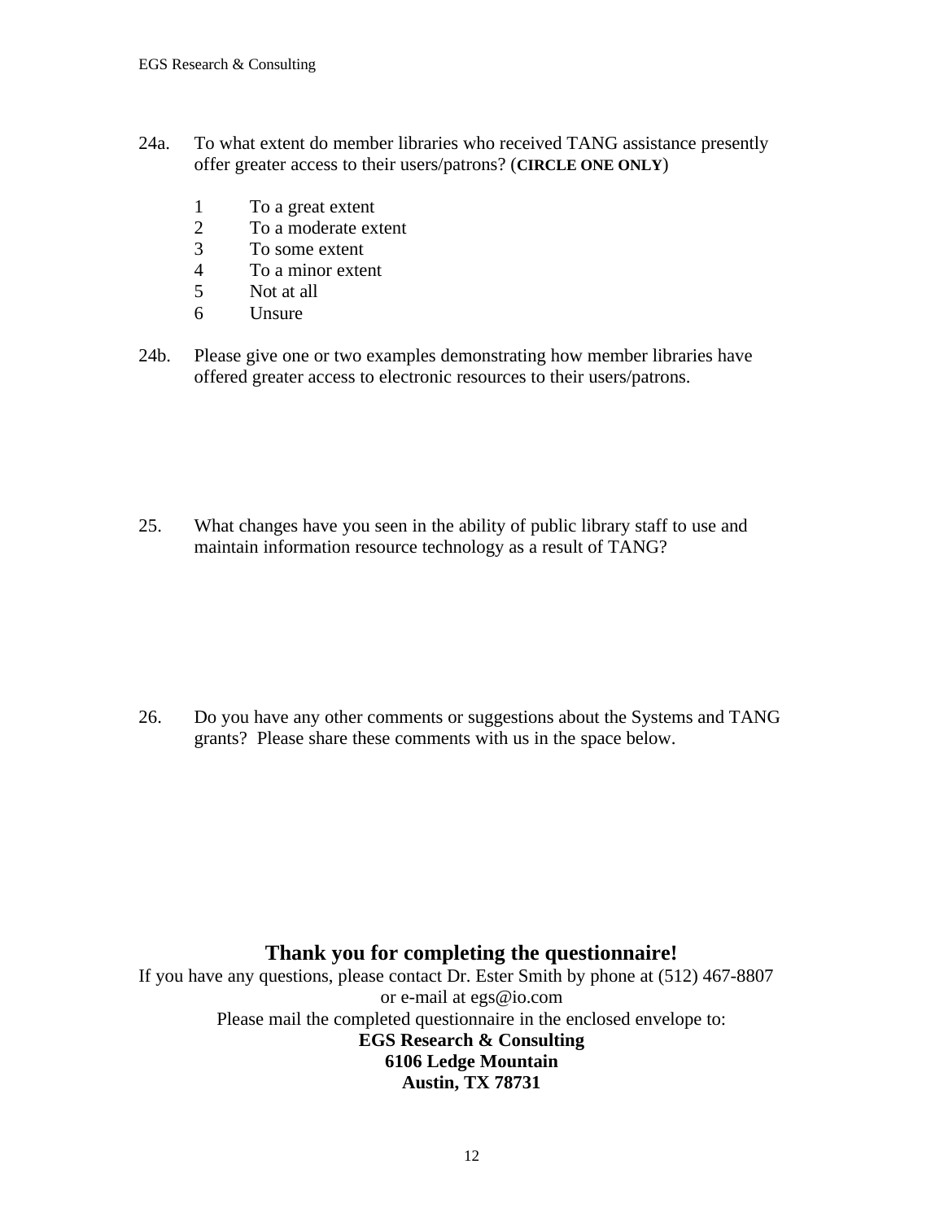24a. To what extent do member libraries who received TANG assistance presently offer greater access to their users/patrons? (**CIRCLE ONE ONLY**)

1 To a great extent
2 To a moderate extent
3 To some extent
4 To a minor extent
5 Not at all
6 Unsure

24b. Please give one or two examples demonstrating how member libraries have offered greater access to electronic resources to their users/patrons.

25. What changes have you seen in the ability of public library staff to use and maintain information resource technology as a result of TANG?

26. Do you have any other comments or suggestions about the Systems and TANG grants? Please share these comments with us in the space below.

**Thank you for completing the questionnaire!**

If you have any questions, please contact Dr. Ester Smith by phone at (512) 467-8807 or e-mail at egs@io.com

Please mail the completed questionnaire in the enclosed envelope to:

**EGS Research & Consulting**
**6106 Ledge Mountain**
**Austin, TX 78731**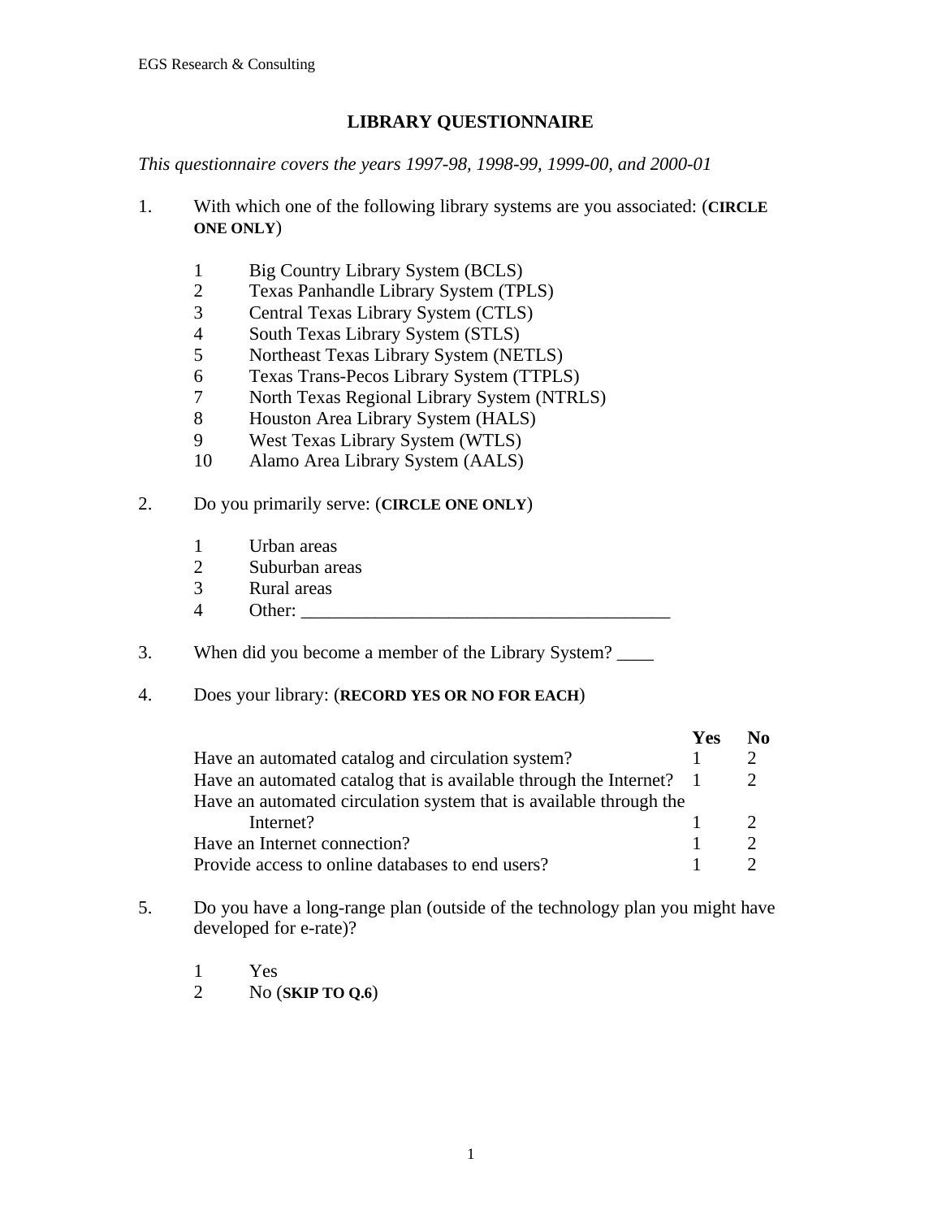## LIBRARY QUESTIONNAIRE

*This questionnaire covers the years 1997-98, 1998-99, 1999-00, and 2000-01*

1. With which one of the following library systems are you associated: (**CIRCLE ONE ONLY**)

   1 Big Country Library System (BCLS)
   2 Texas Panhandle Library System (TPLS)
   3 Central Texas Library System (CTLS)
   4 South Texas Library System (STLS)
   5 Northeast Texas Library System (NETLS)
   6 Texas Trans-Pecos Library System (TTPLS)
   7 North Texas Regional Library System (NTRLS)
   8 Houston Area Library System (HALS)
   9 West Texas Library System (WTLS)
   10 Alamo Area Library System (AALS)

2. Do you primarily serve: (**CIRCLE ONE ONLY**)

   1 Urban areas
   2 Suburban areas
   3 Rural areas
   4 Other: ________________________________________

3. When did you become a member of the Library System? ____

4. Does your library: (**RECORD YES OR NO FOR EACH**)

| | Yes | No |
|---|---|---|
| Have an automated catalog and circulation system? | 1 | 2 |
| Have an automated catalog that is available through the Internet? | 1 | 2 |
| Have an automated circulation system that is available through the Internet? | 1 | 2 |
| Have an Internet connection? | 1 | 2 |
| Provide access to online databases to end users? | 1 | 2 |

5. Do you have a long-range plan (outside of the technology plan you might have developed for e-rate)?

   1 Yes
   2 No (**SKIP TO Q.6**)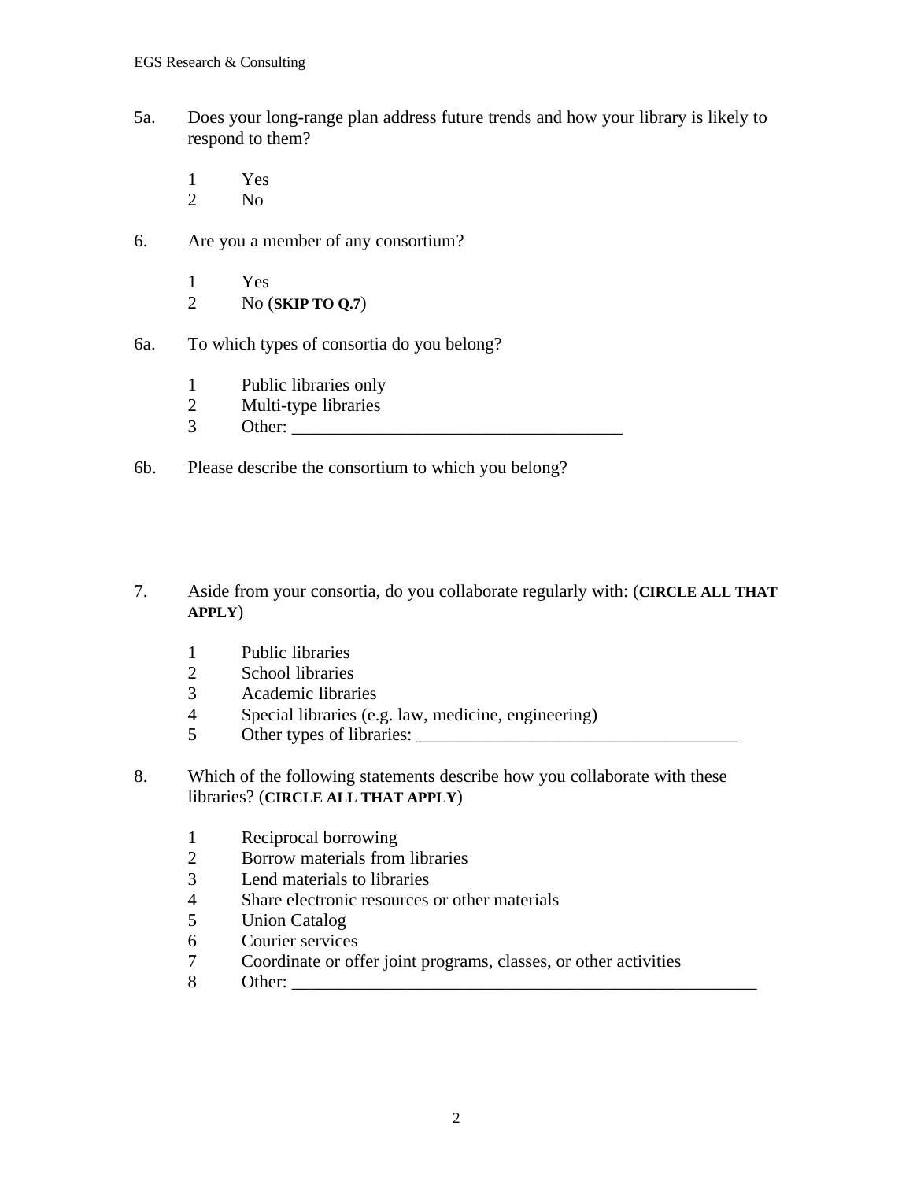5a. Does your long-range plan address future trends and how your library is likely to respond to them?

1 Yes
2 No

6. Are you a member of any consortium?

1 Yes
2 No (**SKIP TO Q.7**)

6a. To which types of consortia do you belong?

1 Public libraries only
2 Multi-type libraries
3 Other: _____________________________________

6b. Please describe the consortium to which you belong?

7. Aside from your consortia, do you collaborate regularly with: (**CIRCLE ALL THAT APPLY**)

1 Public libraries
2 School libraries
3 Academic libraries
4 Special libraries (e.g. law, medicine, engineering)
5 Other types of libraries: ___________________________________

8. Which of the following statements describe how you collaborate with these libraries? (**CIRCLE ALL THAT APPLY**)

1 Reciprocal borrowing
2 Borrow materials from libraries
3 Lend materials to libraries
4 Share electronic resources or other materials
5 Union Catalog
6 Courier services
7 Coordinate or offer joint programs, classes, or other activities
8 Other: ______________________________________________________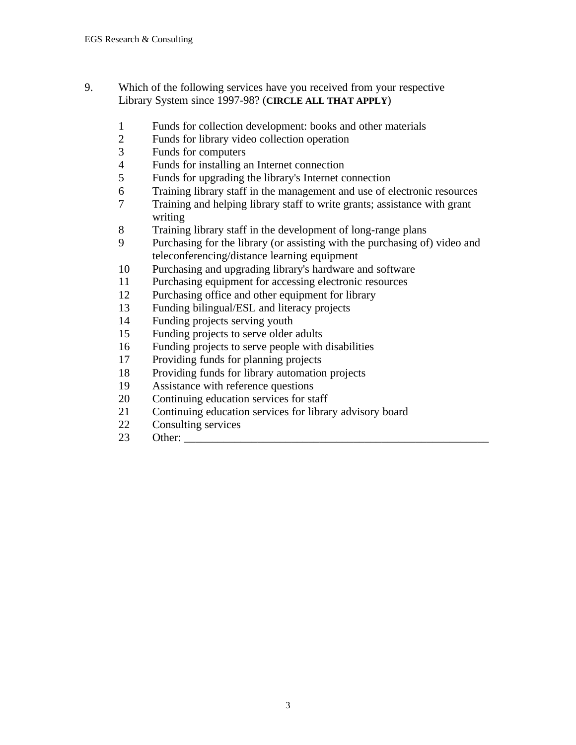9. Which of the following services have you received from your respective Library System since 1997-98? (**CIRCLE ALL THAT APPLY**)

   1 Funds for collection development: books and other materials
   2 Funds for library video collection operation
   3 Funds for computers
   4 Funds for installing an Internet connection
   5 Funds for upgrading the library's Internet connection
   6 Training library staff in the management and use of electronic resources
   7 Training and helping library staff to write grants; assistance with grant writing
   8 Training library staff in the development of long-range plans
   9 Purchasing for the library (or assisting with the purchasing of) video and teleconferencing/distance learning equipment
   10 Purchasing and upgrading library's hardware and software
   11 Purchasing equipment for accessing electronic resources
   12 Purchasing office and other equipment for library
   13 Funding bilingual/ESL and literacy projects
   14 Funding projects serving youth
   15 Funding projects to serve older adults
   16 Funding projects to serve people with disabilities
   17 Providing funds for planning projects
   18 Providing funds for library automation projects
   19 Assistance with reference questions
   20 Continuing education services for staff
   21 Continuing education services for library advisory board
   22 Consulting services
   23 Other: _______________________________________________________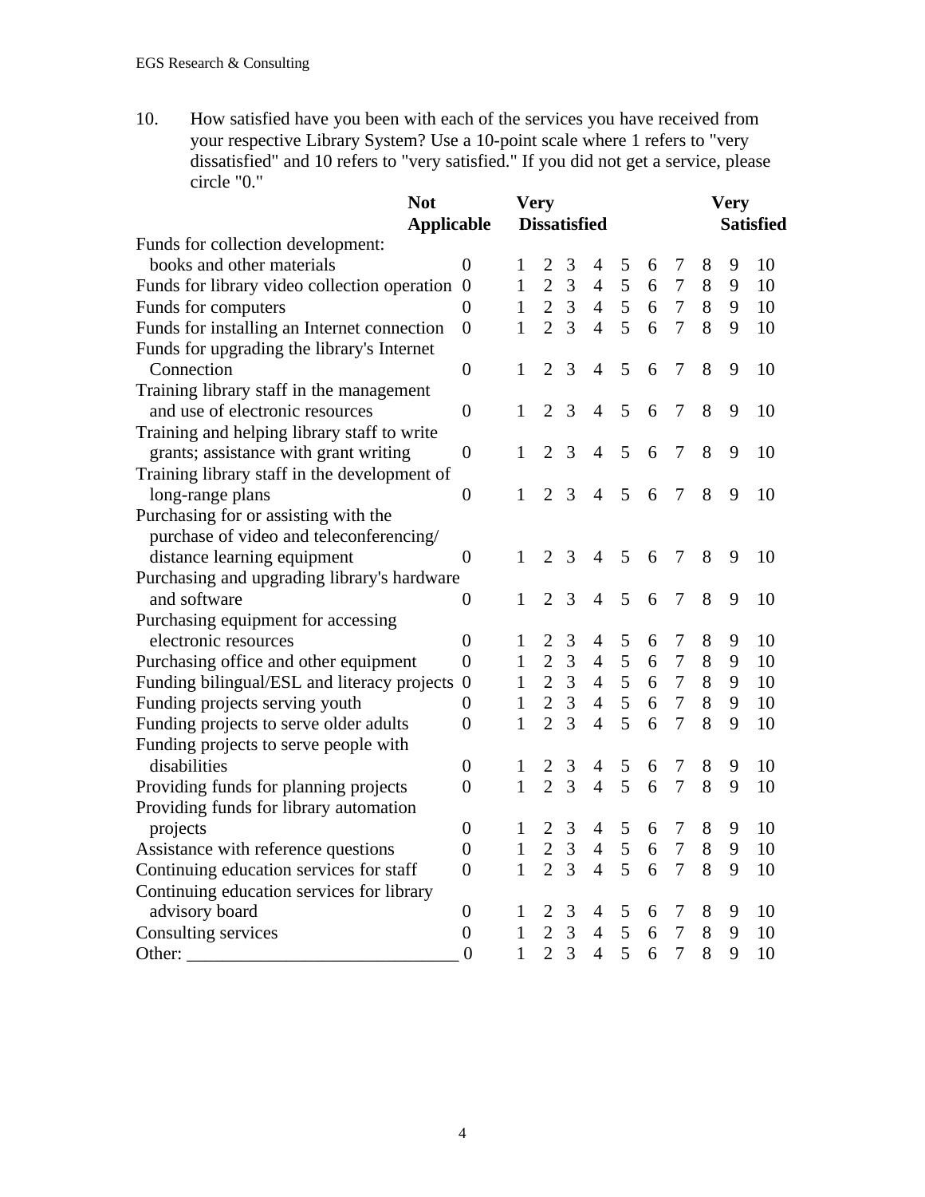10. How satisfied have you been with each of the services you have received from your respective Library System? Use a 10-point scale where 1 refers to "very dissatisfied" and 10 refers to "very satisfied." If you did not get a service, please circle "0."

| | Not Applicable | Very Dissatisfied | | | | | | | | | Very Satisfied |
|---|---|---|---|---|---|---|---|---|---|---|---|
| Funds for collection development: books and other materials | 0 | 1 | 2 | 3 | 4 | 5 | 6 | 7 | 8 | 9 | 10 |
| Funds for library video collection operation | 0 | 1 | 2 | 3 | 4 | 5 | 6 | 7 | 8 | 9 | 10 |
| Funds for computers | 0 | 1 | 2 | 3 | 4 | 5 | 6 | 7 | 8 | 9 | 10 |
| Funds for installing an Internet connection | 0 | 1 | 2 | 3 | 4 | 5 | 6 | 7 | 8 | 9 | 10 |
| Funds for upgrading the library's Internet Connection | 0 | 1 | 2 | 3 | 4 | 5 | 6 | 7 | 8 | 9 | 10 |
| Training library staff in the management and use of electronic resources | 0 | 1 | 2 | 3 | 4 | 5 | 6 | 7 | 8 | 9 | 10 |
| Training and helping library staff to write grants; assistance with grant writing | 0 | 1 | 2 | 3 | 4 | 5 | 6 | 7 | 8 | 9 | 10 |
| Training library staff in the development of long-range plans | 0 | 1 | 2 | 3 | 4 | 5 | 6 | 7 | 8 | 9 | 10 |
| Purchasing for or assisting with the purchase of video and teleconferencing/ distance learning equipment | 0 | 1 | 2 | 3 | 4 | 5 | 6 | 7 | 8 | 9 | 10 |
| Purchasing and upgrading library's hardware and software | 0 | 1 | 2 | 3 | 4 | 5 | 6 | 7 | 8 | 9 | 10 |
| Purchasing equipment for accessing electronic resources | 0 | 1 | 2 | 3 | 4 | 5 | 6 | 7 | 8 | 9 | 10 |
| Purchasing office and other equipment | 0 | 1 | 2 | 3 | 4 | 5 | 6 | 7 | 8 | 9 | 10 |
| Funding bilingual/ESL and literacy projects | 0 | 1 | 2 | 3 | 4 | 5 | 6 | 7 | 8 | 9 | 10 |
| Funding projects serving youth | 0 | 1 | 2 | 3 | 4 | 5 | 6 | 7 | 8 | 9 | 10 |
| Funding projects to serve older adults | 0 | 1 | 2 | 3 | 4 | 5 | 6 | 7 | 8 | 9 | 10 |
| Funding projects to serve people with disabilities | 0 | 1 | 2 | 3 | 4 | 5 | 6 | 7 | 8 | 9 | 10 |
| Providing funds for planning projects | 0 | 1 | 2 | 3 | 4 | 5 | 6 | 7 | 8 | 9 | 10 |
| Providing funds for library automation projects | 0 | 1 | 2 | 3 | 4 | 5 | 6 | 7 | 8 | 9 | 10 |
| Assistance with reference questions | 0 | 1 | 2 | 3 | 4 | 5 | 6 | 7 | 8 | 9 | 10 |
| Continuing education services for staff | 0 | 1 | 2 | 3 | 4 | 5 | 6 | 7 | 8 | 9 | 10 |
| Continuing education services for library advisory board | 0 | 1 | 2 | 3 | 4 | 5 | 6 | 7 | 8 | 9 | 10 |
| Consulting services | 0 | 1 | 2 | 3 | 4 | 5 | 6 | 7 | 8 | 9 | 10 |
| Other: ______________________________ | 0 | 1 | 2 | 3 | 4 | 5 | 6 | 7 | 8 | 9 | 10 |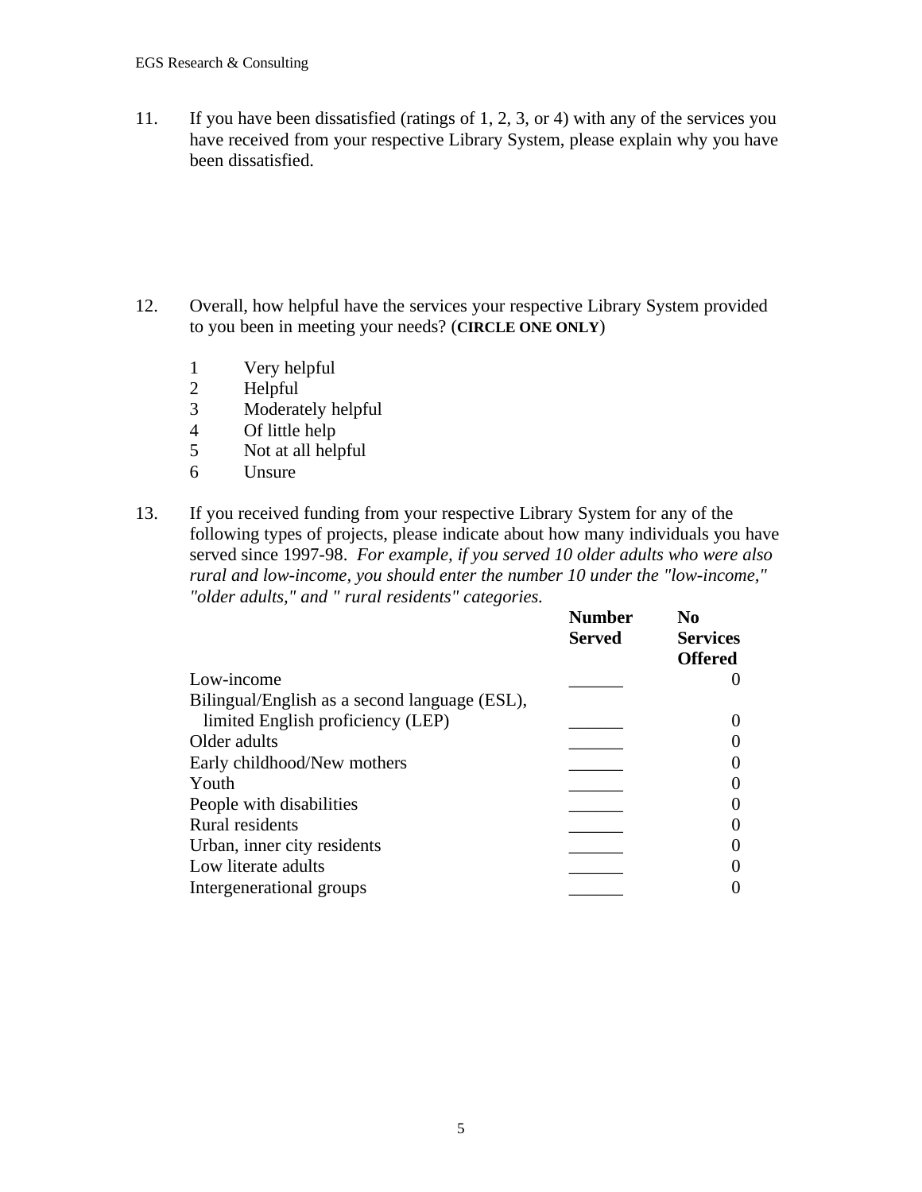11. If you have been dissatisfied (ratings of 1, 2, 3, or 4) with any of the services you have received from your respective Library System, please explain why you have been dissatisfied.

12. Overall, how helpful have the services your respective Library System provided to you been in meeting your needs? (**CIRCLE ONE ONLY**)

    1 Very helpful
    2 Helpful
    3 Moderately helpful
    4 Of little help
    5 Not at all helpful
    6 Unsure

13. If you received funding from your respective Library System for any of the following types of projects, please indicate about how many individuals you have served since 1997-98. *For example, if you served 10 older adults who were also rural and low-income, you should enter the number 10 under the "low-income," "older adults," and " rural residents" categories.*

| | **Number Served** | **No Services Offered** |
|---|---|---|
| Low-income | ______ | 0 |
| Bilingual/English as a second language (ESL), limited English proficiency (LEP) | ______ | 0 |
| Older adults | ______ | 0 |
| Early childhood/New mothers | ______ | 0 |
| Youth | ______ | 0 |
| People with disabilities | ______ | 0 |
| Rural residents | ______ | 0 |
| Urban, inner city residents | ______ | 0 |
| Low literate adults | ______ | 0 |
| Intergenerational groups | ______ | 0 |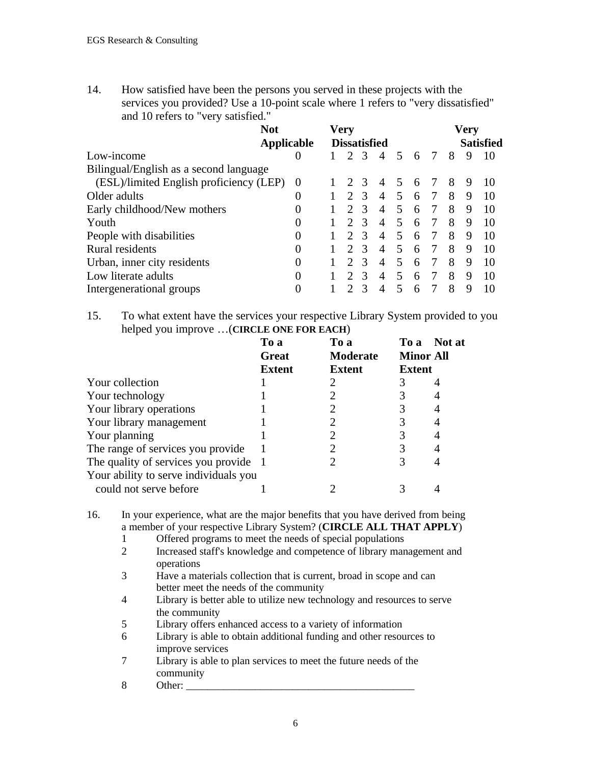14. How satisfied have been the persons you served in these projects with the services you provided? Use a 10-point scale where 1 refers to "very dissatisfied" and 10 refers to "very satisfied."

| | Not Applicable | Very Dissatisfied | | | | | | | | | Very Satisfied |
|---|---|---|---|---|---|---|---|---|---|---|---|
| Low-income | 0 | 1 | 2 | 3 | 4 | 5 | 6 | 7 | 8 | 9 | 10 |
| Bilingual/English as a second language (ESL)/limited English proficiency (LEP) | 0 | 1 | 2 | 3 | 4 | 5 | 6 | 7 | 8 | 9 | 10 |
| Older adults | 0 | 1 | 2 | 3 | 4 | 5 | 6 | 7 | 8 | 9 | 10 |
| Early childhood/New mothers | 0 | 1 | 2 | 3 | 4 | 5 | 6 | 7 | 8 | 9 | 10 |
| Youth | 0 | 1 | 2 | 3 | 4 | 5 | 6 | 7 | 8 | 9 | 10 |
| People with disabilities | 0 | 1 | 2 | 3 | 4 | 5 | 6 | 7 | 8 | 9 | 10 |
| Rural residents | 0 | 1 | 2 | 3 | 4 | 5 | 6 | 7 | 8 | 9 | 10 |
| Urban, inner city residents | 0 | 1 | 2 | 3 | 4 | 5 | 6 | 7 | 8 | 9 | 10 |
| Low literate adults | 0 | 1 | 2 | 3 | 4 | 5 | 6 | 7 | 8 | 9 | 10 |
| Intergenerational groups | 0 | 1 | 2 | 3 | 4 | 5 | 6 | 7 | 8 | 9 | 10 |

15. To what extent have the services your respective Library System provided to you helped you improve …(**CIRCLE ONE FOR EACH**)

| | To a Great Extent | To a Moderate Extent | To a Minor Extent | Not at All |
|---|---|---|---|---|
| Your collection | 1 | 2 | 3 | 4 |
| Your technology | 1 | 2 | 3 | 4 |
| Your library operations | 1 | 2 | 3 | 4 |
| Your library management | 1 | 2 | 3 | 4 |
| Your planning | 1 | 2 | 3 | 4 |
| The range of services you provide | 1 | 2 | 3 | 4 |
| The quality of services you provide | 1 | 2 | 3 | 4 |
| Your ability to serve individuals you could not serve before | 1 | 2 | 3 | 4 |

16. In your experience, what are the major benefits that you have derived from being a member of your respective Library System? (**CIRCLE ALL THAT APPLY**)

1 Offered programs to meet the needs of special populations
2 Increased staff's knowledge and competence of library management and operations
3 Have a materials collection that is current, broad in scope and can better meet the needs of the community
4 Library is better able to utilize new technology and resources to serve the community
5 Library offers enhanced access to a variety of information
6 Library is able to obtain additional funding and other resources to improve services
7 Library is able to plan services to meet the future needs of the community
8 Other: ___________________________________________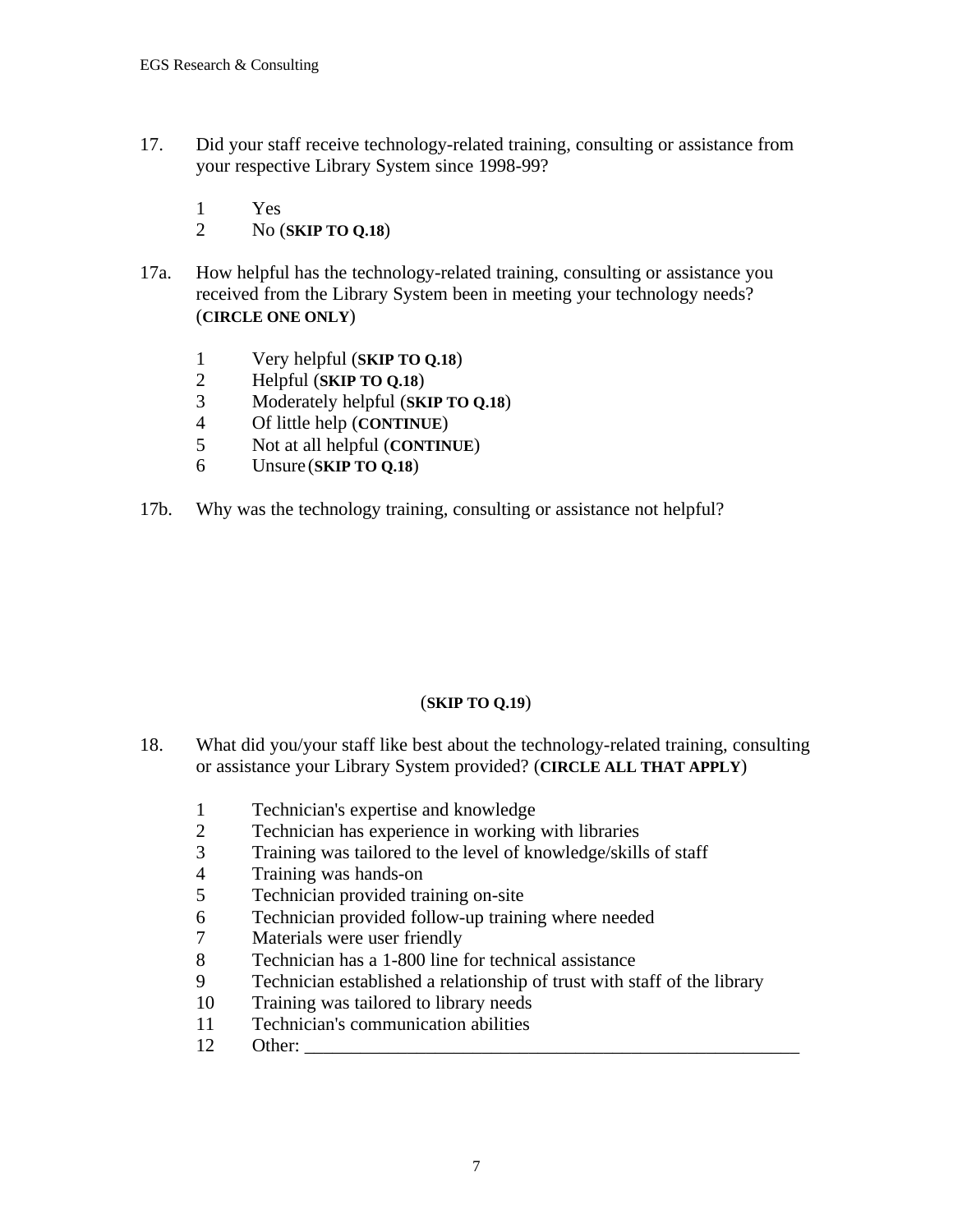17. Did your staff receive technology-related training, consulting or assistance from your respective Library System since 1998-99?

   1 Yes
   2 No (**SKIP TO Q.18**)

17a. How helpful has the technology-related training, consulting or assistance you received from the Library System been in meeting your technology needs? (**CIRCLE ONE ONLY**)

   1 Very helpful (**SKIP TO Q.18**)
   2 Helpful (**SKIP TO Q.18**)
   3 Moderately helpful (**SKIP TO Q.18**)
   4 Of little help (**CONTINUE**)
   5 Not at all helpful (**CONTINUE**)
   6 Unsure (**SKIP TO Q.18**)

17b. Why was the technology training, consulting or assistance not helpful?

(**SKIP TO Q.19**)

18. What did you/your staff like best about the technology-related training, consulting or assistance your Library System provided? (**CIRCLE ALL THAT APPLY**)

   1 Technician's expertise and knowledge
   2 Technician has experience in working with libraries
   3 Training was tailored to the level of knowledge/skills of staff
   4 Training was hands-on
   5 Technician provided training on-site
   6 Technician provided follow-up training where needed
   7 Materials were user friendly
   8 Technician has a 1-800 line for technical assistance
   9 Technician established a relationship of trust with staff of the library
   10 Training was tailored to library needs
   11 Technician's communication abilities
   12 Other: ________________________________________________________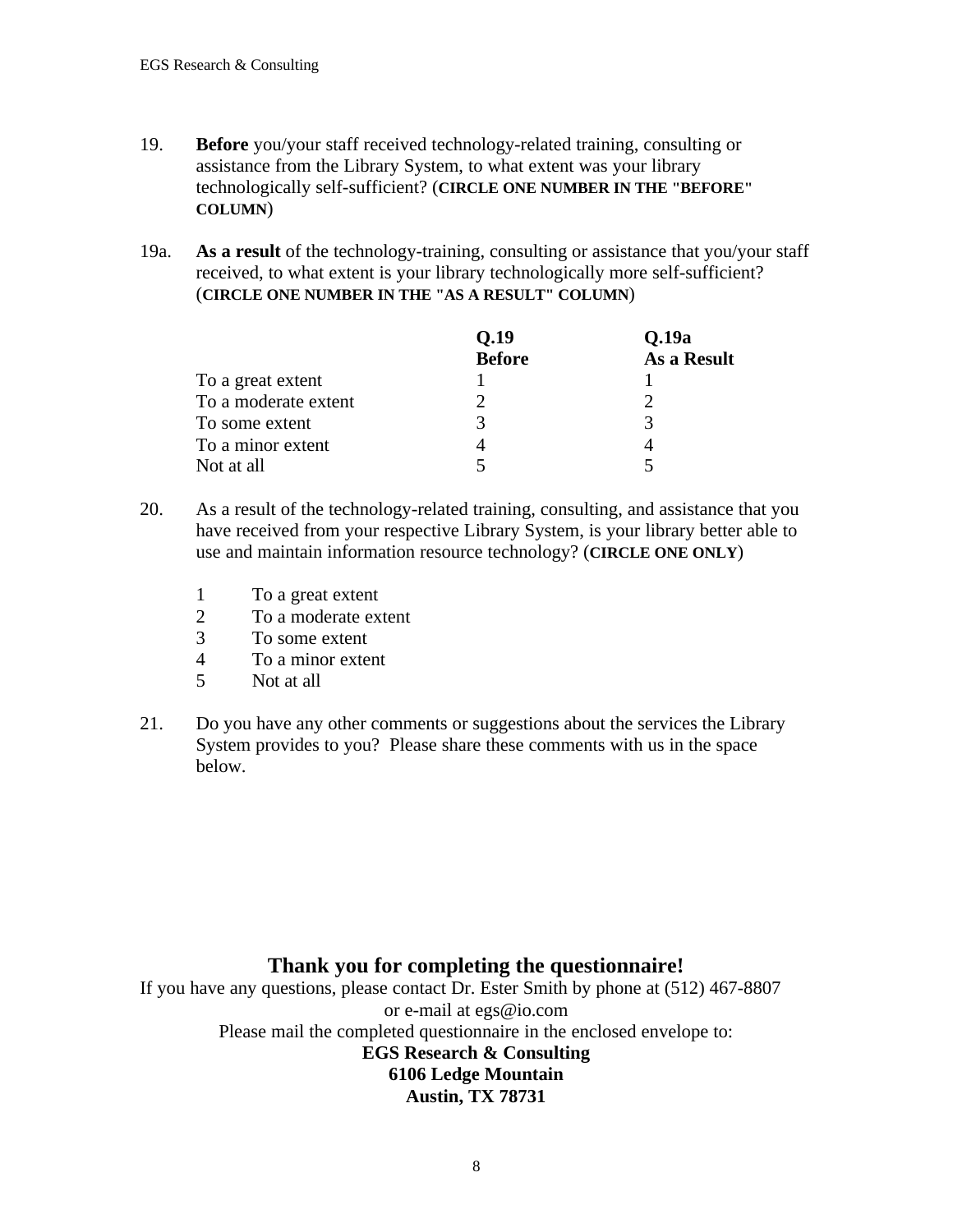19. **Before** you/your staff received technology-related training, consulting or assistance from the Library System, to what extent was your library technologically self-sufficient? (**CIRCLE ONE NUMBER IN THE "BEFORE" COLUMN**)

19a. **As a result** of the technology-training, consulting or assistance that you/your staff received, to what extent is your library technologically more self-sufficient? (**CIRCLE ONE NUMBER IN THE "AS A RESULT" COLUMN**)

| | **Q.19 Before** | **Q.19a As a Result** |
|---|---|---|
| To a great extent | 1 | 1 |
| To a moderate extent | 2 | 2 |
| To some extent | 3 | 3 |
| To a minor extent | 4 | 4 |
| Not at all | 5 | 5 |

20. As a result of the technology-related training, consulting, and assistance that you have received from your respective Library System, is your library better able to use and maintain information resource technology? (**CIRCLE ONE ONLY**)

    1 To a great extent
    2 To a moderate extent
    3 To some extent
    4 To a minor extent
    5 Not at all

21. Do you have any other comments or suggestions about the services the Library System provides to you? Please share these comments with us in the space below.

## Thank you for completing the questionnaire!

If you have any questions, please contact Dr. Ester Smith by phone at (512) 467-8807 or e-mail at egs@io.com

Please mail the completed questionnaire in the enclosed envelope to:

**EGS Research & Consulting**
**6106 Ledge Mountain**
**Austin, TX 78731**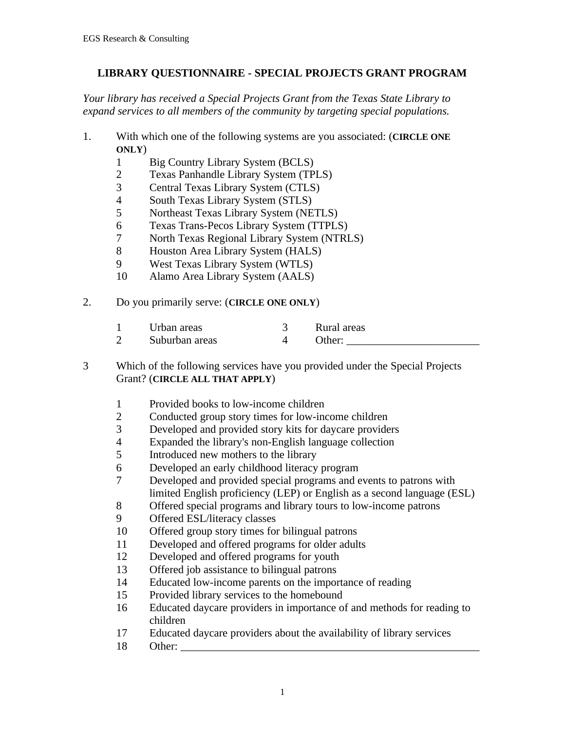## LIBRARY QUESTIONNAIRE - SPECIAL PROJECTS GRANT PROGRAM

*Your library has received a Special Projects Grant from the Texas State Library to expand services to all members of the community by targeting special populations.*

1. With which one of the following systems are you associated: (**CIRCLE ONE ONLY**)

   1 Big Country Library System (BCLS)
   2 Texas Panhandle Library System (TPLS)
   3 Central Texas Library System (CTLS)
   4 South Texas Library System (STLS)
   5 Northeast Texas Library System (NETLS)
   6 Texas Trans-Pecos Library System (TTPLS)
   7 North Texas Regional Library System (NTRLS)
   8 Houston Area Library System (HALS)
   9 West Texas Library System (WTLS)
   10 Alamo Area Library System (AALS)

2. Do you primarily serve: (**CIRCLE ONE ONLY**)

   1 Urban areas
   2 Suburban areas
   3 Rural areas
   4 Other: ________________________

3 Which of the following services have you provided under the Special Projects Grant? (**CIRCLE ALL THAT APPLY**)

   1 Provided books to low-income children
   2 Conducted group story times for low-income children
   3 Developed and provided story kits for daycare providers
   4 Expanded the library's non-English language collection
   5 Introduced new mothers to the library
   6 Developed an early childhood literacy program
   7 Developed and provided special programs and events to patrons with limited English proficiency (LEP) or English as a second language (ESL)
   8 Offered special programs and library tours to low-income patrons
   9 Offered ESL/literacy classes
   10 Offered group story times for bilingual patrons
   11 Developed and offered programs for older adults
   12 Developed and offered programs for youth
   13 Offered job assistance to bilingual patrons
   14 Educated low-income parents on the importance of reading
   15 Provided library services to the homebound
   16 Educated daycare providers in importance of and methods for reading to children
   17 Educated daycare providers about the availability of library services
   18 Other: ________________________________________________________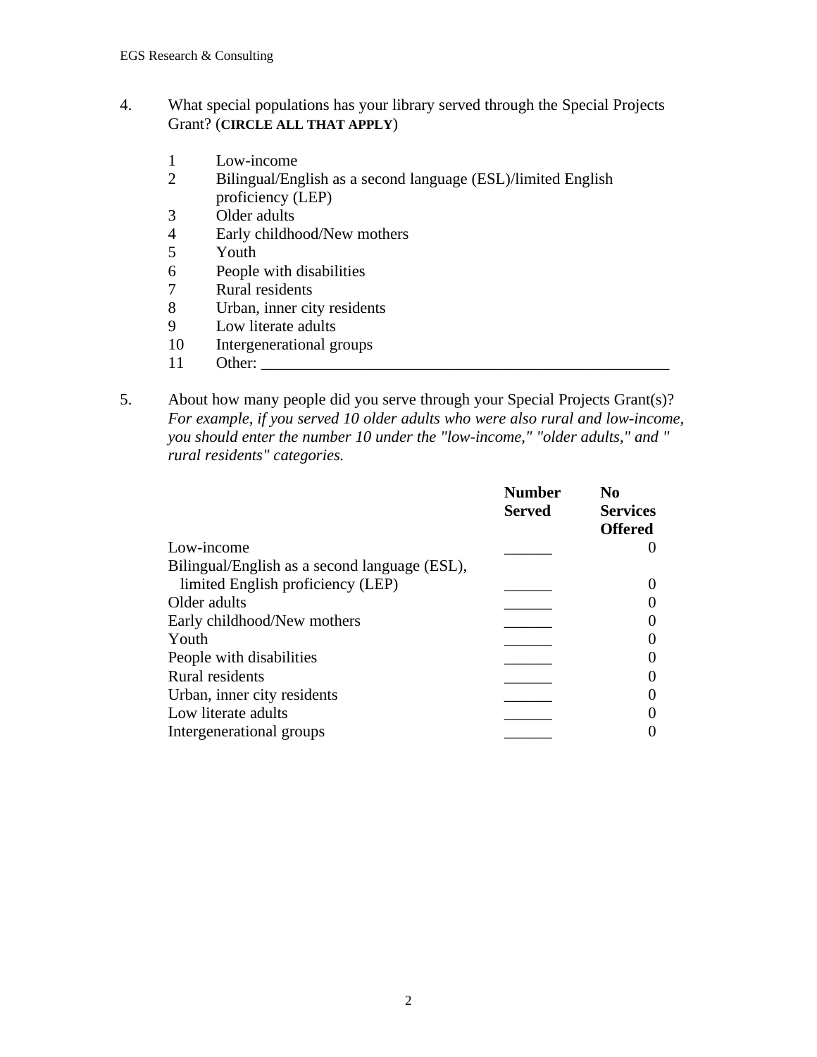4. What special populations has your library served through the Special Projects Grant? (**CIRCLE ALL THAT APPLY**)

   1 Low-income
   2 Bilingual/English as a second language (ESL)/limited English proficiency (LEP)
   3 Older adults
   4 Early childhood/New mothers
   5 Youth
   6 People with disabilities
   7 Rural residents
   8 Urban, inner city residents
   9 Low literate adults
   10 Intergenerational groups
   11 Other: ____________________________________________________

5. About how many people did you serve through your Special Projects Grant(s)? *For example, if you served 10 older adults who were also rural and low-income, you should enter the number 10 under the "low-income," "older adults," and " rural residents" categories.*

| | **Number Served** | **No Services Offered** |
|---|---|---|
| Low-income | ______ | 0 |
| Bilingual/English as a second language (ESL), limited English proficiency (LEP) | ______ | 0 |
| Older adults | ______ | 0 |
| Early childhood/New mothers | ______ | 0 |
| Youth | ______ | 0 |
| People with disabilities | ______ | 0 |
| Rural residents | ______ | 0 |
| Urban, inner city residents | ______ | 0 |
| Low literate adults | ______ | 0 |
| Intergenerational groups | ______ | 0 |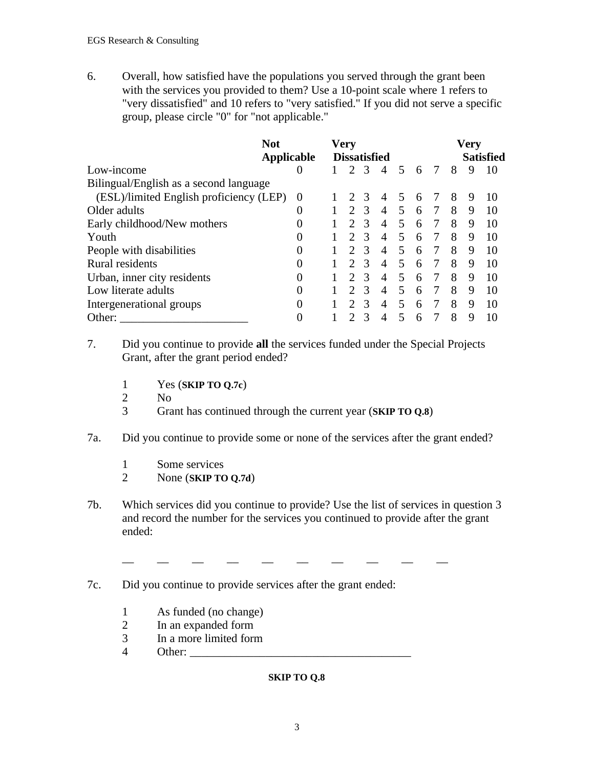6. Overall, how satisfied have the populations you served through the grant been with the services you provided to them? Use a 10-point scale where 1 refers to "very dissatisfied" and 10 refers to "very satisfied." If you did not serve a specific group, please circle "0" for "not applicable."

| | **Not Applicable** | **Very Dissatisfied** | | | | | | | | | **Very Satisfied** |
|---|---|---|---|---|---|---|---|---|---|---|---|
| Low-income | 0 | 1 | 2 | 3 | 4 | 5 | 6 | 7 | 8 | 9 | 10 |
| Bilingual/English as a second language (ESL)/limited English proficiency (LEP) | 0 | 1 | 2 | 3 | 4 | 5 | 6 | 7 | 8 | 9 | 10 |
| Older adults | 0 | 1 | 2 | 3 | 4 | 5 | 6 | 7 | 8 | 9 | 10 |
| Early childhood/New mothers | 0 | 1 | 2 | 3 | 4 | 5 | 6 | 7 | 8 | 9 | 10 |
| Youth | 0 | 1 | 2 | 3 | 4 | 5 | 6 | 7 | 8 | 9 | 10 |
| People with disabilities | 0 | 1 | 2 | 3 | 4 | 5 | 6 | 7 | 8 | 9 | 10 |
| Rural residents | 0 | 1 | 2 | 3 | 4 | 5 | 6 | 7 | 8 | 9 | 10 |
| Urban, inner city residents | 0 | 1 | 2 | 3 | 4 | 5 | 6 | 7 | 8 | 9 | 10 |
| Low literate adults | 0 | 1 | 2 | 3 | 4 | 5 | 6 | 7 | 8 | 9 | 10 |
| Intergenerational groups | 0 | 1 | 2 | 3 | 4 | 5 | 6 | 7 | 8 | 9 | 10 |
| Other: ______________________ | 0 | 1 | 2 | 3 | 4 | 5 | 6 | 7 | 8 | 9 | 10 |

7. Did you continue to provide **all** the services funded under the Special Projects Grant, after the grant period ended?

   1 Yes (**SKIP TO Q.7c**)
   2 No
   3 Grant has continued through the current year (**SKIP TO Q.8**)

7a. Did you continue to provide some or none of the services after the grant ended?

   1 Some services
   2 None (**SKIP TO Q.7d**)

7b. Which services did you continue to provide? Use the list of services in question 3 and record the number for the services you continued to provide after the grant ended:

   __ __ __ __ __ __ __ __ __ __

7c. Did you continue to provide services after the grant ended:

   1 As funded (no change)
   2 In an expanded form
   3 In a more limited form
   4 Other: ______________________________________

**SKIP TO Q.8**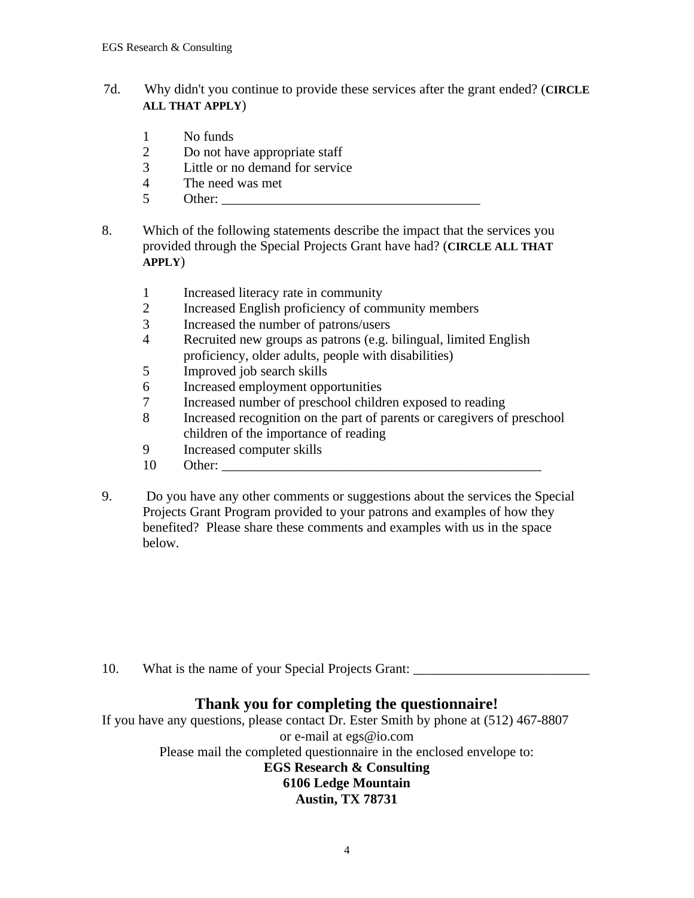7d. Why didn't you continue to provide these services after the grant ended? (**CIRCLE ALL THAT APPLY**)

1 No funds
2 Do not have appropriate staff
3 Little or no demand for service
4 The need was met
5 Other: _____________________________________

8. Which of the following statements describe the impact that the services you provided through the Special Projects Grant have had? (**CIRCLE ALL THAT APPLY**)

1 Increased literacy rate in community
2 Increased English proficiency of community members
3 Increased the number of patrons/users
4 Recruited new groups as patrons (e.g. bilingual, limited English proficiency, older adults, people with disabilities)
5 Improved job search skills
6 Increased employment opportunities
7 Increased number of preschool children exposed to reading
8 Increased recognition on the part of parents or caregivers of preschool children of the importance of reading
9 Increased computer skills
10 Other: _______________________________________________

9. Do you have any other comments or suggestions about the services the Special Projects Grant Program provided to your patrons and examples of how they benefited? Please share these comments and examples with us in the space below.

10. What is the name of your Special Projects Grant: __________________________

## Thank you for completing the questionnaire!

If you have any questions, please contact Dr. Ester Smith by phone at (512) 467-8807 or e-mail at egs@io.com

Please mail the completed questionnaire in the enclosed envelope to:

**EGS Research & Consulting**
**6106 Ledge Mountain**
**Austin, TX 78731**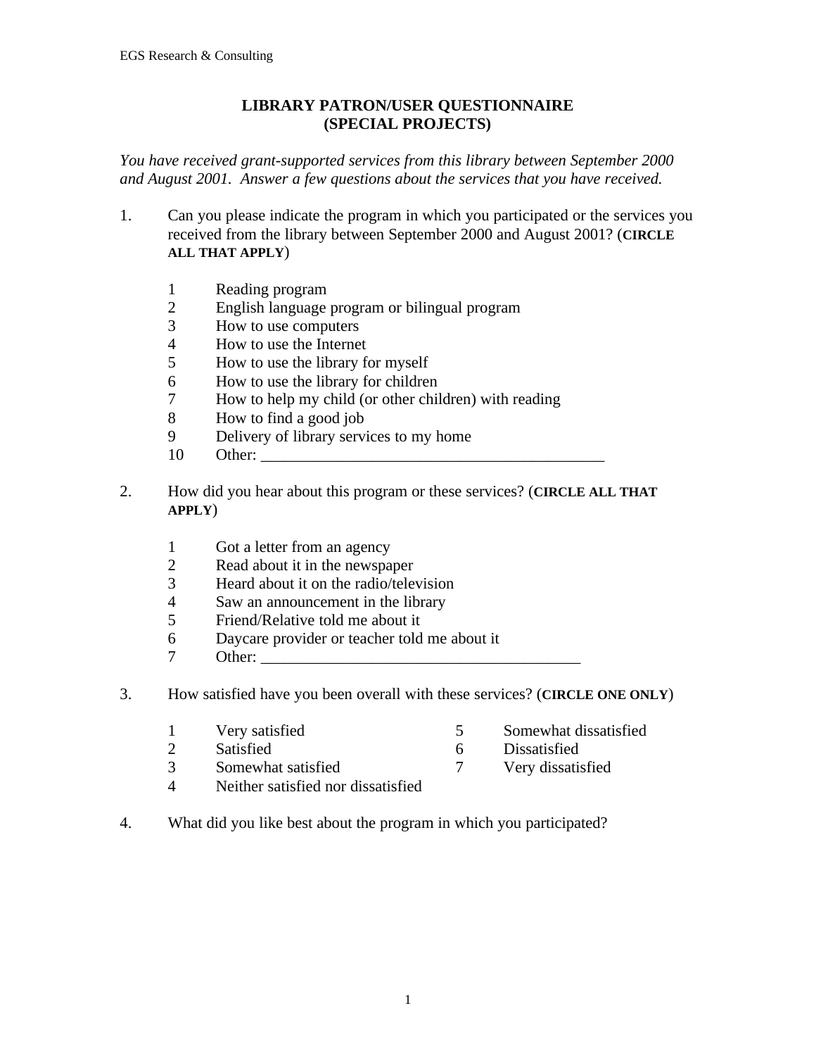# LIBRARY PATRON/USER QUESTIONNAIRE
# (SPECIAL PROJECTS)

*You have received grant-supported services from this library between September 2000 and August 2001. Answer a few questions about the services that you have received.*

1. Can you please indicate the program in which you participated or the services you received from the library between September 2000 and August 2001? (**CIRCLE ALL THAT APPLY**)

   1 Reading program
   2 English language program or bilingual program
   3 How to use computers
   4 How to use the Internet
   5 How to use the library for myself
   6 How to use the library for children
   7 How to help my child (or other children) with reading
   8 How to find a good job
   9 Delivery of library services to my home
   10 Other: ___________________________________________

2. How did you hear about this program or these services? (**CIRCLE ALL THAT APPLY**)

   1 Got a letter from an agency
   2 Read about it in the newspaper
   3 Heard about it on the radio/television
   4 Saw an announcement in the library
   5 Friend/Relative told me about it
   6 Daycare provider or teacher told me about it
   7 Other: ________________________________________

3. How satisfied have you been overall with these services? (**CIRCLE ONE ONLY**)

   1 Very satisfied
   2 Satisfied
   3 Somewhat satisfied
   4 Neither satisfied nor dissatisfied
   5 Somewhat dissatisfied
   6 Dissatisfied
   7 Very dissatisfied

4. What did you like best about the program in which you participated?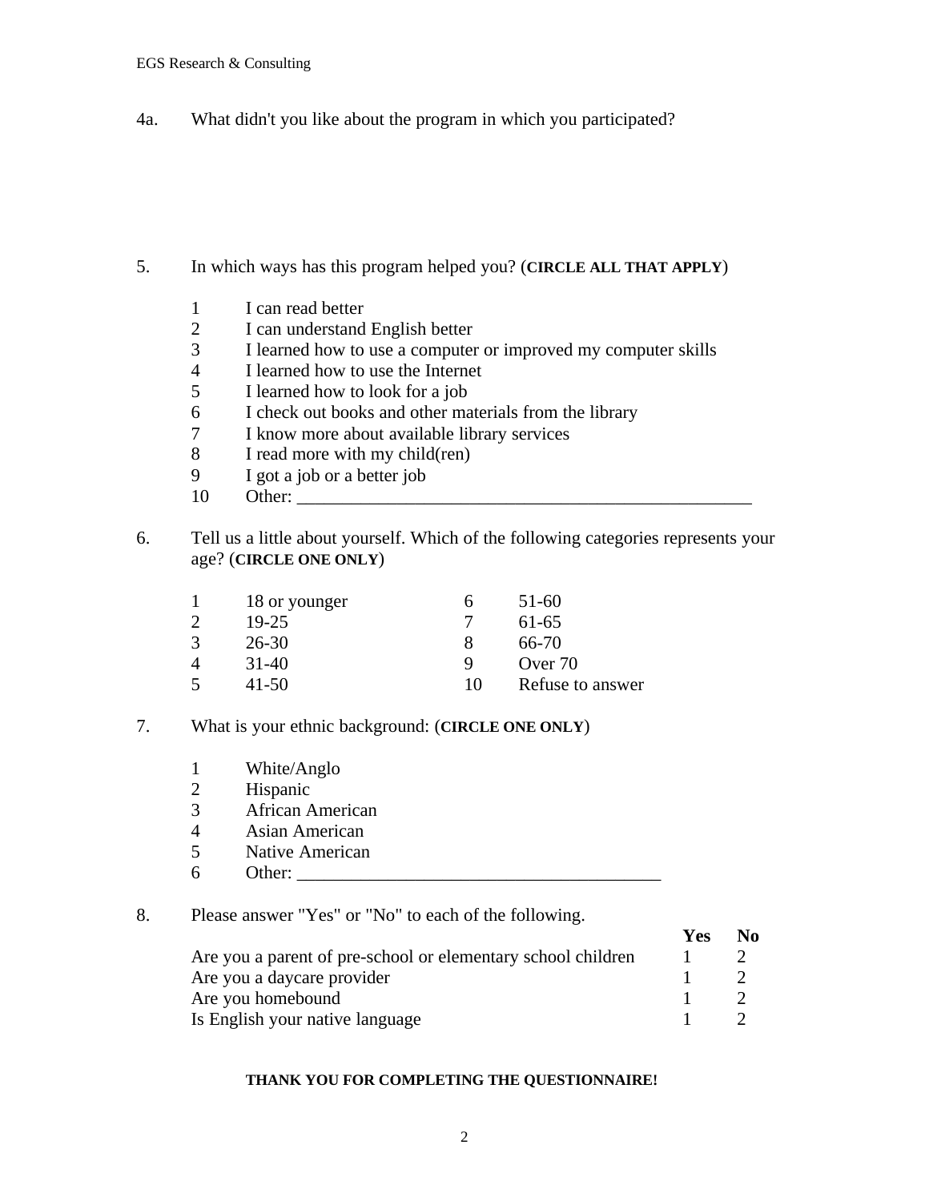4a. What didn't you like about the program in which you participated?

5. In which ways has this program helped you? (**CIRCLE ALL THAT APPLY**)

1 I can read better
2 I can understand English better
3 I learned how to use a computer or improved my computer skills
4 I learned how to use the Internet
5 I learned how to look for a job
6 I check out books and other materials from the library
7 I know more about available library services
8 I read more with my child(ren)
9 I got a job or a better job
10 Other: ____________________________________________________

6. Tell us a little about yourself. Which of the following categories represents your age? (**CIRCLE ONE ONLY**)

| | | | |
|---|---|---|---|
| 1 | 18 or younger | 6 | 51-60 |
| 2 | 19-25 | 7 | 61-65 |
| 3 | 26-30 | 8 | 66-70 |
| 4 | 31-40 | 9 | Over 70 |
| 5 | 41-50 | 10 | Refuse to answer |

7. What is your ethnic background: (**CIRCLE ONE ONLY**)

1 White/Anglo
2 Hispanic
3 African American
4 Asian American
5 Native American
6 Other: ________________________________________

8. Please answer "Yes" or "No" to each of the following.

| | **Yes** | **No** |
|---|---|---|
| Are you a parent of pre-school or elementary school children | 1 | 2 |
| Are you a daycare provider | 1 | 2 |
| Are you homebound | 1 | 2 |
| Is English your native language | 1 | 2 |

**THANK YOU FOR COMPLETING THE QUESTIONNAIRE!**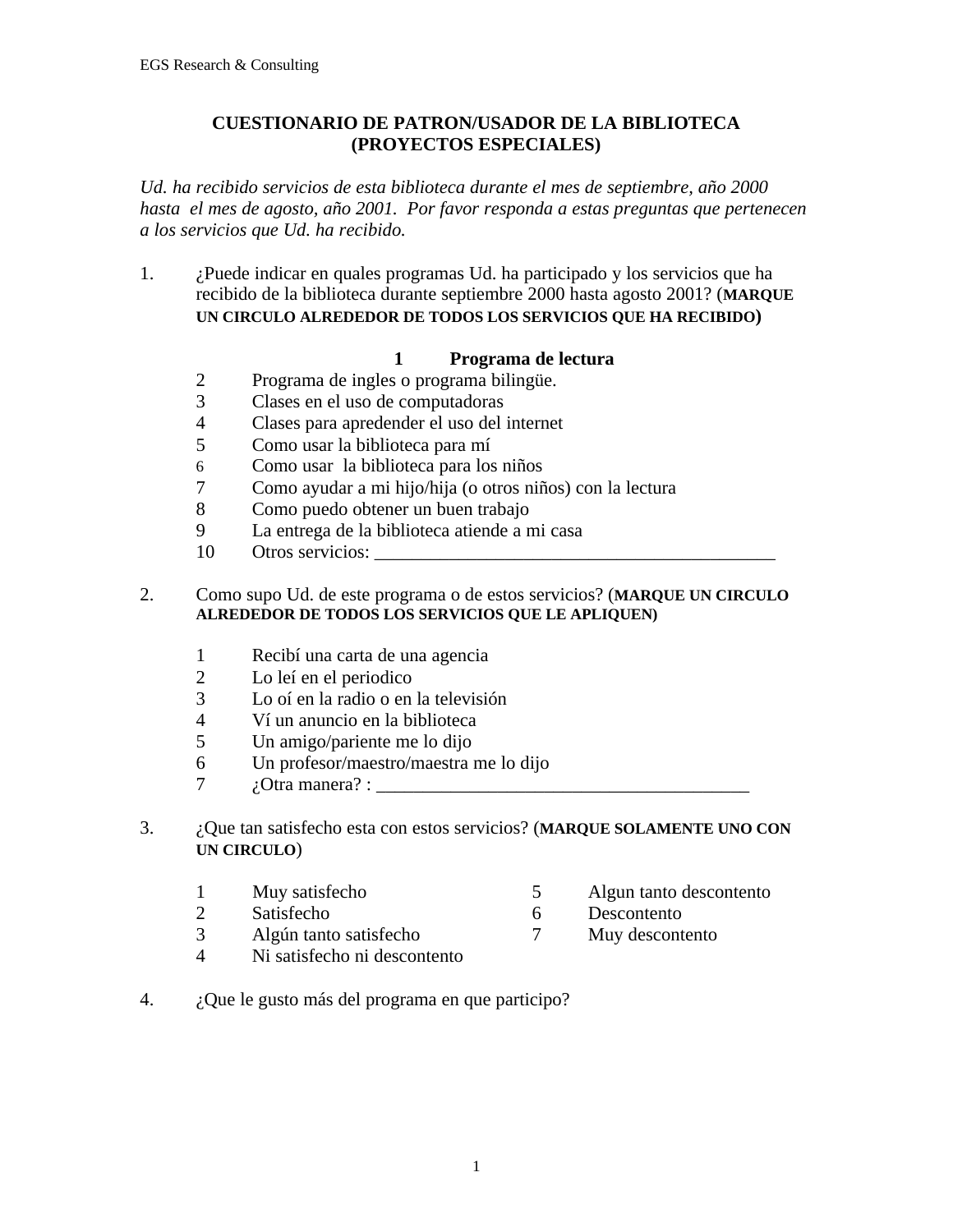**CUESTIONARIO DE PATRON/USADOR DE LA BIBLIOTECA (PROYECTOS ESPECIALES)**

*Ud. ha recibido servicios de esta biblioteca durante el mes de septiembre, año 2000 hasta el mes de agosto, año 2001. Por favor responda a estas preguntas que pertenecen a los servicios que Ud. ha recibido.*

1. ¿Puede indicar en quales programas Ud. ha participado y los servicios que ha recibido de la biblioteca durante septiembre 2000 hasta agosto 2001? (**MARQUE UN CIRCULO ALREDEDOR DE TODOS LOS SERVICIOS QUE HA RECIBIDO**)

   **1 Programa de lectura**
   2 Programa de ingles o programa bilingüe.
   3 Clases en el uso de computadoras
   4 Clases para apredender el uso del internet
   5 Como usar la biblioteca para mí
   6 Como usar la biblioteca para los niños
   7 Como ayudar a mi hijo/hija (o otros niños) con la lectura
   8 Como puedo obtener un buen trabajo
   9 La entrega de la biblioteca atiende a mi casa
   10 Otros servicios: ___________________________________________

2. Como supo Ud. de este programa o de estos servicios? (**MARQUE UN CIRCULO ALREDEDOR DE TODOS LOS SERVICIOS QUE LE APLIQUEN)**

   1 Recibí una carta de una agencia
   2 Lo leí en el periodico
   3 Lo oí en la radio o en la televisión
   4 Ví un anuncio en la biblioteca
   5 Un amigo/pariente me lo dijo
   6 Un profesor/maestro/maestra me lo dijo
   7 ¿Otra manera? : _______________________________________

3. ¿Que tan satisfecho esta con estos servicios? (**MARQUE SOLAMENTE UNO CON UN CIRCULO**)

   1 Muy satisfecho
   2 Satisfecho
   3 Algún tanto satisfecho
   4 Ni satisfecho ni descontento
   5 Algun tanto descontento
   6 Descontento
   7 Muy descontento

4. ¿Que le gusto más del programa en que participo?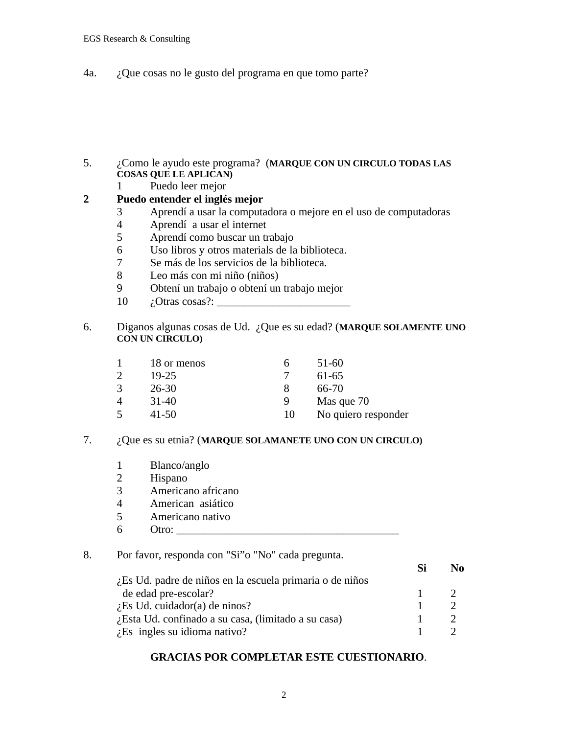4a. ¿Que cosas no le gusto del programa en que tomo parte?

5. ¿Como le ayudo este programa? (**MARQUE CON UN CIRCULO TODAS LAS COSAS QUE LE APLICAN)**

1 Puedo leer mejor
**2 Puedo entender el inglés mejor**
3 Aprendí a usar la computadora o mejore en el uso de computadoras
4 Aprendí a usar el internet
5 Aprendí como buscar un trabajo
6 Uso libros y otros materials de la biblioteca.
7 Se más de los servicios de la biblioteca.
8 Leo más con mi niño (niños)
9 Obtení un trabajo o obtení un trabajo mejor
10 ¿Otras cosas?: ________________________

6. Diganos algunas cosas de Ud. ¿Que es su edad? (**MARQUE SOLAMENTE UNO CON UN CIRCULO)**

1 18 or menos
2 19-25
3 26-30
4 31-40
5 41-50
6 51-60
7 61-65
8 66-70
9 Mas que 70
10 No quiero responder

7. ¿Que es su etnia? (**MARQUE SOLAMANETE UNO CON UN CIRCULO)**

1 Blanco/anglo
2 Hispano
3 Americano africano
4 American asiático
5 Americano nativo
6 Otro: ________________________________________

8. Por favor, responda con "Si"o "No" cada pregunta.

| | **Si** | **No** |
|---|---|---|
| ¿Es Ud. padre de niños en la escuela primaria o de niños de edad pre-escolar? | 1 | 2 |
| ¿Es Ud. cuidador(a) de ninos? | 1 | 2 |
| ¿Esta Ud. confinado a su casa, (limitado a su casa) | 1 | 2 |
| ¿Es ingles su idioma nativo? | 1 | 2 |

**GRACIAS POR COMPLETAR ESTE CUESTIONARIO**.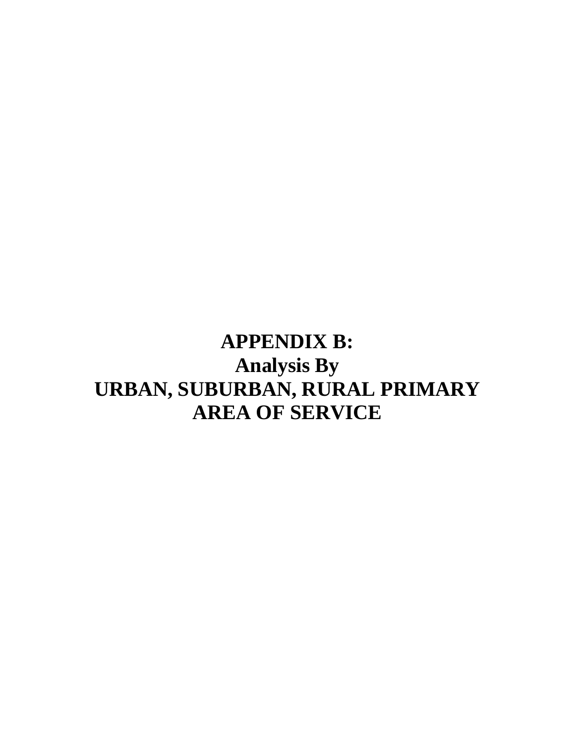# APPENDIX B:
# Analysis By
# URBAN, SUBURBAN, RURAL PRIMARY AREA OF SERVICE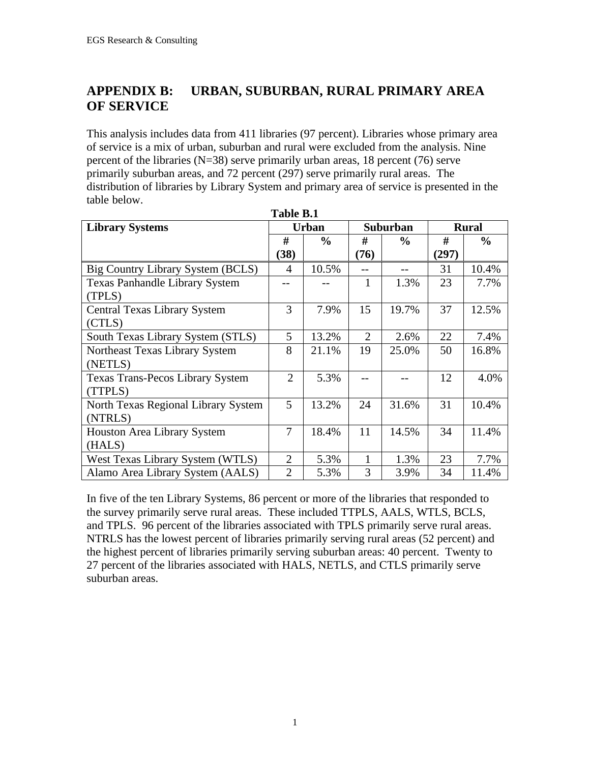# APPENDIX B: URBAN, SUBURBAN, RURAL PRIMARY AREA OF SERVICE

This analysis includes data from 411 libraries (97 percent). Libraries whose primary area of service is a mix of urban, suburban and rural were excluded from the analysis. Nine percent of the libraries (N=38) serve primarily urban areas, 18 percent (76) serve primarily suburban areas, and 72 percent (297) serve primarily rural areas. The distribution of libraries by Library System and primary area of service is presented in the table below.

**Table B.1**

| Library Systems | Urban | | Suburban | | Rural | |
|---|---|---|---|---|---|---|
| | # (38) | % | # (76) | % | # (297) | % |
| Big Country Library System (BCLS) | 4 | 10.5% | -- | -- | 31 | 10.4% |
| Texas Panhandle Library System (TPLS) | -- | -- | 1 | 1.3% | 23 | 7.7% |
| Central Texas Library System (CTLS) | 3 | 7.9% | 15 | 19.7% | 37 | 12.5% |
| South Texas Library System (STLS) | 5 | 13.2% | 2 | 2.6% | 22 | 7.4% |
| Northeast Texas Library System (NETLS) | 8 | 21.1% | 19 | 25.0% | 50 | 16.8% |
| Texas Trans-Pecos Library System (TTPLS) | 2 | 5.3% | -- | -- | 12 | 4.0% |
| North Texas Regional Library System (NTRLS) | 5 | 13.2% | 24 | 31.6% | 31 | 10.4% |
| Houston Area Library System (HALS) | 7 | 18.4% | 11 | 14.5% | 34 | 11.4% |
| West Texas Library System (WTLS) | 2 | 5.3% | 1 | 1.3% | 23 | 7.7% |
| Alamo Area Library System (AALS) | 2 | 5.3% | 3 | 3.9% | 34 | 11.4% |

In five of the ten Library Systems, 86 percent or more of the libraries that responded to the survey primarily serve rural areas. These included TTPLS, AALS, WTLS, BCLS, and TPLS. 96 percent of the libraries associated with TPLS primarily serve rural areas. NTRLS has the lowest percent of libraries primarily serving rural areas (52 percent) and the highest percent of libraries primarily serving suburban areas: 40 percent. Twenty to 27 percent of the libraries associated with HALS, NETLS, and CTLS primarily serve suburban areas.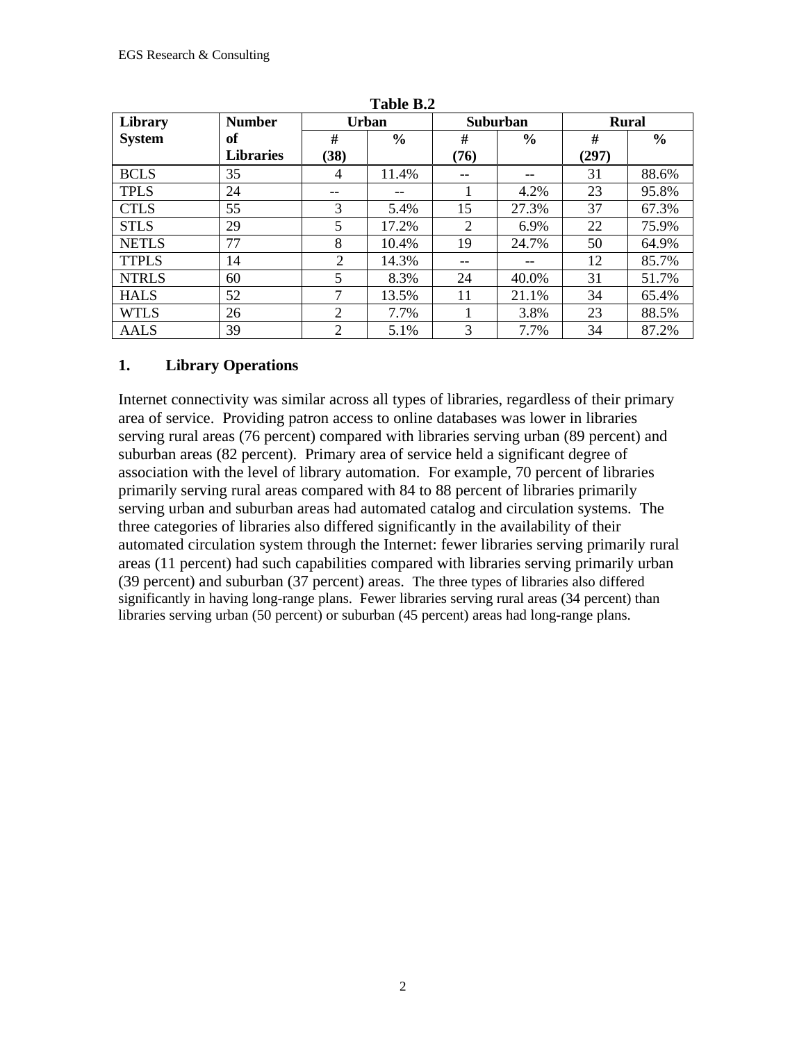**Table B.2**

| Library System | Number of Libraries | Urban | | Suburban | | Rural | |
|---|---|---|---|---|---|---|---|
| | | # (38) | % | # (76) | % | # (297) | % |
| BCLS | 35 | 4 | 11.4% | -- | -- | 31 | 88.6% |
| TPLS | 24 | -- | -- | 1 | 4.2% | 23 | 95.8% |
| CTLS | 55 | 3 | 5.4% | 15 | 27.3% | 37 | 67.3% |
| STLS | 29 | 5 | 17.2% | 2 | 6.9% | 22 | 75.9% |
| NETLS | 77 | 8 | 10.4% | 19 | 24.7% | 50 | 64.9% |
| TTPLS | 14 | 2 | 14.3% | -- | -- | 12 | 85.7% |
| NTRLS | 60 | 5 | 8.3% | 24 | 40.0% | 31 | 51.7% |
| HALS | 52 | 7 | 13.5% | 11 | 21.1% | 34 | 65.4% |
| WTLS | 26 | 2 | 7.7% | 1 | 3.8% | 23 | 88.5% |
| AALS | 39 | 2 | 5.1% | 3 | 7.7% | 34 | 87.2% |

### 1. Library Operations

Internet connectivity was similar across all types of libraries, regardless of their primary area of service. Providing patron access to online databases was lower in libraries serving rural areas (76 percent) compared with libraries serving urban (89 percent) and suburban areas (82 percent). Primary area of service held a significant degree of association with the level of library automation. For example, 70 percent of libraries primarily serving rural areas compared with 84 to 88 percent of libraries primarily serving urban and suburban areas had automated catalog and circulation systems. The three categories of libraries also differed significantly in the availability of their automated circulation system through the Internet: fewer libraries serving primarily rural areas (11 percent) had such capabilities compared with libraries serving primarily urban (39 percent) and suburban (37 percent) areas. The three types of libraries also differed significantly in having long-range plans. Fewer libraries serving rural areas (34 percent) than libraries serving urban (50 percent) or suburban (45 percent) areas had long-range plans.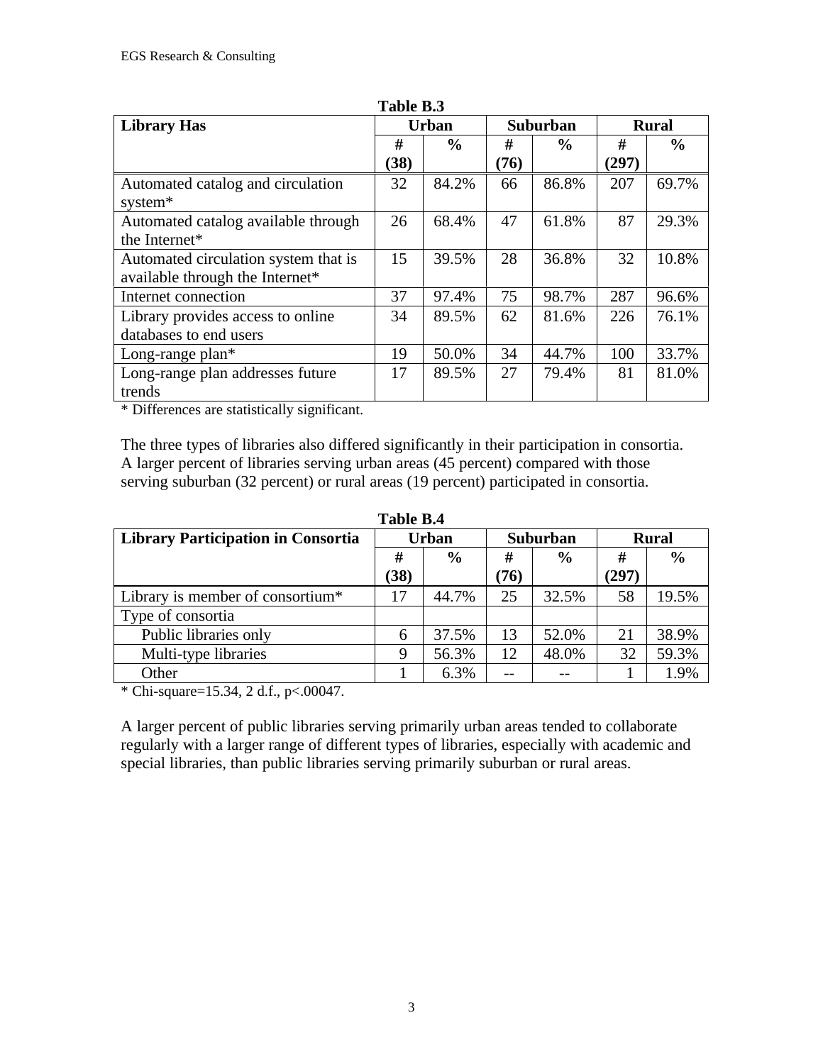**Table B.3**

| Library Has | Urban | | Suburban | | Rural | |
|---|---|---|---|---|---|---|
| | # (38) | % | # (76) | % | # (297) | % |
| Automated catalog and circulation system* | 32 | 84.2% | 66 | 86.8% | 207 | 69.7% |
| Automated catalog available through the Internet* | 26 | 68.4% | 47 | 61.8% | 87 | 29.3% |
| Automated circulation system that is available through the Internet* | 15 | 39.5% | 28 | 36.8% | 32 | 10.8% |
| Internet connection | 37 | 97.4% | 75 | 98.7% | 287 | 96.6% |
| Library provides access to online databases to end users | 34 | 89.5% | 62 | 81.6% | 226 | 76.1% |
| Long-range plan* | 19 | 50.0% | 34 | 44.7% | 100 | 33.7% |
| Long-range plan addresses future trends | 17 | 89.5% | 27 | 79.4% | 81 | 81.0% |

* Differences are statistically significant.

The three types of libraries also differed significantly in their participation in consortia. A larger percent of libraries serving urban areas (45 percent) compared with those serving suburban (32 percent) or rural areas (19 percent) participated in consortia.

**Table B.4**

| Library Participation in Consortia | Urban | | Suburban | | Rural | |
|---|---|---|---|---|---|---|
| | # (38) | % | # (76) | % | # (297) | % |
| Library is member of consortium* | 17 | 44.7% | 25 | 32.5% | 58 | 19.5% |
| Type of consortia | | | | | | |
| Public libraries only | 6 | 37.5% | 13 | 52.0% | 21 | 38.9% |
| Multi-type libraries | 9 | 56.3% | 12 | 48.0% | 32 | 59.3% |
| Other | 1 | 6.3% | -- | -- | 1 | 1.9% |

* Chi-square=15.34, 2 d.f., $p<.00047$.

A larger percent of public libraries serving primarily urban areas tended to collaborate regularly with a larger range of different types of libraries, especially with academic and special libraries, than public libraries serving primarily suburban or rural areas.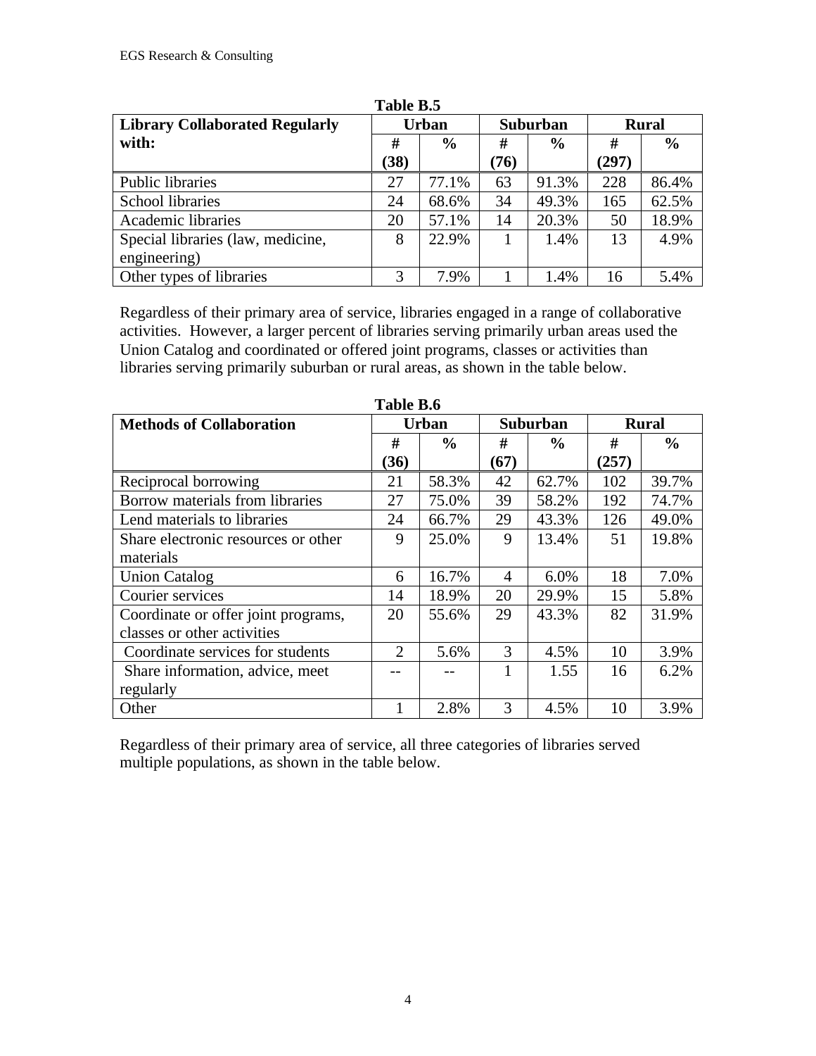**Table B.5**

| Library Collaborated Regularly with: | Urban | | Suburban | | Rural | |
|---|---|---|---|---|---|---|
| | # (38) | % | # (76) | % | # (297) | % |
| Public libraries | 27 | 77.1% | 63 | 91.3% | 228 | 86.4% |
| School libraries | 24 | 68.6% | 34 | 49.3% | 165 | 62.5% |
| Academic libraries | 20 | 57.1% | 14 | 20.3% | 50 | 18.9% |
| Special libraries (law, medicine, engineering) | 8 | 22.9% | 1 | 1.4% | 13 | 4.9% |
| Other types of libraries | 3 | 7.9% | 1 | 1.4% | 16 | 5.4% |

Regardless of their primary area of service, libraries engaged in a range of collaborative activities. However, a larger percent of libraries serving primarily urban areas used the Union Catalog and coordinated or offered joint programs, classes or activities than libraries serving primarily suburban or rural areas, as shown in the table below.

**Table B.6**

| Methods of Collaboration | Urban | | Suburban | | Rural | |
|---|---|---|---|---|---|---|
| | # (36) | % | # (67) | % | # (257) | % |
| Reciprocal borrowing | 21 | 58.3% | 42 | 62.7% | 102 | 39.7% |
| Borrow materials from libraries | 27 | 75.0% | 39 | 58.2% | 192 | 74.7% |
| Lend materials to libraries | 24 | 66.7% | 29 | 43.3% | 126 | 49.0% |
| Share electronic resources or other materials | 9 | 25.0% | 9 | 13.4% | 51 | 19.8% |
| Union Catalog | 6 | 16.7% | 4 | 6.0% | 18 | 7.0% |
| Courier services | 14 | 18.9% | 20 | 29.9% | 15 | 5.8% |
| Coordinate or offer joint programs, classes or other activities | 20 | 55.6% | 29 | 43.3% | 82 | 31.9% |
| Coordinate services for students | 2 | 5.6% | 3 | 4.5% | 10 | 3.9% |
| Share information, advice, meet regularly | -- | -- | 1 | 1.55 | 16 | 6.2% |
| Other | 1 | 2.8% | 3 | 4.5% | 10 | 3.9% |

Regardless of their primary area of service, all three categories of libraries served multiple populations, as shown in the table below.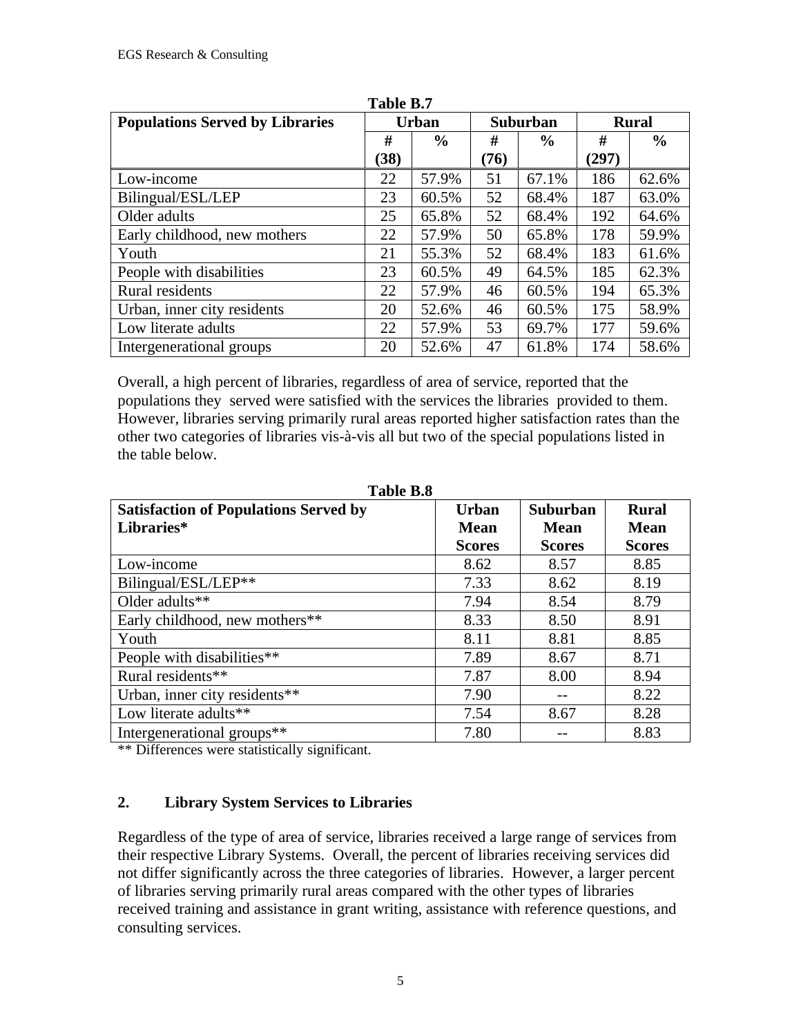**Table B.7**

| Populations Served by Libraries | Urban | | Suburban | | Rural | |
|---|---|---|---|---|---|---|
| | # (38) | % | # (76) | % | # (297) | % |
| Low-income | 22 | 57.9% | 51 | 67.1% | 186 | 62.6% |
| Bilingual/ESL/LEP | 23 | 60.5% | 52 | 68.4% | 187 | 63.0% |
| Older adults | 25 | 65.8% | 52 | 68.4% | 192 | 64.6% |
| Early childhood, new mothers | 22 | 57.9% | 50 | 65.8% | 178 | 59.9% |
| Youth | 21 | 55.3% | 52 | 68.4% | 183 | 61.6% |
| People with disabilities | 23 | 60.5% | 49 | 64.5% | 185 | 62.3% |
| Rural residents | 22 | 57.9% | 46 | 60.5% | 194 | 65.3% |
| Urban, inner city residents | 20 | 52.6% | 46 | 60.5% | 175 | 58.9% |
| Low literate adults | 22 | 57.9% | 53 | 69.7% | 177 | 59.6% |
| Intergenerational groups | 20 | 52.6% | 47 | 61.8% | 174 | 58.6% |

Overall, a high percent of libraries, regardless of area of service, reported that the populations they served were satisfied with the services the libraries provided to them. However, libraries serving primarily rural areas reported higher satisfaction rates than the other two categories of libraries vis-à-vis all but two of the special populations listed in the table below.

**Table B.8**

| Satisfaction of Populations Served by Libraries* | Urban Mean Scores | Suburban Mean Scores | Rural Mean Scores |
|---|---|---|---|
| Low-income | 8.62 | 8.57 | 8.85 |
| Bilingual/ESL/LEP** | 7.33 | 8.62 | 8.19 |
| Older adults** | 7.94 | 8.54 | 8.79 |
| Early childhood, new mothers** | 8.33 | 8.50 | 8.91 |
| Youth | 8.11 | 8.81 | 8.85 |
| People with disabilities** | 7.89 | 8.67 | 8.71 |
| Rural residents** | 7.87 | 8.00 | 8.94 |
| Urban, inner city residents** | 7.90 | -- | 8.22 |
| Low literate adults** | 7.54 | 8.67 | 8.28 |
| Intergenerational groups** | 7.80 | -- | 8.83 |

** Differences were statistically significant.

## 2. Library System Services to Libraries

Regardless of the type of area of service, libraries received a large range of services from their respective Library Systems. Overall, the percent of libraries receiving services did not differ significantly across the three categories of libraries. However, a larger percent of libraries serving primarily rural areas compared with the other types of libraries received training and assistance in grant writing, assistance with reference questions, and consulting services.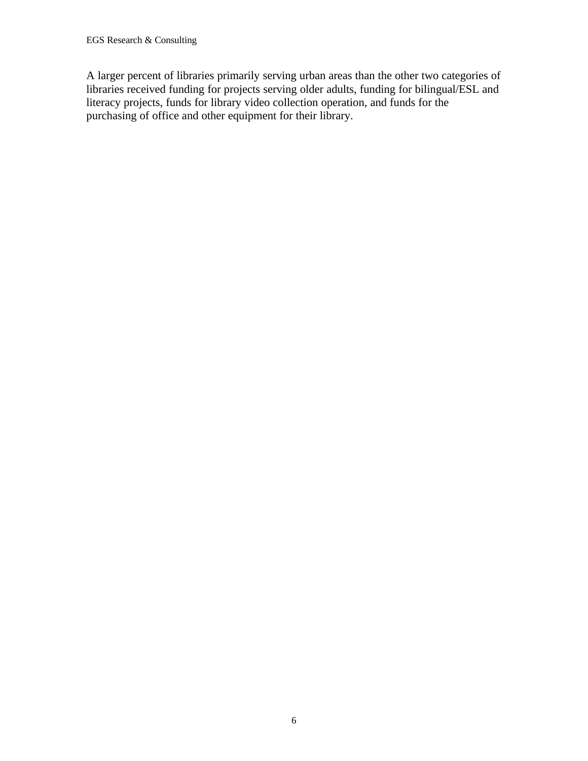A larger percent of libraries primarily serving urban areas than the other two categories of libraries received funding for projects serving older adults, funding for bilingual/ESL and literacy projects, funds for library video collection operation, and funds for the purchasing of office and other equipment for their library.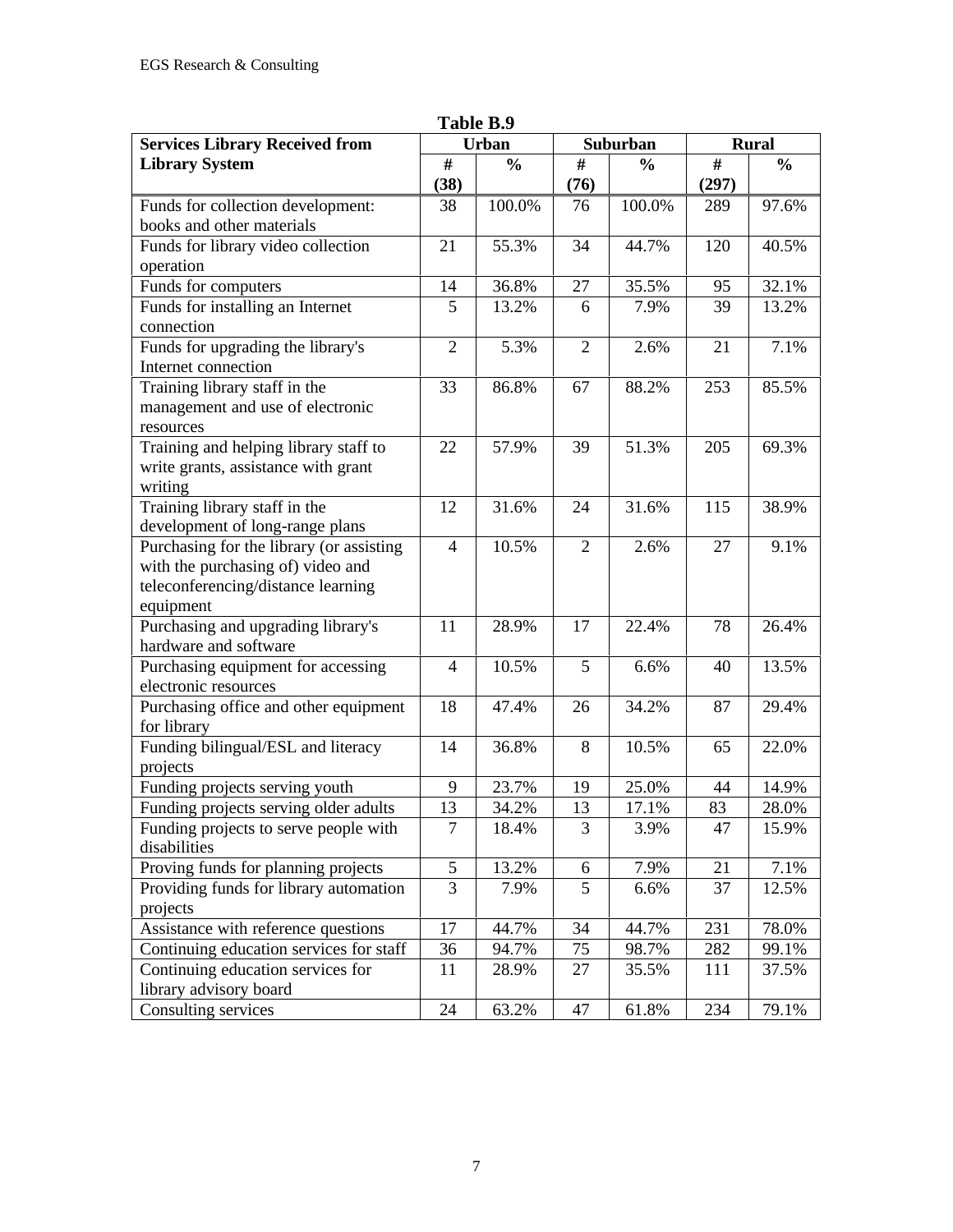**Table B.9**

| Services Library Received from Library System | Urban | | Suburban | | Rural | |
|---|---|---|---|---|---|---|
| | # (38) | % | # (76) | % | # (297) | % |
| Funds for collection development: books and other materials | 38 | 100.0% | 76 | 100.0% | 289 | 97.6% |
| Funds for library video collection operation | 21 | 55.3% | 34 | 44.7% | 120 | 40.5% |
| Funds for computers | 14 | 36.8% | 27 | 35.5% | 95 | 32.1% |
| Funds for installing an Internet connection | 5 | 13.2% | 6 | 7.9% | 39 | 13.2% |
| Funds for upgrading the library's Internet connection | 2 | 5.3% | 2 | 2.6% | 21 | 7.1% |
| Training library staff in the management and use of electronic resources | 33 | 86.8% | 67 | 88.2% | 253 | 85.5% |
| Training and helping library staff to write grants, assistance with grant writing | 22 | 57.9% | 39 | 51.3% | 205 | 69.3% |
| Training library staff in the development of long-range plans | 12 | 31.6% | 24 | 31.6% | 115 | 38.9% |
| Purchasing for the library (or assisting with the purchasing of) video and teleconferencing/distance learning equipment | 4 | 10.5% | 2 | 2.6% | 27 | 9.1% |
| Purchasing and upgrading library's hardware and software | 11 | 28.9% | 17 | 22.4% | 78 | 26.4% |
| Purchasing equipment for accessing electronic resources | 4 | 10.5% | 5 | 6.6% | 40 | 13.5% |
| Purchasing office and other equipment for library | 18 | 47.4% | 26 | 34.2% | 87 | 29.4% |
| Funding bilingual/ESL and literacy projects | 14 | 36.8% | 8 | 10.5% | 65 | 22.0% |
| Funding projects serving youth | 9 | 23.7% | 19 | 25.0% | 44 | 14.9% |
| Funding projects serving older adults | 13 | 34.2% | 13 | 17.1% | 83 | 28.0% |
| Funding projects to serve people with disabilities | 7 | 18.4% | 3 | 3.9% | 47 | 15.9% |
| Proving funds for planning projects | 5 | 13.2% | 6 | 7.9% | 21 | 7.1% |
| Providing funds for library automation projects | 3 | 7.9% | 5 | 6.6% | 37 | 12.5% |
| Assistance with reference questions | 17 | 44.7% | 34 | 44.7% | 231 | 78.0% |
| Continuing education services for staff | 36 | 94.7% | 75 | 98.7% | 282 | 99.1% |
| Continuing education services for library advisory board | 11 | 28.9% | 27 | 35.5% | 111 | 37.5% |
| Consulting services | 24 | 63.2% | 47 | 61.8% | 234 | 79.1% |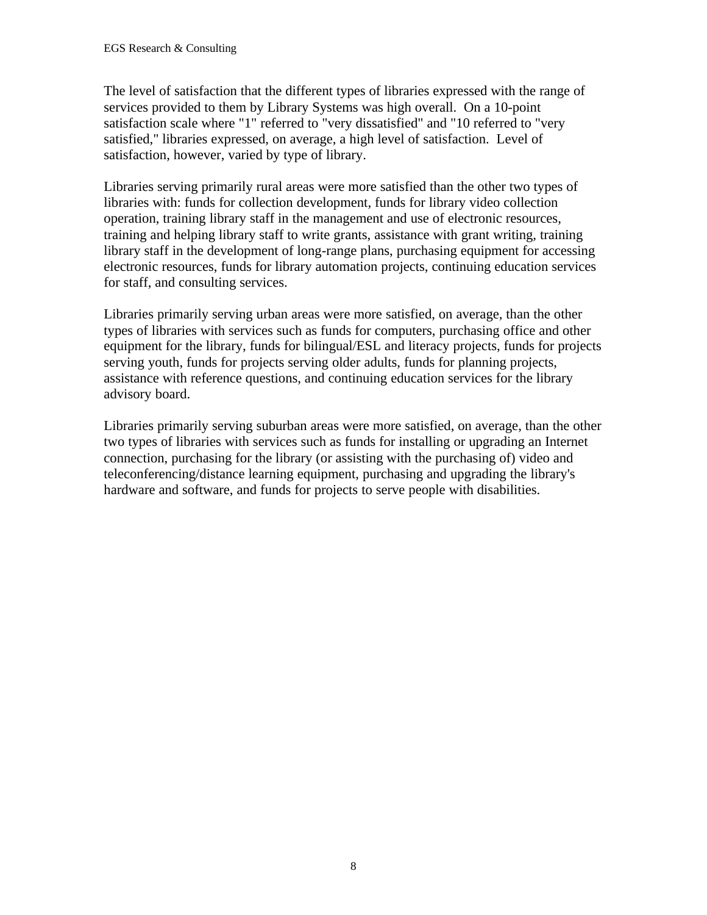The level of satisfaction that the different types of libraries expressed with the range of services provided to them by Library Systems was high overall. On a 10-point satisfaction scale where "1" referred to "very dissatisfied" and "10 referred to "very satisfied," libraries expressed, on average, a high level of satisfaction. Level of satisfaction, however, varied by type of library.

Libraries serving primarily rural areas were more satisfied than the other two types of libraries with: funds for collection development, funds for library video collection operation, training library staff in the management and use of electronic resources, training and helping library staff to write grants, assistance with grant writing, training library staff in the development of long-range plans, purchasing equipment for accessing electronic resources, funds for library automation projects, continuing education services for staff, and consulting services.

Libraries primarily serving urban areas were more satisfied, on average, than the other types of libraries with services such as funds for computers, purchasing office and other equipment for the library, funds for bilingual/ESL and literacy projects, funds for projects serving youth, funds for projects serving older adults, funds for planning projects, assistance with reference questions, and continuing education services for the library advisory board.

Libraries primarily serving suburban areas were more satisfied, on average, than the other two types of libraries with services such as funds for installing or upgrading an Internet connection, purchasing for the library (or assisting with the purchasing of) video and teleconferencing/distance learning equipment, purchasing and upgrading the library's hardware and software, and funds for projects to serve people with disabilities.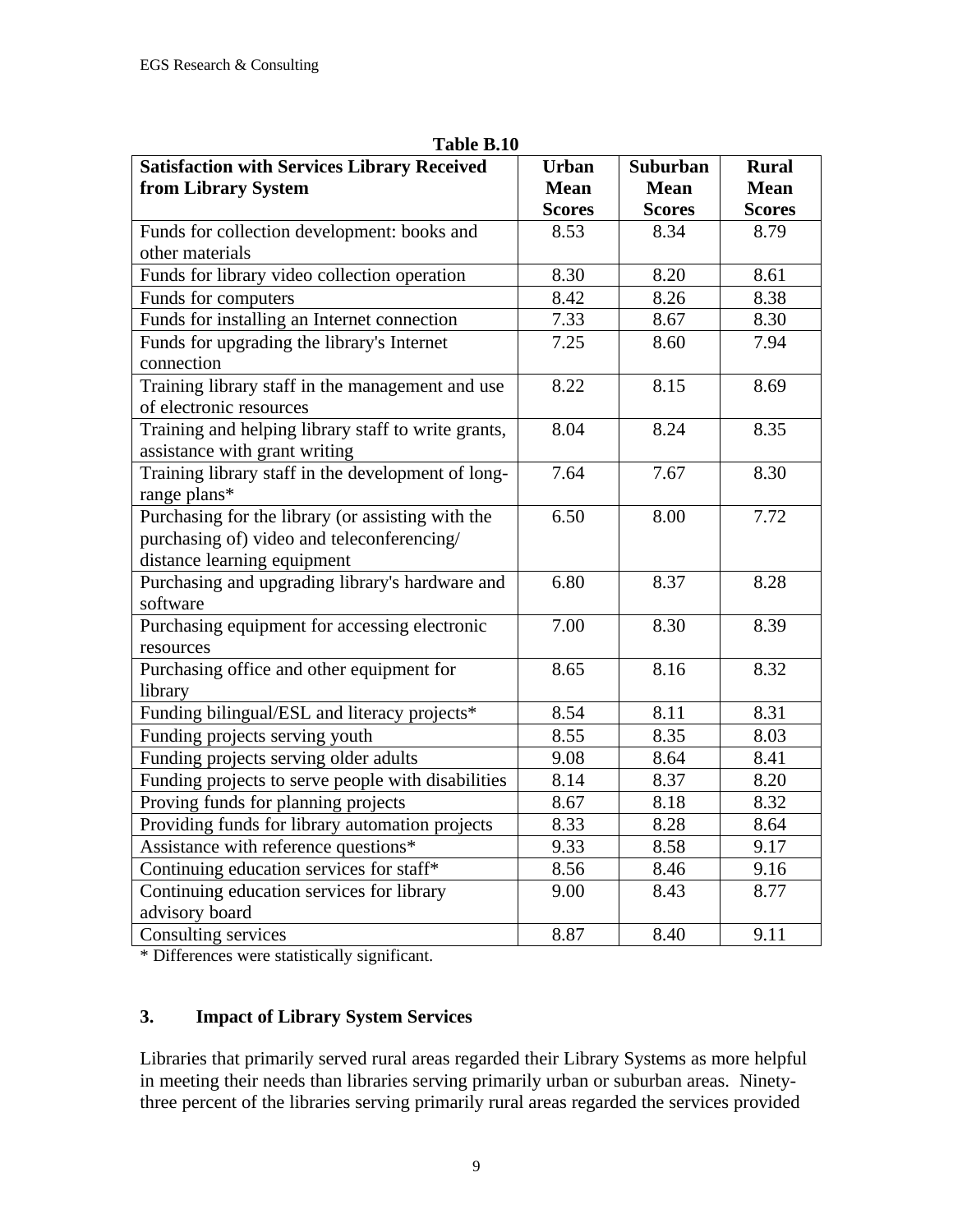**Table B.10**

| Satisfaction with Services Library Received from Library System | Urban Mean Scores | Suburban Mean Scores | Rural Mean Scores |
|---|---|---|---|
| Funds for collection development: books and other materials | 8.53 | 8.34 | 8.79 |
| Funds for library video collection operation | 8.30 | 8.20 | 8.61 |
| Funds for computers | 8.42 | 8.26 | 8.38 |
| Funds for installing an Internet connection | 7.33 | 8.67 | 8.30 |
| Funds for upgrading the library's Internet connection | 7.25 | 8.60 | 7.94 |
| Training library staff in the management and use of electronic resources | 8.22 | 8.15 | 8.69 |
| Training and helping library staff to write grants, assistance with grant writing | 8.04 | 8.24 | 8.35 |
| Training library staff in the development of long-range plans* | 7.64 | 7.67 | 8.30 |
| Purchasing for the library (or assisting with the purchasing of) video and teleconferencing/ distance learning equipment | 6.50 | 8.00 | 7.72 |
| Purchasing and upgrading library's hardware and software | 6.80 | 8.37 | 8.28 |
| Purchasing equipment for accessing electronic resources | 7.00 | 8.30 | 8.39 |
| Purchasing office and other equipment for library | 8.65 | 8.16 | 8.32 |
| Funding bilingual/ESL and literacy projects* | 8.54 | 8.11 | 8.31 |
| Funding projects serving youth | 8.55 | 8.35 | 8.03 |
| Funding projects serving older adults | 9.08 | 8.64 | 8.41 |
| Funding projects to serve people with disabilities | 8.14 | 8.37 | 8.20 |
| Proving funds for planning projects | 8.67 | 8.18 | 8.32 |
| Providing funds for library automation projects | 8.33 | 8.28 | 8.64 |
| Assistance with reference questions* | 9.33 | 8.58 | 9.17 |
| Continuing education services for staff* | 8.56 | 8.46 | 9.16 |
| Continuing education services for library advisory board | 9.00 | 8.43 | 8.77 |
| Consulting services | 8.87 | 8.40 | 9.11 |

* Differences were statistically significant.

### 3. Impact of Library System Services

Libraries that primarily served rural areas regarded their Library Systems as more helpful in meeting their needs than libraries serving primarily urban or suburban areas. Ninety-three percent of the libraries serving primarily rural areas regarded the services provided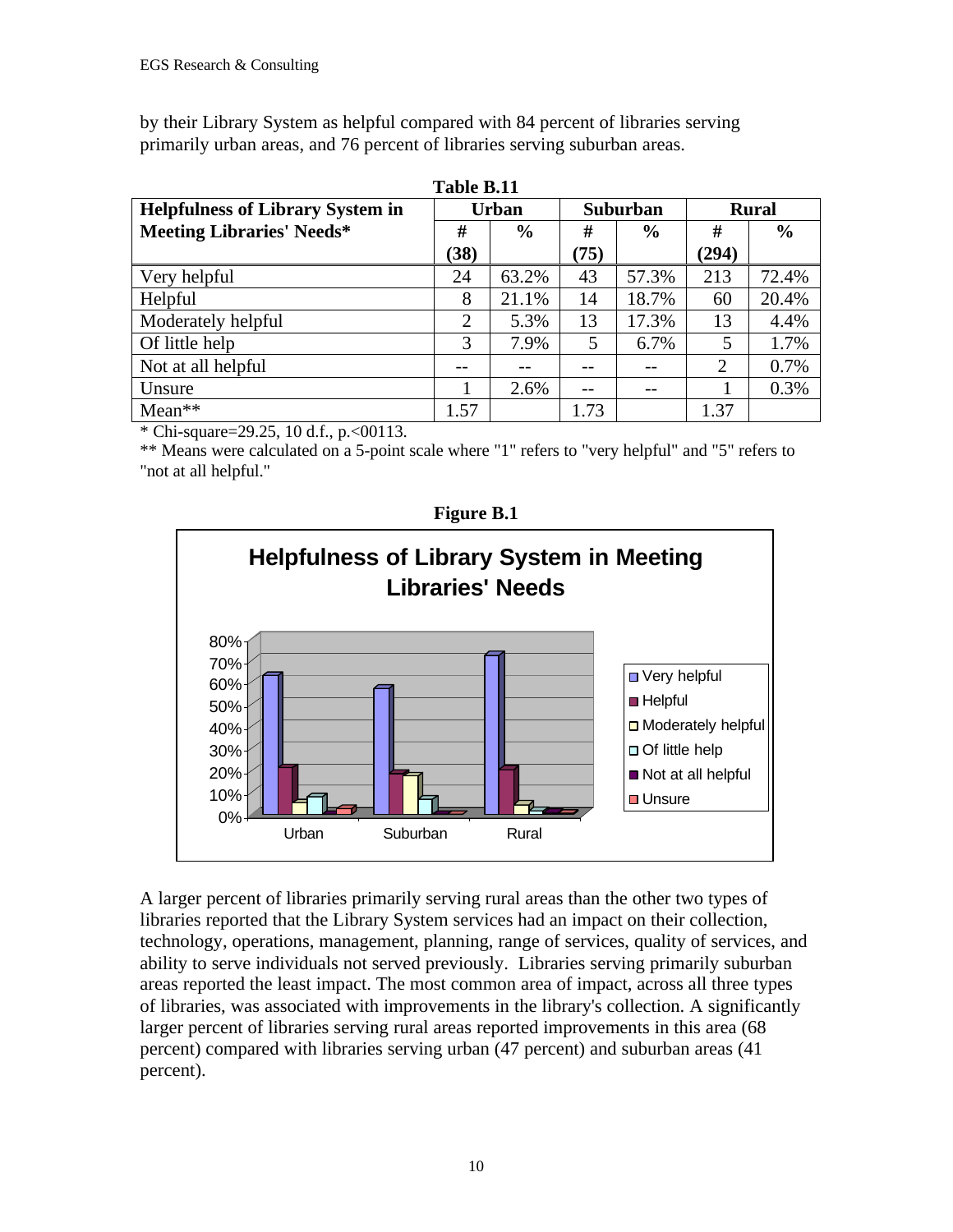by their Library System as helpful compared with 84 percent of libraries serving primarily urban areas, and 76 percent of libraries serving suburban areas.

**Table B.11**

| Helpfulness of Library System in Meeting Libraries' Needs* | Urban | | Suburban | | Rural | |
|---|---|---|---|---|---|---|
| | # (38) | % | # (75) | % | # (294) | % |
| Very helpful | 24 | 63.2% | 43 | 57.3% | 213 | 72.4% |
| Helpful | 8 | 21.1% | 14 | 18.7% | 60 | 20.4% |
| Moderately helpful | 2 | 5.3% | 13 | 17.3% | 13 | 4.4% |
| Of little help | 3 | 7.9% | 5 | 6.7% | 5 | 1.7% |
| Not at all helpful | -- | -- | -- | -- | 2 | 0.7% |
| Unsure | 1 | 2.6% | -- | -- | 1 | 0.3% |
| Mean** | 1.57 | | 1.73 | | 1.37 | |

\* Chi-square=29.25, 10 d.f., p.<00113.

\*\* Means were calculated on a 5-point scale where "1" refers to "very helpful" and "5" refers to "not at all helpful."

**Figure B.1**

**Helpfulness of Library System in Meeting Libraries' Needs**

A larger percent of libraries primarily serving rural areas than the other two types of libraries reported that the Library System services had an impact on their collection, technology, operations, management, planning, range of services, quality of services, and ability to serve individuals not served previously. Libraries serving primarily suburban areas reported the least impact. The most common area of impact, across all three types of libraries, was associated with improvements in the library's collection. A significantly larger percent of libraries serving rural areas reported improvements in this area (68 percent) compared with libraries serving urban (47 percent) and suburban areas (41 percent).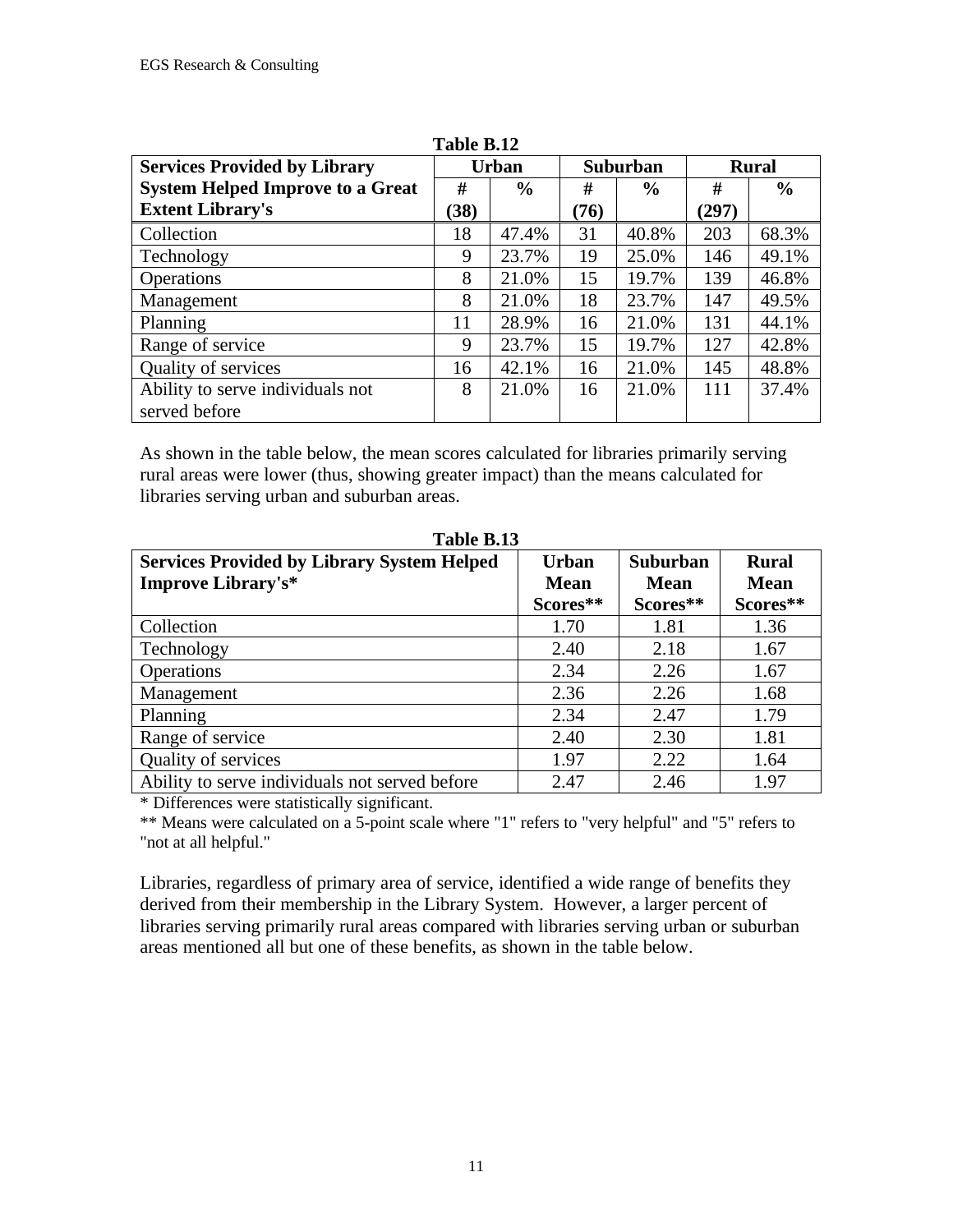**Table B.12**

| Services Provided by Library System Helped Improve to a Great Extent Library's | Urban | | Suburban | | Rural | |
|---|---|---|---|---|---|---|
| | # (38) | % | # (76) | % | # (297) | % |
| Collection | 18 | 47.4% | 31 | 40.8% | 203 | 68.3% |
| Technology | 9 | 23.7% | 19 | 25.0% | 146 | 49.1% |
| Operations | 8 | 21.0% | 15 | 19.7% | 139 | 46.8% |
| Management | 8 | 21.0% | 18 | 23.7% | 147 | 49.5% |
| Planning | 11 | 28.9% | 16 | 21.0% | 131 | 44.1% |
| Range of service | 9 | 23.7% | 15 | 19.7% | 127 | 42.8% |
| Quality of services | 16 | 42.1% | 16 | 21.0% | 145 | 48.8% |
| Ability to serve individuals not served before | 8 | 21.0% | 16 | 21.0% | 111 | 37.4% |

As shown in the table below, the mean scores calculated for libraries primarily serving rural areas were lower (thus, showing greater impact) than the means calculated for libraries serving urban and suburban areas.

**Table B.13**

| Services Provided by Library System Helped Improve Library's* | Urban Mean Scores** | Suburban Mean Scores** | Rural Mean Scores** |
|---|---|---|---|
| Collection | 1.70 | 1.81 | 1.36 |
| Technology | 2.40 | 2.18 | 1.67 |
| Operations | 2.34 | 2.26 | 1.67 |
| Management | 2.36 | 2.26 | 1.68 |
| Planning | 2.34 | 2.47 | 1.79 |
| Range of service | 2.40 | 2.30 | 1.81 |
| Quality of services | 1.97 | 2.22 | 1.64 |
| Ability to serve individuals not served before | 2.47 | 2.46 | 1.97 |

\* Differences were statistically significant.

\** Means were calculated on a 5-point scale where "1" refers to "very helpful" and "5" refers to "not at all helpful."

Libraries, regardless of primary area of service, identified a wide range of benefits they derived from their membership in the Library System. However, a larger percent of libraries serving primarily rural areas compared with libraries serving urban or suburban areas mentioned all but one of these benefits, as shown in the table below.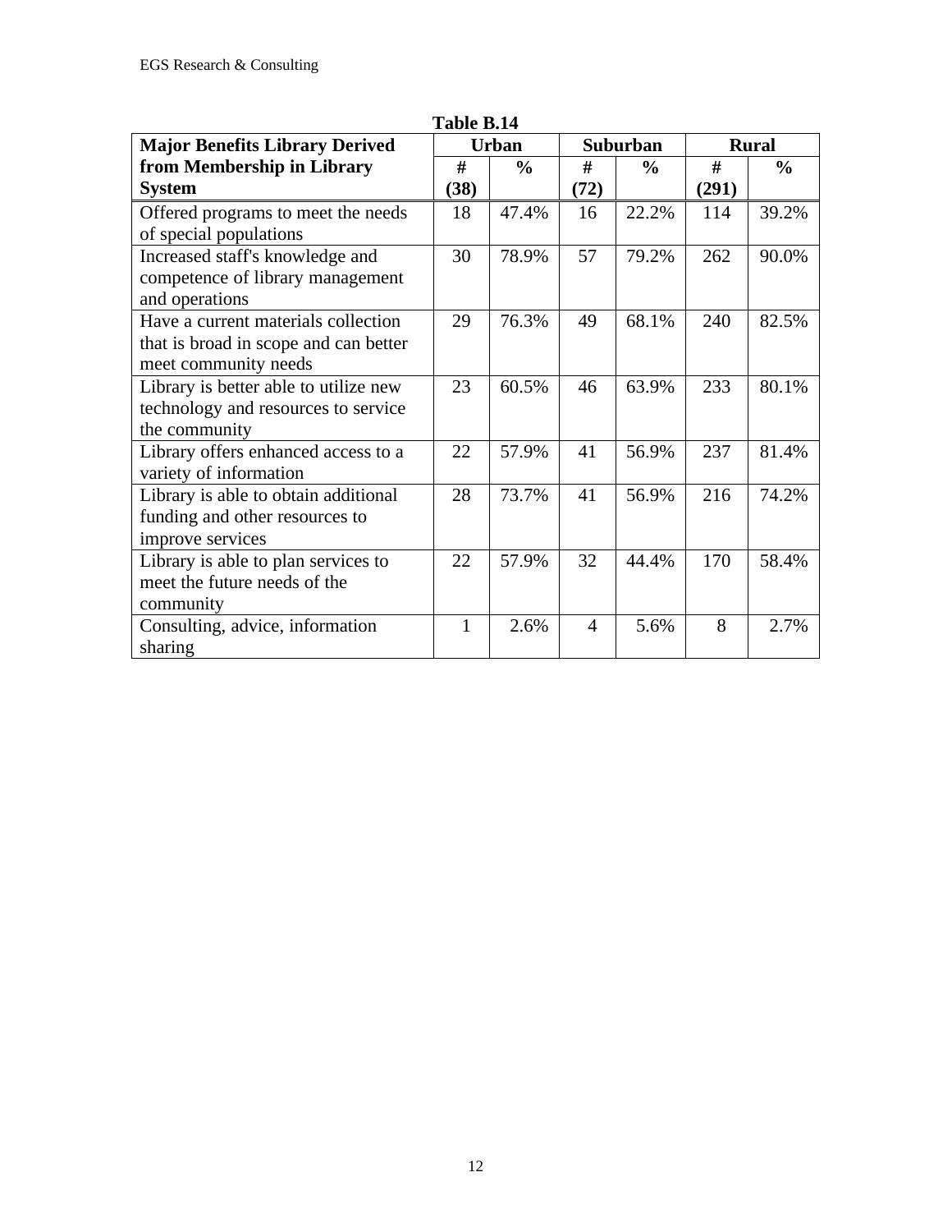**Table B.14**

| Major Benefits Library Derived from Membership in Library System | Urban | | Suburban | | Rural | |
|---|---|---|---|---|---|---|
| | # (38) | % | # (72) | % | # (291) | % |
| Offered programs to meet the needs of special populations | 18 | 47.4% | 16 | 22.2% | 114 | 39.2% |
| Increased staff's knowledge and competence of library management and operations | 30 | 78.9% | 57 | 79.2% | 262 | 90.0% |
| Have a current materials collection that is broad in scope and can better meet community needs | 29 | 76.3% | 49 | 68.1% | 240 | 82.5% |
| Library is better able to utilize new technology and resources to service the community | 23 | 60.5% | 46 | 63.9% | 233 | 80.1% |
| Library offers enhanced access to a variety of information | 22 | 57.9% | 41 | 56.9% | 237 | 81.4% |
| Library is able to obtain additional funding and other resources to improve services | 28 | 73.7% | 41 | 56.9% | 216 | 74.2% |
| Library is able to plan services to meet the future needs of the community | 22 | 57.9% | 32 | 44.4% | 170 | 58.4% |
| Consulting, advice, information sharing | 1 | 2.6% | 4 | 5.6% | 8 | 2.7% |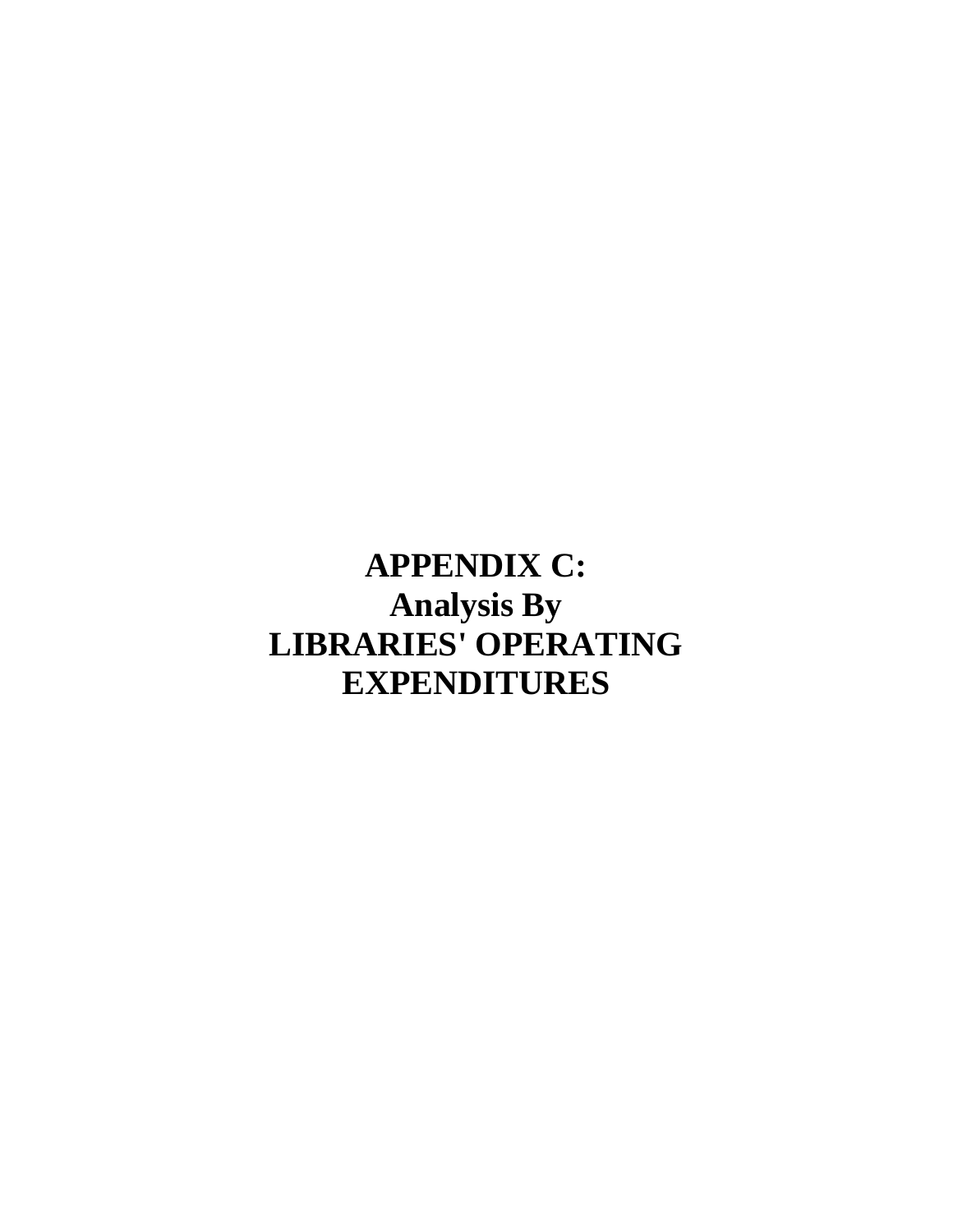# APPENDIX C:
# Analysis By
# LIBRARIES' OPERATING EXPENDITURES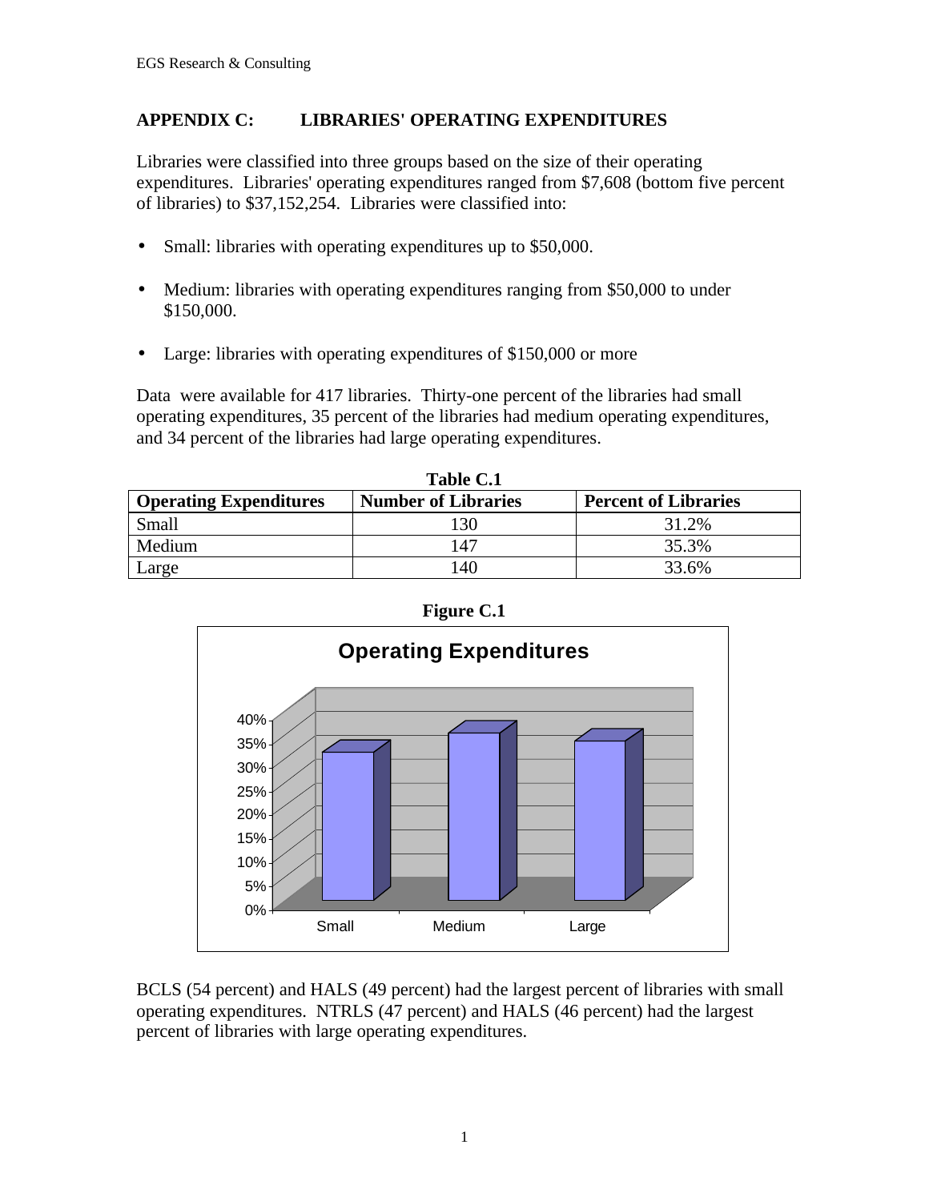## APPENDIX C: LIBRARIES' OPERATING EXPENDITURES

Libraries were classified into three groups based on the size of their operating expenditures. Libraries' operating expenditures ranged from $7,608 (bottom five percent of libraries) to $37,152,254. Libraries were classified into:

- Small: libraries with operating expenditures up to $50,000.
- Medium: libraries with operating expenditures ranging from $50,000 to under $150,000.
- Large: libraries with operating expenditures of $150,000 or more

Data were available for 417 libraries. Thirty-one percent of the libraries had small operating expenditures, 35 percent of the libraries had medium operating expenditures, and 34 percent of the libraries had large operating expenditures.

**Table C.1**

| Operating Expenditures | Number of Libraries | Percent of Libraries |
|---|---|---|
| Small | 130 | 31.2% |
| Medium | 147 | 35.3% |
| Large | 140 | 33.6% |

**Figure C.1**

Operating Expenditures

BCLS (54 percent) and HALS (49 percent) had the largest percent of libraries with small operating expenditures. NTRLS (47 percent) and HALS (46 percent) had the largest percent of libraries with large operating expenditures.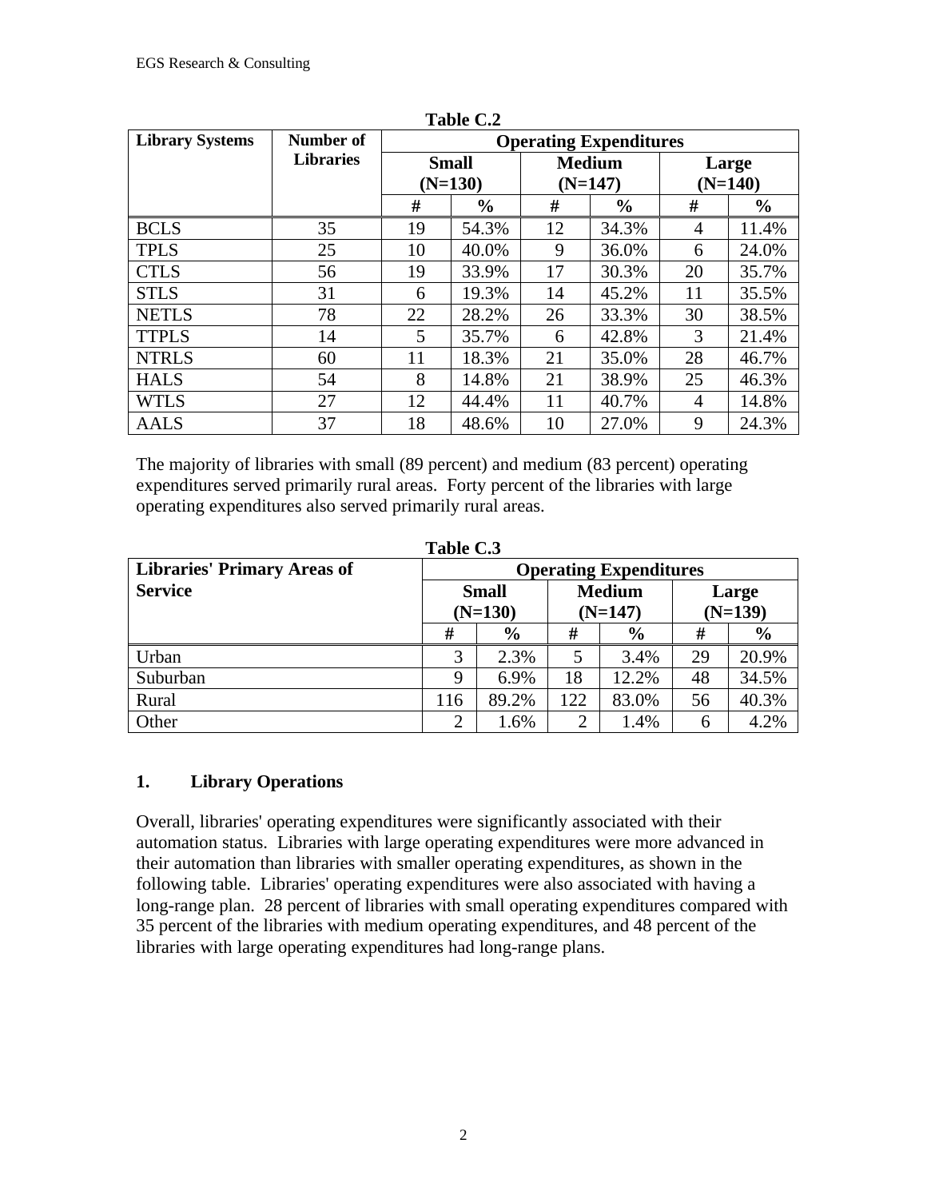**Table C.2**

| Library Systems | Number of Libraries | Operating Expenditures | | | | | |
|---|---|---|---|---|---|---|---|
| | | Small (N=130) | | Medium (N=147) | | Large (N=140) | |
| | | # | % | # | % | # | % |
| BCLS | 35 | 19 | 54.3% | 12 | 34.3% | 4 | 11.4% |
| TPLS | 25 | 10 | 40.0% | 9 | 36.0% | 6 | 24.0% |
| CTLS | 56 | 19 | 33.9% | 17 | 30.3% | 20 | 35.7% |
| STLS | 31 | 6 | 19.3% | 14 | 45.2% | 11 | 35.5% |
| NETLS | 78 | 22 | 28.2% | 26 | 33.3% | 30 | 38.5% |
| TTPLS | 14 | 5 | 35.7% | 6 | 42.8% | 3 | 21.4% |
| NTRLS | 60 | 11 | 18.3% | 21 | 35.0% | 28 | 46.7% |
| HALS | 54 | 8 | 14.8% | 21 | 38.9% | 25 | 46.3% |
| WTLS | 27 | 12 | 44.4% | 11 | 40.7% | 4 | 14.8% |
| AALS | 37 | 18 | 48.6% | 10 | 27.0% | 9 | 24.3% |

The majority of libraries with small (89 percent) and medium (83 percent) operating expenditures served primarily rural areas. Forty percent of the libraries with large operating expenditures also served primarily rural areas.

**Table C.3**

| Libraries' Primary Areas of Service | Operating Expenditures | | | | | |
|---|---|---|---|---|---|---|
| | Small (N=130) | | Medium (N=147) | | Large (N=139) | |
| | # | % | # | % | # | % |
| Urban | 3 | 2.3% | 5 | 3.4% | 29 | 20.9% |
| Suburban | 9 | 6.9% | 18 | 12.2% | 48 | 34.5% |
| Rural | 116 | 89.2% | 122 | 83.0% | 56 | 40.3% |
| Other | 2 | 1.6% | 2 | 1.4% | 6 | 4.2% |

### 1. Library Operations

Overall, libraries' operating expenditures were significantly associated with their automation status. Libraries with large operating expenditures were more advanced in their automation than libraries with smaller operating expenditures, as shown in the following table. Libraries' operating expenditures were also associated with having a long-range plan. 28 percent of libraries with small operating expenditures compared with 35 percent of the libraries with medium operating expenditures, and 48 percent of the libraries with large operating expenditures had long-range plans.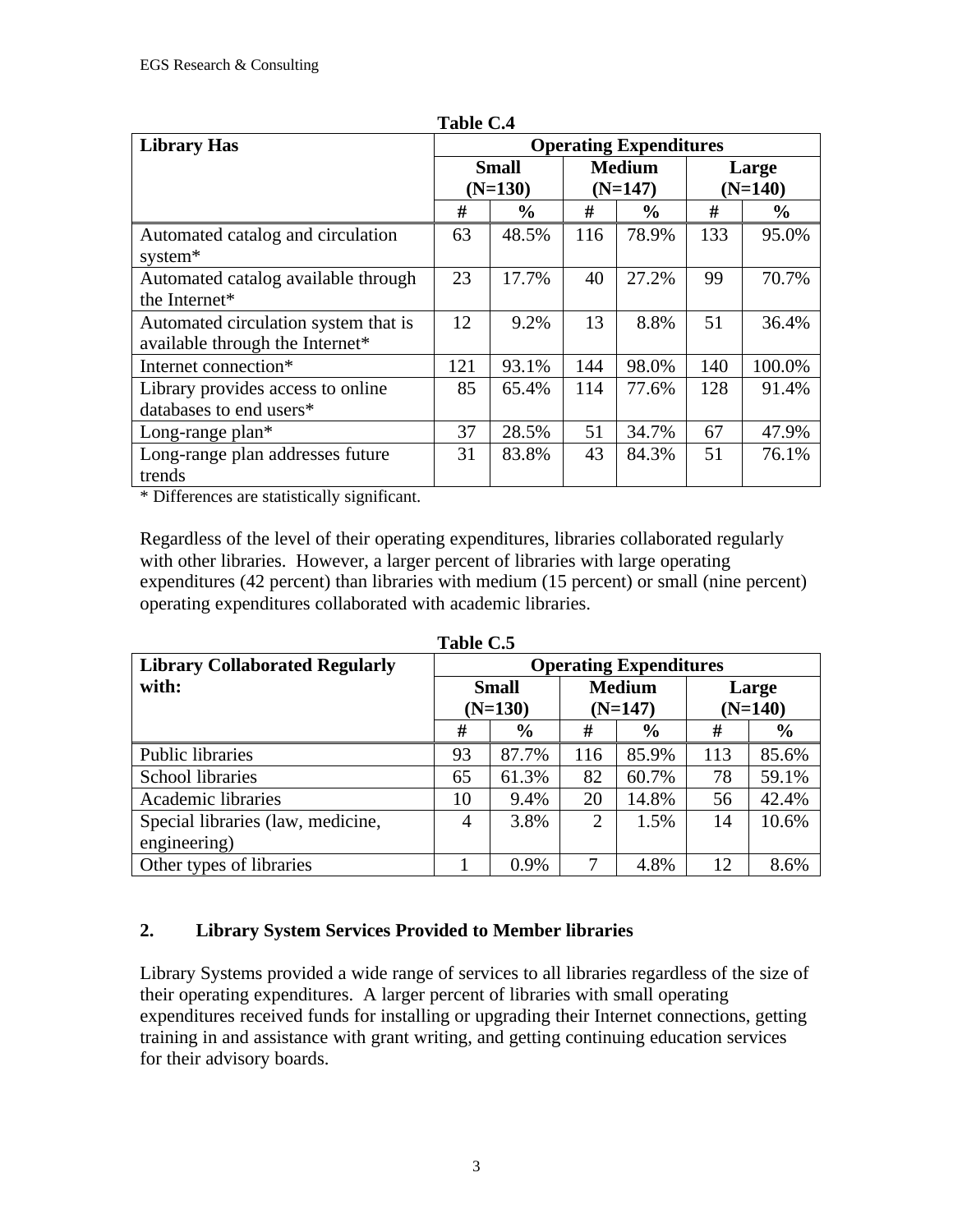**Table C.4**

| Library Has | Operating Expenditures | | | | | |
|---|---|---|---|---|---|---|
| | Small (N=130) | | Medium (N=147) | | Large (N=140) | |
| | # | % | # | % | # | % |
| Automated catalog and circulation system* | 63 | 48.5% | 116 | 78.9% | 133 | 95.0% |
| Automated catalog available through the Internet* | 23 | 17.7% | 40 | 27.2% | 99 | 70.7% |
| Automated circulation system that is available through the Internet* | 12 | 9.2% | 13 | 8.8% | 51 | 36.4% |
| Internet connection* | 121 | 93.1% | 144 | 98.0% | 140 | 100.0% |
| Library provides access to online databases to end users* | 85 | 65.4% | 114 | 77.6% | 128 | 91.4% |
| Long-range plan* | 37 | 28.5% | 51 | 34.7% | 67 | 47.9% |
| Long-range plan addresses future trends | 31 | 83.8% | 43 | 84.3% | 51 | 76.1% |

* Differences are statistically significant.

Regardless of the level of their operating expenditures, libraries collaborated regularly with other libraries. However, a larger percent of libraries with large operating expenditures (42 percent) than libraries with medium (15 percent) or small (nine percent) operating expenditures collaborated with academic libraries.

**Table C.5**

| Library Collaborated Regularly with: | Operating Expenditures | | | | | |
|---|---|---|---|---|---|---|
| | Small (N=130) | | Medium (N=147) | | Large (N=140) | |
| | # | % | # | % | # | % |
| Public libraries | 93 | 87.7% | 116 | 85.9% | 113 | 85.6% |
| School libraries | 65 | 61.3% | 82 | 60.7% | 78 | 59.1% |
| Academic libraries | 10 | 9.4% | 20 | 14.8% | 56 | 42.4% |
| Special libraries (law, medicine, engineering) | 4 | 3.8% | 2 | 1.5% | 14 | 10.6% |
| Other types of libraries | 1 | 0.9% | 7 | 4.8% | 12 | 8.6% |

## 2. Library System Services Provided to Member libraries

Library Systems provided a wide range of services to all libraries regardless of the size of their operating expenditures. A larger percent of libraries with small operating expenditures received funds for installing or upgrading their Internet connections, getting training in and assistance with grant writing, and getting continuing education services for their advisory boards.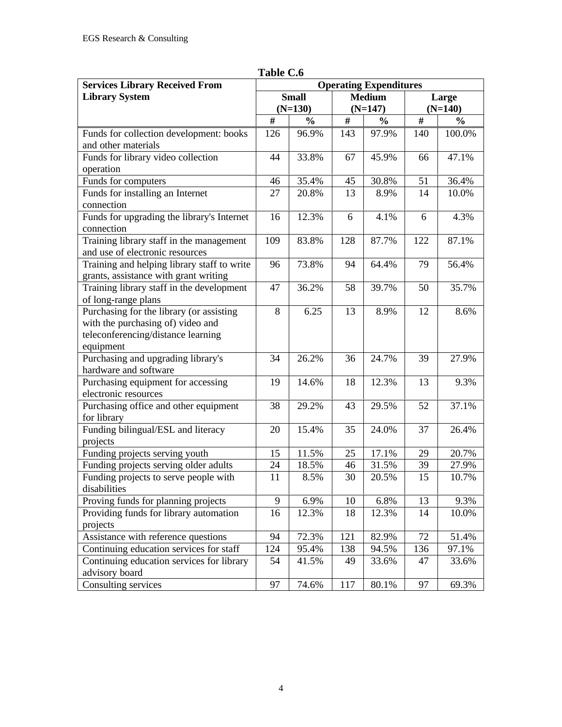**Table C.6**

| Services Library Received From Library System | Operating Expenditures | | | | | |
|---|---|---|---|---|---|---|
| | Small (N=130) | | Medium (N=147) | | Large (N=140) | |
| | # | % | # | % | # | % |
| Funds for collection development: books and other materials | 126 | 96.9% | 143 | 97.9% | 140 | 100.0% |
| Funds for library video collection operation | 44 | 33.8% | 67 | 45.9% | 66 | 47.1% |
| Funds for computers | 46 | 35.4% | 45 | 30.8% | 51 | 36.4% |
| Funds for installing an Internet connection | 27 | 20.8% | 13 | 8.9% | 14 | 10.0% |
| Funds for upgrading the library's Internet connection | 16 | 12.3% | 6 | 4.1% | 6 | 4.3% |
| Training library staff in the management and use of electronic resources | 109 | 83.8% | 128 | 87.7% | 122 | 87.1% |
| Training and helping library staff to write grants, assistance with grant writing | 96 | 73.8% | 94 | 64.4% | 79 | 56.4% |
| Training library staff in the development of long-range plans | 47 | 36.2% | 58 | 39.7% | 50 | 35.7% |
| Purchasing for the library (or assisting with the purchasing of) video and teleconferencing/distance learning equipment | 8 | 6.25 | 13 | 8.9% | 12 | 8.6% |
| Purchasing and upgrading library's hardware and software | 34 | 26.2% | 36 | 24.7% | 39 | 27.9% |
| Purchasing equipment for accessing electronic resources | 19 | 14.6% | 18 | 12.3% | 13 | 9.3% |
| Purchasing office and other equipment for library | 38 | 29.2% | 43 | 29.5% | 52 | 37.1% |
| Funding bilingual/ESL and literacy projects | 20 | 15.4% | 35 | 24.0% | 37 | 26.4% |
| Funding projects serving youth | 15 | 11.5% | 25 | 17.1% | 29 | 20.7% |
| Funding projects serving older adults | 24 | 18.5% | 46 | 31.5% | 39 | 27.9% |
| Funding projects to serve people with disabilities | 11 | 8.5% | 30 | 20.5% | 15 | 10.7% |
| Proving funds for planning projects | 9 | 6.9% | 10 | 6.8% | 13 | 9.3% |
| Providing funds for library automation projects | 16 | 12.3% | 18 | 12.3% | 14 | 10.0% |
| Assistance with reference questions | 94 | 72.3% | 121 | 82.9% | 72 | 51.4% |
| Continuing education services for staff | 124 | 95.4% | 138 | 94.5% | 136 | 97.1% |
| Continuing education services for library advisory board | 54 | 41.5% | 49 | 33.6% | 47 | 33.6% |
| Consulting services | 97 | 74.6% | 117 | 80.1% | 97 | 69.3% |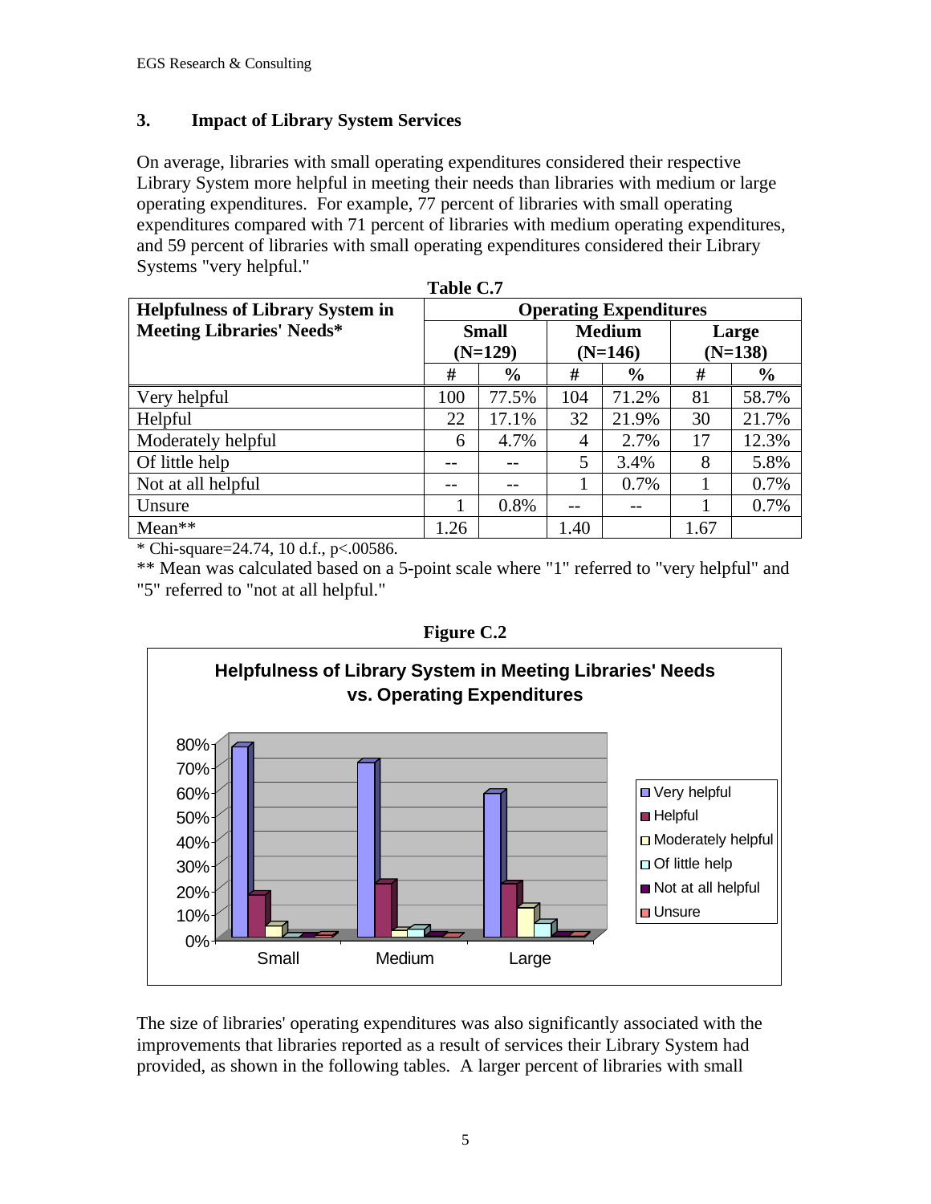## 3. Impact of Library System Services

On average, libraries with small operating expenditures considered their respective Library System more helpful in meeting their needs than libraries with medium or large operating expenditures. For example, 77 percent of libraries with small operating expenditures compared with 71 percent of libraries with medium operating expenditures, and 59 percent of libraries with small operating expenditures considered their Library Systems "very helpful."

**Table C.7**

| Helpfulness of Library System in Meeting Libraries' Needs* | Operating Expenditures | | | | | |
|---|---|---|---|---|---|---|
| | Small (N=129) | | Medium (N=146) | | Large (N=138) | |
| | # | % | # | % | # | % |
| Very helpful | 100 | 77.5% | 104 | 71.2% | 81 | 58.7% |
| Helpful | 22 | 17.1% | 32 | 21.9% | 30 | 21.7% |
| Moderately helpful | 6 | 4.7% | 4 | 2.7% | 17 | 12.3% |
| Of little help | -- | -- | 5 | 3.4% | 8 | 5.8% |
| Not at all helpful | -- | -- | 1 | 0.7% | 1 | 0.7% |
| Unsure | 1 | 0.8% | -- | -- | 1 | 0.7% |
| Mean** | 1.26 | | 1.40 | | 1.67 | |

* Chi-square=24.74, 10 d.f., p<.00586.

** Mean was calculated based on a 5-point scale where "1" referred to "very helpful" and "5" referred to "not at all helpful."

**Figure C.2**

Helpfulness of Library System in Meeting Libraries' Needs vs. Operating Expenditures

The size of libraries' operating expenditures was also significantly associated with the improvements that libraries reported as a result of services their Library System had provided, as shown in the following tables. A larger percent of libraries with small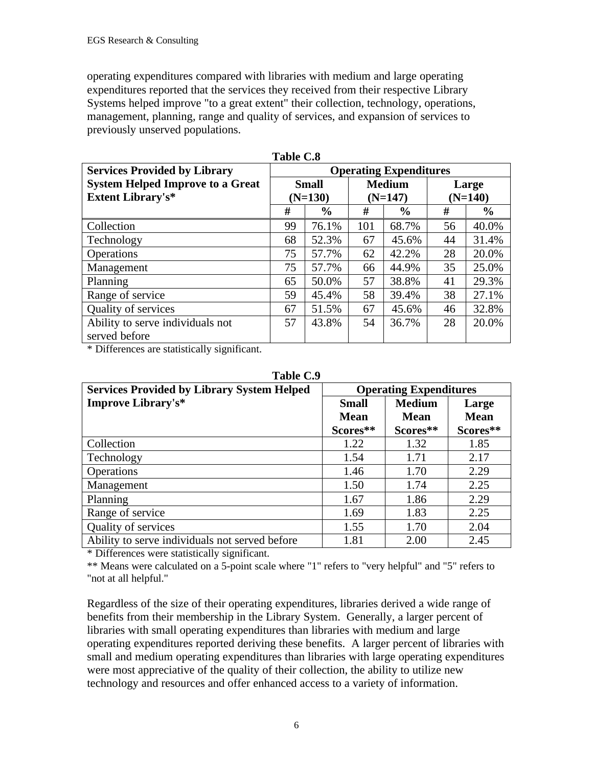operating expenditures compared with libraries with medium and large operating expenditures reported that the services they received from their respective Library Systems helped improve "to a great extent" their collection, technology, operations, management, planning, range and quality of services, and expansion of services to previously unserved populations.

**Table C.8**

| Services Provided by Library System Helped Improve to a Great Extent Library's* | Operating Expenditures | | | | | |
|---|---|---|---|---|---|---|
| | Small (N=130) | | Medium (N=147) | | Large (N=140) | |
| | # | % | # | % | # | % |
| Collection | 99 | 76.1% | 101 | 68.7% | 56 | 40.0% |
| Technology | 68 | 52.3% | 67 | 45.6% | 44 | 31.4% |
| Operations | 75 | 57.7% | 62 | 42.2% | 28 | 20.0% |
| Management | 75 | 57.7% | 66 | 44.9% | 35 | 25.0% |
| Planning | 65 | 50.0% | 57 | 38.8% | 41 | 29.3% |
| Range of service | 59 | 45.4% | 58 | 39.4% | 38 | 27.1% |
| Quality of services | 67 | 51.5% | 67 | 45.6% | 46 | 32.8% |
| Ability to serve individuals not served before | 57 | 43.8% | 54 | 36.7% | 28 | 20.0% |

* Differences are statistically significant.

**Table C.9**

| Services Provided by Library System Helped Improve Library's* | Operating Expenditures | | |
|---|---|---|---|
| | Small Mean Scores** | Medium Mean Scores** | Large Mean Scores** |
| Collection | 1.22 | 1.32 | 1.85 |
| Technology | 1.54 | 1.71 | 2.17 |
| Operations | 1.46 | 1.70 | 2.29 |
| Management | 1.50 | 1.74 | 2.25 |
| Planning | 1.67 | 1.86 | 2.29 |
| Range of service | 1.69 | 1.83 | 2.25 |
| Quality of services | 1.55 | 1.70 | 2.04 |
| Ability to serve individuals not served before | 1.81 | 2.00 | 2.45 |

* Differences were statistically significant.

** Means were calculated on a 5-point scale where "1" refers to "very helpful" and "5" refers to "not at all helpful."

Regardless of the size of their operating expenditures, libraries derived a wide range of benefits from their membership in the Library System. Generally, a larger percent of libraries with small operating expenditures than libraries with medium and large operating expenditures reported deriving these benefits. A larger percent of libraries with small and medium operating expenditures than libraries with large operating expenditures were most appreciative of the quality of their collection, the ability to utilize new technology and resources and offer enhanced access to a variety of information.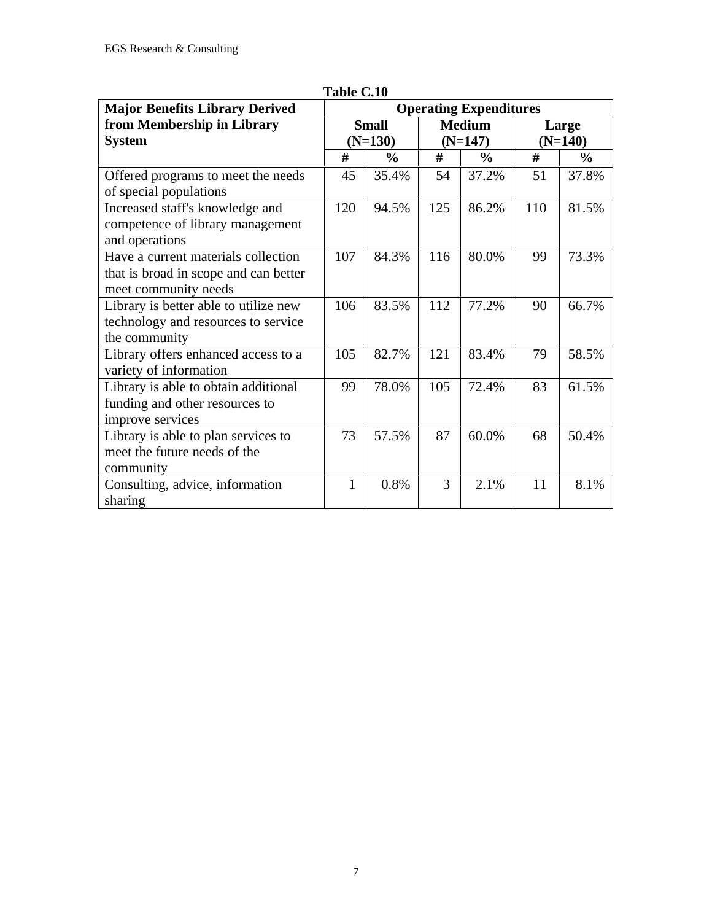**Table C.10**

| Major Benefits Library Derived from Membership in Library System | Operating Expenditures | | | | | |
|---|---|---|---|---|---|---|
| | Small (N=130) | | Medium (N=147) | | Large (N=140) | |
| | # | % | # | % | # | % |
| Offered programs to meet the needs of special populations | 45 | 35.4% | 54 | 37.2% | 51 | 37.8% |
| Increased staff's knowledge and competence of library management and operations | 120 | 94.5% | 125 | 86.2% | 110 | 81.5% |
| Have a current materials collection that is broad in scope and can better meet community needs | 107 | 84.3% | 116 | 80.0% | 99 | 73.3% |
| Library is better able to utilize new technology and resources to service the community | 106 | 83.5% | 112 | 77.2% | 90 | 66.7% |
| Library offers enhanced access to a variety of information | 105 | 82.7% | 121 | 83.4% | 79 | 58.5% |
| Library is able to obtain additional funding and other resources to improve services | 99 | 78.0% | 105 | 72.4% | 83 | 61.5% |
| Library is able to plan services to meet the future needs of the community | 73 | 57.5% | 87 | 60.0% | 68 | 50.4% |
| Consulting, advice, information sharing | 1 | 0.8% | 3 | 2.1% | 11 | 8.1% |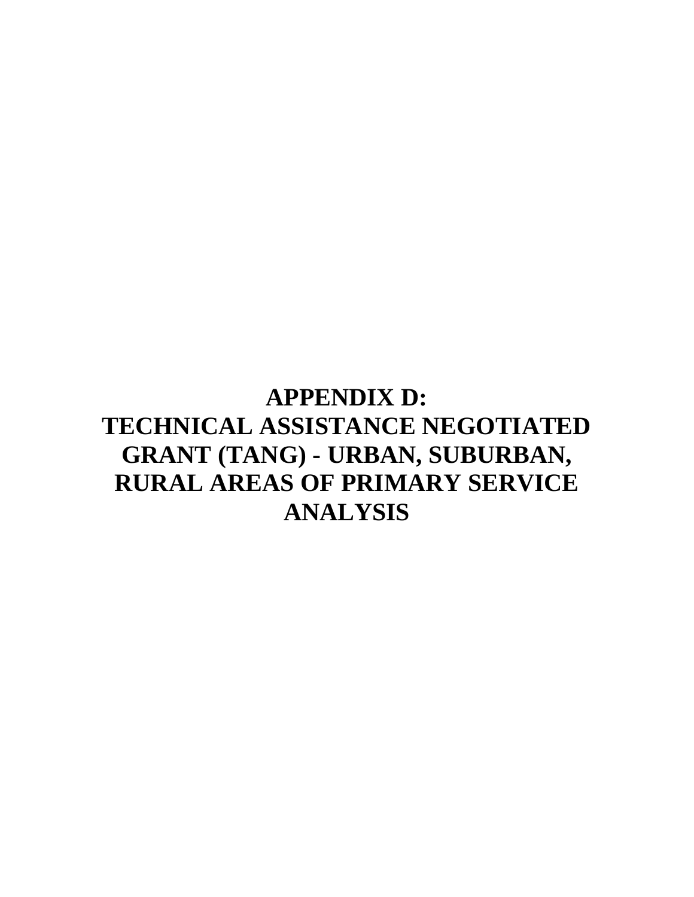# APPENDIX D: TECHNICAL ASSISTANCE NEGOTIATED GRANT (TANG) - URBAN, SUBURBAN, RURAL AREAS OF PRIMARY SERVICE ANALYSIS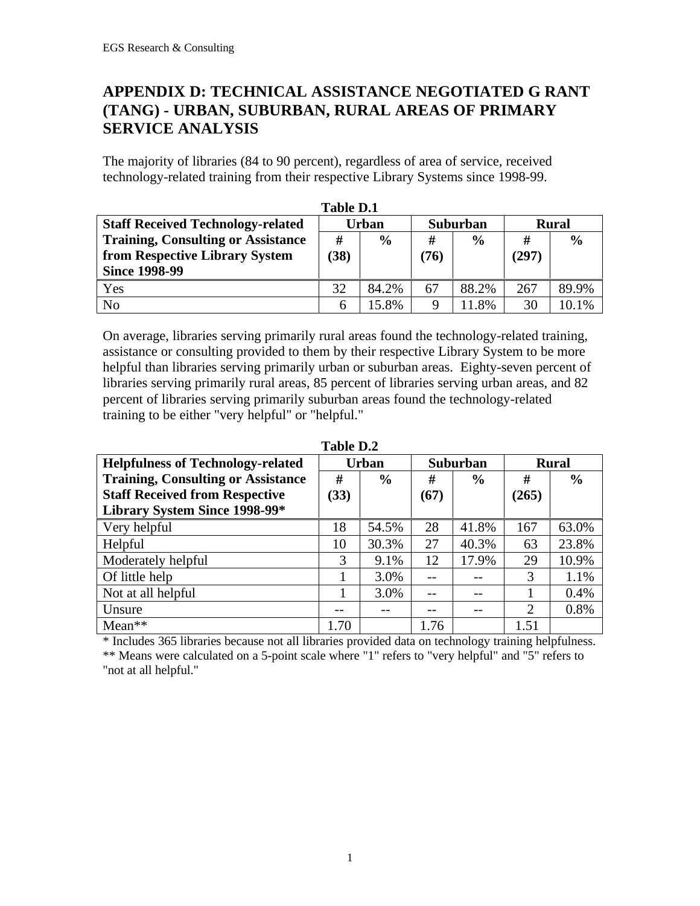## APPENDIX D: TECHNICAL ASSISTANCE NEGOTIATED G RANT (TANG) - URBAN, SUBURBAN, RURAL AREAS OF PRIMARY SERVICE ANALYSIS

The majority of libraries (84 to 90 percent), regardless of area of service, received technology-related training from their respective Library Systems since 1998-99.

**Table D.1**

| Staff Received Technology-related Training, Consulting or Assistance from Respective Library System Since 1998-99 | Urban | | Suburban | | Rural | |
|---|---|---|---|---|---|---|
| | # (38) | % | # (76) | % | # (297) | % |
| Yes | 32 | 84.2% | 67 | 88.2% | 267 | 89.9% |
| No | 6 | 15.8% | 9 | 11.8% | 30 | 10.1% |

On average, libraries serving primarily rural areas found the technology-related training, assistance or consulting provided to them by their respective Library System to be more helpful than libraries serving primarily urban or suburban areas. Eighty-seven percent of libraries serving primarily rural areas, 85 percent of libraries serving urban areas, and 82 percent of libraries serving primarily suburban areas found the technology-related training to be either "very helpful" or "helpful."

**Table D.2**

| Helpfulness of Technology-related Training, Consulting or Assistance Staff Received from Respective Library System Since 1998-99* | Urban | | Suburban | | Rural | |
|---|---|---|---|---|---|---|
| | # (33) | % | # (67) | % | # (265) | % |
| Very helpful | 18 | 54.5% | 28 | 41.8% | 167 | 63.0% |
| Helpful | 10 | 30.3% | 27 | 40.3% | 63 | 23.8% |
| Moderately helpful | 3 | 9.1% | 12 | 17.9% | 29 | 10.9% |
| Of little help | 1 | 3.0% | -- | -- | 3 | 1.1% |
| Not at all helpful | 1 | 3.0% | -- | -- | 1 | 0.4% |
| Unsure | -- | -- | -- | -- | 2 | 0.8% |
| Mean** | 1.70 | | 1.76 | | 1.51 | |

\* Includes 365 libraries because not all libraries provided data on technology training helpfulness.

** Means were calculated on a 5-point scale where "1" refers to "very helpful" and "5" refers to "not at all helpful."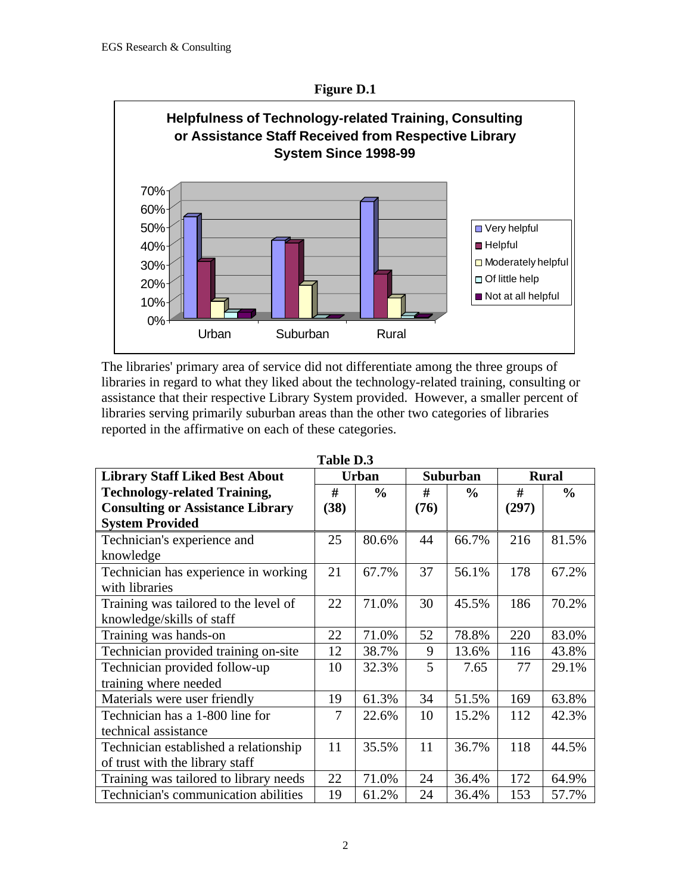**Figure D.1**

**Helpfulness of Technology-related Training, Consulting or Assistance Staff Received from Respective Library System Since 1998-99**

The libraries' primary area of service did not differentiate among the three groups of libraries in regard to what they liked about the technology-related training, consulting or assistance that their respective Library System provided. However, a smaller percent of libraries serving primarily suburban areas than the other two categories of libraries reported in the affirmative on each of these categories.

**Table D.3**

| Library Staff Liked Best About Technology-related Training, Consulting or Assistance Library System Provided | Urban | | Suburban | | Rural | |
|---|---|---|---|---|---|---|
| | # (38) | % | # (76) | % | # (297) | % |
| Technician's experience and knowledge | 25 | 80.6% | 44 | 66.7% | 216 | 81.5% |
| Technician has experience in working with libraries | 21 | 67.7% | 37 | 56.1% | 178 | 67.2% |
| Training was tailored to the level of knowledge/skills of staff | 22 | 71.0% | 30 | 45.5% | 186 | 70.2% |
| Training was hands-on | 22 | 71.0% | 52 | 78.8% | 220 | 83.0% |
| Technician provided training on-site | 12 | 38.7% | 9 | 13.6% | 116 | 43.8% |
| Technician provided follow-up training where needed | 10 | 32.3% | 5 | 7.65 | 77 | 29.1% |
| Materials were user friendly | 19 | 61.3% | 34 | 51.5% | 169 | 63.8% |
| Technician has a 1-800 line for technical assistance | 7 | 22.6% | 10 | 15.2% | 112 | 42.3% |
| Technician established a relationship of trust with the library staff | 11 | 35.5% | 11 | 36.7% | 118 | 44.5% |
| Training was tailored to library needs | 22 | 71.0% | 24 | 36.4% | 172 | 64.9% |
| Technician's communication abilities | 19 | 61.2% | 24 | 36.4% | 153 | 57.7% |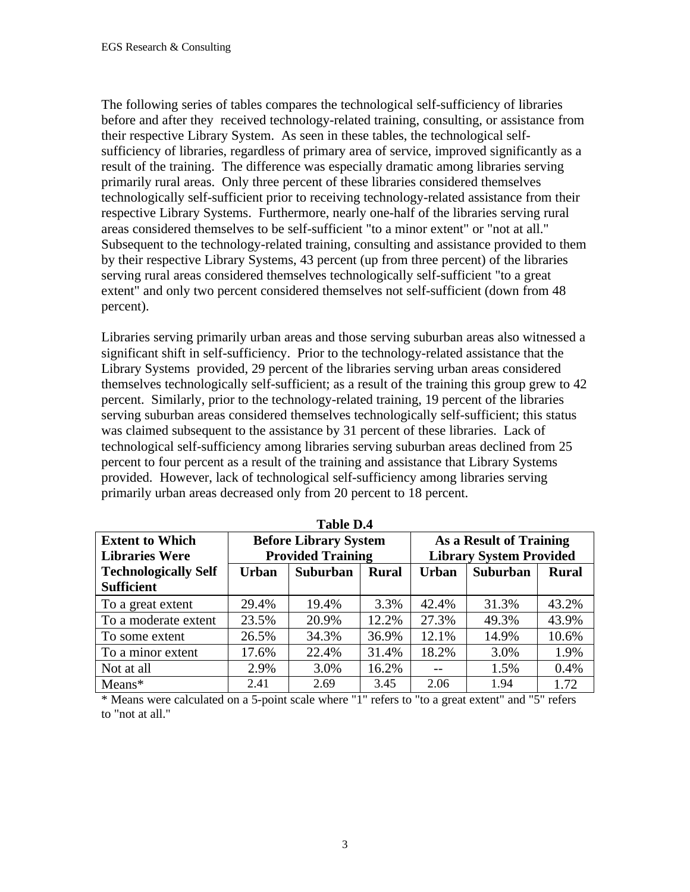The following series of tables compares the technological self-sufficiency of libraries before and after they received technology-related training, consulting, or assistance from their respective Library System. As seen in these tables, the technological self-sufficiency of libraries, regardless of primary area of service, improved significantly as a result of the training. The difference was especially dramatic among libraries serving primarily rural areas. Only three percent of these libraries considered themselves technologically self-sufficient prior to receiving technology-related assistance from their respective Library Systems. Furthermore, nearly one-half of the libraries serving rural areas considered themselves to be self-sufficient "to a minor extent" or "not at all." Subsequent to the technology-related training, consulting and assistance provided to them by their respective Library Systems, 43 percent (up from three percent) of the libraries serving rural areas considered themselves technologically self-sufficient "to a great extent" and only two percent considered themselves not self-sufficient (down from 48 percent).

Libraries serving primarily urban areas and those serving suburban areas also witnessed a significant shift in self-sufficiency. Prior to the technology-related assistance that the Library Systems provided, 29 percent of the libraries serving urban areas considered themselves technologically self-sufficient; as a result of the training this group grew to 42 percent. Similarly, prior to the technology-related training, 19 percent of the libraries serving suburban areas considered themselves technologically self-sufficient; this status was claimed subsequent to the assistance by 31 percent of these libraries. Lack of technological self-sufficiency among libraries serving suburban areas declined from 25 percent to four percent as a result of the training and assistance that Library Systems provided. However, lack of technological self-sufficiency among libraries serving primarily urban areas decreased only from 20 percent to 18 percent.

**Table D.4**

| Extent to Which Libraries Were Technologically Self Sufficient | Before Library System Provided Training | | | As a Result of Training Library System Provided | | |
|---|---|---|---|---|---|---|
| | Urban | Suburban | Rural | Urban | Suburban | Rural |
| To a great extent | 29.4% | 19.4% | 3.3% | 42.4% | 31.3% | 43.2% |
| To a moderate extent | 23.5% | 20.9% | 12.2% | 27.3% | 49.3% | 43.9% |
| To some extent | 26.5% | 34.3% | 36.9% | 12.1% | 14.9% | 10.6% |
| To a minor extent | 17.6% | 22.4% | 31.4% | 18.2% | 3.0% | 1.9% |
| Not at all | 2.9% | 3.0% | 16.2% | -- | 1.5% | 0.4% |
| Means* | 2.41 | 2.69 | 3.45 | 2.06 | 1.94 | 1.72 |

* Means were calculated on a 5-point scale where "1" refers to "to a great extent" and "5" refers to "not at all."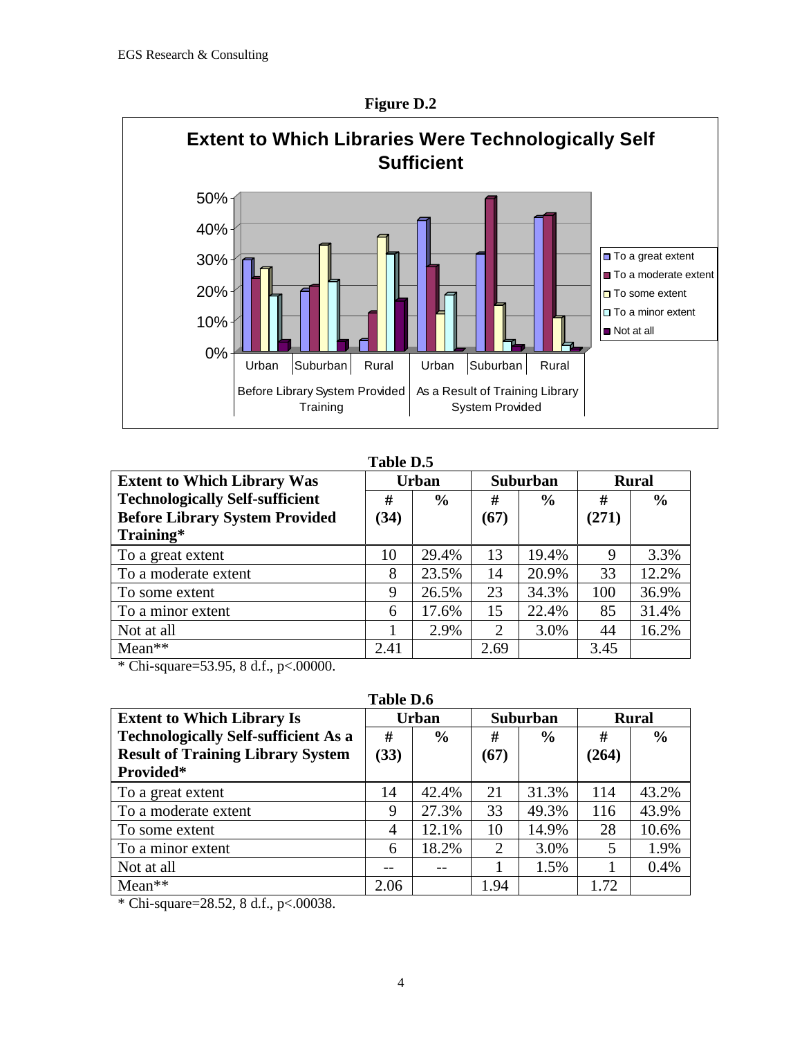**Figure D.2**

**Extent to Which Libraries Were Technologically Self Sufficient**

**Table D.5**

| Extent to Which Library Was Technologically Self-sufficient Before Library System Provided Training* | Urban | | Suburban | | Rural | |
|---|---|---|---|---|---|---|
| | # (34) | % | # (67) | % | # (271) | % |
| To a great extent | 10 | 29.4% | 13 | 19.4% | 9 | 3.3% |
| To a moderate extent | 8 | 23.5% | 14 | 20.9% | 33 | 12.2% |
| To some extent | 9 | 26.5% | 23 | 34.3% | 100 | 36.9% |
| To a minor extent | 6 | 17.6% | 15 | 22.4% | 85 | 31.4% |
| Not at all | 1 | 2.9% | 2 | 3.0% | 44 | 16.2% |
| Mean** | 2.41 | | 2.69 | | 3.45 | |

* Chi-square=53.95, 8 d.f., p<.00000.

**Table D.6**

| Extent to Which Library Is Technologically Self-sufficient As a Result of Training Library System Provided* | Urban | | Suburban | | Rural | |
|---|---|---|---|---|---|---|
| | # (33) | % | # (67) | % | # (264) | % |
| To a great extent | 14 | 42.4% | 21 | 31.3% | 114 | 43.2% |
| To a moderate extent | 9 | 27.3% | 33 | 49.3% | 116 | 43.9% |
| To some extent | 4 | 12.1% | 10 | 14.9% | 28 | 10.6% |
| To a minor extent | 6 | 18.2% | 2 | 3.0% | 5 | 1.9% |
| Not at all | -- | -- | 1 | 1.5% | 1 | 0.4% |
| Mean** | 2.06 | | 1.94 | | 1.72 | |

* Chi-square=28.52, 8 d.f., p<.00038.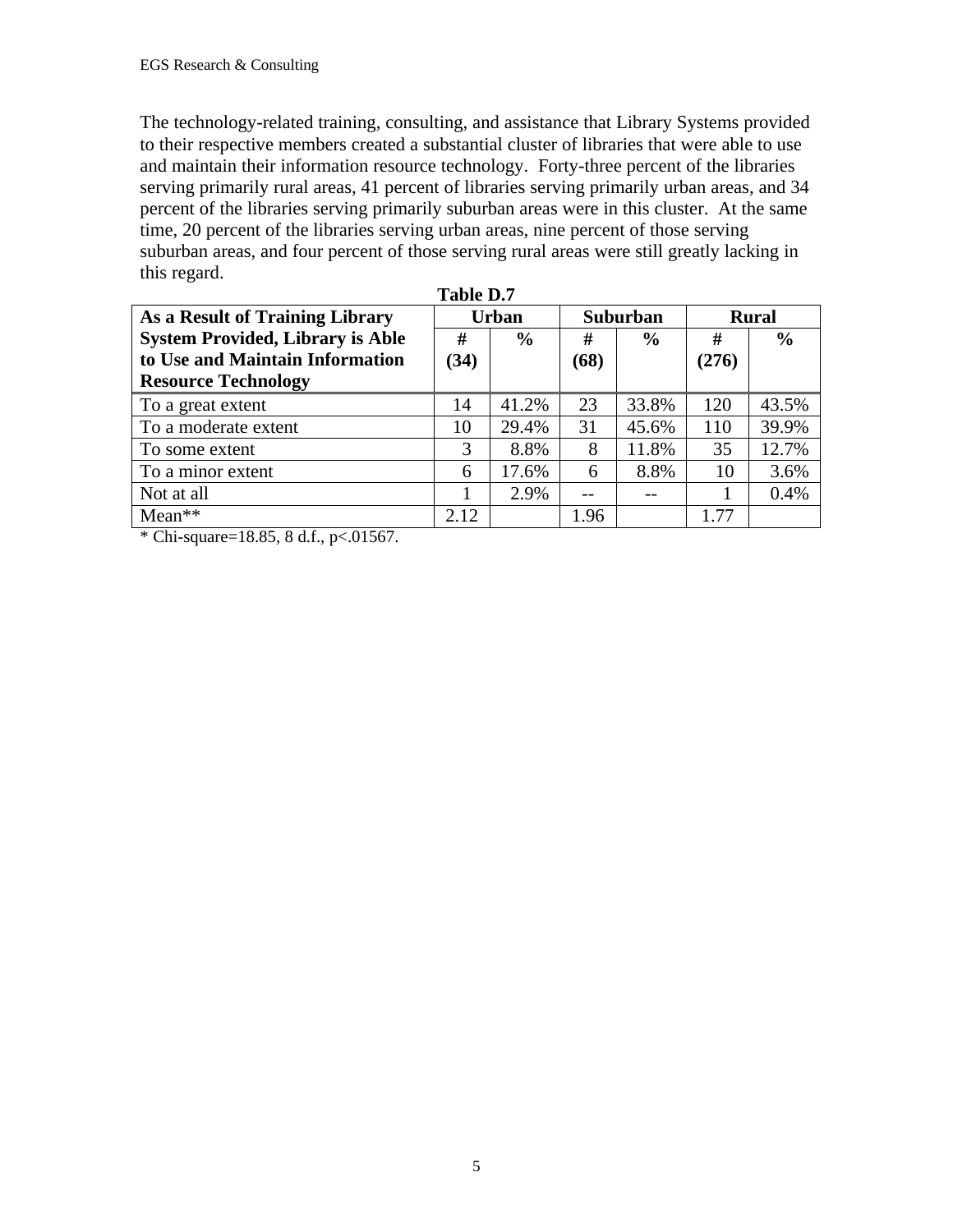The technology-related training, consulting, and assistance that Library Systems provided to their respective members created a substantial cluster of libraries that were able to use and maintain their information resource technology. Forty-three percent of the libraries serving primarily rural areas, 41 percent of libraries serving primarily urban areas, and 34 percent of the libraries serving primarily suburban areas were in this cluster. At the same time, 20 percent of the libraries serving urban areas, nine percent of those serving suburban areas, and four percent of those serving rural areas were still greatly lacking in this regard.

**Table D.7**

| As a Result of Training Library System Provided, Library is Able to Use and Maintain Information Resource Technology | Urban | | Suburban | | Rural | |
|---|---|---|---|---|---|---|
| | # (34) | % | # (68) | % | # (276) | % |
| To a great extent | 14 | 41.2% | 23 | 33.8% | 120 | 43.5% |
| To a moderate extent | 10 | 29.4% | 31 | 45.6% | 110 | 39.9% |
| To some extent | 3 | 8.8% | 8 | 11.8% | 35 | 12.7% |
| To a minor extent | 6 | 17.6% | 6 | 8.8% | 10 | 3.6% |
| Not at all | 1 | 2.9% | -- | -- | 1 | 0.4% |
| Mean** | 2.12 | | 1.96 | | 1.77 | |

* Chi-square=18.85, 8 d.f., p<.01567.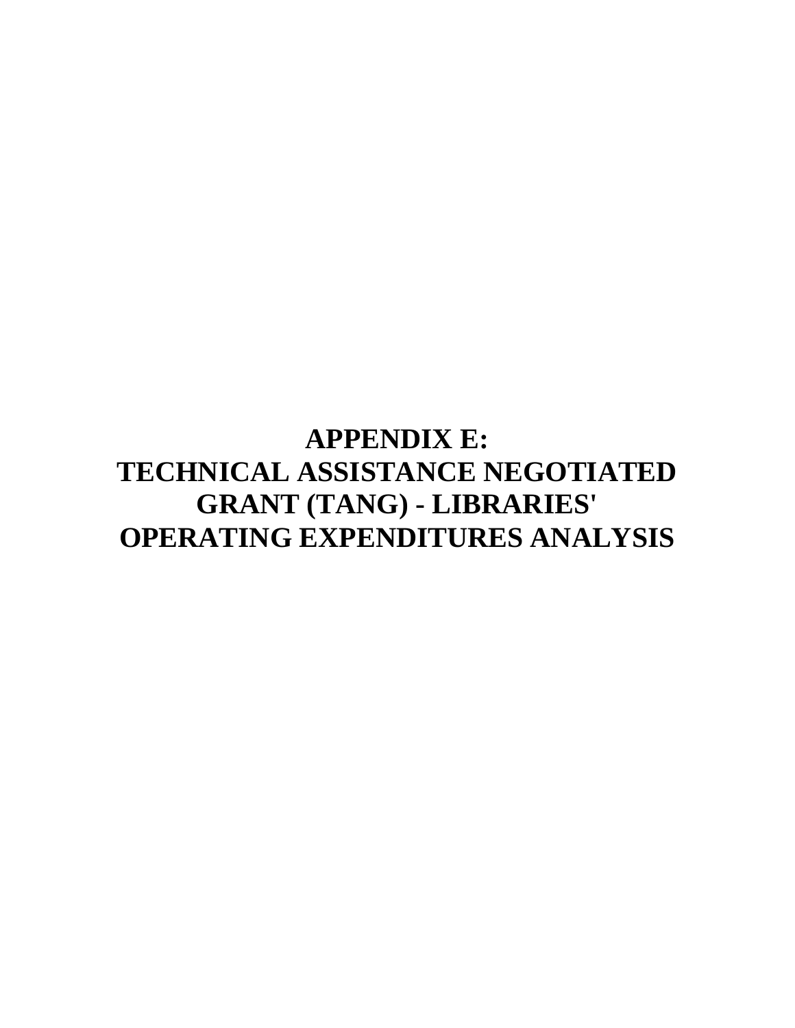# APPENDIX E: TECHNICAL ASSISTANCE NEGOTIATED GRANT (TANG) - LIBRARIES' OPERATING EXPENDITURES ANALYSIS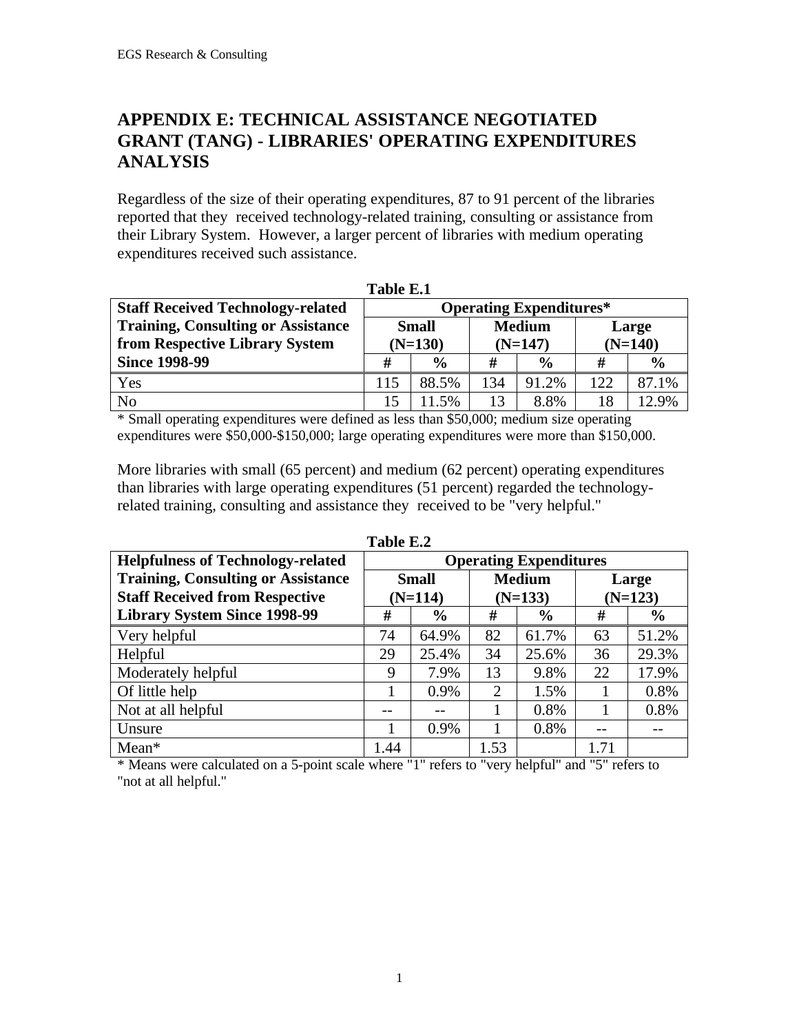# APPENDIX E: TECHNICAL ASSISTANCE NEGOTIATED GRANT (TANG) - LIBRARIES' OPERATING EXPENDITURES ANALYSIS

Regardless of the size of their operating expenditures, 87 to 91 percent of the libraries reported that they received technology-related training, consulting or assistance from their Library System. However, a larger percent of libraries with medium operating expenditures received such assistance.

**Table E.1**

| Staff Received Technology-related Training, Consulting or Assistance from Respective Library System Since 1998-99 | Operating Expenditures* | | | | | |
|---|---|---|---|---|---|---|
| | Small (N=130) | | Medium (N=147) | | Large (N=140) | |
| | # | % | # | % | # | % |
| Yes | 115 | 88.5% | 134 | 91.2% | 122 | 87.1% |
| No | 15 | 11.5% | 13 | 8.8% | 18 | 12.9% |

* Small operating expenditures were defined as less than $50,000; medium size operating expenditures were $50,000-$150,000; large operating expenditures were more than $150,000.

More libraries with small (65 percent) and medium (62 percent) operating expenditures than libraries with large operating expenditures (51 percent) regarded the technology-related training, consulting and assistance they received to be "very helpful."

**Table E.2**

| Helpfulness of Technology-related Training, Consulting or Assistance Staff Received from Respective Library System Since 1998-99 | Operating Expenditures | | | | | |
|---|---|---|---|---|---|---|
| | Small (N=114) | | Medium (N=133) | | Large (N=123) | |
| | # | % | # | % | # | % |
| Very helpful | 74 | 64.9% | 82 | 61.7% | 63 | 51.2% |
| Helpful | 29 | 25.4% | 34 | 25.6% | 36 | 29.3% |
| Moderately helpful | 9 | 7.9% | 13 | 9.8% | 22 | 17.9% |
| Of little help | 1 | 0.9% | 2 | 1.5% | 1 | 0.8% |
| Not at all helpful | -- | -- | 1 | 0.8% | 1 | 0.8% |
| Unsure | 1 | 0.9% | 1 | 0.8% | -- | -- |
| Mean* | 1.44 | | 1.53 | | 1.71 | |

* Means were calculated on a 5-point scale where "1" refers to "very helpful" and "5" refers to "not at all helpful."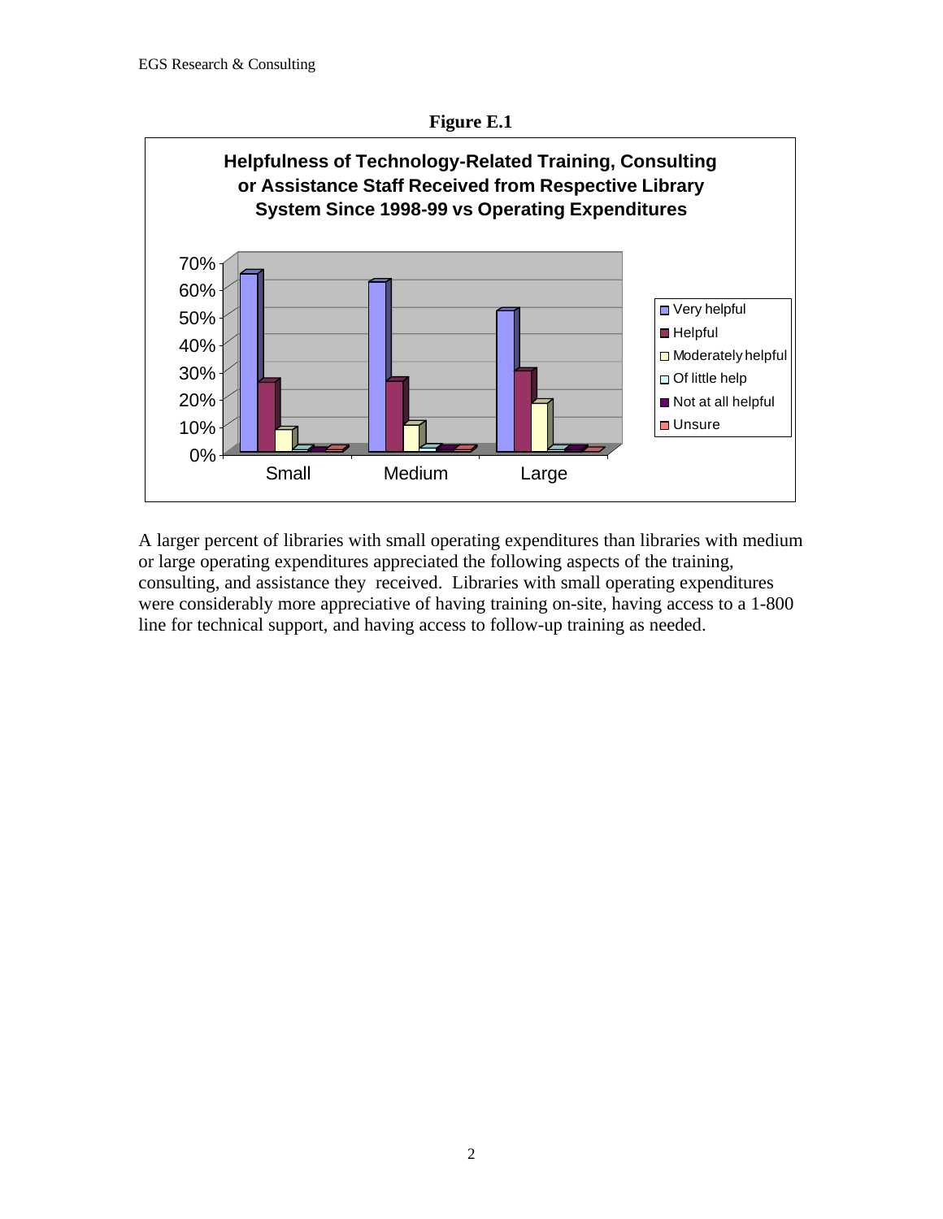**Figure E.1**

**Helpfulness of Technology-Related Training, Consulting or Assistance Staff Received from Respective Library System Since 1998-99 vs Operating Expenditures**

A larger percent of libraries with small operating expenditures than libraries with medium or large operating expenditures appreciated the following aspects of the training, consulting, and assistance they received. Libraries with small operating expenditures were considerably more appreciative of having training on-site, having access to a 1-800 line for technical support, and having access to follow-up training as needed.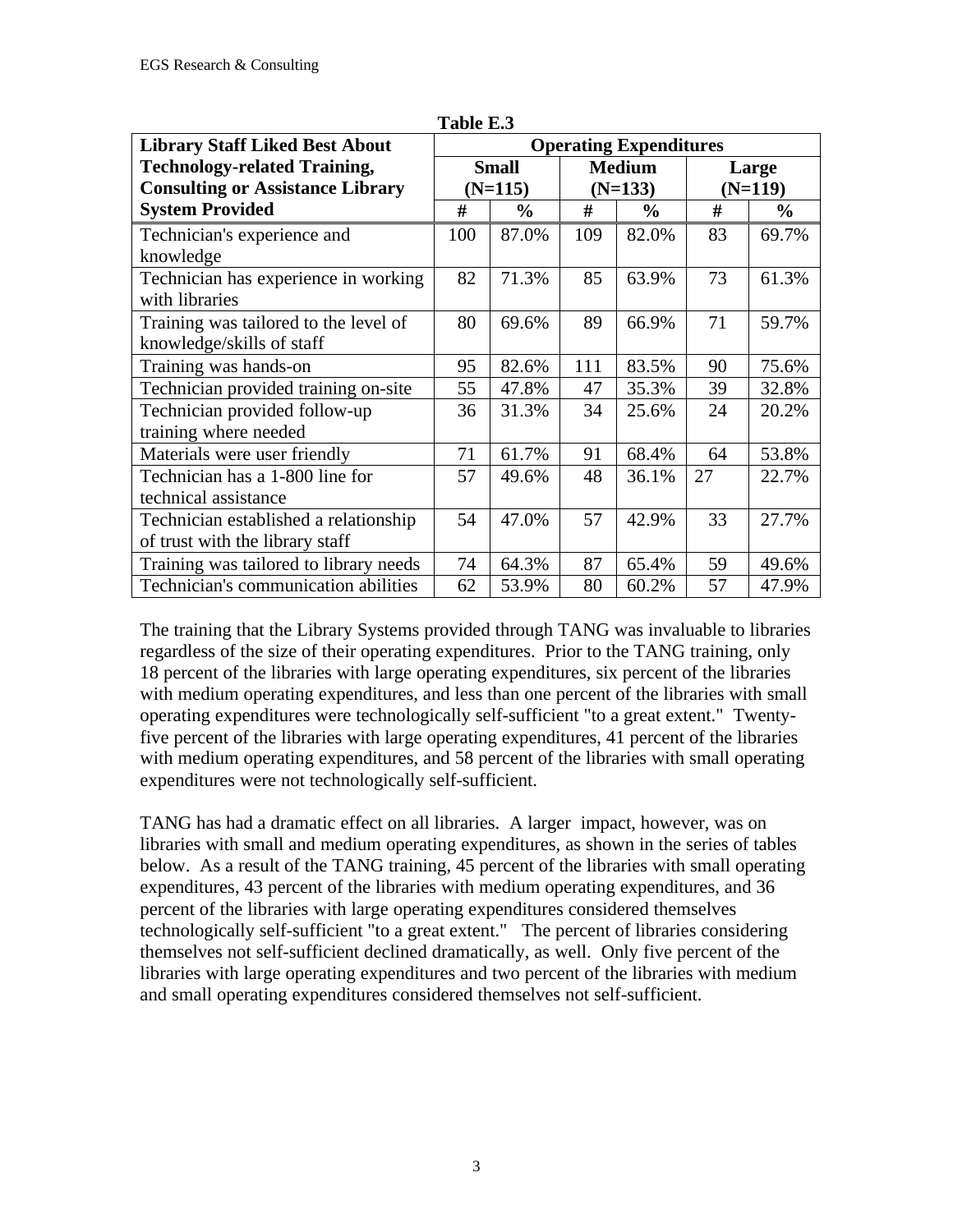**Table E.3**

| Library Staff Liked Best About Technology-related Training, Consulting or Assistance Library System Provided | Operating Expenditures | | | | | |
|---|---|---|---|---|---|---|
| | Small (N=115) | | Medium (N=133) | | Large (N=119) | |
| | # | % | # | % | # | % |
| Technician's experience and knowledge | 100 | 87.0% | 109 | 82.0% | 83 | 69.7% |
| Technician has experience in working with libraries | 82 | 71.3% | 85 | 63.9% | 73 | 61.3% |
| Training was tailored to the level of knowledge/skills of staff | 80 | 69.6% | 89 | 66.9% | 71 | 59.7% |
| Training was hands-on | 95 | 82.6% | 111 | 83.5% | 90 | 75.6% |
| Technician provided training on-site | 55 | 47.8% | 47 | 35.3% | 39 | 32.8% |
| Technician provided follow-up training where needed | 36 | 31.3% | 34 | 25.6% | 24 | 20.2% |
| Materials were user friendly | 71 | 61.7% | 91 | 68.4% | 64 | 53.8% |
| Technician has a 1-800 line for technical assistance | 57 | 49.6% | 48 | 36.1% | 27 | 22.7% |
| Technician established a relationship of trust with the library staff | 54 | 47.0% | 57 | 42.9% | 33 | 27.7% |
| Training was tailored to library needs | 74 | 64.3% | 87 | 65.4% | 59 | 49.6% |
| Technician's communication abilities | 62 | 53.9% | 80 | 60.2% | 57 | 47.9% |

The training that the Library Systems provided through TANG was invaluable to libraries regardless of the size of their operating expenditures. Prior to the TANG training, only 18 percent of the libraries with large operating expenditures, six percent of the libraries with medium operating expenditures, and less than one percent of the libraries with small operating expenditures were technologically self-sufficient "to a great extent." Twenty-five percent of the libraries with large operating expenditures, 41 percent of the libraries with medium operating expenditures, and 58 percent of the libraries with small operating expenditures were not technologically self-sufficient.

TANG has had a dramatic effect on all libraries. A larger impact, however, was on libraries with small and medium operating expenditures, as shown in the series of tables below. As a result of the TANG training, 45 percent of the libraries with small operating expenditures, 43 percent of the libraries with medium operating expenditures, and 36 percent of the libraries with large operating expenditures considered themselves technologically self-sufficient "to a great extent." The percent of libraries considering themselves not self-sufficient declined dramatically, as well. Only five percent of the libraries with large operating expenditures and two percent of the libraries with medium and small operating expenditures considered themselves not self-sufficient.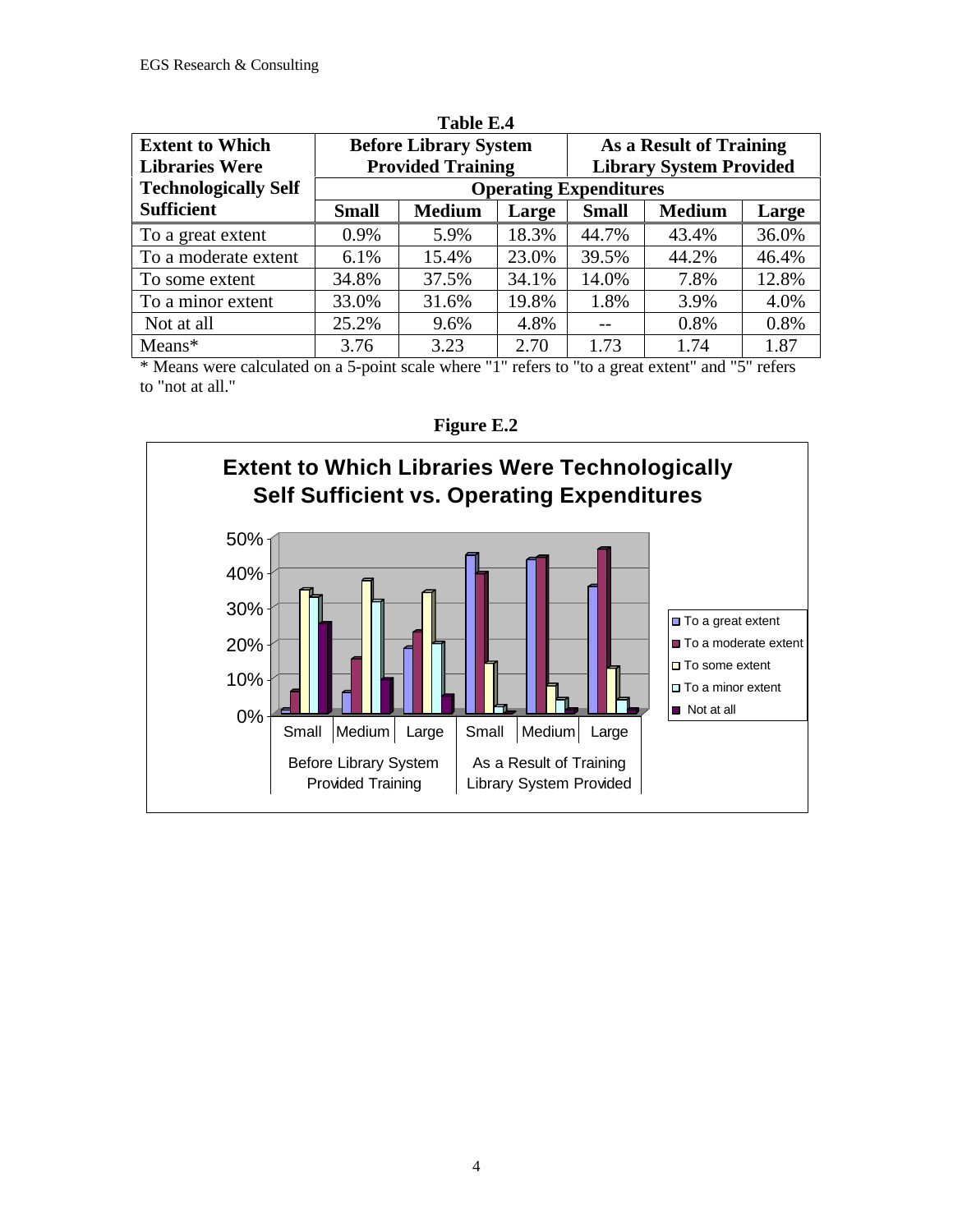**Table E.4**

| Extent to Which Libraries Were Technologically Self Sufficient | Before Library System Provided Training | | | As a Result of Training Library System Provided | | |
|---|---|---|---|---|---|---|
| | Operating Expenditures | | | | | |
| | Small | Medium | Large | Small | Medium | Large |
| To a great extent | 0.9% | 5.9% | 18.3% | 44.7% | 43.4% | 36.0% |
| To a moderate extent | 6.1% | 15.4% | 23.0% | 39.5% | 44.2% | 46.4% |
| To some extent | 34.8% | 37.5% | 34.1% | 14.0% | 7.8% | 12.8% |
| To a minor extent | 33.0% | 31.6% | 19.8% | 1.8% | 3.9% | 4.0% |
| Not at all | 25.2% | 9.6% | 4.8% | -- | 0.8% | 0.8% |
| Means* | 3.76 | 3.23 | 2.70 | 1.73 | 1.74 | 1.87 |

* Means were calculated on a 5-point scale where "1" refers to "to a great extent" and "5" refers to "not at all."

**Figure E.2**

**Extent to Which Libraries Were Technologically Self Sufficient vs. Operating Expenditures**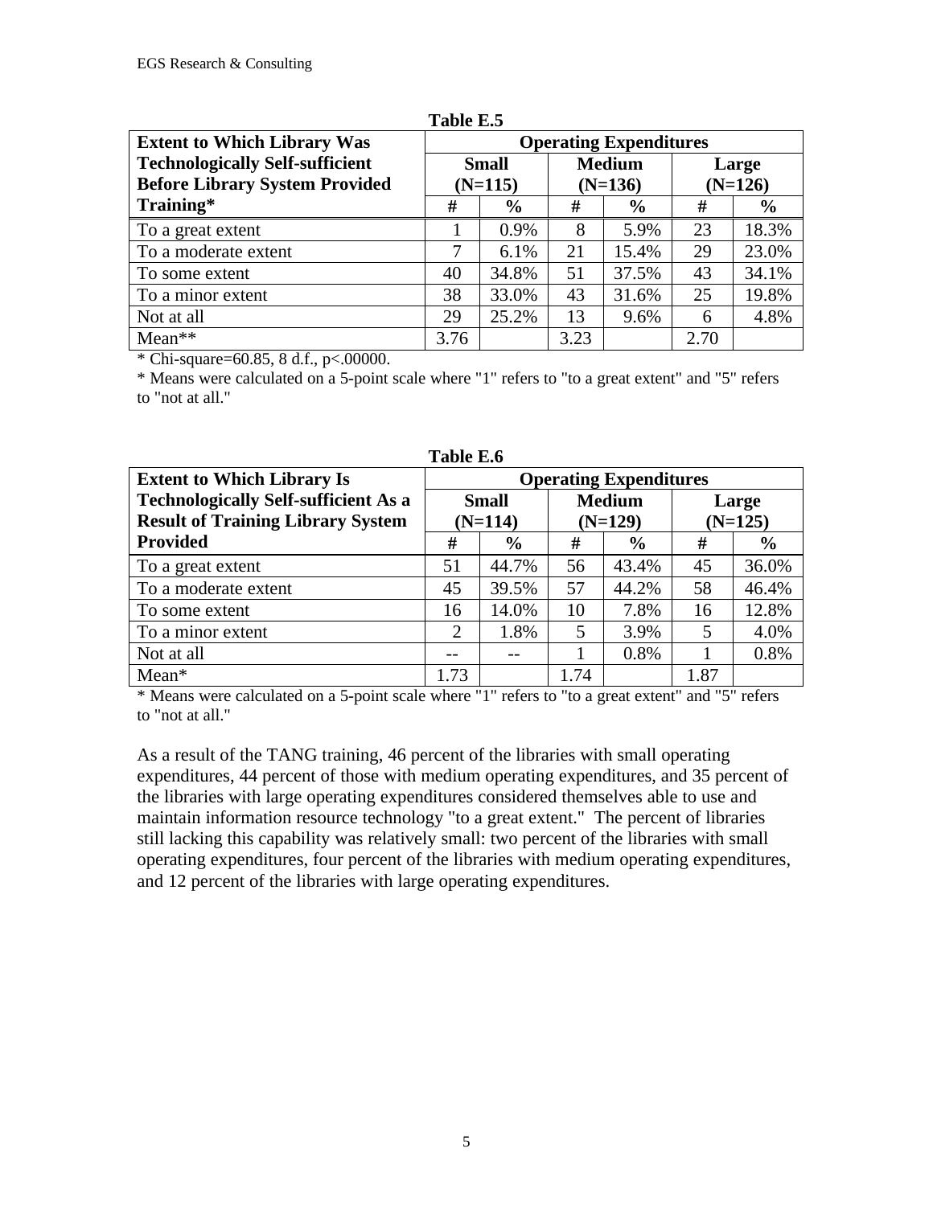**Table E.5**

| Extent to Which Library Was Technologically Self-sufficient Before Library System Provided Training* | Operating Expenditures | | | | | |
|---|---|---|---|---|---|---|
| | Small (N=115) | | Medium (N=136) | | Large (N=126) | |
| | # | % | # | % | # | % |
| To a great extent | 1 | 0.9% | 8 | 5.9% | 23 | 18.3% |
| To a moderate extent | 7 | 6.1% | 21 | 15.4% | 29 | 23.0% |
| To some extent | 40 | 34.8% | 51 | 37.5% | 43 | 34.1% |
| To a minor extent | 38 | 33.0% | 43 | 31.6% | 25 | 19.8% |
| Not at all | 29 | 25.2% | 13 | 9.6% | 6 | 4.8% |
| Mean** | 3.76 | | 3.23 | | 2.70 | |

* Chi-square=60.85, 8 d.f., p<.00000.

* Means were calculated on a 5-point scale where "1" refers to "to a great extent" and "5" refers to "not at all."

**Table E.6**

| Extent to Which Library Is Technologically Self-sufficient As a Result of Training Library System Provided | Operating Expenditures | | | | | |
|---|---|---|---|---|---|---|
| | Small (N=114) | | Medium (N=129) | | Large (N=125) | |
| | # | % | # | % | # | % |
| To a great extent | 51 | 44.7% | 56 | 43.4% | 45 | 36.0% |
| To a moderate extent | 45 | 39.5% | 57 | 44.2% | 58 | 46.4% |
| To some extent | 16 | 14.0% | 10 | 7.8% | 16 | 12.8% |
| To a minor extent | 2 | 1.8% | 5 | 3.9% | 5 | 4.0% |
| Not at all | -- | -- | 1 | 0.8% | 1 | 0.8% |
| Mean* | 1.73 | | 1.74 | | 1.87 | |

* Means were calculated on a 5-point scale where "1" refers to "to a great extent" and "5" refers to "not at all."

As a result of the TANG training, 46 percent of the libraries with small operating expenditures, 44 percent of those with medium operating expenditures, and 35 percent of the libraries with large operating expenditures considered themselves able to use and maintain information resource technology "to a great extent." The percent of libraries still lacking this capability was relatively small: two percent of the libraries with small operating expenditures, four percent of the libraries with medium operating expenditures, and 12 percent of the libraries with large operating expenditures.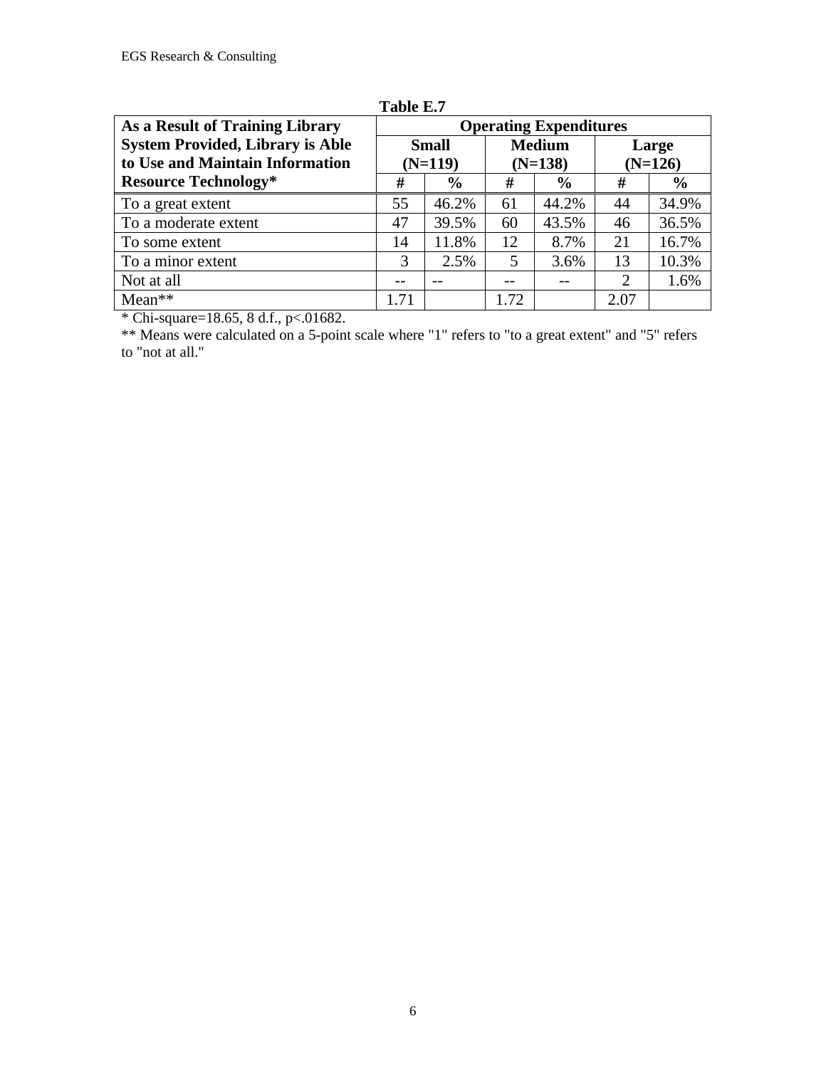**Table E.7**

| As a Result of Training Library System Provided, Library is Able to Use and Maintain Information Resource Technology* | Operating Expenditures | | | | | |
|---|---|---|---|---|---|---|
| | Small (N=119) | | Medium (N=138) | | Large (N=126) | |
| | # | % | # | % | # | % |
| To a great extent | 55 | 46.2% | 61 | 44.2% | 44 | 34.9% |
| To a moderate extent | 47 | 39.5% | 60 | 43.5% | 46 | 36.5% |
| To some extent | 14 | 11.8% | 12 | 8.7% | 21 | 16.7% |
| To a minor extent | 3 | 2.5% | 5 | 3.6% | 13 | 10.3% |
| Not at all | -- | -- | -- | -- | 2 | 1.6% |
| Mean** | 1.71 | | 1.72 | | 2.07 | |

* Chi-square=18.65, 8 d.f., p<.01682.

** Means were calculated on a 5-point scale where "1" refers to "to a great extent" and "5" refers to "not at all."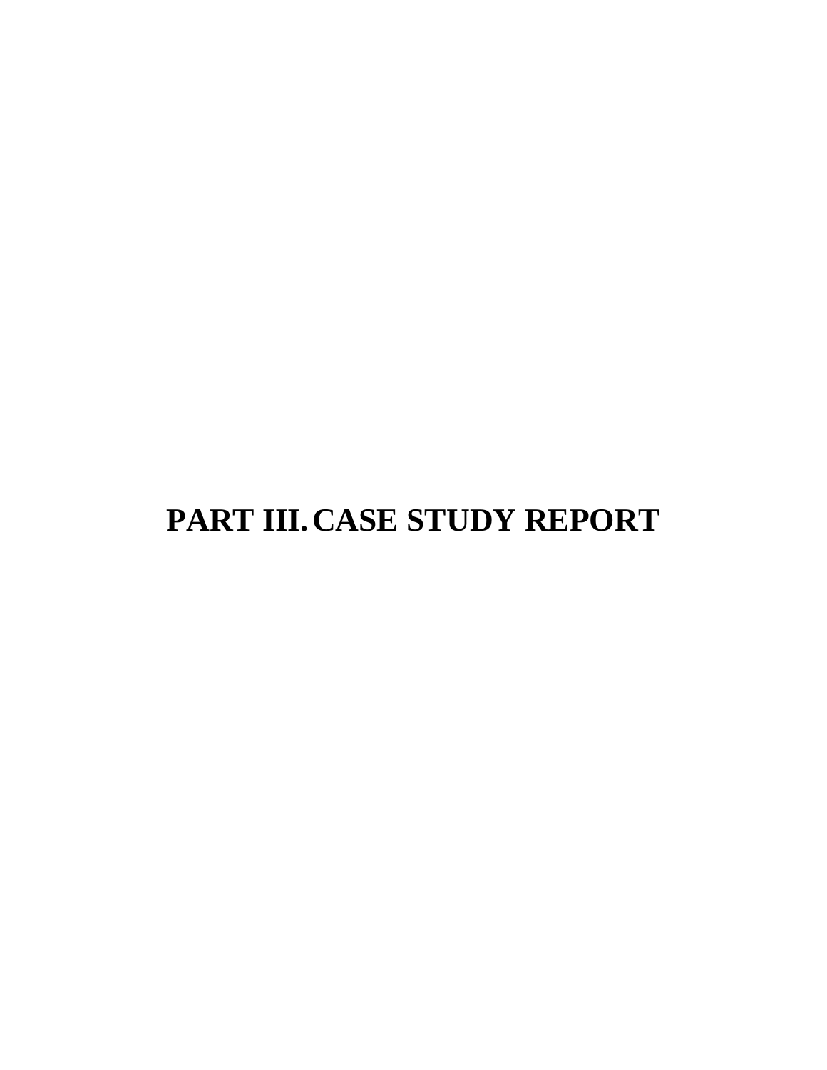# PART III. CASE STUDY REPORT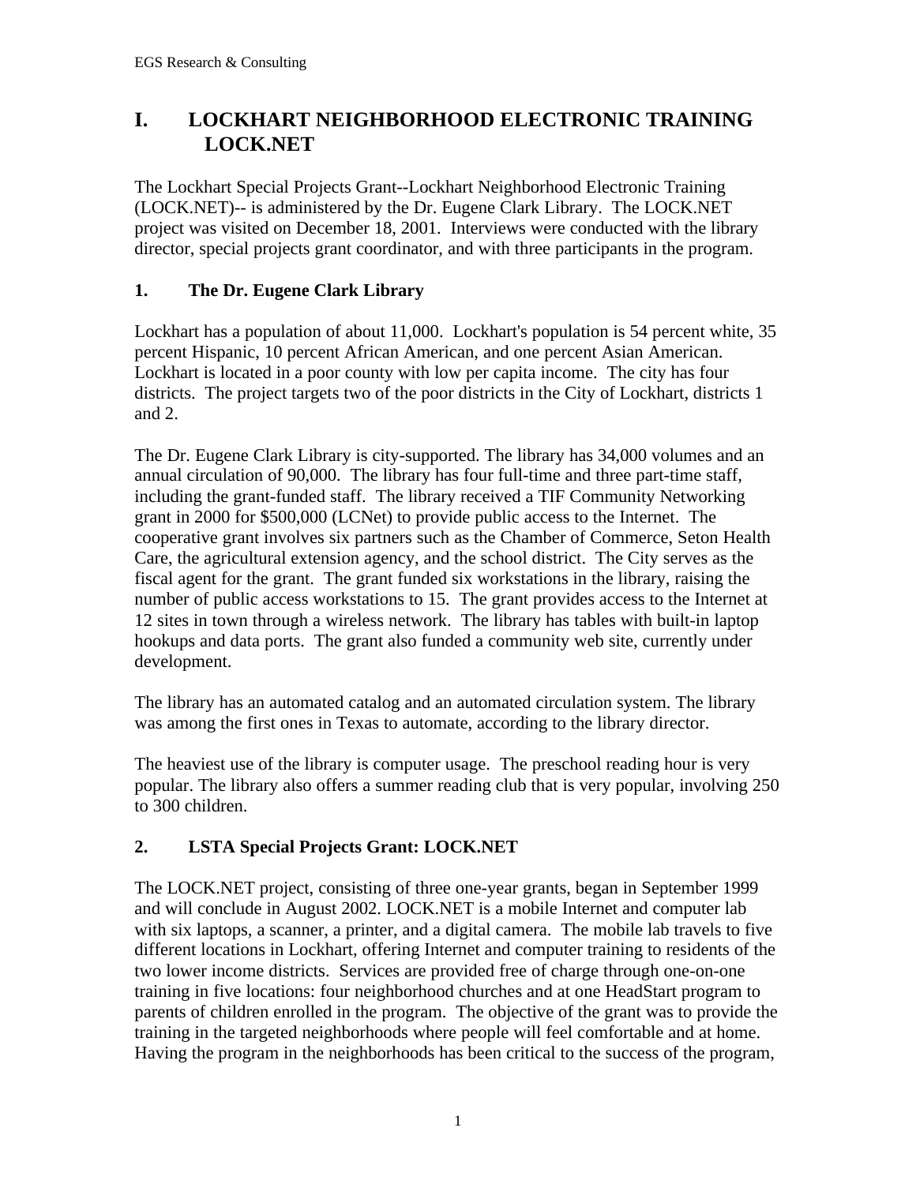# I. LOCKHART NEIGHBORHOOD ELECTRONIC TRAINING LOCK.NET

The Lockhart Special Projects Grant--Lockhart Neighborhood Electronic Training (LOCK.NET)-- is administered by the Dr. Eugene Clark Library. The LOCK.NET project was visited on December 18, 2001. Interviews were conducted with the library director, special projects grant coordinator, and with three participants in the program.

## 1. The Dr. Eugene Clark Library

Lockhart has a population of about 11,000. Lockhart's population is 54 percent white, 35 percent Hispanic, 10 percent African American, and one percent Asian American. Lockhart is located in a poor county with low per capita income. The city has four districts. The project targets two of the poor districts in the City of Lockhart, districts 1 and 2.

The Dr. Eugene Clark Library is city-supported. The library has 34,000 volumes and an annual circulation of 90,000. The library has four full-time and three part-time staff, including the grant-funded staff. The library received a TIF Community Networking grant in 2000 for $500,000 (LCNet) to provide public access to the Internet. The cooperative grant involves six partners such as the Chamber of Commerce, Seton Health Care, the agricultural extension agency, and the school district. The City serves as the fiscal agent for the grant. The grant funded six workstations in the library, raising the number of public access workstations to 15. The grant provides access to the Internet at 12 sites in town through a wireless network. The library has tables with built-in laptop hookups and data ports. The grant also funded a community web site, currently under development.

The library has an automated catalog and an automated circulation system. The library was among the first ones in Texas to automate, according to the library director.

The heaviest use of the library is computer usage. The preschool reading hour is very popular. The library also offers a summer reading club that is very popular, involving 250 to 300 children.

## 2. LSTA Special Projects Grant: LOCK.NET

The LOCK.NET project, consisting of three one-year grants, began in September 1999 and will conclude in August 2002. LOCK.NET is a mobile Internet and computer lab with six laptops, a scanner, a printer, and a digital camera. The mobile lab travels to five different locations in Lockhart, offering Internet and computer training to residents of the two lower income districts. Services are provided free of charge through one-on-one training in five locations: four neighborhood churches and at one HeadStart program to parents of children enrolled in the program. The objective of the grant was to provide the training in the targeted neighborhoods where people will feel comfortable and at home. Having the program in the neighborhoods has been critical to the success of the program,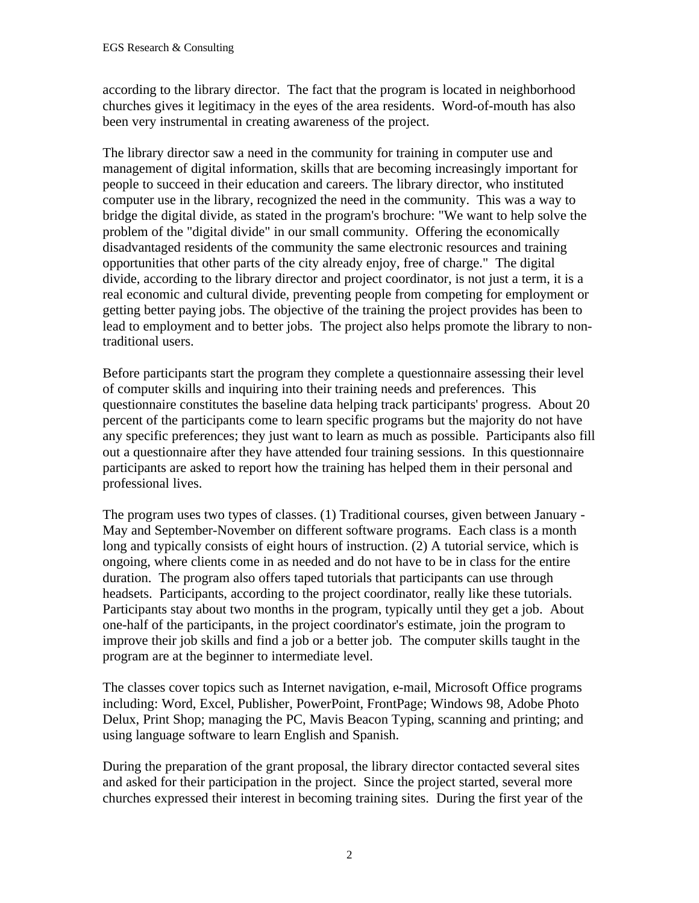according to the library director. The fact that the program is located in neighborhood churches gives it legitimacy in the eyes of the area residents. Word-of-mouth has also been very instrumental in creating awareness of the project.

The library director saw a need in the community for training in computer use and management of digital information, skills that are becoming increasingly important for people to succeed in their education and careers. The library director, who instituted computer use in the library, recognized the need in the community. This was a way to bridge the digital divide, as stated in the program's brochure: "We want to help solve the problem of the "digital divide" in our small community. Offering the economically disadvantaged residents of the community the same electronic resources and training opportunities that other parts of the city already enjoy, free of charge." The digital divide, according to the library director and project coordinator, is not just a term, it is a real economic and cultural divide, preventing people from competing for employment or getting better paying jobs. The objective of the training the project provides has been to lead to employment and to better jobs. The project also helps promote the library to non-traditional users.

Before participants start the program they complete a questionnaire assessing their level of computer skills and inquiring into their training needs and preferences. This questionnaire constitutes the baseline data helping track participants' progress. About 20 percent of the participants come to learn specific programs but the majority do not have any specific preferences; they just want to learn as much as possible. Participants also fill out a questionnaire after they have attended four training sessions. In this questionnaire participants are asked to report how the training has helped them in their personal and professional lives.

The program uses two types of classes. (1) Traditional courses, given between January - May and September-November on different software programs. Each class is a month long and typically consists of eight hours of instruction. (2) A tutorial service, which is ongoing, where clients come in as needed and do not have to be in class for the entire duration. The program also offers taped tutorials that participants can use through headsets. Participants, according to the project coordinator, really like these tutorials. Participants stay about two months in the program, typically until they get a job. About one-half of the participants, in the project coordinator's estimate, join the program to improve their job skills and find a job or a better job. The computer skills taught in the program are at the beginner to intermediate level.

The classes cover topics such as Internet navigation, e-mail, Microsoft Office programs including: Word, Excel, Publisher, PowerPoint, FrontPage; Windows 98, Adobe Photo Delux, Print Shop; managing the PC, Mavis Beacon Typing, scanning and printing; and using language software to learn English and Spanish.

During the preparation of the grant proposal, the library director contacted several sites and asked for their participation in the project. Since the project started, several more churches expressed their interest in becoming training sites. During the first year of the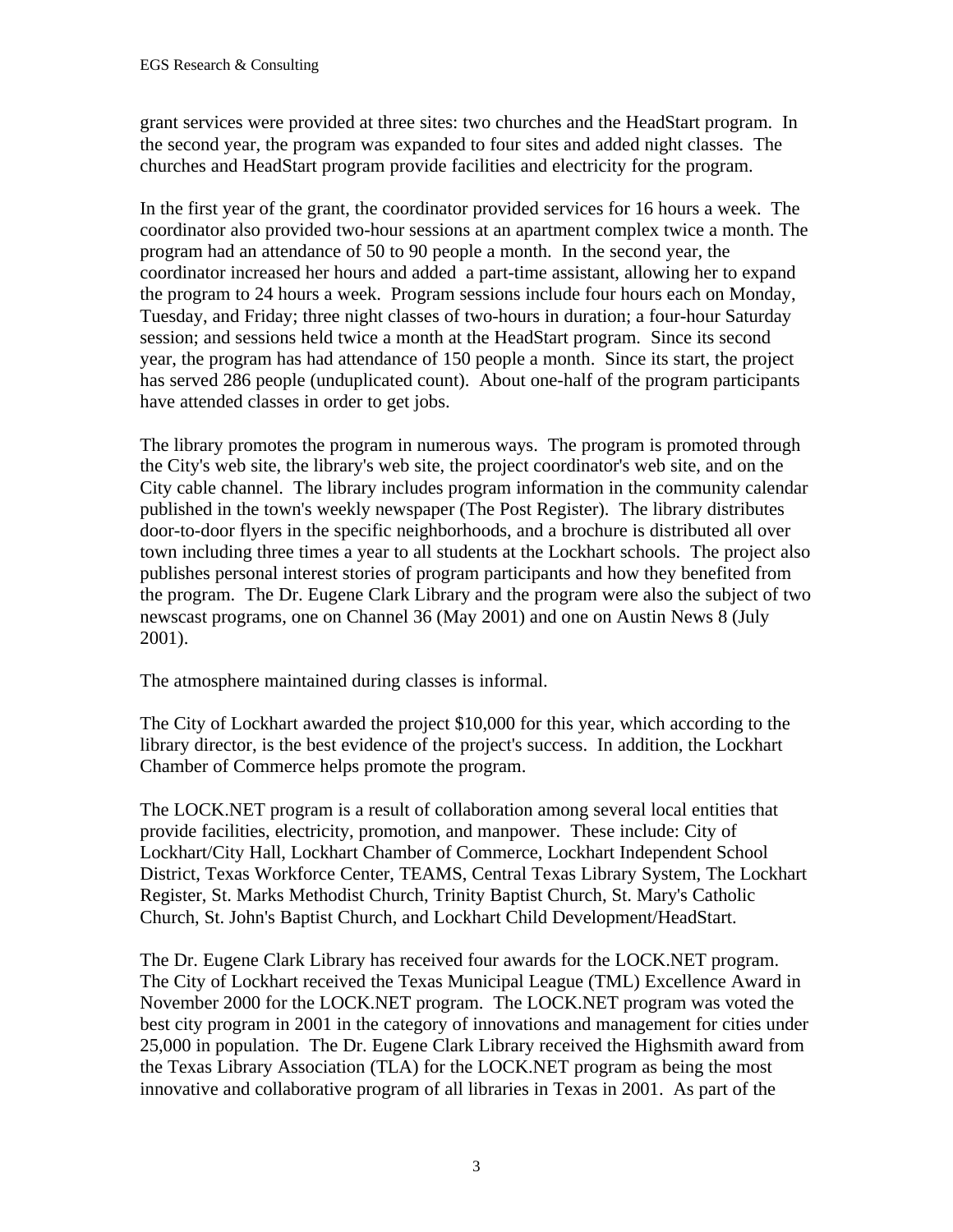grant services were provided at three sites: two churches and the HeadStart program. In the second year, the program was expanded to four sites and added night classes. The churches and HeadStart program provide facilities and electricity for the program.

In the first year of the grant, the coordinator provided services for 16 hours a week. The coordinator also provided two-hour sessions at an apartment complex twice a month. The program had an attendance of 50 to 90 people a month. In the second year, the coordinator increased her hours and added a part-time assistant, allowing her to expand the program to 24 hours a week. Program sessions include four hours each on Monday, Tuesday, and Friday; three night classes of two-hours in duration; a four-hour Saturday session; and sessions held twice a month at the HeadStart program. Since its second year, the program has had attendance of 150 people a month. Since its start, the project has served 286 people (unduplicated count). About one-half of the program participants have attended classes in order to get jobs.

The library promotes the program in numerous ways. The program is promoted through the City's web site, the library's web site, the project coordinator's web site, and on the City cable channel. The library includes program information in the community calendar published in the town's weekly newspaper (The Post Register). The library distributes door-to-door flyers in the specific neighborhoods, and a brochure is distributed all over town including three times a year to all students at the Lockhart schools. The project also publishes personal interest stories of program participants and how they benefited from the program. The Dr. Eugene Clark Library and the program were also the subject of two newscast programs, one on Channel 36 (May 2001) and one on Austin News 8 (July 2001).

The atmosphere maintained during classes is informal.

The City of Lockhart awarded the project $10,000 for this year, which according to the library director, is the best evidence of the project's success. In addition, the Lockhart Chamber of Commerce helps promote the program.

The LOCK.NET program is a result of collaboration among several local entities that provide facilities, electricity, promotion, and manpower. These include: City of Lockhart/City Hall, Lockhart Chamber of Commerce, Lockhart Independent School District, Texas Workforce Center, TEAMS, Central Texas Library System, The Lockhart Register, St. Marks Methodist Church, Trinity Baptist Church, St. Mary's Catholic Church, St. John's Baptist Church, and Lockhart Child Development/HeadStart.

The Dr. Eugene Clark Library has received four awards for the LOCK.NET program. The City of Lockhart received the Texas Municipal League (TML) Excellence Award in November 2000 for the LOCK.NET program. The LOCK.NET program was voted the best city program in 2001 in the category of innovations and management for cities under 25,000 in population. The Dr. Eugene Clark Library received the Highsmith award from the Texas Library Association (TLA) for the LOCK.NET program as being the most innovative and collaborative program of all libraries in Texas in 2001. As part of the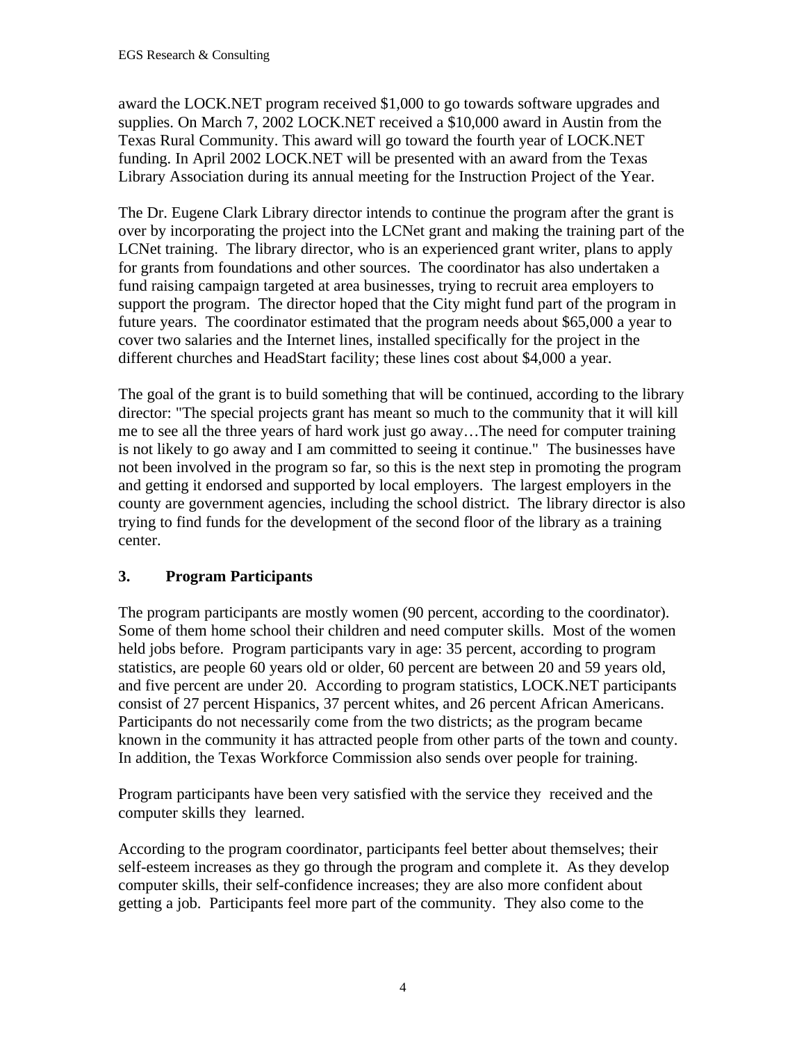award the LOCK.NET program received $1,000 to go towards software upgrades and supplies. On March 7, 2002 LOCK.NET received a $10,000 award in Austin from the Texas Rural Community. This award will go toward the fourth year of LOCK.NET funding. In April 2002 LOCK.NET will be presented with an award from the Texas Library Association during its annual meeting for the Instruction Project of the Year.

The Dr. Eugene Clark Library director intends to continue the program after the grant is over by incorporating the project into the LCNet grant and making the training part of the LCNet training. The library director, who is an experienced grant writer, plans to apply for grants from foundations and other sources. The coordinator has also undertaken a fund raising campaign targeted at area businesses, trying to recruit area employers to support the program. The director hoped that the City might fund part of the program in future years. The coordinator estimated that the program needs about $65,000 a year to cover two salaries and the Internet lines, installed specifically for the project in the different churches and HeadStart facility; these lines cost about $4,000 a year.

The goal of the grant is to build something that will be continued, according to the library director: "The special projects grant has meant so much to the community that it will kill me to see all the three years of hard work just go away…The need for computer training is not likely to go away and I am committed to seeing it continue." The businesses have not been involved in the program so far, so this is the next step in promoting the program and getting it endorsed and supported by local employers. The largest employers in the county are government agencies, including the school district. The library director is also trying to find funds for the development of the second floor of the library as a training center.

### 3. Program Participants

The program participants are mostly women (90 percent, according to the coordinator). Some of them home school their children and need computer skills. Most of the women held jobs before. Program participants vary in age: 35 percent, according to program statistics, are people 60 years old or older, 60 percent are between 20 and 59 years old, and five percent are under 20. According to program statistics, LOCK.NET participants consist of 27 percent Hispanics, 37 percent whites, and 26 percent African Americans. Participants do not necessarily come from the two districts; as the program became known in the community it has attracted people from other parts of the town and county. In addition, the Texas Workforce Commission also sends over people for training.

Program participants have been very satisfied with the service they received and the computer skills they learned.

According to the program coordinator, participants feel better about themselves; their self-esteem increases as they go through the program and complete it. As they develop computer skills, their self-confidence increases; they are also more confident about getting a job. Participants feel more part of the community. They also come to the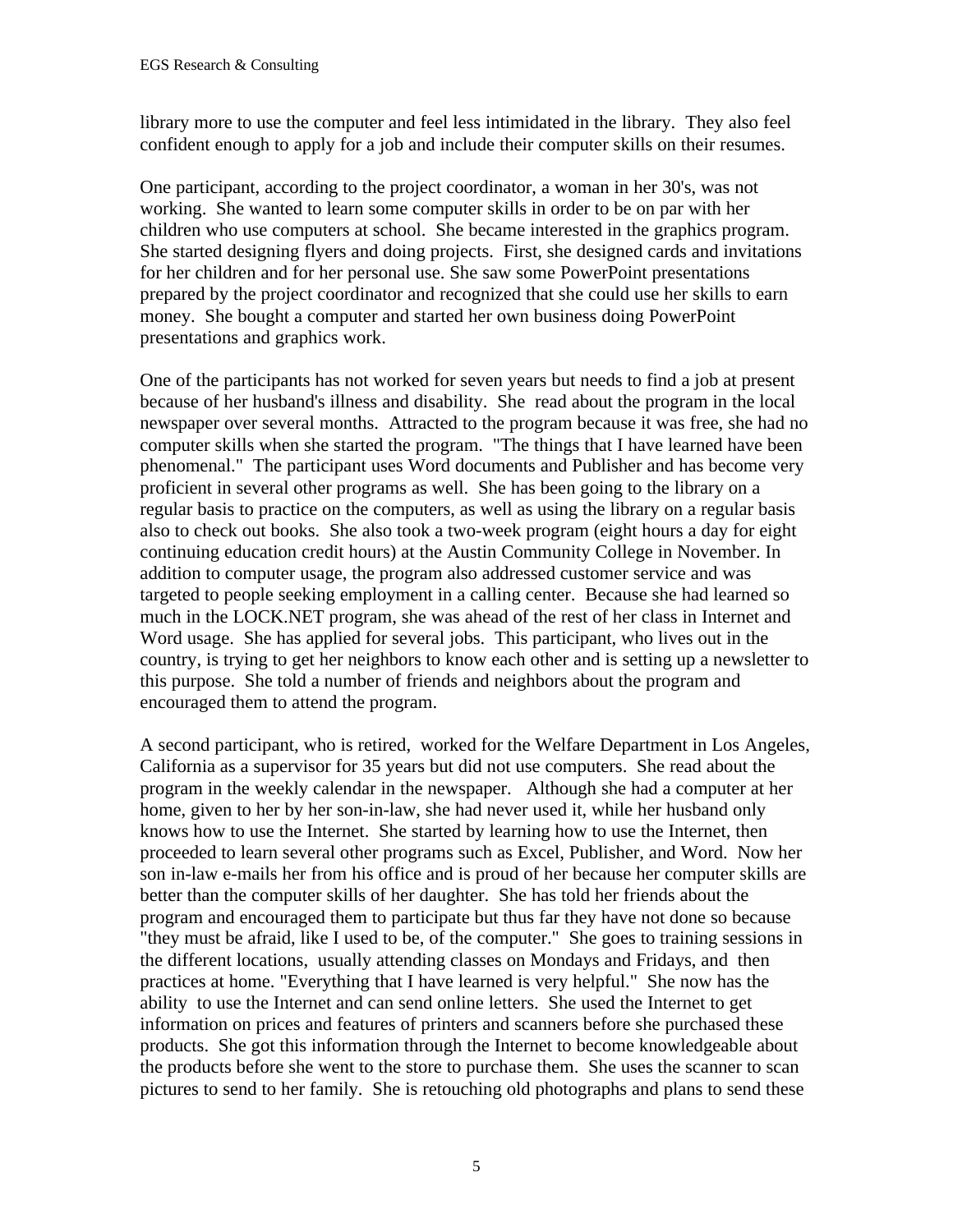library more to use the computer and feel less intimidated in the library. They also feel confident enough to apply for a job and include their computer skills on their resumes.

One participant, according to the project coordinator, a woman in her 30's, was not working. She wanted to learn some computer skills in order to be on par with her children who use computers at school. She became interested in the graphics program. She started designing flyers and doing projects. First, she designed cards and invitations for her children and for her personal use. She saw some PowerPoint presentations prepared by the project coordinator and recognized that she could use her skills to earn money. She bought a computer and started her own business doing PowerPoint presentations and graphics work.

One of the participants has not worked for seven years but needs to find a job at present because of her husband's illness and disability. She read about the program in the local newspaper over several months. Attracted to the program because it was free, she had no computer skills when she started the program. "The things that I have learned have been phenomenal." The participant uses Word documents and Publisher and has become very proficient in several other programs as well. She has been going to the library on a regular basis to practice on the computers, as well as using the library on a regular basis also to check out books. She also took a two-week program (eight hours a day for eight continuing education credit hours) at the Austin Community College in November. In addition to computer usage, the program also addressed customer service and was targeted to people seeking employment in a calling center. Because she had learned so much in the LOCK.NET program, she was ahead of the rest of her class in Internet and Word usage. She has applied for several jobs. This participant, who lives out in the country, is trying to get her neighbors to know each other and is setting up a newsletter to this purpose. She told a number of friends and neighbors about the program and encouraged them to attend the program.

A second participant, who is retired, worked for the Welfare Department in Los Angeles, California as a supervisor for 35 years but did not use computers. She read about the program in the weekly calendar in the newspaper. Although she had a computer at her home, given to her by her son-in-law, she had never used it, while her husband only knows how to use the Internet. She started by learning how to use the Internet, then proceeded to learn several other programs such as Excel, Publisher, and Word. Now her son in-law e-mails her from his office and is proud of her because her computer skills are better than the computer skills of her daughter. She has told her friends about the program and encouraged them to participate but thus far they have not done so because "they must be afraid, like I used to be, of the computer." She goes to training sessions in the different locations, usually attending classes on Mondays and Fridays, and then practices at home. "Everything that I have learned is very helpful." She now has the ability to use the Internet and can send online letters. She used the Internet to get information on prices and features of printers and scanners before she purchased these products. She got this information through the Internet to become knowledgeable about the products before she went to the store to purchase them. She uses the scanner to scan pictures to send to her family. She is retouching old photographs and plans to send these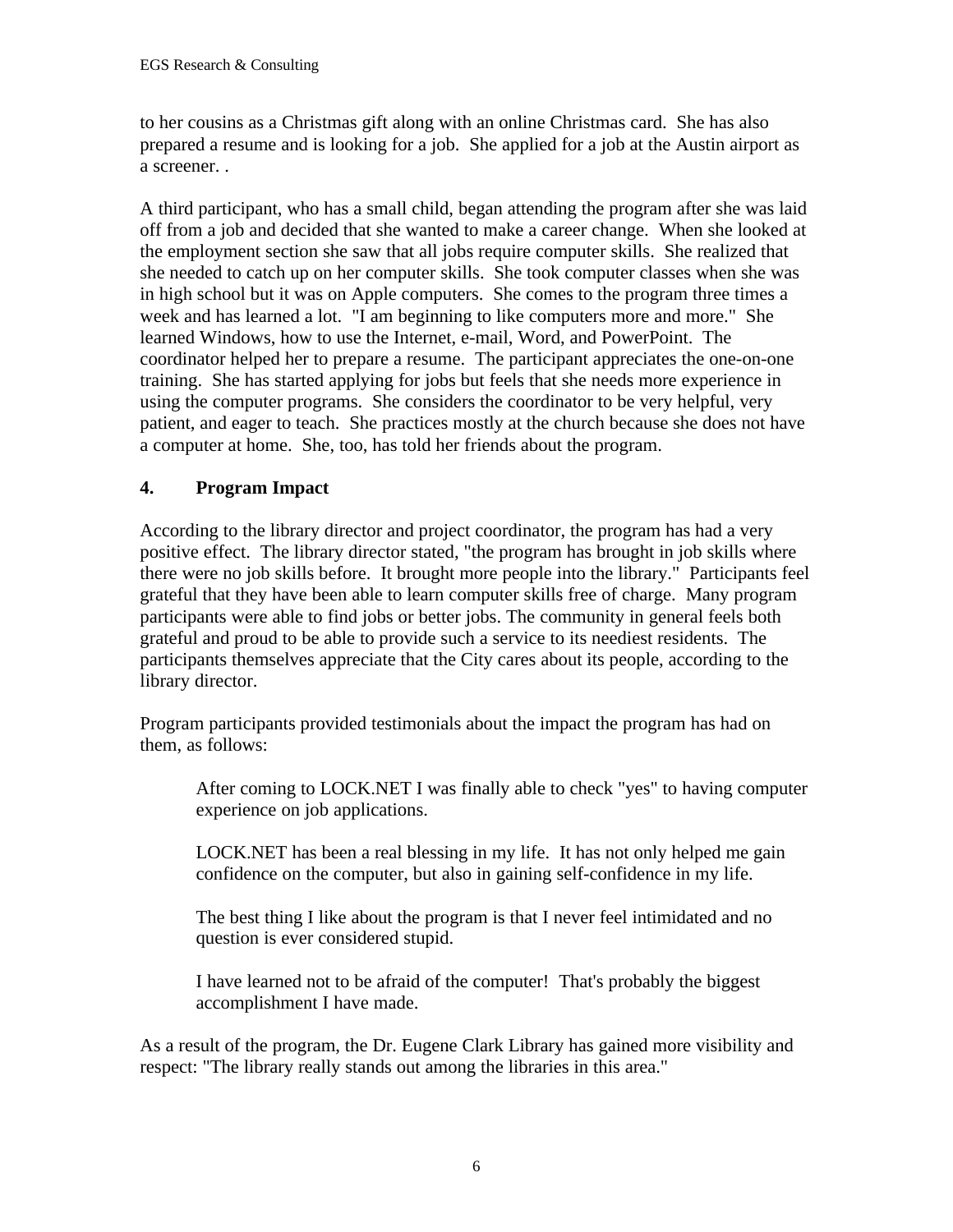to her cousins as a Christmas gift along with an online Christmas card. She has also prepared a resume and is looking for a job. She applied for a job at the Austin airport as a screener. .

A third participant, who has a small child, began attending the program after she was laid off from a job and decided that she wanted to make a career change. When she looked at the employment section she saw that all jobs require computer skills. She realized that she needed to catch up on her computer skills. She took computer classes when she was in high school but it was on Apple computers. She comes to the program three times a week and has learned a lot. "I am beginning to like computers more and more." She learned Windows, how to use the Internet, e-mail, Word, and PowerPoint. The coordinator helped her to prepare a resume. The participant appreciates the one-on-one training. She has started applying for jobs but feels that she needs more experience in using the computer programs. She considers the coordinator to be very helpful, very patient, and eager to teach. She practices mostly at the church because she does not have a computer at home. She, too, has told her friends about the program.

### 4. Program Impact

According to the library director and project coordinator, the program has had a very positive effect. The library director stated, "the program has brought in job skills where there were no job skills before. It brought more people into the library." Participants feel grateful that they have been able to learn computer skills free of charge. Many program participants were able to find jobs or better jobs. The community in general feels both grateful and proud to be able to provide such a service to its neediest residents. The participants themselves appreciate that the City cares about its people, according to the library director.

Program participants provided testimonials about the impact the program has had on them, as follows:

> After coming to LOCK.NET I was finally able to check "yes" to having computer experience on job applications.
>
> LOCK.NET has been a real blessing in my life. It has not only helped me gain confidence on the computer, but also in gaining self-confidence in my life.
>
> The best thing I like about the program is that I never feel intimidated and no question is ever considered stupid.
>
> I have learned not to be afraid of the computer! That's probably the biggest accomplishment I have made.

As a result of the program, the Dr. Eugene Clark Library has gained more visibility and respect: "The library really stands out among the libraries in this area."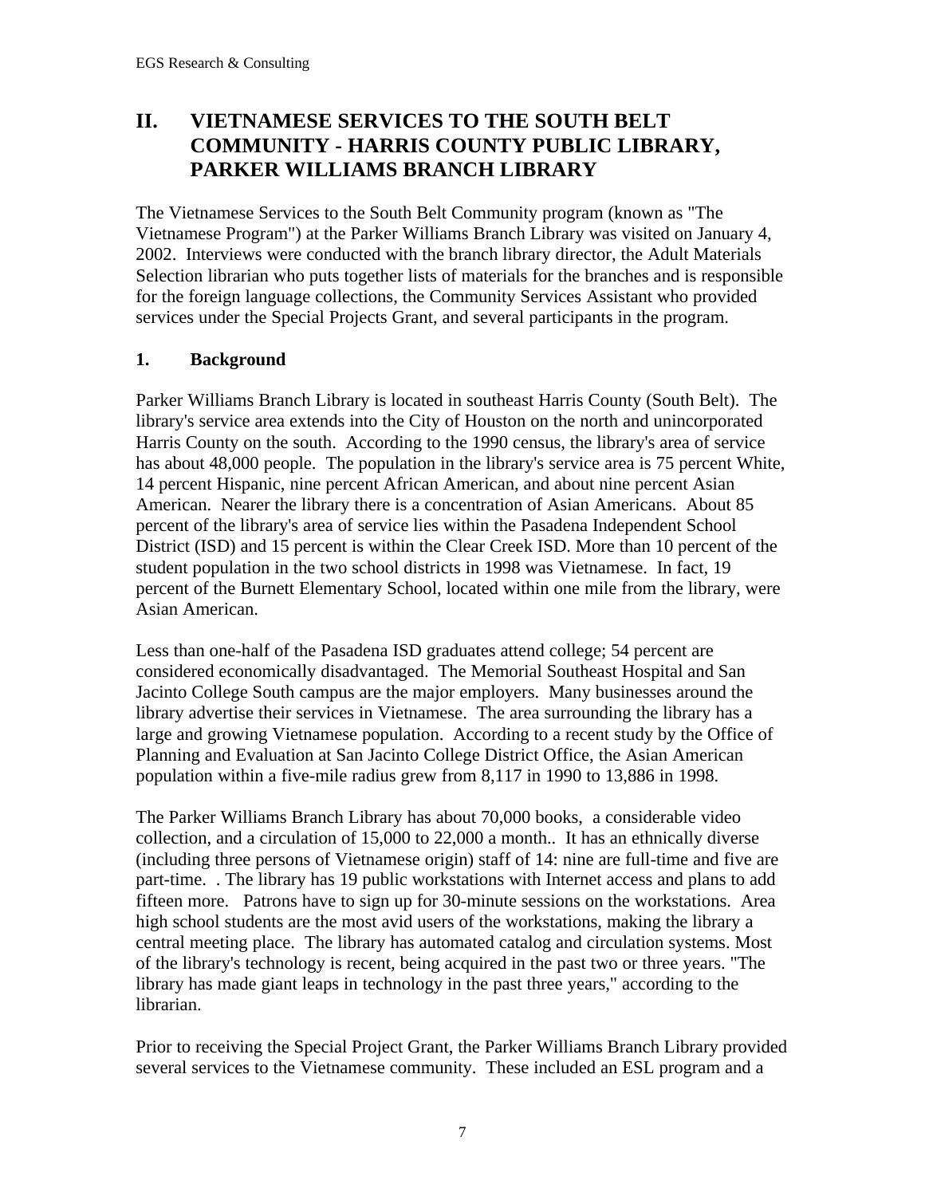## II. VIETNAMESE SERVICES TO THE SOUTH BELT COMMUNITY - HARRIS COUNTY PUBLIC LIBRARY, PARKER WILLIAMS BRANCH LIBRARY

The Vietnamese Services to the South Belt Community program (known as "The Vietnamese Program") at the Parker Williams Branch Library was visited on January 4, 2002. Interviews were conducted with the branch library director, the Adult Materials Selection librarian who puts together lists of materials for the branches and is responsible for the foreign language collections, the Community Services Assistant who provided services under the Special Projects Grant, and several participants in the program.

### 1. Background

Parker Williams Branch Library is located in southeast Harris County (South Belt). The library's service area extends into the City of Houston on the north and unincorporated Harris County on the south. According to the 1990 census, the library's area of service has about 48,000 people. The population in the library's service area is 75 percent White, 14 percent Hispanic, nine percent African American, and about nine percent Asian American. Nearer the library there is a concentration of Asian Americans. About 85 percent of the library's area of service lies within the Pasadena Independent School District (ISD) and 15 percent is within the Clear Creek ISD. More than 10 percent of the student population in the two school districts in 1998 was Vietnamese. In fact, 19 percent of the Burnett Elementary School, located within one mile from the library, were Asian American.

Less than one-half of the Pasadena ISD graduates attend college; 54 percent are considered economically disadvantaged. The Memorial Southeast Hospital and San Jacinto College South campus are the major employers. Many businesses around the library advertise their services in Vietnamese. The area surrounding the library has a large and growing Vietnamese population. According to a recent study by the Office of Planning and Evaluation at San Jacinto College District Office, the Asian American population within a five-mile radius grew from 8,117 in 1990 to 13,886 in 1998.

The Parker Williams Branch Library has about 70,000 books, a considerable video collection, and a circulation of 15,000 to 22,000 a month.. It has an ethnically diverse (including three persons of Vietnamese origin) staff of 14: nine are full-time and five are part-time. . The library has 19 public workstations with Internet access and plans to add fifteen more. Patrons have to sign up for 30-minute sessions on the workstations. Area high school students are the most avid users of the workstations, making the library a central meeting place. The library has automated catalog and circulation systems. Most of the library's technology is recent, being acquired in the past two or three years. "The library has made giant leaps in technology in the past three years," according to the librarian.

Prior to receiving the Special Project Grant, the Parker Williams Branch Library provided several services to the Vietnamese community. These included an ESL program and a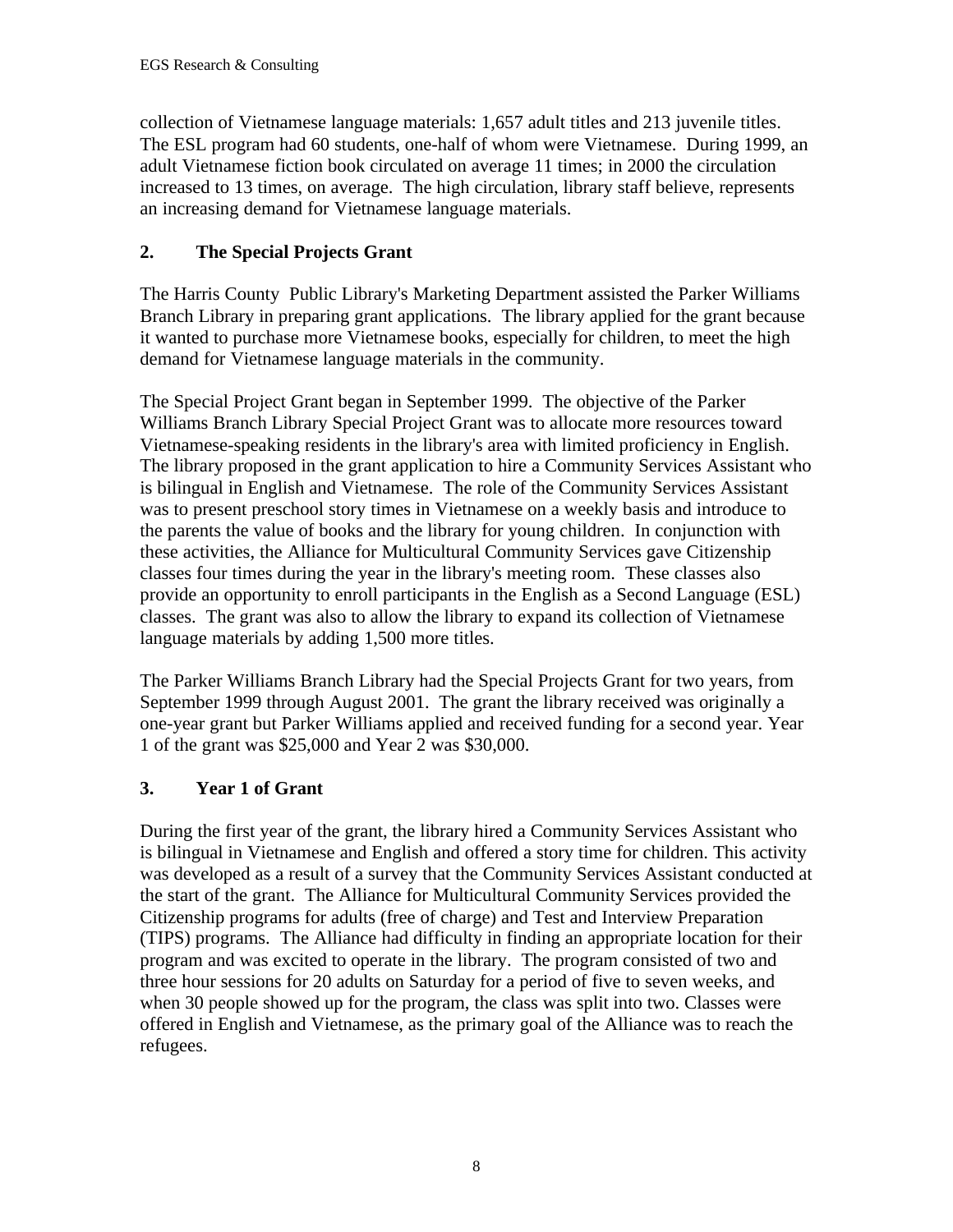collection of Vietnamese language materials: 1,657 adult titles and 213 juvenile titles. The ESL program had 60 students, one-half of whom were Vietnamese. During 1999, an adult Vietnamese fiction book circulated on average 11 times; in 2000 the circulation increased to 13 times, on average. The high circulation, library staff believe, represents an increasing demand for Vietnamese language materials.

## 2. The Special Projects Grant

The Harris County Public Library's Marketing Department assisted the Parker Williams Branch Library in preparing grant applications. The library applied for the grant because it wanted to purchase more Vietnamese books, especially for children, to meet the high demand for Vietnamese language materials in the community.

The Special Project Grant began in September 1999. The objective of the Parker Williams Branch Library Special Project Grant was to allocate more resources toward Vietnamese-speaking residents in the library's area with limited proficiency in English. The library proposed in the grant application to hire a Community Services Assistant who is bilingual in English and Vietnamese. The role of the Community Services Assistant was to present preschool story times in Vietnamese on a weekly basis and introduce to the parents the value of books and the library for young children. In conjunction with these activities, the Alliance for Multicultural Community Services gave Citizenship classes four times during the year in the library's meeting room. These classes also provide an opportunity to enroll participants in the English as a Second Language (ESL) classes. The grant was also to allow the library to expand its collection of Vietnamese language materials by adding 1,500 more titles.

The Parker Williams Branch Library had the Special Projects Grant for two years, from September 1999 through August 2001. The grant the library received was originally a one-year grant but Parker Williams applied and received funding for a second year. Year 1 of the grant was $25,000 and Year 2 was $30,000.

## 3. Year 1 of Grant

During the first year of the grant, the library hired a Community Services Assistant who is bilingual in Vietnamese and English and offered a story time for children. This activity was developed as a result of a survey that the Community Services Assistant conducted at the start of the grant. The Alliance for Multicultural Community Services provided the Citizenship programs for adults (free of charge) and Test and Interview Preparation (TIPS) programs. The Alliance had difficulty in finding an appropriate location for their program and was excited to operate in the library. The program consisted of two and three hour sessions for 20 adults on Saturday for a period of five to seven weeks, and when 30 people showed up for the program, the class was split into two. Classes were offered in English and Vietnamese, as the primary goal of the Alliance was to reach the refugees.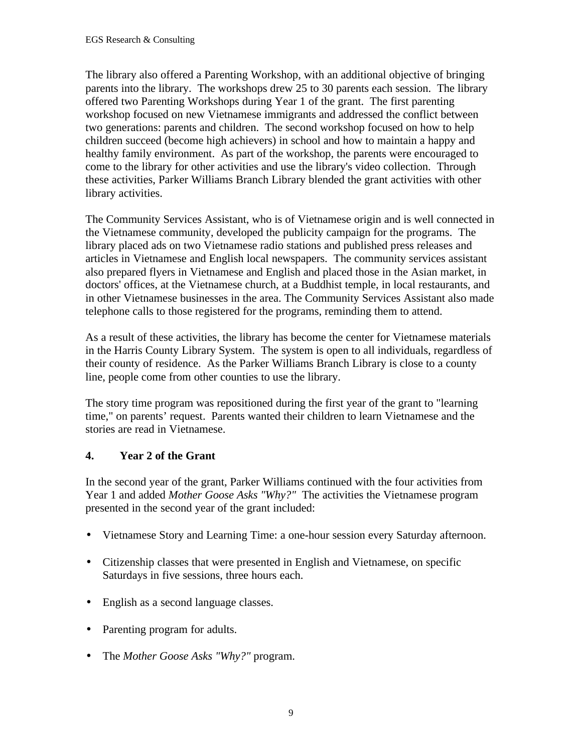The library also offered a Parenting Workshop, with an additional objective of bringing parents into the library. The workshops drew 25 to 30 parents each session. The library offered two Parenting Workshops during Year 1 of the grant. The first parenting workshop focused on new Vietnamese immigrants and addressed the conflict between two generations: parents and children. The second workshop focused on how to help children succeed (become high achievers) in school and how to maintain a happy and healthy family environment. As part of the workshop, the parents were encouraged to come to the library for other activities and use the library's video collection. Through these activities, Parker Williams Branch Library blended the grant activities with other library activities.

The Community Services Assistant, who is of Vietnamese origin and is well connected in the Vietnamese community, developed the publicity campaign for the programs. The library placed ads on two Vietnamese radio stations and published press releases and articles in Vietnamese and English local newspapers. The community services assistant also prepared flyers in Vietnamese and English and placed those in the Asian market, in doctors' offices, at the Vietnamese church, at a Buddhist temple, in local restaurants, and in other Vietnamese businesses in the area. The Community Services Assistant also made telephone calls to those registered for the programs, reminding them to attend.

As a result of these activities, the library has become the center for Vietnamese materials in the Harris County Library System. The system is open to all individuals, regardless of their county of residence. As the Parker Williams Branch Library is close to a county line, people come from other counties to use the library.

The story time program was repositioned during the first year of the grant to "learning time," on parents' request. Parents wanted their children to learn Vietnamese and the stories are read in Vietnamese.

## 4. Year 2 of the Grant

In the second year of the grant, Parker Williams continued with the four activities from Year 1 and added *Mother Goose Asks "Why?"* The activities the Vietnamese program presented in the second year of the grant included:

- Vietnamese Story and Learning Time: a one-hour session every Saturday afternoon.
- Citizenship classes that were presented in English and Vietnamese, on specific Saturdays in five sessions, three hours each.
- English as a second language classes.
- Parenting program for adults.
- The *Mother Goose Asks "Why?"* program.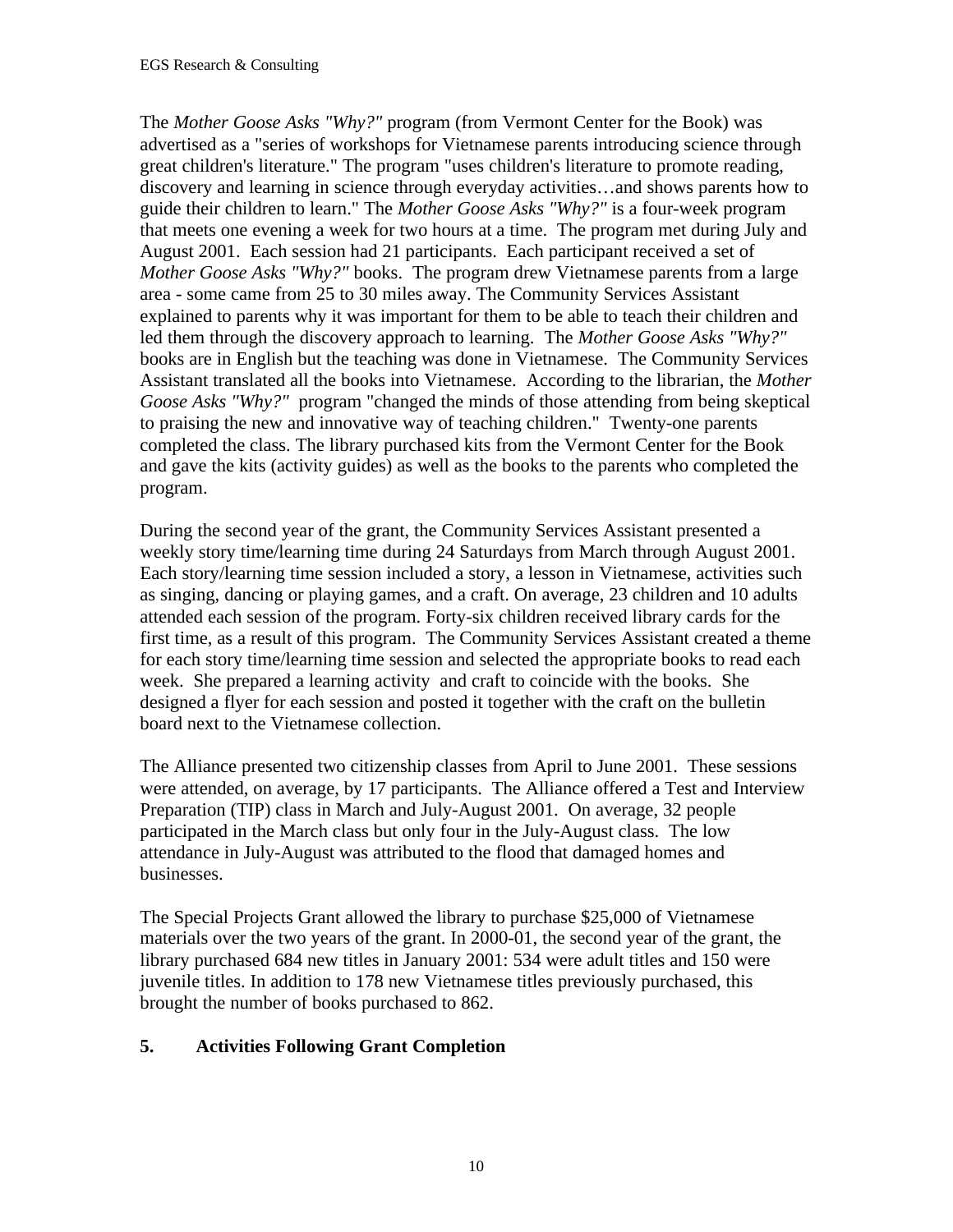The *Mother Goose Asks "Why?"* program (from Vermont Center for the Book) was advertised as a "series of workshops for Vietnamese parents introducing science through great children's literature." The program "uses children's literature to promote reading, discovery and learning in science through everyday activities…and shows parents how to guide their children to learn." The *Mother Goose Asks "Why?"* is a four-week program that meets one evening a week for two hours at a time. The program met during July and August 2001. Each session had 21 participants. Each participant received a set of *Mother Goose Asks "Why?"* books. The program drew Vietnamese parents from a large area - some came from 25 to 30 miles away. The Community Services Assistant explained to parents why it was important for them to be able to teach their children and led them through the discovery approach to learning. The *Mother Goose Asks "Why?"* books are in English but the teaching was done in Vietnamese. The Community Services Assistant translated all the books into Vietnamese. According to the librarian, the *Mother Goose Asks "Why?"* program "changed the minds of those attending from being skeptical to praising the new and innovative way of teaching children." Twenty-one parents completed the class. The library purchased kits from the Vermont Center for the Book and gave the kits (activity guides) as well as the books to the parents who completed the program.

During the second year of the grant, the Community Services Assistant presented a weekly story time/learning time during 24 Saturdays from March through August 2001. Each story/learning time session included a story, a lesson in Vietnamese, activities such as singing, dancing or playing games, and a craft. On average, 23 children and 10 adults attended each session of the program. Forty-six children received library cards for the first time, as a result of this program. The Community Services Assistant created a theme for each story time/learning time session and selected the appropriate books to read each week. She prepared a learning activity and craft to coincide with the books. She designed a flyer for each session and posted it together with the craft on the bulletin board next to the Vietnamese collection.

The Alliance presented two citizenship classes from April to June 2001. These sessions were attended, on average, by 17 participants. The Alliance offered a Test and Interview Preparation (TIP) class in March and July-August 2001. On average, 32 people participated in the March class but only four in the July-August class. The low attendance in July-August was attributed to the flood that damaged homes and businesses.

The Special Projects Grant allowed the library to purchase $25,000 of Vietnamese materials over the two years of the grant. In 2000-01, the second year of the grant, the library purchased 684 new titles in January 2001: 534 were adult titles and 150 were juvenile titles. In addition to 178 new Vietnamese titles previously purchased, this brought the number of books purchased to 862.

## 5. Activities Following Grant Completion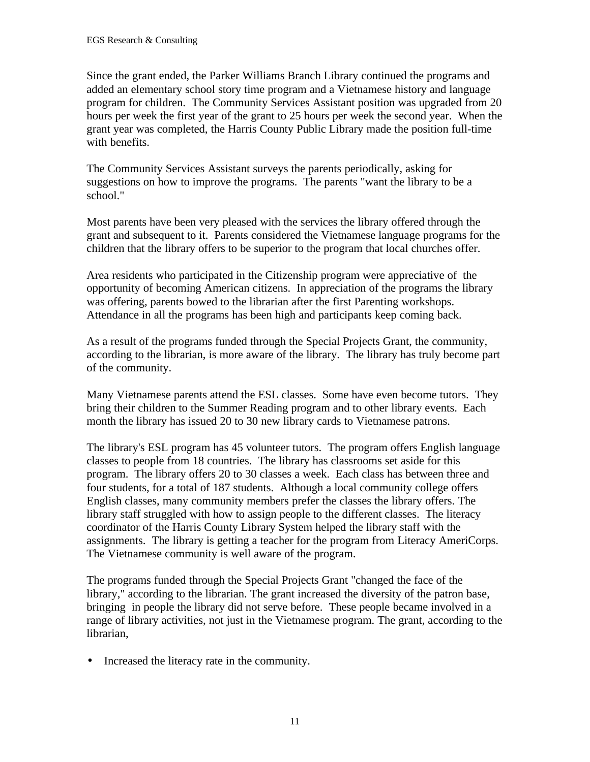Since the grant ended, the Parker Williams Branch Library continued the programs and added an elementary school story time program and a Vietnamese history and language program for children. The Community Services Assistant position was upgraded from 20 hours per week the first year of the grant to 25 hours per week the second year. When the grant year was completed, the Harris County Public Library made the position full-time with benefits.

The Community Services Assistant surveys the parents periodically, asking for suggestions on how to improve the programs. The parents "want the library to be a school."

Most parents have been very pleased with the services the library offered through the grant and subsequent to it. Parents considered the Vietnamese language programs for the children that the library offers to be superior to the program that local churches offer.

Area residents who participated in the Citizenship program were appreciative of the opportunity of becoming American citizens. In appreciation of the programs the library was offering, parents bowed to the librarian after the first Parenting workshops. Attendance in all the programs has been high and participants keep coming back.

As a result of the programs funded through the Special Projects Grant, the community, according to the librarian, is more aware of the library. The library has truly become part of the community.

Many Vietnamese parents attend the ESL classes. Some have even become tutors. They bring their children to the Summer Reading program and to other library events. Each month the library has issued 20 to 30 new library cards to Vietnamese patrons.

The library's ESL program has 45 volunteer tutors. The program offers English language classes to people from 18 countries. The library has classrooms set aside for this program. The library offers 20 to 30 classes a week. Each class has between three and four students, for a total of 187 students. Although a local community college offers English classes, many community members prefer the classes the library offers. The library staff struggled with how to assign people to the different classes. The literacy coordinator of the Harris County Library System helped the library staff with the assignments. The library is getting a teacher for the program from Literacy AmeriCorps. The Vietnamese community is well aware of the program.

The programs funded through the Special Projects Grant "changed the face of the library," according to the librarian. The grant increased the diversity of the patron base, bringing in people the library did not serve before. These people became involved in a range of library activities, not just in the Vietnamese program. The grant, according to the librarian,

- Increased the literacy rate in the community.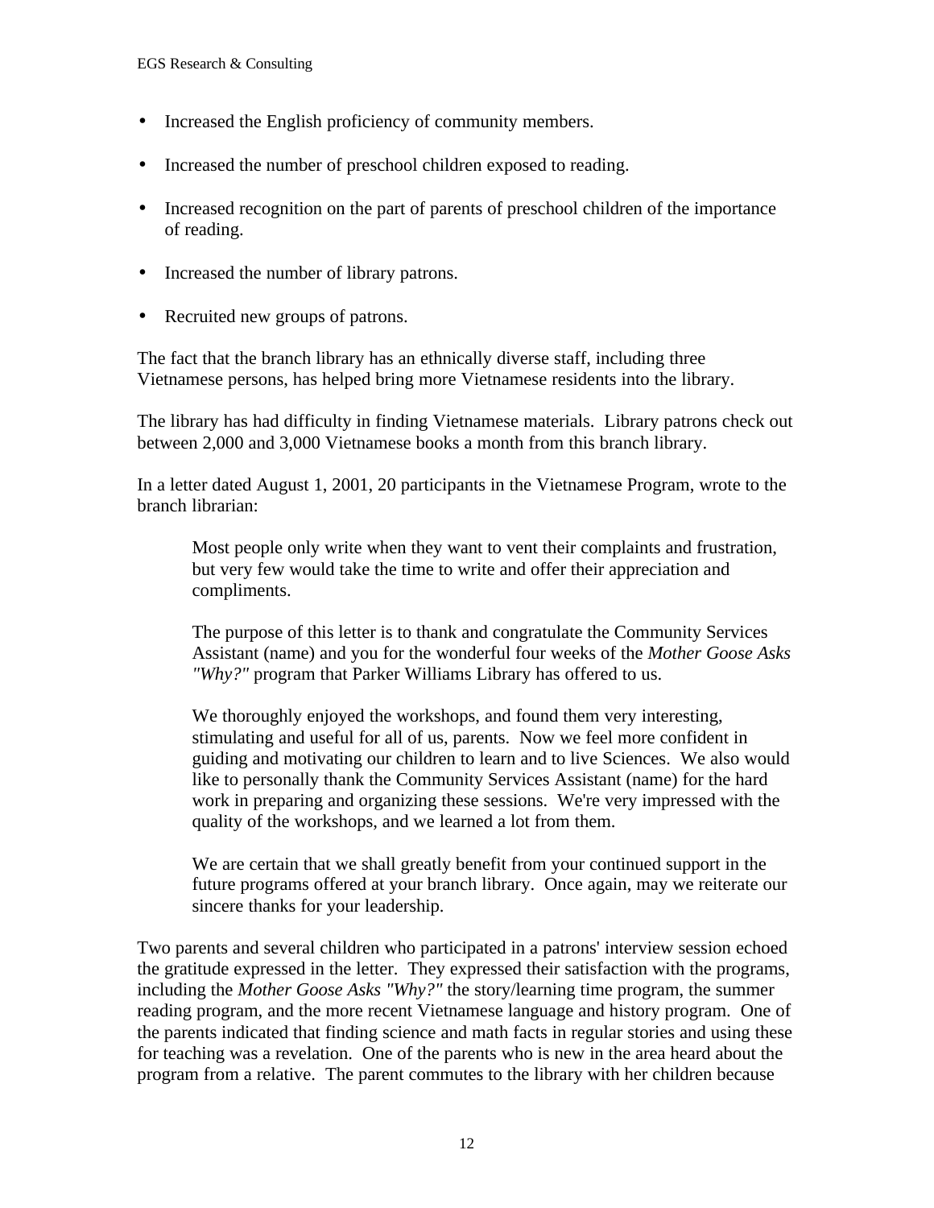- Increased the English proficiency of community members.
- Increased the number of preschool children exposed to reading.
- Increased recognition on the part of parents of preschool children of the importance of reading.
- Increased the number of library patrons.
- Recruited new groups of patrons.

The fact that the branch library has an ethnically diverse staff, including three Vietnamese persons, has helped bring more Vietnamese residents into the library.

The library has had difficulty in finding Vietnamese materials. Library patrons check out between 2,000 and 3,000 Vietnamese books a month from this branch library.

In a letter dated August 1, 2001, 20 participants in the Vietnamese Program, wrote to the branch librarian:

> Most people only write when they want to vent their complaints and frustration, but very few would take the time to write and offer their appreciation and compliments.
>
> The purpose of this letter is to thank and congratulate the Community Services Assistant (name) and you for the wonderful four weeks of the *Mother Goose Asks "Why?"* program that Parker Williams Library has offered to us.
>
> We thoroughly enjoyed the workshops, and found them very interesting, stimulating and useful for all of us, parents. Now we feel more confident in guiding and motivating our children to learn and to live Sciences. We also would like to personally thank the Community Services Assistant (name) for the hard work in preparing and organizing these sessions. We're very impressed with the quality of the workshops, and we learned a lot from them.
>
> We are certain that we shall greatly benefit from your continued support in the future programs offered at your branch library. Once again, may we reiterate our sincere thanks for your leadership.

Two parents and several children who participated in a patrons' interview session echoed the gratitude expressed in the letter. They expressed their satisfaction with the programs, including the *Mother Goose Asks "Why?"* the story/learning time program, the summer reading program, and the more recent Vietnamese language and history program. One of the parents indicated that finding science and math facts in regular stories and using these for teaching was a revelation. One of the parents who is new in the area heard about the program from a relative. The parent commutes to the library with her children because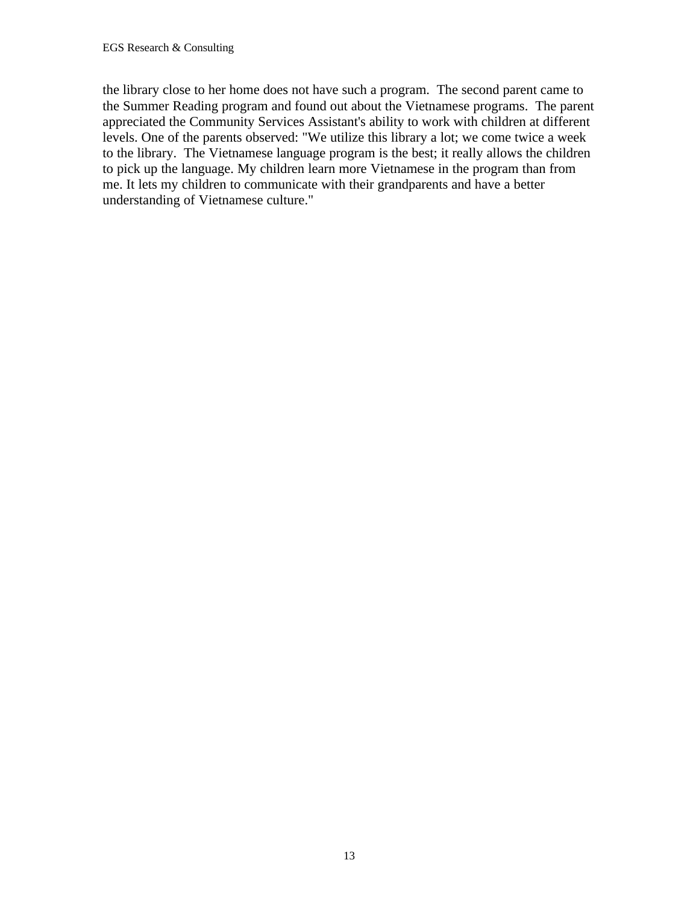the library close to her home does not have such a program. The second parent came to the Summer Reading program and found out about the Vietnamese programs. The parent appreciated the Community Services Assistant's ability to work with children at different levels. One of the parents observed: "We utilize this library a lot; we come twice a week to the library. The Vietnamese language program is the best; it really allows the children to pick up the language. My children learn more Vietnamese in the program than from me. It lets my children to communicate with their grandparents and have a better understanding of Vietnamese culture."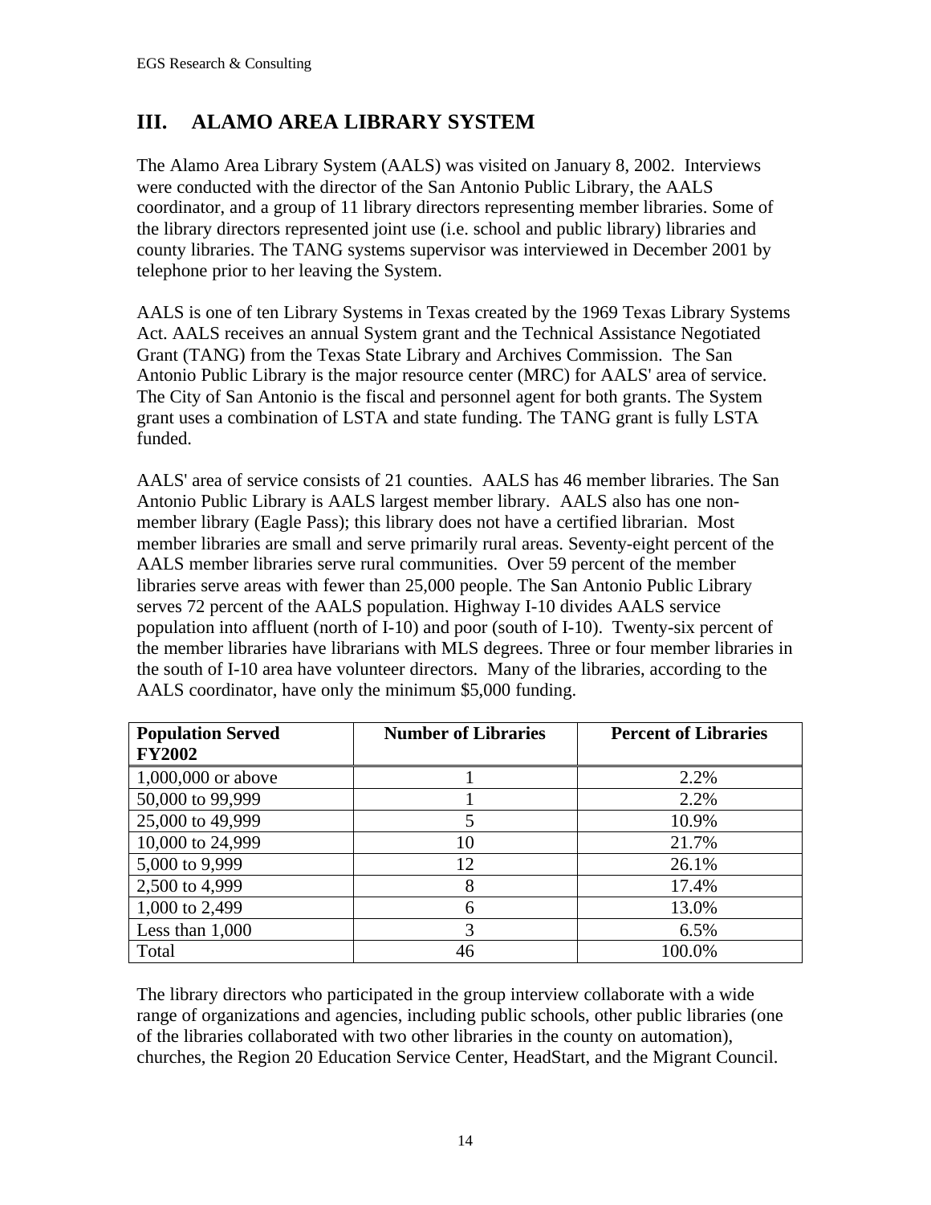## III. ALAMO AREA LIBRARY SYSTEM

The Alamo Area Library System (AALS) was visited on January 8, 2002. Interviews were conducted with the director of the San Antonio Public Library, the AALS coordinator, and a group of 11 library directors representing member libraries. Some of the library directors represented joint use (i.e. school and public library) libraries and county libraries. The TANG systems supervisor was interviewed in December 2001 by telephone prior to her leaving the System.

AALS is one of ten Library Systems in Texas created by the 1969 Texas Library Systems Act. AALS receives an annual System grant and the Technical Assistance Negotiated Grant (TANG) from the Texas State Library and Archives Commission. The San Antonio Public Library is the major resource center (MRC) for AALS' area of service. The City of San Antonio is the fiscal and personnel agent for both grants. The System grant uses a combination of LSTA and state funding. The TANG grant is fully LSTA funded.

AALS' area of service consists of 21 counties. AALS has 46 member libraries. The San Antonio Public Library is AALS largest member library. AALS also has one non-member library (Eagle Pass); this library does not have a certified librarian. Most member libraries are small and serve primarily rural areas. Seventy-eight percent of the AALS member libraries serve rural communities. Over 59 percent of the member libraries serve areas with fewer than 25,000 people. The San Antonio Public Library serves 72 percent of the AALS population. Highway I-10 divides AALS service population into affluent (north of I-10) and poor (south of I-10). Twenty-six percent of the member libraries have librarians with MLS degrees. Three or four member libraries in the south of I-10 area have volunteer directors. Many of the libraries, according to the AALS coordinator, have only the minimum $5,000 funding.

| Population Served FY2002 | Number of Libraries | Percent of Libraries |
|---|---|---|
| 1,000,000 or above | 1 | 2.2% |
| 50,000 to 99,999 | 1 | 2.2% |
| 25,000 to 49,999 | 5 | 10.9% |
| 10,000 to 24,999 | 10 | 21.7% |
| 5,000 to 9,999 | 12 | 26.1% |
| 2,500 to 4,999 | 8 | 17.4% |
| 1,000 to 2,499 | 6 | 13.0% |
| Less than 1,000 | 3 | 6.5% |
| Total | 46 | 100.0% |

The library directors who participated in the group interview collaborate with a wide range of organizations and agencies, including public schools, other public libraries (one of the libraries collaborated with two other libraries in the county on automation), churches, the Region 20 Education Service Center, HeadStart, and the Migrant Council.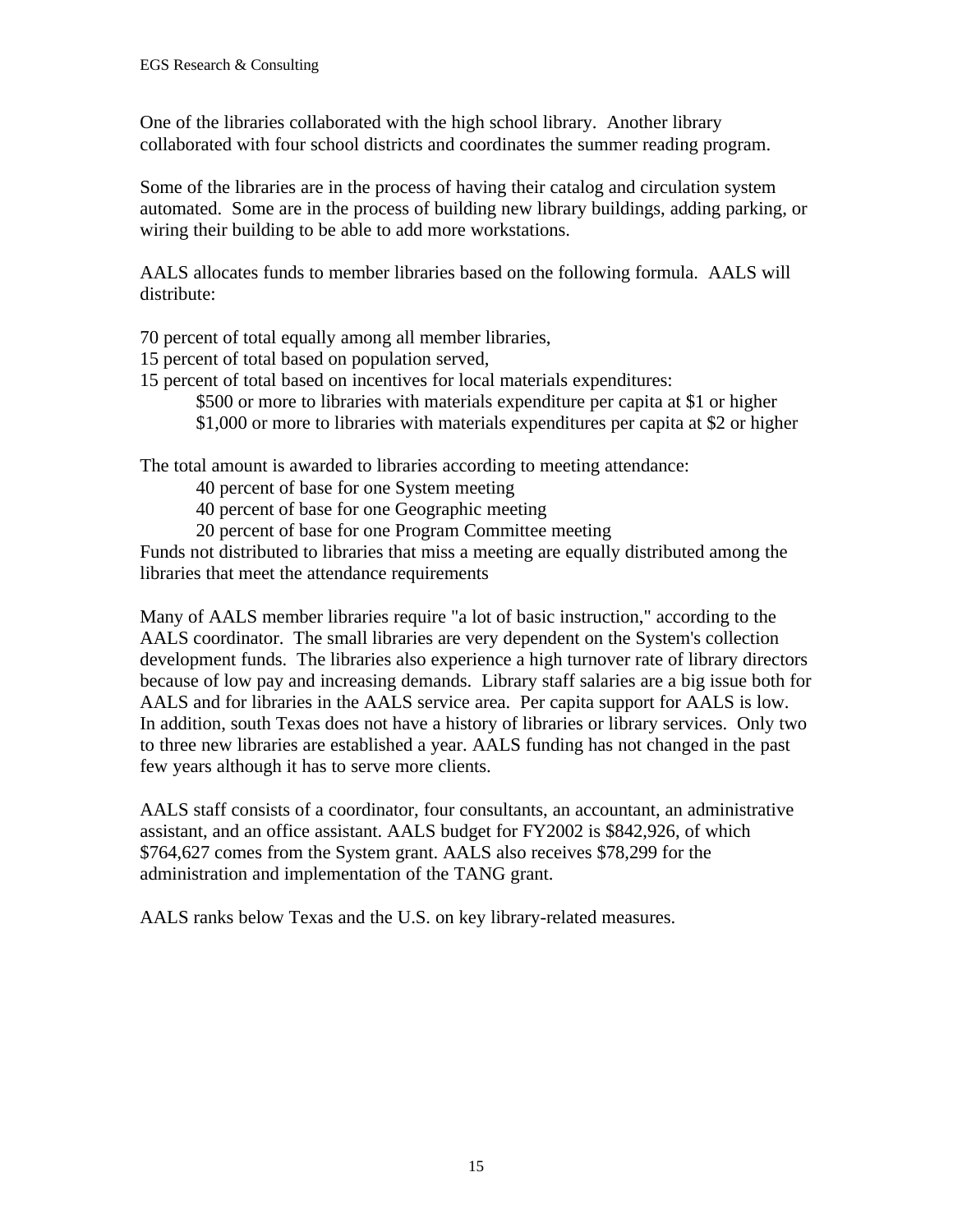One of the libraries collaborated with the high school library. Another library collaborated with four school districts and coordinates the summer reading program.

Some of the libraries are in the process of having their catalog and circulation system automated. Some are in the process of building new library buildings, adding parking, or wiring their building to be able to add more workstations.

AALS allocates funds to member libraries based on the following formula. AALS will distribute:

70 percent of total equally among all member libraries,
15 percent of total based on population served,
15 percent of total based on incentives for local materials expenditures:

- $500 or more to libraries with materials expenditure per capita at $1 or higher
- $1,000 or more to libraries with materials expenditures per capita at $2 or higher

The total amount is awarded to libraries according to meeting attendance:

- 40 percent of base for one System meeting
- 40 percent of base for one Geographic meeting
- 20 percent of base for one Program Committee meeting

Funds not distributed to libraries that miss a meeting are equally distributed among the libraries that meet the attendance requirements

Many of AALS member libraries require "a lot of basic instruction," according to the AALS coordinator. The small libraries are very dependent on the System's collection development funds. The libraries also experience a high turnover rate of library directors because of low pay and increasing demands. Library staff salaries are a big issue both for AALS and for libraries in the AALS service area. Per capita support for AALS is low. In addition, south Texas does not have a history of libraries or library services. Only two to three new libraries are established a year. AALS funding has not changed in the past few years although it has to serve more clients.

AALS staff consists of a coordinator, four consultants, an accountant, an administrative assistant, and an office assistant. AALS budget for FY2002 is $842,926, of which $764,627 comes from the System grant. AALS also receives $78,299 for the administration and implementation of the TANG grant.

AALS ranks below Texas and the U.S. on key library-related measures.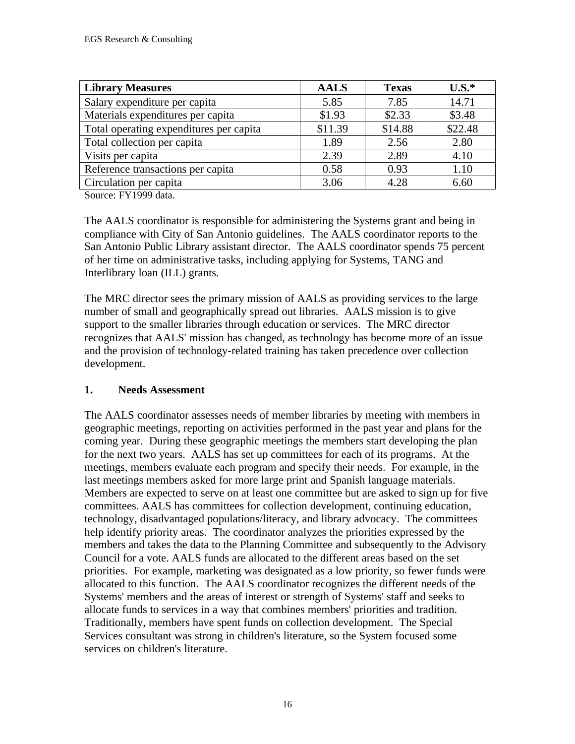| **Library Measures** | **AALS** | **Texas** | **U.S.*** |
|---|---|---|---|
| Salary expenditure per capita | 5.85 | 7.85 | 14.71 |
| Materials expenditures per capita | $1.93 | $2.33 | $3.48 |
| Total operating expenditures per capita | $11.39 | $14.88 | $22.48 |
| Total collection per capita | 1.89 | 2.56 | 2.80 |
| Visits per capita | 2.39 | 2.89 | 4.10 |
| Reference transactions per capita | 0.58 | 0.93 | 1.10 |
| Circulation per capita | 3.06 | 4.28 | 6.60 |

Source: FY1999 data.

The AALS coordinator is responsible for administering the Systems grant and being in compliance with City of San Antonio guidelines. The AALS coordinator reports to the San Antonio Public Library assistant director. The AALS coordinator spends 75 percent of her time on administrative tasks, including applying for Systems, TANG and Interlibrary loan (ILL) grants.

The MRC director sees the primary mission of AALS as providing services to the large number of small and geographically spread out libraries. AALS mission is to give support to the smaller libraries through education or services. The MRC director recognizes that AALS' mission has changed, as technology has become more of an issue and the provision of technology-related training has taken precedence over collection development.

### 1. Needs Assessment

The AALS coordinator assesses needs of member libraries by meeting with members in geographic meetings, reporting on activities performed in the past year and plans for the coming year. During these geographic meetings the members start developing the plan for the next two years. AALS has set up committees for each of its programs. At the meetings, members evaluate each program and specify their needs. For example, in the last meetings members asked for more large print and Spanish language materials. Members are expected to serve on at least one committee but are asked to sign up for five committees. AALS has committees for collection development, continuing education, technology, disadvantaged populations/literacy, and library advocacy. The committees help identify priority areas. The coordinator analyzes the priorities expressed by the members and takes the data to the Planning Committee and subsequently to the Advisory Council for a vote. AALS funds are allocated to the different areas based on the set priorities. For example, marketing was designated as a low priority, so fewer funds were allocated to this function. The AALS coordinator recognizes the different needs of the Systems' members and the areas of interest or strength of Systems' staff and seeks to allocate funds to services in a way that combines members' priorities and tradition. Traditionally, members have spent funds on collection development. The Special Services consultant was strong in children's literature, so the System focused some services on children's literature.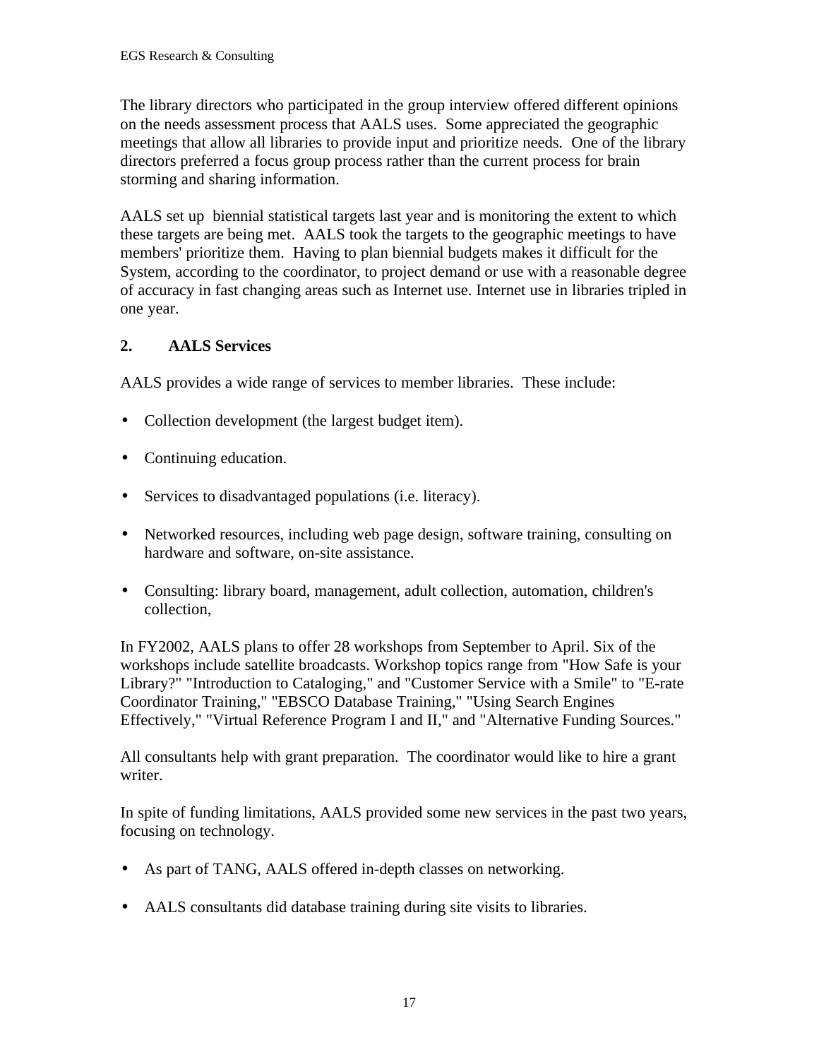The library directors who participated in the group interview offered different opinions on the needs assessment process that AALS uses. Some appreciated the geographic meetings that allow all libraries to provide input and prioritize needs. One of the library directors preferred a focus group process rather than the current process for brain storming and sharing information.

AALS set up biennial statistical targets last year and is monitoring the extent to which these targets are being met. AALS took the targets to the geographic meetings to have members' prioritize them. Having to plan biennial budgets makes it difficult for the System, according to the coordinator, to project demand or use with a reasonable degree of accuracy in fast changing areas such as Internet use. Internet use in libraries tripled in one year.

## 2. AALS Services

AALS provides a wide range of services to member libraries. These include:

- Collection development (the largest budget item).
- Continuing education.
- Services to disadvantaged populations (i.e. literacy).
- Networked resources, including web page design, software training, consulting on hardware and software, on-site assistance.
- Consulting: library board, management, adult collection, automation, children's collection,

In FY2002, AALS plans to offer 28 workshops from September to April. Six of the workshops include satellite broadcasts. Workshop topics range from "How Safe is your Library?" "Introduction to Cataloging," and "Customer Service with a Smile" to "E-rate Coordinator Training," "EBSCO Database Training," "Using Search Engines Effectively," "Virtual Reference Program I and II," and "Alternative Funding Sources."

All consultants help with grant preparation. The coordinator would like to hire a grant writer.

In spite of funding limitations, AALS provided some new services in the past two years, focusing on technology.

- As part of TANG, AALS offered in-depth classes on networking.
- AALS consultants did database training during site visits to libraries.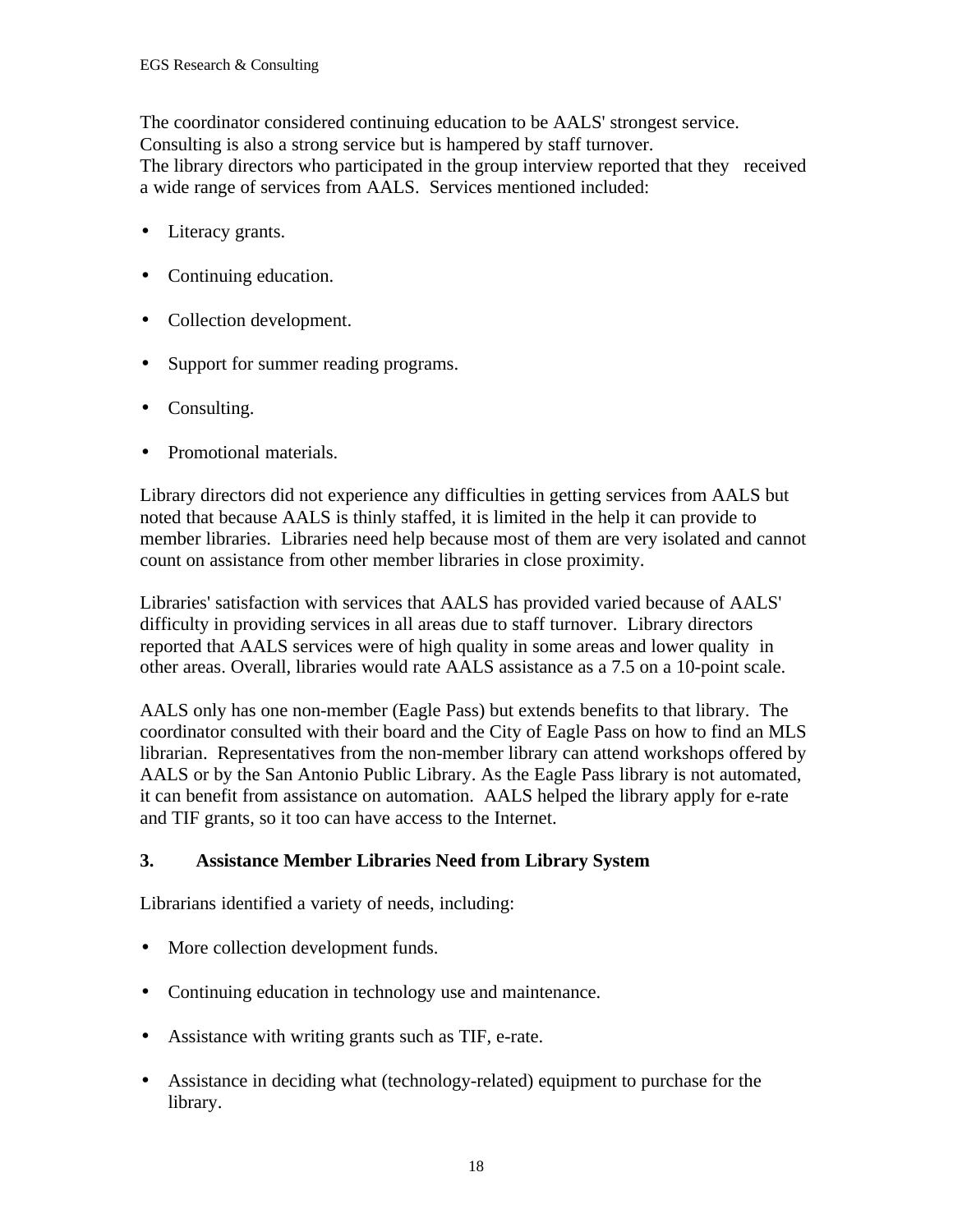The coordinator considered continuing education to be AALS' strongest service. Consulting is also a strong service but is hampered by staff turnover.
The library directors who participated in the group interview reported that they received a wide range of services from AALS. Services mentioned included:

- Literacy grants.
- Continuing education.
- Collection development.
- Support for summer reading programs.
- Consulting.
- Promotional materials.

Library directors did not experience any difficulties in getting services from AALS but noted that because AALS is thinly staffed, it is limited in the help it can provide to member libraries. Libraries need help because most of them are very isolated and cannot count on assistance from other member libraries in close proximity.

Libraries' satisfaction with services that AALS has provided varied because of AALS' difficulty in providing services in all areas due to staff turnover. Library directors reported that AALS services were of high quality in some areas and lower quality in other areas. Overall, libraries would rate AALS assistance as a 7.5 on a 10-point scale.

AALS only has one non-member (Eagle Pass) but extends benefits to that library. The coordinator consulted with their board and the City of Eagle Pass on how to find an MLS librarian. Representatives from the non-member library can attend workshops offered by AALS or by the San Antonio Public Library. As the Eagle Pass library is not automated, it can benefit from assistance on automation. AALS helped the library apply for e-rate and TIF grants, so it too can have access to the Internet.

### 3. Assistance Member Libraries Need from Library System

Librarians identified a variety of needs, including:

- More collection development funds.
- Continuing education in technology use and maintenance.
- Assistance with writing grants such as TIF, e-rate.
- Assistance in deciding what (technology-related) equipment to purchase for the library.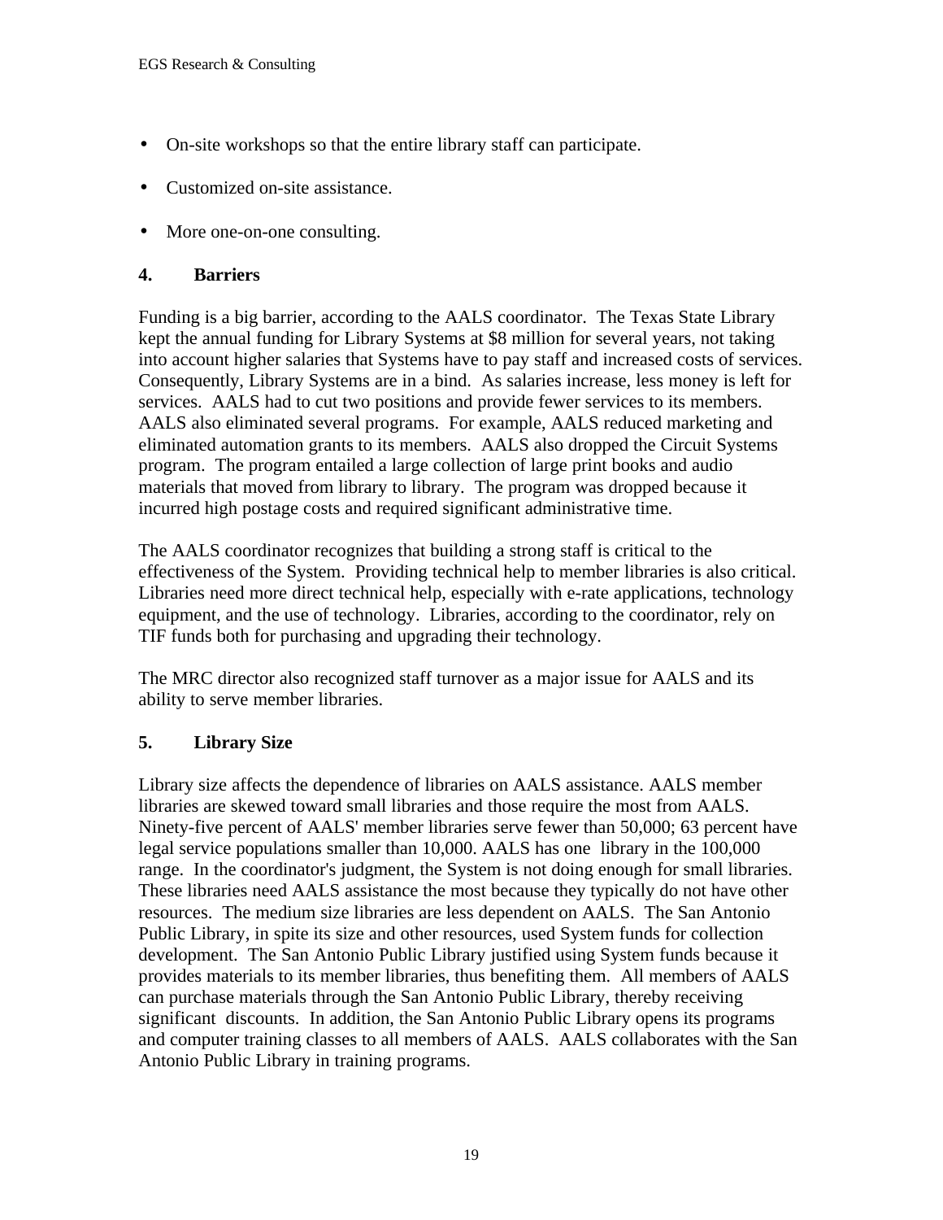- On-site workshops so that the entire library staff can participate.
- Customized on-site assistance.
- More one-on-one consulting.

### 4. Barriers

Funding is a big barrier, according to the AALS coordinator. The Texas State Library kept the annual funding for Library Systems at $8 million for several years, not taking into account higher salaries that Systems have to pay staff and increased costs of services. Consequently, Library Systems are in a bind. As salaries increase, less money is left for services. AALS had to cut two positions and provide fewer services to its members. AALS also eliminated several programs. For example, AALS reduced marketing and eliminated automation grants to its members. AALS also dropped the Circuit Systems program. The program entailed a large collection of large print books and audio materials that moved from library to library. The program was dropped because it incurred high postage costs and required significant administrative time.

The AALS coordinator recognizes that building a strong staff is critical to the effectiveness of the System. Providing technical help to member libraries is also critical. Libraries need more direct technical help, especially with e-rate applications, technology equipment, and the use of technology. Libraries, according to the coordinator, rely on TIF funds both for purchasing and upgrading their technology.

The MRC director also recognized staff turnover as a major issue for AALS and its ability to serve member libraries.

### 5. Library Size

Library size affects the dependence of libraries on AALS assistance. AALS member libraries are skewed toward small libraries and those require the most from AALS. Ninety-five percent of AALS' member libraries serve fewer than 50,000; 63 percent have legal service populations smaller than 10,000. AALS has one library in the 100,000 range. In the coordinator's judgment, the System is not doing enough for small libraries. These libraries need AALS assistance the most because they typically do not have other resources. The medium size libraries are less dependent on AALS. The San Antonio Public Library, in spite its size and other resources, used System funds for collection development. The San Antonio Public Library justified using System funds because it provides materials to its member libraries, thus benefiting them. All members of AALS can purchase materials through the San Antonio Public Library, thereby receiving significant discounts. In addition, the San Antonio Public Library opens its programs and computer training classes to all members of AALS. AALS collaborates with the San Antonio Public Library in training programs.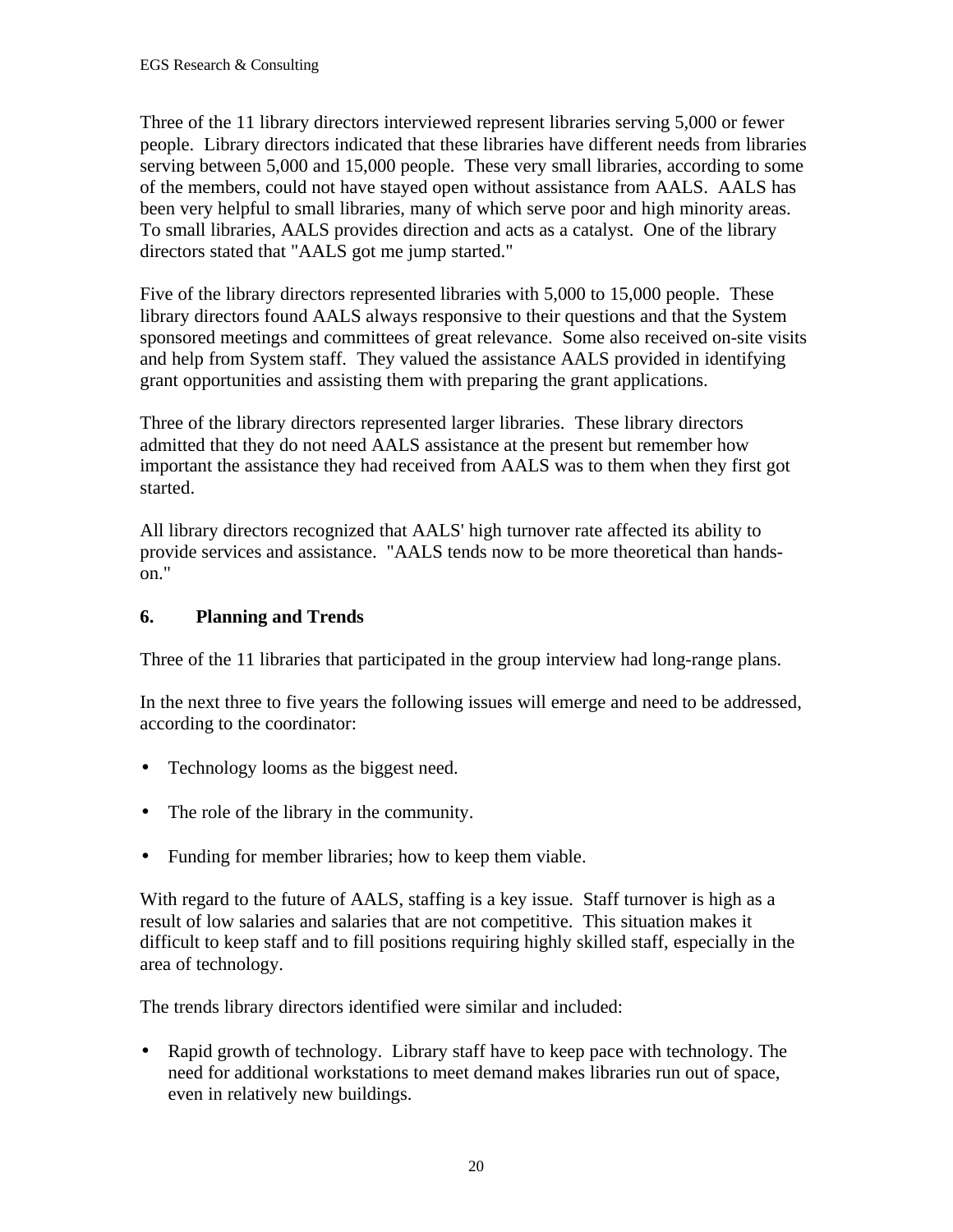Three of the 11 library directors interviewed represent libraries serving 5,000 or fewer people. Library directors indicated that these libraries have different needs from libraries serving between 5,000 and 15,000 people. These very small libraries, according to some of the members, could not have stayed open without assistance from AALS. AALS has been very helpful to small libraries, many of which serve poor and high minority areas. To small libraries, AALS provides direction and acts as a catalyst. One of the library directors stated that "AALS got me jump started."

Five of the library directors represented libraries with 5,000 to 15,000 people. These library directors found AALS always responsive to their questions and that the System sponsored meetings and committees of great relevance. Some also received on-site visits and help from System staff. They valued the assistance AALS provided in identifying grant opportunities and assisting them with preparing the grant applications.

Three of the library directors represented larger libraries. These library directors admitted that they do not need AALS assistance at the present but remember how important the assistance they had received from AALS was to them when they first got started.

All library directors recognized that AALS' high turnover rate affected its ability to provide services and assistance. "AALS tends now to be more theoretical than hands-on."

### 6. Planning and Trends

Three of the 11 libraries that participated in the group interview had long-range plans.

In the next three to five years the following issues will emerge and need to be addressed, according to the coordinator:

- Technology looms as the biggest need.
- The role of the library in the community.
- Funding for member libraries; how to keep them viable.

With regard to the future of AALS, staffing is a key issue. Staff turnover is high as a result of low salaries and salaries that are not competitive. This situation makes it difficult to keep staff and to fill positions requiring highly skilled staff, especially in the area of technology.

The trends library directors identified were similar and included:

- Rapid growth of technology. Library staff have to keep pace with technology. The need for additional workstations to meet demand makes libraries run out of space, even in relatively new buildings.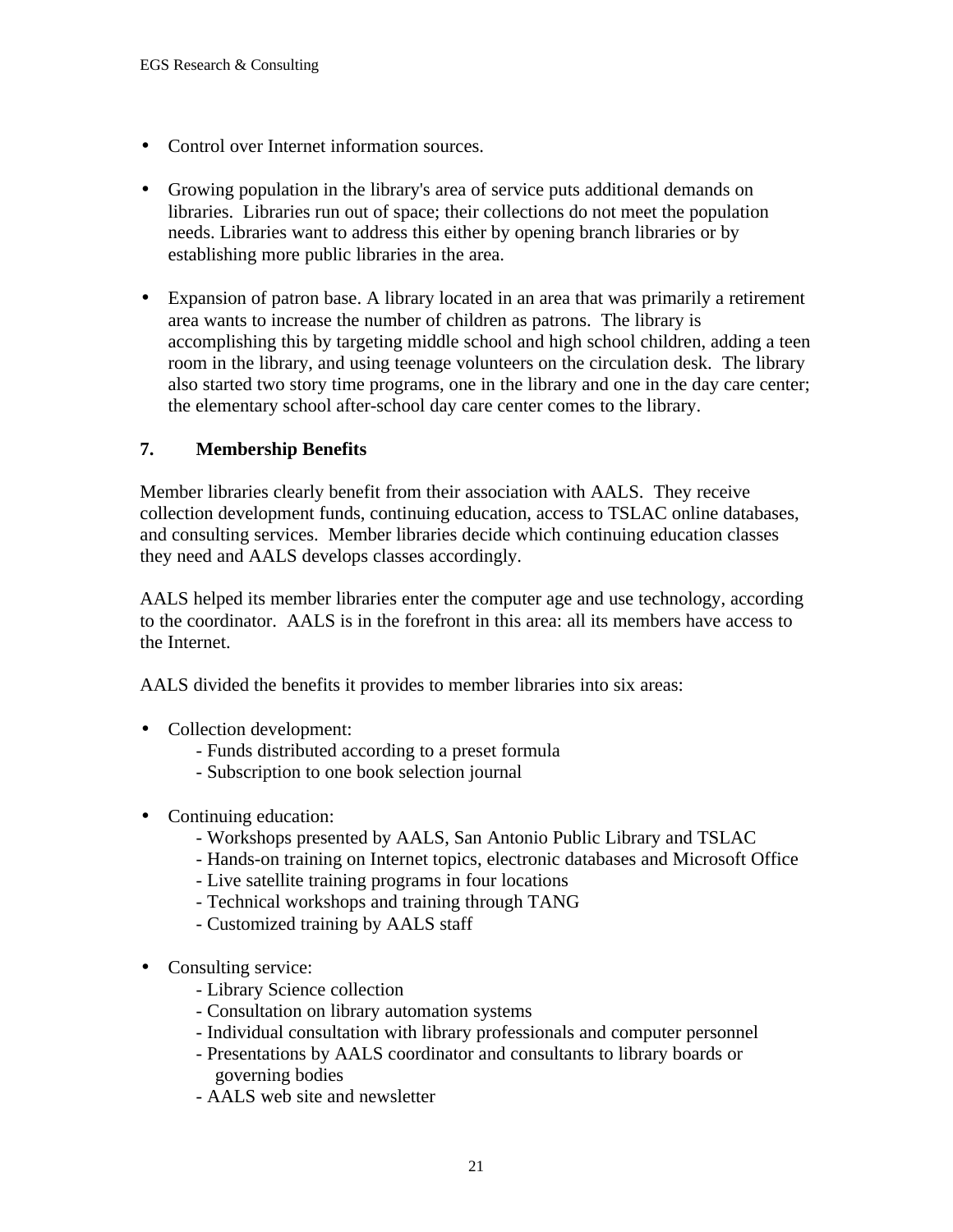- Control over Internet information sources.

- Growing population in the library's area of service puts additional demands on libraries. Libraries run out of space; their collections do not meet the population needs. Libraries want to address this either by opening branch libraries or by establishing more public libraries in the area.

- Expansion of patron base. A library located in an area that was primarily a retirement area wants to increase the number of children as patrons. The library is accomplishing this by targeting middle school and high school children, adding a teen room in the library, and using teenage volunteers on the circulation desk. The library also started two story time programs, one in the library and one in the day care center; the elementary school after-school day care center comes to the library.

## 7. Membership Benefits

Member libraries clearly benefit from their association with AALS. They receive collection development funds, continuing education, access to TSLAC online databases, and consulting services. Member libraries decide which continuing education classes they need and AALS develops classes accordingly.

AALS helped its member libraries enter the computer age and use technology, according to the coordinator. AALS is in the forefront in this area: all its members have access to the Internet.

AALS divided the benefits it provides to member libraries into six areas:

- Collection development:
  - Funds distributed according to a preset formula
  - Subscription to one book selection journal

- Continuing education:
  - Workshops presented by AALS, San Antonio Public Library and TSLAC
  - Hands-on training on Internet topics, electronic databases and Microsoft Office
  - Live satellite training programs in four locations
  - Technical workshops and training through TANG
  - Customized training by AALS staff

- Consulting service:
  - Library Science collection
  - Consultation on library automation systems
  - Individual consultation with library professionals and computer personnel
  - Presentations by AALS coordinator and consultants to library boards or governing bodies
  - AALS web site and newsletter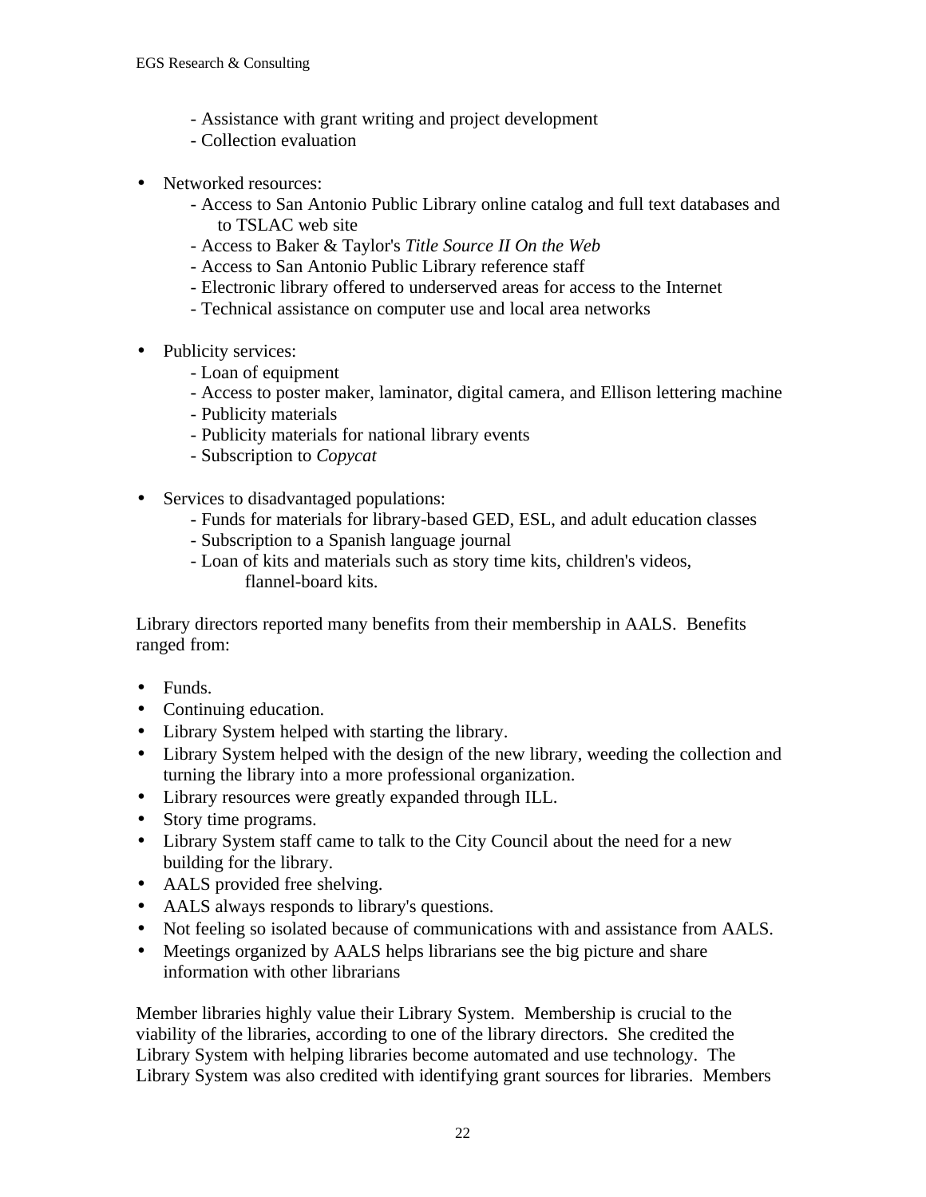- Assistance with grant writing and project development
- Collection evaluation

- Networked resources:
  - Access to San Antonio Public Library online catalog and full text databases and to TSLAC web site
  - Access to Baker & Taylor's *Title Source II On the Web*
  - Access to San Antonio Public Library reference staff
  - Electronic library offered to underserved areas for access to the Internet
  - Technical assistance on computer use and local area networks

- Publicity services:
  - Loan of equipment
  - Access to poster maker, laminator, digital camera, and Ellison lettering machine
  - Publicity materials
  - Publicity materials for national library events
  - Subscription to *Copycat*

- Services to disadvantaged populations:
  - Funds for materials for library-based GED, ESL, and adult education classes
  - Subscription to a Spanish language journal
  - Loan of kits and materials such as story time kits, children's videos, flannel-board kits.

Library directors reported many benefits from their membership in AALS. Benefits ranged from:

- Funds.
- Continuing education.
- Library System helped with starting the library.
- Library System helped with the design of the new library, weeding the collection and turning the library into a more professional organization.
- Library resources were greatly expanded through ILL.
- Story time programs.
- Library System staff came to talk to the City Council about the need for a new building for the library.
- AALS provided free shelving.
- AALS always responds to library's questions.
- Not feeling so isolated because of communications with and assistance from AALS.
- Meetings organized by AALS helps librarians see the big picture and share information with other librarians

Member libraries highly value their Library System. Membership is crucial to the viability of the libraries, according to one of the library directors. She credited the Library System with helping libraries become automated and use technology. The Library System was also credited with identifying grant sources for libraries. Members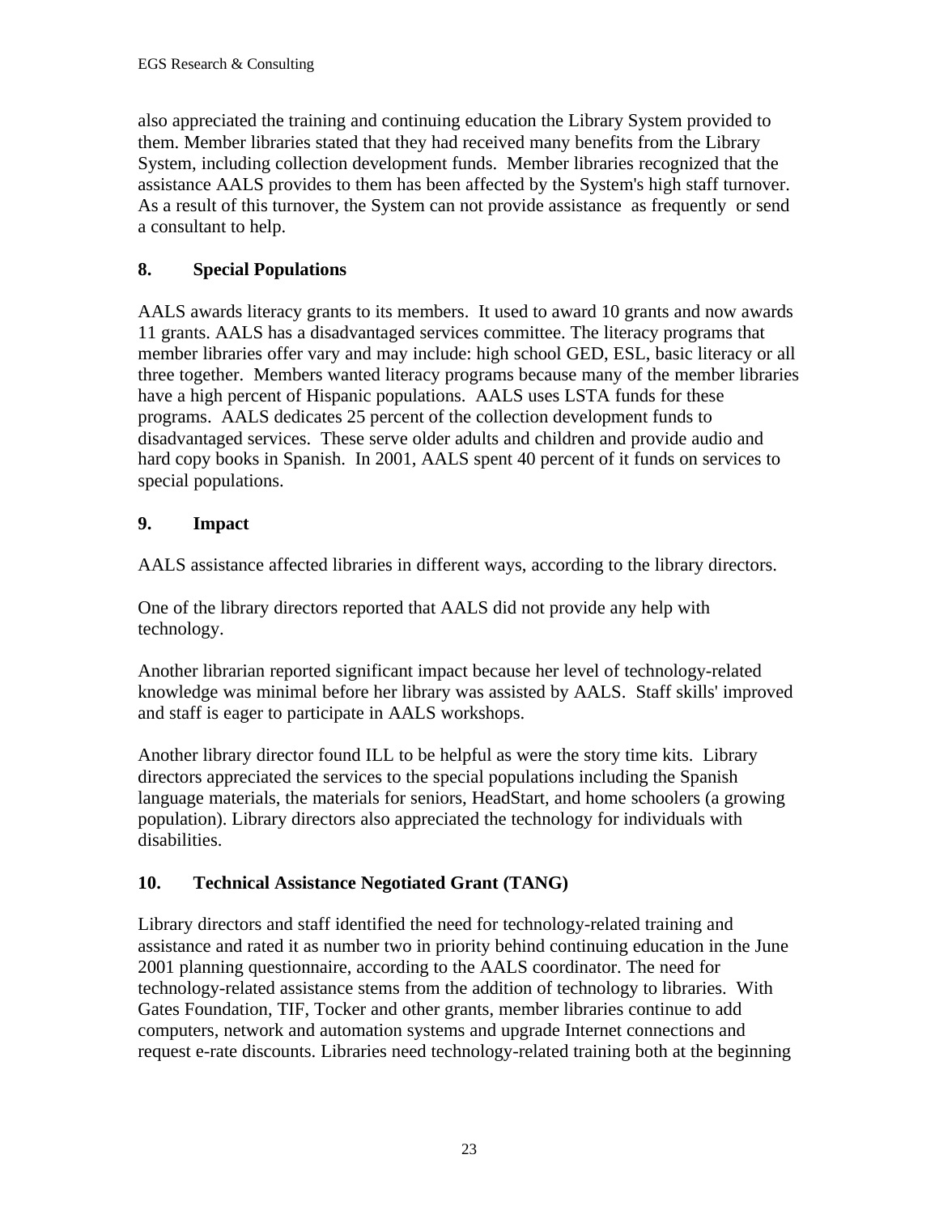also appreciated the training and continuing education the Library System provided to them. Member libraries stated that they had received many benefits from the Library System, including collection development funds. Member libraries recognized that the assistance AALS provides to them has been affected by the System's high staff turnover. As a result of this turnover, the System can not provide assistance as frequently or send a consultant to help.

## 8. Special Populations

AALS awards literacy grants to its members. It used to award 10 grants and now awards 11 grants. AALS has a disadvantaged services committee. The literacy programs that member libraries offer vary and may include: high school GED, ESL, basic literacy or all three together. Members wanted literacy programs because many of the member libraries have a high percent of Hispanic populations. AALS uses LSTA funds for these programs. AALS dedicates 25 percent of the collection development funds to disadvantaged services. These serve older adults and children and provide audio and hard copy books in Spanish. In 2001, AALS spent 40 percent of it funds on services to special populations.

## 9. Impact

AALS assistance affected libraries in different ways, according to the library directors.

One of the library directors reported that AALS did not provide any help with technology.

Another librarian reported significant impact because her level of technology-related knowledge was minimal before her library was assisted by AALS. Staff skills' improved and staff is eager to participate in AALS workshops.

Another library director found ILL to be helpful as were the story time kits. Library directors appreciated the services to the special populations including the Spanish language materials, the materials for seniors, HeadStart, and home schoolers (a growing population). Library directors also appreciated the technology for individuals with disabilities.

## 10. Technical Assistance Negotiated Grant (TANG)

Library directors and staff identified the need for technology-related training and assistance and rated it as number two in priority behind continuing education in the June 2001 planning questionnaire, according to the AALS coordinator. The need for technology-related assistance stems from the addition of technology to libraries. With Gates Foundation, TIF, Tocker and other grants, member libraries continue to add computers, network and automation systems and upgrade Internet connections and request e-rate discounts. Libraries need technology-related training both at the beginning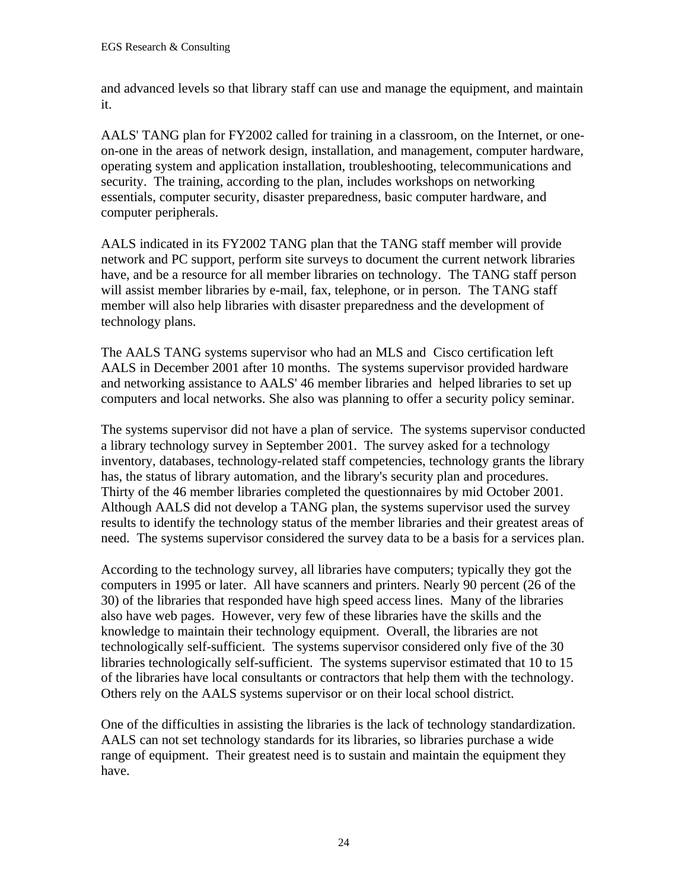and advanced levels so that library staff can use and manage the equipment, and maintain it.

AALS' TANG plan for FY2002 called for training in a classroom, on the Internet, or one-on-one in the areas of network design, installation, and management, computer hardware, operating system and application installation, troubleshooting, telecommunications and security. The training, according to the plan, includes workshops on networking essentials, computer security, disaster preparedness, basic computer hardware, and computer peripherals.

AALS indicated in its FY2002 TANG plan that the TANG staff member will provide network and PC support, perform site surveys to document the current network libraries have, and be a resource for all member libraries on technology. The TANG staff person will assist member libraries by e-mail, fax, telephone, or in person. The TANG staff member will also help libraries with disaster preparedness and the development of technology plans.

The AALS TANG systems supervisor who had an MLS and Cisco certification left AALS in December 2001 after 10 months. The systems supervisor provided hardware and networking assistance to AALS' 46 member libraries and helped libraries to set up computers and local networks. She also was planning to offer a security policy seminar.

The systems supervisor did not have a plan of service. The systems supervisor conducted a library technology survey in September 2001. The survey asked for a technology inventory, databases, technology-related staff competencies, technology grants the library has, the status of library automation, and the library's security plan and procedures. Thirty of the 46 member libraries completed the questionnaires by mid October 2001. Although AALS did not develop a TANG plan, the systems supervisor used the survey results to identify the technology status of the member libraries and their greatest areas of need. The systems supervisor considered the survey data to be a basis for a services plan.

According to the technology survey, all libraries have computers; typically they got the computers in 1995 or later. All have scanners and printers. Nearly 90 percent (26 of the 30) of the libraries that responded have high speed access lines. Many of the libraries also have web pages. However, very few of these libraries have the skills and the knowledge to maintain their technology equipment. Overall, the libraries are not technologically self-sufficient. The systems supervisor considered only five of the 30 libraries technologically self-sufficient. The systems supervisor estimated that 10 to 15 of the libraries have local consultants or contractors that help them with the technology. Others rely on the AALS systems supervisor or on their local school district.

One of the difficulties in assisting the libraries is the lack of technology standardization. AALS can not set technology standards for its libraries, so libraries purchase a wide range of equipment. Their greatest need is to sustain and maintain the equipment they have.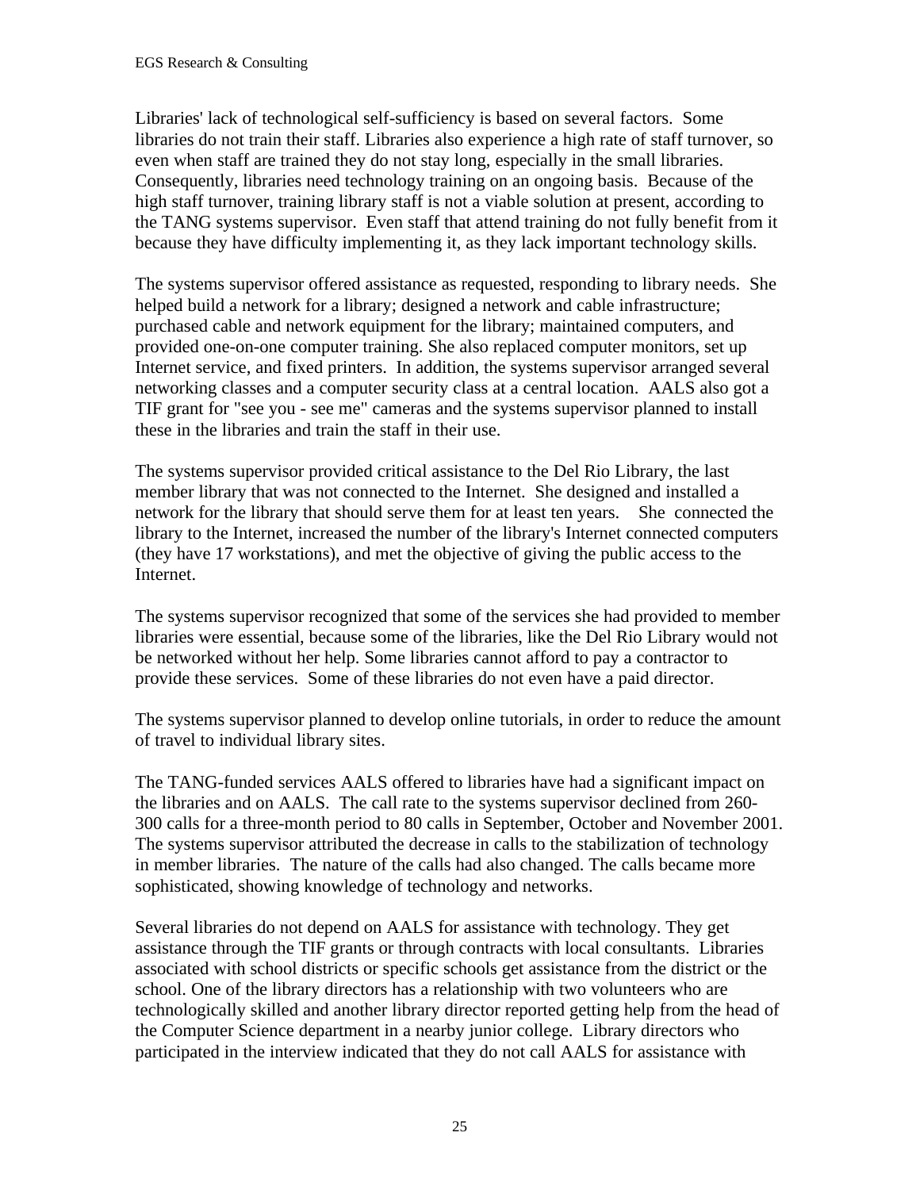Libraries' lack of technological self-sufficiency is based on several factors. Some libraries do not train their staff. Libraries also experience a high rate of staff turnover, so even when staff are trained they do not stay long, especially in the small libraries. Consequently, libraries need technology training on an ongoing basis. Because of the high staff turnover, training library staff is not a viable solution at present, according to the TANG systems supervisor. Even staff that attend training do not fully benefit from it because they have difficulty implementing it, as they lack important technology skills.

The systems supervisor offered assistance as requested, responding to library needs. She helped build a network for a library; designed a network and cable infrastructure; purchased cable and network equipment for the library; maintained computers, and provided one-on-one computer training. She also replaced computer monitors, set up Internet service, and fixed printers. In addition, the systems supervisor arranged several networking classes and a computer security class at a central location. AALS also got a TIF grant for "see you - see me" cameras and the systems supervisor planned to install these in the libraries and train the staff in their use.

The systems supervisor provided critical assistance to the Del Rio Library, the last member library that was not connected to the Internet. She designed and installed a network for the library that should serve them for at least ten years. She connected the library to the Internet, increased the number of the library's Internet connected computers (they have 17 workstations), and met the objective of giving the public access to the Internet.

The systems supervisor recognized that some of the services she had provided to member libraries were essential, because some of the libraries, like the Del Rio Library would not be networked without her help. Some libraries cannot afford to pay a contractor to provide these services. Some of these libraries do not even have a paid director.

The systems supervisor planned to develop online tutorials, in order to reduce the amount of travel to individual library sites.

The TANG-funded services AALS offered to libraries have had a significant impact on the libraries and on AALS. The call rate to the systems supervisor declined from 260-300 calls for a three-month period to 80 calls in September, October and November 2001. The systems supervisor attributed the decrease in calls to the stabilization of technology in member libraries. The nature of the calls had also changed. The calls became more sophisticated, showing knowledge of technology and networks.

Several libraries do not depend on AALS for assistance with technology. They get assistance through the TIF grants or through contracts with local consultants. Libraries associated with school districts or specific schools get assistance from the district or the school. One of the library directors has a relationship with two volunteers who are technologically skilled and another library director reported getting help from the head of the Computer Science department in a nearby junior college. Library directors who participated in the interview indicated that they do not call AALS for assistance with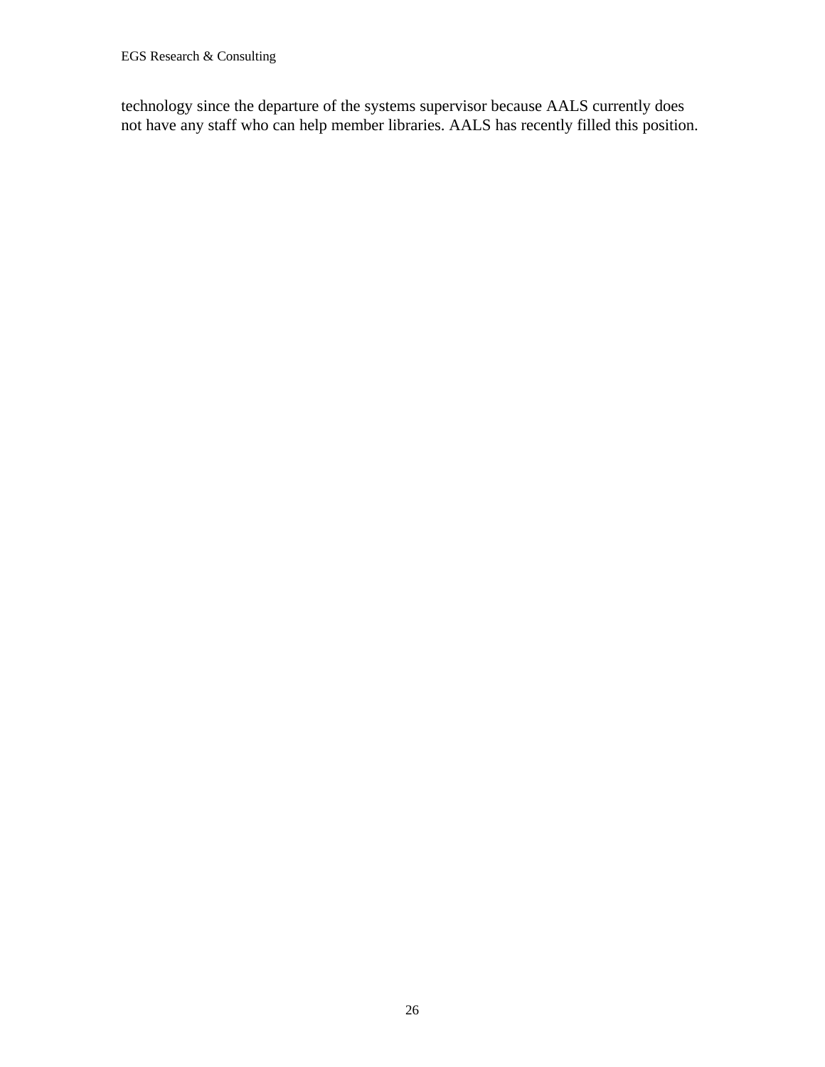technology since the departure of the systems supervisor because AALS currently does not have any staff who can help member libraries. AALS has recently filled this position.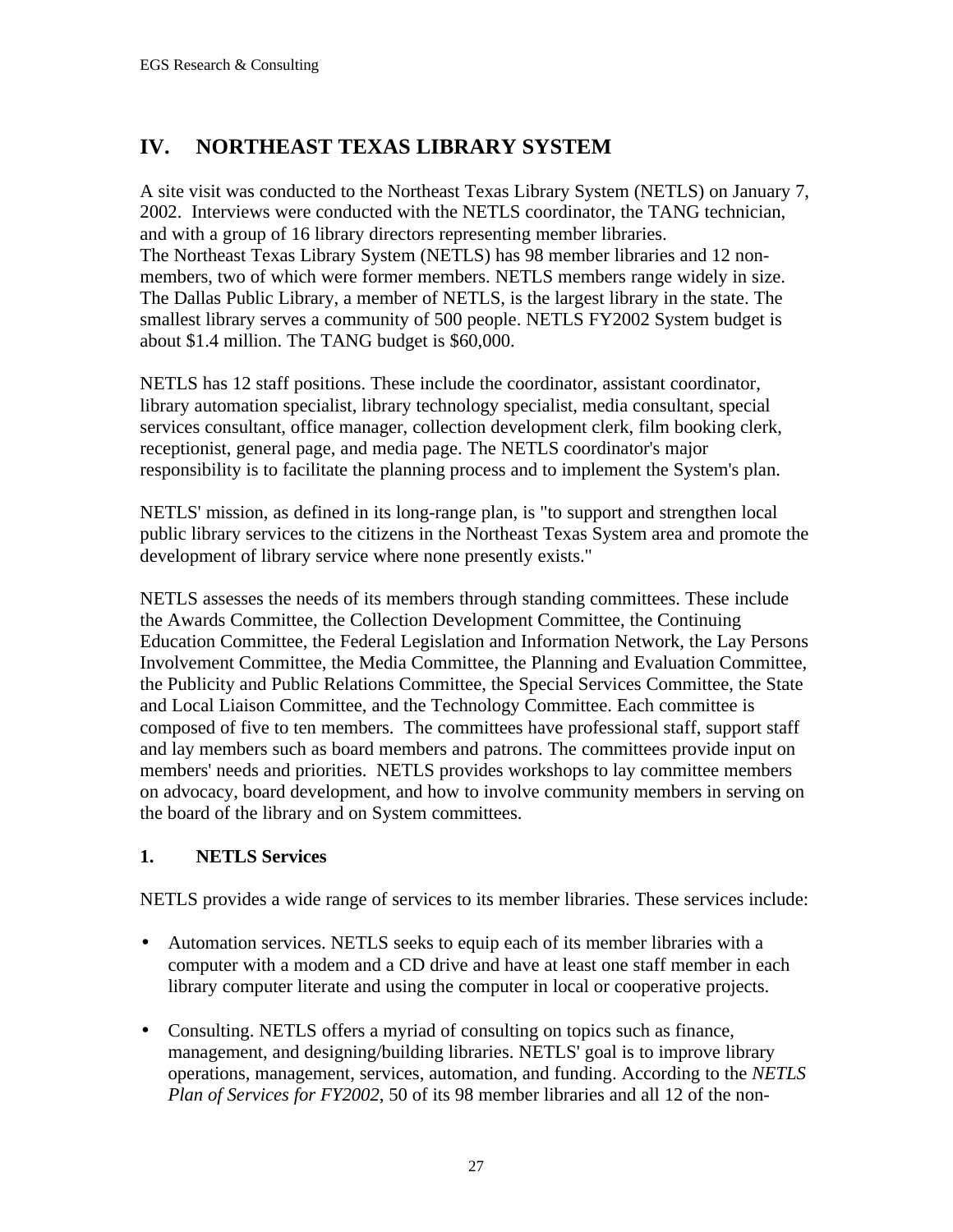# IV. NORTHEAST TEXAS LIBRARY SYSTEM

A site visit was conducted to the Northeast Texas Library System (NETLS) on January 7, 2002. Interviews were conducted with the NETLS coordinator, the TANG technician, and with a group of 16 library directors representing member libraries.
The Northeast Texas Library System (NETLS) has 98 member libraries and 12 non-members, two of which were former members. NETLS members range widely in size. The Dallas Public Library, a member of NETLS, is the largest library in the state. The smallest library serves a community of 500 people. NETLS FY2002 System budget is about $1.4 million. The TANG budget is $60,000.

NETLS has 12 staff positions. These include the coordinator, assistant coordinator, library automation specialist, library technology specialist, media consultant, special services consultant, office manager, collection development clerk, film booking clerk, receptionist, general page, and media page. The NETLS coordinator's major responsibility is to facilitate the planning process and to implement the System's plan.

NETLS' mission, as defined in its long-range plan, is "to support and strengthen local public library services to the citizens in the Northeast Texas System area and promote the development of library service where none presently exists."

NETLS assesses the needs of its members through standing committees. These include the Awards Committee, the Collection Development Committee, the Continuing Education Committee, the Federal Legislation and Information Network, the Lay Persons Involvement Committee, the Media Committee, the Planning and Evaluation Committee, the Publicity and Public Relations Committee, the Special Services Committee, the State and Local Liaison Committee, and the Technology Committee. Each committee is composed of five to ten members. The committees have professional staff, support staff and lay members such as board members and patrons. The committees provide input on members' needs and priorities. NETLS provides workshops to lay committee members on advocacy, board development, and how to involve community members in serving on the board of the library and on System committees.

### 1. NETLS Services

NETLS provides a wide range of services to its member libraries. These services include:

- Automation services. NETLS seeks to equip each of its member libraries with a computer with a modem and a CD drive and have at least one staff member in each library computer literate and using the computer in local or cooperative projects.

- Consulting. NETLS offers a myriad of consulting on topics such as finance, management, and designing/building libraries. NETLS' goal is to improve library operations, management, services, automation, and funding. According to the *NETLS Plan of Services for FY2002*, 50 of its 98 member libraries and all 12 of the non-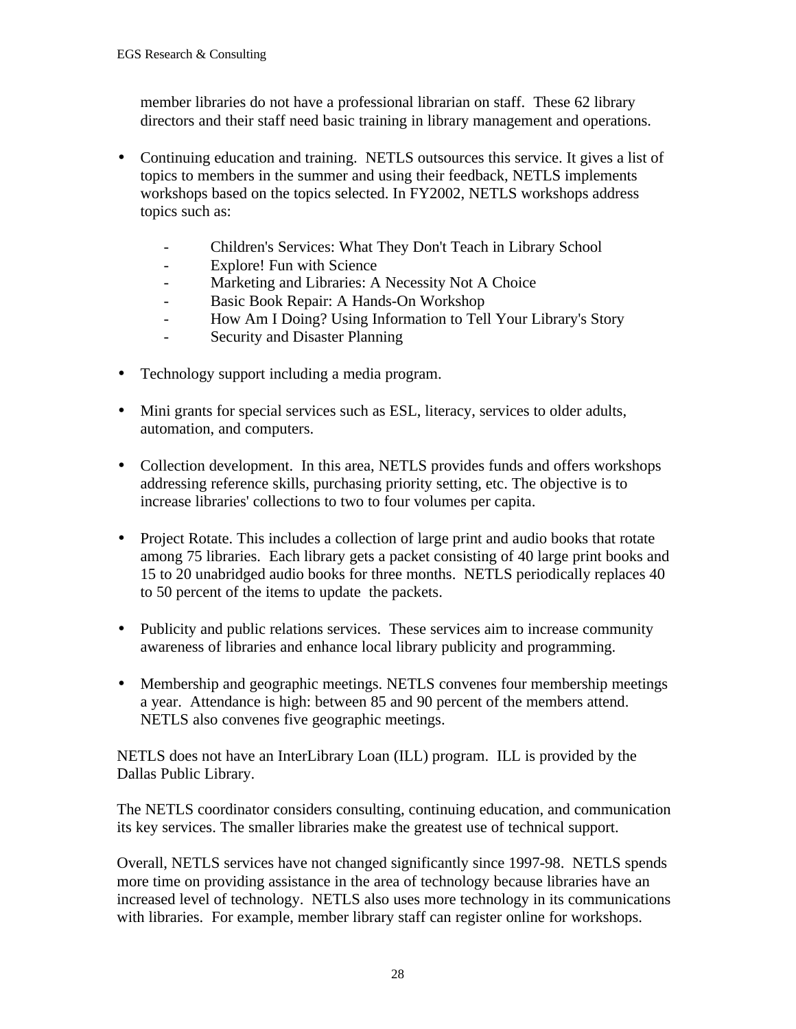member libraries do not have a professional librarian on staff. These 62 library directors and their staff need basic training in library management and operations.

- Continuing education and training. NETLS outsources this service. It gives a list of topics to members in the summer and using their feedback, NETLS implements workshops based on the topics selected. In FY2002, NETLS workshops address topics such as:

    - Children's Services: What They Don't Teach in Library School
    - Explore! Fun with Science
    - Marketing and Libraries: A Necessity Not A Choice
    - Basic Book Repair: A Hands-On Workshop
    - How Am I Doing? Using Information to Tell Your Library's Story
    - Security and Disaster Planning

- Technology support including a media program.

- Mini grants for special services such as ESL, literacy, services to older adults, automation, and computers.

- Collection development. In this area, NETLS provides funds and offers workshops addressing reference skills, purchasing priority setting, etc. The objective is to increase libraries' collections to two to four volumes per capita.

- Project Rotate. This includes a collection of large print and audio books that rotate among 75 libraries. Each library gets a packet consisting of 40 large print books and 15 to 20 unabridged audio books for three months. NETLS periodically replaces 40 to 50 percent of the items to update the packets.

- Publicity and public relations services. These services aim to increase community awareness of libraries and enhance local library publicity and programming.

- Membership and geographic meetings. NETLS convenes four membership meetings a year. Attendance is high: between 85 and 90 percent of the members attend. NETLS also convenes five geographic meetings.

NETLS does not have an InterLibrary Loan (ILL) program. ILL is provided by the Dallas Public Library.

The NETLS coordinator considers consulting, continuing education, and communication its key services. The smaller libraries make the greatest use of technical support.

Overall, NETLS services have not changed significantly since 1997-98. NETLS spends more time on providing assistance in the area of technology because libraries have an increased level of technology. NETLS also uses more technology in its communications with libraries. For example, member library staff can register online for workshops.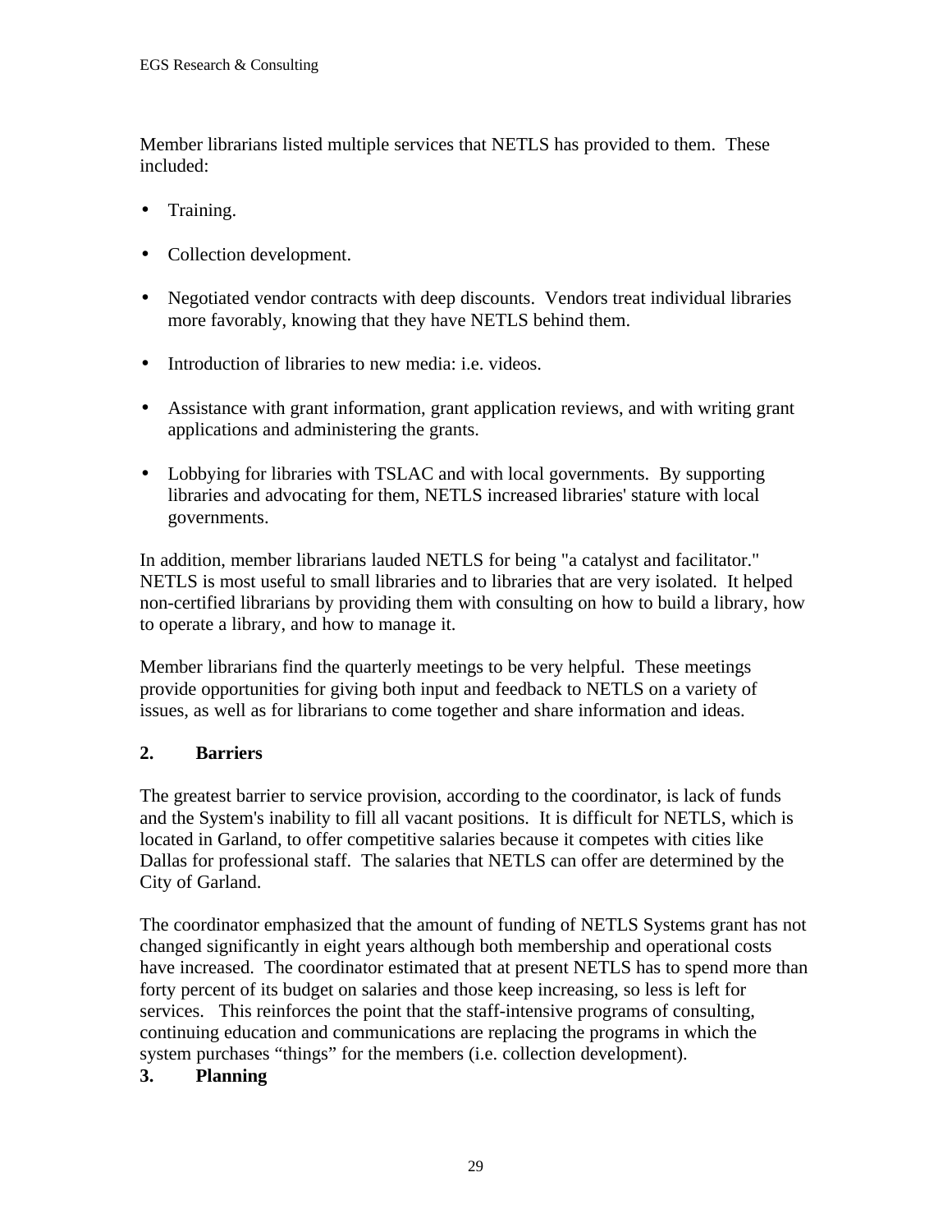Member librarians listed multiple services that NETLS has provided to them. These included:

- Training.
- Collection development.
- Negotiated vendor contracts with deep discounts. Vendors treat individual libraries more favorably, knowing that they have NETLS behind them.
- Introduction of libraries to new media: i.e. videos.
- Assistance with grant information, grant application reviews, and with writing grant applications and administering the grants.
- Lobbying for libraries with TSLAC and with local governments. By supporting libraries and advocating for them, NETLS increased libraries' stature with local governments.

In addition, member librarians lauded NETLS for being "a catalyst and facilitator." NETLS is most useful to small libraries and to libraries that are very isolated. It helped non-certified librarians by providing them with consulting on how to build a library, how to operate a library, and how to manage it.

Member librarians find the quarterly meetings to be very helpful. These meetings provide opportunities for giving both input and feedback to NETLS on a variety of issues, as well as for librarians to come together and share information and ideas.

**2. Barriers**

The greatest barrier to service provision, according to the coordinator, is lack of funds and the System's inability to fill all vacant positions. It is difficult for NETLS, which is located in Garland, to offer competitive salaries because it competes with cities like Dallas for professional staff. The salaries that NETLS can offer are determined by the City of Garland.

The coordinator emphasized that the amount of funding of NETLS Systems grant has not changed significantly in eight years although both membership and operational costs have increased. The coordinator estimated that at present NETLS has to spend more than forty percent of its budget on salaries and those keep increasing, so less is left for services. This reinforces the point that the staff-intensive programs of consulting, continuing education and communications are replacing the programs in which the system purchases “things” for the members (i.e. collection development).

**3. Planning**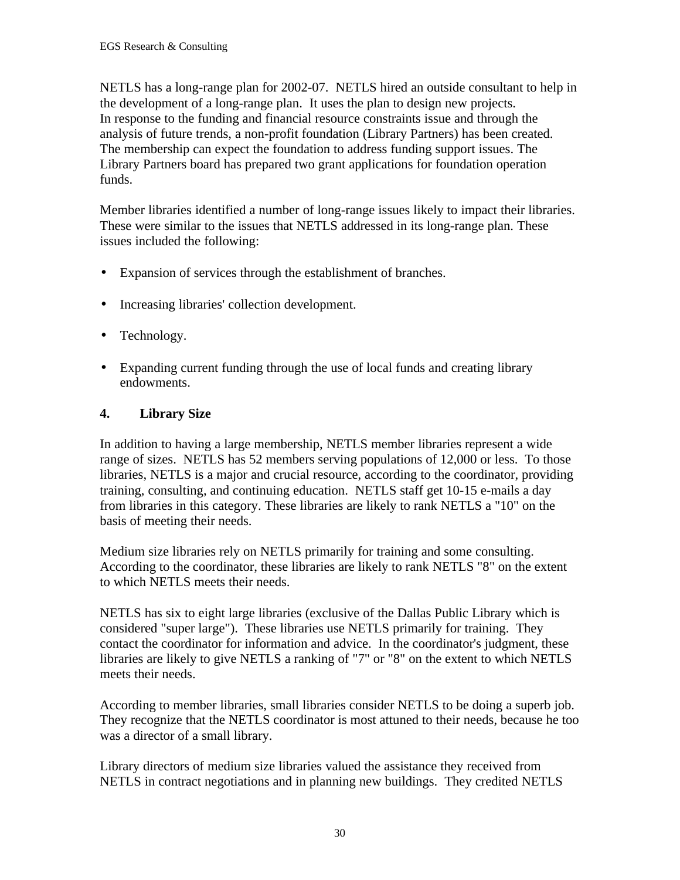NETLS has a long-range plan for 2002-07. NETLS hired an outside consultant to help in the development of a long-range plan. It uses the plan to design new projects. In response to the funding and financial resource constraints issue and through the analysis of future trends, a non-profit foundation (Library Partners) has been created. The membership can expect the foundation to address funding support issues. The Library Partners board has prepared two grant applications for foundation operation funds.

Member libraries identified a number of long-range issues likely to impact their libraries. These were similar to the issues that NETLS addressed in its long-range plan. These issues included the following:

- Expansion of services through the establishment of branches.
- Increasing libraries' collection development.
- Technology.
- Expanding current funding through the use of local funds and creating library endowments.

#### 4. Library Size

In addition to having a large membership, NETLS member libraries represent a wide range of sizes. NETLS has 52 members serving populations of 12,000 or less. To those libraries, NETLS is a major and crucial resource, according to the coordinator, providing training, consulting, and continuing education. NETLS staff get 10-15 e-mails a day from libraries in this category. These libraries are likely to rank NETLS a "10" on the basis of meeting their needs.

Medium size libraries rely on NETLS primarily for training and some consulting. According to the coordinator, these libraries are likely to rank NETLS "8" on the extent to which NETLS meets their needs.

NETLS has six to eight large libraries (exclusive of the Dallas Public Library which is considered "super large"). These libraries use NETLS primarily for training. They contact the coordinator for information and advice. In the coordinator's judgment, these libraries are likely to give NETLS a ranking of "7" or "8" on the extent to which NETLS meets their needs.

According to member libraries, small libraries consider NETLS to be doing a superb job. They recognize that the NETLS coordinator is most attuned to their needs, because he too was a director of a small library.

Library directors of medium size libraries valued the assistance they received from NETLS in contract negotiations and in planning new buildings. They credited NETLS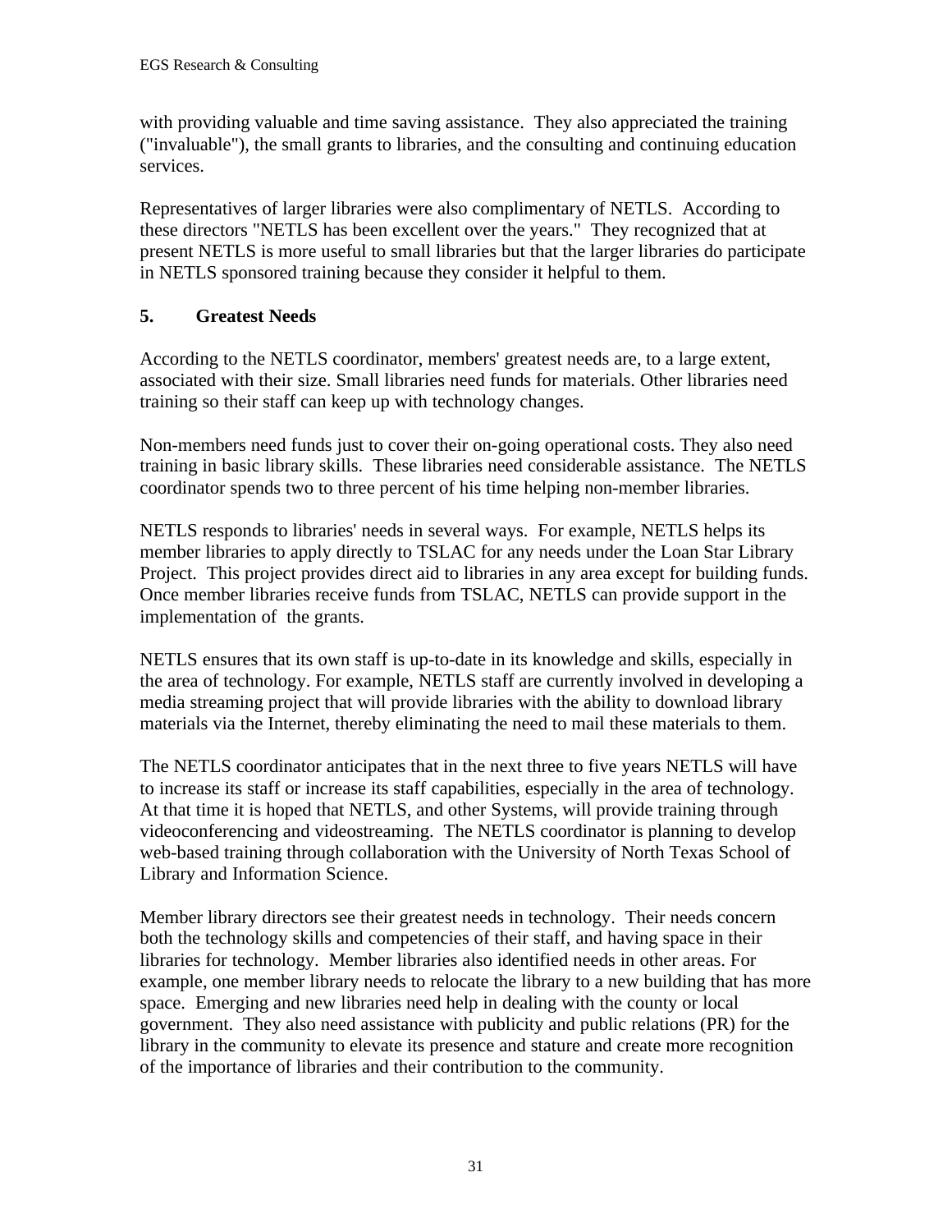with providing valuable and time saving assistance. They also appreciated the training ("invaluable"), the small grants to libraries, and the consulting and continuing education services.

Representatives of larger libraries were also complimentary of NETLS. According to these directors "NETLS has been excellent over the years." They recognized that at present NETLS is more useful to small libraries but that the larger libraries do participate in NETLS sponsored training because they consider it helpful to them.

## 5. Greatest Needs

According to the NETLS coordinator, members' greatest needs are, to a large extent, associated with their size. Small libraries need funds for materials. Other libraries need training so their staff can keep up with technology changes.

Non-members need funds just to cover their on-going operational costs. They also need training in basic library skills. These libraries need considerable assistance. The NETLS coordinator spends two to three percent of his time helping non-member libraries.

NETLS responds to libraries' needs in several ways. For example, NETLS helps its member libraries to apply directly to TSLAC for any needs under the Loan Star Library Project. This project provides direct aid to libraries in any area except for building funds. Once member libraries receive funds from TSLAC, NETLS can provide support in the implementation of the grants.

NETLS ensures that its own staff is up-to-date in its knowledge and skills, especially in the area of technology. For example, NETLS staff are currently involved in developing a media streaming project that will provide libraries with the ability to download library materials via the Internet, thereby eliminating the need to mail these materials to them.

The NETLS coordinator anticipates that in the next three to five years NETLS will have to increase its staff or increase its staff capabilities, especially in the area of technology. At that time it is hoped that NETLS, and other Systems, will provide training through videoconferencing and videostreaming. The NETLS coordinator is planning to develop web-based training through collaboration with the University of North Texas School of Library and Information Science.

Member library directors see their greatest needs in technology. Their needs concern both the technology skills and competencies of their staff, and having space in their libraries for technology. Member libraries also identified needs in other areas. For example, one member library needs to relocate the library to a new building that has more space. Emerging and new libraries need help in dealing with the county or local government. They also need assistance with publicity and public relations (PR) for the library in the community to elevate its presence and stature and create more recognition of the importance of libraries and their contribution to the community.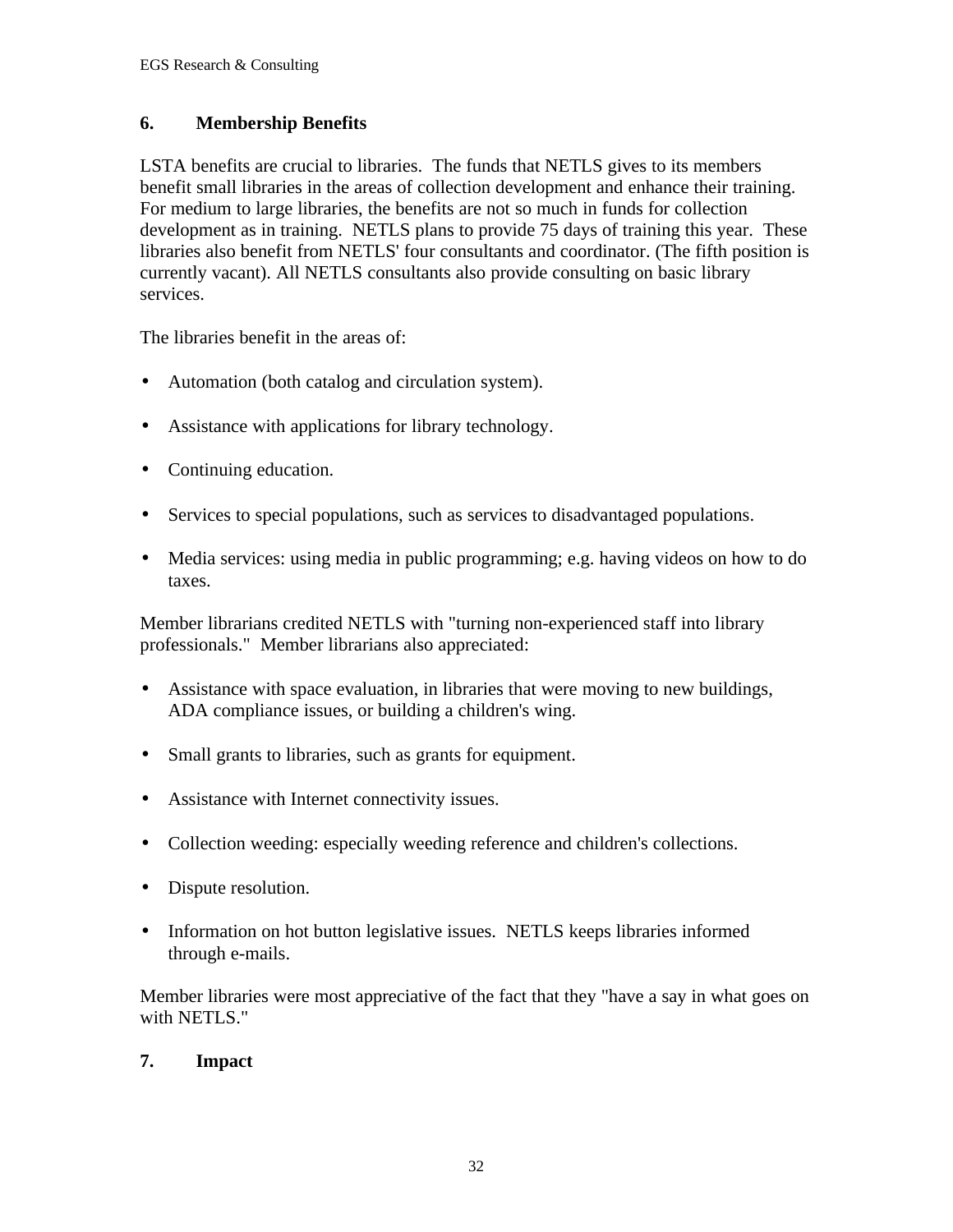## 6. Membership Benefits

LSTA benefits are crucial to libraries. The funds that NETLS gives to its members benefit small libraries in the areas of collection development and enhance their training. For medium to large libraries, the benefits are not so much in funds for collection development as in training. NETLS plans to provide 75 days of training this year. These libraries also benefit from NETLS' four consultants and coordinator. (The fifth position is currently vacant). All NETLS consultants also provide consulting on basic library services.

The libraries benefit in the areas of:

- Automation (both catalog and circulation system).
- Assistance with applications for library technology.
- Continuing education.
- Services to special populations, such as services to disadvantaged populations.
- Media services: using media in public programming; e.g. having videos on how to do taxes.

Member librarians credited NETLS with "turning non-experienced staff into library professionals." Member librarians also appreciated:

- Assistance with space evaluation, in libraries that were moving to new buildings, ADA compliance issues, or building a children's wing.
- Small grants to libraries, such as grants for equipment.
- Assistance with Internet connectivity issues.
- Collection weeding: especially weeding reference and children's collections.
- Dispute resolution.
- Information on hot button legislative issues. NETLS keeps libraries informed through e-mails.

Member libraries were most appreciative of the fact that they "have a say in what goes on with NETLS."

## 7. Impact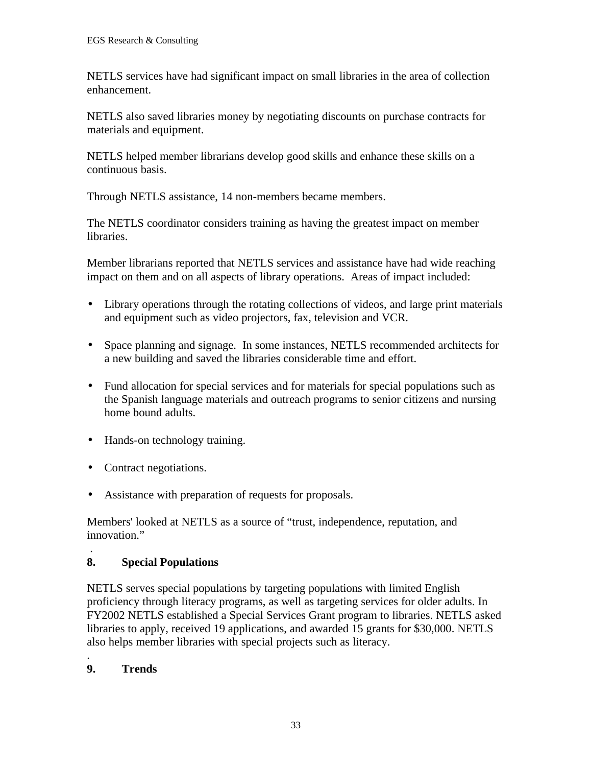NETLS services have had significant impact on small libraries in the area of collection enhancement.

NETLS also saved libraries money by negotiating discounts on purchase contracts for materials and equipment.

NETLS helped member librarians develop good skills and enhance these skills on a continuous basis.

Through NETLS assistance, 14 non-members became members.

The NETLS coordinator considers training as having the greatest impact on member libraries.

Member librarians reported that NETLS services and assistance have had wide reaching impact on them and on all aspects of library operations. Areas of impact included:

- Library operations through the rotating collections of videos, and large print materials and equipment such as video projectors, fax, television and VCR.
- Space planning and signage. In some instances, NETLS recommended architects for a new building and saved the libraries considerable time and effort.
- Fund allocation for special services and for materials for special populations such as the Spanish language materials and outreach programs to senior citizens and nursing home bound adults.
- Hands-on technology training.
- Contract negotiations.
- Assistance with preparation of requests for proposals.

Members' looked at NETLS as a source of "trust, independence, reputation, and innovation."

## 8. Special Populations

NETLS serves special populations by targeting populations with limited English proficiency through literacy programs, as well as targeting services for older adults. In FY2002 NETLS established a Special Services Grant program to libraries. NETLS asked libraries to apply, received 19 applications, and awarded 15 grants for $30,000. NETLS also helps member libraries with special projects such as literacy.

## 9. Trends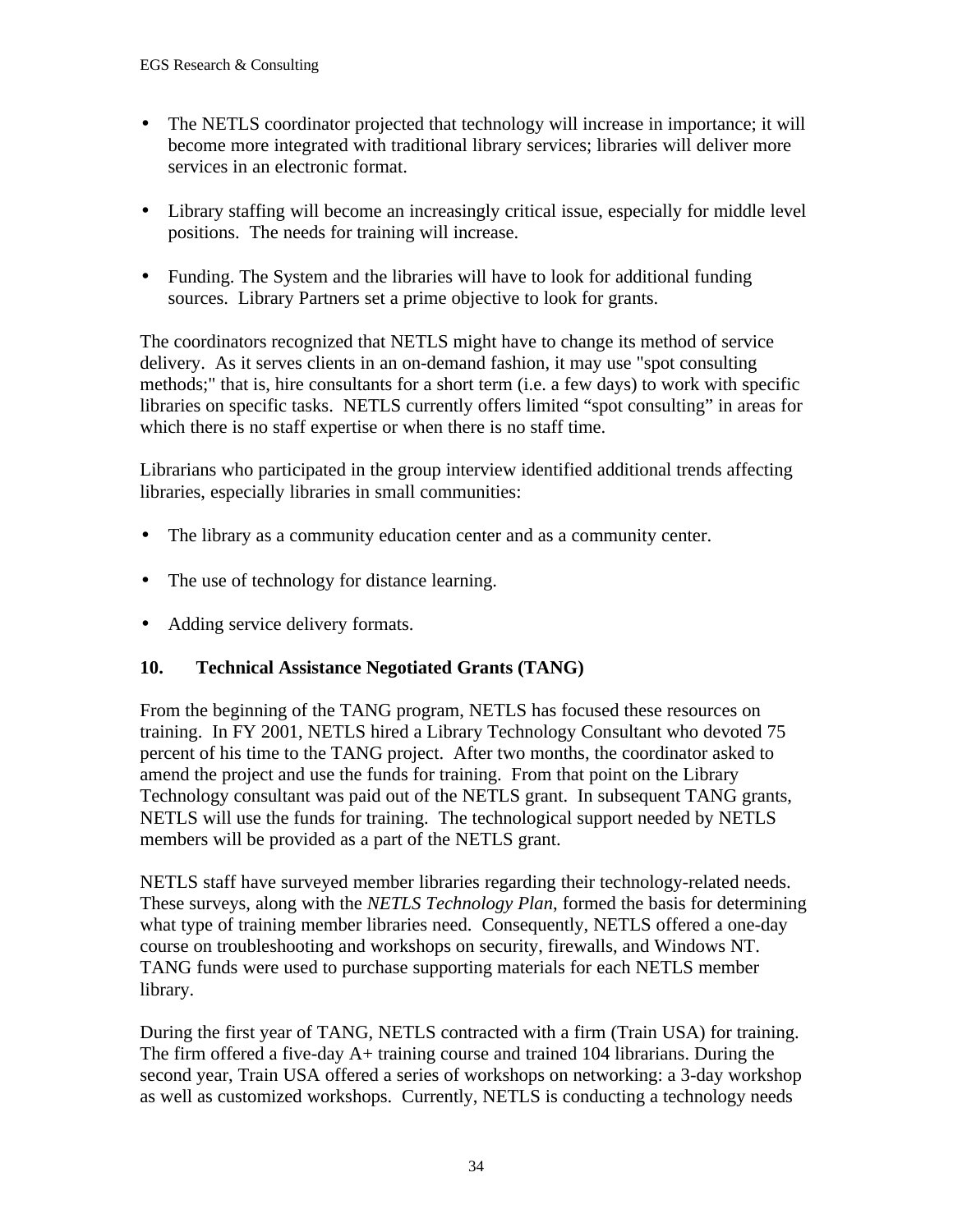- The NETLS coordinator projected that technology will increase in importance; it will become more integrated with traditional library services; libraries will deliver more services in an electronic format.

- Library staffing will become an increasingly critical issue, especially for middle level positions. The needs for training will increase.

- Funding. The System and the libraries will have to look for additional funding sources. Library Partners set a prime objective to look for grants.

The coordinators recognized that NETLS might have to change its method of service delivery. As it serves clients in an on-demand fashion, it may use "spot consulting methods;" that is, hire consultants for a short term (i.e. a few days) to work with specific libraries on specific tasks. NETLS currently offers limited “spot consulting” in areas for which there is no staff expertise or when there is no staff time.

Librarians who participated in the group interview identified additional trends affecting libraries, especially libraries in small communities:

- The library as a community education center and as a community center.

- The use of technology for distance learning.

- Adding service delivery formats.

## 10. Technical Assistance Negotiated Grants (TANG)

From the beginning of the TANG program, NETLS has focused these resources on training. In FY 2001, NETLS hired a Library Technology Consultant who devoted 75 percent of his time to the TANG project. After two months, the coordinator asked to amend the project and use the funds for training. From that point on the Library Technology consultant was paid out of the NETLS grant. In subsequent TANG grants, NETLS will use the funds for training. The technological support needed by NETLS members will be provided as a part of the NETLS grant.

NETLS staff have surveyed member libraries regarding their technology-related needs. These surveys, along with the *NETLS Technology Plan*, formed the basis for determining what type of training member libraries need. Consequently, NETLS offered a one-day course on troubleshooting and workshops on security, firewalls, and Windows NT. TANG funds were used to purchase supporting materials for each NETLS member library.

During the first year of TANG, NETLS contracted with a firm (Train USA) for training. The firm offered a five-day A+ training course and trained 104 librarians. During the second year, Train USA offered a series of workshops on networking: a 3-day workshop as well as customized workshops. Currently, NETLS is conducting a technology needs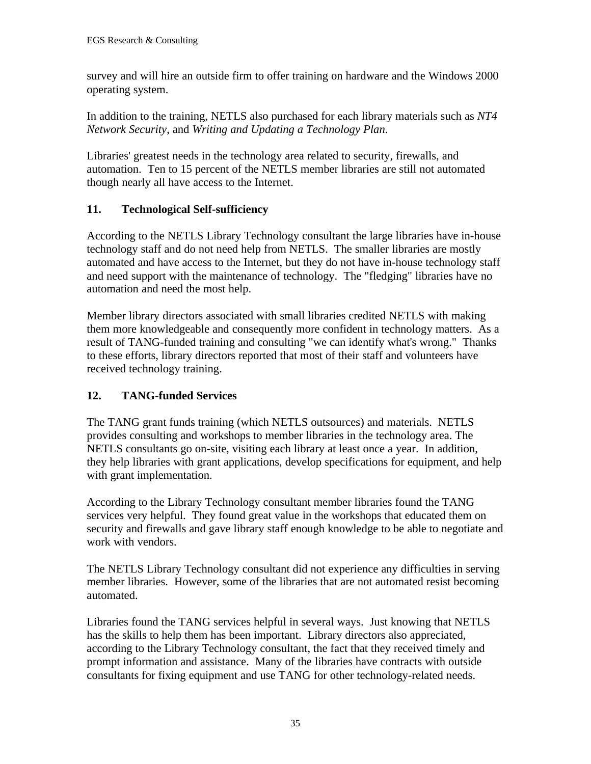survey and will hire an outside firm to offer training on hardware and the Windows 2000 operating system.

In addition to the training, NETLS also purchased for each library materials such as *NT4 Network Security*, and *Writing and Updating a Technology Plan*.

Libraries' greatest needs in the technology area related to security, firewalls, and automation. Ten to 15 percent of the NETLS member libraries are still not automated though nearly all have access to the Internet.

## 11. Technological Self-sufficiency

According to the NETLS Library Technology consultant the large libraries have in-house technology staff and do not need help from NETLS. The smaller libraries are mostly automated and have access to the Internet, but they do not have in-house technology staff and need support with the maintenance of technology. The "fledging" libraries have no automation and need the most help.

Member library directors associated with small libraries credited NETLS with making them more knowledgeable and consequently more confident in technology matters. As a result of TANG-funded training and consulting "we can identify what's wrong." Thanks to these efforts, library directors reported that most of their staff and volunteers have received technology training.

## 12. TANG-funded Services

The TANG grant funds training (which NETLS outsources) and materials. NETLS provides consulting and workshops to member libraries in the technology area. The NETLS consultants go on-site, visiting each library at least once a year. In addition, they help libraries with grant applications, develop specifications for equipment, and help with grant implementation.

According to the Library Technology consultant member libraries found the TANG services very helpful. They found great value in the workshops that educated them on security and firewalls and gave library staff enough knowledge to be able to negotiate and work with vendors.

The NETLS Library Technology consultant did not experience any difficulties in serving member libraries. However, some of the libraries that are not automated resist becoming automated.

Libraries found the TANG services helpful in several ways. Just knowing that NETLS has the skills to help them has been important. Library directors also appreciated, according to the Library Technology consultant, the fact that they received timely and prompt information and assistance. Many of the libraries have contracts with outside consultants for fixing equipment and use TANG for other technology-related needs.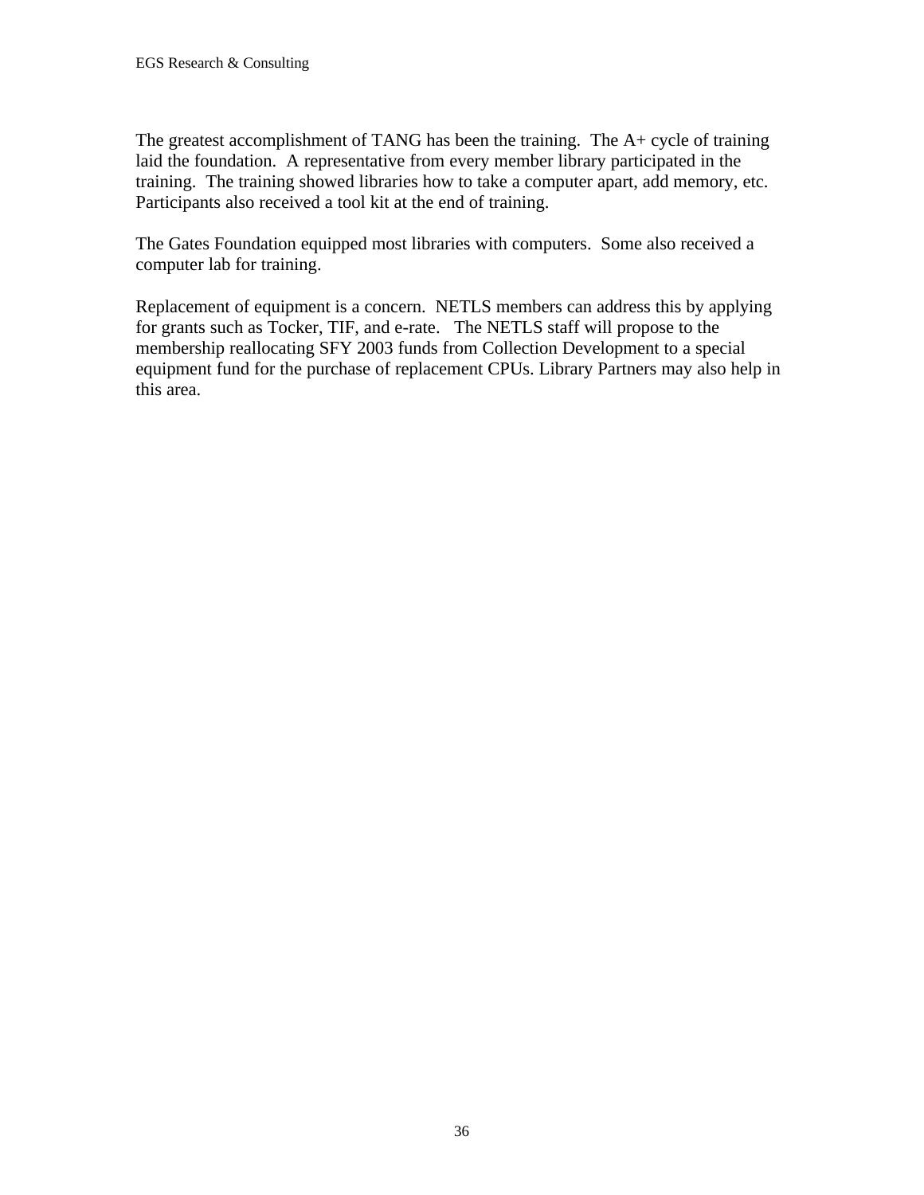The greatest accomplishment of TANG has been the training. The A+ cycle of training laid the foundation. A representative from every member library participated in the training. The training showed libraries how to take a computer apart, add memory, etc. Participants also received a tool kit at the end of training.

The Gates Foundation equipped most libraries with computers. Some also received a computer lab for training.

Replacement of equipment is a concern. NETLS members can address this by applying for grants such as Tocker, TIF, and e-rate. The NETLS staff will propose to the membership reallocating SFY 2003 funds from Collection Development to a special equipment fund for the purchase of replacement CPUs. Library Partners may also help in this area.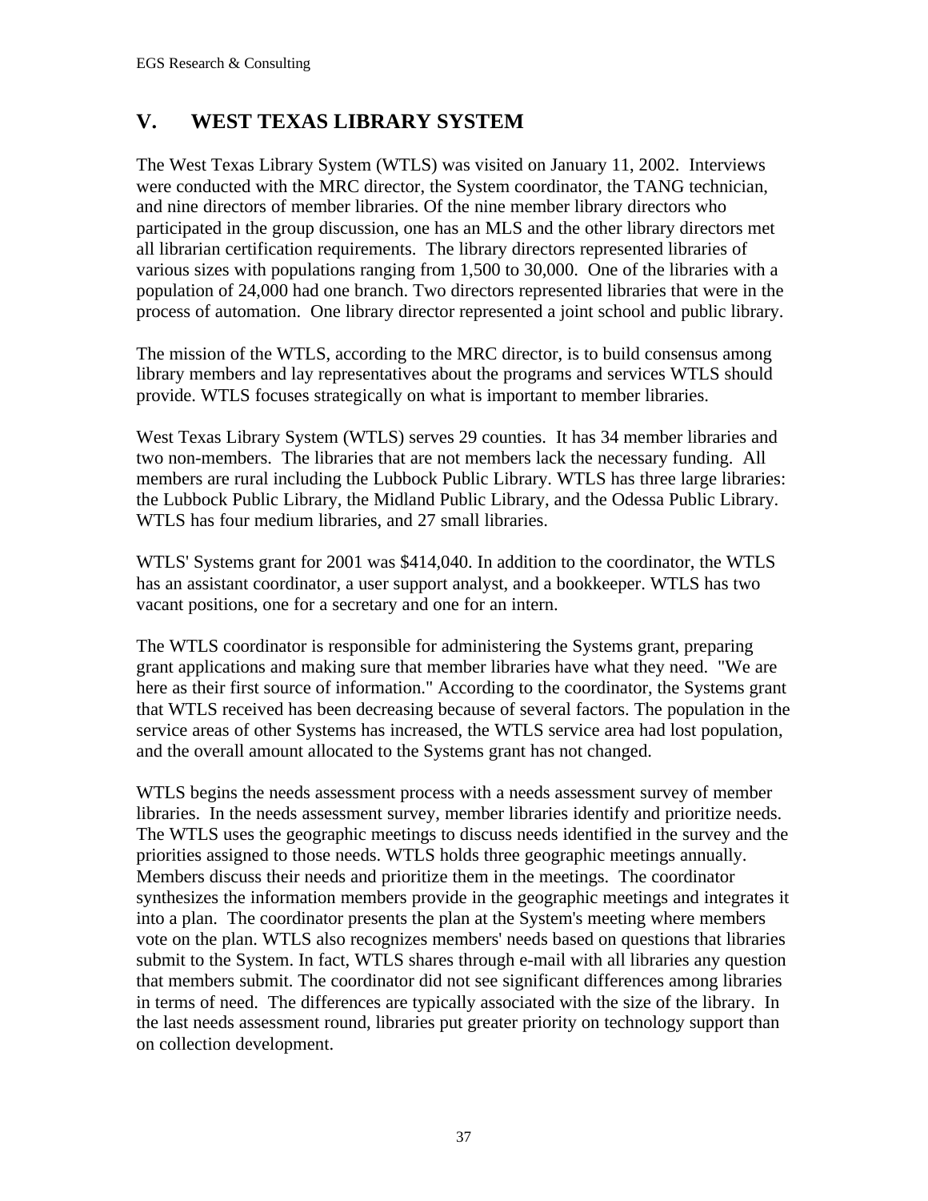## V. WEST TEXAS LIBRARY SYSTEM

The West Texas Library System (WTLS) was visited on January 11, 2002. Interviews were conducted with the MRC director, the System coordinator, the TANG technician, and nine directors of member libraries. Of the nine member library directors who participated in the group discussion, one has an MLS and the other library directors met all librarian certification requirements. The library directors represented libraries of various sizes with populations ranging from 1,500 to 30,000. One of the libraries with a population of 24,000 had one branch. Two directors represented libraries that were in the process of automation. One library director represented a joint school and public library.

The mission of the WTLS, according to the MRC director, is to build consensus among library members and lay representatives about the programs and services WTLS should provide. WTLS focuses strategically on what is important to member libraries.

West Texas Library System (WTLS) serves 29 counties. It has 34 member libraries and two non-members. The libraries that are not members lack the necessary funding. All members are rural including the Lubbock Public Library. WTLS has three large libraries: the Lubbock Public Library, the Midland Public Library, and the Odessa Public Library. WTLS has four medium libraries, and 27 small libraries.

WTLS' Systems grant for 2001 was $414,040. In addition to the coordinator, the WTLS has an assistant coordinator, a user support analyst, and a bookkeeper. WTLS has two vacant positions, one for a secretary and one for an intern.

The WTLS coordinator is responsible for administering the Systems grant, preparing grant applications and making sure that member libraries have what they need. "We are here as their first source of information." According to the coordinator, the Systems grant that WTLS received has been decreasing because of several factors. The population in the service areas of other Systems has increased, the WTLS service area had lost population, and the overall amount allocated to the Systems grant has not changed.

WTLS begins the needs assessment process with a needs assessment survey of member libraries. In the needs assessment survey, member libraries identify and prioritize needs. The WTLS uses the geographic meetings to discuss needs identified in the survey and the priorities assigned to those needs. WTLS holds three geographic meetings annually. Members discuss their needs and prioritize them in the meetings. The coordinator synthesizes the information members provide in the geographic meetings and integrates it into a plan. The coordinator presents the plan at the System's meeting where members vote on the plan. WTLS also recognizes members' needs based on questions that libraries submit to the System. In fact, WTLS shares through e-mail with all libraries any question that members submit. The coordinator did not see significant differences among libraries in terms of need. The differences are typically associated with the size of the library. In the last needs assessment round, libraries put greater priority on technology support than on collection development.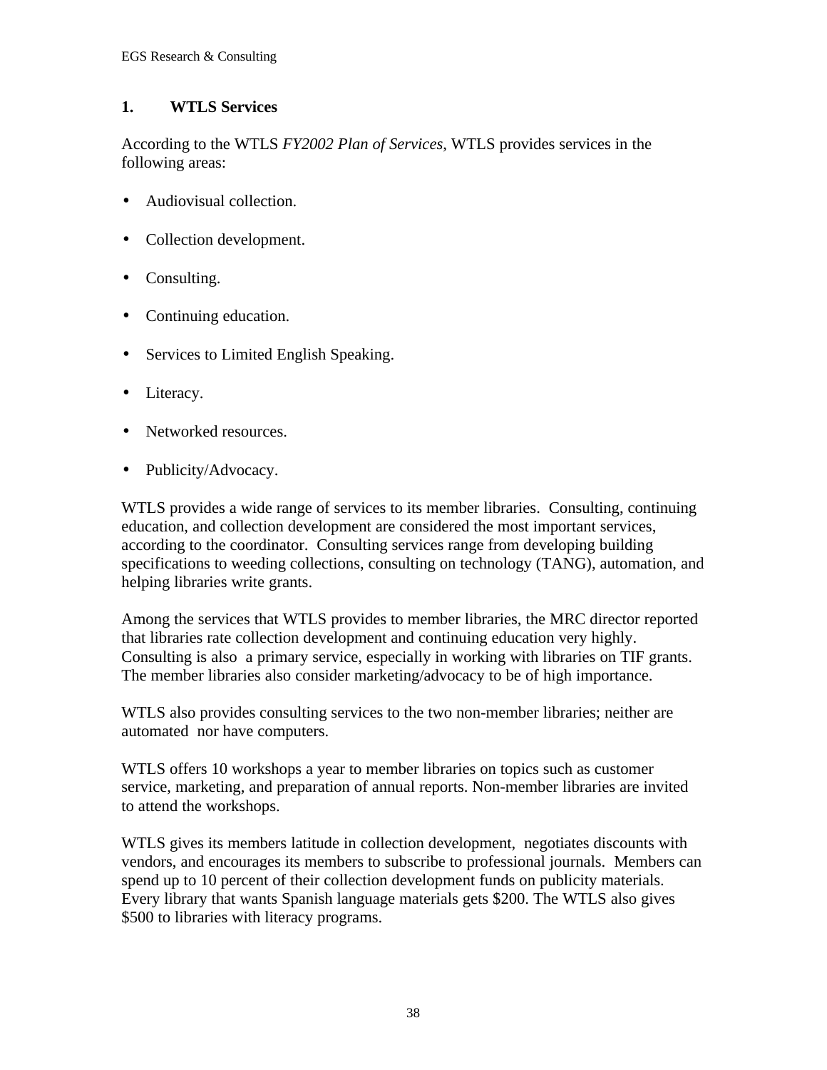## 1. WTLS Services

According to the WTLS *FY2002 Plan of Services*, WTLS provides services in the following areas:

- Audiovisual collection.
- Collection development.
- Consulting.
- Continuing education.
- Services to Limited English Speaking.
- Literacy.
- Networked resources.
- Publicity/Advocacy.

WTLS provides a wide range of services to its member libraries. Consulting, continuing education, and collection development are considered the most important services, according to the coordinator. Consulting services range from developing building specifications to weeding collections, consulting on technology (TANG), automation, and helping libraries write grants.

Among the services that WTLS provides to member libraries, the MRC director reported that libraries rate collection development and continuing education very highly. Consulting is also a primary service, especially in working with libraries on TIF grants. The member libraries also consider marketing/advocacy to be of high importance.

WTLS also provides consulting services to the two non-member libraries; neither are automated nor have computers.

WTLS offers 10 workshops a year to member libraries on topics such as customer service, marketing, and preparation of annual reports. Non-member libraries are invited to attend the workshops.

WTLS gives its members latitude in collection development, negotiates discounts with vendors, and encourages its members to subscribe to professional journals. Members can spend up to 10 percent of their collection development funds on publicity materials. Every library that wants Spanish language materials gets $200. The WTLS also gives $500 to libraries with literacy programs.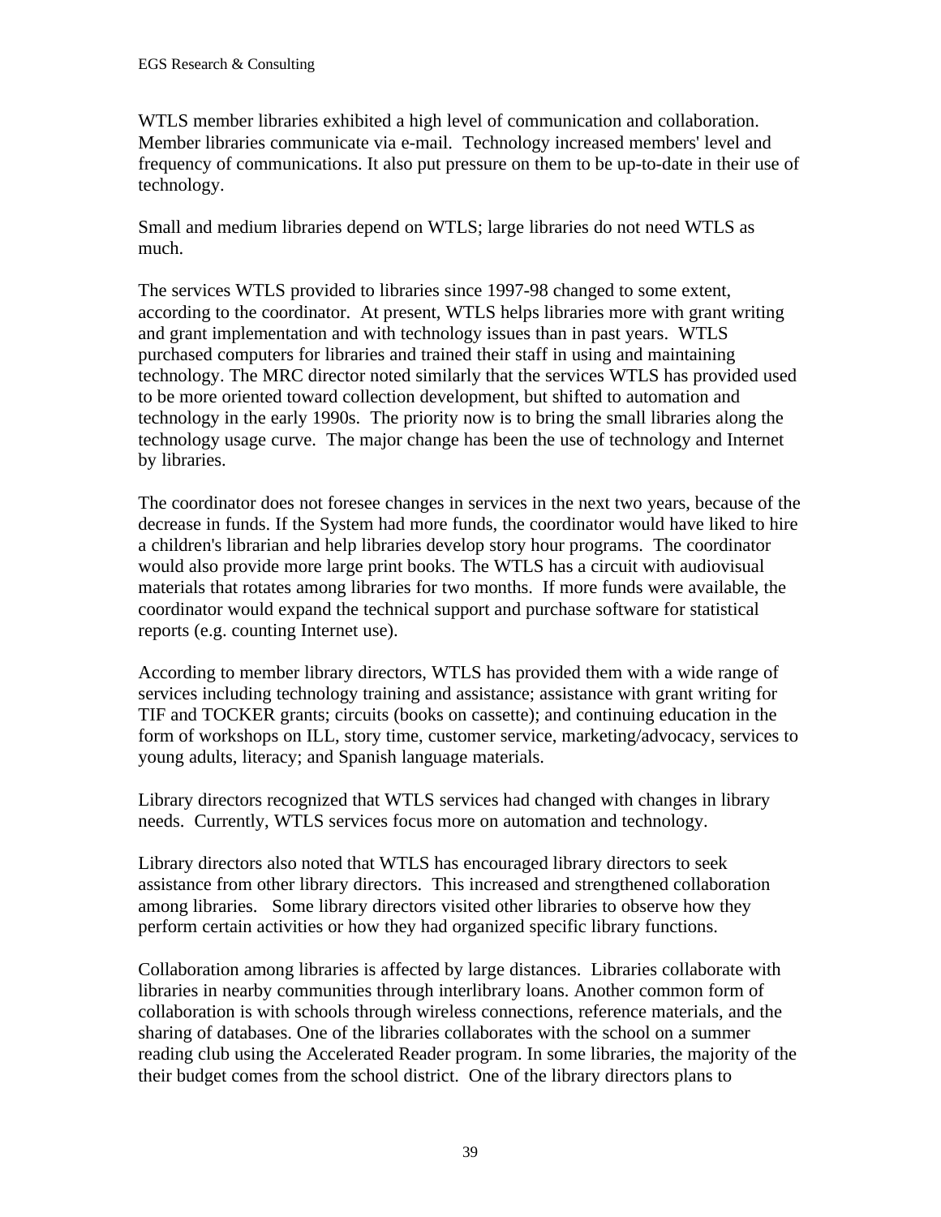WTLS member libraries exhibited a high level of communication and collaboration. Member libraries communicate via e-mail. Technology increased members' level and frequency of communications. It also put pressure on them to be up-to-date in their use of technology.

Small and medium libraries depend on WTLS; large libraries do not need WTLS as much.

The services WTLS provided to libraries since 1997-98 changed to some extent, according to the coordinator. At present, WTLS helps libraries more with grant writing and grant implementation and with technology issues than in past years. WTLS purchased computers for libraries and trained their staff in using and maintaining technology. The MRC director noted similarly that the services WTLS has provided used to be more oriented toward collection development, but shifted to automation and technology in the early 1990s. The priority now is to bring the small libraries along the technology usage curve. The major change has been the use of technology and Internet by libraries.

The coordinator does not foresee changes in services in the next two years, because of the decrease in funds. If the System had more funds, the coordinator would have liked to hire a children's librarian and help libraries develop story hour programs. The coordinator would also provide more large print books. The WTLS has a circuit with audiovisual materials that rotates among libraries for two months. If more funds were available, the coordinator would expand the technical support and purchase software for statistical reports (e.g. counting Internet use).

According to member library directors, WTLS has provided them with a wide range of services including technology training and assistance; assistance with grant writing for TIF and TOCKER grants; circuits (books on cassette); and continuing education in the form of workshops on ILL, story time, customer service, marketing/advocacy, services to young adults, literacy; and Spanish language materials.

Library directors recognized that WTLS services had changed with changes in library needs. Currently, WTLS services focus more on automation and technology.

Library directors also noted that WTLS has encouraged library directors to seek assistance from other library directors. This increased and strengthened collaboration among libraries. Some library directors visited other libraries to observe how they perform certain activities or how they had organized specific library functions.

Collaboration among libraries is affected by large distances. Libraries collaborate with libraries in nearby communities through interlibrary loans. Another common form of collaboration is with schools through wireless connections, reference materials, and the sharing of databases. One of the libraries collaborates with the school on a summer reading club using the Accelerated Reader program. In some libraries, the majority of the their budget comes from the school district. One of the library directors plans to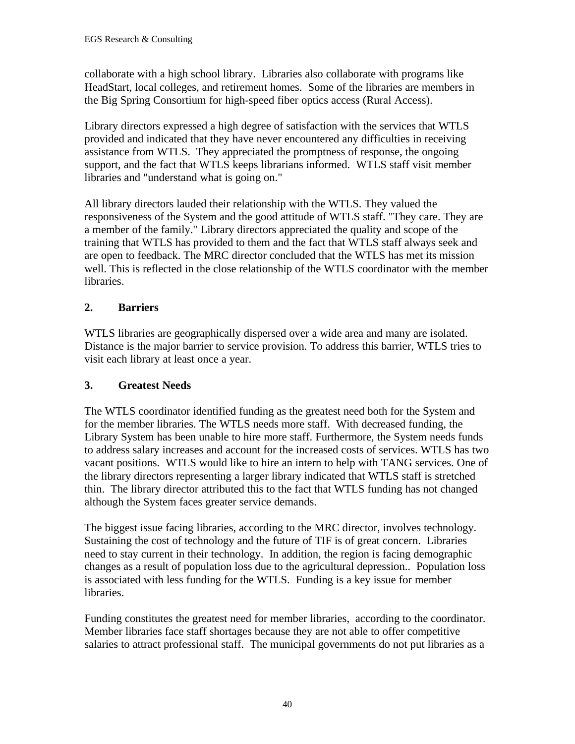collaborate with a high school library. Libraries also collaborate with programs like HeadStart, local colleges, and retirement homes. Some of the libraries are members in the Big Spring Consortium for high-speed fiber optics access (Rural Access).

Library directors expressed a high degree of satisfaction with the services that WTLS provided and indicated that they have never encountered any difficulties in receiving assistance from WTLS. They appreciated the promptness of response, the ongoing support, and the fact that WTLS keeps librarians informed. WTLS staff visit member libraries and "understand what is going on."

All library directors lauded their relationship with the WTLS. They valued the responsiveness of the System and the good attitude of WTLS staff. "They care. They are a member of the family." Library directors appreciated the quality and scope of the training that WTLS has provided to them and the fact that WTLS staff always seek and are open to feedback. The MRC director concluded that the WTLS has met its mission well. This is reflected in the close relationship of the WTLS coordinator with the member libraries.

### 2. Barriers

WTLS libraries are geographically dispersed over a wide area and many are isolated. Distance is the major barrier to service provision. To address this barrier, WTLS tries to visit each library at least once a year.

### 3. Greatest Needs

The WTLS coordinator identified funding as the greatest need both for the System and for the member libraries. The WTLS needs more staff. With decreased funding, the Library System has been unable to hire more staff. Furthermore, the System needs funds to address salary increases and account for the increased costs of services. WTLS has two vacant positions. WTLS would like to hire an intern to help with TANG services. One of the library directors representing a larger library indicated that WTLS staff is stretched thin. The library director attributed this to the fact that WTLS funding has not changed although the System faces greater service demands.

The biggest issue facing libraries, according to the MRC director, involves technology. Sustaining the cost of technology and the future of TIF is of great concern. Libraries need to stay current in their technology. In addition, the region is facing demographic changes as a result of population loss due to the agricultural depression.. Population loss is associated with less funding for the WTLS. Funding is a key issue for member libraries.

Funding constitutes the greatest need for member libraries, according to the coordinator. Member libraries face staff shortages because they are not able to offer competitive salaries to attract professional staff. The municipal governments do not put libraries as a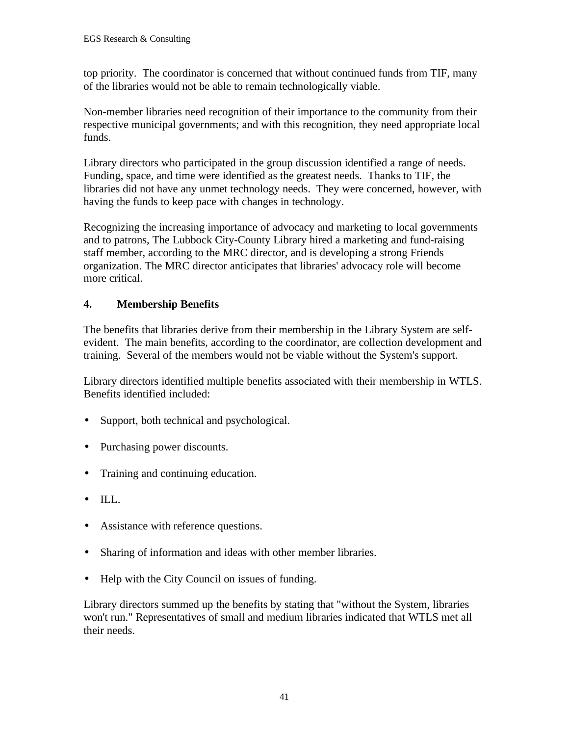top priority. The coordinator is concerned that without continued funds from TIF, many of the libraries would not be able to remain technologically viable.

Non-member libraries need recognition of their importance to the community from their respective municipal governments; and with this recognition, they need appropriate local funds.

Library directors who participated in the group discussion identified a range of needs. Funding, space, and time were identified as the greatest needs. Thanks to TIF, the libraries did not have any unmet technology needs. They were concerned, however, with having the funds to keep pace with changes in technology.

Recognizing the increasing importance of advocacy and marketing to local governments and to patrons, The Lubbock City-County Library hired a marketing and fund-raising staff member, according to the MRC director, and is developing a strong Friends organization. The MRC director anticipates that libraries' advocacy role will become more critical.

### 4. Membership Benefits

The benefits that libraries derive from their membership in the Library System are self-evident. The main benefits, according to the coordinator, are collection development and training. Several of the members would not be viable without the System's support.

Library directors identified multiple benefits associated with their membership in WTLS. Benefits identified included:

- Support, both technical and psychological.
- Purchasing power discounts.
- Training and continuing education.
- ILL.
- Assistance with reference questions.
- Sharing of information and ideas with other member libraries.
- Help with the City Council on issues of funding.

Library directors summed up the benefits by stating that "without the System, libraries won't run." Representatives of small and medium libraries indicated that WTLS met all their needs.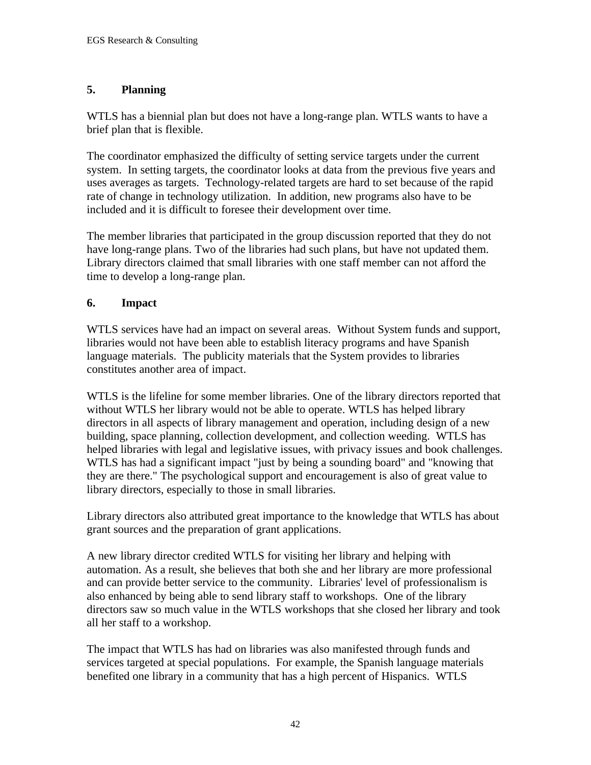## 5. Planning

WTLS has a biennial plan but does not have a long-range plan. WTLS wants to have a brief plan that is flexible.

The coordinator emphasized the difficulty of setting service targets under the current system. In setting targets, the coordinator looks at data from the previous five years and uses averages as targets. Technology-related targets are hard to set because of the rapid rate of change in technology utilization. In addition, new programs also have to be included and it is difficult to foresee their development over time.

The member libraries that participated in the group discussion reported that they do not have long-range plans. Two of the libraries had such plans, but have not updated them. Library directors claimed that small libraries with one staff member can not afford the time to develop a long-range plan.

## 6. Impact

WTLS services have had an impact on several areas. Without System funds and support, libraries would not have been able to establish literacy programs and have Spanish language materials. The publicity materials that the System provides to libraries constitutes another area of impact.

WTLS is the lifeline for some member libraries. One of the library directors reported that without WTLS her library would not be able to operate. WTLS has helped library directors in all aspects of library management and operation, including design of a new building, space planning, collection development, and collection weeding. WTLS has helped libraries with legal and legislative issues, with privacy issues and book challenges. WTLS has had a significant impact "just by being a sounding board" and "knowing that they are there." The psychological support and encouragement is also of great value to library directors, especially to those in small libraries.

Library directors also attributed great importance to the knowledge that WTLS has about grant sources and the preparation of grant applications.

A new library director credited WTLS for visiting her library and helping with automation. As a result, she believes that both she and her library are more professional and can provide better service to the community. Libraries' level of professionalism is also enhanced by being able to send library staff to workshops. One of the library directors saw so much value in the WTLS workshops that she closed her library and took all her staff to a workshop.

The impact that WTLS has had on libraries was also manifested through funds and services targeted at special populations. For example, the Spanish language materials benefited one library in a community that has a high percent of Hispanics. WTLS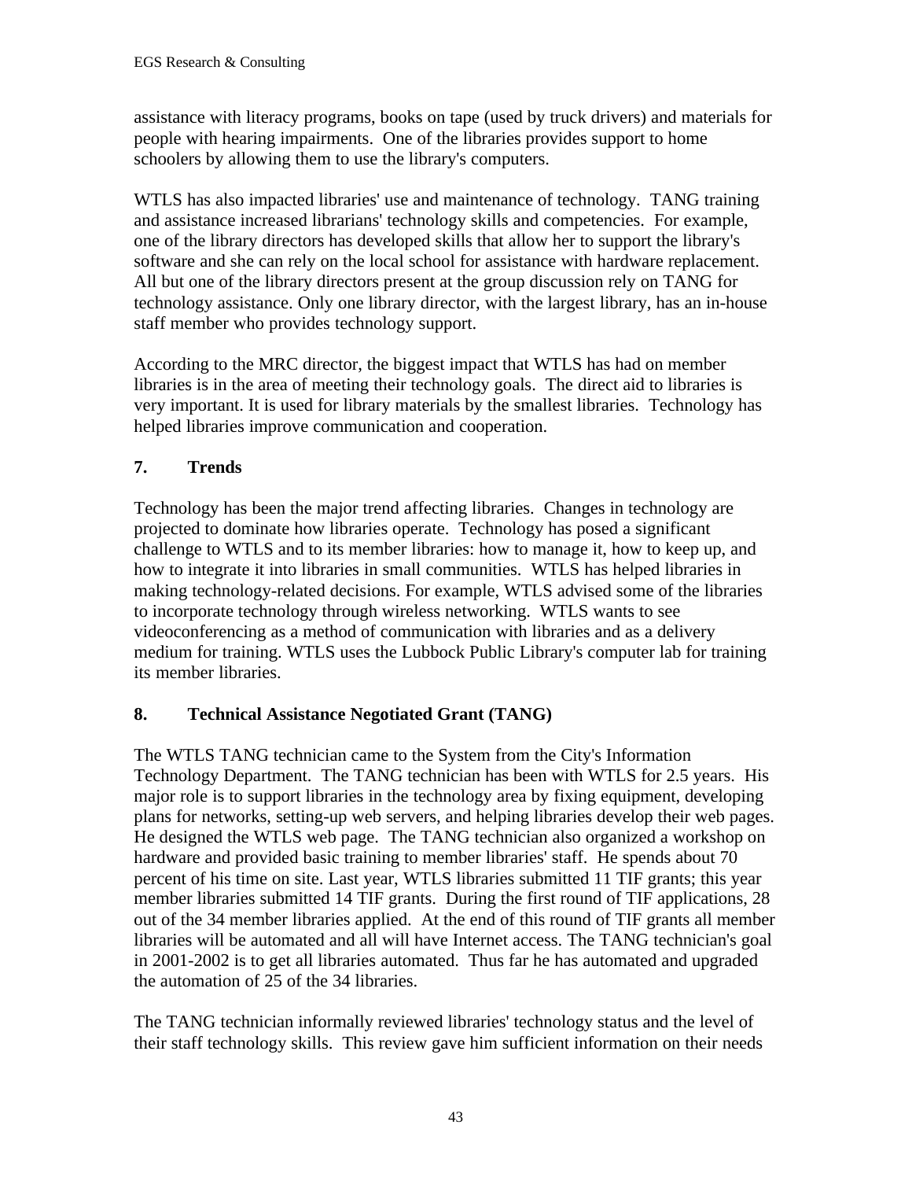assistance with literacy programs, books on tape (used by truck drivers) and materials for people with hearing impairments. One of the libraries provides support to home schoolers by allowing them to use the library's computers.

WTLS has also impacted libraries' use and maintenance of technology. TANG training and assistance increased librarians' technology skills and competencies. For example, one of the library directors has developed skills that allow her to support the library's software and she can rely on the local school for assistance with hardware replacement. All but one of the library directors present at the group discussion rely on TANG for technology assistance. Only one library director, with the largest library, has an in-house staff member who provides technology support.

According to the MRC director, the biggest impact that WTLS has had on member libraries is in the area of meeting their technology goals. The direct aid to libraries is very important. It is used for library materials by the smallest libraries. Technology has helped libraries improve communication and cooperation.

## 7. Trends

Technology has been the major trend affecting libraries. Changes in technology are projected to dominate how libraries operate. Technology has posed a significant challenge to WTLS and to its member libraries: how to manage it, how to keep up, and how to integrate it into libraries in small communities. WTLS has helped libraries in making technology-related decisions. For example, WTLS advised some of the libraries to incorporate technology through wireless networking. WTLS wants to see videoconferencing as a method of communication with libraries and as a delivery medium for training. WTLS uses the Lubbock Public Library's computer lab for training its member libraries.

## 8. Technical Assistance Negotiated Grant (TANG)

The WTLS TANG technician came to the System from the City's Information Technology Department. The TANG technician has been with WTLS for 2.5 years. His major role is to support libraries in the technology area by fixing equipment, developing plans for networks, setting-up web servers, and helping libraries develop their web pages. He designed the WTLS web page. The TANG technician also organized a workshop on hardware and provided basic training to member libraries' staff. He spends about 70 percent of his time on site. Last year, WTLS libraries submitted 11 TIF grants; this year member libraries submitted 14 TIF grants. During the first round of TIF applications, 28 out of the 34 member libraries applied. At the end of this round of TIF grants all member libraries will be automated and all will have Internet access. The TANG technician's goal in 2001-2002 is to get all libraries automated. Thus far he has automated and upgraded the automation of 25 of the 34 libraries.

The TANG technician informally reviewed libraries' technology status and the level of their staff technology skills. This review gave him sufficient information on their needs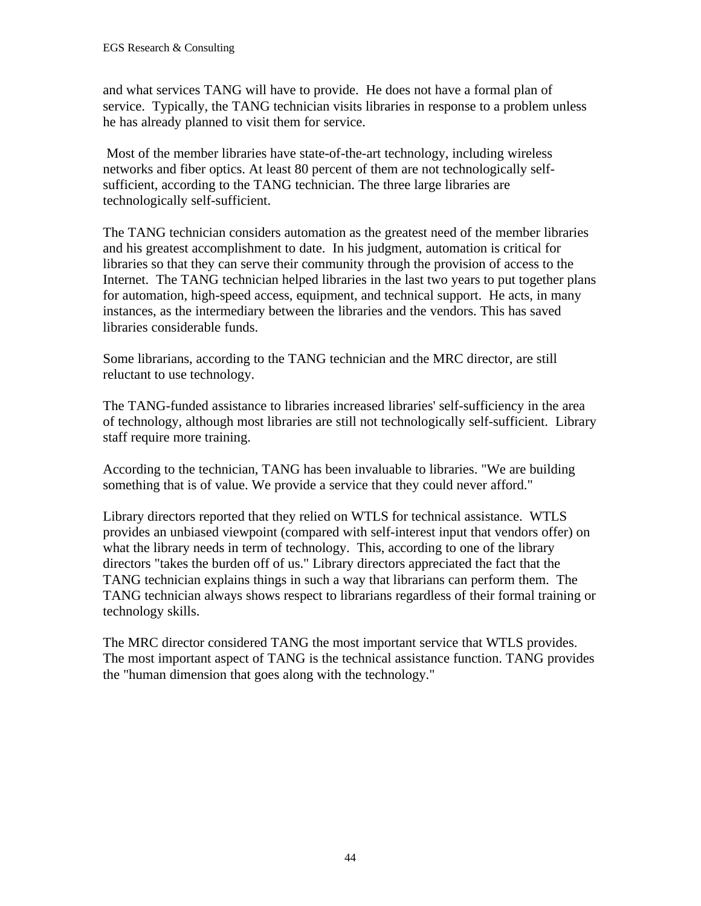and what services TANG will have to provide. He does not have a formal plan of service. Typically, the TANG technician visits libraries in response to a problem unless he has already planned to visit them for service.

Most of the member libraries have state-of-the-art technology, including wireless networks and fiber optics. At least 80 percent of them are not technologically self-sufficient, according to the TANG technician. The three large libraries are technologically self-sufficient.

The TANG technician considers automation as the greatest need of the member libraries and his greatest accomplishment to date. In his judgment, automation is critical for libraries so that they can serve their community through the provision of access to the Internet. The TANG technician helped libraries in the last two years to put together plans for automation, high-speed access, equipment, and technical support. He acts, in many instances, as the intermediary between the libraries and the vendors. This has saved libraries considerable funds.

Some librarians, according to the TANG technician and the MRC director, are still reluctant to use technology.

The TANG-funded assistance to libraries increased libraries' self-sufficiency in the area of technology, although most libraries are still not technologically self-sufficient. Library staff require more training.

According to the technician, TANG has been invaluable to libraries. "We are building something that is of value. We provide a service that they could never afford."

Library directors reported that they relied on WTLS for technical assistance. WTLS provides an unbiased viewpoint (compared with self-interest input that vendors offer) on what the library needs in term of technology. This, according to one of the library directors "takes the burden off of us." Library directors appreciated the fact that the TANG technician explains things in such a way that librarians can perform them. The TANG technician always shows respect to librarians regardless of their formal training or technology skills.

The MRC director considered TANG the most important service that WTLS provides. The most important aspect of TANG is the technical assistance function. TANG provides the "human dimension that goes along with the technology."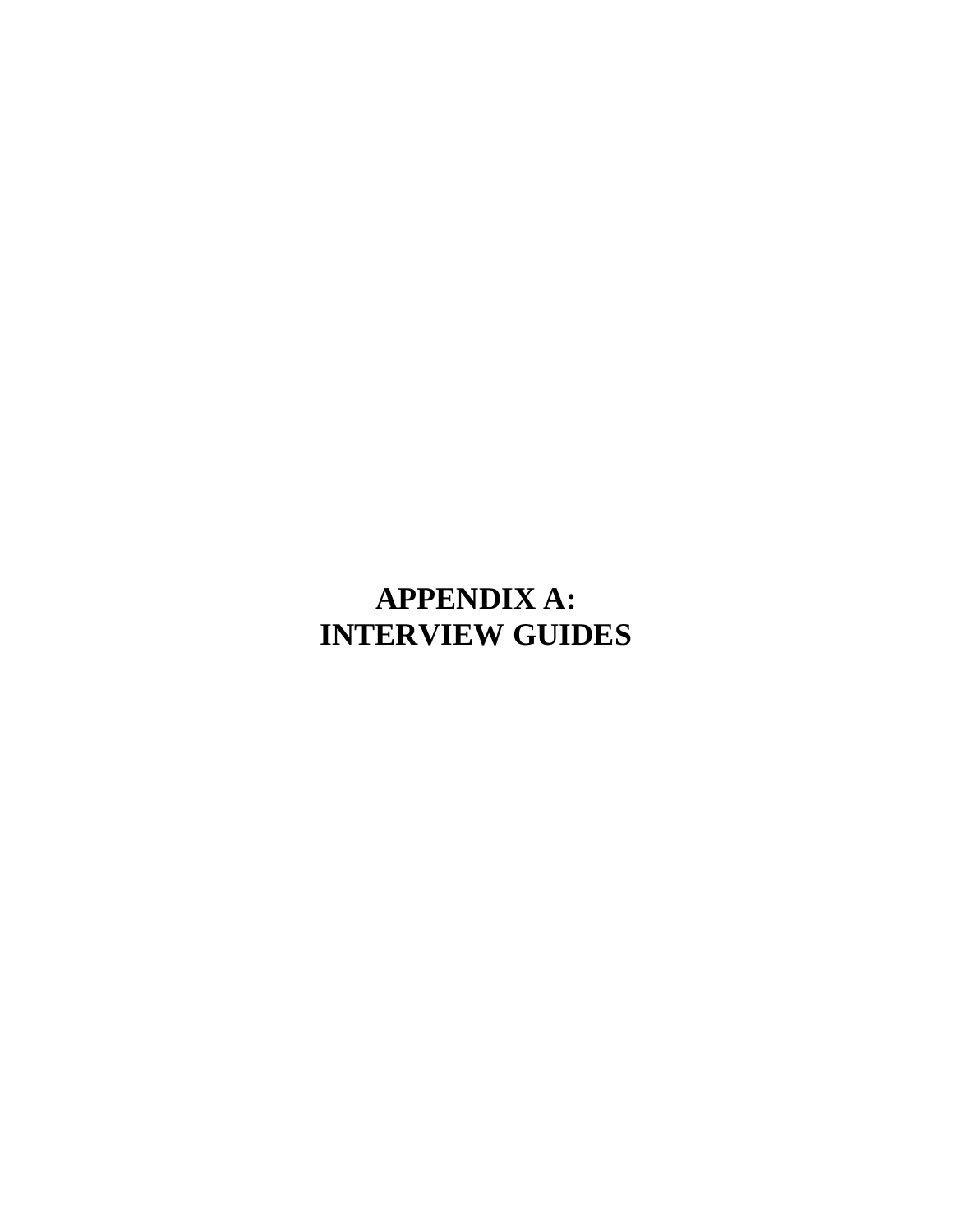# APPENDIX A: INTERVIEW GUIDES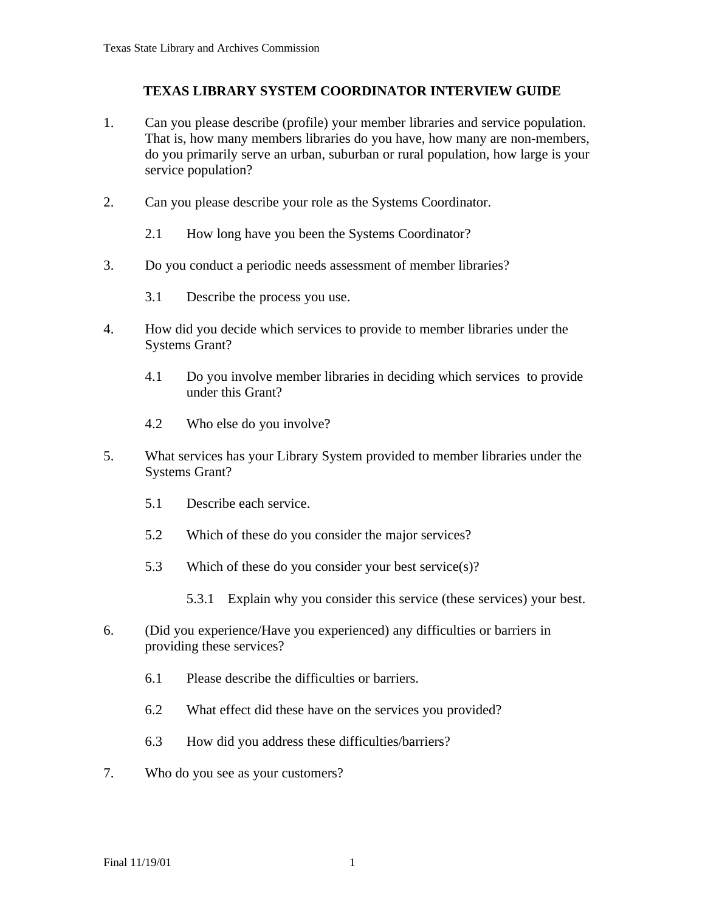## TEXAS LIBRARY SYSTEM COORDINATOR INTERVIEW GUIDE

1. Can you please describe (profile) your member libraries and service population. That is, how many members libraries do you have, how many are non-members, do you primarily serve an urban, suburban or rural population, how large is your service population?

2. Can you please describe your role as the Systems Coordinator.

    2.1 How long have you been the Systems Coordinator?

3. Do you conduct a periodic needs assessment of member libraries?

    3.1 Describe the process you use.

4. How did you decide which services to provide to member libraries under the Systems Grant?

    4.1 Do you involve member libraries in deciding which services to provide under this Grant?

    4.2 Who else do you involve?

5. What services has your Library System provided to member libraries under the Systems Grant?

    5.1 Describe each service.

    5.2 Which of these do you consider the major services?

    5.3 Which of these do you consider your best service(s)?

        5.3.1 Explain why you consider this service (these services) your best.

6. (Did you experience/Have you experienced) any difficulties or barriers in providing these services?

    6.1 Please describe the difficulties or barriers.

    6.2 What effect did these have on the services you provided?

    6.3 How did you address these difficulties/barriers?

7. Who do you see as your customers?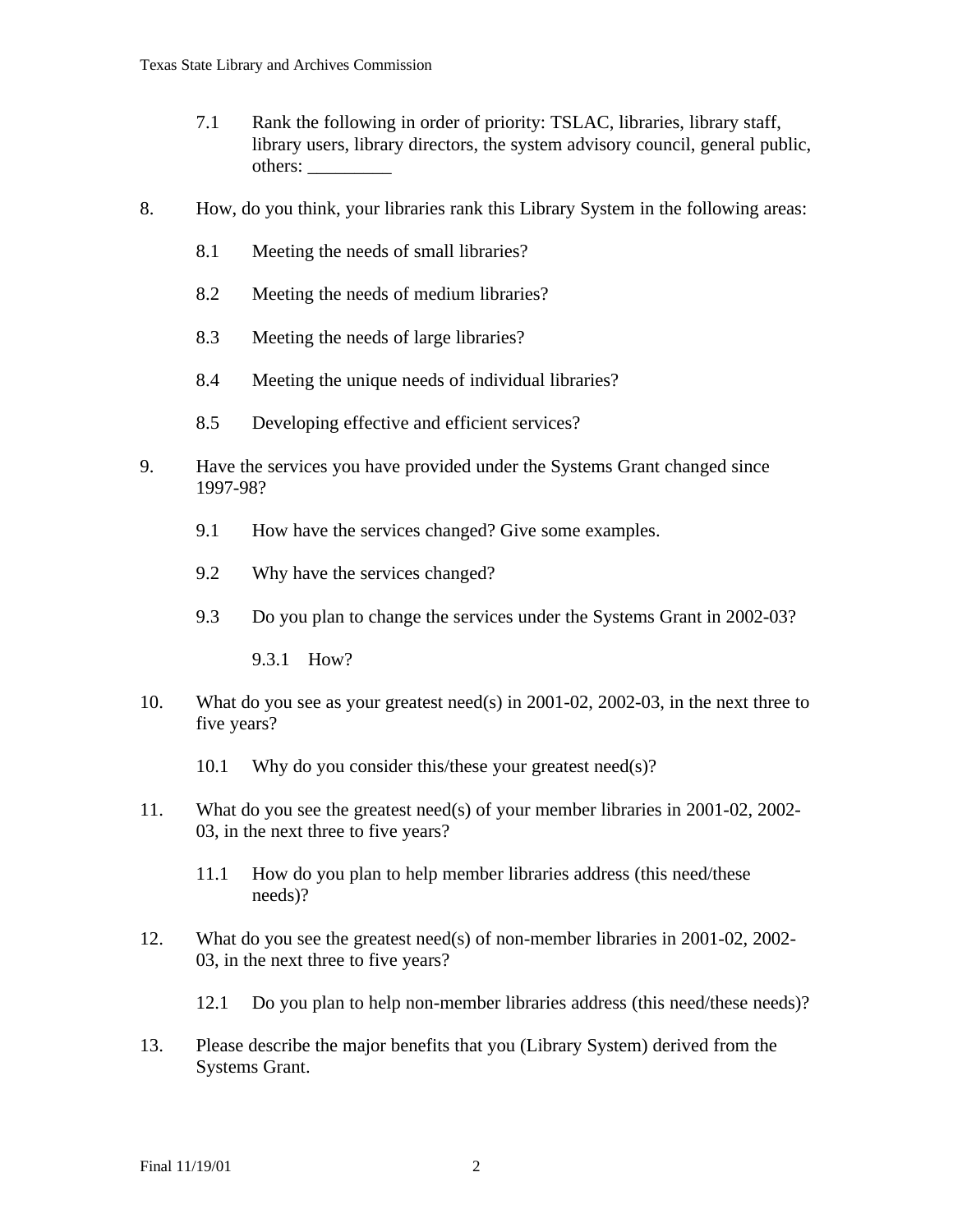7.1 Rank the following in order of priority: TSLAC, libraries, library staff, library users, library directors, the system advisory council, general public, others: _________

8. How, do you think, your libraries rank this Library System in the following areas:

   8.1 Meeting the needs of small libraries?

   8.2 Meeting the needs of medium libraries?

   8.3 Meeting the needs of large libraries?

   8.4 Meeting the unique needs of individual libraries?

   8.5 Developing effective and efficient services?

9. Have the services you have provided under the Systems Grant changed since 1997-98?

   9.1 How have the services changed? Give some examples.

   9.2 Why have the services changed?

   9.3 Do you plan to change the services under the Systems Grant in 2002-03?

      9.3.1 How?

10. What do you see as your greatest need(s) in 2001-02, 2002-03, in the next three to five years?

   10.1 Why do you consider this/these your greatest need(s)?

11. What do you see the greatest need(s) of your member libraries in 2001-02, 2002-03, in the next three to five years?

   11.1 How do you plan to help member libraries address (this need/these needs)?

12. What do you see the greatest need(s) of non-member libraries in 2001-02, 2002-03, in the next three to five years?

   12.1 Do you plan to help non-member libraries address (this need/these needs)?

13. Please describe the major benefits that you (Library System) derived from the Systems Grant.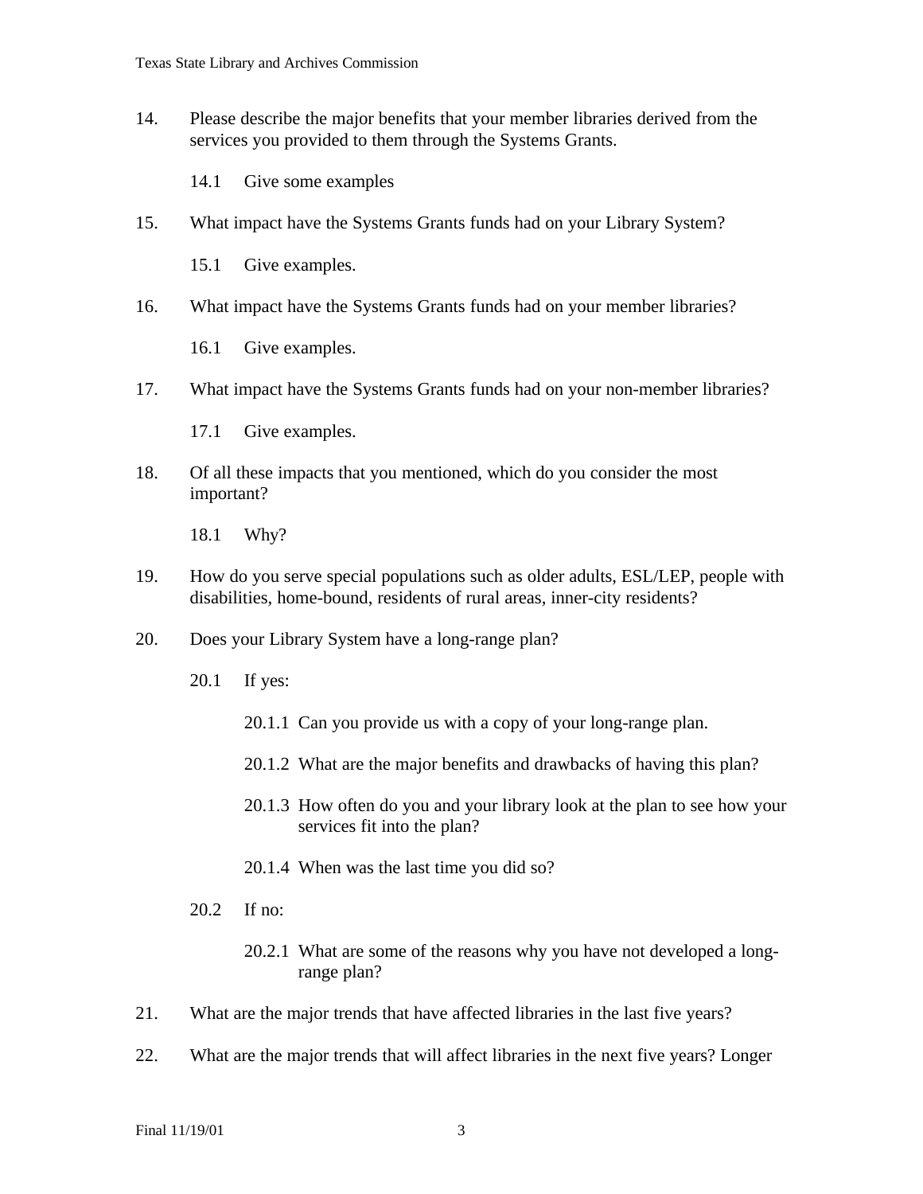14. Please describe the major benefits that your member libraries derived from the services you provided to them through the Systems Grants.

    14.1 Give some examples

15. What impact have the Systems Grants funds had on your Library System?

    15.1 Give examples.

16. What impact have the Systems Grants funds had on your member libraries?

    16.1 Give examples.

17. What impact have the Systems Grants funds had on your non-member libraries?

    17.1 Give examples.

18. Of all these impacts that you mentioned, which do you consider the most important?

    18.1 Why?

19. How do you serve special populations such as older adults, ESL/LEP, people with disabilities, home-bound, residents of rural areas, inner-city residents?

20. Does your Library System have a long-range plan?

    20.1 If yes:

        20.1.1 Can you provide us with a copy of your long-range plan.

        20.1.2 What are the major benefits and drawbacks of having this plan?

        20.1.3 How often do you and your library look at the plan to see how your services fit into the plan?

        20.1.4 When was the last time you did so?

    20.2 If no:

        20.2.1 What are some of the reasons why you have not developed a long-range plan?

21. What are the major trends that have affected libraries in the last five years?

22. What are the major trends that will affect libraries in the next five years? Longer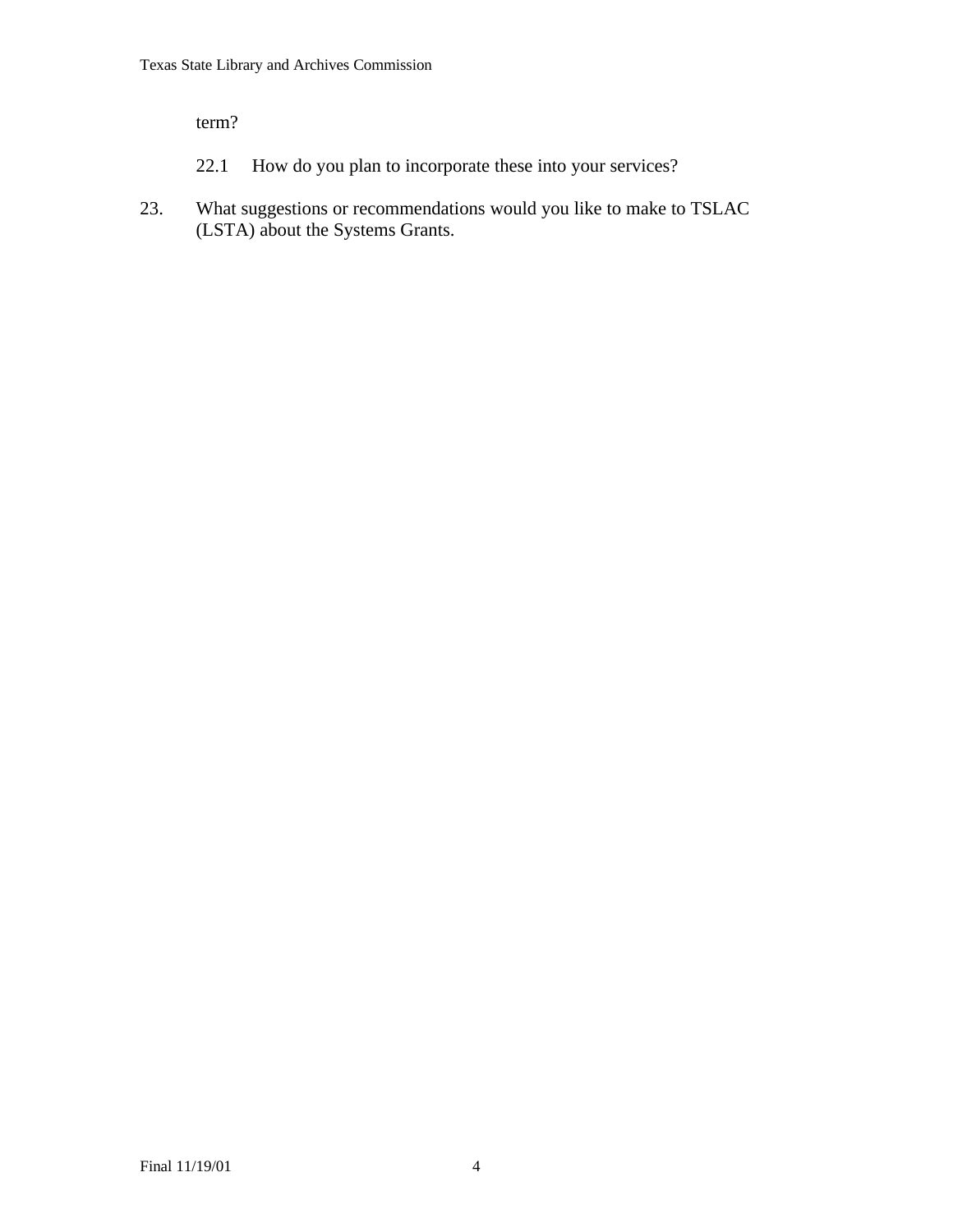term?

22.1 How do you plan to incorporate these into your services?

23. What suggestions or recommendations would you like to make to TSLAC (LSTA) about the Systems Grants.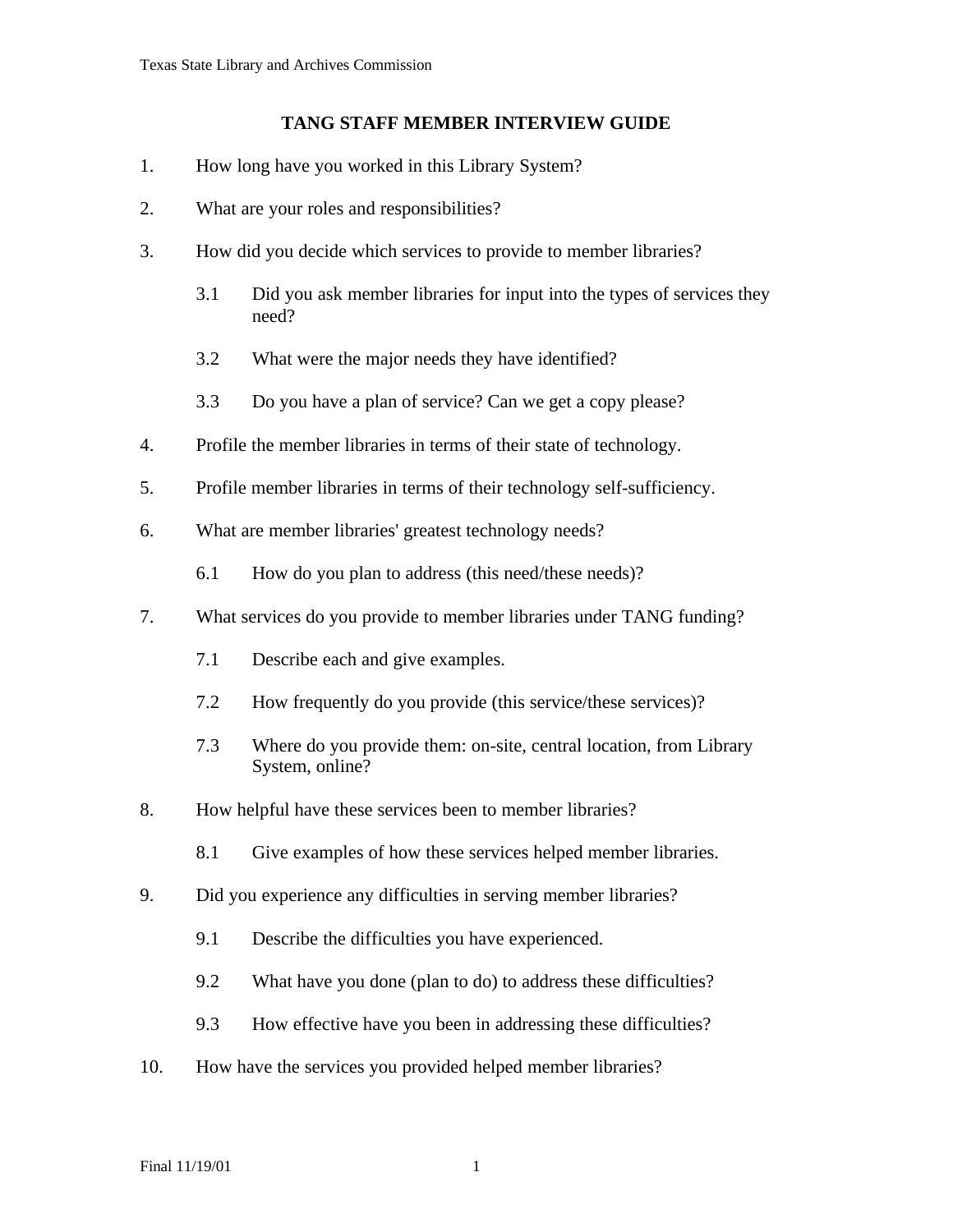## TANG STAFF MEMBER INTERVIEW GUIDE

1. How long have you worked in this Library System?

2. What are your roles and responsibilities?

3. How did you decide which services to provide to member libraries?

   3.1 Did you ask member libraries for input into the types of services they need?

   3.2 What were the major needs they have identified?

   3.3 Do you have a plan of service? Can we get a copy please?

4. Profile the member libraries in terms of their state of technology.

5. Profile member libraries in terms of their technology self-sufficiency.

6. What are member libraries' greatest technology needs?

   6.1 How do you plan to address (this need/these needs)?

7. What services do you provide to member libraries under TANG funding?

   7.1 Describe each and give examples.

   7.2 How frequently do you provide (this service/these services)?

   7.3 Where do you provide them: on-site, central location, from Library System, online?

8. How helpful have these services been to member libraries?

   8.1 Give examples of how these services helped member libraries.

9. Did you experience any difficulties in serving member libraries?

   9.1 Describe the difficulties you have experienced.

   9.2 What have you done (plan to do) to address these difficulties?

   9.3 How effective have you been in addressing these difficulties?

10. How have the services you provided helped member libraries?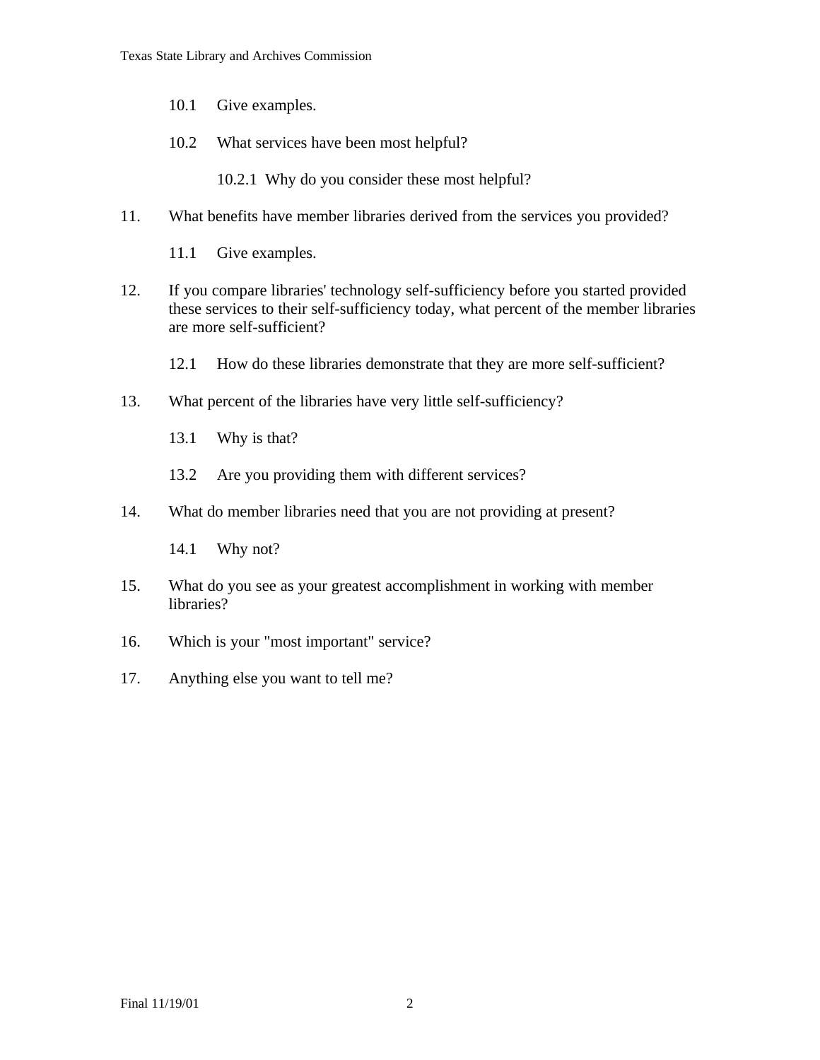10.1 Give examples.

10.2 What services have been most helpful?

10.2.1 Why do you consider these most helpful?

11. What benefits have member libraries derived from the services you provided?

11.1 Give examples.

12. If you compare libraries' technology self-sufficiency before you started provided these services to their self-sufficiency today, what percent of the member libraries are more self-sufficient?

12.1 How do these libraries demonstrate that they are more self-sufficient?

13. What percent of the libraries have very little self-sufficiency?

13.1 Why is that?

13.2 Are you providing them with different services?

14. What do member libraries need that you are not providing at present?

14.1 Why not?

15. What do you see as your greatest accomplishment in working with member libraries?

16. Which is your "most important" service?

17. Anything else you want to tell me?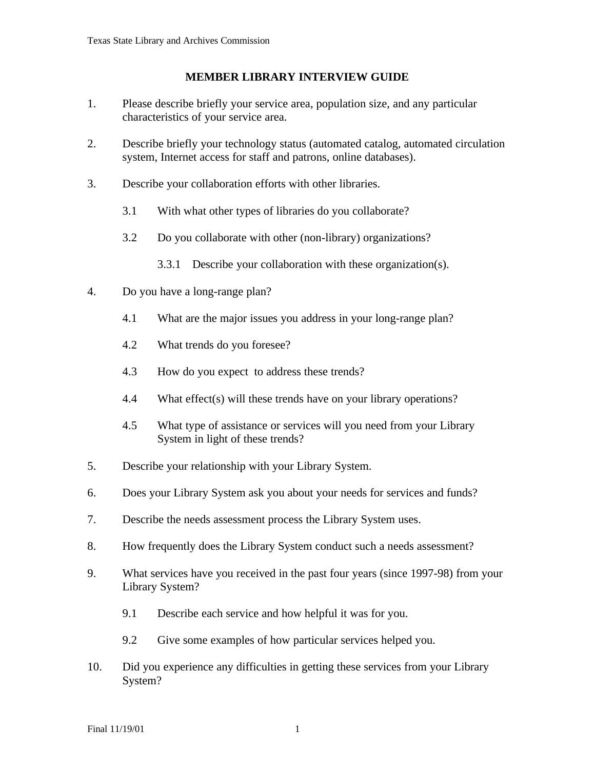# MEMBER LIBRARY INTERVIEW GUIDE

1. Please describe briefly your service area, population size, and any particular characteristics of your service area.

2. Describe briefly your technology status (automated catalog, automated circulation system, Internet access for staff and patrons, online databases).

3. Describe your collaboration efforts with other libraries.

   3.1 With what other types of libraries do you collaborate?

   3.2 Do you collaborate with other (non-library) organizations?

      3.3.1 Describe your collaboration with these organization(s).

4. Do you have a long-range plan?

   4.1 What are the major issues you address in your long-range plan?

   4.2 What trends do you foresee?

   4.3 How do you expect to address these trends?

   4.4 What effect(s) will these trends have on your library operations?

   4.5 What type of assistance or services will you need from your Library System in light of these trends?

5. Describe your relationship with your Library System.

6. Does your Library System ask you about your needs for services and funds?

7. Describe the needs assessment process the Library System uses.

8. How frequently does the Library System conduct such a needs assessment?

9. What services have you received in the past four years (since 1997-98) from your Library System?

   9.1 Describe each service and how helpful it was for you.

   9.2 Give some examples of how particular services helped you.

10. Did you experience any difficulties in getting these services from your Library System?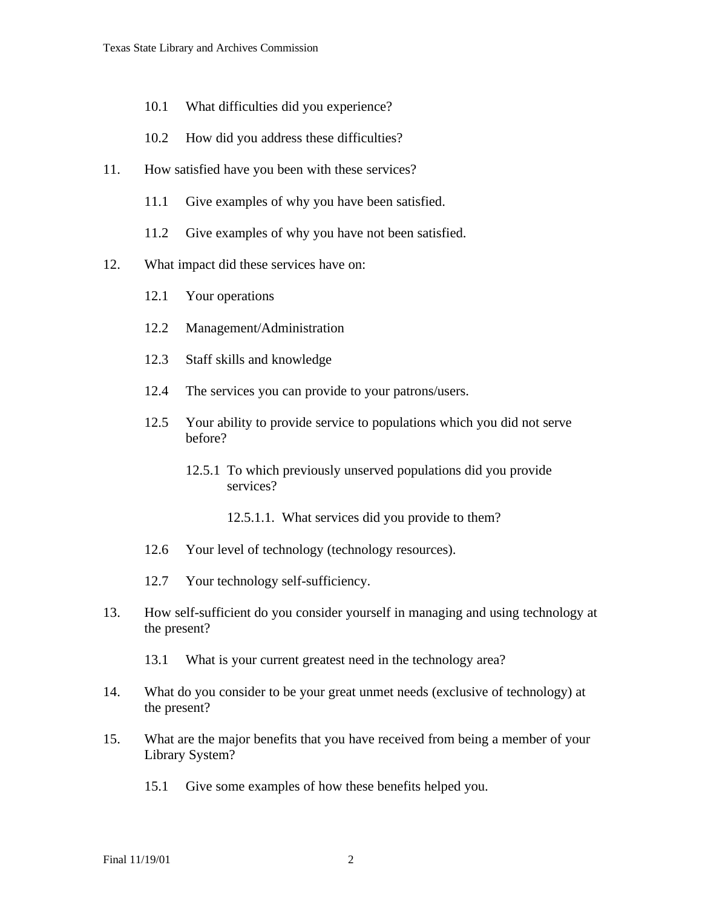10.1 What difficulties did you experience?

10.2 How did you address these difficulties?

11. How satisfied have you been with these services?

    11.1 Give examples of why you have been satisfied.

    11.2 Give examples of why you have not been satisfied.

12. What impact did these services have on:

    12.1 Your operations

    12.2 Management/Administration

    12.3 Staff skills and knowledge

    12.4 The services you can provide to your patrons/users.

    12.5 Your ability to provide service to populations which you did not serve before?

        12.5.1 To which previously unserved populations did you provide services?

            12.5.1.1. What services did you provide to them?

    12.6 Your level of technology (technology resources).

    12.7 Your technology self-sufficiency.

13. How self-sufficient do you consider yourself in managing and using technology at the present?

    13.1 What is your current greatest need in the technology area?

14. What do you consider to be your great unmet needs (exclusive of technology) at the present?

15. What are the major benefits that you have received from being a member of your Library System?

    15.1 Give some examples of how these benefits helped you.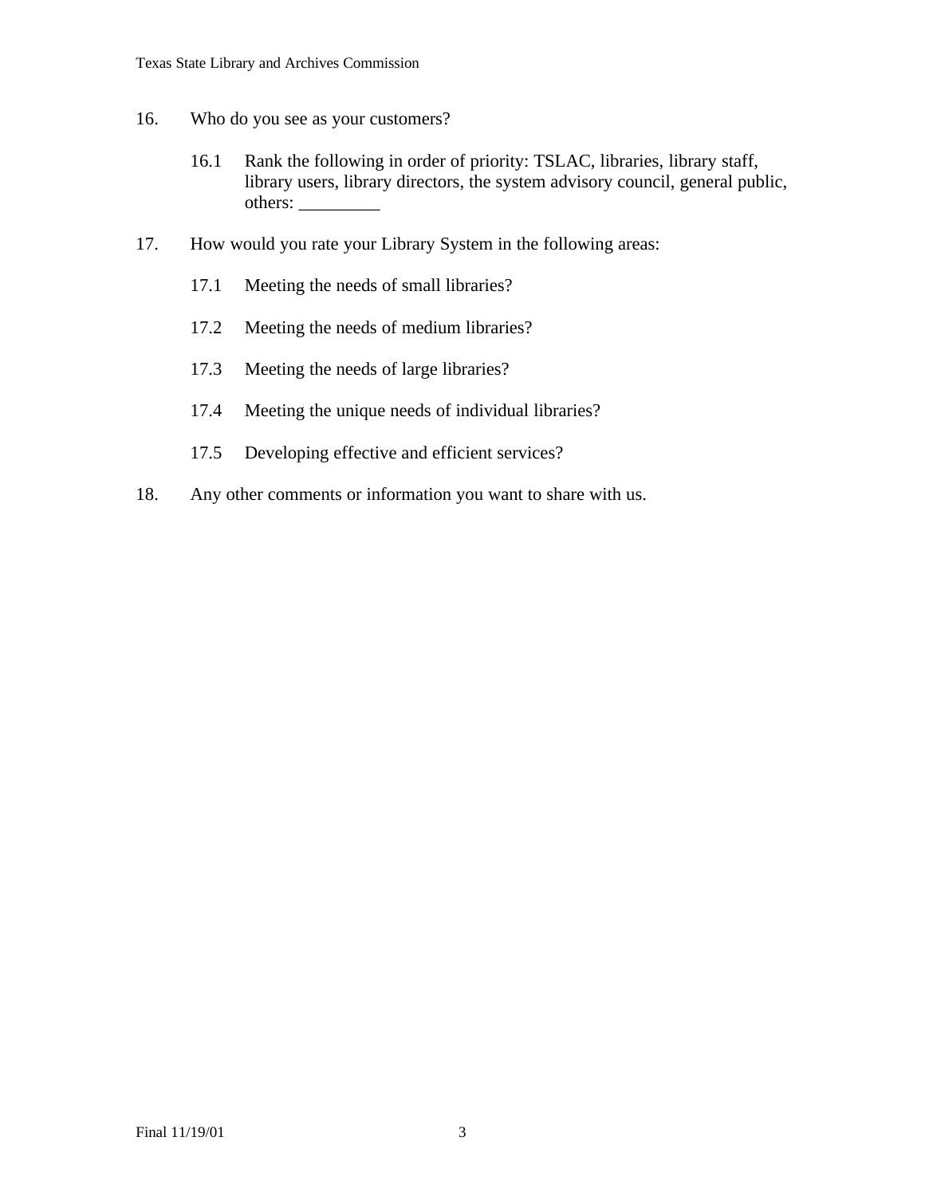16. Who do you see as your customers?

    16.1 Rank the following in order of priority: TSLAC, libraries, library staff, library users, library directors, the system advisory council, general public, others: _________

17. How would you rate your Library System in the following areas:

    17.1 Meeting the needs of small libraries?

    17.2 Meeting the needs of medium libraries?

    17.3 Meeting the needs of large libraries?

    17.4 Meeting the unique needs of individual libraries?

    17.5 Developing effective and efficient services?

18. Any other comments or information you want to share with us.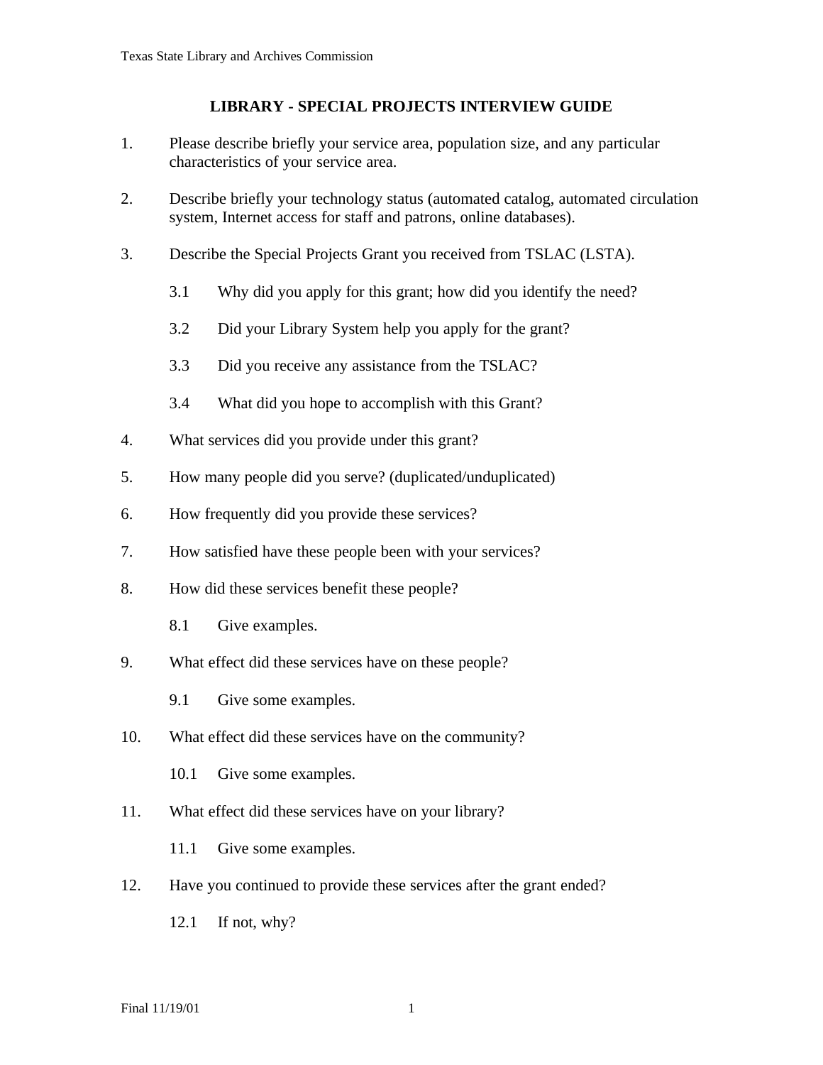## LIBRARY - SPECIAL PROJECTS INTERVIEW GUIDE

1. Please describe briefly your service area, population size, and any particular characteristics of your service area.

2. Describe briefly your technology status (automated catalog, automated circulation system, Internet access for staff and patrons, online databases).

3. Describe the Special Projects Grant you received from TSLAC (LSTA).

   3.1 Why did you apply for this grant; how did you identify the need?

   3.2 Did your Library System help you apply for the grant?

   3.3 Did you receive any assistance from the TSLAC?

   3.4 What did you hope to accomplish with this Grant?

4. What services did you provide under this grant?

5. How many people did you serve? (duplicated/unduplicated)

6. How frequently did you provide these services?

7. How satisfied have these people been with your services?

8. How did these services benefit these people?

   8.1 Give examples.

9. What effect did these services have on these people?

   9.1 Give some examples.

10. What effect did these services have on the community?

    10.1 Give some examples.

11. What effect did these services have on your library?

    11.1 Give some examples.

12. Have you continued to provide these services after the grant ended?

    12.1 If not, why?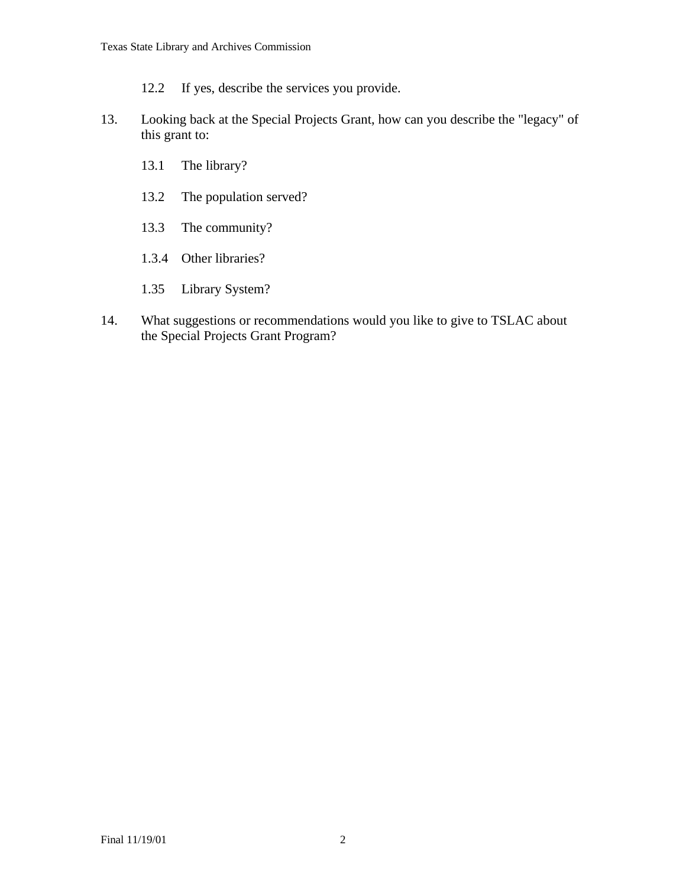12.2 If yes, describe the services you provide.

13. Looking back at the Special Projects Grant, how can you describe the "legacy" of this grant to:

    13.1 The library?

    13.2 The population served?

    13.3 The community?

    1.3.4 Other libraries?

    1.35 Library System?

14. What suggestions or recommendations would you like to give to TSLAC about the Special Projects Grant Program?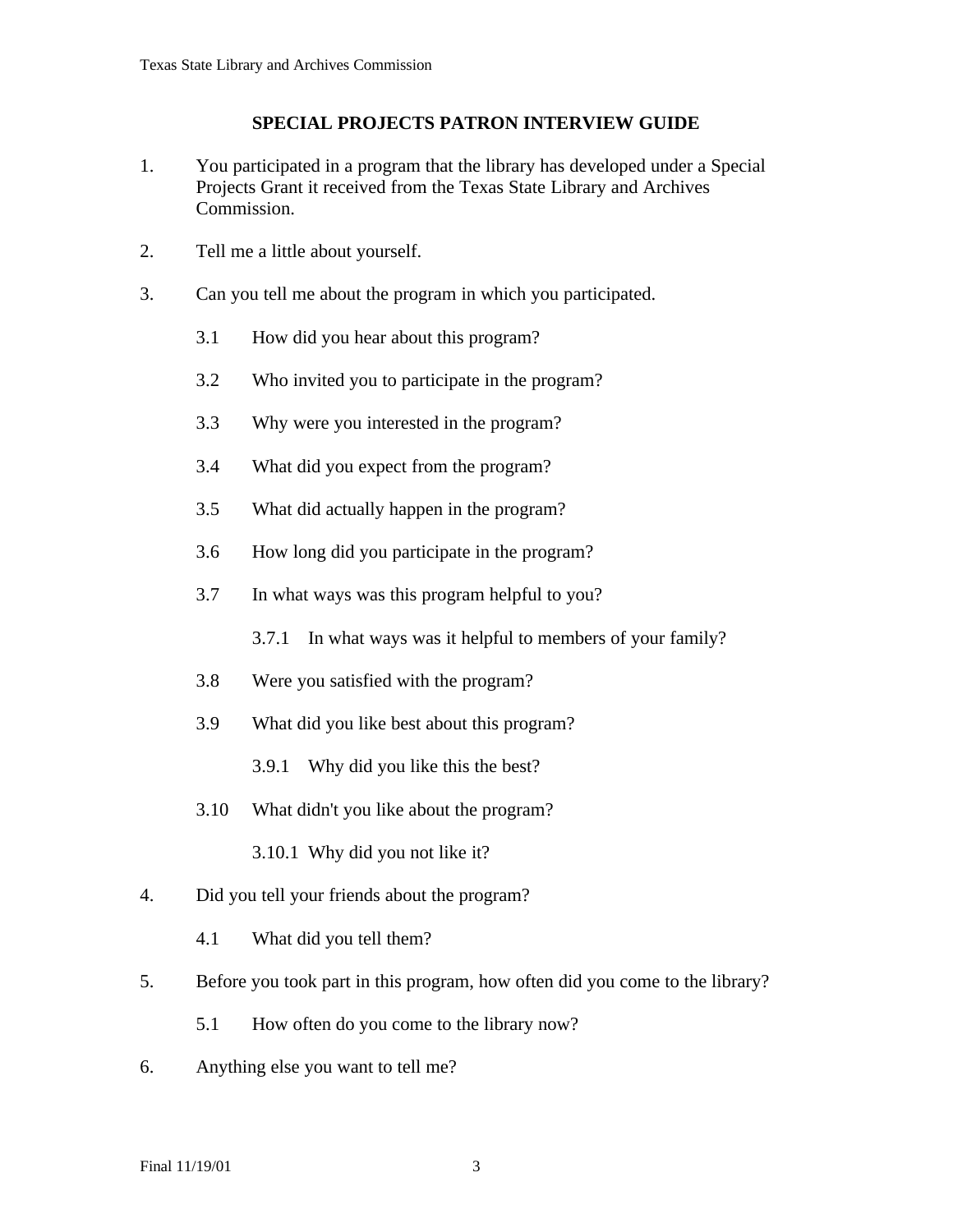## SPECIAL PROJECTS PATRON INTERVIEW GUIDE

1. You participated in a program that the library has developed under a Special Projects Grant it received from the Texas State Library and Archives Commission.

2. Tell me a little about yourself.

3. Can you tell me about the program in which you participated.

   3.1 How did you hear about this program?

   3.2 Who invited you to participate in the program?

   3.3 Why were you interested in the program?

   3.4 What did you expect from the program?

   3.5 What did actually happen in the program?

   3.6 How long did you participate in the program?

   3.7 In what ways was this program helpful to you?

      3.7.1 In what ways was it helpful to members of your family?

   3.8 Were you satisfied with the program?

   3.9 What did you like best about this program?

      3.9.1 Why did you like this the best?

   3.10 What didn't you like about the program?

      3.10.1 Why did you not like it?

4. Did you tell your friends about the program?

   4.1 What did you tell them?

5. Before you took part in this program, how often did you come to the library?

   5.1 How often do you come to the library now?

6. Anything else you want to tell me?